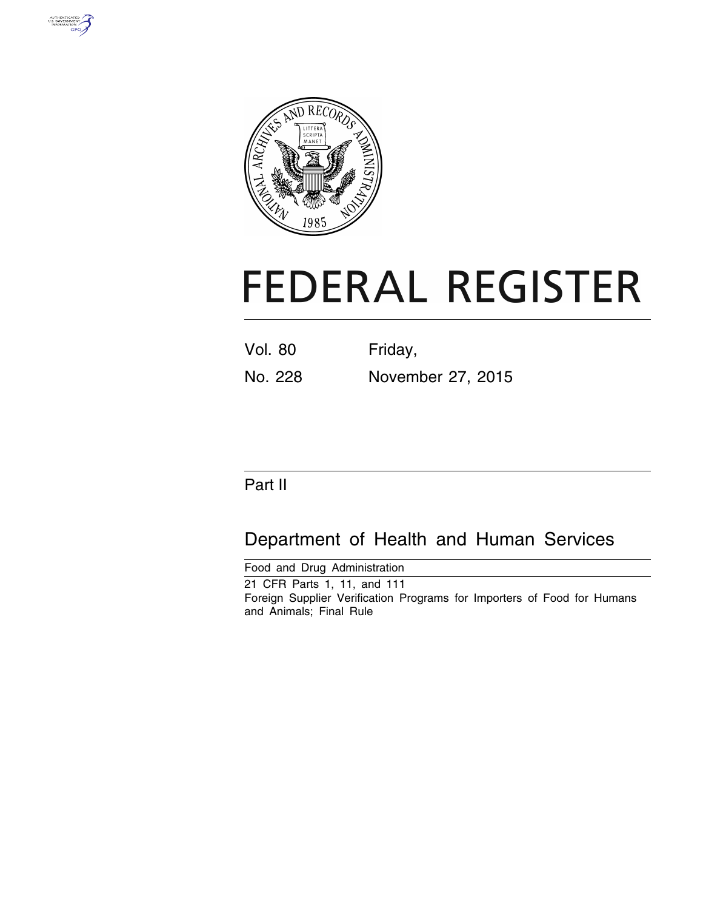# FEDERAL REGISTER

Vol. 80 Friday,

No. 228 November 27, 2015

## Part II

## Department of Health and Human Services

Food and Drug Administration

21 CFR Parts 1, 11, and 111

Foreign Supplier Verification Programs for Importers of Food for Humans and Animals; Final Rule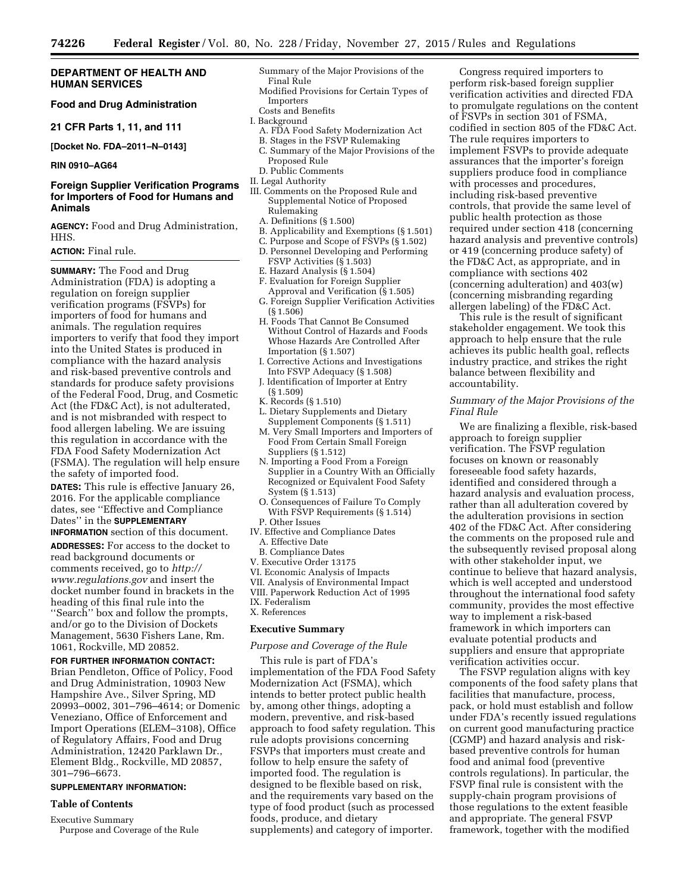**DEPARTMENT OF HEALTH AND HUMAN SERVICES**

**Food and Drug Administration**

**21 CFR Parts 1, 11, and 111**

**[Docket No. FDA–2011–N–0143]**

**RIN 0910–AG64**

# Foreign Supplier Verification Programs for Importers of Food for Humans and Animals

**AGENCY:** Food and Drug Administration, HHS.

**ACTION:** Final rule.

**SUMMARY:** The Food and Drug Administration (FDA) is adopting a regulation on foreign supplier verification programs (FSVPs) for importers of food for humans and animals. The regulation requires importers to verify that food they import into the United States is produced in compliance with the hazard analysis and risk-based preventive controls and standards for produce safety provisions of the Federal Food, Drug, and Cosmetic Act (the FD&C Act), is not adulterated, and is not misbranded with respect to food allergen labeling. We are issuing this regulation in accordance with the FDA Food Safety Modernization Act (FSMA). The regulation will help ensure the safety of imported food.

**DATES:** This rule is effective January 26, 2016. For the applicable compliance dates, see ''Effective and Compliance Dates'' in the **SUPPLEMENTARY INFORMATION** section of this document.

**ADDRESSES:** For access to the docket to read background documents or comments received, go to *http://www.regulations.gov* and insert the docket number found in brackets in the heading of this final rule into the ''Search'' box and follow the prompts, and/or go to the Division of Dockets Management, 5630 Fishers Lane, Rm. 1061, Rockville, MD 20852.

**FOR FURTHER INFORMATION CONTACT:** Brian Pendleton, Office of Policy, Food and Drug Administration, 10903 New Hampshire Ave., Silver Spring, MD 20993–0002, 301–796–4614; or Domenic Veneziano, Office of Enforcement and Import Operations (ELEM–3108), Office of Regulatory Affairs, Food and Drug Administration, 12420 Parklawn Dr., Element Bldg., Rockville, MD 20857, 301–796–6673.

**SUPPLEMENTARY INFORMATION:**

**Table of Contents**

Executive Summary
- Purpose and Coverage of the Rule
- Summary of the Major Provisions of the Final Rule
- Modified Provisions for Certain Types of Importers
- Costs and Benefits

I. Background
- A. FDA Food Safety Modernization Act
- B. Stages in the FSVP Rulemaking
- C. Summary of the Major Provisions of the Proposed Rule
- D. Public Comments

II. Legal Authority

III. Comments on the Proposed Rule and Supplemental Notice of Proposed Rulemaking
- A. Definitions (§ 1.500)
- B. Applicability and Exemptions (§ 1.501)
- C. Purpose and Scope of FSVPs (§ 1.502)
- D. Personnel Developing and Performing FSVP Activities (§ 1.503)
- E. Hazard Analysis (§ 1.504)
- F. Evaluation for Foreign Supplier Approval and Verification (§ 1.505)
- G. Foreign Supplier Verification Activities (§ 1.506)
- H. Foods That Cannot Be Consumed Without Control of Hazards and Foods Whose Hazards Are Controlled After Importation (§ 1.507)
- I. Corrective Actions and Investigations Into FSVP Adequacy (§ 1.508)
- J. Identification of Importer at Entry (§ 1.509)
- K. Records (§ 1.510)
- L. Dietary Supplements and Dietary Supplement Components (§ 1.511)
- M. Very Small Importers and Importers of Food From Certain Small Foreign Suppliers (§ 1.512)
- N. Importing a Food From a Foreign Supplier in a Country With an Officially Recognized or Equivalent Food Safety System (§ 1.513)
- O. Consequences of Failure To Comply With FSVP Requirements (§ 1.514)
- P. Other Issues

IV. Effective and Compliance Dates
- A. Effective Date
- B. Compliance Dates

V. Executive Order 13175

VI. Economic Analysis of Impacts

VII. Analysis of Environmental Impact

VIII. Paperwork Reduction Act of 1995

IX. Federalism

X. References

## Executive Summary

### *Purpose and Coverage of the Rule*

This rule is part of FDA's implementation of the FDA Food Safety Modernization Act (FSMA), which intends to better protect public health by, among other things, adopting a modern, preventive, and risk-based approach to food safety regulation. This rule adopts provisions concerning FSVPs that importers must create and follow to help ensure the safety of imported food. The regulation is designed to be flexible based on risk, and the requirements vary based on the type of food product (such as processed foods, produce, and dietary supplements) and category of importer.

Congress required importers to perform risk-based foreign supplier verification activities and directed FDA to promulgate regulations on the content of FSVPs in section 301 of FSMA, codified in section 805 of the FD&C Act. The rule requires importers to implement FSVPs to provide adequate assurances that the importer's foreign suppliers produce food in compliance with processes and procedures, including risk-based preventive controls, that provide the same level of public health protection as those required under section 418 (concerning hazard analysis and preventive controls) or 419 (concerning produce safety) of the FD&C Act, as appropriate, and in compliance with sections 402 (concerning adulteration) and 403(w) (concerning misbranding regarding allergen labeling) of the FD&C Act.

This rule is the result of significant stakeholder engagement. We took this approach to help ensure that the rule achieves its public health goal, reflects industry practice, and strikes the right balance between flexibility and accountability.

### *Summary of the Major Provisions of the Final Rule*

We are finalizing a flexible, risk-based approach to foreign supplier verification. The FSVP regulation focuses on known or reasonably foreseeable food safety hazards, identified and considered through a hazard analysis and evaluation process, rather than all adulteration covered by the adulteration provisions in section 402 of the FD&C Act. After considering the comments on the proposed rule and the subsequently revised proposal along with other stakeholder input, we continue to believe that hazard analysis, which is well accepted and understood throughout the international food safety community, provides the most effective way to implement a risk-based framework in which importers can evaluate potential products and suppliers and ensure that appropriate verification activities occur.

The FSVP regulation aligns with key components of the food safety plans that facilities that manufacture, process, pack, or hold must establish and follow under FDA's recently issued regulations on current good manufacturing practice (CGMP) and hazard analysis and risk-based preventive controls for human food and animal food (preventive controls regulations). In particular, the FSVP final rule is consistent with the supply-chain program provisions of those regulations to the extent feasible and appropriate. The general FSVP framework, together with the modified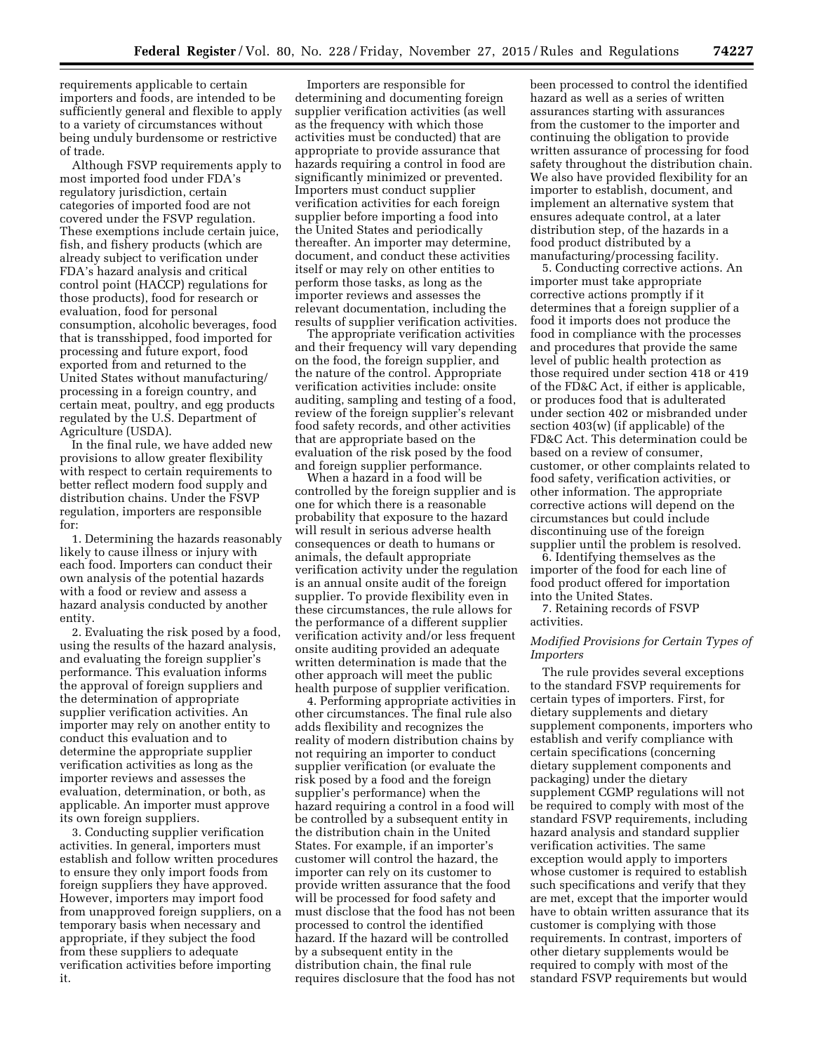requirements applicable to certain importers and foods, are intended to be sufficiently general and flexible to apply to a variety of circumstances without being unduly burdensome or restrictive of trade.

Although FSVP requirements apply to most imported food under FDA's regulatory jurisdiction, certain categories of imported food are not covered under the FSVP regulation. These exemptions include certain juice, fish, and fishery products (which are already subject to verification under FDA's hazard analysis and critical control point (HACCP) regulations for those products), food for research or evaluation, food for personal consumption, alcoholic beverages, food that is transshipped, food imported for processing and future export, food exported from and returned to the United States without manufacturing/processing in a foreign country, and certain meat, poultry, and egg products regulated by the U.S. Department of Agriculture (USDA).

In the final rule, we have added new provisions to allow greater flexibility with respect to certain requirements to better reflect modern food supply and distribution chains. Under the FSVP regulation, importers are responsible for:

1. Determining the hazards reasonably likely to cause illness or injury with each food. Importers can conduct their own analysis of the potential hazards with a food or review and assess a hazard analysis conducted by another entity.

2. Evaluating the risk posed by a food, using the results of the hazard analysis, and evaluating the foreign supplier's performance. This evaluation informs the approval of foreign suppliers and the determination of appropriate supplier verification activities. An importer may rely on another entity to conduct this evaluation and to determine the appropriate supplier verification activities as long as the importer reviews and assesses the evaluation, determination, or both, as applicable. An importer must approve its own foreign suppliers.

3. Conducting supplier verification activities. In general, importers must establish and follow written procedures to ensure they only import foods from foreign suppliers they have approved. However, importers may import food from unapproved foreign suppliers, on a temporary basis when necessary and appropriate, if they subject the food from these suppliers to adequate verification activities before importing it.

Importers are responsible for determining and documenting foreign supplier verification activities (as well as the frequency with which those activities must be conducted) that are appropriate to provide assurance that hazards requiring a control in food are significantly minimized or prevented. Importers must conduct supplier verification activities for each foreign supplier before importing a food into the United States and periodically thereafter. An importer may determine, document, and conduct these activities itself or may rely on other entities to perform those tasks, as long as the importer reviews and assesses the relevant documentation, including the results of supplier verification activities.

The appropriate verification activities and their frequency will vary depending on the food, the foreign supplier, and the nature of the control. Appropriate verification activities include: onsite auditing, sampling and testing of a food, review of the foreign supplier's relevant food safety records, and other activities that are appropriate based on the evaluation of the risk posed by the food and foreign supplier performance.

When a hazard in a food will be controlled by the foreign supplier and is one for which there is a reasonable probability that exposure to the hazard will result in serious adverse health consequences or death to humans or animals, the default appropriate verification activity under the regulation is an annual onsite audit of the foreign supplier. To provide flexibility even in these circumstances, the rule allows for the performance of a different supplier verification activity and/or less frequent onsite auditing provided an adequate written determination is made that the other approach will meet the public health purpose of supplier verification.

4. Performing appropriate activities in other circumstances. The final rule also adds flexibility and recognizes the reality of modern distribution chains by not requiring an importer to conduct supplier verification (or evaluate the risk posed by a food and the foreign supplier's performance) when the hazard requiring a control in a food will be controlled by a subsequent entity in the distribution chain in the United States. For example, if an importer's customer will control the hazard, the importer can rely on its customer to provide written assurance that the food will be processed for food safety and must disclose that the food has not been processed to control the identified hazard. If the hazard will be controlled by a subsequent entity in the distribution chain, the final rule requires disclosure that the food has not been processed to control the identified hazard as well as a series of written assurances starting with assurances from the customer to the importer and continuing the obligation to provide written assurance of processing for food safety throughout the distribution chain. We also have provided flexibility for an importer to establish, document, and implement an alternative system that ensures adequate control, at a later distribution step, of the hazards in a food product distributed by a manufacturing/processing facility.

5. Conducting corrective actions. An importer must take appropriate corrective actions promptly if it determines that a foreign supplier of a food it imports does not produce the food in compliance with the processes and procedures that provide the same level of public health protection as those required under section 418 or 419 of the FD&C Act, if either is applicable, or produces food that is adulterated under section 402 or misbranded under section 403(w) (if applicable) of the FD&C Act. This determination could be based on a review of consumer, customer, or other complaints related to food safety, verification activities, or other information. The appropriate corrective actions will depend on the circumstances but could include discontinuing use of the foreign supplier until the problem is resolved.

6. Identifying themselves as the importer of the food for each line of food product offered for importation into the United States.

7. Retaining records of FSVP activities.

*Modified Provisions for Certain Types of Importers*

The rule provides several exceptions to the standard FSVP requirements for certain types of importers. First, for dietary supplements and dietary supplement components, importers who establish and verify compliance with certain specifications (concerning dietary supplement components and packaging) under the dietary supplement CGMP regulations will not be required to comply with most of the standard FSVP requirements, including hazard analysis and standard supplier verification activities. The same exception would apply to importers whose customer is required to establish such specifications and verify that they are met, except that the importer would have to obtain written assurance that its customer is complying with those requirements. In contrast, importers of other dietary supplements would be required to comply with most of the standard FSVP requirements but would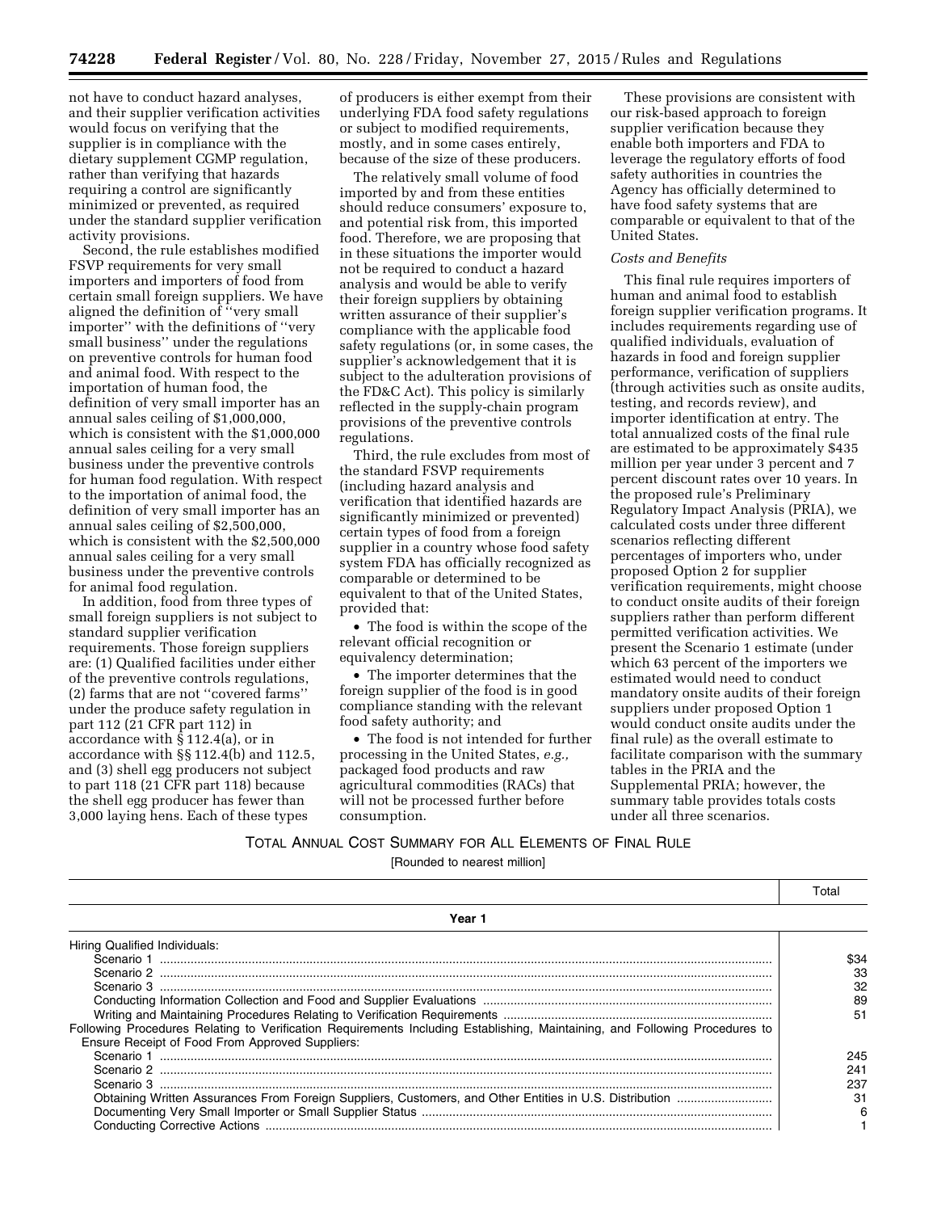not have to conduct hazard analyses, and their supplier verification activities would focus on verifying that the supplier is in compliance with the dietary supplement CGMP regulation, rather than verifying that hazards requiring a control are significantly minimized or prevented, as required under the standard supplier verification activity provisions.

Second, the rule establishes modified FSVP requirements for very small importers and importers of food from certain small foreign suppliers. We have aligned the definition of ''very small importer'' with the definitions of ''very small business'' under the regulations on preventive controls for human food and animal food. With respect to the importation of human food, the definition of very small importer has an annual sales ceiling of $1,000,000, which is consistent with the $1,000,000 annual sales ceiling for a very small business under the preventive controls for human food regulation. With respect to the importation of animal food, the definition of very small importer has an annual sales ceiling of $2,500,000, which is consistent with the $2,500,000 annual sales ceiling for a very small business under the preventive controls for animal food regulation.

In addition, food from three types of small foreign suppliers is not subject to standard supplier verification requirements. Those foreign suppliers are: (1) Qualified facilities under either of the preventive controls regulations, (2) farms that are not ''covered farms'' under the produce safety regulation in part 112 (21 CFR part 112) in accordance with § 112.4(a), or in accordance with §§ 112.4(b) and 112.5, and (3) shell egg producers not subject to part 118 (21 CFR part 118) because the shell egg producer has fewer than 3,000 laying hens. Each of these types of producers is either exempt from their underlying FDA food safety regulations or subject to modified requirements, mostly, and in some cases entirely, because of the size of these producers.

The relatively small volume of food imported by and from these entities should reduce consumers' exposure to, and potential risk from, this imported food. Therefore, we are proposing that in these situations the importer would not be required to conduct a hazard analysis and would be able to verify their foreign suppliers by obtaining written assurance of their supplier's compliance with the applicable food safety regulations (or, in some cases, the supplier's acknowledgement that it is subject to the adulteration provisions of the FD&C Act). This policy is similarly reflected in the supply-chain program provisions of the preventive controls regulations.

Third, the rule excludes from most of the standard FSVP requirements (including hazard analysis and verification that identified hazards are significantly minimized or prevented) certain types of food from a foreign supplier in a country whose food safety system FDA has officially recognized as comparable or determined to be equivalent to that of the United States, provided that:

- The food is within the scope of the relevant official recognition or equivalency determination;
- The importer determines that the foreign supplier of the food is in good compliance standing with the relevant food safety authority; and
- The food is not intended for further processing in the United States, *e.g.,* packaged food products and raw agricultural commodities (RACs) that will not be processed further before consumption.

These provisions are consistent with our risk-based approach to foreign supplier verification because they enable both importers and FDA to leverage the regulatory efforts of food safety authorities in countries the Agency has officially determined to have food safety systems that are comparable or equivalent to that of the United States.

*Costs and Benefits*

This final rule requires importers of human and animal food to establish foreign supplier verification programs. It includes requirements regarding use of qualified individuals, evaluation of hazards in food and foreign supplier performance, verification of suppliers (through activities such as onsite audits, testing, and records review), and importer identification at entry. The total annualized costs of the final rule are estimated to be approximately $435 million per year under 3 percent and 7 percent discount rates over 10 years. In the proposed rule's Preliminary Regulatory Impact Analysis (PRIA), we calculated costs under three different scenarios reflecting different percentages of importers who, under proposed Option 2 for supplier verification requirements, might choose to conduct onsite audits of their foreign suppliers rather than perform different permitted verification activities. We present the Scenario 1 estimate (under which 63 percent of the importers we estimated would need to conduct mandatory onsite audits of their foreign suppliers under proposed Option 1 would conduct onsite audits under the final rule) as the overall estimate to facilitate comparison with the summary tables in the PRIA and the Supplemental PRIA; however, the summary table provides totals costs under all three scenarios.

TOTAL ANNUAL COST SUMMARY FOR ALL ELEMENTS OF FINAL RULE

[Rounded to nearest million]

| | Total |
|---|---|
| **Year 1** | |
| Hiring Qualified Individuals: | |
| Scenario 1 | $34 |
| Scenario 2 | 33 |
| Scenario 3 | 32 |
| Conducting Information Collection and Food and Supplier Evaluations | 89 |
| Writing and Maintaining Procedures Relating to Verification Requirements | 51 |
| Following Procedures Relating to Verification Requirements Including Establishing, Maintaining, and Following Procedures to Ensure Receipt of Food From Approved Suppliers: | |
| Scenario 1 | 245 |
| Scenario 2 | 241 |
| Scenario 3 | 237 |
| Obtaining Written Assurances From Foreign Suppliers, Customers, and Other Entities in U.S. Distribution | 31 |
| Documenting Very Small Importer or Small Supplier Status | 6 |
| Conducting Corrective Actions | 1 |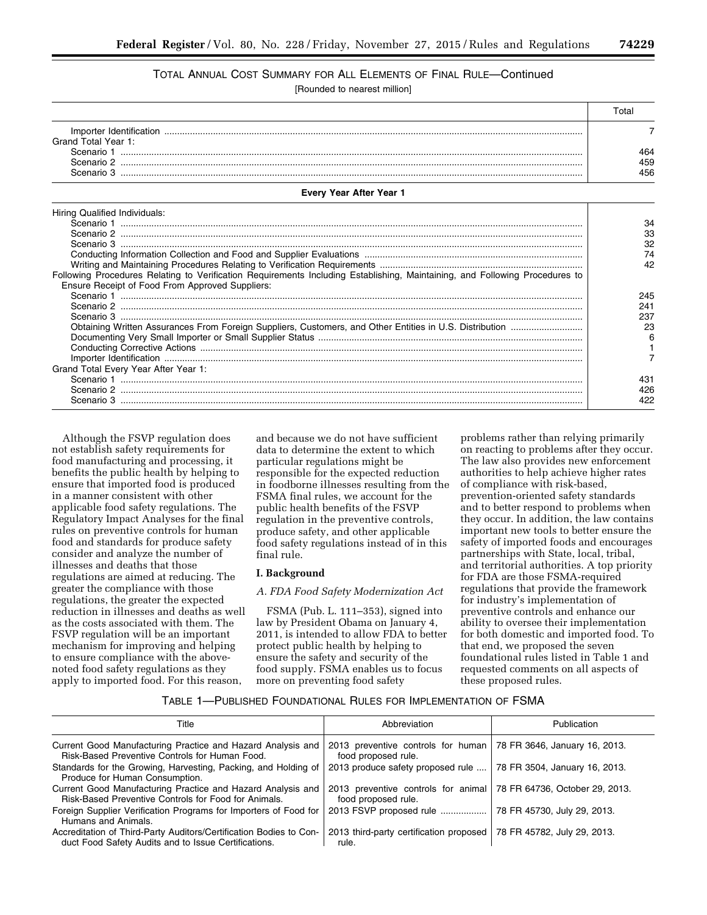TOTAL ANNUAL COST SUMMARY FOR ALL ELEMENTS OF FINAL RULE—Continued

[Rounded to nearest million]

| | Total |
|---|---|
| Importer Identification | 7 |
| Grand Total Year 1: | |
| Scenario 1 | 464 |
| Scenario 2 | 459 |
| Scenario 3 | 456 |
| **Every Year After Year 1** | |
| Hiring Qualified Individuals: | |
| Scenario 1 | 34 |
| Scenario 2 | 33 |
| Scenario 3 | 32 |
| Conducting Information Collection and Food and Supplier Evaluations | 74 |
| Writing and Maintaining Procedures Relating to Verification Requirements | 42 |
| Following Procedures Relating to Verification Requirements Including Establishing, Maintaining, and Following Procedures to Ensure Receipt of Food From Approved Suppliers: | |
| Scenario 1 | 245 |
| Scenario 2 | 241 |
| Scenario 3 | 237 |
| Obtaining Written Assurances From Foreign Suppliers, Customers, and Other Entities in U.S. Distribution | 23 |
| Documenting Very Small Importer or Small Supplier Status | 6 |
| Conducting Corrective Actions | 1 |
| Importer Identification | 7 |
| Grand Total Every Year After Year 1: | |
| Scenario 1 | 431 |
| Scenario 2 | 426 |
| Scenario 3 | 422 |

Although the FSVP regulation does not establish safety requirements for food manufacturing and processing, it benefits the public health by helping to ensure that imported food is produced in a manner consistent with other applicable food safety regulations. The Regulatory Impact Analyses for the final rules on preventive controls for human food and standards for produce safety consider and analyze the number of illnesses and deaths that those regulations are aimed at reducing. The greater the compliance with those regulations, the greater the expected reduction in illnesses and deaths as well as the costs associated with them. The FSVP regulation will be an important mechanism for improving and helping to ensure compliance with the above-noted food safety regulations as they apply to imported food. For this reason, and because we do not have sufficient data to determine the extent to which particular regulations might be responsible for the expected reduction in foodborne illnesses resulting from the FSMA final rules, we account for the public health benefits of the FSVP regulation in the preventive controls, produce safety, and other applicable food safety regulations instead of in this final rule.

## I. Background

### *A. FDA Food Safety Modernization Act*

FSMA (Pub. L. 111–353), signed into law by President Obama on January 4, 2011, is intended to allow FDA to better protect public health by helping to ensure the safety and security of the food supply. FSMA enables us to focus more on preventing food safety problems rather than relying primarily on reacting to problems after they occur. The law also provides new enforcement authorities to help achieve higher rates of compliance with risk-based, prevention-oriented safety standards and to better respond to problems when they occur. In addition, the law contains important new tools to better ensure the safety of imported foods and encourages partnerships with State, local, tribal, and territorial authorities. A top priority for FDA are those FSMA-required regulations that provide the framework for industry's implementation of preventive controls and enhance our ability to oversee their implementation for both domestic and imported food. To that end, we proposed the seven foundational rules listed in Table 1 and requested comments on all aspects of these proposed rules.

TABLE 1—PUBLISHED FOUNDATIONAL RULES FOR IMPLEMENTATION OF FSMA

| Title | Abbreviation | Publication |
|---|---|---|
| Current Good Manufacturing Practice and Hazard Analysis and Risk-Based Preventive Controls for Human Food. | 2013 preventive controls for human food proposed rule. | 78 FR 3646, January 16, 2013. |
| Standards for the Growing, Harvesting, Packing, and Holding of Produce for Human Consumption. | 2013 produce safety proposed rule | 78 FR 3504, January 16, 2013. |
| Current Good Manufacturing Practice and Hazard Analysis and Risk-Based Preventive Controls for Food for Animals. | 2013 preventive controls for animal food proposed rule. | 78 FR 64736, October 29, 2013. |
| Foreign Supplier Verification Programs for Importers of Food for Humans and Animals. | 2013 FSVP proposed rule | 78 FR 45730, July 29, 2013. |
| Accreditation of Third-Party Auditors/Certification Bodies to Conduct Food Safety Audits and to Issue Certifications. | 2013 third-party certification proposed rule. | 78 FR 45782, July 29, 2013. |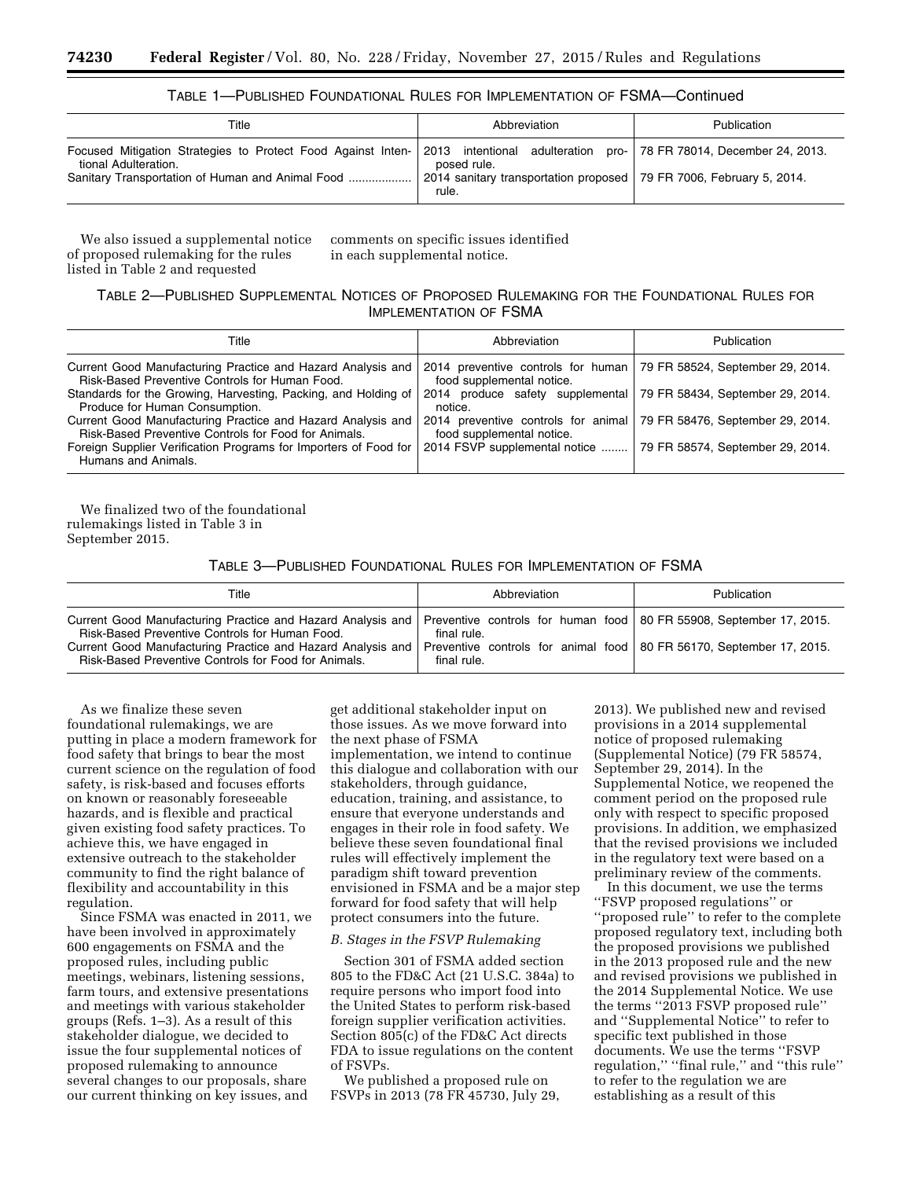TABLE 1—PUBLISHED FOUNDATIONAL RULES FOR IMPLEMENTATION OF FSMA—Continued

| Title | Abbreviation | Publication |
| --- | --- | --- |
| Focused Mitigation Strategies to Protect Food Against Intentional Adulteration. | 2013 intentional adulteration proposed rule. | 78 FR 78014, December 24, 2013. |
| Sanitary Transportation of Human and Animal Food | 2014 sanitary transportation proposed rule. | 79 FR 7006, February 5, 2014. |

We also issued a supplemental notice of proposed rulemaking for the rules listed in Table 2 and requested comments on specific issues identified in each supplemental notice.

TABLE 2—PUBLISHED SUPPLEMENTAL NOTICES OF PROPOSED RULEMAKING FOR THE FOUNDATIONAL RULES FOR IMPLEMENTATION OF FSMA

| Title | Abbreviation | Publication |
| --- | --- | --- |
| Current Good Manufacturing Practice and Hazard Analysis and Risk-Based Preventive Controls for Human Food. | 2014 preventive controls for human food supplemental notice. | 79 FR 58524, September 29, 2014. |
| Standards for the Growing, Harvesting, Packing, and Holding of Produce for Human Consumption. | 2014 produce safety supplemental notice. | 79 FR 58434, September 29, 2014. |
| Current Good Manufacturing Practice and Hazard Analysis and Risk-Based Preventive Controls for Food for Animals. | 2014 preventive controls for animal food supplemental notice. | 79 FR 58476, September 29, 2014. |
| Foreign Supplier Verification Programs for Importers of Food for Humans and Animals. | 2014 FSVP supplemental notice | 79 FR 58574, September 29, 2014. |

We finalized two of the foundational rulemakings listed in Table 3 in September 2015.

TABLE 3—PUBLISHED FOUNDATIONAL RULES FOR IMPLEMENTATION OF FSMA

| Title | Abbreviation | Publication |
| --- | --- | --- |
| Current Good Manufacturing Practice and Hazard Analysis and Risk-Based Preventive Controls for Human Food. | Preventive controls for human food final rule. | 80 FR 55908, September 17, 2015. |
| Current Good Manufacturing Practice and Hazard Analysis and Risk-Based Preventive Controls for Food for Animals. | Preventive controls for animal food final rule. | 80 FR 56170, September 17, 2015. |

As we finalize these seven foundational rulemakings, we are putting in place a modern framework for food safety that brings to bear the most current science on the regulation of food safety, is risk-based and focuses efforts on known or reasonably foreseeable hazards, and is flexible and practical given existing food safety practices. To achieve this, we have engaged in extensive outreach to the stakeholder community to find the right balance of flexibility and accountability in this regulation.

Since FSMA was enacted in 2011, we have been involved in approximately 600 engagements on FSMA and the proposed rules, including public meetings, webinars, listening sessions, farm tours, and extensive presentations and meetings with various stakeholder groups (Refs. 1–3). As a result of this stakeholder dialogue, we decided to issue the four supplemental notices of proposed rulemaking to announce several changes to our proposals, share our current thinking on key issues, and get additional stakeholder input on those issues. As we move forward into the next phase of FSMA implementation, we intend to continue this dialogue and collaboration with our stakeholders, through guidance, education, training, and assistance, to ensure that everyone understands and engages in their role in food safety. We believe these seven foundational final rules will effectively implement the paradigm shift toward prevention envisioned in FSMA and be a major step forward for food safety that will help protect consumers into the future.

*B. Stages in the FSVP Rulemaking*

Section 301 of FSMA added section 805 to the FD&C Act (21 U.S.C. 384a) to require persons who import food into the United States to perform risk-based foreign supplier verification activities. Section 805(c) of the FD&C Act directs FDA to issue regulations on the content of FSVPs.

We published a proposed rule on FSVPs in 2013 (78 FR 45730, July 29, 2013). We published new and revised provisions in a 2014 supplemental notice of proposed rulemaking (Supplemental Notice) (79 FR 58574, September 29, 2014). In the Supplemental Notice, we reopened the comment period on the proposed rule only with respect to specific proposed provisions. In addition, we emphasized that the revised provisions we included in the regulatory text were based on a preliminary review of the comments.

In this document, we use the terms ''FSVP proposed regulations'' or ''proposed rule'' to refer to the complete proposed regulatory text, including both the proposed provisions we published in the 2013 proposed rule and the new and revised provisions we published in the 2014 Supplemental Notice. We use the terms ''2013 FSVP proposed rule'' and ''Supplemental Notice'' to refer to specific text published in those documents. We use the terms ''FSVP regulation,'' ''final rule,'' and ''this rule'' to refer to the regulation we are establishing as a result of this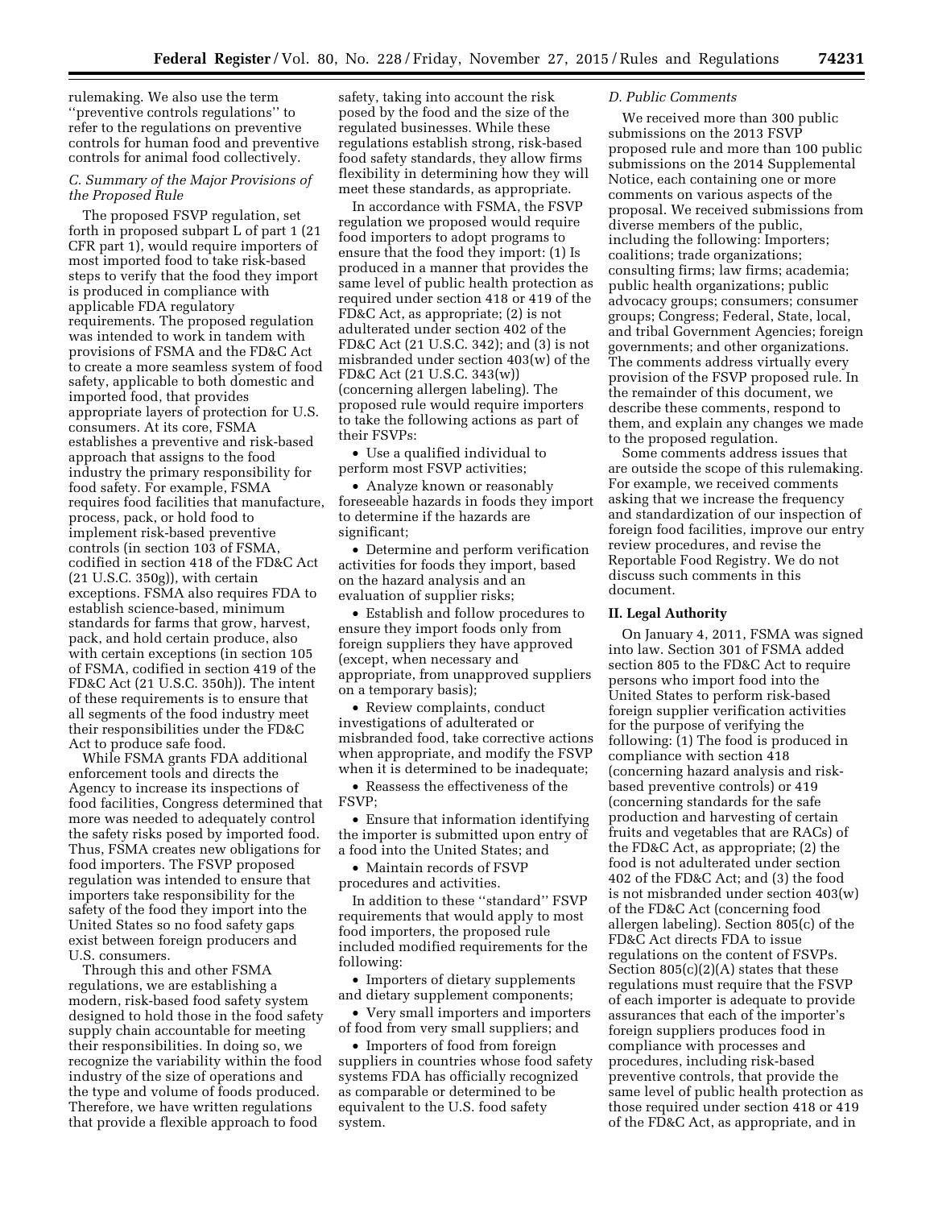rulemaking. We also use the term ''preventive controls regulations'' to refer to the regulations on preventive controls for human food and preventive controls for animal food collectively.

### C. Summary of the Major Provisions of the Proposed Rule

The proposed FSVP regulation, set forth in proposed subpart L of part 1 (21 CFR part 1), would require importers of most imported food to take risk-based steps to verify that the food they import is produced in compliance with applicable FDA regulatory requirements. The proposed regulation was intended to work in tandem with provisions of FSMA and the FD&C Act to create a more seamless system of food safety, applicable to both domestic and imported food, that provides appropriate layers of protection for U.S. consumers. At its core, FSMA establishes a preventive and risk-based approach that assigns to the food industry the primary responsibility for food safety. For example, FSMA requires food facilities that manufacture, process, pack, or hold food to implement risk-based preventive controls (in section 103 of FSMA, codified in section 418 of the FD&C Act (21 U.S.C. 350g)), with certain exceptions. FSMA also requires FDA to establish science-based, minimum standards for farms that grow, harvest, pack, and hold certain produce, also with certain exceptions (in section 105 of FSMA, codified in section 419 of the FD&C Act (21 U.S.C. 350h)). The intent of these requirements is to ensure that all segments of the food industry meet their responsibilities under the FD&C Act to produce safe food.

While FSMA grants FDA additional enforcement tools and directs the Agency to increase its inspections of food facilities, Congress determined that more was needed to adequately control the safety risks posed by imported food. Thus, FSMA creates new obligations for food importers. The FSVP proposed regulation was intended to ensure that importers take responsibility for the safety of the food they import into the United States so no food safety gaps exist between foreign producers and U.S. consumers.

Through this and other FSMA regulations, we are establishing a modern, risk-based food safety system designed to hold those in the food safety supply chain accountable for meeting their responsibilities. In doing so, we recognize the variability within the food industry of the size of operations and the type and volume of foods produced. Therefore, we have written regulations that provide a flexible approach to food safety, taking into account the risk posed by the food and the size of the regulated businesses. While these regulations establish strong, risk-based food safety standards, they allow firms flexibility in determining how they will meet these standards, as appropriate.

In accordance with FSMA, the FSVP regulation we proposed would require food importers to adopt programs to ensure that the food they import: (1) Is produced in a manner that provides the same level of public health protection as required under section 418 or 419 of the FD&C Act, as appropriate; (2) is not adulterated under section 402 of the FD&C Act (21 U.S.C. 342); and (3) is not misbranded under section 403(w) of the FD&C Act (21 U.S.C. 343(w)) (concerning allergen labeling). The proposed rule would require importers to take the following actions as part of their FSVPs:

- Use a qualified individual to perform most FSVP activities;
- Analyze known or reasonably foreseeable hazards in foods they import to determine if the hazards are significant;
- Determine and perform verification activities for foods they import, based on the hazard analysis and an evaluation of supplier risks;
- Establish and follow procedures to ensure they import foods only from foreign suppliers they have approved (except, when necessary and appropriate, from unapproved suppliers on a temporary basis);
- Review complaints, conduct investigations of adulterated or misbranded food, take corrective actions when appropriate, and modify the FSVP when it is determined to be inadequate;
- Reassess the effectiveness of the FSVP;
- Ensure that information identifying the importer is submitted upon entry of a food into the United States; and
- Maintain records of FSVP procedures and activities.

In addition to these ''standard'' FSVP requirements that would apply to most food importers, the proposed rule included modified requirements for the following:

- Importers of dietary supplements and dietary supplement components;
- Very small importers and importers of food from very small suppliers; and
- Importers of food from foreign suppliers in countries whose food safety systems FDA has officially recognized as comparable or determined to be equivalent to the U.S. food safety system.

### D. Public Comments

We received more than 300 public submissions on the 2013 FSVP proposed rule and more than 100 public submissions on the 2014 Supplemental Notice, each containing one or more comments on various aspects of the proposal. We received submissions from diverse members of the public, including the following: Importers; coalitions; trade organizations; consulting firms; law firms; academia; public health organizations; public advocacy groups; consumers; consumer groups; Congress; Federal, State, local, and tribal Government Agencies; foreign governments; and other organizations. The comments address virtually every provision of the FSVP proposed rule. In the remainder of this document, we describe these comments, respond to them, and explain any changes we made to the proposed regulation.

Some comments address issues that are outside the scope of this rulemaking. For example, we received comments asking that we increase the frequency and standardization of our inspection of foreign food facilities, improve our entry review procedures, and revise the Reportable Food Registry. We do not discuss such comments in this document.

## II. Legal Authority

On January 4, 2011, FSMA was signed into law. Section 301 of FSMA added section 805 to the FD&C Act to require persons who import food into the United States to perform risk-based foreign supplier verification activities for the purpose of verifying the following: (1) The food is produced in compliance with section 418 (concerning hazard analysis and risk-based preventive controls) or 419 (concerning standards for the safe production and harvesting of certain fruits and vegetables that are RACs) of the FD&C Act, as appropriate; (2) the food is not adulterated under section 402 of the FD&C Act; and (3) the food is not misbranded under section 403(w) of the FD&C Act (concerning food allergen labeling). Section 805(c) of the FD&C Act directs FDA to issue regulations on the content of FSVPs. Section 805(c)(2)(A) states that these regulations must require that the FSVP of each importer is adequate to provide assurances that each of the importer's foreign suppliers produces food in compliance with processes and procedures, including risk-based preventive controls, that provide the same level of public health protection as those required under section 418 or 419 of the FD&C Act, as appropriate, and in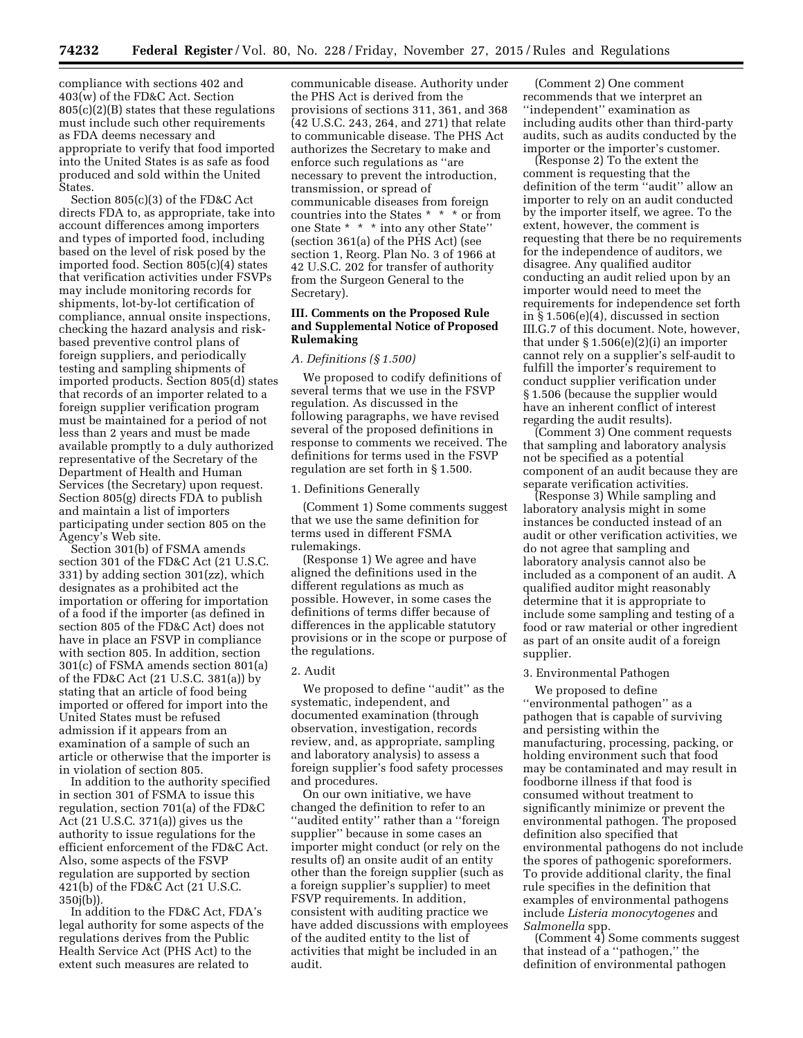compliance with sections 402 and 403(w) of the FD&C Act. Section 805(c)(2)(B) states that these regulations must include such other requirements as FDA deems necessary and appropriate to verify that food imported into the United States is as safe as food produced and sold within the United States.

Section 805(c)(3) of the FD&C Act directs FDA to, as appropriate, take into account differences among importers and types of imported food, including based on the level of risk posed by the imported food. Section 805(c)(4) states that verification activities under FSVPs may include monitoring records for shipments, lot-by-lot certification of compliance, annual onsite inspections, checking the hazard analysis and risk-based preventive control plans of foreign suppliers, and periodically testing and sampling shipments of imported products. Section 805(d) states that records of an importer related to a foreign supplier verification program must be maintained for a period of not less than 2 years and must be made available promptly to a duly authorized representative of the Secretary of the Department of Health and Human Services (the Secretary) upon request. Section 805(g) directs FDA to publish and maintain a list of importers participating under section 805 on the Agency's Web site.

Section 301(b) of FSMA amends section 301 of the FD&C Act (21 U.S.C. 331) by adding section 301(zz), which designates as a prohibited act the importation or offering for importation of a food if the importer (as defined in section 805 of the FD&C Act) does not have in place an FSVP in compliance with section 805. In addition, section 301(c) of FSMA amends section 801(a) of the FD&C Act (21 U.S.C. 381(a)) by stating that an article of food being imported or offered for import into the United States must be refused admission if it appears from an examination of a sample of such an article or otherwise that the importer is in violation of section 805.

In addition to the authority specified in section 301 of FSMA to issue this regulation, section 701(a) of the FD&C Act (21 U.S.C. 371(a)) gives us the authority to issue regulations for the efficient enforcement of the FD&C Act. Also, some aspects of the FSVP regulation are supported by section 421(b) of the FD&C Act (21 U.S.C. 350j(b)).

In addition to the FD&C Act, FDA's legal authority for some aspects of the regulations derives from the Public Health Service Act (PHS Act) to the extent such measures are related to communicable disease. Authority under the PHS Act is derived from the provisions of sections 311, 361, and 368 (42 U.S.C. 243, 264, and 271) that relate to communicable disease. The PHS Act authorizes the Secretary to make and enforce such regulations as "are necessary to prevent the introduction, transmission, or spread of communicable diseases from foreign countries into the States * * * or from one State * * * into any other State" (section 361(a) of the PHS Act) (see section 1, Reorg. Plan No. 3 of 1966 at 42 U.S.C. 202 for transfer of authority from the Surgeon General to the Secretary).

## III. Comments on the Proposed Rule and Supplemental Notice of Proposed Rulemaking

### A. Definitions (§ 1.500)

We proposed to codify definitions of several terms that we use in the FSVP regulation. As discussed in the following paragraphs, we have revised several of the proposed definitions in response to comments we received. The definitions for terms used in the FSVP regulation are set forth in § 1.500.

#### 1. Definitions Generally

(Comment 1) Some comments suggest that we use the same definition for terms used in different FSMA rulemakings.

(Response 1) We agree and have aligned the definitions used in the different regulations as much as possible. However, in some cases the definitions of terms differ because of differences in the applicable statutory provisions or in the scope or purpose of the regulations.

#### 2. Audit

We proposed to define "audit" as the systematic, independent, and documented examination (through observation, investigation, records review, and, as appropriate, sampling and laboratory analysis) to assess a foreign supplier's food safety processes and procedures.

On our own initiative, we have changed the definition to refer to an "audited entity" rather than a "foreign supplier" because in some cases an importer might conduct (or rely on the results of) an onsite audit of an entity other than the foreign supplier (such as a foreign supplier's supplier) to meet FSVP requirements. In addition, consistent with auditing practice we have added discussions with employees of the audited entity to the list of activities that might be included in an audit.

(Comment 2) One comment recommends that we interpret an "independent" examination as including audits other than third-party audits, such as audits conducted by the importer or the importer's customer.

(Response 2) To the extent the comment is requesting that the definition of the term "audit" allow an importer to rely on an audit conducted by the importer itself, we agree. To the extent, however, the comment is requesting that there be no requirements for the independence of auditors, we disagree. Any qualified auditor conducting an audit relied upon by an importer would need to meet the requirements for independence set forth in § 1.506(e)(4), discussed in section III.G.7 of this document. Note, however, that under § 1.506(e)(2)(i) an importer cannot rely on a supplier's self-audit to fulfill the importer's requirement to conduct supplier verification under § 1.506 (because the supplier would have an inherent conflict of interest regarding the audit results).

(Comment 3) One comment requests that sampling and laboratory analysis not be specified as a potential component of an audit because they are separate verification activities.

(Response 3) While sampling and laboratory analysis might in some instances be conducted instead of an audit or other verification activities, we do not agree that sampling and laboratory analysis cannot also be included as a component of an audit. A qualified auditor might reasonably determine that it is appropriate to include some sampling and testing of a food or raw material or other ingredient as part of an onsite audit of a foreign supplier.

#### 3. Environmental Pathogen

We proposed to define "environmental pathogen" as a pathogen that is capable of surviving and persisting within the manufacturing, processing, packing, or holding environment such that food may be contaminated and may result in foodborne illness if that food is consumed without treatment to significantly minimize or prevent the environmental pathogen. The proposed definition also specified that environmental pathogens do not include the spores of pathogenic sporeformers. To provide additional clarity, the final rule specifies in the definition that examples of environmental pathogens include *Listeria monocytogenes* and *Salmonella* spp.

(Comment 4) Some comments suggest that instead of a "pathogen," the definition of environmental pathogen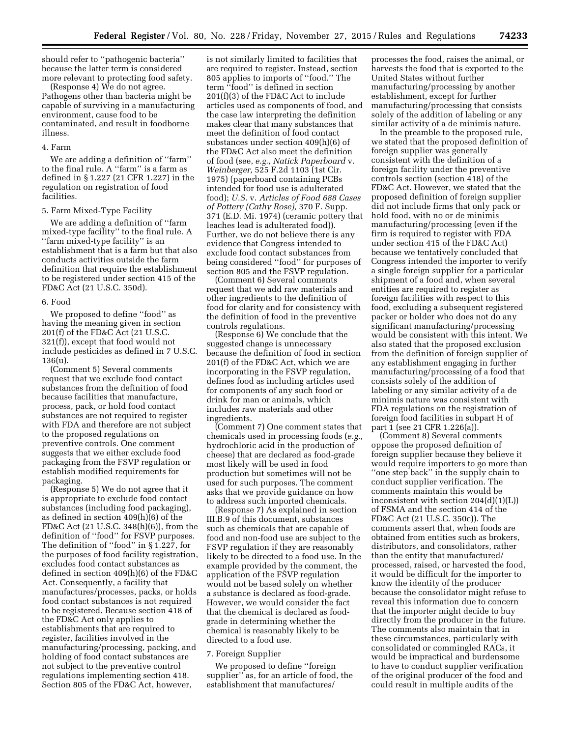should refer to ''pathogenic bacteria'' because the latter term is considered more relevant to protecting food safety.

(Response 4) We do not agree. Pathogens other than bacteria might be capable of surviving in a manufacturing environment, cause food to be contaminated, and result in foodborne illness.

4. Farm

We are adding a definition of ''farm'' to the final rule. A ''farm'' is a farm as defined in § 1.227 (21 CFR 1.227) in the regulation on registration of food facilities.

5. Farm Mixed-Type Facility

We are adding a definition of ''farm mixed-type facility'' to the final rule. A ''farm mixed-type facility'' is an establishment that is a farm but that also conducts activities outside the farm definition that require the establishment to be registered under section 415 of the FD&C Act (21 U.S.C. 350d).

6. Food

We proposed to define ''food'' as having the meaning given in section 201(f) of the FD&C Act (21 U.S.C. 321(f)), except that food would not include pesticides as defined in 7 U.S.C. 136(u).

(Comment 5) Several comments request that we exclude food contact substances from the definition of food because facilities that manufacture, process, pack, or hold food contact substances are not required to register with FDA and therefore are not subject to the proposed regulations on preventive controls. One comment suggests that we either exclude food packaging from the FSVP regulation or establish modified requirements for packaging.

(Response 5) We do not agree that it is appropriate to exclude food contact substances (including food packaging), as defined in section 409(h)(6) of the FD&C Act (21 U.S.C. 348(h)(6)), from the definition of ''food'' for FSVP purposes. The definition of ''food'' in § 1.227, for the purposes of food facility registration, excludes food contact substances as defined in section 409(h)(6) of the FD&C Act. Consequently, a facility that manufactures/processes, packs, or holds food contact substances is not required to be registered. Because section 418 of the FD&C Act only applies to establishments that are required to register, facilities involved in the manufacturing/processing, packing, and holding of food contact substances are not subject to the preventive control regulations implementing section 418. Section 805 of the FD&C Act, however, is not similarly limited to facilities that are required to register. Instead, section 805 applies to imports of ''food.'' The term ''food'' is defined in section 201(f)(3) of the FD&C Act to include articles used as components of food, and the case law interpreting the definition makes clear that many substances that meet the definition of food contact substances under section 409(h)(6) of the FD&C Act also meet the definition of food (see, *e.g., Natick Paperboard* v. *Weinberger,* 525 F.2d 1103 (1st Cir. 1975) (paperboard containing PCBs intended for food use is adulterated food); *U.S.* v. *Articles of Food 688 Cases of Pottery (Cathy Rose),* 370 F. Supp. 371 (E.D. Mi. 1974) (ceramic pottery that leaches lead is adulterated food)). Further, we do not believe there is any evidence that Congress intended to exclude food contact substances from being considered ''food'' for purposes of section 805 and the FSVP regulation.

(Comment 6) Several comments request that we add raw materials and other ingredients to the definition of food for clarity and for consistency with the definition of food in the preventive controls regulations.

(Response 6) We conclude that the suggested change is unnecessary because the definition of food in section 201(f) of the FD&C Act, which we are incorporating in the FSVP regulation, defines food as including articles used for components of any such food or drink for man or animals, which includes raw materials and other ingredients.

(Comment 7) One comment states that chemicals used in processing foods (*e.g.,* hydrochloric acid in the production of cheese) that are declared as food-grade most likely will be used in food production but sometimes will not be used for such purposes. The comment asks that we provide guidance on how to address such imported chemicals.

(Response 7) As explained in section III.B.9 of this document, substances such as chemicals that are capable of food and non-food use are subject to the FSVP regulation if they are reasonably likely to be directed to a food use. In the example provided by the comment, the application of the FSVP regulation would not be based solely on whether a substance is declared as food-grade. However, we would consider the fact that the chemical is declared as food-grade in determining whether the chemical is reasonably likely to be directed to a food use.

7. Foreign Supplier

We proposed to define ''foreign supplier'' as, for an article of food, the establishment that manufactures/processes the food, raises the animal, or harvests the food that is exported to the United States without further manufacturing/processing by another establishment, except for further manufacturing/processing that consists solely of the addition of labeling or any similar activity of a de minimis nature.

In the preamble to the proposed rule, we stated that the proposed definition of foreign supplier was generally consistent with the definition of a foreign facility under the preventive controls section (section 418) of the FD&C Act. However, we stated that the proposed definition of foreign supplier did not include firms that only pack or hold food, with no or de minimis manufacturing/processing (even if the firm is required to register with FDA under section 415 of the FD&C Act) because we tentatively concluded that Congress intended the importer to verify a single foreign supplier for a particular shipment of a food and, when several entities are required to register as foreign facilities with respect to this food, excluding a subsequent registered packer or holder who does not do any significant manufacturing/processing would be consistent with this intent. We also stated that the proposed exclusion from the definition of foreign supplier of any establishment engaging in further manufacturing/processing of a food that consists solely of the addition of labeling or any similar activity of a de minimis nature was consistent with FDA regulations on the registration of foreign food facilities in subpart H of part 1 (see 21 CFR 1.226(a)).

(Comment 8) Several comments oppose the proposed definition of foreign supplier because they believe it would require importers to go more than ''one step back'' in the supply chain to conduct supplier verification. The comments maintain this would be inconsistent with section 204(d)(1)(L)) of FSMA and the section 414 of the FD&C Act (21 U.S.C. 350c)). The comments assert that, when foods are obtained from entities such as brokers, distributors, and consolidators, rather than the entity that manufactured/processed, raised, or harvested the food, it would be difficult for the importer to know the identity of the producer because the consolidator might refuse to reveal this information due to concern that the importer might decide to buy directly from the producer in the future. The comments also maintain that in these circumstances, particularly with consolidated or commingled RACs, it would be impractical and burdensome to have to conduct supplier verification of the original producer of the food and could result in multiple audits of the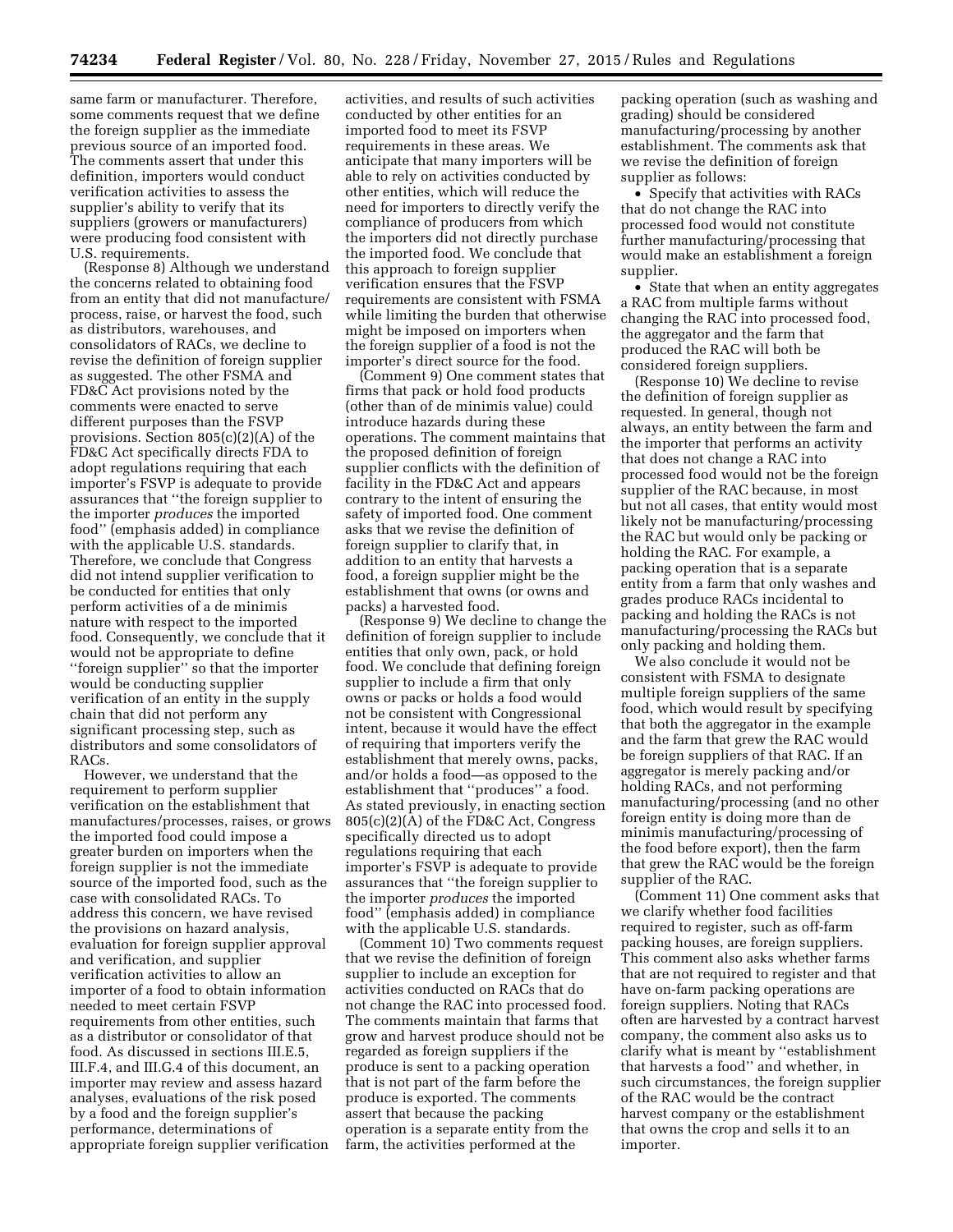same farm or manufacturer. Therefore, some comments request that we define the foreign supplier as the immediate previous source of an imported food. The comments assert that under this definition, importers would conduct verification activities to assess the supplier's ability to verify that its suppliers (growers or manufacturers) were producing food consistent with U.S. requirements.

(Response 8) Although we understand the concerns related to obtaining food from an entity that did not manufacture/process, raise, or harvest the food, such as distributors, warehouses, and consolidators of RACs, we decline to revise the definition of foreign supplier as suggested. The other FSMA and FD&C Act provisions noted by the comments were enacted to serve different purposes than the FSVP provisions. Section 805(c)(2)(A) of the FD&C Act specifically directs FDA to adopt regulations requiring that each importer's FSVP is adequate to provide assurances that ''the foreign supplier to the importer *produces* the imported food'' (emphasis added) in compliance with the applicable U.S. standards. Therefore, we conclude that Congress did not intend supplier verification to be conducted for entities that only perform activities of a de minimis nature with respect to the imported food. Consequently, we conclude that it would not be appropriate to define ''foreign supplier'' so that the importer would be conducting supplier verification of an entity in the supply chain that did not perform any significant processing step, such as distributors and some consolidators of RACs.

However, we understand that the requirement to perform supplier verification on the establishment that manufactures/processes, raises, or grows the imported food could impose a greater burden on importers when the foreign supplier is not the immediate source of the imported food, such as the case with consolidated RACs. To address this concern, we have revised the provisions on hazard analysis, evaluation for foreign supplier approval and verification, and supplier verification activities to allow an importer of a food to obtain information needed to meet certain FSVP requirements from other entities, such as a distributor or consolidator of that food. As discussed in sections III.E.5, III.F.4, and III.G.4 of this document, an importer may review and assess hazard analyses, evaluations of the risk posed by a food and the foreign supplier's performance, determinations of appropriate foreign supplier verification activities, and results of such activities conducted by other entities for an imported food to meet its FSVP requirements in these areas. We anticipate that many importers will be able to rely on activities conducted by other entities, which will reduce the need for importers to directly verify the compliance of producers from which the importers did not directly purchase the imported food. We conclude that this approach to foreign supplier verification ensures that the FSVP requirements are consistent with FSMA while limiting the burden that otherwise might be imposed on importers when the foreign supplier of a food is not the importer's direct source for the food.

(Comment 9) One comment states that firms that pack or hold food products (other than of de minimis value) could introduce hazards during these operations. The comment maintains that the proposed definition of foreign supplier conflicts with the definition of facility in the FD&C Act and appears contrary to the intent of ensuring the safety of imported food. One comment asks that we revise the definition of foreign supplier to clarify that, in addition to an entity that harvests a food, a foreign supplier might be the establishment that owns (or owns and packs) a harvested food.

(Response 9) We decline to change the definition of foreign supplier to include entities that only own, pack, or hold food. We conclude that defining foreign supplier to include a firm that only owns or packs or holds a food would not be consistent with Congressional intent, because it would have the effect of requiring that importers verify the establishment that merely owns, packs, and/or holds a food—as opposed to the establishment that ''produces'' a food. As stated previously, in enacting section 805(c)(2)(A) of the FD&C Act, Congress specifically directed us to adopt regulations requiring that each importer's FSVP is adequate to provide assurances that ''the foreign supplier to the importer *produces* the imported food'' (emphasis added) in compliance with the applicable U.S. standards.

(Comment 10) Two comments request that we revise the definition of foreign supplier to include an exception for activities conducted on RACs that do not change the RAC into processed food. The comments maintain that farms that grow and harvest produce should not be regarded as foreign suppliers if the produce is sent to a packing operation that is not part of the farm before the produce is exported. The comments assert that because the packing operation is a separate entity from the farm, the activities performed at the packing operation (such as washing and grading) should be considered manufacturing/processing by another establishment. The comments ask that we revise the definition of foreign supplier as follows:

- Specify that activities with RACs that do not change the RAC into processed food would not constitute further manufacturing/processing that would make an establishment a foreign supplier.
- State that when an entity aggregates a RAC from multiple farms without changing the RAC into processed food, the aggregator and the farm that produced the RAC will both be considered foreign suppliers.

(Response 10) We decline to revise the definition of foreign supplier as requested. In general, though not always, an entity between the farm and the importer that performs an activity that does not change a RAC into processed food would not be the foreign supplier of the RAC because, in most but not all cases, that entity would most likely not be manufacturing/processing the RAC but would only be packing or holding the RAC. For example, a packing operation that is a separate entity from a farm that only washes and grades produce RACs incidental to packing and holding the RACs is not manufacturing/processing the RACs but only packing and holding them.

We also conclude it would not be consistent with FSMA to designate multiple foreign suppliers of the same food, which would result by specifying that both the aggregator in the example and the farm that grew the RAC would be foreign suppliers of that RAC. If an aggregator is merely packing and/or holding RACs, and not performing manufacturing/processing (and no other foreign entity is doing more than de minimis manufacturing/processing of the food before export), then the farm that grew the RAC would be the foreign supplier of the RAC.

(Comment 11) One comment asks that we clarify whether food facilities required to register, such as off-farm packing houses, are foreign suppliers. This comment also asks whether farms that are not required to register and that have on-farm packing operations are foreign suppliers. Noting that RACs often are harvested by a contract harvest company, the comment also asks us to clarify what is meant by ''establishment that harvests a food'' and whether, in such circumstances, the foreign supplier of the RAC would be the contract harvest company or the establishment that owns the crop and sells it to an importer.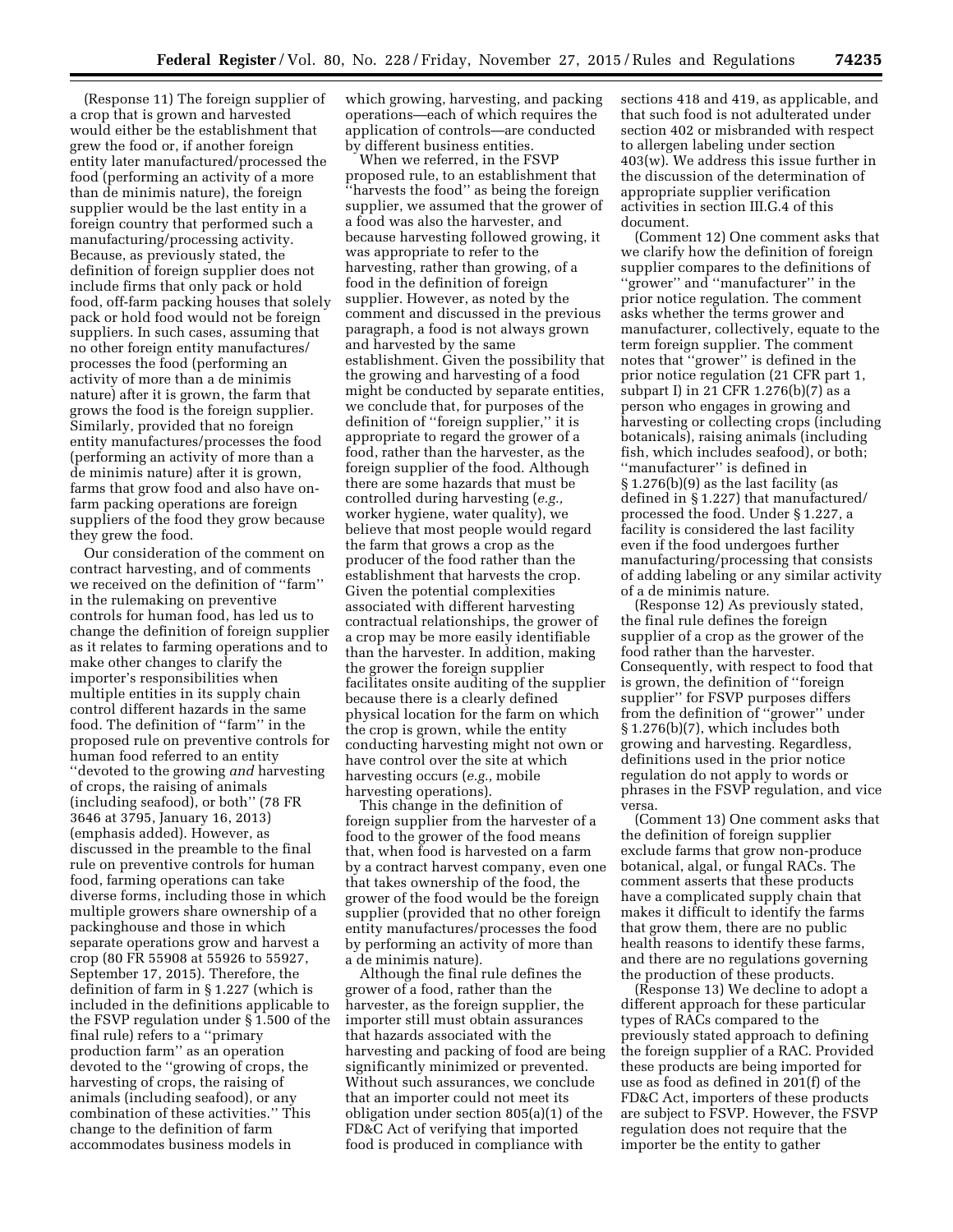(Response 11) The foreign supplier of a crop that is grown and harvested would either be the establishment that grew the food or, if another foreign entity later manufactured/processed the food (performing an activity of a more than de minimis nature), the foreign supplier would be the last entity in a foreign country that performed such a manufacturing/processing activity. Because, as previously stated, the definition of foreign supplier does not include firms that only pack or hold food, off-farm packing houses that solely pack or hold food would not be foreign suppliers. In such cases, assuming that no other foreign entity manufactures/processes the food (performing an activity of more than a de minimis nature) after it is grown, the farm that grows the food is the foreign supplier. Similarly, provided that no foreign entity manufactures/processes the food (performing an activity of more than a de minimis nature) after it is grown, farms that grow food and also have on-farm packing operations are foreign suppliers of the food they grow because they grew the food.

Our consideration of the comment on contract harvesting, and of comments we received on the definition of ''farm'' in the rulemaking on preventive controls for human food, has led us to change the definition of foreign supplier as it relates to farming operations and to make other changes to clarify the importer's responsibilities when multiple entities in its supply chain control different hazards in the same food. The definition of ''farm'' in the proposed rule on preventive controls for human food referred to an entity ''devoted to the growing *and* harvesting of crops, the raising of animals (including seafood), or both'' (78 FR 3646 at 3795, January 16, 2013) (emphasis added). However, as discussed in the preamble to the final rule on preventive controls for human food, farming operations can take diverse forms, including those in which multiple growers share ownership of a packinghouse and those in which separate operations grow and harvest a crop (80 FR 55908 at 55926 to 55927, September 17, 2015). Therefore, the definition of farm in § 1.227 (which is included in the definitions applicable to the FSVP regulation under § 1.500 of the final rule) refers to a ''primary production farm'' as an operation devoted to the ''growing of crops, the harvesting of crops, the raising of animals (including seafood), or any combination of these activities.'' This change to the definition of farm accommodates business models in which growing, harvesting, and packing operations—each of which requires the application of controls—are conducted by different business entities.

When we referred, in the FSVP proposed rule, to an establishment that ''harvests the food'' as being the foreign supplier, we assumed that the grower of a food was also the harvester, and because harvesting followed growing, it was appropriate to refer to the harvesting, rather than growing, of a food in the definition of foreign supplier. However, as noted by the comment and discussed in the previous paragraph, a food is not always grown and harvested by the same establishment. Given the possibility that the growing and harvesting of a food might be conducted by separate entities, we conclude that, for purposes of the definition of ''foreign supplier,'' it is appropriate to regard the grower of a food, rather than the harvester, as the foreign supplier of the food. Although there are some hazards that must be controlled during harvesting (*e.g.,* worker hygiene, water quality), we believe that most people would regard the farm that grows a crop as the producer of the food rather than the establishment that harvests the crop. Given the potential complexities associated with different harvesting contractual relationships, the grower of a crop may be more easily identifiable than the harvester. In addition, making the grower the foreign supplier facilitates onsite auditing of the supplier because there is a clearly defined physical location for the farm on which the crop is grown, while the entity conducting harvesting might not own or have control over the site at which harvesting occurs (*e.g.,* mobile harvesting operations).

This change in the definition of foreign supplier from the harvester of a food to the grower of the food means that, when food is harvested on a farm by a contract harvest company, even one that takes ownership of the food, the grower of the food would be the foreign supplier (provided that no other foreign entity manufactures/processes the food by performing an activity of more than a de minimis nature).

Although the final rule defines the grower of a food, rather than the harvester, as the foreign supplier, the importer still must obtain assurances that hazards associated with the harvesting and packing of food are being significantly minimized or prevented. Without such assurances, we conclude that an importer could not meet its obligation under section 805(a)(1) of the FD&C Act of verifying that imported food is produced in compliance with sections 418 and 419, as applicable, and that such food is not adulterated under section 402 or misbranded with respect to allergen labeling under section 403(w). We address this issue further in the discussion of the determination of appropriate supplier verification activities in section III.G.4 of this document.

(Comment 12) One comment asks that we clarify how the definition of foreign supplier compares to the definitions of ''grower'' and ''manufacturer'' in the prior notice regulation. The comment asks whether the terms grower and manufacturer, collectively, equate to the term foreign supplier. The comment notes that ''grower'' is defined in the prior notice regulation (21 CFR part 1, subpart I) in 21 CFR 1.276(b)(7) as a person who engages in growing and harvesting or collecting crops (including botanicals), raising animals (including fish, which includes seafood), or both; ''manufacturer'' is defined in § 1.276(b)(9) as the last facility (as defined in § 1.227) that manufactured/processed the food. Under § 1.227, a facility is considered the last facility even if the food undergoes further manufacturing/processing that consists of adding labeling or any similar activity of a de minimis nature.

(Response 12) As previously stated, the final rule defines the foreign supplier of a crop as the grower of the food rather than the harvester. Consequently, with respect to food that is grown, the definition of ''foreign supplier'' for FSVP purposes differs from the definition of ''grower'' under § 1.276(b)(7), which includes both growing and harvesting. Regardless, definitions used in the prior notice regulation do not apply to words or phrases in the FSVP regulation, and vice versa.

(Comment 13) One comment asks that the definition of foreign supplier exclude farms that grow non-produce botanical, algal, or fungal RACs. The comment asserts that these products have a complicated supply chain that makes it difficult to identify the farms that grow them, there are no public health reasons to identify these farms, and there are no regulations governing the production of these products.

(Response 13) We decline to adopt a different approach for these particular types of RACs compared to the previously stated approach to defining the foreign supplier of a RAC. Provided these products are being imported for use as food as defined in 201(f) of the FD&C Act, importers of these products are subject to FSVP. However, the FSVP regulation does not require that the importer be the entity to gather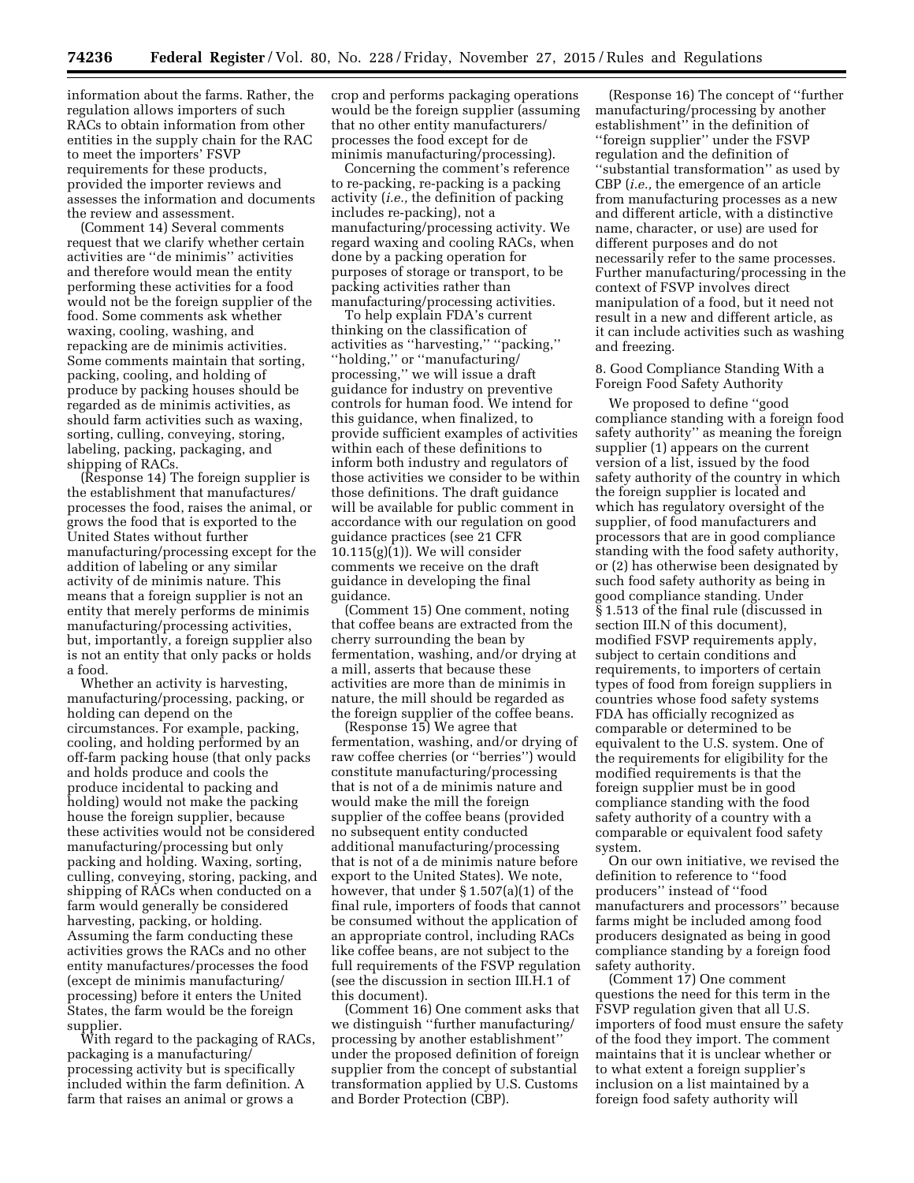information about the farms. Rather, the regulation allows importers of such RACs to obtain information from other entities in the supply chain for the RAC to meet the importers' FSVP requirements for these products, provided the importer reviews and assesses the information and documents the review and assessment.

(Comment 14) Several comments request that we clarify whether certain activities are ''de minimis'' activities and therefore would mean the entity performing these activities for a food would not be the foreign supplier of the food. Some comments ask whether waxing, cooling, washing, and repacking are de minimis activities. Some comments maintain that sorting, packing, cooling, and holding of produce by packing houses should be regarded as de minimis activities, as should farm activities such as waxing, sorting, culling, conveying, storing, labeling, packing, packaging, and shipping of RACs.

(Response 14) The foreign supplier is the establishment that manufactures/processes the food, raises the animal, or grows the food that is exported to the United States without further manufacturing/processing except for the addition of labeling or any similar activity of de minimis nature. This means that a foreign supplier is not an entity that merely performs de minimis manufacturing/processing activities, but, importantly, a foreign supplier also is not an entity that only packs or holds a food.

Whether an activity is harvesting, manufacturing/processing, packing, or holding can depend on the circumstances. For example, packing, cooling, and holding performed by an off-farm packing house (that only packs and holds produce and cools the produce incidental to packing and holding) would not make the packing house the foreign supplier, because these activities would not be considered manufacturing/processing but only packing and holding. Waxing, sorting, culling, conveying, storing, packing, and shipping of RACs when conducted on a farm would generally be considered harvesting, packing, or holding. Assuming the farm conducting these activities grows the RACs and no other entity manufactures/processes the food (except de minimis manufacturing/processing) before it enters the United States, the farm would be the foreign supplier.

With regard to the packaging of RACs, packaging is a manufacturing/processing activity but is specifically included within the farm definition. A farm that raises an animal or grows a crop and performs packaging operations would be the foreign supplier (assuming that no other entity manufacturers/processes the food except for de minimis manufacturing/processing).

Concerning the comment's reference to re-packing, re-packing is a packing activity (*i.e.,* the definition of packing includes re-packing), not a manufacturing/processing activity. We regard waxing and cooling RACs, when done by a packing operation for purposes of storage or transport, to be packing activities rather than manufacturing/processing activities.

To help explain FDA's current thinking on the classification of activities as ''harvesting,'' ''packing,'' ''holding,'' or ''manufacturing/processing,'' we will issue a draft guidance for industry on preventive controls for human food. We intend for this guidance, when finalized, to provide sufficient examples of activities within each of these definitions to inform both industry and regulators of those activities we consider to be within those definitions. The draft guidance will be available for public comment in accordance with our regulation on good guidance practices (see 21 CFR 10.115(g)(1)). We will consider comments we receive on the draft guidance in developing the final guidance.

(Comment 15) One comment, noting that coffee beans are extracted from the cherry surrounding the bean by fermentation, washing, and/or drying at a mill, asserts that because these activities are more than de minimis in nature, the mill should be regarded as the foreign supplier of the coffee beans.

(Response 15) We agree that fermentation, washing, and/or drying of raw coffee cherries (or ''berries'') would constitute manufacturing/processing that is not of a de minimis nature and would make the mill the foreign supplier of the coffee beans (provided no subsequent entity conducted additional manufacturing/processing that is not of a de minimis nature before export to the United States). We note, however, that under § 1.507(a)(1) of the final rule, importers of foods that cannot be consumed without the application of an appropriate control, including RACs like coffee beans, are not subject to the full requirements of the FSVP regulation (see the discussion in section III.H.1 of this document).

(Comment 16) One comment asks that we distinguish ''further manufacturing/processing by another establishment'' under the proposed definition of foreign supplier from the concept of substantial transformation applied by U.S. Customs and Border Protection (CBP).

(Response 16) The concept of ''further manufacturing/processing by another establishment'' in the definition of ''foreign supplier'' under the FSVP regulation and the definition of ''substantial transformation'' as used by CBP (*i.e.,* the emergence of an article from manufacturing processes as a new and different article, with a distinctive name, character, or use) are used for different purposes and do not necessarily refer to the same processes. Further manufacturing/processing in the context of FSVP involves direct manipulation of a food, but it need not result in a new and different article, as it can include activities such as washing and freezing.

8. Good Compliance Standing With a Foreign Food Safety Authority

We proposed to define ''good compliance standing with a foreign food safety authority'' as meaning the foreign supplier (1) appears on the current version of a list, issued by the food safety authority of the country in which the foreign supplier is located and which has regulatory oversight of the supplier, of food manufacturers and processors that are in good compliance standing with the food safety authority, or (2) has otherwise been designated by such food safety authority as being in good compliance standing. Under § 1.513 of the final rule (discussed in section III.N of this document), modified FSVP requirements apply, subject to certain conditions and requirements, to importers of certain types of food from foreign suppliers in countries whose food safety systems FDA has officially recognized as comparable or determined to be equivalent to the U.S. system. One of the requirements for eligibility for the modified requirements is that the foreign supplier must be in good compliance standing with the food safety authority of a country with a comparable or equivalent food safety system.

On our own initiative, we revised the definition to reference to ''food producers'' instead of ''food manufacturers and processors'' because farms might be included among food producers designated as being in good compliance standing by a foreign food safety authority.

(Comment 17) One comment questions the need for this term in the FSVP regulation given that all U.S. importers of food must ensure the safety of the food they import. The comment maintains that it is unclear whether or to what extent a foreign supplier's inclusion on a list maintained by a foreign food safety authority will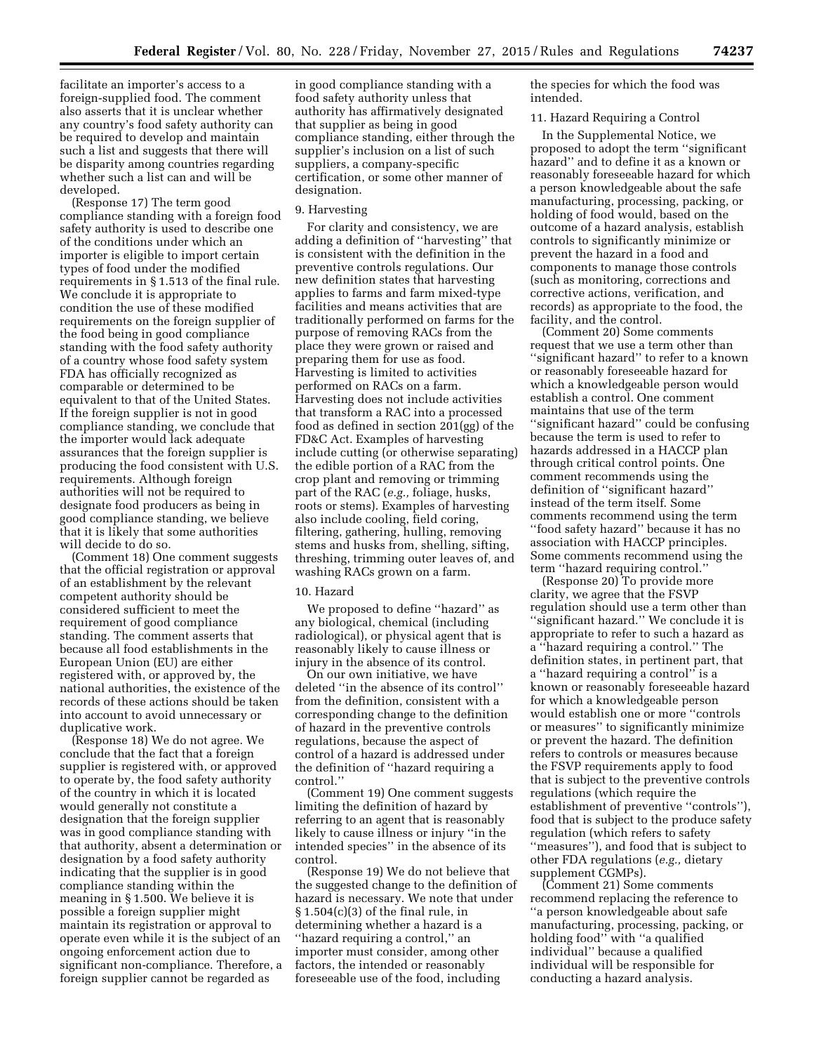facilitate an importer's access to a foreign-supplied food. The comment also asserts that it is unclear whether any country's food safety authority can be required to develop and maintain such a list and suggests that there will be disparity among countries regarding whether such a list can and will be developed.

(Response 17) The term good compliance standing with a foreign food safety authority is used to describe one of the conditions under which an importer is eligible to import certain types of food under the modified requirements in § 1.513 of the final rule. We conclude it is appropriate to condition the use of these modified requirements on the foreign supplier of the food being in good compliance standing with the food safety authority of a country whose food safety system FDA has officially recognized as comparable or determined to be equivalent to that of the United States. If the foreign supplier is not in good compliance standing, we conclude that the importer would lack adequate assurances that the foreign supplier is producing the food consistent with U.S. requirements. Although foreign authorities will not be required to designate food producers as being in good compliance standing, we believe that it is likely that some authorities will decide to do so.

(Comment 18) One comment suggests that the official registration or approval of an establishment by the relevant competent authority should be considered sufficient to meet the requirement of good compliance standing. The comment asserts that because all food establishments in the European Union (EU) are either registered with, or approved by, the national authorities, the existence of the records of these actions should be taken into account to avoid unnecessary or duplicative work.

(Response 18) We do not agree. We conclude that the fact that a foreign supplier is registered with, or approved to operate by, the food safety authority of the country in which it is located would generally not constitute a designation that the foreign supplier was in good compliance standing with that authority, absent a determination or designation by a food safety authority indicating that the supplier is in good compliance standing within the meaning in § 1.500. We believe it is possible a foreign supplier might maintain its registration or approval to operate even while it is the subject of an ongoing enforcement action due to significant non-compliance. Therefore, a foreign supplier cannot be regarded as in good compliance standing with a food safety authority unless that authority has affirmatively designated that supplier as being in good compliance standing, either through the supplier's inclusion on a list of such suppliers, a company-specific certification, or some other manner of designation.

9. Harvesting

For clarity and consistency, we are adding a definition of "harvesting" that is consistent with the definition in the preventive controls regulations. Our new definition states that harvesting applies to farms and farm mixed-type facilities and means activities that are traditionally performed on farms for the purpose of removing RACs from the place they were grown or raised and preparing them for use as food. Harvesting is limited to activities performed on RACs on a farm. Harvesting does not include activities that transform a RAC into a processed food as defined in section 201(gg) of the FD&C Act. Examples of harvesting include cutting (or otherwise separating) the edible portion of a RAC from the crop plant and removing or trimming part of the RAC (*e.g.,* foliage, husks, roots or stems). Examples of harvesting also include cooling, field coring, filtering, gathering, hulling, removing stems and husks from, shelling, sifting, threshing, trimming outer leaves of, and washing RACs grown on a farm.

10. Hazard

We proposed to define "hazard" as any biological, chemical (including radiological), or physical agent that is reasonably likely to cause illness or injury in the absence of its control.

On our own initiative, we have deleted "in the absence of its control" from the definition, consistent with a corresponding change to the definition of hazard in the preventive controls regulations, because the aspect of control of a hazard is addressed under the definition of "hazard requiring a control."

(Comment 19) One comment suggests limiting the definition of hazard by referring to an agent that is reasonably likely to cause illness or injury "in the intended species" in the absence of its control.

(Response 19) We do not believe that the suggested change to the definition of hazard is necessary. We note that under § 1.504(c)(3) of the final rule, in determining whether a hazard is a "hazard requiring a control," an importer must consider, among other factors, the intended or reasonably foreseeable use of the food, including the species for which the food was intended.

11. Hazard Requiring a Control

In the Supplemental Notice, we proposed to adopt the term "significant hazard" and to define it as a known or reasonably foreseeable hazard for which a person knowledgeable about the safe manufacturing, processing, packing, or holding of food would, based on the outcome of a hazard analysis, establish controls to significantly minimize or prevent the hazard in a food and components to manage those controls (such as monitoring, corrections and corrective actions, verification, and records) as appropriate to the food, the facility, and the control.

(Comment 20) Some comments request that we use a term other than "significant hazard" to refer to a known or reasonably foreseeable hazard for which a knowledgeable person would establish a control. One comment maintains that use of the term "significant hazard" could be confusing because the term is used to refer to hazards addressed in a HACCP plan through critical control points. One comment recommends using the definition of "significant hazard" instead of the term itself. Some comments recommend using the term "food safety hazard" because it has no association with HACCP principles. Some comments recommend using the term "hazard requiring control."

(Response 20) To provide more clarity, we agree that the FSVP regulation should use a term other than "significant hazard." We conclude it is appropriate to refer to such a hazard as a "hazard requiring a control." The definition states, in pertinent part, that a "hazard requiring a control" is a known or reasonably foreseeable hazard for which a knowledgeable person would establish one or more "controls or measures" to significantly minimize or prevent the hazard. The definition refers to controls or measures because the FSVP requirements apply to food that is subject to the preventive controls regulations (which require the establishment of preventive "controls"), food that is subject to the produce safety regulation (which refers to safety "measures"), and food that is subject to other FDA regulations (*e.g.,* dietary supplement CGMPs).

(Comment 21) Some comments recommend replacing the reference to "a person knowledgeable about safe manufacturing, processing, packing, or holding food" with "a qualified individual" because a qualified individual will be responsible for conducting a hazard analysis.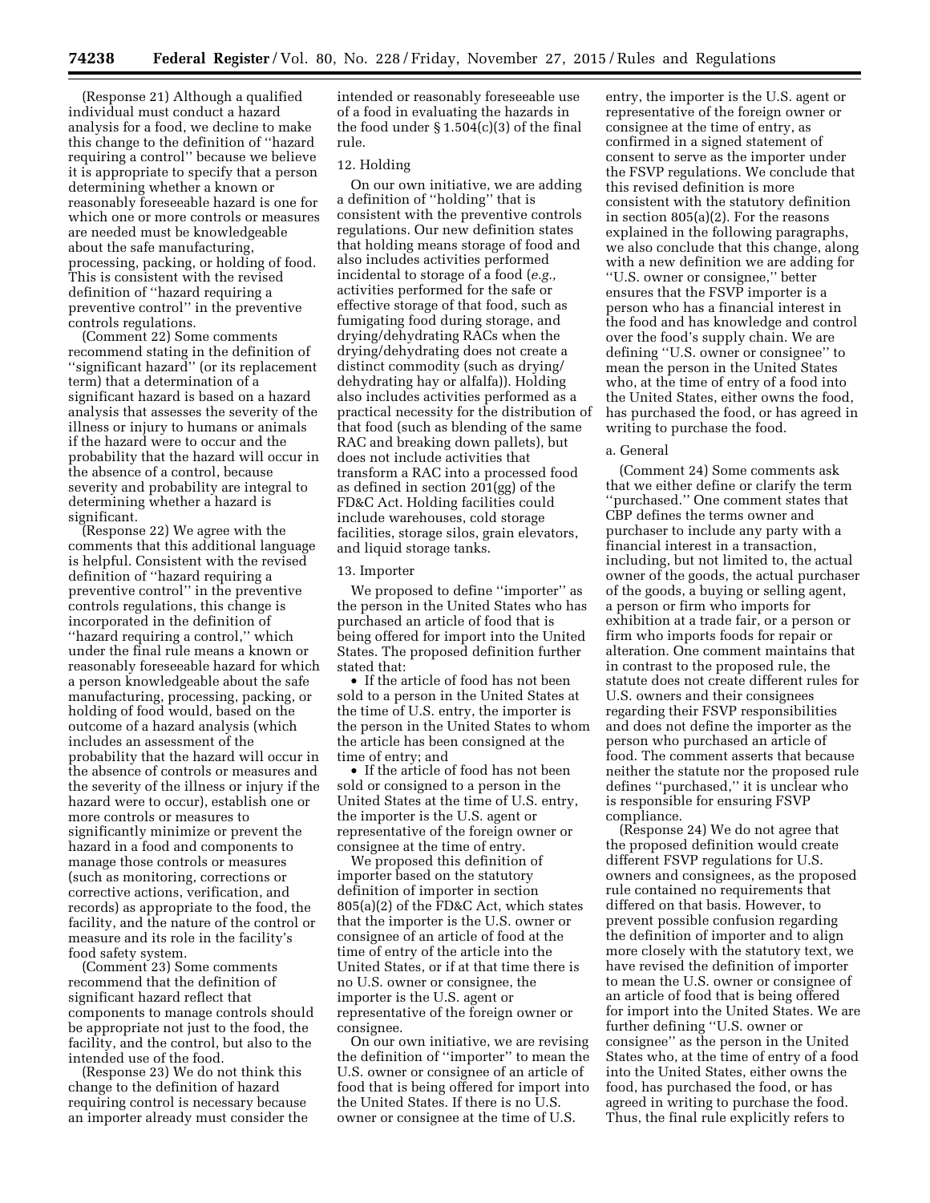(Response 21) Although a qualified individual must conduct a hazard analysis for a food, we decline to make this change to the definition of ''hazard requiring a control'' because we believe it is appropriate to specify that a person determining whether a known or reasonably foreseeable hazard is one for which one or more controls or measures are needed must be knowledgeable about the safe manufacturing, processing, packing, or holding of food. This is consistent with the revised definition of ''hazard requiring a preventive control'' in the preventive controls regulations.

(Comment 22) Some comments recommend stating in the definition of ''significant hazard'' (or its replacement term) that a determination of a significant hazard is based on a hazard analysis that assesses the severity of the illness or injury to humans or animals if the hazard were to occur and the probability that the hazard will occur in the absence of a control, because severity and probability are integral to determining whether a hazard is significant.

(Response 22) We agree with the comments that this additional language is helpful. Consistent with the revised definition of ''hazard requiring a preventive control'' in the preventive controls regulations, this change is incorporated in the definition of ''hazard requiring a control,'' which under the final rule means a known or reasonably foreseeable hazard for which a person knowledgeable about the safe manufacturing, processing, packing, or holding of food would, based on the outcome of a hazard analysis (which includes an assessment of the probability that the hazard will occur in the absence of controls or measures and the severity of the illness or injury if the hazard were to occur), establish one or more controls or measures to significantly minimize or prevent the hazard in a food and components to manage those controls or measures (such as monitoring, corrections or corrective actions, verification, and records) as appropriate to the food, the facility, and the nature of the control or measure and its role in the facility's food safety system.

(Comment 23) Some comments recommend that the definition of significant hazard reflect that components to manage controls should be appropriate not just to the food, the facility, and the control, but also to the intended use of the food.

(Response 23) We do not think this change to the definition of hazard requiring control is necessary because an importer already must consider the intended or reasonably foreseeable use of a food in evaluating the hazards in the food under § 1.504(c)(3) of the final rule.

12. Holding

On our own initiative, we are adding a definition of ''holding'' that is consistent with the preventive controls regulations. Our new definition states that holding means storage of food and also includes activities performed incidental to storage of a food (*e.g.,* activities performed for the safe or effective storage of that food, such as fumigating food during storage, and drying/dehydrating RACs when the drying/dehydrating does not create a distinct commodity (such as drying/dehydrating hay or alfalfa)). Holding also includes activities performed as a practical necessity for the distribution of that food (such as blending of the same RAC and breaking down pallets), but does not include activities that transform a RAC into a processed food as defined in section 201(gg) of the FD&C Act. Holding facilities could include warehouses, cold storage facilities, storage silos, grain elevators, and liquid storage tanks.

13. Importer

We proposed to define ''importer'' as the person in the United States who has purchased an article of food that is being offered for import into the United States. The proposed definition further stated that:

- If the article of food has not been sold to a person in the United States at the time of U.S. entry, the importer is the person in the United States to whom the article has been consigned at the time of entry; and
- If the article of food has not been sold or consigned to a person in the United States at the time of U.S. entry, the importer is the U.S. agent or representative of the foreign owner or consignee at the time of entry.

We proposed this definition of importer based on the statutory definition of importer in section 805(a)(2) of the FD&C Act, which states that the importer is the U.S. owner or consignee of an article of food at the time of entry of the article into the United States, or if at that time there is no U.S. owner or consignee, the importer is the U.S. agent or representative of the foreign owner or consignee.

On our own initiative, we are revising the definition of ''importer'' to mean the U.S. owner or consignee of an article of food that is being offered for import into the United States. If there is no U.S. owner or consignee at the time of U.S. entry, the importer is the U.S. agent or representative of the foreign owner or consignee at the time of entry, as confirmed in a signed statement of consent to serve as the importer under the FSVP regulations. We conclude that this revised definition is more consistent with the statutory definition in section 805(a)(2). For the reasons explained in the following paragraphs, we also conclude that this change, along with a new definition we are adding for ''U.S. owner or consignee,'' better ensures that the FSVP importer is a person who has a financial interest in the food and has knowledge and control over the food's supply chain. We are defining ''U.S. owner or consignee'' to mean the person in the United States who, at the time of entry of a food into the United States, either owns the food, has purchased the food, or has agreed in writing to purchase the food.

a. General

(Comment 24) Some comments ask that we either define or clarify the term ''purchased.'' One comment states that CBP defines the terms owner and purchaser to include any party with a financial interest in a transaction, including, but not limited to, the actual owner of the goods, the actual purchaser of the goods, a buying or selling agent, a person or firm who imports for exhibition at a trade fair, or a person or firm who imports foods for repair or alteration. One comment maintains that in contrast to the proposed rule, the statute does not create different rules for U.S. owners and their consignees regarding their FSVP responsibilities and does not define the importer as the person who purchased an article of food. The comment asserts that because neither the statute nor the proposed rule defines ''purchased,'' it is unclear who is responsible for ensuring FSVP compliance.

(Response 24) We do not agree that the proposed definition would create different FSVP regulations for U.S. owners and consignees, as the proposed rule contained no requirements that differed on that basis. However, to prevent possible confusion regarding the definition of importer and to align more closely with the statutory text, we have revised the definition of importer to mean the U.S. owner or consignee of an article of food that is being offered for import into the United States. We are further defining ''U.S. owner or consignee'' as the person in the United States who, at the time of entry of a food into the United States, either owns the food, has purchased the food, or has agreed in writing to purchase the food. Thus, the final rule explicitly refers to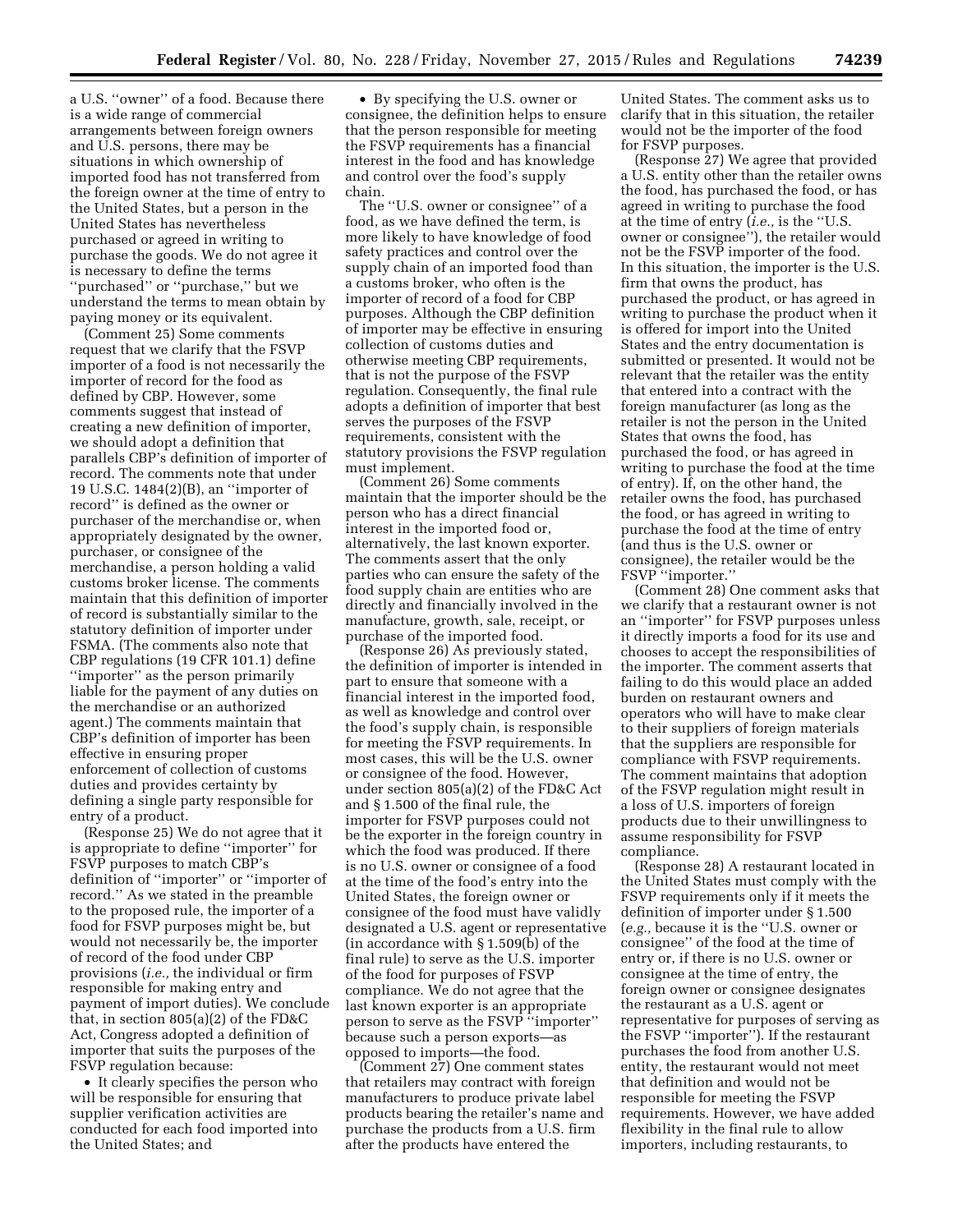a U.S. ''owner'' of a food. Because there is a wide range of commercial arrangements between foreign owners and U.S. persons, there may be situations in which ownership of imported food has not transferred from the foreign owner at the time of entry to the United States, but a person in the United States has nevertheless purchased or agreed in writing to purchase the goods. We do not agree it is necessary to define the terms ''purchased'' or ''purchase,'' but we understand the terms to mean obtain by paying money or its equivalent.

(Comment 25) Some comments request that we clarify that the FSVP importer of a food is not necessarily the importer of record for the food as defined by CBP. However, some comments suggest that instead of creating a new definition of importer, we should adopt a definition that parallels CBP's definition of importer of record. The comments note that under 19 U.S.C. 1484(2)(B), an ''importer of record'' is defined as the owner or purchaser of the merchandise or, when appropriately designated by the owner, purchaser, or consignee of the merchandise, a person holding a valid customs broker license. The comments maintain that this definition of importer of record is substantially similar to the statutory definition of importer under FSMA. (The comments also note that CBP regulations (19 CFR 101.1) define ''importer'' as the person primarily liable for the payment of any duties on the merchandise or an authorized agent.) The comments maintain that CBP's definition of importer has been effective in ensuring proper enforcement of collection of customs duties and provides certainty by defining a single party responsible for entry of a product.

(Response 25) We do not agree that it is appropriate to define ''importer'' for FSVP purposes to match CBP's definition of ''importer'' or ''importer of record.'' As we stated in the preamble to the proposed rule, the importer of a food for FSVP purposes might be, but would not necessarily be, the importer of record of the food under CBP provisions (*i.e.,* the individual or firm responsible for making entry and payment of import duties). We conclude that, in section 805(a)(2) of the FD&C Act, Congress adopted a definition of importer that suits the purposes of the FSVP regulation because:

- It clearly specifies the person who will be responsible for ensuring that supplier verification activities are conducted for each food imported into the United States; and
- By specifying the U.S. owner or consignee, the definition helps to ensure that the person responsible for meeting the FSVP requirements has a financial interest in the food and has knowledge and control over the food's supply chain.

The ''U.S. owner or consignee'' of a food, as we have defined the term, is more likely to have knowledge of food safety practices and control over the supply chain of an imported food than a customs broker, who often is the importer of record of a food for CBP purposes. Although the CBP definition of importer may be effective in ensuring collection of customs duties and otherwise meeting CBP requirements, that is not the purpose of the FSVP regulation. Consequently, the final rule adopts a definition of importer that best serves the purposes of the FSVP requirements, consistent with the statutory provisions the FSVP regulation must implement.

(Comment 26) Some comments maintain that the importer should be the person who has a direct financial interest in the imported food or, alternatively, the last known exporter. The comments assert that the only parties who can ensure the safety of the food supply chain are entities who are directly and financially involved in the manufacture, growth, sale, receipt, or purchase of the imported food.

(Response 26) As previously stated, the definition of importer is intended in part to ensure that someone with a financial interest in the imported food, as well as knowledge and control over the food's supply chain, is responsible for meeting the FSVP requirements. In most cases, this will be the U.S. owner or consignee of the food. However, under section 805(a)(2) of the FD&C Act and § 1.500 of the final rule, the importer for FSVP purposes could not be the exporter in the foreign country in which the food was produced. If there is no U.S. owner or consignee of a food at the time of the food's entry into the United States, the foreign owner or consignee of the food must have validly designated a U.S. agent or representative (in accordance with § 1.509(b) of the final rule) to serve as the U.S. importer of the food for purposes of FSVP compliance. We do not agree that the last known exporter is an appropriate person to serve as the FSVP ''importer'' because such a person exports—as opposed to imports—the food.

(Comment 27) One comment states that retailers may contract with foreign manufacturers to produce private label products bearing the retailer's name and purchase the products from a U.S. firm after the products have entered the United States. The comment asks us to clarify that in this situation, the retailer would not be the importer of the food for FSVP purposes.

(Response 27) We agree that provided a U.S. entity other than the retailer owns the food, has purchased the food, or has agreed in writing to purchase the food at the time of entry (*i.e.,* is the ''U.S. owner or consignee''), the retailer would not be the FSVP importer of the food. In this situation, the importer is the U.S. firm that owns the product, has purchased the product, or has agreed in writing to purchase the product when it is offered for import into the United States and the entry documentation is submitted or presented. It would not be relevant that the retailer was the entity that entered into a contract with the foreign manufacturer (as long as the retailer is not the person in the United States that owns the food, has purchased the food, or has agreed in writing to purchase the food at the time of entry). If, on the other hand, the retailer owns the food, has purchased the food, or has agreed in writing to purchase the food at the time of entry (and thus is the U.S. owner or consignee), the retailer would be the FSVP ''importer.''

(Comment 28) One comment asks that we clarify that a restaurant owner is not an ''importer'' for FSVP purposes unless it directly imports a food for its use and chooses to accept the responsibilities of the importer. The comment asserts that failing to do this would place an added burden on restaurant owners and operators who will have to make clear to their suppliers of foreign materials that the suppliers are responsible for compliance with FSVP requirements. The comment maintains that adoption of the FSVP regulation might result in a loss of U.S. importers of foreign products due to their unwillingness to assume responsibility for FSVP compliance.

(Response 28) A restaurant located in the United States must comply with the FSVP requirements only if it meets the definition of importer under § 1.500 (*e.g.,* because it is the ''U.S. owner or consignee'' of the food at the time of entry or, if there is no U.S. owner or consignee at the time of entry, the foreign owner or consignee designates the restaurant as a U.S. agent or representative for purposes of serving as the FSVP ''importer''). If the restaurant purchases the food from another U.S. entity, the restaurant would not meet that definition and would not be responsible for meeting the FSVP requirements. However, we have added flexibility in the final rule to allow importers, including restaurants, to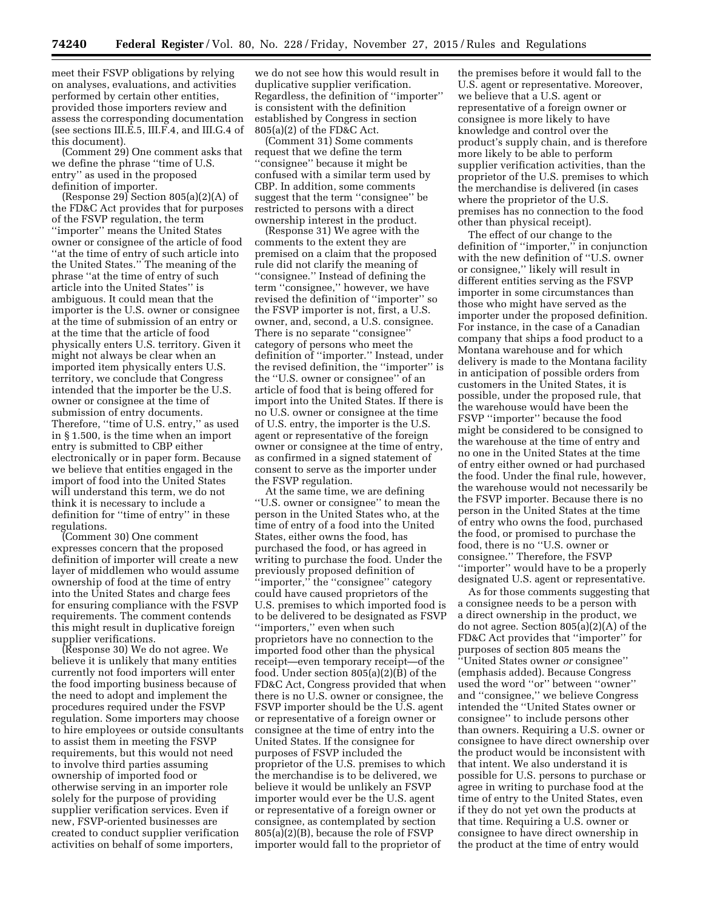meet their FSVP obligations by relying on analyses, evaluations, and activities performed by certain other entities, provided those importers review and assess the corresponding documentation (see sections III.E.5, III.F.4, and III.G.4 of this document).

(Comment 29) One comment asks that we define the phrase "time of U.S. entry" as used in the proposed definition of importer.

(Response 29) Section 805(a)(2)(A) of the FD&C Act provides that for purposes of the FSVP regulation, the term "importer" means the United States owner or consignee of the article of food "at the time of entry of such article into the United States." The meaning of the phrase "at the time of entry of such article into the United States" is ambiguous. It could mean that the importer is the U.S. owner or consignee at the time of submission of an entry or at the time that the article of food physically enters U.S. territory. Given it might not always be clear when an imported item physically enters U.S. territory, we conclude that Congress intended that the importer be the U.S. owner or consignee at the time of submission of entry documents. Therefore, "time of U.S. entry," as used in § 1.500, is the time when an import entry is submitted to CBP either electronically or in paper form. Because we believe that entities engaged in the import of food into the United States will understand this term, we do not think it is necessary to include a definition for "time of entry" in these regulations.

(Comment 30) One comment expresses concern that the proposed definition of importer will create a new layer of middlemen who would assume ownership of food at the time of entry into the United States and charge fees for ensuring compliance with the FSVP requirements. The comment contends this might result in duplicative foreign supplier verifications.

(Response 30) We do not agree. We believe it is unlikely that many entities currently not food importers will enter the food importing business because of the need to adopt and implement the procedures required under the FSVP regulation. Some importers may choose to hire employees or outside consultants to assist them in meeting the FSVP requirements, but this would not need to involve third parties assuming ownership of imported food or otherwise serving in an importer role solely for the purpose of providing supplier verification services. Even if new, FSVP-oriented businesses are created to conduct supplier verification activities on behalf of some importers, we do not see how this would result in duplicative supplier verification. Regardless, the definition of "importer" is consistent with the definition established by Congress in section 805(a)(2) of the FD&C Act.

(Comment 31) Some comments request that we define the term "consignee" because it might be confused with a similar term used by CBP. In addition, some comments suggest that the term "consignee" be restricted to persons with a direct ownership interest in the product.

(Response 31) We agree with the comments to the extent they are premised on a claim that the proposed rule did not clarify the meaning of "consignee." Instead of defining the term "consignee," however, we have revised the definition of "importer" so the FSVP importer is not, first, a U.S. owner, and, second, a U.S. consignee. There is no separate "consignee" category of persons who meet the definition of "importer." Instead, under the revised definition, the "importer" is the "U.S. owner or consignee" of an article of food that is being offered for import into the United States. If there is no U.S. owner or consignee at the time of U.S. entry, the importer is the U.S. agent or representative of the foreign owner or consignee at the time of entry, as confirmed in a signed statement of consent to serve as the importer under the FSVP regulation.

At the same time, we are defining "U.S. owner or consignee" to mean the person in the United States who, at the time of entry of a food into the United States, either owns the food, has purchased the food, or has agreed in writing to purchase the food. Under the previously proposed definition of "importer," the "consignee" category could have caused proprietors of the U.S. premises to which imported food is to be delivered to be designated as FSVP "importers," even when such proprietors have no connection to the imported food other than the physical receipt—even temporary receipt—of the food. Under section 805(a)(2)(B) of the FD&C Act, Congress provided that when there is no U.S. owner or consignee, the FSVP importer should be the U.S. agent or representative of a foreign owner or consignee at the time of entry into the United States. If the consignee for purposes of FSVP included the proprietor of the U.S. premises to which the merchandise is to be delivered, we believe it would be unlikely an FSVP importer would ever be the U.S. agent or representative of a foreign owner or consignee, as contemplated by section 805(a)(2)(B), because the role of FSVP importer would fall to the proprietor of the premises before it would fall to the U.S. agent or representative. Moreover, we believe that a U.S. agent or representative of a foreign owner or consignee is more likely to have knowledge and control over the product's supply chain, and is therefore more likely to be able to perform supplier verification activities, than the proprietor of the U.S. premises to which the merchandise is delivered (in cases where the proprietor of the U.S. premises has no connection to the food other than physical receipt).

The effect of our change to the definition of "importer," in conjunction with the new definition of "U.S. owner or consignee," likely will result in different entities serving as the FSVP importer in some circumstances than those who might have served as the importer under the proposed definition. For instance, in the case of a Canadian company that ships a food product to a Montana warehouse and for which delivery is made to the Montana facility in anticipation of possible orders from customers in the United States, it is possible, under the proposed rule, that the warehouse would have been the FSVP "importer" because the food might be considered to be consigned to the warehouse at the time of entry and no one in the United States at the time of entry either owned or had purchased the food. Under the final rule, however, the warehouse would not necessarily be the FSVP importer. Because there is no person in the United States at the time of entry who owns the food, purchased the food, or promised to purchase the food, there is no "U.S. owner or consignee." Therefore, the FSVP "importer" would have to be a properly designated U.S. agent or representative.

As for those comments suggesting that a consignee needs to be a person with a direct ownership in the product, we do not agree. Section 805(a)(2)(A) of the FD&C Act provides that "importer" for purposes of section 805 means the "United States owner *or* consignee" (emphasis added). Because Congress used the word "or" between "owner" and "consignee," we believe Congress intended the "United States owner or consignee" to include persons other than owners. Requiring a U.S. owner or consignee to have direct ownership over the product would be inconsistent with that intent. We also understand it is possible for U.S. persons to purchase or agree in writing to purchase food at the time of entry to the United States, even if they do not yet own the products at that time. Requiring a U.S. owner or consignee to have direct ownership in the product at the time of entry would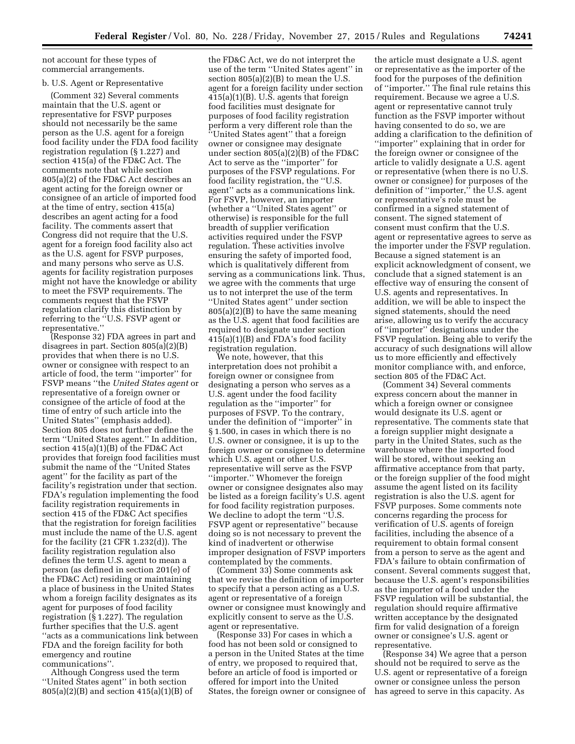not account for these types of commercial arrangements.

b. U.S. Agent or Representative

(Comment 32) Several comments maintain that the U.S. agent or representative for FSVP purposes should not necessarily be the same person as the U.S. agent for a foreign food facility under the FDA food facility registration regulation (§ 1.227) and section 415(a) of the FD&C Act. The comments note that while section 805(a)(2) of the FD&C Act describes an agent acting for the foreign owner or consignee of an article of imported food at the time of entry, section 415(a) describes an agent acting for a food facility. The comments assert that Congress did not require that the U.S. agent for a foreign food facility also act as the U.S. agent for FSVP purposes, and many persons who serve as U.S. agents for facility registration purposes might not have the knowledge or ability to meet the FSVP requirements. The comments request that the FSVP regulation clarify this distinction by referring to the ''U.S. FSVP agent or representative.''

(Response 32) FDA agrees in part and disagrees in part. Section 805(a)(2)(B) provides that when there is no U.S. owner or consignee with respect to an article of food, the term ''importer'' for FSVP means ''the *United States agent* or representative of a foreign owner or consignee of the article of food at the time of entry of such article into the United States'' (emphasis added). Section 805 does not further define the term ''United States agent.'' In addition, section 415(a)(1)(B) of the FD&C Act provides that foreign food facilities must submit the name of the ''United States agent'' for the facility as part of the facility's registration under that section. FDA's regulation implementing the food facility registration requirements in section 415 of the FD&C Act specifies that the registration for foreign facilities must include the name of the U.S. agent for the facility (21 CFR 1.232(d)). The facility registration regulation also defines the term U.S. agent to mean a person (as defined in section 201(e) of the FD&C Act) residing or maintaining a place of business in the United States whom a foreign facility designates as its agent for purposes of food facility registration (§ 1.227). The regulation further specifies that the U.S. agent ''acts as a communications link between FDA and the foreign facility for both emergency and routine communications''.

Although Congress used the term ''United States agent'' in both section 805(a)(2)(B) and section 415(a)(1)(B) of the FD&C Act, we do not interpret the use of the term ''United States agent'' in section 805(a)(2)(B) to mean the U.S. agent for a foreign facility under section 415(a)(1)(B). U.S. agents that foreign food facilities must designate for purposes of food facility registration perform a very different role than the ''United States agent'' that a foreign owner or consignee may designate under section 805(a)(2)(B) of the FD&C Act to serve as the ''importer'' for purposes of the FSVP regulations. For food facility registration, the ''U.S. agent'' acts as a communications link. For FSVP, however, an importer (whether a ''United States agent'' or otherwise) is responsible for the full breadth of supplier verification activities required under the FSVP regulation. These activities involve ensuring the safety of imported food, which is qualitatively different from serving as a communications link. Thus, we agree with the comments that urge us to not interpret the use of the term ''United States agent'' under section 805(a)(2)(B) to have the same meaning as the U.S. agent that food facilities are required to designate under section 415(a)(1)(B) and FDA's food facility registration regulation.

We note, however, that this interpretation does not prohibit a foreign owner or consignee from designating a person who serves as a U.S. agent under the food facility regulation as the ''importer'' for purposes of FSVP. To the contrary, under the definition of ''importer'' in § 1.500, in cases in which there is no U.S. owner or consignee, it is up to the foreign owner or consignee to determine which U.S. agent or other U.S. representative will serve as the FSVP ''importer.'' Whomever the foreign owner or consignee designates also may be listed as a foreign facility's U.S. agent for food facility registration purposes. We decline to adopt the term ''U.S. FSVP agent or representative'' because doing so is not necessary to prevent the kind of inadvertent or otherwise improper designation of FSVP importers contemplated by the comments.

(Comment 33) Some comments ask that we revise the definition of importer to specify that a person acting as a U.S. agent or representative of a foreign owner or consignee must knowingly and explicitly consent to serve as the U.S. agent or representative.

(Response 33) For cases in which a food has not been sold or consigned to a person in the United States at the time of entry, we proposed to required that, before an article of food is imported or offered for import into the United States, the foreign owner or consignee of the article must designate a U.S. agent or representative as the importer of the food for the purposes of the definition of ''importer.'' The final rule retains this requirement. Because we agree a U.S. agent or representative cannot truly function as the FSVP importer without having consented to do so, we are adding a clarification to the definition of ''importer'' explaining that in order for the foreign owner or consignee of the article to validly designate a U.S. agent or representative (when there is no U.S. owner or consignee) for purposes of the definition of ''importer,'' the U.S. agent or representative's role must be confirmed in a signed statement of consent. The signed statement of consent must confirm that the U.S. agent or representative agrees to serve as the importer under the FSVP regulation. Because a signed statement is an explicit acknowledgment of consent, we conclude that a signed statement is an effective way of ensuring the consent of U.S. agents and representatives. In addition, we will be able to inspect the signed statements, should the need arise, allowing us to verify the accuracy of ''importer'' designations under the FSVP regulation. Being able to verify the accuracy of such designations will allow us to more efficiently and effectively monitor compliance with, and enforce, section 805 of the FD&C Act.

(Comment 34) Several comments express concern about the manner in which a foreign owner or consignee would designate its U.S. agent or representative. The comments state that a foreign supplier might designate a party in the United States, such as the warehouse where the imported food will be stored, without seeking an affirmative acceptance from that party, or the foreign supplier of the food might assume the agent listed on its facility registration is also the U.S. agent for FSVP purposes. Some comments note concerns regarding the process for verification of U.S. agents of foreign facilities, including the absence of a requirement to obtain formal consent from a person to serve as the agent and FDA's failure to obtain confirmation of consent. Several comments suggest that, because the U.S. agent's responsibilities as the importer of a food under the FSVP regulation will be substantial, the regulation should require affirmative written acceptance by the designated firm for valid designation of a foreign owner or consignee's U.S. agent or representative.

(Response 34) We agree that a person should not be required to serve as the U.S. agent or representative of a foreign owner or consignee unless the person has agreed to serve in this capacity. As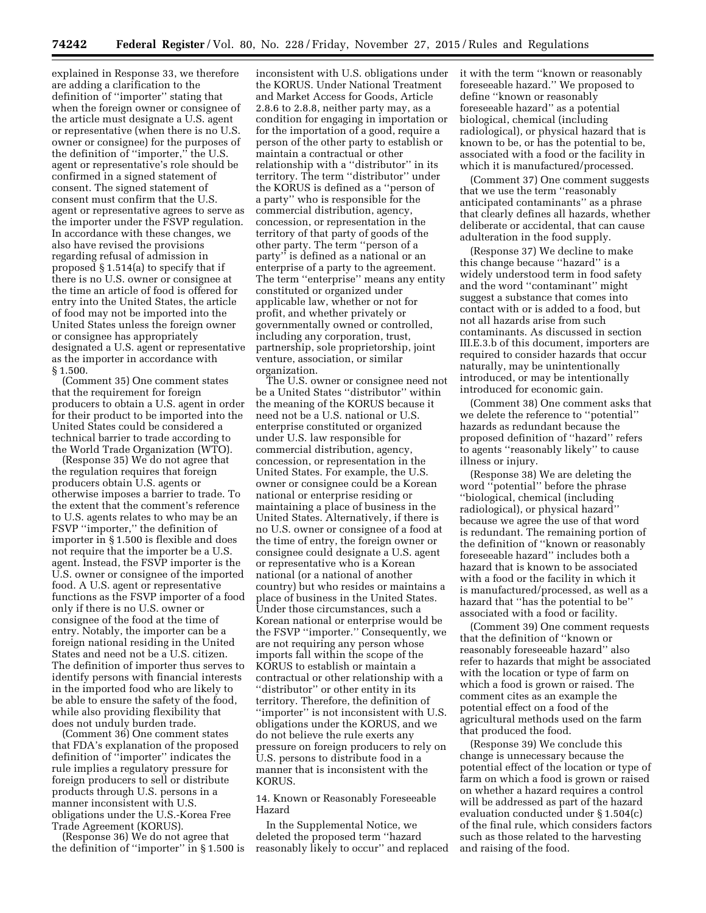explained in Response 33, we therefore are adding a clarification to the definition of ''importer'' stating that when the foreign owner or consignee of the article must designate a U.S. agent or representative (when there is no U.S. owner or consignee) for the purposes of the definition of ''importer,'' the U.S. agent or representative's role should be confirmed in a signed statement of consent. The signed statement of consent must confirm that the U.S. agent or representative agrees to serve as the importer under the FSVP regulation. In accordance with these changes, we also have revised the provisions regarding refusal of admission in proposed § 1.514(a) to specify that if there is no U.S. owner or consignee at the time an article of food is offered for entry into the United States, the article of food may not be imported into the United States unless the foreign owner or consignee has appropriately designated a U.S. agent or representative as the importer in accordance with § 1.500.

(Comment 35) One comment states that the requirement for foreign producers to obtain a U.S. agent in order for their product to be imported into the United States could be considered a technical barrier to trade according to the World Trade Organization (WTO).

(Response 35) We do not agree that the regulation requires that foreign producers obtain U.S. agents or otherwise imposes a barrier to trade. To the extent that the comment's reference to U.S. agents relates to who may be an FSVP ''importer,'' the definition of importer in § 1.500 is flexible and does not require that the importer be a U.S. agent. Instead, the FSVP importer is the U.S. owner or consignee of the imported food. A U.S. agent or representative functions as the FSVP importer of a food only if there is no U.S. owner or consignee of the food at the time of entry. Notably, the importer can be a foreign national residing in the United States and need not be a U.S. citizen. The definition of importer thus serves to identify persons with financial interests in the imported food who are likely to be able to ensure the safety of the food, while also providing flexibility that does not unduly burden trade.

(Comment 36) One comment states that FDA's explanation of the proposed definition of ''importer'' indicates the rule implies a regulatory pressure for foreign producers to sell or distribute products through U.S. persons in a manner inconsistent with U.S. obligations under the U.S.-Korea Free Trade Agreement (KORUS).

(Response 36) We do not agree that the definition of ''importer'' in § 1.500 is inconsistent with U.S. obligations under the KORUS. Under National Treatment and Market Access for Goods, Article 2.8.6 to 2.8.8, neither party may, as a condition for engaging in importation or for the importation of a good, require a person of the other party to establish or maintain a contractual or other relationship with a ''distributor'' in its territory. The term ''distributor'' under the KORUS is defined as a ''person of a party'' who is responsible for the commercial distribution, agency, concession, or representation in the territory of that party of goods of the other party. The term ''person of a party'' is defined as a national or an enterprise of a party to the agreement. The term ''enterprise'' means any entity constituted or organized under applicable law, whether or not for profit, and whether privately or governmentally owned or controlled, including any corporation, trust, partnership, sole proprietorship, joint venture, association, or similar organization.

The U.S. owner or consignee need not be a United States ''distributor'' within the meaning of the KORUS because it need not be a U.S. national or U.S. enterprise constituted or organized under U.S. law responsible for commercial distribution, agency, concession, or representation in the United States. For example, the U.S. owner or consignee could be a Korean national or enterprise residing or maintaining a place of business in the United States. Alternatively, if there is no U.S. owner or consignee of a food at the time of entry, the foreign owner or consignee could designate a U.S. agent or representative who is a Korean national (or a national of another country) but who resides or maintains a place of business in the United States. Under those circumstances, such a Korean national or enterprise would be the FSVP ''importer.'' Consequently, we are not requiring any person whose imports fall within the scope of the KORUS to establish or maintain a contractual or other relationship with a ''distributor'' or other entity in its territory. Therefore, the definition of ''importer'' is not inconsistent with U.S. obligations under the KORUS, and we do not believe the rule exerts any pressure on foreign producers to rely on U.S. persons to distribute food in a manner that is inconsistent with the KORUS.

### 14. Known or Reasonably Foreseeable Hazard

In the Supplemental Notice, we deleted the proposed term ''hazard reasonably likely to occur'' and replaced it with the term ''known or reasonably foreseeable hazard.'' We proposed to define ''known or reasonably foreseeable hazard'' as a potential biological, chemical (including radiological), or physical hazard that is known to be, or has the potential to be, associated with a food or the facility in which it is manufactured/processed.

(Comment 37) One comment suggests that we use the term ''reasonably anticipated contaminants'' as a phrase that clearly defines all hazards, whether deliberate or accidental, that can cause adulteration in the food supply.

(Response 37) We decline to make this change because ''hazard'' is a widely understood term in food safety and the word ''contaminant'' might suggest a substance that comes into contact with or is added to a food, but not all hazards arise from such contaminants. As discussed in section III.E.3.b of this document, importers are required to consider hazards that occur naturally, may be unintentionally introduced, or may be intentionally introduced for economic gain.

(Comment 38) One comment asks that we delete the reference to ''potential'' hazards as redundant because the proposed definition of ''hazard'' refers to agents ''reasonably likely'' to cause illness or injury.

(Response 38) We are deleting the word ''potential'' before the phrase ''biological, chemical (including radiological), or physical hazard'' because we agree the use of that word is redundant. The remaining portion of the definition of ''known or reasonably foreseeable hazard'' includes both a hazard that is known to be associated with a food or the facility in which it is manufactured/processed, as well as a hazard that ''has the potential to be'' associated with a food or facility.

(Comment 39) One comment requests that the definition of ''known or reasonably foreseeable hazard'' also refer to hazards that might be associated with the location or type of farm on which a food is grown or raised. The comment cites as an example the potential effect on a food of the agricultural methods used on the farm that produced the food.

(Response 39) We conclude this change is unnecessary because the potential effect of the location or type of farm on which a food is grown or raised on whether a hazard requires a control will be addressed as part of the hazard evaluation conducted under § 1.504(c) of the final rule, which considers factors such as those related to the harvesting and raising of the food.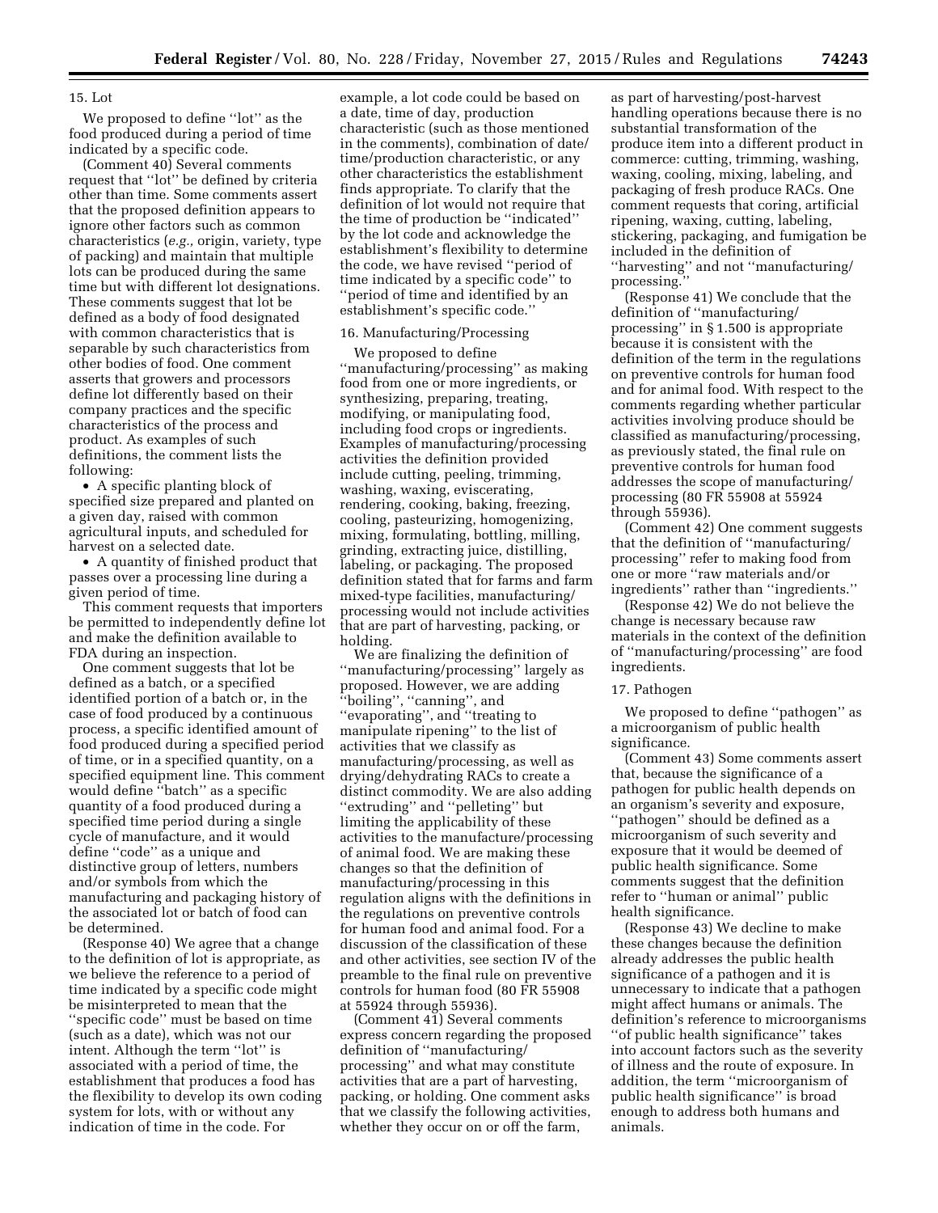### 15. Lot

We proposed to define ''lot'' as the food produced during a period of time indicated by a specific code.

(Comment 40) Several comments request that ''lot'' be defined by criteria other than time. Some comments assert that the proposed definition appears to ignore other factors such as common characteristics (*e.g.,* origin, variety, type of packing) and maintain that multiple lots can be produced during the same time but with different lot designations. These comments suggest that lot be defined as a body of food designated with common characteristics that is separable by such characteristics from other bodies of food. One comment asserts that growers and processors define lot differently based on their company practices and the specific characteristics of the process and product. As examples of such definitions, the comment lists the following:

- A specific planting block of specified size prepared and planted on a given day, raised with common agricultural inputs, and scheduled for harvest on a selected date.
- A quantity of finished product that passes over a processing line during a given period of time.

This comment requests that importers be permitted to independently define lot and make the definition available to FDA during an inspection.

One comment suggests that lot be defined as a batch, or a specified identified portion of a batch or, in the case of food produced by a continuous process, a specific identified amount of food produced during a specified period of time, or in a specified quantity, on a specified equipment line. This comment would define ''batch'' as a specific quantity of a food produced during a specified time period during a single cycle of manufacture, and it would define ''code'' as a unique and distinctive group of letters, numbers and/or symbols from which the manufacturing and packaging history of the associated lot or batch of food can be determined.

(Response 40) We agree that a change to the definition of lot is appropriate, as we believe the reference to a period of time indicated by a specific code might be misinterpreted to mean that the ''specific code'' must be based on time (such as a date), which was not our intent. Although the term ''lot'' is associated with a period of time, the establishment that produces a food has the flexibility to develop its own coding system for lots, with or without any indication of time in the code. For example, a lot code could be based on a date, time of day, production characteristic (such as those mentioned in the comments), combination of date/time/production characteristic, or any other characteristics the establishment finds appropriate. To clarify that the definition of lot would not require that the time of production be ''indicated'' by the lot code and acknowledge the establishment's flexibility to determine the code, we have revised ''period of time indicated by a specific code'' to ''period of time and identified by an establishment's specific code.''

### 16. Manufacturing/Processing

We proposed to define ''manufacturing/processing'' as making food from one or more ingredients, or synthesizing, preparing, treating, modifying, or manipulating food, including food crops or ingredients. Examples of manufacturing/processing activities the definition provided include cutting, peeling, trimming, washing, waxing, eviscerating, rendering, cooking, baking, freezing, cooling, pasteurizing, homogenizing, mixing, formulating, bottling, milling, grinding, extracting juice, distilling, labeling, or packaging. The proposed definition stated that for farms and farm mixed-type facilities, manufacturing/processing would not include activities that are part of harvesting, packing, or holding.

We are finalizing the definition of ''manufacturing/processing'' largely as proposed. However, we are adding ''boiling'', ''canning'', and ''evaporating'', and ''treating to manipulate ripening'' to the list of activities that we classify as manufacturing/processing, as well as drying/dehydrating RACs to create a distinct commodity. We are also adding ''extruding'' and ''pelleting'' but limiting the applicability of these activities to the manufacture/processing of animal food. We are making these changes so that the definition of manufacturing/processing in this regulation aligns with the definitions in the regulations on preventive controls for human food and animal food. For a discussion of the classification of these and other activities, see section IV of the preamble to the final rule on preventive controls for human food (80 FR 55908 at 55924 through 55936).

(Comment 41) Several comments express concern regarding the proposed definition of ''manufacturing/processing'' and what may constitute activities that are a part of harvesting, packing, or holding. One comment asks that we classify the following activities, whether they occur on or off the farm, as part of harvesting/post-harvest handling operations because there is no substantial transformation of the produce item into a different product in commerce: cutting, trimming, washing, waxing, cooling, mixing, labeling, and packaging of fresh produce RACs. One comment requests that coring, artificial ripening, waxing, cutting, labeling, stickering, packaging, and fumigation be included in the definition of ''harvesting'' and not ''manufacturing/processing.''

(Response 41) We conclude that the definition of ''manufacturing/processing'' in § 1.500 is appropriate because it is consistent with the definition of the term in the regulations on preventive controls for human food and for animal food. With respect to the comments regarding whether particular activities involving produce should be classified as manufacturing/processing, as previously stated, the final rule on preventive controls for human food addresses the scope of manufacturing/processing (80 FR 55908 at 55924 through 55936).

(Comment 42) One comment suggests that the definition of ''manufacturing/processing'' refer to making food from one or more ''raw materials and/or ingredients'' rather than ''ingredients.''

(Response 42) We do not believe the change is necessary because raw materials in the context of the definition of ''manufacturing/processing'' are food ingredients.

### 17. Pathogen

We proposed to define ''pathogen'' as a microorganism of public health significance.

(Comment 43) Some comments assert that, because the significance of a pathogen for public health depends on an organism's severity and exposure, ''pathogen'' should be defined as a microorganism of such severity and exposure that it would be deemed of public health significance. Some comments suggest that the definition refer to ''human or animal'' public health significance.

(Response 43) We decline to make these changes because the definition already addresses the public health significance of a pathogen and it is unnecessary to indicate that a pathogen might affect humans or animals. The definition's reference to microorganisms ''of public health significance'' takes into account factors such as the severity of illness and the route of exposure. In addition, the term ''microorganism of public health significance'' is broad enough to address both humans and animals.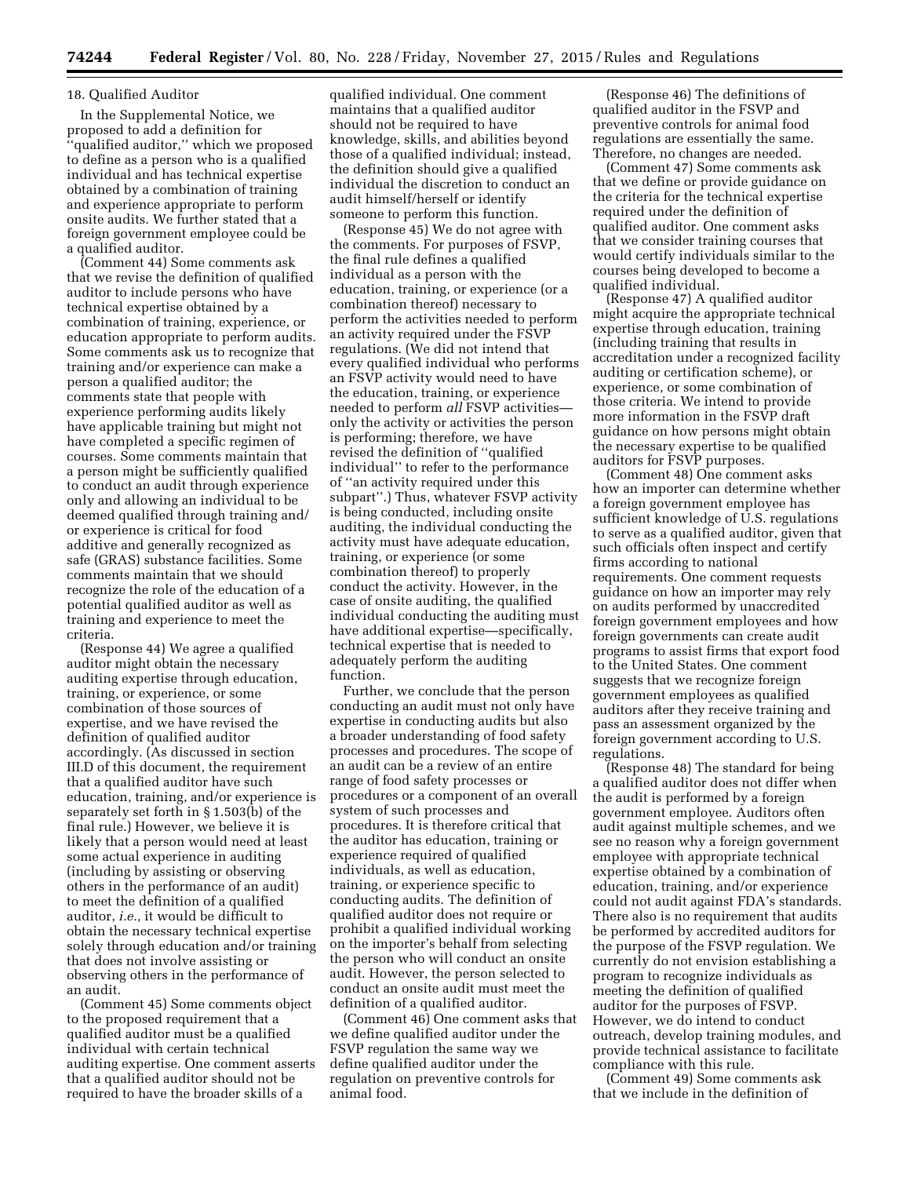18. Qualified Auditor

In the Supplemental Notice, we proposed to add a definition for ''qualified auditor,'' which we proposed to define as a person who is a qualified individual and has technical expertise obtained by a combination of training and experience appropriate to perform onsite audits. We further stated that a foreign government employee could be a qualified auditor.

(Comment 44) Some comments ask that we revise the definition of qualified auditor to include persons who have technical expertise obtained by a combination of training, experience, or education appropriate to perform audits. Some comments ask us to recognize that training and/or experience can make a person a qualified auditor; the comments state that people with experience performing audits likely have applicable training but might not have completed a specific regimen of courses. Some comments maintain that a person might be sufficiently qualified to conduct an audit through experience only and allowing an individual to be deemed qualified through training and/or experience is critical for food additive and generally recognized as safe (GRAS) substance facilities. Some comments maintain that we should recognize the role of the education of a potential qualified auditor as well as training and experience to meet the criteria.

(Response 44) We agree a qualified auditor might obtain the necessary auditing expertise through education, training, or experience, or some combination of those sources of expertise, and we have revised the definition of qualified auditor accordingly. (As discussed in section III.D of this document, the requirement that a qualified auditor have such education, training, and/or experience is separately set forth in § 1.503(b) of the final rule.) However, we believe it is likely that a person would need at least some actual experience in auditing (including by assisting or observing others in the performance of an audit) to meet the definition of a qualified auditor, *i.e.,* it would be difficult to obtain the necessary technical expertise solely through education and/or training that does not involve assisting or observing others in the performance of an audit.

(Comment 45) Some comments object to the proposed requirement that a qualified auditor must be a qualified individual with certain technical auditing expertise. One comment asserts that a qualified auditor should not be required to have the broader skills of a qualified individual. One comment maintains that a qualified auditor should not be required to have knowledge, skills, and abilities beyond those of a qualified individual; instead, the definition should give a qualified individual the discretion to conduct an audit himself/herself or identify someone to perform this function.

(Response 45) We do not agree with the comments. For purposes of FSVP, the final rule defines a qualified individual as a person with the education, training, or experience (or a combination thereof) necessary to perform the activities needed to perform an activity required under the FSVP regulations. (We did not intend that every qualified individual who performs an FSVP activity would need to have the education, training, or experience needed to perform *all* FSVP activities—only the activity or activities the person is performing; therefore, we have revised the definition of ''qualified individual'' to refer to the performance of ''an activity required under this subpart''.) Thus, whatever FSVP activity is being conducted, including onsite auditing, the individual conducting the activity must have adequate education, training, or experience (or some combination thereof) to properly conduct the activity. However, in the case of onsite auditing, the qualified individual conducting the auditing must have additional expertise—specifically, technical expertise that is needed to adequately perform the auditing function.

Further, we conclude that the person conducting an audit must not only have expertise in conducting audits but also a broader understanding of food safety processes and procedures. The scope of an audit can be a review of an entire range of food safety processes or procedures or a component of an overall system of such processes and procedures. It is therefore critical that the auditor has education, training or experience required of qualified individuals, as well as education, training, or experience specific to conducting audits. The definition of qualified auditor does not require or prohibit a qualified individual working on the importer's behalf from selecting the person who will conduct an onsite audit. However, the person selected to conduct an onsite audit must meet the definition of a qualified auditor.

(Comment 46) One comment asks that we define qualified auditor under the FSVP regulation the same way we define qualified auditor under the regulation on preventive controls for animal food.

(Response 46) The definitions of qualified auditor in the FSVP and preventive controls for animal food regulations are essentially the same. Therefore, no changes are needed.

(Comment 47) Some comments ask that we define or provide guidance on the criteria for the technical expertise required under the definition of qualified auditor. One comment asks that we consider training courses that would certify individuals similar to the courses being developed to become a qualified individual.

(Response 47) A qualified auditor might acquire the appropriate technical expertise through education, training (including training that results in accreditation under a recognized facility auditing or certification scheme), or experience, or some combination of those criteria. We intend to provide more information in the FSVP draft guidance on how persons might obtain the necessary expertise to be qualified auditors for FSVP purposes.

(Comment 48) One comment asks how an importer can determine whether a foreign government employee has sufficient knowledge of U.S. regulations to serve as a qualified auditor, given that such officials often inspect and certify firms according to national requirements. One comment requests guidance on how an importer may rely on audits performed by unaccredited foreign government employees and how foreign governments can create audit programs to assist firms that export food to the United States. One comment suggests that we recognize foreign government employees as qualified auditors after they receive training and pass an assessment organized by the foreign government according to U.S. regulations.

(Response 48) The standard for being a qualified auditor does not differ when the audit is performed by a foreign government employee. Auditors often audit against multiple schemes, and we see no reason why a foreign government employee with appropriate technical expertise obtained by a combination of education, training, and/or experience could not audit against FDA's standards. There also is no requirement that audits be performed by accredited auditors for the purpose of the FSVP regulation. We currently do not envision establishing a program to recognize individuals as meeting the definition of qualified auditor for the purposes of FSVP. However, we do intend to conduct outreach, develop training modules, and provide technical assistance to facilitate compliance with this rule.

(Comment 49) Some comments ask that we include in the definition of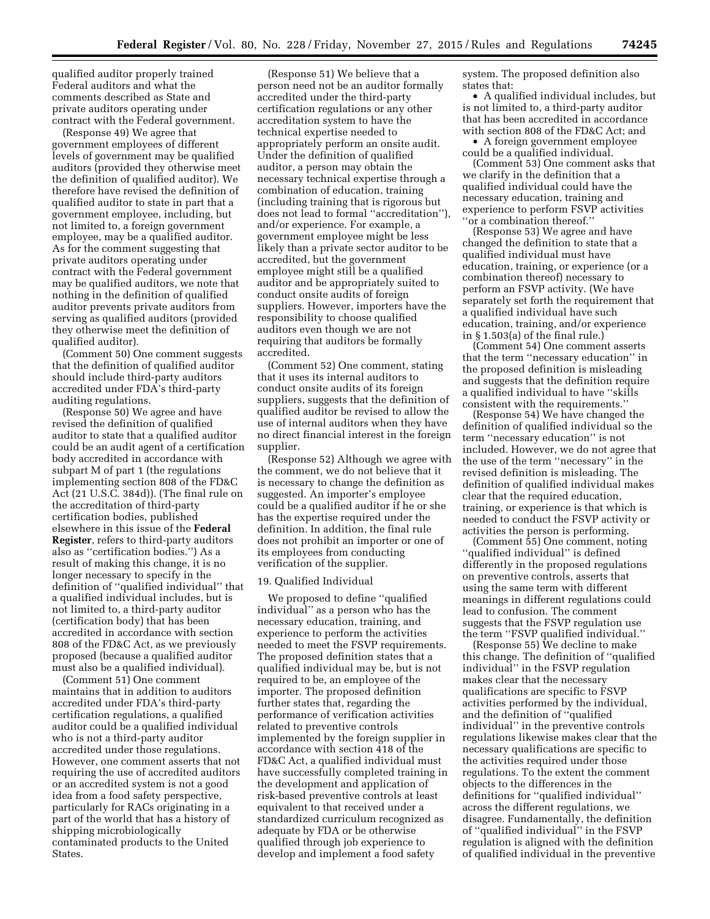qualified auditor properly trained Federal auditors and what the comments described as State and private auditors operating under contract with the Federal government.

(Response 49) We agree that government employees of different levels of government may be qualified auditors (provided they otherwise meet the definition of qualified auditor). We therefore have revised the definition of qualified auditor to state in part that a government employee, including, but not limited to, a foreign government employee, may be a qualified auditor. As for the comment suggesting that private auditors operating under contract with the Federal government may be qualified auditors, we note that nothing in the definition of qualified auditor prevents private auditors from serving as qualified auditors (provided they otherwise meet the definition of qualified auditor).

(Comment 50) One comment suggests that the definition of qualified auditor should include third-party auditors accredited under FDA's third-party auditing regulations.

(Response 50) We agree and have revised the definition of qualified auditor to state that a qualified auditor could be an audit agent of a certification body accredited in accordance with subpart M of part 1 (the regulations implementing section 808 of the FD&C Act (21 U.S.C. 384d)). (The final rule on the accreditation of third-party certification bodies, published elsewhere in this issue of the **Federal Register**, refers to third-party auditors also as ''certification bodies.'') As a result of making this change, it is no longer necessary to specify in the definition of ''qualified individual'' that a qualified individual includes, but is not limited to, a third-party auditor (certification body) that has been accredited in accordance with section 808 of the FD&C Act, as we previously proposed (because a qualified auditor must also be a qualified individual).

(Comment 51) One comment maintains that in addition to auditors accredited under FDA's third-party certification regulations, a qualified auditor could be a qualified individual who is not a third-party auditor accredited under those regulations. However, one comment asserts that not requiring the use of accredited auditors or an accredited system is not a good idea from a food safety perspective, particularly for RACs originating in a part of the world that has a history of shipping microbiologically contaminated products to the United States.

(Response 51) We believe that a person need not be an auditor formally accredited under the third-party certification regulations or any other accreditation system to have the technical expertise needed to appropriately perform an onsite audit. Under the definition of qualified auditor, a person may obtain the necessary technical expertise through a combination of education, training (including training that is rigorous but does not lead to formal ''accreditation''), and/or experience. For example, a government employee might be less likely than a private sector auditor to be accredited, but the government employee might still be a qualified auditor and be appropriately suited to conduct onsite audits of foreign suppliers. However, importers have the responsibility to choose qualified auditors even though we are not requiring that auditors be formally accredited.

(Comment 52) One comment, stating that it uses its internal auditors to conduct onsite audits of its foreign suppliers, suggests that the definition of qualified auditor be revised to allow the use of internal auditors when they have no direct financial interest in the foreign supplier.

(Response 52) Although we agree with the comment, we do not believe that it is necessary to change the definition as suggested. An importer's employee could be a qualified auditor if he or she has the expertise required under the definition. In addition, the final rule does not prohibit an importer or one of its employees from conducting verification of the supplier.

19. Qualified Individual

We proposed to define ''qualified individual'' as a person who has the necessary education, training, and experience to perform the activities needed to meet the FSVP requirements. The proposed definition states that a qualified individual may be, but is not required to be, an employee of the importer. The proposed definition further states that, regarding the performance of verification activities related to preventive controls implemented by the foreign supplier in accordance with section 418 of the FD&C Act, a qualified individual must have successfully completed training in the development and application of risk-based preventive controls at least equivalent to that received under a standardized curriculum recognized as adequate by FDA or be otherwise qualified through job experience to develop and implement a food safety system. The proposed definition also states that:

- A qualified individual includes, but is not limited to, a third-party auditor that has been accredited in accordance with section 808 of the FD&C Act; and
- A foreign government employee could be a qualified individual.

(Comment 53) One comment asks that we clarify in the definition that a qualified individual could have the necessary education, training and experience to perform FSVP activities ''or a combination thereof.''

(Response 53) We agree and have changed the definition to state that a qualified individual must have education, training, or experience (or a combination thereof) necessary to perform an FSVP activity. (We have separately set forth the requirement that a qualified individual have such education, training, and/or experience in § 1.503(a) of the final rule.)

(Comment 54) One comment asserts that the term ''necessary education'' in the proposed definition is misleading and suggests that the definition require a qualified individual to have ''skills consistent with the requirements.''

(Response 54) We have changed the definition of qualified individual so the term ''necessary education'' is not included. However, we do not agree that the use of the term ''necessary'' in the revised definition is misleading. The definition of qualified individual makes clear that the required education, training, or experience is that which is needed to conduct the FSVP activity or activities the person is performing.

(Comment 55) One comment, noting ''qualified individual'' is defined differently in the proposed regulations on preventive controls, asserts that using the same term with different meanings in different regulations could lead to confusion. The comment suggests that the FSVP regulation use the term ''FSVP qualified individual.''

(Response 55) We decline to make this change. The definition of ''qualified individual'' in the FSVP regulation makes clear that the necessary qualifications are specific to FSVP activities performed by the individual, and the definition of ''qualified individual'' in the preventive controls regulations likewise makes clear that the necessary qualifications are specific to the activities required under those regulations. To the extent the comment objects to the differences in the definitions for ''qualified individual'' across the different regulations, we disagree. Fundamentally, the definition of ''qualified individual'' in the FSVP regulation is aligned with the definition of qualified individual in the preventive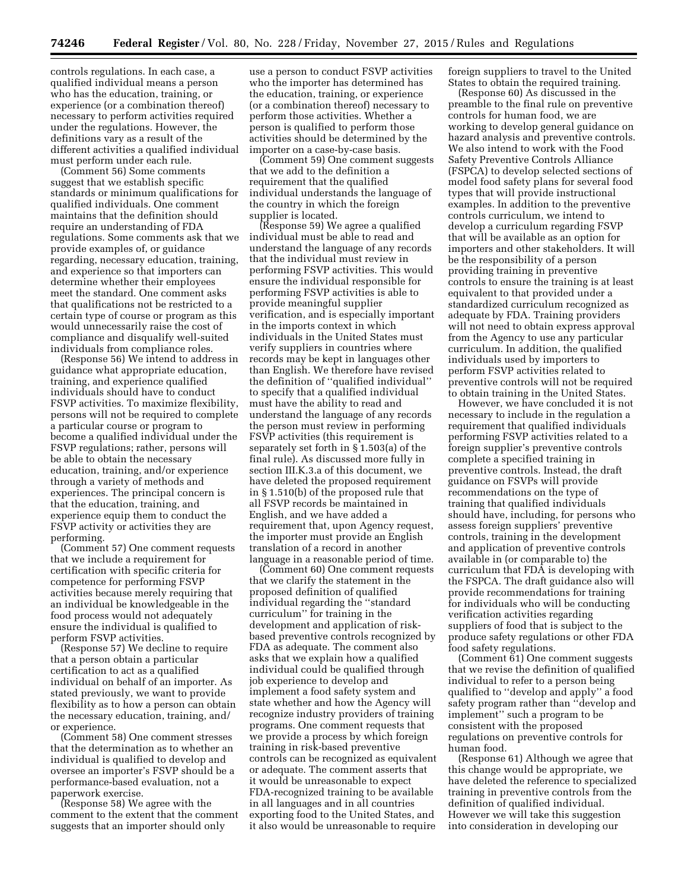controls regulations. In each case, a qualified individual means a person who has the education, training, or experience (or a combination thereof) necessary to perform activities required under the regulations. However, the definitions vary as a result of the different activities a qualified individual must perform under each rule.

(Comment 56) Some comments suggest that we establish specific standards or minimum qualifications for qualified individuals. One comment maintains that the definition should require an understanding of FDA regulations. Some comments ask that we provide examples of, or guidance regarding, necessary education, training, and experience so that importers can determine whether their employees meet the standard. One comment asks that qualifications not be restricted to a certain type of course or program as this would unnecessarily raise the cost of compliance and disqualify well-suited individuals from compliance roles.

(Response 56) We intend to address in guidance what appropriate education, training, and experience qualified individuals should have to conduct FSVP activities. To maximize flexibility, persons will not be required to complete a particular course or program to become a qualified individual under the FSVP regulations; rather, persons will be able to obtain the necessary education, training, and/or experience through a variety of methods and experiences. The principal concern is that the education, training, and experience equip them to conduct the FSVP activity or activities they are performing.

(Comment 57) One comment requests that we include a requirement for certification with specific criteria for competence for performing FSVP activities because merely requiring that an individual be knowledgeable in the food process would not adequately ensure the individual is qualified to perform FSVP activities.

(Response 57) We decline to require that a person obtain a particular certification to act as a qualified individual on behalf of an importer. As stated previously, we want to provide flexibility as to how a person can obtain the necessary education, training, and/or experience.

(Comment 58) One comment stresses that the determination as to whether an individual is qualified to develop and oversee an importer's FSVP should be a performance-based evaluation, not a paperwork exercise.

(Response 58) We agree with the comment to the extent that the comment suggests that an importer should only use a person to conduct FSVP activities who the importer has determined has the education, training, or experience (or a combination thereof) necessary to perform those activities. Whether a person is qualified to perform those activities should be determined by the importer on a case-by-case basis.

(Comment 59) One comment suggests that we add to the definition a requirement that the qualified individual understands the language of the country in which the foreign supplier is located.

(Response 59) We agree a qualified individual must be able to read and understand the language of any records that the individual must review in performing FSVP activities. This would ensure the individual responsible for performing FSVP activities is able to provide meaningful supplier verification, and is especially important in the imports context in which individuals in the United States must verify suppliers in countries where records may be kept in languages other than English. We therefore have revised the definition of "qualified individual" to specify that a qualified individual must have the ability to read and understand the language of any records the person must review in performing FSVP activities (this requirement is separately set forth in § 1.503(a) of the final rule). As discussed more fully in section III.K.3.a of this document, we have deleted the proposed requirement in § 1.510(b) of the proposed rule that all FSVP records be maintained in English, and we have added a requirement that, upon Agency request, the importer must provide an English translation of a record in another language in a reasonable period of time.

(Comment 60) One comment requests that we clarify the statement in the proposed definition of qualified individual regarding the "standard curriculum" for training in the development and application of risk-based preventive controls recognized by FDA as adequate. The comment also asks that we explain how a qualified individual could be qualified through job experience to develop and implement a food safety system and state whether and how the Agency will recognize industry providers of training programs. One comment requests that we provide a process by which foreign training in risk-based preventive controls can be recognized as equivalent or adequate. The comment asserts that it would be unreasonable to expect FDA-recognized training to be available in all languages and in all countries exporting food to the United States, and it also would be unreasonable to require foreign suppliers to travel to the United States to obtain the required training.

(Response 60) As discussed in the preamble to the final rule on preventive controls for human food, we are working to develop general guidance on hazard analysis and preventive controls. We also intend to work with the Food Safety Preventive Controls Alliance (FSPCA) to develop selected sections of model food safety plans for several food types that will provide instructional examples. In addition to the preventive controls curriculum, we intend to develop a curriculum regarding FSVP that will be available as an option for importers and other stakeholders. It will be the responsibility of a person providing training in preventive controls to ensure the training is at least equivalent to that provided under a standardized curriculum recognized as adequate by FDA. Training providers will not need to obtain express approval from the Agency to use any particular curriculum. In addition, the qualified individuals used by importers to perform FSVP activities related to preventive controls will not be required to obtain training in the United States.

However, we have concluded it is not necessary to include in the regulation a requirement that qualified individuals performing FSVP activities related to a foreign supplier's preventive controls complete a specified training in preventive controls. Instead, the draft guidance on FSVPs will provide recommendations on the type of training that qualified individuals should have, including, for persons who assess foreign suppliers' preventive controls, training in the development and application of preventive controls available in (or comparable to) the curriculum that FDA is developing with the FSPCA. The draft guidance also will provide recommendations for training for individuals who will be conducting verification activities regarding suppliers of food that is subject to the produce safety regulations or other FDA food safety regulations.

(Comment 61) One comment suggests that we revise the definition of qualified individual to refer to a person being qualified to "develop and apply" a food safety program rather than "develop and implement" such a program to be consistent with the proposed regulations on preventive controls for human food.

(Response 61) Although we agree that this change would be appropriate, we have deleted the reference to specialized training in preventive controls from the definition of qualified individual. However we will take this suggestion into consideration in developing our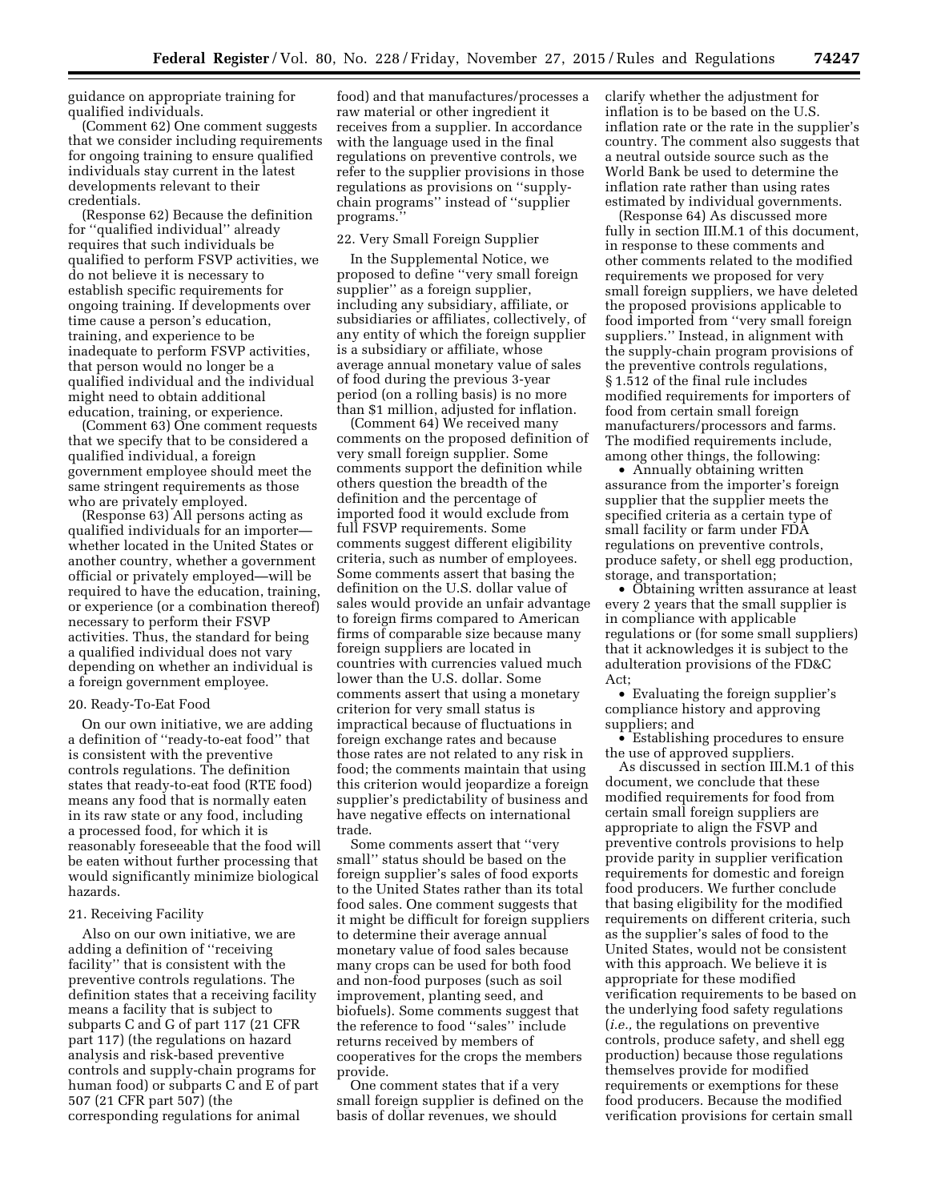guidance on appropriate training for qualified individuals.

(Comment 62) One comment suggests that we consider including requirements for ongoing training to ensure qualified individuals stay current in the latest developments relevant to their credentials.

(Response 62) Because the definition for ''qualified individual'' already requires that such individuals be qualified to perform FSVP activities, we do not believe it is necessary to establish specific requirements for ongoing training. If developments over time cause a person's education, training, and experience to be inadequate to perform FSVP activities, that person would no longer be a qualified individual and the individual might need to obtain additional education, training, or experience.

(Comment 63) One comment requests that we specify that to be considered a qualified individual, a foreign government employee should meet the same stringent requirements as those who are privately employed.

(Response 63) All persons acting as qualified individuals for an importer—whether located in the United States or another country, whether a government official or privately employed—will be required to have the education, training, or experience (or a combination thereof) necessary to perform their FSVP activities. Thus, the standard for being a qualified individual does not vary depending on whether an individual is a foreign government employee.

### 20. Ready-To-Eat Food

On our own initiative, we are adding a definition of ''ready-to-eat food'' that is consistent with the preventive controls regulations. The definition states that ready-to-eat food (RTE food) means any food that is normally eaten in its raw state or any food, including a processed food, for which it is reasonably foreseeable that the food will be eaten without further processing that would significantly minimize biological hazards.

### 21. Receiving Facility

Also on our own initiative, we are adding a definition of ''receiving facility'' that is consistent with the preventive controls regulations. The definition states that a receiving facility means a facility that is subject to subparts C and G of part 117 (21 CFR part 117) (the regulations on hazard analysis and risk-based preventive controls and supply-chain programs for human food) or subparts C and E of part 507 (21 CFR part 507) (the corresponding regulations for animal food) and that manufactures/processes a raw material or other ingredient it receives from a supplier. In accordance with the language used in the final regulations on preventive controls, we refer to the supplier provisions in those regulations as provisions on ''supply-chain programs'' instead of ''supplier programs.''

### 22. Very Small Foreign Supplier

In the Supplemental Notice, we proposed to define ''very small foreign supplier'' as a foreign supplier, including any subsidiary, affiliate, or subsidiaries or affiliates, collectively, of any entity of which the foreign supplier is a subsidiary or affiliate, whose average annual monetary value of sales of food during the previous 3-year period (on a rolling basis) is no more than $1 million, adjusted for inflation.

(Comment 64) We received many comments on the proposed definition of very small foreign supplier. Some comments support the definition while others question the breadth of the definition and the percentage of imported food it would exclude from full FSVP requirements. Some comments suggest different eligibility criteria, such as number of employees. Some comments assert that basing the definition on the U.S. dollar value of sales would provide an unfair advantage to foreign firms compared to American firms of comparable size because many foreign suppliers are located in countries with currencies valued much lower than the U.S. dollar. Some comments assert that using a monetary criterion for very small status is impractical because of fluctuations in foreign exchange rates and because those rates are not related to any risk in food; the comments maintain that using this criterion would jeopardize a foreign supplier's predictability of business and have negative effects on international trade.

Some comments assert that ''very small'' status should be based on the foreign supplier's sales of food exports to the United States rather than its total food sales. One comment suggests that it might be difficult for foreign suppliers to determine their average annual monetary value of food sales because many crops can be used for both food and non-food purposes (such as soil improvement, planting seed, and biofuels). Some comments suggest that the reference to food ''sales'' include returns received by members of cooperatives for the crops the members provide.

One comment states that if a very small foreign supplier is defined on the basis of dollar revenues, we should clarify whether the adjustment for inflation is to be based on the U.S. inflation rate or the rate in the supplier's country. The comment also suggests that a neutral outside source such as the World Bank be used to determine the inflation rate rather than using rates estimated by individual governments.

(Response 64) As discussed more fully in section III.M.1 of this document, in response to these comments and other comments related to the modified requirements we proposed for very small foreign suppliers, we have deleted the proposed provisions applicable to food imported from ''very small foreign suppliers.'' Instead, in alignment with the supply-chain program provisions of the preventive controls regulations, § 1.512 of the final rule includes modified requirements for importers of food from certain small foreign manufacturers/processors and farms. The modified requirements include, among other things, the following:

- Annually obtaining written assurance from the importer's foreign supplier that the supplier meets the specified criteria as a certain type of small facility or farm under FDA regulations on preventive controls, produce safety, or shell egg production, storage, and transportation;
- Obtaining written assurance at least every 2 years that the small supplier is in compliance with applicable regulations or (for some small suppliers) that it acknowledges it is subject to the adulteration provisions of the FD&C Act;
- Evaluating the foreign supplier's compliance history and approving suppliers; and
- Establishing procedures to ensure the use of approved suppliers.

As discussed in section III.M.1 of this document, we conclude that these modified requirements for food from certain small foreign suppliers are appropriate to align the FSVP and preventive controls provisions to help provide parity in supplier verification requirements for domestic and foreign food producers. We further conclude that basing eligibility for the modified requirements on different criteria, such as the supplier's sales of food to the United States, would not be consistent with this approach. We believe it is appropriate for these modified verification requirements to be based on the underlying food safety regulations (*i.e.,* the regulations on preventive controls, produce safety, and shell egg production) because those regulations themselves provide for modified requirements or exemptions for these food producers. Because the modified verification provisions for certain small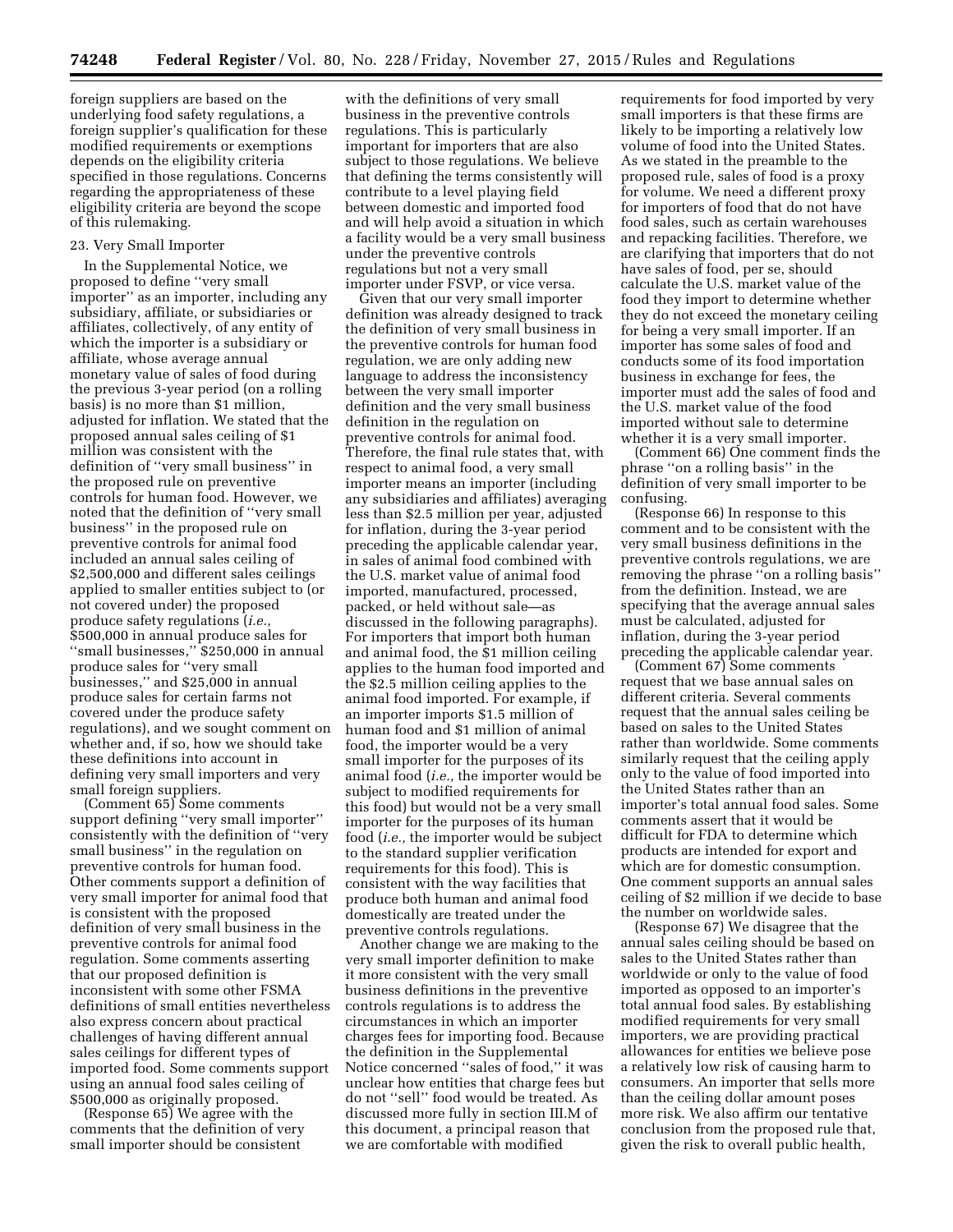foreign suppliers are based on the underlying food safety regulations, a foreign supplier's qualification for these modified requirements or exemptions depends on the eligibility criteria specified in those regulations. Concerns regarding the appropriateness of these eligibility criteria are beyond the scope of this rulemaking.

23. Very Small Importer

In the Supplemental Notice, we proposed to define ''very small importer'' as an importer, including any subsidiary, affiliate, or subsidiaries or affiliates, collectively, of any entity of which the importer is a subsidiary or affiliate, whose average annual monetary value of sales of food during the previous 3-year period (on a rolling basis) is no more than $1 million, adjusted for inflation. We stated that the proposed annual sales ceiling of $1 million was consistent with the definition of ''very small business'' in the proposed rule on preventive controls for human food. However, we noted that the definition of ''very small business'' in the proposed rule on preventive controls for animal food included an annual sales ceiling of $2,500,000 and different sales ceilings applied to smaller entities subject to (or not covered under) the proposed produce safety regulations (*i.e.,* $500,000 in annual produce sales for ''small businesses,'' $250,000 in annual produce sales for ''very small businesses,'' and $25,000 in annual produce sales for certain farms not covered under the produce safety regulations), and we sought comment on whether and, if so, how we should take these definitions into account in defining very small importers and very small foreign suppliers.

(Comment 65) Some comments support defining ''very small importer'' consistently with the definition of ''very small business'' in the regulation on preventive controls for human food. Other comments support a definition of very small importer for animal food that is consistent with the proposed definition of very small business in the preventive controls for animal food regulation. Some comments asserting that our proposed definition is inconsistent with some other FSMA definitions of small entities nevertheless also express concern about practical challenges of having different annual sales ceilings for different types of imported food. Some comments support using an annual food sales ceiling of $500,000 as originally proposed.

(Response 65) We agree with the comments that the definition of very small importer should be consistent with the definitions of very small business in the preventive controls regulations. This is particularly important for importers that are also subject to those regulations. We believe that defining the terms consistently will contribute to a level playing field between domestic and imported food and will help avoid a situation in which a facility would be a very small business under the preventive controls regulations but not a very small importer under FSVP, or vice versa.

Given that our very small importer definition was already designed to track the definition of very small business in the preventive controls for human food regulation, we are only adding new language to address the inconsistency between the very small importer definition and the very small business definition in the regulation on preventive controls for animal food. Therefore, the final rule states that, with respect to animal food, a very small importer means an importer (including any subsidiaries and affiliates) averaging less than $2.5 million per year, adjusted for inflation, during the 3-year period preceding the applicable calendar year, in sales of animal food combined with the U.S. market value of animal food imported, manufactured, processed, packed, or held without sale—as discussed in the following paragraphs). For importers that import both human and animal food, the $1 million ceiling applies to the human food imported and the $2.5 million ceiling applies to the animal food imported. For example, if an importer imports $1.5 million of human food and $1 million of animal food, the importer would be a very small importer for the purposes of its animal food (*i.e.,* the importer would be subject to modified requirements for this food) but would not be a very small importer for the purposes of its human food (*i.e.,* the importer would be subject to the standard supplier verification requirements for this food). This is consistent with the way facilities that produce both human and animal food domestically are treated under the preventive controls regulations.

Another change we are making to the very small importer definition to make it more consistent with the very small business definitions in the preventive controls regulations is to address the circumstances in which an importer charges fees for importing food. Because the definition in the Supplemental Notice concerned ''sales of food,'' it was unclear how entities that charge fees but do not ''sell'' food would be treated. As discussed more fully in section III.M of this document, a principal reason that we are comfortable with modified requirements for food imported by very small importers is that these firms are likely to be importing a relatively low volume of food into the United States. As we stated in the preamble to the proposed rule, sales of food is a proxy for volume. We need a different proxy for importers of food that do not have food sales, such as certain warehouses and repacking facilities. Therefore, we are clarifying that importers that do not have sales of food, per se, should calculate the U.S. market value of the food they import to determine whether they do not exceed the monetary ceiling for being a very small importer. If an importer has some sales of food and conducts some of its food importation business in exchange for fees, the importer must add the sales of food and the U.S. market value of the food imported without sale to determine whether it is a very small importer.

(Comment 66) One comment finds the phrase ''on a rolling basis'' in the definition of very small importer to be confusing.

(Response 66) In response to this comment and to be consistent with the very small business definitions in the preventive controls regulations, we are removing the phrase ''on a rolling basis'' from the definition. Instead, we are specifying that the average annual sales must be calculated, adjusted for inflation, during the 3-year period preceding the applicable calendar year.

(Comment 67) Some comments request that we base annual sales on different criteria. Several comments request that the annual sales ceiling be based on sales to the United States rather than worldwide. Some comments similarly request that the ceiling apply only to the value of food imported into the United States rather than an importer's total annual food sales. Some comments assert that it would be difficult for FDA to determine which products are intended for export and which are for domestic consumption. One comment supports an annual sales ceiling of $2 million if we decide to base the number on worldwide sales.

(Response 67) We disagree that the annual sales ceiling should be based on sales to the United States rather than worldwide or only to the value of food imported as opposed to an importer's total annual food sales. By establishing modified requirements for very small importers, we are providing practical allowances for entities we believe pose a relatively low risk of causing harm to consumers. An importer that sells more than the ceiling dollar amount poses more risk. We also affirm our tentative conclusion from the proposed rule that, given the risk to overall public health,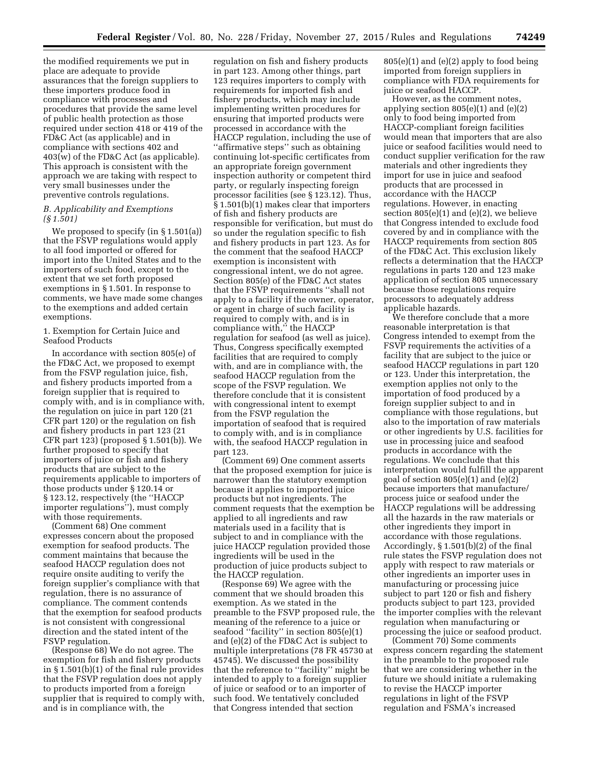the modified requirements we put in place are adequate to provide assurances that the foreign suppliers to these importers produce food in compliance with processes and procedures that provide the same level of public health protection as those required under section 418 or 419 of the FD&C Act (as applicable) and in compliance with sections 402 and 403(w) of the FD&C Act (as applicable). This approach is consistent with the approach we are taking with respect to very small businesses under the preventive controls regulations.

### *B. Applicability and Exemptions (§ 1.501)*

We proposed to specify (in § 1.501(a)) that the FSVP regulations would apply to all food imported or offered for import into the United States and to the importers of such food, except to the extent that we set forth proposed exemptions in § 1.501. In response to comments, we have made some changes to the exemptions and added certain exemptions.

#### 1. Exemption for Certain Juice and Seafood Products

In accordance with section 805(e) of the FD&C Act, we proposed to exempt from the FSVP regulation juice, fish, and fishery products imported from a foreign supplier that is required to comply with, and is in compliance with, the regulation on juice in part 120 (21 CFR part 120) or the regulation on fish and fishery products in part 123 (21 CFR part 123) (proposed § 1.501(b)). We further proposed to specify that importers of juice or fish and fishery products that are subject to the requirements applicable to importers of those products under § 120.14 or § 123.12, respectively (the ''HACCP importer regulations''), must comply with those requirements.

(Comment 68) One comment expresses concern about the proposed exemption for seafood products. The comment maintains that because the seafood HACCP regulation does not require onsite auditing to verify the foreign supplier's compliance with that regulation, there is no assurance of compliance. The comment contends that the exemption for seafood products is not consistent with congressional direction and the stated intent of the FSVP regulation.

(Response 68) We do not agree. The exemption for fish and fishery products in § 1.501(b)(1) of the final rule provides that the FSVP regulation does not apply to products imported from a foreign supplier that is required to comply with, and is in compliance with, the regulation on fish and fishery products in part 123. Among other things, part 123 requires importers to comply with requirements for imported fish and fishery products, which may include implementing written procedures for ensuring that imported products were processed in accordance with the HACCP regulation, including the use of ''affirmative steps'' such as obtaining continuing lot-specific certificates from an appropriate foreign government inspection authority or competent third party, or regularly inspecting foreign processor facilities (see § 123.12). Thus, § 1.501(b)(1) makes clear that importers of fish and fishery products are responsible for verification, but must do so under the regulation specific to fish and fishery products in part 123. As for the comment that the seafood HACCP exemption is inconsistent with congressional intent, we do not agree. Section 805(e) of the FD&C Act states that the FSVP requirements ''shall not apply to a facility if the owner, operator, or agent in charge of such facility is required to comply with, and is in compliance with,'' the HACCP regulation for seafood (as well as juice). Thus, Congress specifically exempted facilities that are required to comply with, and are in compliance with, the seafood HACCP regulation from the scope of the FSVP regulation. We therefore conclude that it is consistent with congressional intent to exempt from the FSVP regulation the importation of seafood that is required to comply with, and is in compliance with, the seafood HACCP regulation in part 123.

(Comment 69) One comment asserts that the proposed exemption for juice is narrower than the statutory exemption because it applies to imported juice products but not ingredients. The comment requests that the exemption be applied to all ingredients and raw materials used in a facility that is subject to and in compliance with the juice HACCP regulation provided those ingredients will be used in the production of juice products subject to the HACCP regulation.

(Response 69) We agree with the comment that we should broaden this exemption. As we stated in the preamble to the FSVP proposed rule, the meaning of the reference to a juice or seafood ''facility'' in section 805(e)(1) and (e)(2) of the FD&C Act is subject to multiple interpretations (78 FR 45730 at 45745). We discussed the possibility that the reference to ''facility'' might be intended to apply to a foreign supplier of juice or seafood or to an importer of such food. We tentatively concluded that Congress intended that section 805(e)(1) and (e)(2) apply to food being imported from foreign suppliers in compliance with FDA requirements for juice or seafood HACCP.

However, as the comment notes, applying section 805(e)(1) and (e)(2) only to food being imported from HACCP-compliant foreign facilities would mean that importers that are also juice or seafood facilities would need to conduct supplier verification for the raw materials and other ingredients they import for use in juice and seafood products that are processed in accordance with the HACCP regulations. However, in enacting section 805(e)(1) and (e)(2), we believe that Congress intended to exclude food covered by and in compliance with the HACCP requirements from section 805 of the FD&C Act. This exclusion likely reflects a determination that the HACCP regulations in parts 120 and 123 make application of section 805 unnecessary because those regulations require processors to adequately address applicable hazards.

We therefore conclude that a more reasonable interpretation is that Congress intended to exempt from the FSVP requirements the activities of a facility that are subject to the juice or seafood HACCP regulations in part 120 or 123. Under this interpretation, the exemption applies not only to the importation of food produced by a foreign supplier subject to and in compliance with those regulations, but also to the importation of raw materials or other ingredients by U.S. facilities for use in processing juice and seafood products in accordance with the regulations. We conclude that this interpretation would fulfill the apparent goal of section 805(e)(1) and (e)(2) because importers that manufacture/process juice or seafood under the HACCP regulations will be addressing all the hazards in the raw materials or other ingredients they import in accordance with those regulations. Accordingly, § 1.501(b)(2) of the final rule states the FSVP regulation does not apply with respect to raw materials or other ingredients an importer uses in manufacturing or processing juice subject to part 120 or fish and fishery products subject to part 123, provided the importer complies with the relevant regulation when manufacturing or processing the juice or seafood product.

(Comment 70) Some comments express concern regarding the statement in the preamble to the proposed rule that we are considering whether in the future we should initiate a rulemaking to revise the HACCP importer regulations in light of the FSVP regulation and FSMA's increased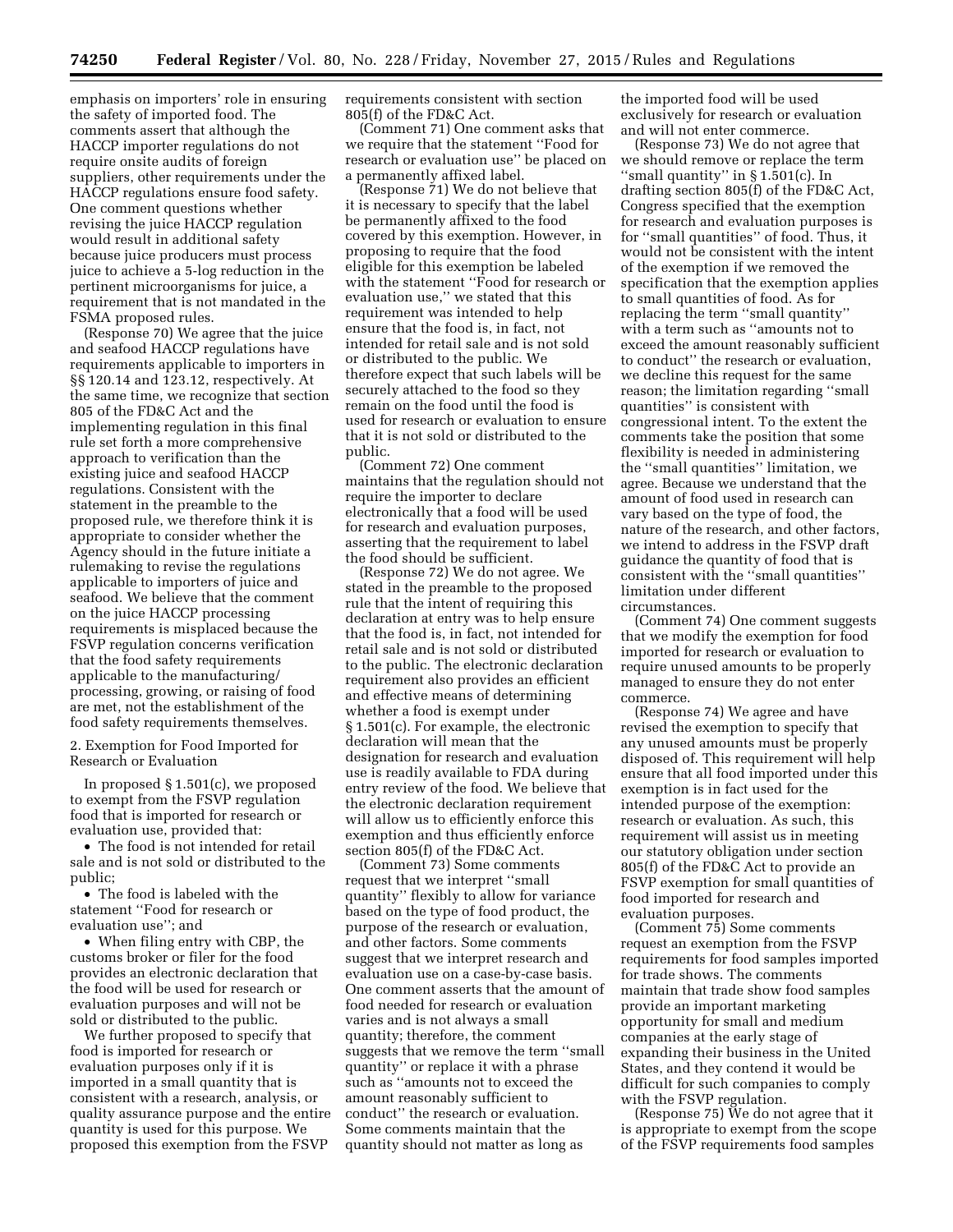emphasis on importers' role in ensuring the safety of imported food. The comments assert that although the HACCP importer regulations do not require onsite audits of foreign suppliers, other requirements under the HACCP regulations ensure food safety. One comment questions whether revising the juice HACCP regulation would result in additional safety because juice producers must process juice to achieve a 5-log reduction in the pertinent microorganisms for juice, a requirement that is not mandated in the FSMA proposed rules.

(Response 70) We agree that the juice and seafood HACCP regulations have requirements applicable to importers in §§ 120.14 and 123.12, respectively. At the same time, we recognize that section 805 of the FD&C Act and the implementing regulation in this final rule set forth a more comprehensive approach to verification than the existing juice and seafood HACCP regulations. Consistent with the statement in the preamble to the proposed rule, we therefore think it is appropriate to consider whether the Agency should in the future initiate a rulemaking to revise the regulations applicable to importers of juice and seafood. We believe that the comment on the juice HACCP processing requirements is misplaced because the FSVP regulation concerns verification that the food safety requirements applicable to the manufacturing/processing, growing, or raising of food are met, not the establishment of the food safety requirements themselves.

2. Exemption for Food Imported for Research or Evaluation

In proposed § 1.501(c), we proposed to exempt from the FSVP regulation food that is imported for research or evaluation use, provided that:

- The food is not intended for retail sale and is not sold or distributed to the public;
- The food is labeled with the statement ''Food for research or evaluation use''; and
- When filing entry with CBP, the customs broker or filer for the food provides an electronic declaration that the food will be used for research or evaluation purposes and will not be sold or distributed to the public.

We further proposed to specify that food is imported for research or evaluation purposes only if it is imported in a small quantity that is consistent with a research, analysis, or quality assurance purpose and the entire quantity is used for this purpose. We proposed this exemption from the FSVP requirements consistent with section 805(f) of the FD&C Act.

(Comment 71) One comment asks that we require that the statement ''Food for research or evaluation use'' be placed on a permanently affixed label.

(Response 71) We do not believe that it is necessary to specify that the label be permanently affixed to the food covered by this exemption. However, in proposing to require that the food eligible for this exemption be labeled with the statement ''Food for research or evaluation use,'' we stated that this requirement was intended to help ensure that the food is, in fact, not intended for retail sale and is not sold or distributed to the public. We therefore expect that such labels will be securely attached to the food so they remain on the food until the food is used for research or evaluation to ensure that it is not sold or distributed to the public.

(Comment 72) One comment maintains that the regulation should not require the importer to declare electronically that a food will be used for research and evaluation purposes, asserting that the requirement to label the food should be sufficient.

(Response 72) We do not agree. We stated in the preamble to the proposed rule that the intent of requiring this declaration at entry was to help ensure that the food is, in fact, not intended for retail sale and is not sold or distributed to the public. The electronic declaration requirement also provides an efficient and effective means of determining whether a food is exempt under § 1.501(c). For example, the electronic declaration will mean that the designation for research and evaluation use is readily available to FDA during entry review of the food. We believe that the electronic declaration requirement will allow us to efficiently enforce this exemption and thus efficiently enforce section 805(f) of the FD&C Act.

(Comment 73) Some comments request that we interpret ''small quantity'' flexibly to allow for variance based on the type of food product, the purpose of the research or evaluation, and other factors. Some comments suggest that we interpret research and evaluation use on a case-by-case basis. One comment asserts that the amount of food needed for research or evaluation varies and is not always a small quantity; therefore, the comment suggests that we remove the term ''small quantity'' or replace it with a phrase such as ''amounts not to exceed the amount reasonably sufficient to conduct'' the research or evaluation. Some comments maintain that the quantity should not matter as long as the imported food will be used exclusively for research or evaluation and will not enter commerce.

(Response 73) We do not agree that we should remove or replace the term ''small quantity'' in § 1.501(c). In drafting section 805(f) of the FD&C Act, Congress specified that the exemption for research and evaluation purposes is for ''small quantities'' of food. Thus, it would not be consistent with the intent of the exemption if we removed the specification that the exemption applies to small quantities of food. As for replacing the term ''small quantity'' with a term such as ''amounts not to exceed the amount reasonably sufficient to conduct'' the research or evaluation, we decline this request for the same reason; the limitation regarding ''small quantities'' is consistent with congressional intent. To the extent the comments take the position that some flexibility is needed in administering the ''small quantities'' limitation, we agree. Because we understand that the amount of food used in research can vary based on the type of food, the nature of the research, and other factors, we intend to address in the FSVP draft guidance the quantity of food that is consistent with the ''small quantities'' limitation under different circumstances.

(Comment 74) One comment suggests that we modify the exemption for food imported for research or evaluation to require unused amounts to be properly managed to ensure they do not enter commerce.

(Response 74) We agree and have revised the exemption to specify that any unused amounts must be properly disposed of. This requirement will help ensure that all food imported under this exemption is in fact used for the intended purpose of the exemption: research or evaluation. As such, this requirement will assist us in meeting our statutory obligation under section 805(f) of the FD&C Act to provide an FSVP exemption for small quantities of food imported for research and evaluation purposes.

(Comment 75) Some comments request an exemption from the FSVP requirements for food samples imported for trade shows. The comments maintain that trade show food samples provide an important marketing opportunity for small and medium companies at the early stage of expanding their business in the United States, and they contend it would be difficult for such companies to comply with the FSVP regulation.

(Response 75) We do not agree that it is appropriate to exempt from the scope of the FSVP requirements food samples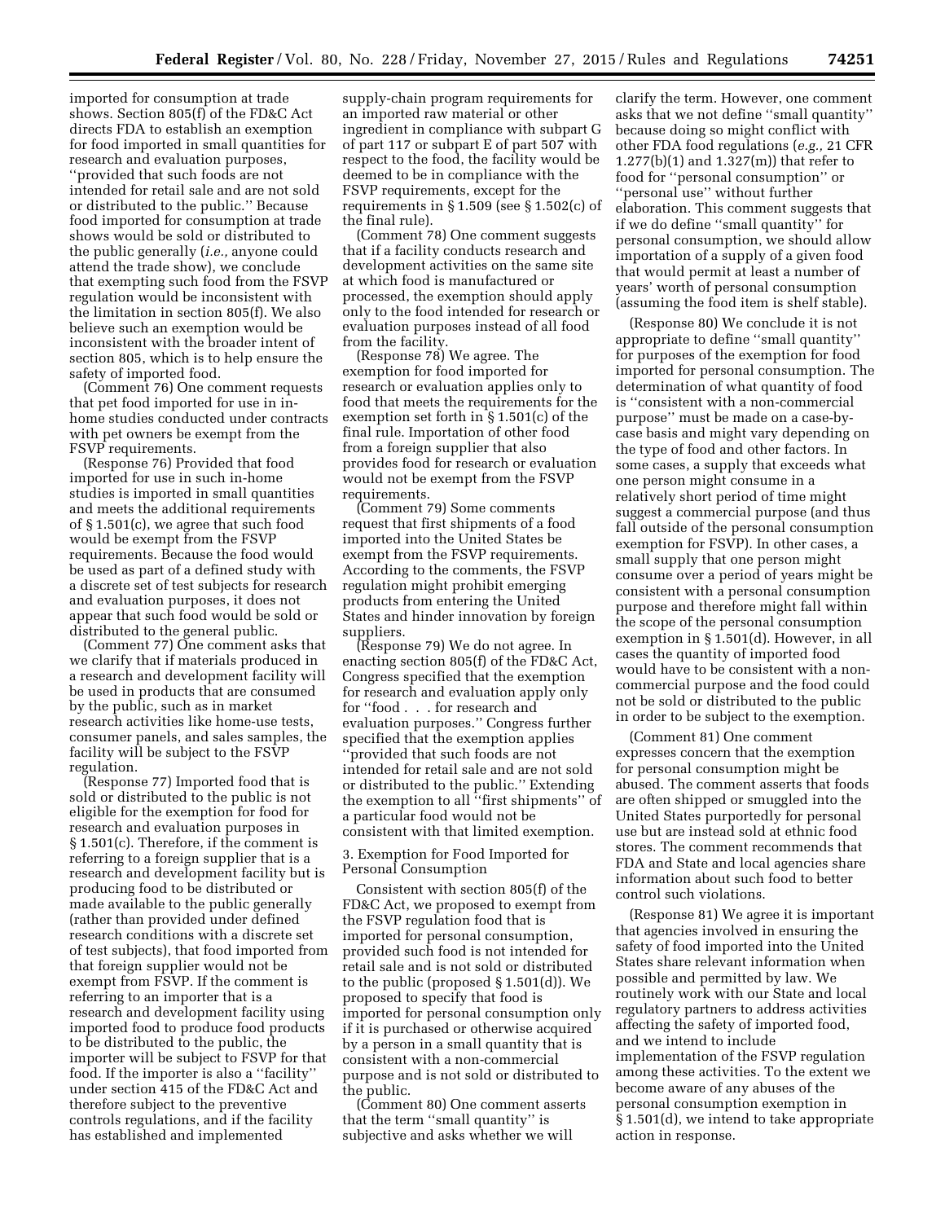imported for consumption at trade shows. Section 805(f) of the FD&C Act directs FDA to establish an exemption for food imported in small quantities for research and evaluation purposes, ''provided that such foods are not intended for retail sale and are not sold or distributed to the public.'' Because food imported for consumption at trade shows would be sold or distributed to the public generally (*i.e.,* anyone could attend the trade show), we conclude that exempting such food from the FSVP regulation would be inconsistent with the limitation in section 805(f). We also believe such an exemption would be inconsistent with the broader intent of section 805, which is to help ensure the safety of imported food.

(Comment 76) One comment requests that pet food imported for use in in-home studies conducted under contracts with pet owners be exempt from the FSVP requirements.

(Response 76) Provided that food imported for use in such in-home studies is imported in small quantities and meets the additional requirements of § 1.501(c), we agree that such food would be exempt from the FSVP requirements. Because the food would be used as part of a defined study with a discrete set of test subjects for research and evaluation purposes, it does not appear that such food would be sold or distributed to the general public.

(Comment 77) One comment asks that we clarify that if materials produced in a research and development facility will be used in products that are consumed by the public, such as in market research activities like home-use tests, consumer panels, and sales samples, the facility will be subject to the FSVP regulation.

(Response 77) Imported food that is sold or distributed to the public is not eligible for the exemption for food for research and evaluation purposes in § 1.501(c). Therefore, if the comment is referring to a foreign supplier that is a research and development facility but is producing food to be distributed or made available to the public generally (rather than provided under defined research conditions with a discrete set of test subjects), that food imported from that foreign supplier would not be exempt from FSVP. If the comment is referring to an importer that is a research and development facility using imported food to produce food products to be distributed to the public, the importer will be subject to FSVP for that food. If the importer is also a ''facility'' under section 415 of the FD&C Act and therefore subject to the preventive controls regulations, and if the facility has established and implemented supply-chain program requirements for an imported raw material or other ingredient in compliance with subpart G of part 117 or subpart E of part 507 with respect to the food, the facility would be deemed to be in compliance with the FSVP requirements, except for the requirements in § 1.509 (see § 1.502(c) of the final rule).

(Comment 78) One comment suggests that if a facility conducts research and development activities on the same site at which food is manufactured or processed, the exemption should apply only to the food intended for research or evaluation purposes instead of all food from the facility.

(Response 78) We agree. The exemption for food imported for research or evaluation applies only to food that meets the requirements for the exemption set forth in § 1.501(c) of the final rule. Importation of other food from a foreign supplier that also provides food for research or evaluation would not be exempt from the FSVP requirements.

(Comment 79) Some comments request that first shipments of a food imported into the United States be exempt from the FSVP requirements. According to the comments, the FSVP regulation might prohibit emerging products from entering the United States and hinder innovation by foreign suppliers.

(Response 79) We do not agree. In enacting section 805(f) of the FD&C Act, Congress specified that the exemption for research and evaluation apply only for ''food . . . for research and evaluation purposes.'' Congress further specified that the exemption applies ''provided that such foods are not intended for retail sale and are not sold or distributed to the public.'' Extending the exemption to all ''first shipments'' of a particular food would not be consistent with that limited exemption.

3. Exemption for Food Imported for Personal Consumption

Consistent with section 805(f) of the FD&C Act, we proposed to exempt from the FSVP regulation food that is imported for personal consumption, provided such food is not intended for retail sale and is not sold or distributed to the public (proposed § 1.501(d)). We proposed to specify that food is imported for personal consumption only if it is purchased or otherwise acquired by a person in a small quantity that is consistent with a non-commercial purpose and is not sold or distributed to the public.

(Comment 80) One comment asserts that the term ''small quantity'' is subjective and asks whether we will clarify the term. However, one comment asks that we not define ''small quantity'' because doing so might conflict with other FDA food regulations (*e.g.,* 21 CFR 1.277(b)(1) and 1.327(m)) that refer to food for ''personal consumption'' or ''personal use'' without further elaboration. This comment suggests that if we do define ''small quantity'' for personal consumption, we should allow importation of a supply of a given food that would permit at least a number of years' worth of personal consumption (assuming the food item is shelf stable).

(Response 80) We conclude it is not appropriate to define ''small quantity'' for purposes of the exemption for food imported for personal consumption. The determination of what quantity of food is ''consistent with a non-commercial purpose'' must be made on a case-by-case basis and might vary depending on the type of food and other factors. In some cases, a supply that exceeds what one person might consume in a relatively short period of time might suggest a commercial purpose (and thus fall outside of the personal consumption exemption for FSVP). In other cases, a small supply that one person might consume over a period of years might be consistent with a personal consumption purpose and therefore might fall within the scope of the personal consumption exemption in § 1.501(d). However, in all cases the quantity of imported food would have to be consistent with a non-commercial purpose and the food could not be sold or distributed to the public in order to be subject to the exemption.

(Comment 81) One comment expresses concern that the exemption for personal consumption might be abused. The comment asserts that foods are often shipped or smuggled into the United States purportedly for personal use but are instead sold at ethnic food stores. The comment recommends that FDA and State and local agencies share information about such food to better control such violations.

(Response 81) We agree it is important that agencies involved in ensuring the safety of food imported into the United States share relevant information when possible and permitted by law. We routinely work with our State and local regulatory partners to address activities affecting the safety of imported food, and we intend to include implementation of the FSVP regulation among these activities. To the extent we become aware of any abuses of the personal consumption exemption in § 1.501(d), we intend to take appropriate action in response.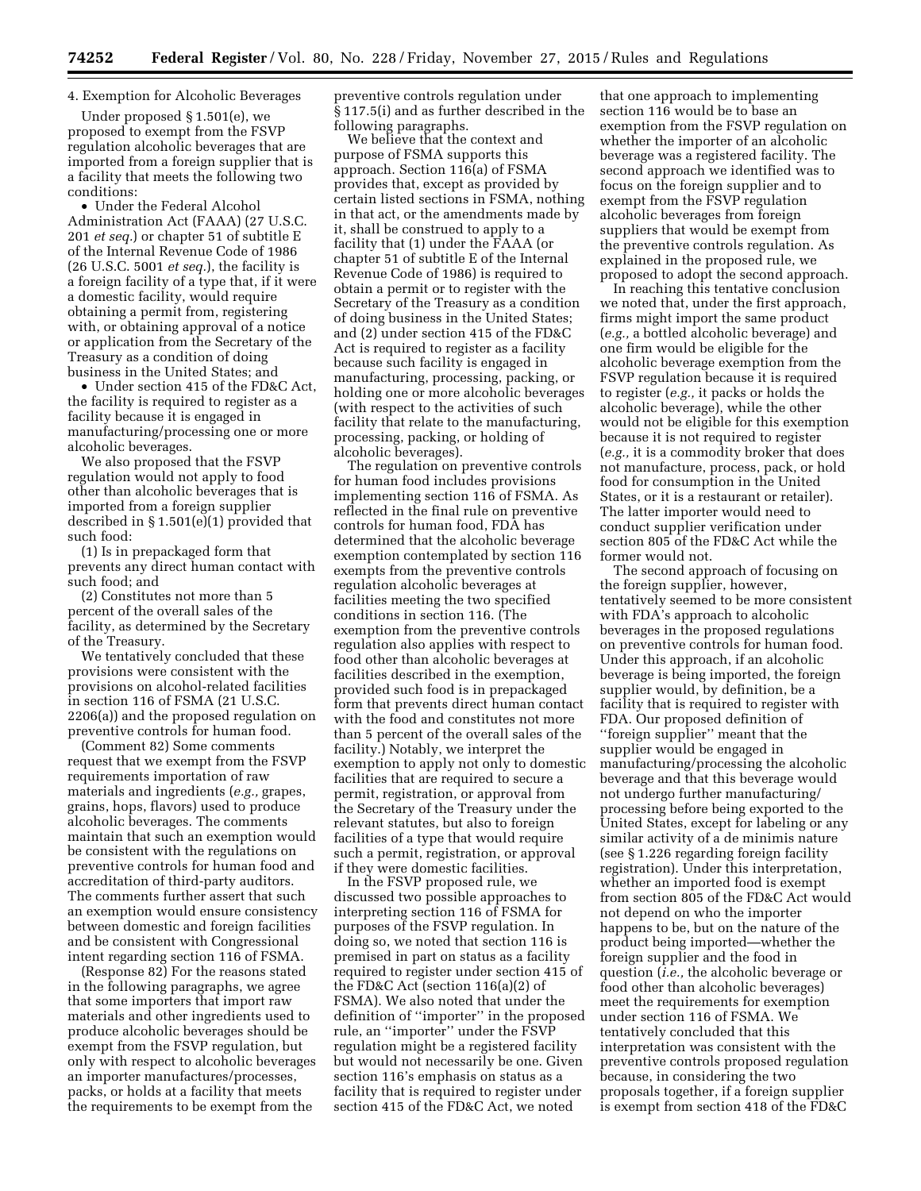4. Exemption for Alcoholic Beverages

Under proposed § 1.501(e), we proposed to exempt from the FSVP regulation alcoholic beverages that are imported from a foreign supplier that is a facility that meets the following two conditions:

- Under the Federal Alcohol Administration Act (FAAA) (27 U.S.C. 201 *et seq.*) or chapter 51 of subtitle E of the Internal Revenue Code of 1986 (26 U.S.C. 5001 *et seq.*), the facility is a foreign facility of a type that, if it were a domestic facility, would require obtaining a permit from, registering with, or obtaining approval of a notice or application from the Secretary of the Treasury as a condition of doing business in the United States; and
- Under section 415 of the FD&C Act, the facility is required to register as a facility because it is engaged in manufacturing/processing one or more alcoholic beverages.

We also proposed that the FSVP regulation would not apply to food other than alcoholic beverages that is imported from a foreign supplier described in § 1.501(e)(1) provided that such food:

(1) Is in prepackaged form that prevents any direct human contact with such food; and

(2) Constitutes not more than 5 percent of the overall sales of the facility, as determined by the Secretary of the Treasury.

We tentatively concluded that these provisions were consistent with the provisions on alcohol-related facilities in section 116 of FSMA (21 U.S.C. 2206(a)) and the proposed regulation on preventive controls for human food.

(Comment 82) Some comments request that we exempt from the FSVP requirements importation of raw materials and ingredients (*e.g.,* grapes, grains, hops, flavors) used to produce alcoholic beverages. The comments maintain that such an exemption would be consistent with the regulations on preventive controls for human food and accreditation of third-party auditors. The comments further assert that such an exemption would ensure consistency between domestic and foreign facilities and be consistent with Congressional intent regarding section 116 of FSMA.

(Response 82) For the reasons stated in the following paragraphs, we agree that some importers that import raw materials and other ingredients used to produce alcoholic beverages should be exempt from the FSVP regulation, but only with respect to alcoholic beverages an importer manufactures/processes, packs, or holds at a facility that meets the requirements to be exempt from the preventive controls regulation under § 117.5(i) and as further described in the following paragraphs.

We believe that the context and purpose of FSMA supports this approach. Section 116(a) of FSMA provides that, except as provided by certain listed sections in FSMA, nothing in that act, or the amendments made by it, shall be construed to apply to a facility that (1) under the FAAA (or chapter 51 of subtitle E of the Internal Revenue Code of 1986) is required to obtain a permit or to register with the Secretary of the Treasury as a condition of doing business in the United States; and (2) under section 415 of the FD&C Act is required to register as a facility because such facility is engaged in manufacturing, processing, packing, or holding one or more alcoholic beverages (with respect to the activities of such facility that relate to the manufacturing, processing, packing, or holding of alcoholic beverages).

The regulation on preventive controls for human food includes provisions implementing section 116 of FSMA. As reflected in the final rule on preventive controls for human food, FDA has determined that the alcoholic beverage exemption contemplated by section 116 exempts from the preventive controls regulation alcoholic beverages at facilities meeting the two specified conditions in section 116. (The exemption from the preventive controls regulation also applies with respect to food other than alcoholic beverages at facilities described in the exemption, provided such food is in prepackaged form that prevents direct human contact with the food and constitutes not more than 5 percent of the overall sales of the facility.) Notably, we interpret the exemption to apply not only to domestic facilities that are required to secure a permit, registration, or approval from the Secretary of the Treasury under the relevant statutes, but also to foreign facilities of a type that would require such a permit, registration, or approval if they were domestic facilities.

In the FSVP proposed rule, we discussed two possible approaches to interpreting section 116 of FSMA for purposes of the FSVP regulation. In doing so, we noted that section 116 is premised in part on status as a facility required to register under section 415 of the FD&C Act (section 116(a)(2) of FSMA). We also noted that under the definition of "importer" in the proposed rule, an "importer" under the FSVP regulation might be a registered facility but would not necessarily be one. Given section 116's emphasis on status as a facility that is required to register under section 415 of the FD&C Act, we noted that one approach to implementing section 116 would be to base an exemption from the FSVP regulation on whether the importer of an alcoholic beverage was a registered facility. The second approach we identified was to focus on the foreign supplier and to exempt from the FSVP regulation alcoholic beverages from foreign suppliers that would be exempt from the preventive controls regulation. As explained in the proposed rule, we proposed to adopt the second approach.

In reaching this tentative conclusion we noted that, under the first approach, firms might import the same product (*e.g.,* a bottled alcoholic beverage) and one firm would be eligible for the alcoholic beverage exemption from the FSVP regulation because it is required to register (*e.g.,* it packs or holds the alcoholic beverage), while the other would not be eligible for this exemption because it is not required to register (*e.g.,* it is a commodity broker that does not manufacture, process, pack, or hold food for consumption in the United States, or it is a restaurant or retailer). The latter importer would need to conduct supplier verification under section 805 of the FD&C Act while the former would not.

The second approach of focusing on the foreign supplier, however, tentatively seemed to be more consistent with FDA's approach to alcoholic beverages in the proposed regulations on preventive controls for human food. Under this approach, if an alcoholic beverage is being imported, the foreign supplier would, by definition, be a facility that is required to register with FDA. Our proposed definition of "foreign supplier" meant that the supplier would be engaged in manufacturing/processing the alcoholic beverage and that this beverage would not undergo further manufacturing/processing before being exported to the United States, except for labeling or any similar activity of a de minimis nature (see § 1.226 regarding foreign facility registration). Under this interpretation, whether an imported food is exempt from section 805 of the FD&C Act would not depend on who the importer happens to be, but on the nature of the product being imported—whether the foreign supplier and the food in question (*i.e.,* the alcoholic beverage or food other than alcoholic beverages) meet the requirements for exemption under section 116 of FSMA. We tentatively concluded that this interpretation was consistent with the preventive controls proposed regulation because, in considering the two proposals together, if a foreign supplier is exempt from section 418 of the FD&C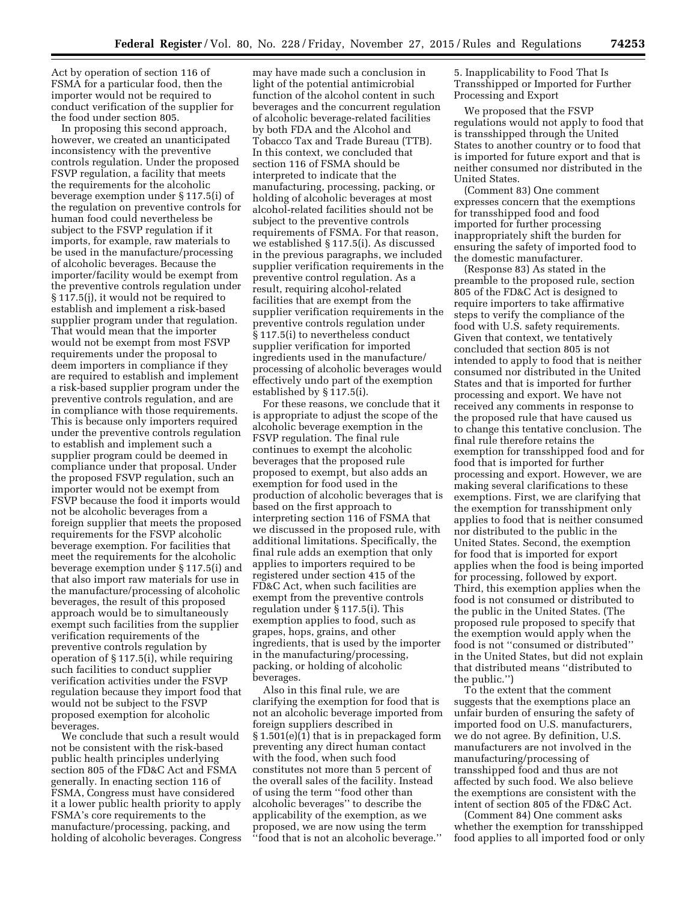Act by operation of section 116 of FSMA for a particular food, then the importer would not be required to conduct verification of the supplier for the food under section 805.

In proposing this second approach, however, we created an unanticipated inconsistency with the preventive controls regulation. Under the proposed FSVP regulation, a facility that meets the requirements for the alcoholic beverage exemption under § 117.5(i) of the regulation on preventive controls for human food could nevertheless be subject to the FSVP regulation if it imports, for example, raw materials to be used in the manufacture/processing of alcoholic beverages. Because the importer/facility would be exempt from the preventive controls regulation under § 117.5(j), it would not be required to establish and implement a risk-based supplier program under that regulation. That would mean that the importer would not be exempt from most FSVP requirements under the proposal to deem importers in compliance if they are required to establish and implement a risk-based supplier program under the preventive controls regulation, and are in compliance with those requirements. This is because only importers required under the preventive controls regulation to establish and implement such a supplier program could be deemed in compliance under that proposal. Under the proposed FSVP regulation, such an importer would not be exempt from FSVP because the food it imports would not be alcoholic beverages from a foreign supplier that meets the proposed requirements for the FSVP alcoholic beverage exemption. For facilities that meet the requirements for the alcoholic beverage exemption under § 117.5(i) and that also import raw materials for use in the manufacture/processing of alcoholic beverages, the result of this proposed approach would be to simultaneously exempt such facilities from the supplier verification requirements of the preventive controls regulation by operation of § 117.5(i), while requiring such facilities to conduct supplier verification activities under the FSVP regulation because they import food that would not be subject to the FSVP proposed exemption for alcoholic beverages.

We conclude that such a result would not be consistent with the risk-based public health principles underlying section 805 of the FD&C Act and FSMA generally. In enacting section 116 of FSMA, Congress must have considered it a lower public health priority to apply FSMA's core requirements to the manufacture/processing, packing, and holding of alcoholic beverages. Congress may have made such a conclusion in light of the potential antimicrobial function of the alcohol content in such beverages and the concurrent regulation of alcoholic beverage-related facilities by both FDA and the Alcohol and Tobacco Tax and Trade Bureau (TTB). In this context, we concluded that section 116 of FSMA should be interpreted to indicate that the manufacturing, processing, packing, or holding of alcoholic beverages at most alcohol-related facilities should not be subject to the preventive controls requirements of FSMA. For that reason, we established § 117.5(i). As discussed in the previous paragraphs, we included supplier verification requirements in the preventive control regulation. As a result, requiring alcohol-related facilities that are exempt from the supplier verification requirements in the preventive controls regulation under § 117.5(i) to nevertheless conduct supplier verification for imported ingredients used in the manufacture/processing of alcoholic beverages would effectively undo part of the exemption established by § 117.5(i).

For these reasons, we conclude that it is appropriate to adjust the scope of the alcoholic beverage exemption in the FSVP regulation. The final rule continues to exempt the alcoholic beverages that the proposed rule proposed to exempt, but also adds an exemption for food used in the production of alcoholic beverages that is based on the first approach to interpreting section 116 of FSMA that we discussed in the proposed rule, with additional limitations. Specifically, the final rule adds an exemption that only applies to importers required to be registered under section 415 of the FD&C Act, when such facilities are exempt from the preventive controls regulation under § 117.5(i). This exemption applies to food, such as grapes, hops, grains, and other ingredients, that is used by the importer in the manufacturing/processing, packing, or holding of alcoholic beverages.

Also in this final rule, we are clarifying the exemption for food that is not an alcoholic beverage imported from foreign suppliers described in § 1.501(e)(1) that is in prepackaged form preventing any direct human contact with the food, when such food constitutes not more than 5 percent of the overall sales of the facility. Instead of using the term ''food other than alcoholic beverages'' to describe the applicability of the exemption, as we proposed, we are now using the term ''food that is not an alcoholic beverage.''

5. Inapplicability to Food That Is Transshipped or Imported for Further Processing and Export

We proposed that the FSVP regulations would not apply to food that is transshipped through the United States to another country or to food that is imported for future export and that is neither consumed nor distributed in the United States.

(Comment 83) One comment expresses concern that the exemptions for transshipped food and food imported for further processing inappropriately shift the burden for ensuring the safety of imported food to the domestic manufacturer.

(Response 83) As stated in the preamble to the proposed rule, section 805 of the FD&C Act is designed to require importers to take affirmative steps to verify the compliance of the food with U.S. safety requirements. Given that context, we tentatively concluded that section 805 is not intended to apply to food that is neither consumed nor distributed in the United States and that is imported for further processing and export. We have not received any comments in response to the proposed rule that have caused us to change this tentative conclusion. The final rule therefore retains the exemption for transshipped food and for food that is imported for further processing and export. However, we are making several clarifications to these exemptions. First, we are clarifying that the exemption for transshipment only applies to food that is neither consumed nor distributed to the public in the United States. Second, the exemption for food that is imported for export applies when the food is being imported for processing, followed by export. Third, this exemption applies when the food is not consumed or distributed to the public in the United States. (The proposed rule proposed to specify that the exemption would apply when the food is not ''consumed or distributed'' in the United States, but did not explain that distributed means ''distributed to the public.'')

To the extent that the comment suggests that the exemptions place an unfair burden of ensuring the safety of imported food on U.S. manufacturers, we do not agree. By definition, U.S. manufacturers are not involved in the manufacturing/processing of transshipped food and thus are not affected by such food. We also believe the exemptions are consistent with the intent of section 805 of the FD&C Act.

(Comment 84) One comment asks whether the exemption for transshipped food applies to all imported food or only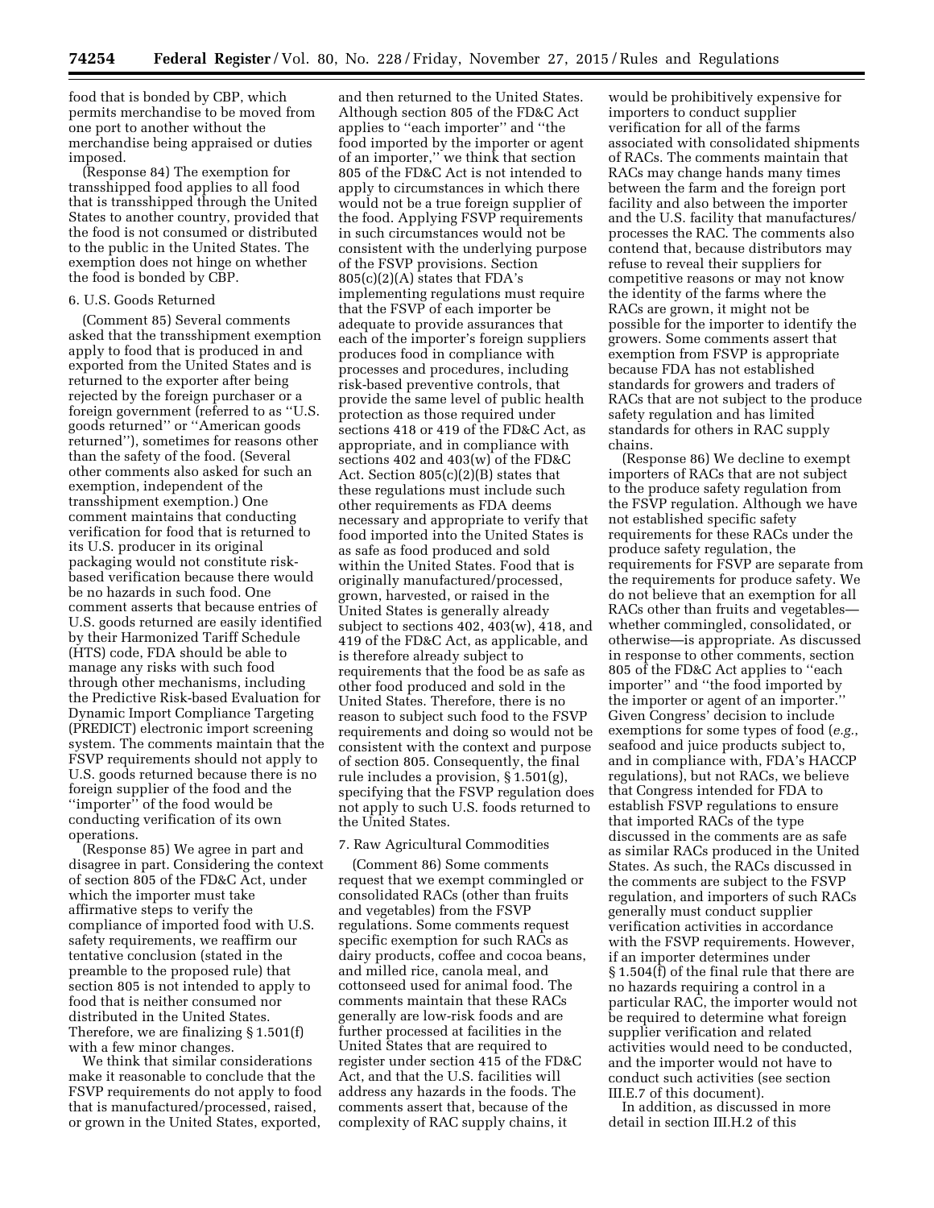food that is bonded by CBP, which permits merchandise to be moved from one port to another without the merchandise being appraised or duties imposed.

(Response 84) The exemption for transshipped food applies to all food that is transshipped through the United States to another country, provided that the food is not consumed or distributed to the public in the United States. The exemption does not hinge on whether the food is bonded by CBP.

### 6. U.S. Goods Returned

(Comment 85) Several comments asked that the transshipment exemption apply to food that is produced in and exported from the United States and is returned to the exporter after being rejected by the foreign purchaser or a foreign government (referred to as ''U.S. goods returned'' or ''American goods returned''), sometimes for reasons other than the safety of the food. (Several other comments also asked for such an exemption, independent of the transshipment exemption.) One comment maintains that conducting verification for food that is returned to its U.S. producer in its original packaging would not constitute risk-based verification because there would be no hazards in such food. One comment asserts that because entries of U.S. goods returned are easily identified by their Harmonized Tariff Schedule (HTS) code, FDA should be able to manage any risks with such food through other mechanisms, including the Predictive Risk-based Evaluation for Dynamic Import Compliance Targeting (PREDICT) electronic import screening system. The comments maintain that the FSVP requirements should not apply to U.S. goods returned because there is no foreign supplier of the food and the ''importer'' of the food would be conducting verification of its own operations.

(Response 85) We agree in part and disagree in part. Considering the context of section 805 of the FD&C Act, under which the importer must take affirmative steps to verify the compliance of imported food with U.S. safety requirements, we reaffirm our tentative conclusion (stated in the preamble to the proposed rule) that section 805 is not intended to apply to food that is neither consumed nor distributed in the United States. Therefore, we are finalizing § 1.501(f) with a few minor changes.

We think that similar considerations make it reasonable to conclude that the FSVP requirements do not apply to food that is manufactured/processed, raised, or grown in the United States, exported, and then returned to the United States. Although section 805 of the FD&C Act applies to ''each importer'' and ''the food imported by the importer or agent of an importer,'' we think that section 805 of the FD&C Act is not intended to apply to circumstances in which there would not be a true foreign supplier of the food. Applying FSVP requirements in such circumstances would not be consistent with the underlying purpose of the FSVP provisions. Section 805(c)(2)(A) states that FDA's implementing regulations must require that the FSVP of each importer be adequate to provide assurances that each of the importer's foreign suppliers produces food in compliance with processes and procedures, including risk-based preventive controls, that provide the same level of public health protection as those required under sections 418 or 419 of the FD&C Act, as appropriate, and in compliance with sections 402 and 403(w) of the FD&C Act. Section 805(c)(2)(B) states that these regulations must include such other requirements as FDA deems necessary and appropriate to verify that food imported into the United States is as safe as food produced and sold within the United States. Food that is originally manufactured/processed, grown, harvested, or raised in the United States is generally already subject to sections 402, 403(w), 418, and 419 of the FD&C Act, as applicable, and is therefore already subject to requirements that the food be as safe as other food produced and sold in the United States. Therefore, there is no reason to subject such food to the FSVP requirements and doing so would not be consistent with the context and purpose of section 805. Consequently, the final rule includes a provision, § 1.501(g), specifying that the FSVP regulation does not apply to such U.S. foods returned to the United States.

### 7. Raw Agricultural Commodities

(Comment 86) Some comments request that we exempt commingled or consolidated RACs (other than fruits and vegetables) from the FSVP regulations. Some comments request specific exemption for such RACs as dairy products, coffee and cocoa beans, and milled rice, canola meal, and cottonseed used for animal food. The comments maintain that these RACs generally are low-risk foods and are further processed at facilities in the United States that are required to register under section 415 of the FD&C Act, and that the U.S. facilities will address any hazards in the foods. The comments assert that, because of the complexity of RAC supply chains, it would be prohibitively expensive for importers to conduct supplier verification for all of the farms associated with consolidated shipments of RACs. The comments maintain that RACs may change hands many times between the farm and the foreign port facility and also between the importer and the U.S. facility that manufactures/processes the RAC. The comments also contend that, because distributors may refuse to reveal their suppliers for competitive reasons or may not know the identity of the farms where the RACs are grown, it might not be possible for the importer to identify the growers. Some comments assert that exemption from FSVP is appropriate because FDA has not established standards for growers and traders of RACs that are not subject to the produce safety regulation and has limited standards for others in RAC supply chains.

(Response 86) We decline to exempt importers of RACs that are not subject to the produce safety regulation from the FSVP regulation. Although we have not established specific safety requirements for these RACs under the produce safety regulation, the requirements for FSVP are separate from the requirements for produce safety. We do not believe that an exemption for all RACs other than fruits and vegetables—whether commingled, consolidated, or otherwise—is appropriate. As discussed in response to other comments, section 805 of the FD&C Act applies to ''each importer'' and ''the food imported by the importer or agent of an importer.'' Given Congress' decision to include exemptions for some types of food (*e.g.*, seafood and juice products subject to, and in compliance with, FDA's HACCP regulations), but not RACs, we believe that Congress intended for FDA to establish FSVP regulations to ensure that imported RACs of the type discussed in the comments are as safe as similar RACs produced in the United States. As such, the RACs discussed in the comments are subject to the FSVP regulation, and importers of such RACs generally must conduct supplier verification activities in accordance with the FSVP requirements. However, if an importer determines under § 1.504(f) of the final rule that there are no hazards requiring a control in a particular RAC, the importer would not be required to determine what foreign supplier verification and related activities would need to be conducted, and the importer would not have to conduct such activities (see section III.E.7 of this document).

In addition, as discussed in more detail in section III.H.2 of this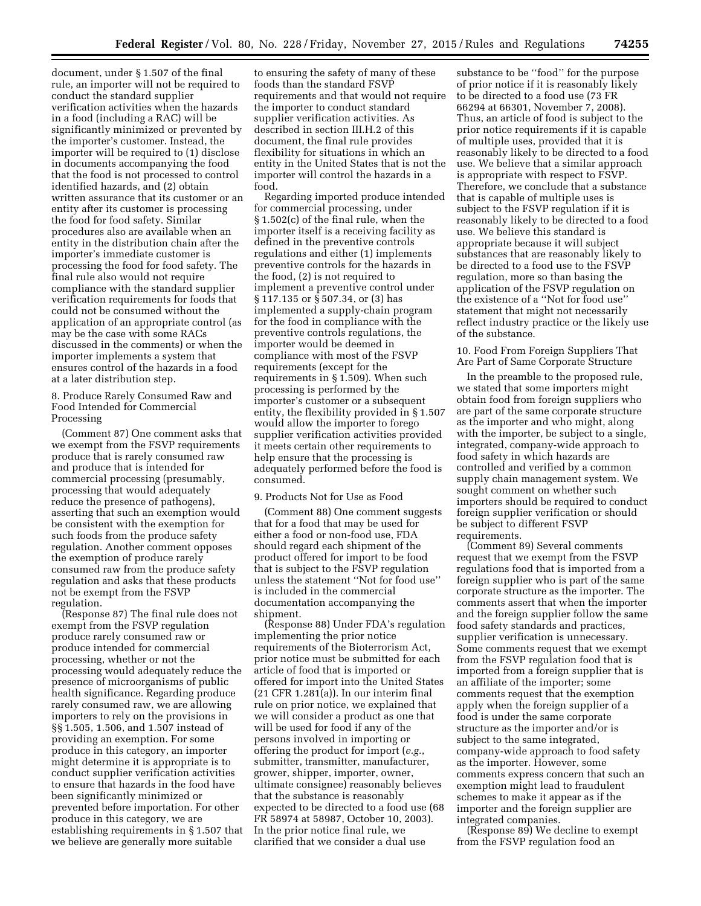document, under § 1.507 of the final rule, an importer will not be required to conduct the standard supplier verification activities when the hazards in a food (including a RAC) will be significantly minimized or prevented by the importer's customer. Instead, the importer will be required to (1) disclose in documents accompanying the food that the food is not processed to control identified hazards, and (2) obtain written assurance that its customer or an entity after its customer is processing the food for food safety. Similar procedures also are available when an entity in the distribution chain after the importer's immediate customer is processing the food for food safety. The final rule also would not require compliance with the standard supplier verification requirements for foods that could not be consumed without the application of an appropriate control (as may be the case with some RACs discussed in the comments) or when the importer implements a system that ensures control of the hazards in a food at a later distribution step.

8. Produce Rarely Consumed Raw and Food Intended for Commercial Processing

(Comment 87) One comment asks that we exempt from the FSVP requirements produce that is rarely consumed raw and produce that is intended for commercial processing (presumably, processing that would adequately reduce the presence of pathogens), asserting that such an exemption would be consistent with the exemption for such foods from the produce safety regulation. Another comment opposes the exemption of produce rarely consumed raw from the produce safety regulation and asks that these products not be exempt from the FSVP regulation.

(Response 87) The final rule does not exempt from the FSVP regulation produce rarely consumed raw or produce intended for commercial processing, whether or not the processing would adequately reduce the presence of microorganisms of public health significance. Regarding produce rarely consumed raw, we are allowing importers to rely on the provisions in §§ 1.505, 1.506, and 1.507 instead of providing an exemption. For some produce in this category, an importer might determine it is appropriate is to conduct supplier verification activities to ensure that hazards in the food have been significantly minimized or prevented before importation. For other produce in this category, we are establishing requirements in § 1.507 that we believe are generally more suitable to ensuring the safety of many of these foods than the standard FSVP requirements and that would not require the importer to conduct standard supplier verification activities. As described in section III.H.2 of this document, the final rule provides flexibility for situations in which an entity in the United States that is not the importer will control the hazards in a food.

Regarding imported produce intended for commercial processing, under § 1.502(c) of the final rule, when the importer itself is a receiving facility as defined in the preventive controls regulations and either (1) implements preventive controls for the hazards in the food, (2) is not required to implement a preventive control under § 117.135 or § 507.34, or (3) has implemented a supply-chain program for the food in compliance with the preventive controls regulations, the importer would be deemed in compliance with most of the FSVP requirements (except for the requirements in § 1.509). When such processing is performed by the importer's customer or a subsequent entity, the flexibility provided in § 1.507 would allow the importer to forego supplier verification activities provided it meets certain other requirements to help ensure that the processing is adequately performed before the food is consumed.

9. Products Not for Use as Food

(Comment 88) One comment suggests that for a food that may be used for either a food or non-food use, FDA should regard each shipment of the product offered for import to be food that is subject to the FSVP regulation unless the statement "Not for food use" is included in the commercial documentation accompanying the shipment.

(Response 88) Under FDA's regulation implementing the prior notice requirements of the Bioterrorism Act, prior notice must be submitted for each article of food that is imported or offered for import into the United States (21 CFR 1.281(a)). In our interim final rule on prior notice, we explained that we will consider a product as one that will be used for food if any of the persons involved in importing or offering the product for import (*e.g.*, submitter, transmitter, manufacturer, grower, shipper, importer, owner, ultimate consignee) reasonably believes that the substance is reasonably expected to be directed to a food use (68 FR 58974 at 58987, October 10, 2003). In the prior notice final rule, we clarified that we consider a dual use substance to be "food" for the purpose of prior notice if it is reasonably likely to be directed to a food use (73 FR 66294 at 66301, November 7, 2008). Thus, an article of food is subject to the prior notice requirements if it is capable of multiple uses, provided that it is reasonably likely to be directed to a food use. We believe that a similar approach is appropriate with respect to FSVP. Therefore, we conclude that a substance that is capable of multiple uses is subject to the FSVP regulation if it is reasonably likely to be directed to a food use. We believe this standard is appropriate because it will subject substances that are reasonably likely to be directed to a food use to the FSVP regulation, more so than basing the application of the FSVP regulation on the existence of a "Not for food use" statement that might not necessarily reflect industry practice or the likely use of the substance.

10. Food From Foreign Suppliers That Are Part of Same Corporate Structure

In the preamble to the proposed rule, we stated that some importers might obtain food from foreign suppliers who are part of the same corporate structure as the importer and who might, along with the importer, be subject to a single, integrated, company-wide approach to food safety in which hazards are controlled and verified by a common supply chain management system. We sought comment on whether such importers should be required to conduct foreign supplier verification or should be subject to different FSVP requirements.

(Comment 89) Several comments request that we exempt from the FSVP regulations food that is imported from a foreign supplier who is part of the same corporate structure as the importer. The comments assert that when the importer and the foreign supplier follow the same food safety standards and practices, supplier verification is unnecessary. Some comments request that we exempt from the FSVP regulation food that is imported from a foreign supplier that is an affiliate of the importer; some comments request that the exemption apply when the foreign supplier of a food is under the same corporate structure as the importer and/or is subject to the same integrated, company-wide approach to food safety as the importer. However, some comments express concern that such an exemption might lead to fraudulent schemes to make it appear as if the importer and the foreign supplier are integrated companies.

(Response 89) We decline to exempt from the FSVP regulation food an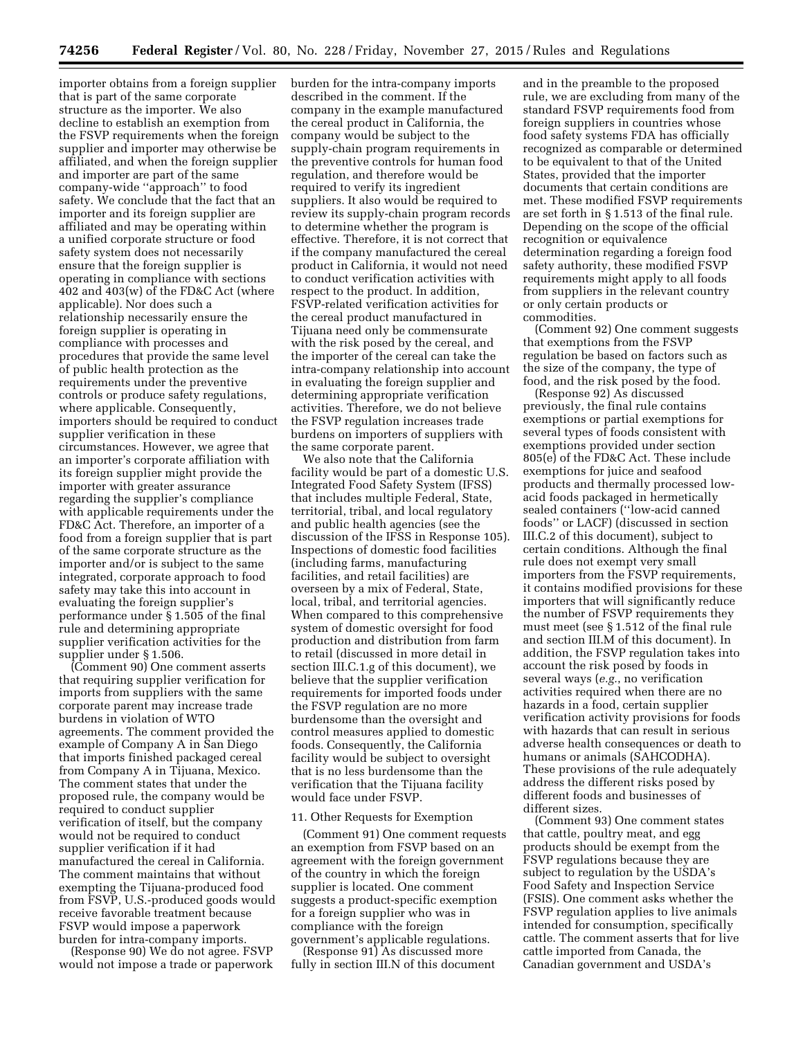importer obtains from a foreign supplier that is part of the same corporate structure as the importer. We also decline to establish an exemption from the FSVP requirements when the foreign supplier and importer may otherwise be affiliated, and when the foreign supplier and importer are part of the same company-wide ''approach'' to food safety. We conclude that the fact that an importer and its foreign supplier are affiliated and may be operating within a unified corporate structure or food safety system does not necessarily ensure that the foreign supplier is operating in compliance with sections 402 and 403(w) of the FD&C Act (where applicable). Nor does such a relationship necessarily ensure the foreign supplier is operating in compliance with processes and procedures that provide the same level of public health protection as the requirements under the preventive controls or produce safety regulations, where applicable. Consequently, importers should be required to conduct supplier verification in these circumstances. However, we agree that an importer's corporate affiliation with its foreign supplier might provide the importer with greater assurance regarding the supplier's compliance with applicable requirements under the FD&C Act. Therefore, an importer of a food from a foreign supplier that is part of the same corporate structure as the importer and/or is subject to the same integrated, corporate approach to food safety may take this into account in evaluating the foreign supplier's performance under § 1.505 of the final rule and determining appropriate supplier verification activities for the supplier under § 1.506.

(Comment 90) One comment asserts that requiring supplier verification for imports from suppliers with the same corporate parent may increase trade burdens in violation of WTO agreements. The comment provided the example of Company A in San Diego that imports finished packaged cereal from Company A in Tijuana, Mexico. The comment states that under the proposed rule, the company would be required to conduct supplier verification of itself, but the company would not be required to conduct supplier verification if it had manufactured the cereal in California. The comment maintains that without exempting the Tijuana-produced food from FSVP, U.S.-produced goods would receive favorable treatment because FSVP would impose a paperwork burden for intra-company imports.

(Response 90) We do not agree. FSVP would not impose a trade or paperwork burden for the intra-company imports described in the comment. If the company in the example manufactured the cereal product in California, the company would be subject to the supply-chain program requirements in the preventive controls for human food regulation, and therefore would be required to verify its ingredient suppliers. It also would be required to review its supply-chain program records to determine whether the program is effective. Therefore, it is not correct that if the company manufactured the cereal product in California, it would not need to conduct verification activities with respect to the product. In addition, FSVP-related verification activities for the cereal product manufactured in Tijuana need only be commensurate with the risk posed by the cereal, and the importer of the cereal can take the intra-company relationship into account in evaluating the foreign supplier and determining appropriate verification activities. Therefore, we do not believe the FSVP regulation increases trade burdens on importers of suppliers with the same corporate parent.

We also note that the California facility would be part of a domestic U.S. Integrated Food Safety System (IFSS) that includes multiple Federal, State, territorial, tribal, and local regulatory and public health agencies (see the discussion of the IFSS in Response 105). Inspections of domestic food facilities (including farms, manufacturing facilities, and retail facilities) are overseen by a mix of Federal, State, local, tribal, and territorial agencies. When compared to this comprehensive system of domestic oversight for food production and distribution from farm to retail (discussed in more detail in section III.C.1.g of this document), we believe that the supplier verification requirements for imported foods under the FSVP regulation are no more burdensome than the oversight and control measures applied to domestic foods. Consequently, the California facility would be subject to oversight that is no less burdensome than the verification that the Tijuana facility would face under FSVP.

### 11. Other Requests for Exemption

(Comment 91) One comment requests an exemption from FSVP based on an agreement with the foreign government of the country in which the foreign supplier is located. One comment suggests a product-specific exemption for a foreign supplier who was in compliance with the foreign government's applicable regulations.

(Response 91) As discussed more fully in section III.N of this document and in the preamble to the proposed rule, we are excluding from many of the standard FSVP requirements food from foreign suppliers in countries whose food safety systems FDA has officially recognized as comparable or determined to be equivalent to that of the United States, provided that the importer documents that certain conditions are met. These modified FSVP requirements are set forth in § 1.513 of the final rule. Depending on the scope of the official recognition or equivalence determination regarding a foreign food safety authority, these modified FSVP requirements might apply to all foods from suppliers in the relevant country or only certain products or commodities.

(Comment 92) One comment suggests that exemptions from the FSVP regulation be based on factors such as the size of the company, the type of food, and the risk posed by the food.

(Response 92) As discussed previously, the final rule contains exemptions or partial exemptions for several types of foods consistent with exemptions provided under section 805(e) of the FD&C Act. These include exemptions for juice and seafood products and thermally processed low-acid foods packaged in hermetically sealed containers (''low-acid canned foods'' or LACF) (discussed in section III.C.2 of this document), subject to certain conditions. Although the final rule does not exempt very small importers from the FSVP requirements, it contains modified provisions for these importers that will significantly reduce the number of FSVP requirements they must meet (see § 1.512 of the final rule and section III.M of this document). In addition, the FSVP regulation takes into account the risk posed by foods in several ways (*e.g.*, no verification activities required when there are no hazards in a food, certain supplier verification activity provisions for foods with hazards that can result in serious adverse health consequences or death to humans or animals (SAHCODHA). These provisions of the rule adequately address the different risks posed by different foods and businesses of different sizes.

(Comment 93) One comment states that cattle, poultry meat, and egg products should be exempt from the FSVP regulations because they are subject to regulation by the USDA's Food Safety and Inspection Service (FSIS). One comment asks whether the FSVP regulation applies to live animals intended for consumption, specifically cattle. The comment asserts that for live cattle imported from Canada, the Canadian government and USDA's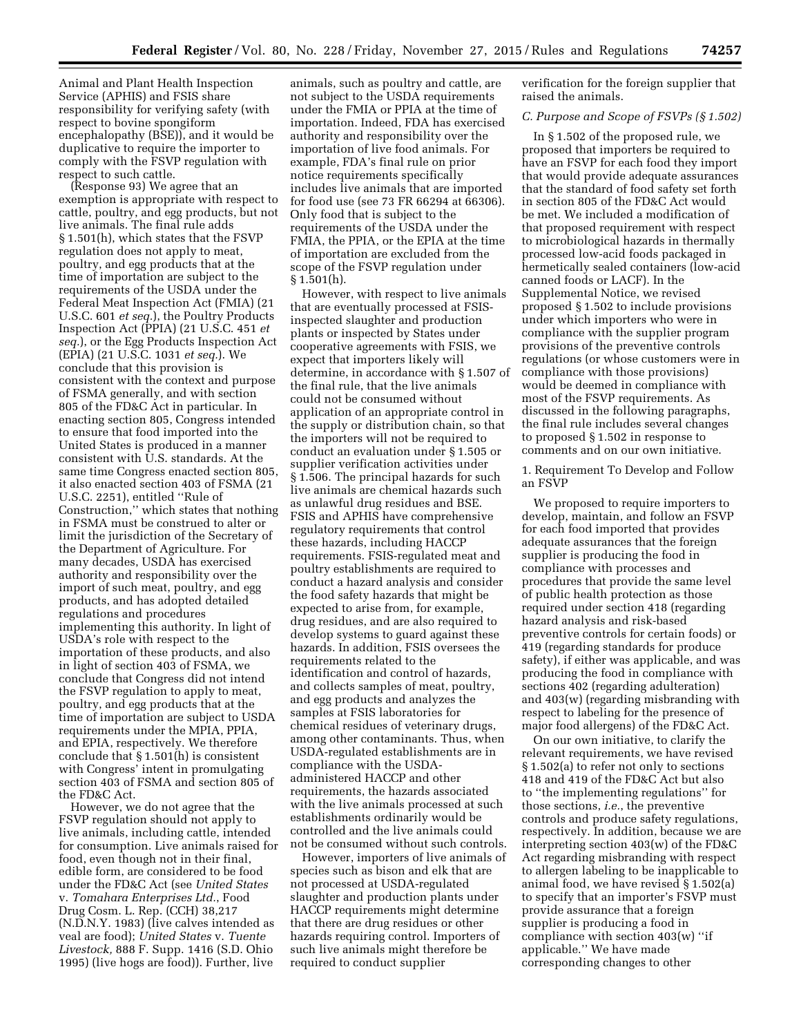Animal and Plant Health Inspection Service (APHIS) and FSIS share responsibility for verifying safety (with respect to bovine spongiform encephalopathy (BSE)), and it would be duplicative to require the importer to comply with the FSVP regulation with respect to such cattle.

(Response 93) We agree that an exemption is appropriate with respect to cattle, poultry, and egg products, but not live animals. The final rule adds § 1.501(h), which states that the FSVP regulation does not apply to meat, poultry, and egg products that at the time of importation are subject to the requirements of the USDA under the Federal Meat Inspection Act (FMIA) (21 U.S.C. 601 *et seq.*), the Poultry Products Inspection Act (PPIA) (21 U.S.C. 451 *et seq.*), or the Egg Products Inspection Act (EPIA) (21 U.S.C. 1031 *et seq.*). We conclude that this provision is consistent with the context and purpose of FSMA generally, and with section 805 of the FD&C Act in particular. In enacting section 805, Congress intended to ensure that food imported into the United States is produced in a manner consistent with U.S. standards. At the same time Congress enacted section 805, it also enacted section 403 of FSMA (21 U.S.C. 2251), entitled ''Rule of Construction,'' which states that nothing in FSMA must be construed to alter or limit the jurisdiction of the Secretary of the Department of Agriculture. For many decades, USDA has exercised authority and responsibility over the import of such meat, poultry, and egg products, and has adopted detailed regulations and procedures implementing this authority. In light of USDA's role with respect to the importation of these products, and also in light of section 403 of FSMA, we conclude that Congress did not intend the FSVP regulation to apply to meat, poultry, and egg products that at the time of importation are subject to USDA requirements under the MPIA, PPIA, and EPIA, respectively. We therefore conclude that § 1.501(h) is consistent with Congress' intent in promulgating section 403 of FSMA and section 805 of the FD&C Act.

However, we do not agree that the FSVP regulation should not apply to live animals, including cattle, intended for consumption. Live animals raised for food, even though not in their final, edible form, are considered to be food under the FD&C Act (see *United States* v. *Tomahara Enterprises Ltd.*, Food Drug Cosm. L. Rep. (CCH) 38,217 (N.D.N.Y. 1983) (live calves intended as veal are food); *United States* v. *Tuente Livestock,* 888 F. Supp. 1416 (S.D. Ohio 1995) (live hogs are food)). Further, live animals, such as poultry and cattle, are not subject to the USDA requirements under the FMIA or PPIA at the time of importation. Indeed, FDA has exercised authority and responsibility over the importation of live food animals. For example, FDA's final rule on prior notice requirements specifically includes live animals that are imported for food use (see 73 FR 66294 at 66306). Only food that is subject to the requirements of the USDA under the FMIA, the PPIA, or the EPIA at the time of importation are excluded from the scope of the FSVP regulation under § 1.501(h).

However, with respect to live animals that are eventually processed at FSIS-inspected slaughter and production plants or inspected by States under cooperative agreements with FSIS, we expect that importers likely will determine, in accordance with § 1.507 of the final rule, that the live animals could not be consumed without application of an appropriate control in the supply or distribution chain, so that the importers will not be required to conduct an evaluation under § 1.505 or supplier verification activities under § 1.506. The principal hazards for such live animals are chemical hazards such as unlawful drug residues and BSE. FSIS and APHIS have comprehensive regulatory requirements that control these hazards, including HACCP requirements. FSIS-regulated meat and poultry establishments are required to conduct a hazard analysis and consider the food safety hazards that might be expected to arise from, for example, drug residues, and are also required to develop systems to guard against these hazards. In addition, FSIS oversees the requirements related to the identification and control of hazards, and collects samples of meat, poultry, and egg products and analyzes the samples at FSIS laboratories for chemical residues of veterinary drugs, among other contaminants. Thus, when USDA-regulated establishments are in compliance with the USDA-administered HACCP and other requirements, the hazards associated with the live animals processed at such establishments ordinarily would be controlled and the live animals could not be consumed without such controls.

However, importers of live animals of species such as bison and elk that are not processed at USDA-regulated slaughter and production plants under HACCP requirements might determine that there are drug residues or other hazards requiring control. Importers of such live animals might therefore be required to conduct supplier verification for the foreign supplier that raised the animals.

### *C. Purpose and Scope of FSVPs (§ 1.502)*

In § 1.502 of the proposed rule, we proposed that importers be required to have an FSVP for each food they import that would provide adequate assurances that the standard of food safety set forth in section 805 of the FD&C Act would be met. We included a modification of that proposed requirement with respect to microbiological hazards in thermally processed low-acid foods packaged in hermetically sealed containers (low-acid canned foods or LACF). In the Supplemental Notice, we revised proposed § 1.502 to include provisions under which importers who were in compliance with the supplier program provisions of the preventive controls regulations (or whose customers were in compliance with those provisions) would be deemed in compliance with most of the FSVP requirements. As discussed in the following paragraphs, the final rule includes several changes to proposed § 1.502 in response to comments and on our own initiative.

#### 1. Requirement To Develop and Follow an FSVP

We proposed to require importers to develop, maintain, and follow an FSVP for each food imported that provides adequate assurances that the foreign supplier is producing the food in compliance with processes and procedures that provide the same level of public health protection as those required under section 418 (regarding hazard analysis and risk-based preventive controls for certain foods) or 419 (regarding standards for produce safety), if either was applicable, and was producing the food in compliance with sections 402 (regarding adulteration) and 403(w) (regarding misbranding with respect to labeling for the presence of major food allergens) of the FD&C Act.

On our own initiative, to clarify the relevant requirements, we have revised § 1.502(a) to refer not only to sections 418 and 419 of the FD&C Act but also to ''the implementing regulations'' for those sections, *i.e.*, the preventive controls and produce safety regulations, respectively. In addition, because we are interpreting section 403(w) of the FD&C Act regarding misbranding with respect to allergen labeling to be inapplicable to animal food, we have revised § 1.502(a) to specify that an importer's FSVP must provide assurance that a foreign supplier is producing a food in compliance with section 403(w) ''if applicable.'' We have made corresponding changes to other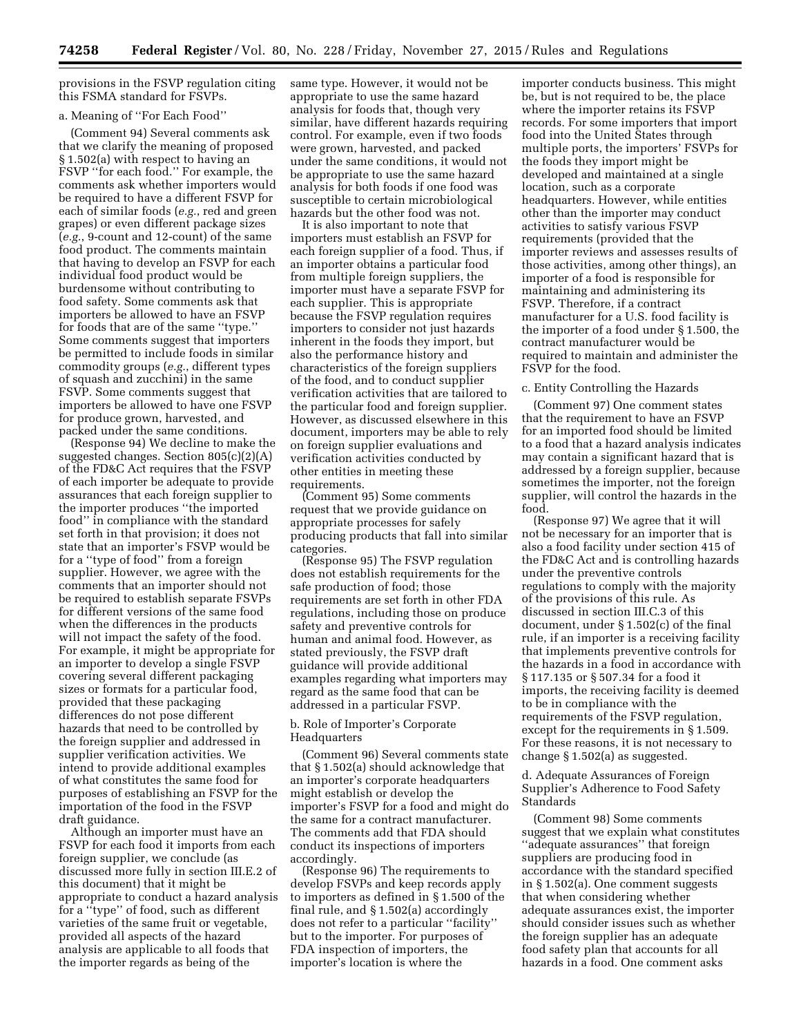provisions in the FSVP regulation citing this FSMA standard for FSVPs.

a. Meaning of ''For Each Food''

(Comment 94) Several comments ask that we clarify the meaning of proposed § 1.502(a) with respect to having an FSVP ''for each food.'' For example, the comments ask whether importers would be required to have a different FSVP for each of similar foods (*e.g.*, red and green grapes) or even different package sizes (*e.g.*, 9-count and 12-count) of the same food product. The comments maintain that having to develop an FSVP for each individual food product would be burdensome without contributing to food safety. Some comments ask that importers be allowed to have an FSVP for foods that are of the same ''type.'' Some comments suggest that importers be permitted to include foods in similar commodity groups (*e.g.*, different types of squash and zucchini) in the same FSVP. Some comments suggest that importers be allowed to have one FSVP for produce grown, harvested, and packed under the same conditions.

(Response 94) We decline to make the suggested changes. Section 805(c)(2)(A) of the FD&C Act requires that the FSVP of each importer be adequate to provide assurances that each foreign supplier to the importer produces ''the imported food'' in compliance with the standard set forth in that provision; it does not state that an importer's FSVP would be for a ''type of food'' from a foreign supplier. However, we agree with the comments that an importer should not be required to establish separate FSVPs for different versions of the same food when the differences in the products will not impact the safety of the food. For example, it might be appropriate for an importer to develop a single FSVP covering several different packaging sizes or formats for a particular food, provided that these packaging differences do not pose different hazards that need to be controlled by the foreign supplier and addressed in supplier verification activities. We intend to provide additional examples of what constitutes the same food for purposes of establishing an FSVP for the importation of the food in the FSVP draft guidance.

Although an importer must have an FSVP for each food it imports from each foreign supplier, we conclude (as discussed more fully in section III.E.2 of this document) that it might be appropriate to conduct a hazard analysis for a ''type'' of food, such as different varieties of the same fruit or vegetable, provided all aspects of the hazard analysis are applicable to all foods that the importer regards as being of the same type. However, it would not be appropriate to use the same hazard analysis for foods that, though very similar, have different hazards requiring control. For example, even if two foods were grown, harvested, and packed under the same conditions, it would not be appropriate to use the same hazard analysis for both foods if one food was susceptible to certain microbiological hazards but the other food was not.

It is also important to note that importers must establish an FSVP for each foreign supplier of a food. Thus, if an importer obtains a particular food from multiple foreign suppliers, the importer must have a separate FSVP for each supplier. This is appropriate because the FSVP regulation requires importers to consider not just hazards inherent in the foods they import, but also the performance history and characteristics of the foreign suppliers of the food, and to conduct supplier verification activities that are tailored to the particular food and foreign supplier. However, as discussed elsewhere in this document, importers may be able to rely on foreign supplier evaluations and verification activities conducted by other entities in meeting these requirements.

(Comment 95) Some comments request that we provide guidance on appropriate processes for safely producing products that fall into similar categories.

(Response 95) The FSVP regulation does not establish requirements for the safe production of food; those requirements are set forth in other FDA regulations, including those on produce safety and preventive controls for human and animal food. However, as stated previously, the FSVP draft guidance will provide additional examples regarding what importers may regard as the same food that can be addressed in a particular FSVP.

b. Role of Importer's Corporate Headquarters

(Comment 96) Several comments state that § 1.502(a) should acknowledge that an importer's corporate headquarters might establish or develop the importer's FSVP for a food and might do the same for a contract manufacturer. The comments add that FDA should conduct its inspections of importers accordingly.

(Response 96) The requirements to develop FSVPs and keep records apply to importers as defined in § 1.500 of the final rule, and § 1.502(a) accordingly does not refer to a particular ''facility'' but to the importer. For purposes of FDA inspection of importers, the importer's location is where the importer conducts business. This might be, but is not required to be, the place where the importer retains its FSVP records. For some importers that import food into the United States through multiple ports, the importers' FSVPs for the foods they import might be developed and maintained at a single location, such as a corporate headquarters. However, while entities other than the importer may conduct activities to satisfy various FSVP requirements (provided that the importer reviews and assesses results of those activities, among other things), an importer of a food is responsible for maintaining and administering its FSVP. Therefore, if a contract manufacturer for a U.S. food facility is the importer of a food under § 1.500, the contract manufacturer would be required to maintain and administer the FSVP for the food.

c. Entity Controlling the Hazards

(Comment 97) One comment states that the requirement to have an FSVP for an imported food should be limited to a food that a hazard analysis indicates may contain a significant hazard that is addressed by a foreign supplier, because sometimes the importer, not the foreign supplier, will control the hazards in the food.

(Response 97) We agree that it will not be necessary for an importer that is also a food facility under section 415 of the FD&C Act and is controlling hazards under the preventive controls regulations to comply with the majority of the provisions of this rule. As discussed in section III.C.3 of this document, under § 1.502(c) of the final rule, if an importer is a receiving facility that implements preventive controls for the hazards in a food in accordance with § 117.135 or § 507.34 for a food it imports, the receiving facility is deemed to be in compliance with the requirements of the FSVP regulation, except for the requirements in § 1.509. For these reasons, it is not necessary to change § 1.502(a) as suggested.

d. Adequate Assurances of Foreign Supplier's Adherence to Food Safety Standards

(Comment 98) Some comments suggest that we explain what constitutes ''adequate assurances'' that foreign suppliers are producing food in accordance with the standard specified in § 1.502(a). One comment suggests that when considering whether adequate assurances exist, the importer should consider issues such as whether the foreign supplier has an adequate food safety plan that accounts for all hazards in a food. One comment asks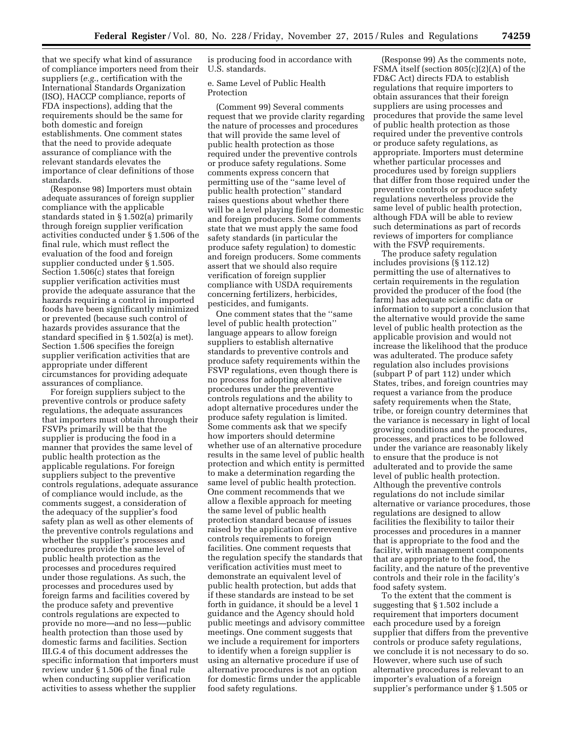that we specify what kind of assurance of compliance importers need from their suppliers (*e.g.*, certification with the International Standards Organization (ISO), HACCP compliance, reports of FDA inspections), adding that the requirements should be the same for both domestic and foreign establishments. One comment states that the need to provide adequate assurance of compliance with the relevant standards elevates the importance of clear definitions of those standards.

(Response 98) Importers must obtain adequate assurances of foreign supplier compliance with the applicable standards stated in § 1.502(a) primarily through foreign supplier verification activities conducted under § 1.506 of the final rule, which must reflect the evaluation of the food and foreign supplier conducted under § 1.505. Section 1.506(c) states that foreign supplier verification activities must provide the adequate assurance that the hazards requiring a control in imported foods have been significantly minimized or prevented (because such control of hazards provides assurance that the standard specified in § 1.502(a) is met). Section 1.506 specifies the foreign supplier verification activities that are appropriate under different circumstances for providing adequate assurances of compliance.

For foreign suppliers subject to the preventive controls or produce safety regulations, the adequate assurances that importers must obtain through their FSVPs primarily will be that the supplier is producing the food in a manner that provides the same level of public health protection as the applicable regulations. For foreign suppliers subject to the preventive controls regulations, adequate assurance of compliance would include, as the comments suggest, a consideration of the adequacy of the supplier's food safety plan as well as other elements of the preventive controls regulations and whether the supplier's processes and procedures provide the same level of public health protection as the processes and procedures required under those regulations. As such, the processes and procedures used by foreign farms and facilities covered by the produce safety and preventive controls regulations are expected to provide no more—and no less—public health protection than those used by domestic farms and facilities. Section III.G.4 of this document addresses the specific information that importers must review under § 1.506 of the final rule when conducting supplier verification activities to assess whether the supplier is producing food in accordance with U.S. standards.

e. Same Level of Public Health Protection

(Comment 99) Several comments request that we provide clarity regarding the nature of processes and procedures that will provide the same level of public health protection as those required under the preventive controls or produce safety regulations. Some comments express concern that permitting use of the "same level of public health protection" standard raises questions about whether there will be a level playing field for domestic and foreign producers. Some comments state that we must apply the same food safety standards (in particular the produce safety regulation) to domestic and foreign producers. Some comments assert that we should also require verification of foreign supplier compliance with USDA requirements concerning fertilizers, herbicides, pesticides, and fumigants.

One comment states that the "same level of public health protection" language appears to allow foreign suppliers to establish alternative standards to preventive controls and produce safety requirements within the FSVP regulations, even though there is no process for adopting alternative procedures under the preventive controls regulations and the ability to adopt alternative procedures under the produce safety regulation is limited. Some comments ask that we specify how importers should determine whether use of an alternative procedure results in the same level of public health protection and which entity is permitted to make a determination regarding the same level of public health protection. One comment recommends that we allow a flexible approach for meeting the same level of public health protection standard because of issues raised by the application of preventive controls requirements to foreign facilities. One comment requests that the regulation specify the standards that verification activities must meet to demonstrate an equivalent level of public health protection, but adds that if these standards are instead to be set forth in guidance, it should be a level 1 guidance and the Agency should hold public meetings and advisory committee meetings. One comment suggests that we include a requirement for importers to identify when a foreign supplier is using an alternative procedure if use of alternative procedures is not an option for domestic firms under the applicable food safety regulations.

(Response 99) As the comments note, FSMA itself (section 805(c)(2)(A) of the FD&C Act) directs FDA to establish regulations that require importers to obtain assurances that their foreign suppliers are using processes and procedures that provide the same level of public health protection as those required under the preventive controls or produce safety regulations, as appropriate. Importers must determine whether particular processes and procedures used by foreign suppliers that differ from those required under the preventive controls or produce safety regulations nevertheless provide the same level of public health protection, although FDA will be able to review such determinations as part of records reviews of importers for compliance with the FSVP requirements.

The produce safety regulation includes provisions (§ 112.12) permitting the use of alternatives to certain requirements in the regulation provided the producer of the food (the farm) has adequate scientific data or information to support a conclusion that the alternative would provide the same level of public health protection as the applicable provision and would not increase the likelihood that the produce was adulterated. The produce safety regulation also includes provisions (subpart P of part 112) under which States, tribes, and foreign countries may request a variance from the produce safety requirements when the State, tribe, or foreign country determines that the variance is necessary in light of local growing conditions and the procedures, processes, and practices to be followed under the variance are reasonably likely to ensure that the produce is not adulterated and to provide the same level of public health protection. Although the preventive controls regulations do not include similar alternative or variance procedures, those regulations are designed to allow facilities the flexibility to tailor their processes and procedures in a manner that is appropriate to the food and the facility, with management components that are appropriate to the food, the facility, and the nature of the preventive controls and their role in the facility's food safety system.

To the extent that the comment is suggesting that § 1.502 include a requirement that importers document each procedure used by a foreign supplier that differs from the preventive controls or produce safety regulations, we conclude it is not necessary to do so. However, where such use of such alternative procedures is relevant to an importer's evaluation of a foreign supplier's performance under § 1.505 or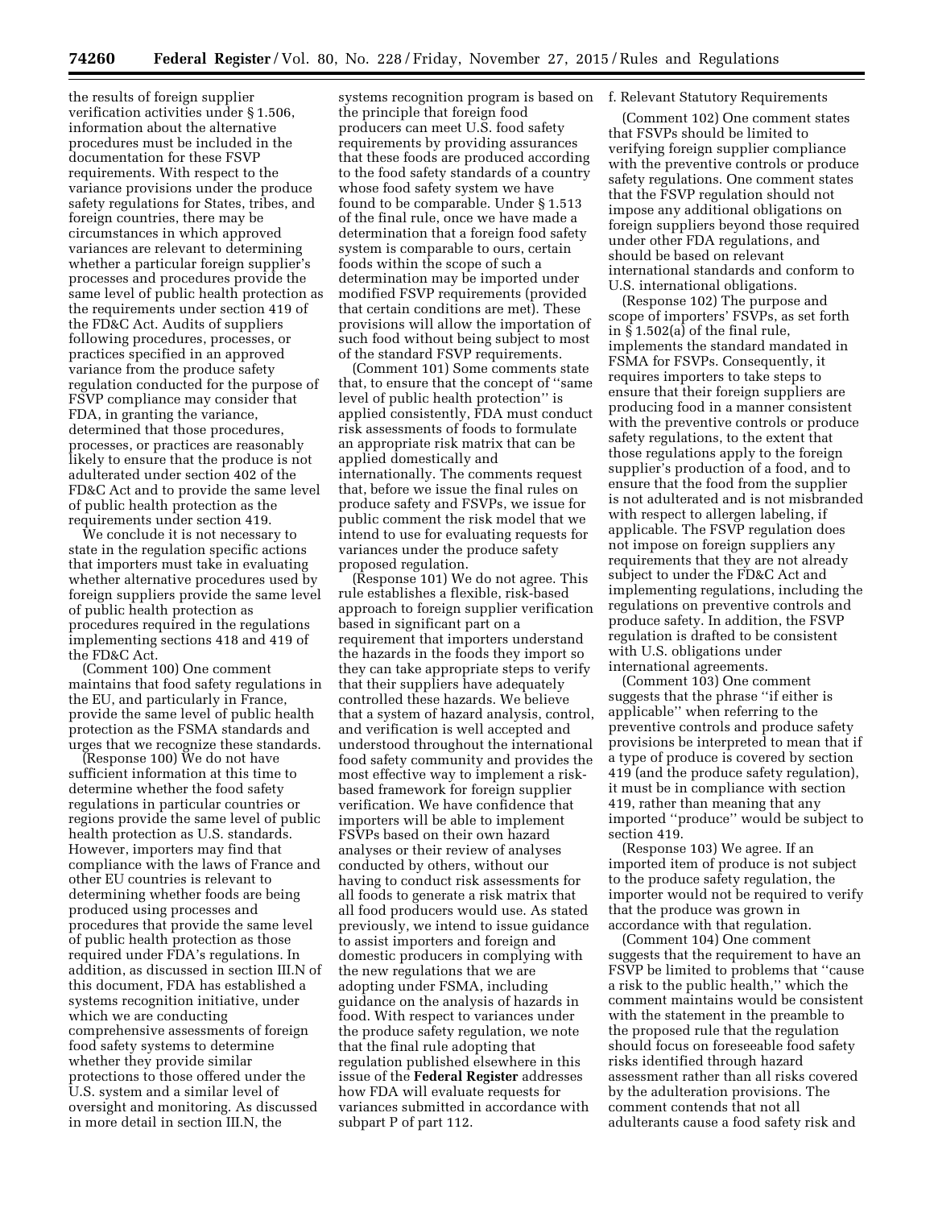the results of foreign supplier verification activities under § 1.506, information about the alternative procedures must be included in the documentation for these FSVP requirements. With respect to the variance provisions under the produce safety regulations for States, tribes, and foreign countries, there may be circumstances in which approved variances are relevant to determining whether a particular foreign supplier's processes and procedures provide the same level of public health protection as the requirements under section 419 of the FD&C Act. Audits of suppliers following procedures, processes, or practices specified in an approved variance from the produce safety regulation conducted for the purpose of FSVP compliance may consider that FDA, in granting the variance, determined that those procedures, processes, or practices are reasonably likely to ensure that the produce is not adulterated under section 402 of the FD&C Act and to provide the same level of public health protection as the requirements under section 419.

We conclude it is not necessary to state in the regulation specific actions that importers must take in evaluating whether alternative procedures used by foreign suppliers provide the same level of public health protection as procedures required in the regulations implementing sections 418 and 419 of the FD&C Act.

(Comment 100) One comment maintains that food safety regulations in the EU, and particularly in France, provide the same level of public health protection as the FSMA standards and urges that we recognize these standards.

(Response 100) We do not have sufficient information at this time to determine whether the food safety regulations in particular countries or regions provide the same level of public health protection as U.S. standards. However, importers may find that compliance with the laws of France and other EU countries is relevant to determining whether foods are being produced using processes and procedures that provide the same level of public health protection as those required under FDA's regulations. In addition, as discussed in section III.N of this document, FDA has established a systems recognition initiative, under which we are conducting comprehensive assessments of foreign food safety systems to determine whether they provide similar protections to those offered under the U.S. system and a similar level of oversight and monitoring. As discussed in more detail in section III.N, the systems recognition program is based on the principle that foreign food producers can meet U.S. food safety requirements by providing assurances that these foods are produced according to the food safety standards of a country whose food safety system we have found to be comparable. Under § 1.513 of the final rule, once we have made a determination that a foreign food safety system is comparable to ours, certain foods within the scope of such a determination may be imported under modified FSVP requirements (provided that certain conditions are met). These provisions will allow the importation of such food without being subject to most of the standard FSVP requirements.

(Comment 101) Some comments state that, to ensure that the concept of ''same level of public health protection'' is applied consistently, FDA must conduct risk assessments of foods to formulate an appropriate risk matrix that can be applied domestically and internationally. The comments request that, before we issue the final rules on produce safety and FSVPs, we issue for public comment the risk model that we intend to use for evaluating requests for variances under the produce safety proposed regulation.

(Response 101) We do not agree. This rule establishes a flexible, risk-based approach to foreign supplier verification based in significant part on a requirement that importers understand the hazards in the foods they import so they can take appropriate steps to verify that their suppliers have adequately controlled these hazards. We believe that a system of hazard analysis, control, and verification is well accepted and understood throughout the international food safety community and provides the most effective way to implement a risk-based framework for foreign supplier verification. We have confidence that importers will be able to implement FSVPs based on their own hazard analyses or their review of analyses conducted by others, without our having to conduct risk assessments for all foods to generate a risk matrix that all food producers would use. As stated previously, we intend to issue guidance to assist importers and foreign and domestic producers in complying with the new regulations that we are adopting under FSMA, including guidance on the analysis of hazards in food. With respect to variances under the produce safety regulation, we note that the final rule adopting that regulation published elsewhere in this issue of the **Federal Register** addresses how FDA will evaluate requests for variances submitted in accordance with subpart P of part 112.

f. Relevant Statutory Requirements

(Comment 102) One comment states that FSVPs should be limited to verifying foreign supplier compliance with the preventive controls or produce safety regulations. One comment states that the FSVP regulation should not impose any additional obligations on foreign suppliers beyond those required under other FDA regulations, and should be based on relevant international standards and conform to U.S. international obligations.

(Response 102) The purpose and scope of importers' FSVPs, as set forth in § 1.502(a) of the final rule, implements the standard mandated in FSMA for FSVPs. Consequently, it requires importers to take steps to ensure that their foreign suppliers are producing food in a manner consistent with the preventive controls or produce safety regulations, to the extent that those regulations apply to the foreign supplier's production of a food, and to ensure that the food from the supplier is not adulterated and is not misbranded with respect to allergen labeling, if applicable. The FSVP regulation does not impose on foreign suppliers any requirements that they are not already subject to under the FD&C Act and implementing regulations, including the regulations on preventive controls and produce safety. In addition, the FSVP regulation is drafted to be consistent with U.S. obligations under international agreements.

(Comment 103) One comment suggests that the phrase ''if either is applicable'' when referring to the preventive controls and produce safety provisions be interpreted to mean that if a type of produce is covered by section 419 (and the produce safety regulation), it must be in compliance with section 419, rather than meaning that any imported ''produce'' would be subject to section 419.

(Response 103) We agree. If an imported item of produce is not subject to the produce safety regulation, the importer would not be required to verify that the produce was grown in accordance with that regulation.

(Comment 104) One comment suggests that the requirement to have an FSVP be limited to problems that ''cause a risk to the public health,'' which the comment maintains would be consistent with the statement in the preamble to the proposed rule that the regulation should focus on foreseeable food safety risks identified through hazard assessment rather than all risks covered by the adulteration provisions. The comment contends that not all adulterants cause a food safety risk and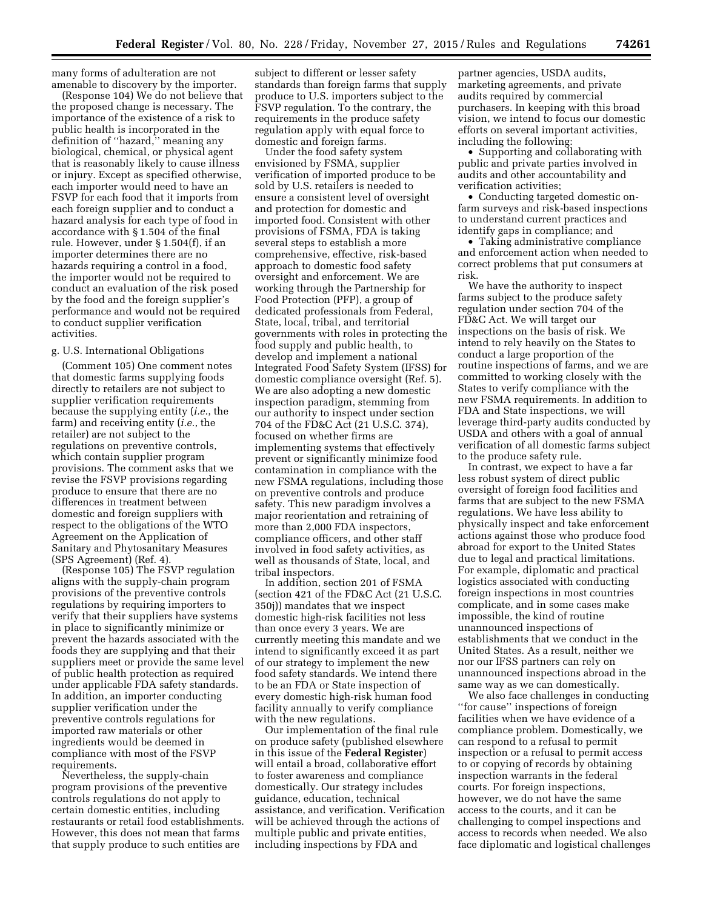many forms of adulteration are not amenable to discovery by the importer.

(Response 104) We do not believe that the proposed change is necessary. The importance of the existence of a risk to public health is incorporated in the definition of ''hazard,'' meaning any biological, chemical, or physical agent that is reasonably likely to cause illness or injury. Except as specified otherwise, each importer would need to have an FSVP for each food that it imports from each foreign supplier and to conduct a hazard analysis for each type of food in accordance with § 1.504 of the final rule. However, under § 1.504(f), if an importer determines there are no hazards requiring a control in a food, the importer would not be required to conduct an evaluation of the risk posed by the food and the foreign supplier's performance and would not be required to conduct supplier verification activities.

### g. U.S. International Obligations

(Comment 105) One comment notes that domestic farms supplying foods directly to retailers are not subject to supplier verification requirements because the supplying entity (*i.e.*, the farm) and receiving entity (*i.e.*, the retailer) are not subject to the regulations on preventive controls, which contain supplier program provisions. The comment asks that we revise the FSVP provisions regarding produce to ensure that there are no differences in treatment between domestic and foreign suppliers with respect to the obligations of the WTO Agreement on the Application of Sanitary and Phytosanitary Measures (SPS Agreement) (Ref. 4).

(Response 105) The FSVP regulation aligns with the supply-chain program provisions of the preventive controls regulations by requiring importers to verify that their suppliers have systems in place to significantly minimize or prevent the hazards associated with the foods they are supplying and that their suppliers meet or provide the same level of public health protection as required under applicable FDA safety standards. In addition, an importer conducting supplier verification under the preventive controls regulations for imported raw materials or other ingredients would be deemed in compliance with most of the FSVP requirements.

Nevertheless, the supply-chain program provisions of the preventive controls regulations do not apply to certain domestic entities, including restaurants or retail food establishments. However, this does not mean that farms that supply produce to such entities are subject to different or lesser safety standards than foreign farms that supply produce to U.S. importers subject to the FSVP regulation. To the contrary, the requirements in the produce safety regulation apply with equal force to domestic and foreign farms.

Under the food safety system envisioned by FSMA, supplier verification of imported produce to be sold by U.S. retailers is needed to ensure a consistent level of oversight and protection for domestic and imported food. Consistent with other provisions of FSMA, FDA is taking several steps to establish a more comprehensive, effective, risk-based approach to domestic food safety oversight and enforcement. We are working through the Partnership for Food Protection (PFP), a group of dedicated professionals from Federal, State, local, tribal, and territorial governments with roles in protecting the food supply and public health, to develop and implement a national Integrated Food Safety System (IFSS) for domestic compliance oversight (Ref. 5). We are also adopting a new domestic inspection paradigm, stemming from our authority to inspect under section 704 of the FD&C Act (21 U.S.C. 374), focused on whether firms are implementing systems that effectively prevent or significantly minimize food contamination in compliance with the new FSMA regulations, including those on preventive controls and produce safety. This new paradigm involves a major reorientation and retraining of more than 2,000 FDA inspectors, compliance officers, and other staff involved in food safety activities, as well as thousands of State, local, and tribal inspectors.

In addition, section 201 of FSMA (section 421 of the FD&C Act (21 U.S.C. 350j)) mandates that we inspect domestic high-risk facilities not less than once every 3 years. We are currently meeting this mandate and we intend to significantly exceed it as part of our strategy to implement the new food safety standards. We intend there to be an FDA or State inspection of every domestic high-risk human food facility annually to verify compliance with the new regulations.

Our implementation of the final rule on produce safety (published elsewhere in this issue of the **Federal Register**) will entail a broad, collaborative effort to foster awareness and compliance domestically. Our strategy includes guidance, education, technical assistance, and verification. Verification will be achieved through the actions of multiple public and private entities, including inspections by FDA and partner agencies, USDA audits, marketing agreements, and private audits required by commercial purchasers. In keeping with this broad vision, we intend to focus our domestic efforts on several important activities, including the following:

- Supporting and collaborating with public and private parties involved in audits and other accountability and verification activities;
- Conducting targeted domestic on-farm surveys and risk-based inspections to understand current practices and identify gaps in compliance; and
- Taking administrative compliance and enforcement action when needed to correct problems that put consumers at risk.

We have the authority to inspect farms subject to the produce safety regulation under section 704 of the FD&C Act. We will target our inspections on the basis of risk. We intend to rely heavily on the States to conduct a large proportion of the routine inspections of farms, and we are committed to working closely with the States to verify compliance with the new FSMA requirements. In addition to FDA and State inspections, we will leverage third-party audits conducted by USDA and others with a goal of annual verification of all domestic farms subject to the produce safety rule.

In contrast, we expect to have a far less robust system of direct public oversight of foreign food facilities and farms that are subject to the new FSMA regulations. We have less ability to physically inspect and take enforcement actions against those who produce food abroad for export to the United States due to legal and practical limitations. For example, diplomatic and practical logistics associated with conducting foreign inspections in most countries complicate, and in some cases make impossible, the kind of routine unannounced inspections of establishments that we conduct in the United States. As a result, neither we nor our IFSS partners can rely on unannounced inspections abroad in the same way as we can domestically.

We also face challenges in conducting ''for cause'' inspections of foreign facilities when we have evidence of a compliance problem. Domestically, we can respond to a refusal to permit inspection or a refusal to permit access to or copying of records by obtaining inspection warrants in the federal courts. For foreign inspections, however, we do not have the same access to the courts, and it can be challenging to compel inspections and access to records when needed. We also face diplomatic and logistical challenges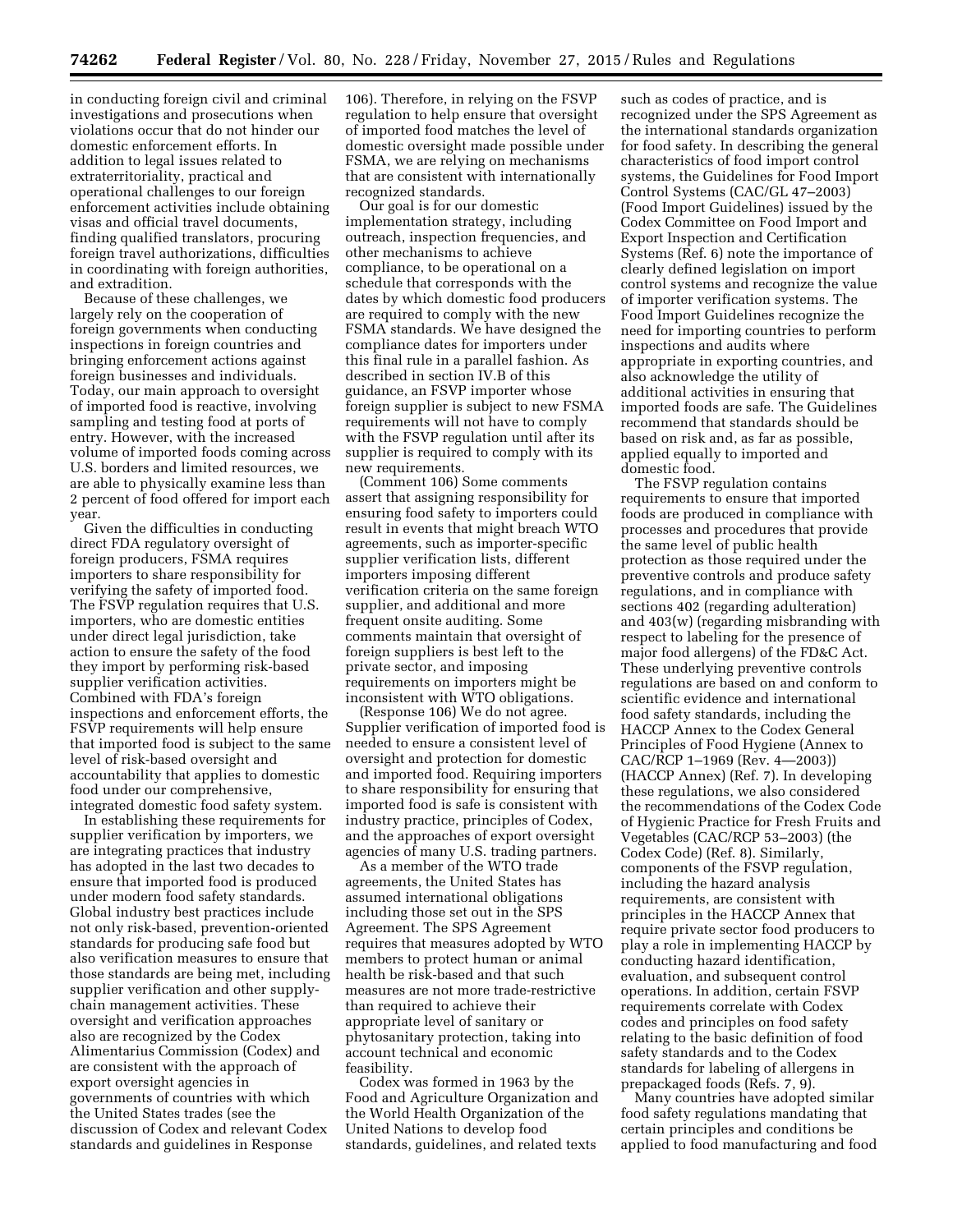in conducting foreign civil and criminal investigations and prosecutions when violations occur that do not hinder our domestic enforcement efforts. In addition to legal issues related to extraterritoriality, practical and operational challenges to our foreign enforcement activities include obtaining visas and official travel documents, finding qualified translators, procuring foreign travel authorizations, difficulties in coordinating with foreign authorities, and extradition.

Because of these challenges, we largely rely on the cooperation of foreign governments when conducting inspections in foreign countries and bringing enforcement actions against foreign businesses and individuals. Today, our main approach to oversight of imported food is reactive, involving sampling and testing food at ports of entry. However, with the increased volume of imported foods coming across U.S. borders and limited resources, we are able to physically examine less than 2 percent of food offered for import each year.

Given the difficulties in conducting direct FDA regulatory oversight of foreign producers, FSMA requires importers to share responsibility for verifying the safety of imported food. The FSVP regulation requires that U.S. importers, who are domestic entities under direct legal jurisdiction, take action to ensure the safety of the food they import by performing risk-based supplier verification activities. Combined with FDA's foreign inspections and enforcement efforts, the FSVP requirements will help ensure that imported food is subject to the same level of risk-based oversight and accountability that applies to domestic food under our comprehensive, integrated domestic food safety system.

In establishing these requirements for supplier verification by importers, we are integrating practices that industry has adopted in the last two decades to ensure that imported food is produced under modern food safety standards. Global industry best practices include not only risk-based, prevention-oriented standards for producing safe food but also verification measures to ensure that those standards are being met, including supplier verification and other supply-chain management activities. These oversight and verification approaches also are recognized by the Codex Alimentarius Commission (Codex) and are consistent with the approach of export oversight agencies in governments of countries with which the United States trades (see the discussion of Codex and relevant Codex standards and guidelines in Response 106). Therefore, in relying on the FSVP regulation to help ensure that oversight of imported food matches the level of domestic oversight made possible under FSMA, we are relying on mechanisms that are consistent with internationally recognized standards.

Our goal is for our domestic implementation strategy, including outreach, inspection frequencies, and other mechanisms to achieve compliance, to be operational on a schedule that corresponds with the dates by which domestic food producers are required to comply with the new FSMA standards. We have designed the compliance dates for importers under this final rule in a parallel fashion. As described in section IV.B of this guidance, an FSVP importer whose foreign supplier is subject to new FSMA requirements will not have to comply with the FSVP regulation until after its supplier is required to comply with its new requirements.

(Comment 106) Some comments assert that assigning responsibility for ensuring food safety to importers could result in events that might breach WTO agreements, such as importer-specific supplier verification lists, different importers imposing different verification criteria on the same foreign supplier, and additional and more frequent onsite auditing. Some comments maintain that oversight of foreign suppliers is best left to the private sector, and imposing requirements on importers might be inconsistent with WTO obligations.

(Response 106) We do not agree. Supplier verification of imported food is needed to ensure a consistent level of oversight and protection for domestic and imported food. Requiring importers to share responsibility for ensuring that imported food is safe is consistent with industry practice, principles of Codex, and the approaches of export oversight agencies of many U.S. trading partners.

As a member of the WTO trade agreements, the United States has assumed international obligations including those set out in the SPS Agreement. The SPS Agreement requires that measures adopted by WTO members to protect human or animal health be risk-based and that such measures are not more trade-restrictive than required to achieve their appropriate level of sanitary or phytosanitary protection, taking into account technical and economic feasibility.

Codex was formed in 1963 by the Food and Agriculture Organization and the World Health Organization of the United Nations to develop food standards, guidelines, and related texts such as codes of practice, and is recognized under the SPS Agreement as the international standards organization for food safety. In describing the general characteristics of food import control systems, the Guidelines for Food Import Control Systems (CAC/GL 47–2003) (Food Import Guidelines) issued by the Codex Committee on Food Import and Export Inspection and Certification Systems (Ref. 6) note the importance of clearly defined legislation on import control systems and recognize the value of importer verification systems. The Food Import Guidelines recognize the need for importing countries to perform inspections and audits where appropriate in exporting countries, and also acknowledge the utility of additional activities in ensuring that imported foods are safe. The Guidelines recommend that standards should be based on risk and, as far as possible, applied equally to imported and domestic food.

The FSVP regulation contains requirements to ensure that imported foods are produced in compliance with processes and procedures that provide the same level of public health protection as those required under the preventive controls and produce safety regulations, and in compliance with sections 402 (regarding adulteration) and 403(w) (regarding misbranding with respect to labeling for the presence of major food allergens) of the FD&C Act. These underlying preventive controls regulations are based on and conform to scientific evidence and international food safety standards, including the HACCP Annex to the Codex General Principles of Food Hygiene (Annex to CAC/RCP 1–1969 (Rev. 4—2003)) (HACCP Annex) (Ref. 7). In developing these regulations, we also considered the recommendations of the Codex Code of Hygienic Practice for Fresh Fruits and Vegetables (CAC/RCP 53–2003) (the Codex Code) (Ref. 8). Similarly, components of the FSVP regulation, including the hazard analysis requirements, are consistent with principles in the HACCP Annex that require private sector food producers to play a role in implementing HACCP by conducting hazard identification, evaluation, and subsequent control operations. In addition, certain FSVP requirements correlate with Codex codes and principles on food safety relating to the basic definition of food safety standards and to the Codex standards for labeling of allergens in prepackaged foods (Refs. 7, 9).

Many countries have adopted similar food safety regulations mandating that certain principles and conditions be applied to food manufacturing and food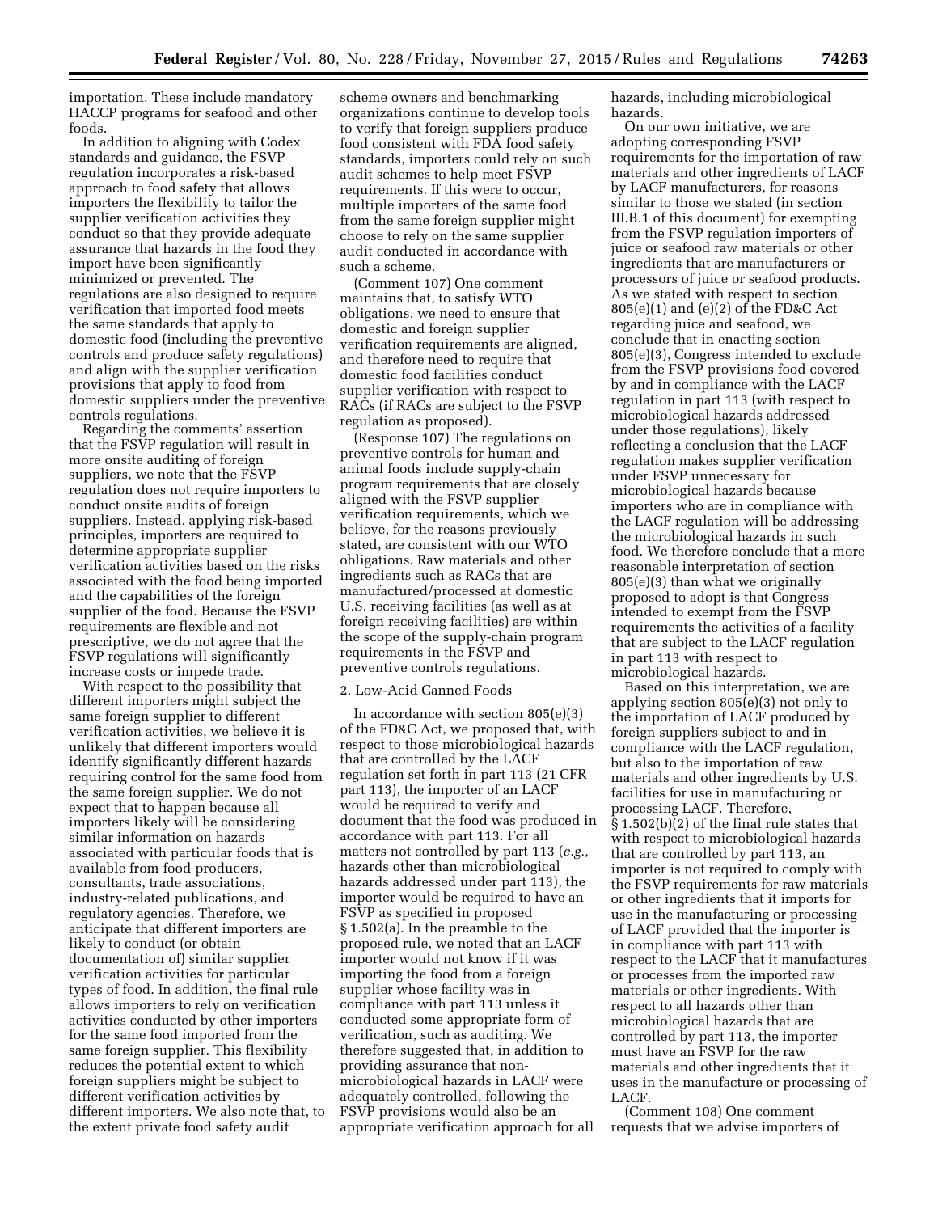importation. These include mandatory HACCP programs for seafood and other foods.

In addition to aligning with Codex standards and guidance, the FSVP regulation incorporates a risk-based approach to food safety that allows importers the flexibility to tailor the supplier verification activities they conduct so that they provide adequate assurance that hazards in the food they import have been significantly minimized or prevented. The regulations are also designed to require verification that imported food meets the same standards that apply to domestic food (including the preventive controls and produce safety regulations) and align with the supplier verification provisions that apply to food from domestic suppliers under the preventive controls regulations.

Regarding the comments' assertion that the FSVP regulation will result in more onsite auditing of foreign suppliers, we note that the FSVP regulation does not require importers to conduct onsite audits of foreign suppliers. Instead, applying risk-based principles, importers are required to determine appropriate supplier verification activities based on the risks associated with the food being imported and the capabilities of the foreign supplier of the food. Because the FSVP requirements are flexible and not prescriptive, we do not agree that the FSVP regulations will significantly increase costs or impede trade.

With respect to the possibility that different importers might subject the same foreign supplier to different verification activities, we believe it is unlikely that different importers would identify significantly different hazards requiring control for the same food from the same foreign supplier. We do not expect that to happen because all importers likely will be considering similar information on hazards associated with particular foods that is available from food producers, consultants, trade associations, industry-related publications, and regulatory agencies. Therefore, we anticipate that different importers are likely to conduct (or obtain documentation of) similar supplier verification activities for particular types of food. In addition, the final rule allows importers to rely on verification activities conducted by other importers for the same food imported from the same foreign supplier. This flexibility reduces the potential extent to which foreign suppliers might be subject to different verification activities by different importers. We also note that, to the extent private food safety audit scheme owners and benchmarking organizations continue to develop tools to verify that foreign suppliers produce food consistent with FDA food safety standards, importers could rely on such audit schemes to help meet FSVP requirements. If this were to occur, multiple importers of the same food from the same foreign supplier might choose to rely on the same supplier audit conducted in accordance with such a scheme.

(Comment 107) One comment maintains that, to satisfy WTO obligations, we need to ensure that domestic and foreign supplier verification requirements are aligned, and therefore need to require that domestic food facilities conduct supplier verification with respect to RACs (if RACs are subject to the FSVP regulation as proposed).

(Response 107) The regulations on preventive controls for human and animal foods include supply-chain program requirements that are closely aligned with the FSVP supplier verification requirements, which we believe, for the reasons previously stated, are consistent with our WTO obligations. Raw materials and other ingredients such as RACs that are manufactured/processed at domestic U.S. receiving facilities (as well as at foreign receiving facilities) are within the scope of the supply-chain program requirements in the FSVP and preventive controls regulations.

2. Low-Acid Canned Foods

In accordance with section 805(e)(3) of the FD&C Act, we proposed that, with respect to those microbiological hazards that are controlled by the LACF regulation set forth in part 113 (21 CFR part 113), the importer of an LACF would be required to verify and document that the food was produced in accordance with part 113. For all matters not controlled by part 113 (*e.g.,* hazards other than microbiological hazards addressed under part 113), the importer would be required to have an FSVP as specified in proposed § 1.502(a). In the preamble to the proposed rule, we noted that an LACF importer would not know if it was importing the food from a foreign supplier whose facility was in compliance with part 113 unless it conducted some appropriate form of verification, such as auditing. We therefore suggested that, in addition to providing assurance that non-microbiological hazards in LACF were adequately controlled, following the FSVP provisions would also be an appropriate verification approach for all hazards, including microbiological hazards.

On our own initiative, we are adopting corresponding FSVP requirements for the importation of raw materials and other ingredients of LACF by LACF manufacturers, for reasons similar to those we stated (in section III.B.1 of this document) for exempting from the FSVP regulation importers of juice or seafood raw materials or other ingredients that are manufacturers or processors of juice or seafood products. As we stated with respect to section 805(e)(1) and (e)(2) of the FD&C Act regarding juice and seafood, we conclude that in enacting section 805(e)(3), Congress intended to exclude from the FSVP provisions food covered by and in compliance with the LACF regulation in part 113 (with respect to microbiological hazards addressed under those regulations), likely reflecting a conclusion that the LACF regulation makes supplier verification under FSVP unnecessary for microbiological hazards because importers who are in compliance with the LACF regulation will be addressing the microbiological hazards in such food. We therefore conclude that a more reasonable interpretation of section 805(e)(3) than what we originally proposed to adopt is that Congress intended to exempt from the FSVP requirements the activities of a facility that are subject to the LACF regulation in part 113 with respect to microbiological hazards.

Based on this interpretation, we are applying section 805(e)(3) not only to the importation of LACF produced by foreign suppliers subject to and in compliance with the LACF regulation, but also to the importation of raw materials and other ingredients by U.S. facilities for use in manufacturing or processing LACF. Therefore, § 1.502(b)(2) of the final rule states that with respect to microbiological hazards that are controlled by part 113, an importer is not required to comply with the FSVP requirements for raw materials or other ingredients that it imports for use in the manufacturing or processing of LACF provided that the importer is in compliance with part 113 with respect to the LACF that it manufactures or processes from the imported raw materials or other ingredients. With respect to all hazards other than microbiological hazards that are controlled by part 113, the importer must have an FSVP for the raw materials and other ingredients that it uses in the manufacture or processing of LACF.

(Comment 108) One comment requests that we advise importers of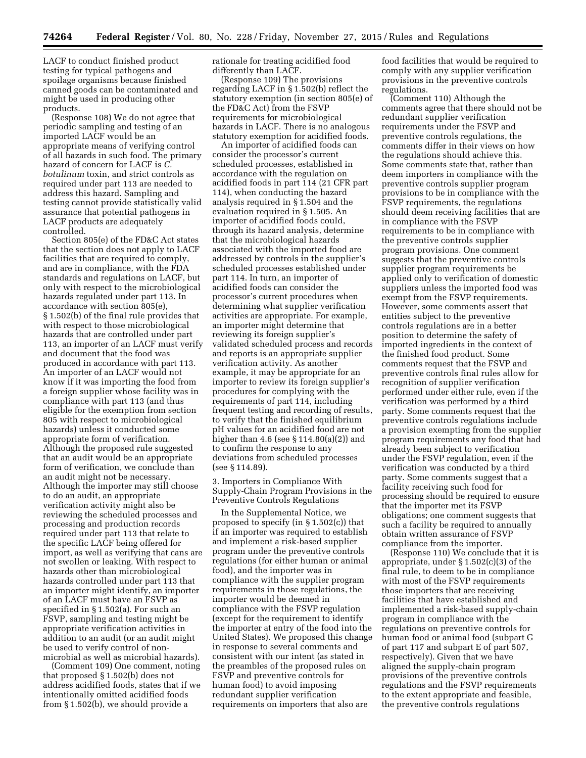LACF to conduct finished product testing for typical pathogens and spoilage organisms because finished canned goods can be contaminated and might be used in producing other products.

(Response 108) We do not agree that periodic sampling and testing of an imported LACF would be an appropriate means of verifying control of all hazards in such food. The primary hazard of concern for LACF is *C. botulinum* toxin, and strict controls as required under part 113 are needed to address this hazard. Sampling and testing cannot provide statistically valid assurance that potential pathogens in LACF products are adequately controlled.

Section 805(e) of the FD&C Act states that the section does not apply to LACF facilities that are required to comply, and are in compliance, with the FDA standards and regulations on LACF, but only with respect to the microbiological hazards regulated under part 113. In accordance with section 805(e), § 1.502(b) of the final rule provides that with respect to those microbiological hazards that are controlled under part 113, an importer of an LACF must verify and document that the food was produced in accordance with part 113. An importer of an LACF would not know if it was importing the food from a foreign supplier whose facility was in compliance with part 113 (and thus eligible for the exemption from section 805 with respect to microbiological hazards) unless it conducted some appropriate form of verification. Although the proposed rule suggested that an audit would be an appropriate form of verification, we conclude than an audit might not be necessary. Although the importer may still choose to do an audit, an appropriate verification activity might also be reviewing the scheduled processes and processing and production records required under part 113 that relate to the specific LACF being offered for import, as well as verifying that cans are not swollen or leaking. With respect to hazards other than microbiological hazards controlled under part 113 that an importer might identify, an importer of an LACF must have an FSVP as specified in § 1.502(a). For such an FSVP, sampling and testing might be appropriate verification activities in addition to an audit (or an audit might be used to verify control of non-microbial as well as microbial hazards).

(Comment 109) One comment, noting that proposed § 1.502(b) does not address acidified foods, states that if we intentionally omitted acidified foods from § 1.502(b), we should provide a rationale for treating acidified food differently than LACF.

(Response 109) The provisions regarding LACF in § 1.502(b) reflect the statutory exemption (in section 805(e) of the FD&C Act) from the FSVP requirements for microbiological hazards in LACF. There is no analogous statutory exemption for acidified foods.

An importer of acidified foods can consider the processor's current scheduled processes, established in accordance with the regulation on acidified foods in part 114 (21 CFR part 114), when conducting the hazard analysis required in § 1.504 and the evaluation required in § 1.505. An importer of acidified foods could, through its hazard analysis, determine that the microbiological hazards associated with the imported food are addressed by controls in the supplier's scheduled processes established under part 114. In turn, an importer of acidified foods can consider the processor's current procedures when determining what supplier verification activities are appropriate. For example, an importer might determine that reviewing its foreign supplier's validated scheduled process and records and reports is an appropriate supplier verification activity. As another example, it may be appropriate for an importer to review its foreign supplier's procedures for complying with the requirements of part 114, including frequent testing and recording of results, to verify that the finished equilibrium pH values for an acidified food are not higher than 4.6 (see § 114.80(a)(2)) and to confirm the response to any deviations from scheduled processes (see § 114.89).

3. Importers in Compliance With Supply-Chain Program Provisions in the Preventive Controls Regulations

In the Supplemental Notice, we proposed to specify (in § 1.502(c)) that if an importer was required to establish and implement a risk-based supplier program under the preventive controls regulations (for either human or animal food), and the importer was in compliance with the supplier program requirements in those regulations, the importer would be deemed in compliance with the FSVP regulation (except for the requirement to identify the importer at entry of the food into the United States). We proposed this change in response to several comments and consistent with our intent (as stated in the preambles of the proposed rules on FSVP and preventive controls for human food) to avoid imposing redundant supplier verification requirements on importers that also are food facilities that would be required to comply with any supplier verification provisions in the preventive controls regulations.

(Comment 110) Although the comments agree that there should not be redundant supplier verification requirements under the FSVP and preventive controls regulations, the comments differ in their views on how the regulations should achieve this. Some comments state that, rather than deem importers in compliance with the preventive controls supplier program provisions to be in compliance with the FSVP requirements, the regulations should deem receiving facilities that are in compliance with the FSVP requirements to be in compliance with the preventive controls supplier program provisions. One comment suggests that the preventive controls supplier program requirements be applied only to verification of domestic suppliers unless the imported food was exempt from the FSVP requirements. However, some comments assert that entities subject to the preventive controls regulations are in a better position to determine the safety of imported ingredients in the context of the finished food product. Some comments request that the FSVP and preventive controls final rules allow for recognition of supplier verification performed under either rule, even if the verification was performed by a third party. Some comments request that the preventive controls regulations include a provision exempting from the supplier program requirements any food that had already been subject to verification under the FSVP regulation, even if the verification was conducted by a third party. Some comments suggest that a facility receiving such food for processing should be required to ensure that the importer met its FSVP obligations; one comment suggests that such a facility be required to annually obtain written assurance of FSVP compliance from the importer.

(Response 110) We conclude that it is appropriate, under § 1.502(c)(3) of the final rule, to deem to be in compliance with most of the FSVP requirements those importers that are receiving facilities that have established and implemented a risk-based supply-chain program in compliance with the regulations on preventive controls for human food or animal food (subpart G of part 117 and subpart E of part 507, respectively). Given that we have aligned the supply-chain program provisions of the preventive controls regulations and the FSVP requirements to the extent appropriate and feasible, the preventive controls regulations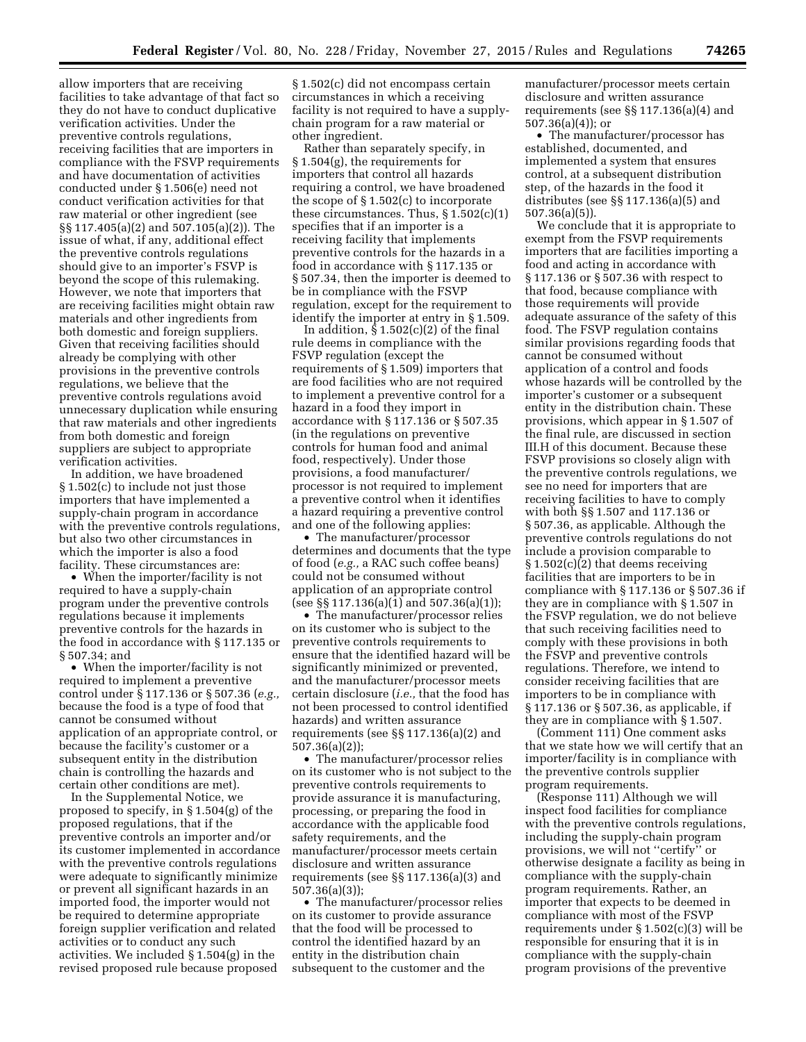allow importers that are receiving facilities to take advantage of that fact so they do not have to conduct duplicative verification activities. Under the preventive controls regulations, receiving facilities that are importers in compliance with the FSVP requirements and have documentation of activities conducted under § 1.506(e) need not conduct verification activities for that raw material or other ingredient (see §§ 117.405(a)(2) and 507.105(a)(2)). The issue of what, if any, additional effect the preventive controls regulations should give to an importer's FSVP is beyond the scope of this rulemaking. However, we note that importers that are receiving facilities might obtain raw materials and other ingredients from both domestic and foreign suppliers. Given that receiving facilities should already be complying with other provisions in the preventive controls regulations, we believe that the preventive controls regulations avoid unnecessary duplication while ensuring that raw materials and other ingredients from both domestic and foreign suppliers are subject to appropriate verification activities.

In addition, we have broadened § 1.502(c) to include not just those importers that have implemented a supply-chain program in accordance with the preventive controls regulations, but also two other circumstances in which the importer is also a food facility. These circumstances are:

- When the importer/facility is not required to have a supply-chain program under the preventive controls regulations because it implements preventive controls for the hazards in the food in accordance with § 117.135 or § 507.34; and
- When the importer/facility is not required to implement a preventive control under § 117.136 or § 507.36 (*e.g.,* because the food is a type of food that cannot be consumed without application of an appropriate control, or because the facility's customer or a subsequent entity in the distribution chain is controlling the hazards and certain other conditions are met).

In the Supplemental Notice, we proposed to specify, in § 1.504(g) of the proposed regulations, that if the preventive controls an importer and/or its customer implemented in accordance with the preventive controls regulations were adequate to significantly minimize or prevent all significant hazards in an imported food, the importer would not be required to determine appropriate foreign supplier verification and related activities or to conduct any such activities. We included § 1.504(g) in the revised proposed rule because proposed § 1.502(c) did not encompass certain circumstances in which a receiving facility is not required to have a supply-chain program for a raw material or other ingredient.

Rather than separately specify, in § 1.504(g), the requirements for importers that control all hazards requiring a control, we have broadened the scope of § 1.502(c) to incorporate these circumstances. Thus, § 1.502(c)(1) specifies that if an importer is a receiving facility that implements preventive controls for the hazards in a food in accordance with § 117.135 or § 507.34, then the importer is deemed to be in compliance with the FSVP regulation, except for the requirement to identify the importer at entry in § 1.509.

In addition, § 1.502(c)(2) of the final rule deems in compliance with the FSVP regulation (except the requirements of § 1.509) importers that are food facilities who are not required to implement a preventive control for a hazard in a food they import in accordance with § 117.136 or § 507.35 (in the regulations on preventive controls for human food and animal food, respectively). Under those provisions, a food manufacturer/processor is not required to implement a preventive control when it identifies a hazard requiring a preventive control and one of the following applies:

- The manufacturer/processor determines and documents that the type of food (*e.g.,* a RAC such coffee beans) could not be consumed without application of an appropriate control (see §§ 117.136(a)(1) and 507.36(a)(1));
- The manufacturer/processor relies on its customer who is subject to the preventive controls requirements to ensure that the identified hazard will be significantly minimized or prevented, and the manufacturer/processor meets certain disclosure (*i.e.,* that the food has not been processed to control identified hazards) and written assurance requirements (see §§ 117.136(a)(2) and 507.36(a)(2));
- The manufacturer/processor relies on its customer who is not subject to the preventive controls requirements to provide assurance it is manufacturing, processing, or preparing the food in accordance with the applicable food safety requirements, and the manufacturer/processor meets certain disclosure and written assurance requirements (see §§ 117.136(a)(3) and 507.36(a)(3));
- The manufacturer/processor relies on its customer to provide assurance that the food will be processed to control the identified hazard by an entity in the distribution chain subsequent to the customer and the manufacturer/processor meets certain disclosure and written assurance requirements (see §§ 117.136(a)(4) and 507.36(a)(4)); or
- The manufacturer/processor has established, documented, and implemented a system that ensures control, at a subsequent distribution step, of the hazards in the food it distributes (see §§ 117.136(a)(5) and 507.36(a)(5)).

We conclude that it is appropriate to exempt from the FSVP requirements importers that are facilities importing a food and acting in accordance with § 117.136 or § 507.36 with respect to that food, because compliance with those requirements will provide adequate assurance of the safety of this food. The FSVP regulation contains similar provisions regarding foods that cannot be consumed without application of a control and foods whose hazards will be controlled by the importer's customer or a subsequent entity in the distribution chain. These provisions, which appear in § 1.507 of the final rule, are discussed in section III.H of this document. Because these FSVP provisions so closely align with the preventive controls regulations, we see no need for importers that are receiving facilities to have to comply with both §§ 1.507 and 117.136 or § 507.36, as applicable. Although the preventive controls regulations do not include a provision comparable to § 1.502(c)(2) that deems receiving facilities that are importers to be in compliance with § 117.136 or § 507.36 if they are in compliance with § 1.507 in the FSVP regulation, we do not believe that such receiving facilities need to comply with these provisions in both the FSVP and preventive controls regulations. Therefore, we intend to consider receiving facilities that are importers to be in compliance with § 117.136 or § 507.36, as applicable, if they are in compliance with § 1.507.

(Comment 111) One comment asks that we state how we will certify that an importer/facility is in compliance with the preventive controls supplier program requirements.

(Response 111) Although we will inspect food facilities for compliance with the preventive controls regulations, including the supply-chain program provisions, we will not ''certify'' or otherwise designate a facility as being in compliance with the supply-chain program requirements. Rather, an importer that expects to be deemed in compliance with most of the FSVP requirements under § 1.502(c)(3) will be responsible for ensuring that it is in compliance with the supply-chain program provisions of the preventive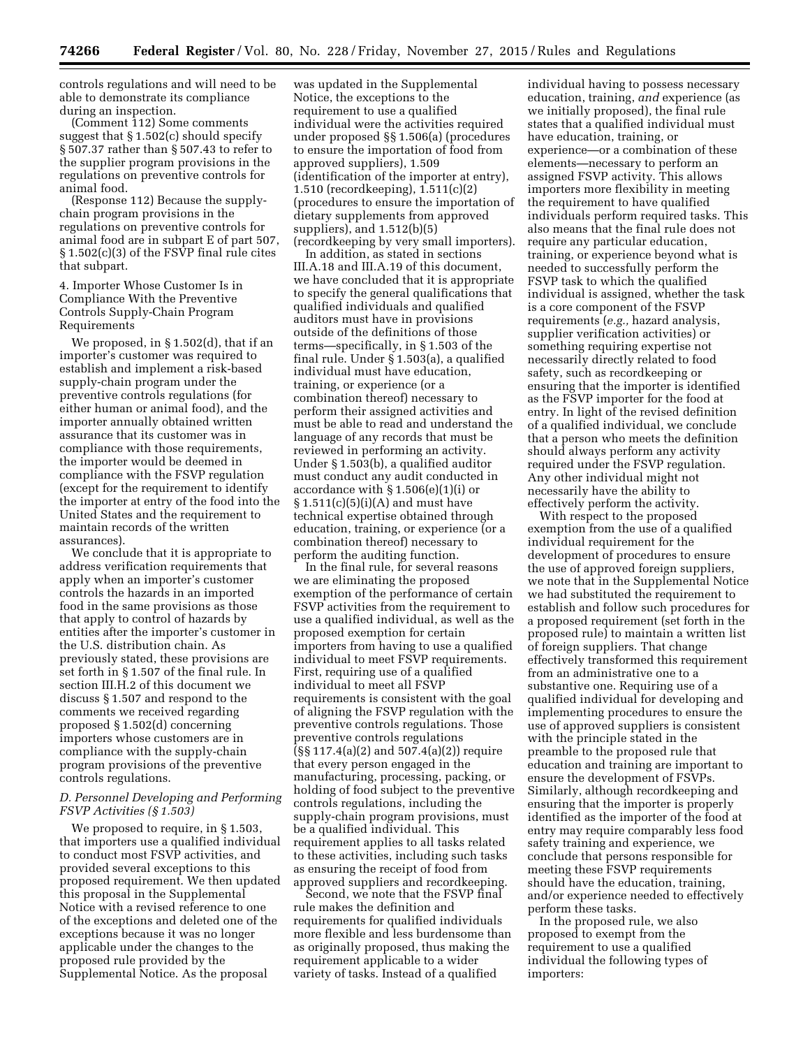controls regulations and will need to be able to demonstrate its compliance during an inspection.

(Comment 112) Some comments suggest that § 1.502(c) should specify § 507.37 rather than § 507.43 to refer to the supplier program provisions in the regulations on preventive controls for animal food.

(Response 112) Because the supply-chain program provisions in the regulations on preventive controls for animal food are in subpart E of part 507, § 1.502(c)(3) of the FSVP final rule cites that subpart.

4. Importer Whose Customer Is in Compliance With the Preventive Controls Supply-Chain Program Requirements

We proposed, in § 1.502(d), that if an importer's customer was required to establish and implement a risk-based supply-chain program under the preventive controls regulations (for either human or animal food), and the importer annually obtained written assurance that its customer was in compliance with those requirements, the importer would be deemed in compliance with the FSVP regulation (except for the requirement to identify the importer at entry of the food into the United States and the requirement to maintain records of the written assurances).

We conclude that it is appropriate to address verification requirements that apply when an importer's customer controls the hazards in an imported food in the same provisions as those that apply to control of hazards by entities after the importer's customer in the U.S. distribution chain. As previously stated, these provisions are set forth in § 1.507 of the final rule. In section III.H.2 of this document we discuss § 1.507 and respond to the comments we received regarding proposed § 1.502(d) concerning importers whose customers are in compliance with the supply-chain program provisions of the preventive controls regulations.

### *D. Personnel Developing and Performing FSVP Activities (§ 1.503)*

We proposed to require, in § 1.503, that importers use a qualified individual to conduct most FSVP activities, and provided several exceptions to this proposed requirement. We then updated this proposal in the Supplemental Notice with a revised reference to one of the exceptions and deleted one of the exceptions because it was no longer applicable under the changes to the proposed rule provided by the Supplemental Notice. As the proposal was updated in the Supplemental Notice, the exceptions to the requirement to use a qualified individual were the activities required under proposed §§ 1.506(a) (procedures to ensure the importation of food from approved suppliers), 1.509 (identification of the importer at entry), 1.510 (recordkeeping), 1.511(c)(2) (procedures to ensure the importation of dietary supplements from approved suppliers), and 1.512(b)(5) (recordkeeping by very small importers).

In addition, as stated in sections III.A.18 and III.A.19 of this document, we have concluded that it is appropriate to specify the general qualifications that qualified individuals and qualified auditors must have in provisions outside of the definitions of those terms—specifically, in § 1.503 of the final rule. Under § 1.503(a), a qualified individual must have education, training, or experience (or a combination thereof) necessary to perform their assigned activities and must be able to read and understand the language of any records that must be reviewed in performing an activity. Under § 1.503(b), a qualified auditor must conduct any audit conducted in accordance with § 1.506(e)(1)(i) or § 1.511(c)(5)(i)(A) and must have technical expertise obtained through education, training, or experience (or a combination thereof) necessary to perform the auditing function.

In the final rule, for several reasons we are eliminating the proposed exemption of the performance of certain FSVP activities from the requirement to use a qualified individual, as well as the proposed exemption for certain importers from having to use a qualified individual to meet FSVP requirements. First, requiring use of a qualified individual to meet all FSVP requirements is consistent with the goal of aligning the FSVP regulation with the preventive controls regulations. Those preventive controls regulations (§§ 117.4(a)(2) and 507.4(a)(2)) require that every person engaged in the manufacturing, processing, packing, or holding of food subject to the preventive controls regulations, including the supply-chain program provisions, must be a qualified individual. This requirement applies to all tasks related to these activities, including such tasks as ensuring the receipt of food from approved suppliers and recordkeeping.

Second, we note that the FSVP final rule makes the definition and requirements for qualified individuals more flexible and less burdensome than as originally proposed, thus making the requirement applicable to a wider variety of tasks. Instead of a qualified individual having to possess necessary education, training, *and* experience (as we initially proposed), the final rule states that a qualified individual must have education, training, or experience—or a combination of these elements—necessary to perform an assigned FSVP activity. This allows importers more flexibility in meeting the requirement to have qualified individuals perform required tasks. This also means that the final rule does not require any particular education, training, or experience beyond what is needed to successfully perform the FSVP task to which the qualified individual is assigned, whether the task is a core component of the FSVP requirements (*e.g.,* hazard analysis, supplier verification activities) or something requiring expertise not necessarily directly related to food safety, such as recordkeeping or ensuring that the importer is identified as the FSVP importer for the food at entry. In light of the revised definition of a qualified individual, we conclude that a person who meets the definition should always perform any activity required under the FSVP regulation. Any other individual might not necessarily have the ability to effectively perform the activity.

With respect to the proposed exemption from the use of a qualified individual requirement for the development of procedures to ensure the use of approved foreign suppliers, we note that in the Supplemental Notice we had substituted the requirement to establish and follow such procedures for a proposed requirement (set forth in the proposed rule) to maintain a written list of foreign suppliers. That change effectively transformed this requirement from an administrative one to a substantive one. Requiring use of a qualified individual for developing and implementing procedures to ensure the use of approved suppliers is consistent with the principle stated in the preamble to the proposed rule that education and training are important to ensure the development of FSVPs. Similarly, although recordkeeping and ensuring that the importer is properly identified as the importer of the food at entry may require comparably less food safety training and experience, we conclude that persons responsible for meeting these FSVP requirements should have the education, training, and/or experience needed to effectively perform these tasks.

In the proposed rule, we also proposed to exempt from the requirement to use a qualified individual the following types of importers: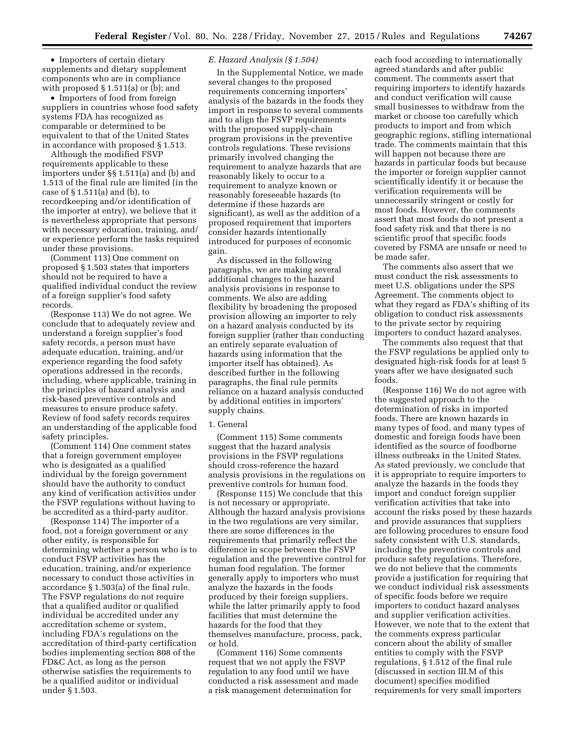- Importers of certain dietary supplements and dietary supplement components who are in compliance with proposed § 1.511(a) or (b); and

- Importers of food from foreign suppliers in countries whose food safety systems FDA has recognized as comparable or determined to be equivalent to that of the United States in accordance with proposed § 1.513.

Although the modified FSVP requirements applicable to these importers under §§ 1.511(a) and (b) and 1.513 of the final rule are limited (in the case of § 1.511(a) and (b), to recordkeeping and/or identification of the importer at entry), we believe that it is nevertheless appropriate that persons with necessary education, training, and/or experience perform the tasks required under these provisions.

(Comment 113) One comment on proposed § 1.503 states that importers should not be required to have a qualified individual conduct the review of a foreign supplier's food safety records.

(Response 113) We do not agree. We conclude that to adequately review and understand a foreign supplier's food safety records, a person must have adequate education, training, and/or experience regarding the food safety operations addressed in the records, including, where applicable, training in the principles of hazard analysis and risk-based preventive controls and measures to ensure produce safety. Review of food safety records requires an understanding of the applicable food safety principles.

(Comment 114) One comment states that a foreign government employee who is designated as a qualified individual by the foreign government should have the authority to conduct any kind of verification activities under the FSVP regulations without having to be accredited as a third-party auditor.

(Response 114) The importer of a food, not a foreign government or any other entity, is responsible for determining whether a person who is to conduct FSVP activities has the education, training, and/or experience necessary to conduct those activities in accordance § 1.503(a) of the final rule. The FSVP regulations do not require that a qualified auditor or qualified individual be accredited under any accreditation scheme or system, including FDA's regulations on the accreditation of third-party certification bodies implementing section 808 of the FD&C Act, as long as the person otherwise satisfies the requirements to be a qualified auditor or individual under § 1.503.

### *E. Hazard Analysis (§ 1.504)*

In the Supplemental Notice, we made several changes to the proposed requirements concerning importers' analysis of the hazards in the foods they import in response to several comments and to align the FSVP requirements with the proposed supply-chain program provisions in the preventive controls regulations. These revisions primarily involved changing the requirement to analyze hazards that are reasonably likely to occur to a requirement to analyze known or reasonably foreseeable hazards (to determine if these hazards are significant), as well as the addition of a proposed requirement that importers consider hazards intentionally introduced for purposes of economic gain.

As discussed in the following paragraphs, we are making several additional changes to the hazard analysis provisions in response to comments. We also are adding flexibility by broadening the proposed provision allowing an importer to rely on a hazard analysis conducted by its foreign supplier (rather than conducting an entirely separate evaluation of hazards using information that the importer itself has obtained). As described further in the following paragraphs, the final rule permits reliance on a hazard analysis conducted by additional entities in importers' supply chains.

#### 1. General

(Comment 115) Some comments suggest that the hazard analysis provisions in the FSVP regulations should cross-reference the hazard analysis provisions in the regulations on preventive controls for human food.

(Response 115) We conclude that this is not necessary or appropriate. Although the hazard analysis provisions in the two regulations are very similar, there are some differences in the requirements that primarily reflect the difference in scope between the FSVP regulation and the preventive control for human food regulation. The former generally apply to importers who must analyze the hazards in the foods produced by their foreign suppliers, while the latter primarily apply to food facilities that must determine the hazards for the food that they themselves manufacture, process, pack, or hold.

(Comment 116) Some comments request that we not apply the FSVP regulation to any food until we have conducted a risk assessment and made a risk management determination for each food according to internationally agreed standards and after public comment. The comments assert that requiring importers to identify hazards and conduct verification will cause small businesses to withdraw from the market or choose too carefully which products to import and from which geographic regions, stifling international trade. The comments maintain that this will happen not because there are hazards in particular foods but because the importer or foreign supplier cannot scientifically identify it or because the verification requirements will be unnecessarily stringent or costly for most foods. However, the comments assert that most foods do not present a food safety risk and that there is no scientific proof that specific foods covered by FSMA are unsafe or need to be made safer.

The comments also assert that we must conduct the risk assessments to meet U.S. obligations under the SPS Agreement. The comments object to what they regard as FDA's shifting of its obligation to conduct risk assessments to the private sector by requiring importers to conduct hazard analyses.

The comments also request that that the FSVP regulations be applied only to designated high-risk foods for at least 5 years after we have designated such foods.

(Response 116) We do not agree with the suggested approach to the determination of risks in imported foods. There are known hazards in many types of food, and many types of domestic and foreign foods have been identified as the source of foodborne illness outbreaks in the United States. As stated previously, we conclude that it is appropriate to require importers to analyze the hazards in the foods they import and conduct foreign supplier verification activities that take into account the risks posed by these hazards and provide assurances that suppliers are following procedures to ensure food safety consistent with U.S. standards, including the preventive controls and produce safety regulations. Therefore, we do not believe that the comments provide a justification for requiring that we conduct individual risk assessments of specific foods before we require importers to conduct hazard analyses and supplier verification activities. However, we note that to the extent that the comments express particular concern about the ability of smaller entities to comply with the FSVP regulations, § 1.512 of the final rule (discussed in section III.M of this document) specifies modified requirements for very small importers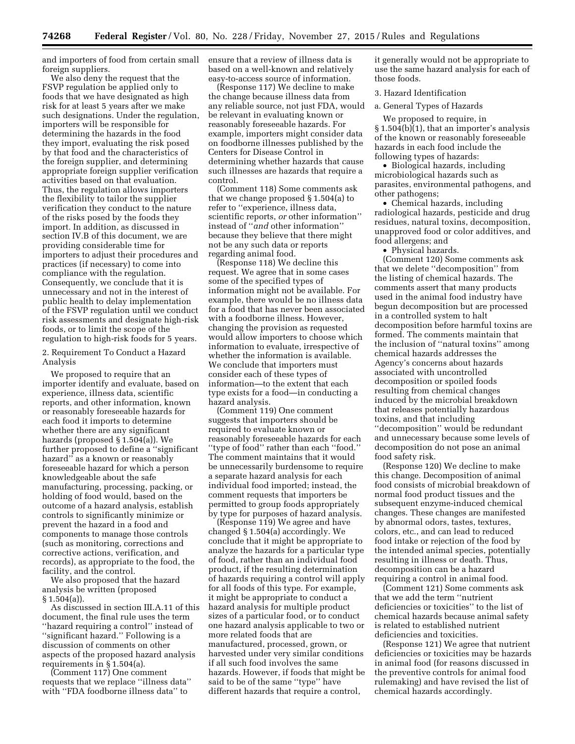and importers of food from certain small foreign suppliers.

We also deny the request that the FSVP regulation be applied only to foods that we have designated as high risk for at least 5 years after we make such designations. Under the regulation, importers will be responsible for determining the hazards in the food they import, evaluating the risk posed by that food and the characteristics of the foreign supplier, and determining appropriate foreign supplier verification activities based on that evaluation. Thus, the regulation allows importers the flexibility to tailor the supplier verification they conduct to the nature of the risks posed by the foods they import. In addition, as discussed in section IV.B of this document, we are providing considerable time for importers to adjust their procedures and practices (if necessary) to come into compliance with the regulation. Consequently, we conclude that it is unnecessary and not in the interest of public health to delay implementation of the FSVP regulation until we conduct risk assessments and designate high-risk foods, or to limit the scope of the regulation to high-risk foods for 5 years.

## 2. Requirement To Conduct a Hazard Analysis

We proposed to require that an importer identify and evaluate, based on experience, illness data, scientific reports, and other information, known or reasonably foreseeable hazards for each food it imports to determine whether there are any significant hazards (proposed § 1.504(a)). We further proposed to define a ''significant hazard'' as a known or reasonably foreseeable hazard for which a person knowledgeable about the safe manufacturing, processing, packing, or holding of food would, based on the outcome of a hazard analysis, establish controls to significantly minimize or prevent the hazard in a food and components to manage those controls (such as monitoring, corrections and corrective actions, verification, and records), as appropriate to the food, the facility, and the control.

We also proposed that the hazard analysis be written (proposed § 1.504(a)).

As discussed in section III.A.11 of this document, the final rule uses the term ''hazard requiring a control'' instead of ''significant hazard.'' Following is a discussion of comments on other aspects of the proposed hazard analysis requirements in § 1.504(a).

(Comment 117) One comment requests that we replace ''illness data'' with ''FDA foodborne illness data'' to ensure that a review of illness data is based on a well-known and relatively easy-to-access source of information.

(Response 117) We decline to make the change because illness data from any reliable source, not just FDA, would be relevant in evaluating known or reasonably foreseeable hazards. For example, importers might consider data on foodborne illnesses published by the Centers for Disease Control in determining whether hazards that cause such illnesses are hazards that require a control.

(Comment 118) Some comments ask that we change proposed § 1.504(a) to refer to ''experience, illness data, scientific reports, *or* other information'' instead of ''*and* other information'' because they believe that there might not be any such data or reports regarding animal food.

(Response 118) We decline this request. We agree that in some cases some of the specified types of information might not be available. For example, there would be no illness data for a food that has never been associated with a foodborne illness. However, changing the provision as requested would allow importers to choose which information to evaluate, irrespective of whether the information is available. We conclude that importers must consider each of these types of information—to the extent that each type exists for a food—in conducting a hazard analysis.

(Comment 119) One comment suggests that importers should be required to evaluate known or reasonably foreseeable hazards for each ''type of food'' rather than each ''food.'' The comment maintains that it would be unnecessarily burdensome to require a separate hazard analysis for each individual food imported; instead, the comment requests that importers be permitted to group foods appropriately by type for purposes of hazard analysis.

(Response 119) We agree and have changed § 1.504(a) accordingly. We conclude that it might be appropriate to analyze the hazards for a particular type of food, rather than an individual food product, if the resulting determination of hazards requiring a control will apply for all foods of this type. For example, it might be appropriate to conduct a hazard analysis for multiple product sizes of a particular food, or to conduct one hazard analysis applicable to two or more related foods that are manufactured, processed, grown, or harvested under very similar conditions if all such food involves the same hazards. However, if foods that might be said to be of the same ''type'' have different hazards that require a control, it generally would not be appropriate to use the same hazard analysis for each of those foods.

## 3. Hazard Identification

### a. General Types of Hazards

We proposed to require, in § 1.504(b)(1), that an importer's analysis of the known or reasonably foreseeable hazards in each food include the following types of hazards:

- Biological hazards, including microbiological hazards such as parasites, environmental pathogens, and other pathogens;
- Chemical hazards, including radiological hazards, pesticide and drug residues, natural toxins, decomposition, unapproved food or color additives, and food allergens; and
- Physical hazards.

(Comment 120) Some comments ask that we delete ''decomposition'' from the listing of chemical hazards. The comments assert that many products used in the animal food industry have begun decomposition but are processed in a controlled system to halt decomposition before harmful toxins are formed. The comments maintain that the inclusion of ''natural toxins'' among chemical hazards addresses the Agency's concerns about hazards associated with uncontrolled decomposition or spoiled foods resulting from chemical changes induced by the microbial breakdown that releases potentially hazardous toxins, and that including ''decomposition'' would be redundant and unnecessary because some levels of decomposition do not pose an animal food safety risk.

(Response 120) We decline to make this change. Decomposition of animal food consists of microbial breakdown of normal food product tissues and the subsequent enzyme-induced chemical changes. These changes are manifested by abnormal odors, tastes, textures, colors, etc., and can lead to reduced food intake or rejection of the food by the intended animal species, potentially resulting in illness or death. Thus, decomposition can be a hazard requiring a control in animal food.

(Comment 121) Some comments ask that we add the term ''nutrient deficiencies or toxicities'' to the list of chemical hazards because animal safety is related to established nutrient deficiencies and toxicities.

(Response 121) We agree that nutrient deficiencies or toxicities may be hazards in animal food (for reasons discussed in the preventive controls for animal food rulemaking) and have revised the list of chemical hazards accordingly.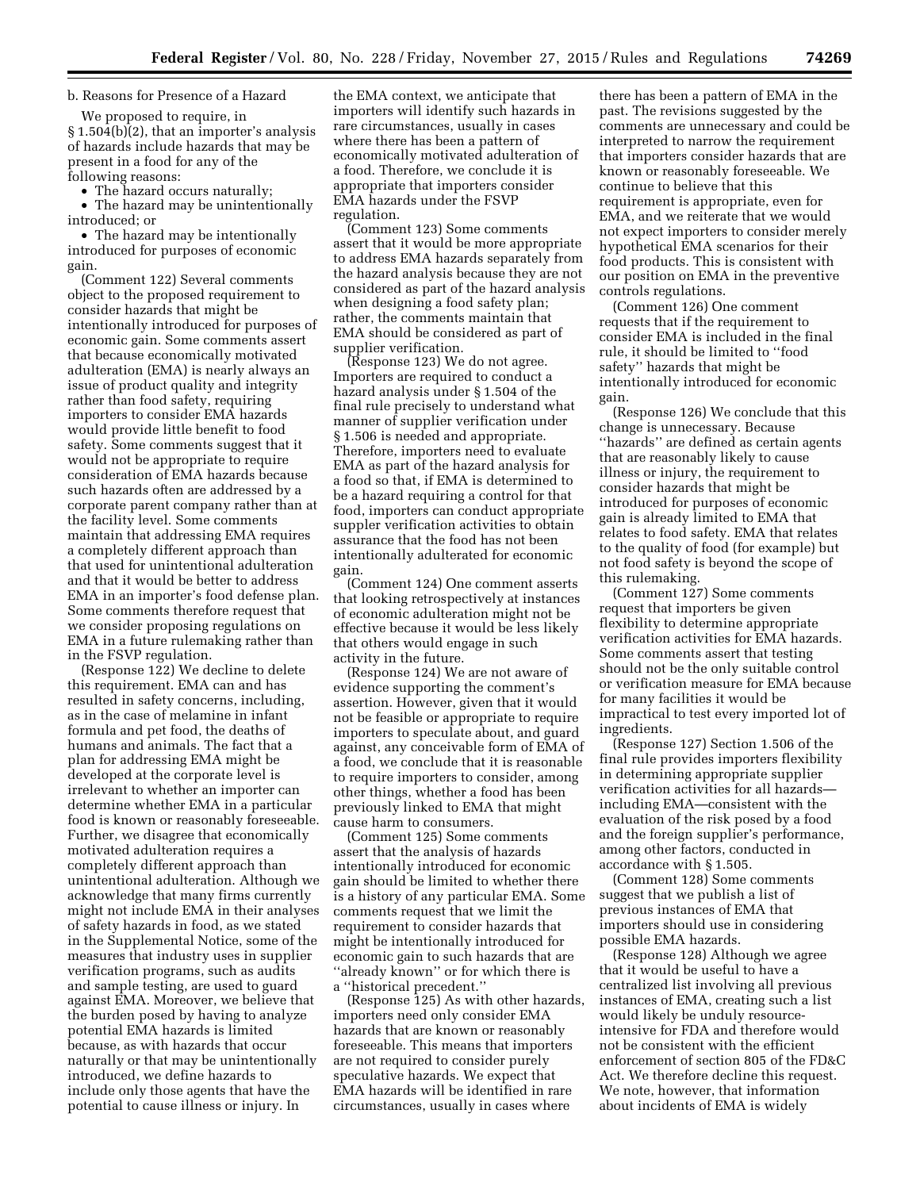b. Reasons for Presence of a Hazard

We proposed to require, in § 1.504(b)(2), that an importer's analysis of hazards include hazards that may be present in a food for any of the following reasons:

- The hazard occurs naturally;
- The hazard may be unintentionally introduced; or
- The hazard may be intentionally introduced for purposes of economic gain.

(Comment 122) Several comments object to the proposed requirement to consider hazards that might be intentionally introduced for purposes of economic gain. Some comments assert that because economically motivated adulteration (EMA) is nearly always an issue of product quality and integrity rather than food safety, requiring importers to consider EMA hazards would provide little benefit to food safety. Some comments suggest that it would not be appropriate to require consideration of EMA hazards because such hazards often are addressed by a corporate parent company rather than at the facility level. Some comments maintain that addressing EMA requires a completely different approach than that used for unintentional adulteration and that it would be better to address EMA in an importer's food defense plan. Some comments therefore request that we consider proposing regulations on EMA in a future rulemaking rather than in the FSVP regulation.

(Response 122) We decline to delete this requirement. EMA can and has resulted in safety concerns, including, as in the case of melamine in infant formula and pet food, the deaths of humans and animals. The fact that a plan for addressing EMA might be developed at the corporate level is irrelevant to whether an importer can determine whether EMA in a particular food is known or reasonably foreseeable. Further, we disagree that economically motivated adulteration requires a completely different approach than unintentional adulteration. Although we acknowledge that many firms currently might not include EMA in their analyses of safety hazards in food, as we stated in the Supplemental Notice, some of the measures that industry uses in supplier verification programs, such as audits and sample testing, are used to guard against EMA. Moreover, we believe that the burden posed by having to analyze potential EMA hazards is limited because, as with hazards that occur naturally or that may be unintentionally introduced, we define hazards to include only those agents that have the potential to cause illness or injury. In the EMA context, we anticipate that importers will identify such hazards in rare circumstances, usually in cases where there has been a pattern of economically motivated adulteration of a food. Therefore, we conclude it is appropriate that importers consider EMA hazards under the FSVP regulation.

(Comment 123) Some comments assert that it would be more appropriate to address EMA hazards separately from the hazard analysis because they are not considered as part of the hazard analysis when designing a food safety plan; rather, the comments maintain that EMA should be considered as part of supplier verification.

(Response 123) We do not agree. Importers are required to conduct a hazard analysis under § 1.504 of the final rule precisely to understand what manner of supplier verification under § 1.506 is needed and appropriate. Therefore, importers need to evaluate EMA as part of the hazard analysis for a food so that, if EMA is determined to be a hazard requiring a control for that food, importers can conduct appropriate suppler verification activities to obtain assurance that the food has not been intentionally adulterated for economic gain.

(Comment 124) One comment asserts that looking retrospectively at instances of economic adulteration might not be effective because it would be less likely that others would engage in such activity in the future.

(Response 124) We are not aware of evidence supporting the comment's assertion. However, given that it would not be feasible or appropriate to require importers to speculate about, and guard against, any conceivable form of EMA of a food, we conclude that it is reasonable to require importers to consider, among other things, whether a food has been previously linked to EMA that might cause harm to consumers.

(Comment 125) Some comments assert that the analysis of hazards intentionally introduced for economic gain should be limited to whether there is a history of any particular EMA. Some comments request that we limit the requirement to consider hazards that might be intentionally introduced for economic gain to such hazards that are ''already known'' or for which there is a ''historical precedent.''

(Response 125) As with other hazards, importers need only consider EMA hazards that are known or reasonably foreseeable. This means that importers are not required to consider purely speculative hazards. We expect that EMA hazards will be identified in rare circumstances, usually in cases where there has been a pattern of EMA in the past. The revisions suggested by the comments are unnecessary and could be interpreted to narrow the requirement that importers consider hazards that are known or reasonably foreseeable. We continue to believe that this requirement is appropriate, even for EMA, and we reiterate that we would not expect importers to consider merely hypothetical EMA scenarios for their food products. This is consistent with our position on EMA in the preventive controls regulations.

(Comment 126) One comment requests that if the requirement to consider EMA is included in the final rule, it should be limited to ''food safety'' hazards that might be intentionally introduced for economic gain.

(Response 126) We conclude that this change is unnecessary. Because ''hazards'' are defined as certain agents that are reasonably likely to cause illness or injury, the requirement to consider hazards that might be introduced for purposes of economic gain is already limited to EMA that relates to food safety. EMA that relates to the quality of food (for example) but not food safety is beyond the scope of this rulemaking.

(Comment 127) Some comments request that importers be given flexibility to determine appropriate verification activities for EMA hazards. Some comments assert that testing should not be the only suitable control or verification measure for EMA because for many facilities it would be impractical to test every imported lot of ingredients.

(Response 127) Section 1.506 of the final rule provides importers flexibility in determining appropriate supplier verification activities for all hazards—including EMA—consistent with the evaluation of the risk posed by a food and the foreign supplier's performance, among other factors, conducted in accordance with § 1.505.

(Comment 128) Some comments suggest that we publish a list of previous instances of EMA that importers should use in considering possible EMA hazards.

(Response 128) Although we agree that it would be useful to have a centralized list involving all previous instances of EMA, creating such a list would likely be unduly resource-intensive for FDA and therefore would not be consistent with the efficient enforcement of section 805 of the FD&C Act. We therefore decline this request. We note, however, that information about incidents of EMA is widely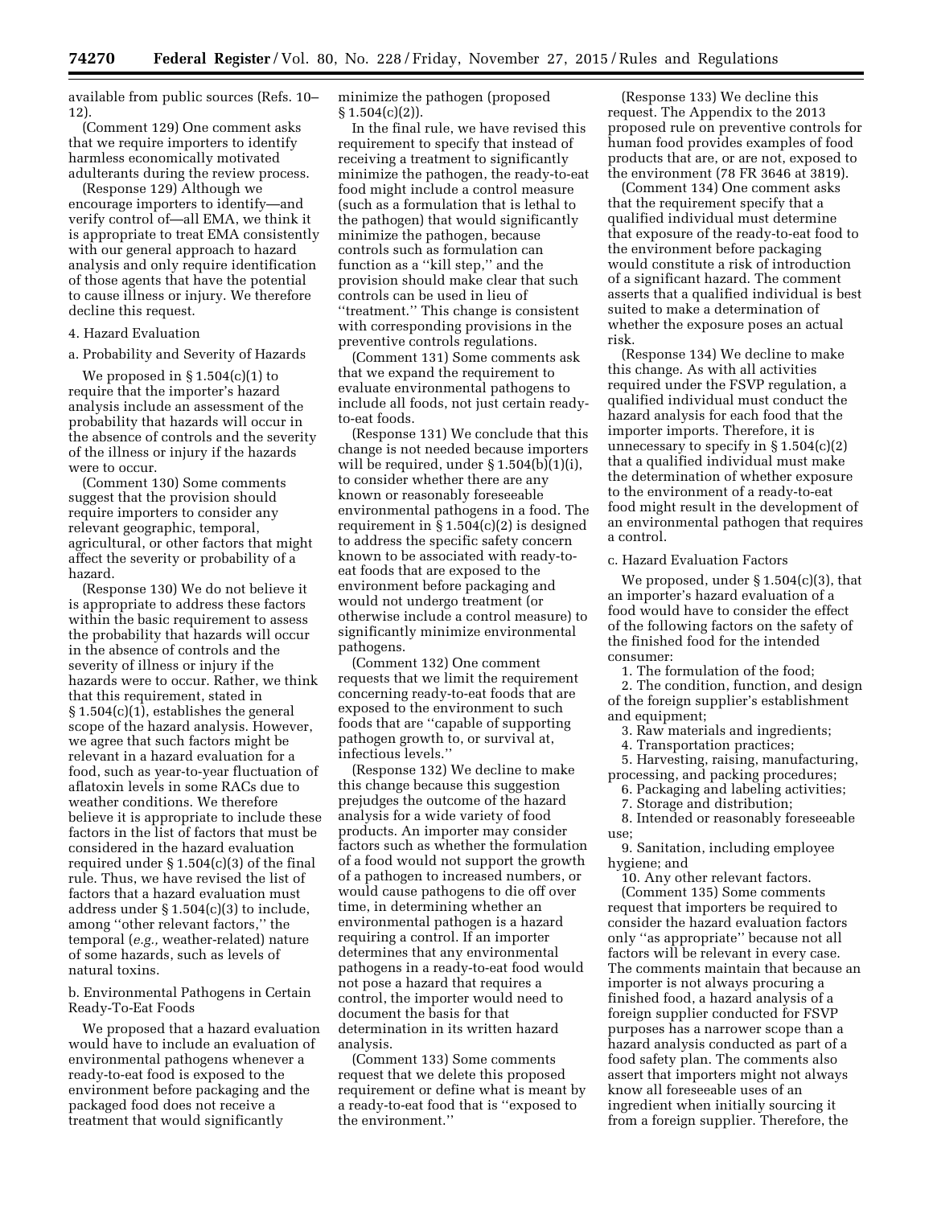available from public sources (Refs. 10–12).

(Comment 129) One comment asks that we require importers to identify harmless economically motivated adulterants during the review process.

(Response 129) Although we encourage importers to identify—and verify control of—all EMA, we think it is appropriate to treat EMA consistently with our general approach to hazard analysis and only require identification of those agents that have the potential to cause illness or injury. We therefore decline this request.

4. Hazard Evaluation

a. Probability and Severity of Hazards

We proposed in § 1.504(c)(1) to require that the importer's hazard analysis include an assessment of the probability that hazards will occur in the absence of controls and the severity of the illness or injury if the hazards were to occur.

(Comment 130) Some comments suggest that the provision should require importers to consider any relevant geographic, temporal, agricultural, or other factors that might affect the severity or probability of a hazard.

(Response 130) We do not believe it is appropriate to address these factors within the basic requirement to assess the probability that hazards will occur in the absence of controls and the severity of illness or injury if the hazards were to occur. Rather, we think that this requirement, stated in § 1.504(c)(1), establishes the general scope of the hazard analysis. However, we agree that such factors might be relevant in a hazard evaluation for a food, such as year-to-year fluctuation of aflatoxin levels in some RACs due to weather conditions. We therefore believe it is appropriate to include these factors in the list of factors that must be considered in the hazard evaluation required under § 1.504(c)(3) of the final rule. Thus, we have revised the list of factors that a hazard evaluation must address under § 1.504(c)(3) to include, among ''other relevant factors,'' the temporal (*e.g.,* weather-related) nature of some hazards, such as levels of natural toxins.

b. Environmental Pathogens in Certain Ready-To-Eat Foods

We proposed that a hazard evaluation would have to include an evaluation of environmental pathogens whenever a ready-to-eat food is exposed to the environment before packaging and the packaged food does not receive a treatment that would significantly minimize the pathogen (proposed § 1.504(c)(2)).

In the final rule, we have revised this requirement to specify that instead of receiving a treatment to significantly minimize the pathogen, the ready-to-eat food might include a control measure (such as a formulation that is lethal to the pathogen) that would significantly minimize the pathogen, because controls such as formulation can function as a ''kill step,'' and the provision should make clear that such controls can be used in lieu of ''treatment.'' This change is consistent with corresponding provisions in the preventive controls regulations.

(Comment 131) Some comments ask that we expand the requirement to evaluate environmental pathogens to include all foods, not just certain ready-to-eat foods.

(Response 131) We conclude that this change is not needed because importers will be required, under § 1.504(b)(1)(i), to consider whether there are any known or reasonably foreseeable environmental pathogens in a food. The requirement in § 1.504(c)(2) is designed to address the specific safety concern known to be associated with ready-to-eat foods that are exposed to the environment before packaging and would not undergo treatment (or otherwise include a control measure) to significantly minimize environmental pathogens.

(Comment 132) One comment requests that we limit the requirement concerning ready-to-eat foods that are exposed to the environment to such foods that are ''capable of supporting pathogen growth to, or survival at, infectious levels.''

(Response 132) We decline to make this change because this suggestion prejudges the outcome of the hazard analysis for a wide variety of food products. An importer may consider factors such as whether the formulation of a food would not support the growth of a pathogen to increased numbers, or would cause pathogens to die off over time, in determining whether an environmental pathogen is a hazard requiring a control. If an importer determines that any environmental pathogens in a ready-to-eat food would not pose a hazard that requires a control, the importer would need to document the basis for that determination in its written hazard analysis.

(Comment 133) Some comments request that we delete this proposed requirement or define what is meant by a ready-to-eat food that is ''exposed to the environment.''

(Response 133) We decline this request. The Appendix to the 2013 proposed rule on preventive controls for human food provides examples of food products that are, or are not, exposed to the environment (78 FR 3646 at 3819).

(Comment 134) One comment asks that the requirement specify that a qualified individual must determine that exposure of the ready-to-eat food to the environment before packaging would constitute a risk of introduction of a significant hazard. The comment asserts that a qualified individual is best suited to make a determination of whether the exposure poses an actual risk.

(Response 134) We decline to make this change. As with all activities required under the FSVP regulation, a qualified individual must conduct the hazard analysis for each food that the importer imports. Therefore, it is unnecessary to specify in § 1.504(c)(2) that a qualified individual must make the determination of whether exposure to the environment of a ready-to-eat food might result in the development of an environmental pathogen that requires a control.

c. Hazard Evaluation Factors

We proposed, under § 1.504(c)(3), that an importer's hazard evaluation of a food would have to consider the effect of the following factors on the safety of the finished food for the intended consumer:

1. The formulation of the food;
2. The condition, function, and design of the foreign supplier's establishment and equipment;
3. Raw materials and ingredients;
4. Transportation practices;
5. Harvesting, raising, manufacturing, processing, and packing procedures;
6. Packaging and labeling activities;
7. Storage and distribution;
8. Intended or reasonably foreseeable use;
9. Sanitation, including employee hygiene; and
10. Any other relevant factors.

(Comment 135) Some comments request that importers be required to consider the hazard evaluation factors only ''as appropriate'' because not all factors will be relevant in every case. The comments maintain that because an importer is not always procuring a finished food, a hazard analysis of a foreign supplier conducted for FSVP purposes has a narrower scope than a hazard analysis conducted as part of a food safety plan. The comments also assert that importers might not always know all foreseeable uses of an ingredient when initially sourcing it from a foreign supplier. Therefore, the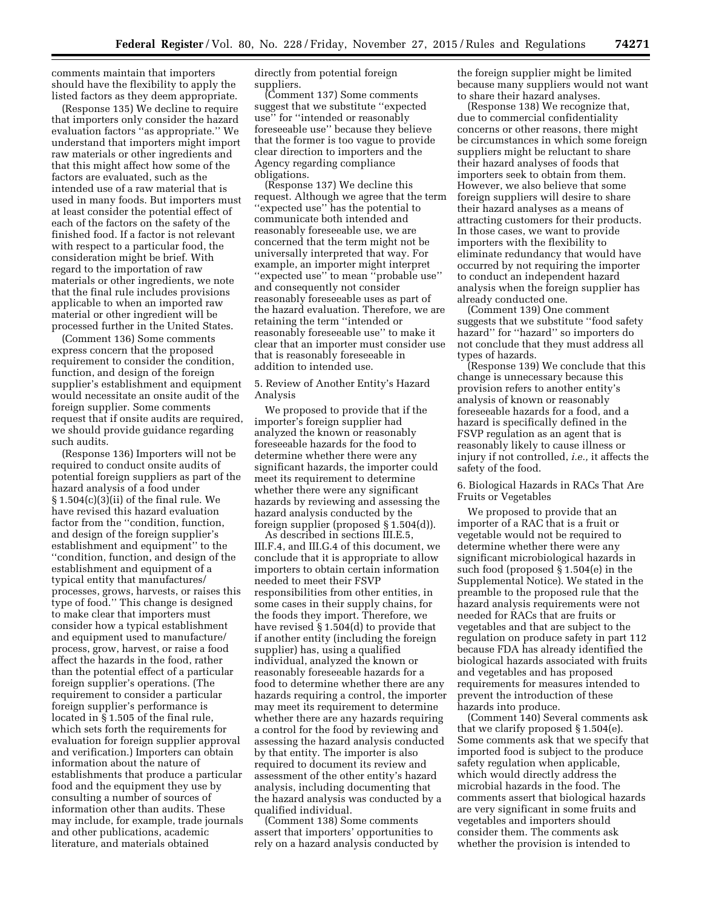comments maintain that importers should have the flexibility to apply the listed factors as they deem appropriate.

(Response 135) We decline to require that importers only consider the hazard evaluation factors "as appropriate." We understand that importers might import raw materials or other ingredients and that this might affect how some of the factors are evaluated, such as the intended use of a raw material that is used in many foods. But importers must at least consider the potential effect of each of the factors on the safety of the finished food. If a factor is not relevant with respect to a particular food, the consideration might be brief. With regard to the importation of raw materials or other ingredients, we note that the final rule includes provisions applicable to when an imported raw material or other ingredient will be processed further in the United States.

(Comment 136) Some comments express concern that the proposed requirement to consider the condition, function, and design of the foreign supplier's establishment and equipment would necessitate an onsite audit of the foreign supplier. Some comments request that if onsite audits are required, we should provide guidance regarding such audits.

(Response 136) Importers will not be required to conduct onsite audits of potential foreign suppliers as part of the hazard analysis of a food under § 1.504(c)(3)(ii) of the final rule. We have revised this hazard evaluation factor from the "condition, function, and design of the foreign supplier's establishment and equipment" to the "condition, function, and design of the establishment and equipment of a typical entity that manufactures/processes, grows, harvests, or raises this type of food." This change is designed to make clear that importers must consider how a typical establishment and equipment used to manufacture/process, grow, harvest, or raise a food affect the hazards in the food, rather than the potential effect of a particular foreign supplier's operations. (The requirement to consider a particular foreign supplier's performance is located in § 1.505 of the final rule, which sets forth the requirements for evaluation for foreign supplier approval and verification.) Importers can obtain information about the nature of establishments that produce a particular food and the equipment they use by consulting a number of sources of information other than audits. These may include, for example, trade journals and other publications, academic literature, and materials obtained directly from potential foreign suppliers.

(Comment 137) Some comments suggest that we substitute "expected use" for "intended or reasonably foreseeable use" because they believe that the former is too vague to provide clear direction to importers and the Agency regarding compliance obligations.

(Response 137) We decline this request. Although we agree that the term "expected use" has the potential to communicate both intended and reasonably foreseeable use, we are concerned that the term might not be universally interpreted that way. For example, an importer might interpret "expected use" to mean "probable use" and consequently not consider reasonably foreseeable uses as part of the hazard evaluation. Therefore, we are retaining the term "intended or reasonably foreseeable use" to make it clear that an importer must consider use that is reasonably foreseeable in addition to intended use.

5. Review of Another Entity's Hazard Analysis

We proposed to provide that if the importer's foreign supplier had analyzed the known or reasonably foreseeable hazards for the food to determine whether there were any significant hazards, the importer could meet its requirement to determine whether there were any significant hazards by reviewing and assessing the hazard analysis conducted by the foreign supplier (proposed § 1.504(d)).

As described in sections III.E.5, III.F.4, and III.G.4 of this document, we conclude that it is appropriate to allow importers to obtain certain information needed to meet their FSVP responsibilities from other entities, in some cases in their supply chains, for the foods they import. Therefore, we have revised § 1.504(d) to provide that if another entity (including the foreign supplier) has, using a qualified individual, analyzed the known or reasonably foreseeable hazards for a food to determine whether there are any hazards requiring a control, the importer may meet its requirement to determine whether there are any hazards requiring a control for the food by reviewing and assessing the hazard analysis conducted by that entity. The importer is also required to document its review and assessment of the other entity's hazard analysis, including documenting that the hazard analysis was conducted by a qualified individual.

(Comment 138) Some comments assert that importers' opportunities to rely on a hazard analysis conducted by the foreign supplier might be limited because many suppliers would not want to share their hazard analyses.

(Response 138) We recognize that, due to commercial confidentiality concerns or other reasons, there might be circumstances in which some foreign suppliers might be reluctant to share their hazard analyses of foods that importers seek to obtain from them. However, we also believe that some foreign suppliers will desire to share their hazard analyses as a means of attracting customers for their products. In those cases, we want to provide importers with the flexibility to eliminate redundancy that would have occurred by not requiring the importer to conduct an independent hazard analysis when the foreign supplier has already conducted one.

(Comment 139) One comment suggests that we substitute "food safety hazard" for "hazard" so importers do not conclude that they must address all types of hazards.

(Response 139) We conclude that this change is unnecessary because this provision refers to another entity's analysis of known or reasonably foreseeable hazards for a food, and a hazard is specifically defined in the FSVP regulation as an agent that is reasonably likely to cause illness or injury if not controlled, *i.e.,* it affects the safety of the food.

6. Biological Hazards in RACs That Are Fruits or Vegetables

We proposed to provide that an importer of a RAC that is a fruit or vegetable would not be required to determine whether there were any significant microbiological hazards in such food (proposed § 1.504(e) in the Supplemental Notice). We stated in the preamble to the proposed rule that the hazard analysis requirements were not needed for RACs that are fruits or vegetables and that are subject to the regulation on produce safety in part 112 because FDA has already identified the biological hazards associated with fruits and vegetables and has proposed requirements for measures intended to prevent the introduction of these hazards into produce.

(Comment 140) Several comments ask that we clarify proposed § 1.504(e). Some comments ask that we specify that imported food is subject to the produce safety regulation when applicable, which would directly address the microbial hazards in the food. The comments assert that biological hazards are very significant in some fruits and vegetables and importers should consider them. The comments ask whether the provision is intended to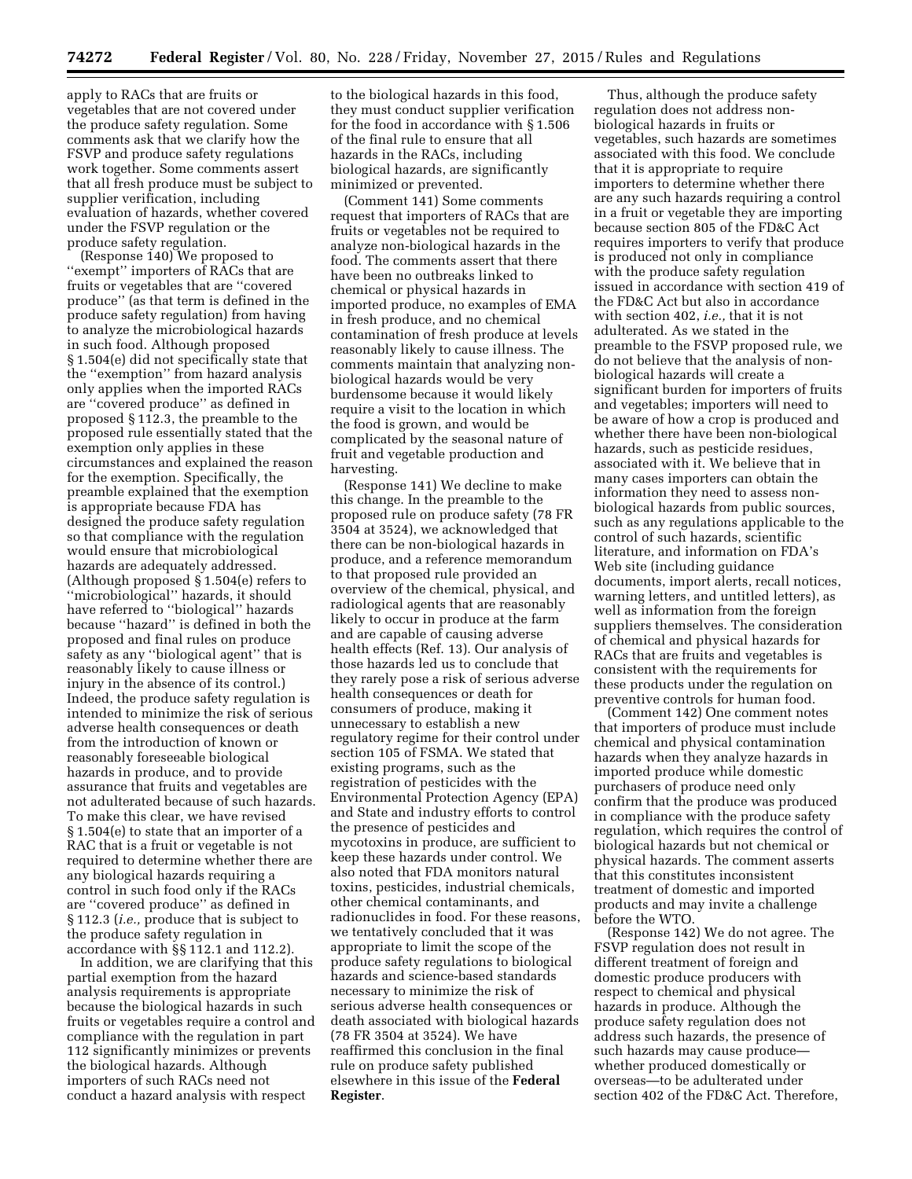apply to RACs that are fruits or vegetables that are not covered under the produce safety regulation. Some comments ask that we clarify how the FSVP and produce safety regulations work together. Some comments assert that all fresh produce must be subject to supplier verification, including evaluation of hazards, whether covered under the FSVP regulation or the produce safety regulation.

(Response 140) We proposed to "exempt" importers of RACs that are fruits or vegetables that are "covered produce" (as that term is defined in the produce safety regulation) from having to analyze the microbiological hazards in such food. Although proposed § 1.504(e) did not specifically state that the "exemption" from hazard analysis only applies when the imported RACs are "covered produce" as defined in proposed § 112.3, the preamble to the proposed rule essentially stated that the exemption only applies in these circumstances and explained the reason for the exemption. Specifically, the preamble explained that the exemption is appropriate because FDA has designed the produce safety regulation so that compliance with the regulation would ensure that microbiological hazards are adequately addressed. (Although proposed § 1.504(e) refers to "microbiological" hazards, it should have referred to "biological" hazards because "hazard" is defined in both the proposed and final rules on produce safety as any "biological agent" that is reasonably likely to cause illness or injury in the absence of its control.) Indeed, the produce safety regulation is intended to minimize the risk of serious adverse health consequences or death from the introduction of known or reasonably foreseeable biological hazards in produce, and to provide assurance that fruits and vegetables are not adulterated because of such hazards. To make this clear, we have revised § 1.504(e) to state that an importer of a RAC that is a fruit or vegetable is not required to determine whether there are any biological hazards requiring a control in such food only if the RACs are "covered produce" as defined in § 112.3 (*i.e.,* produce that is subject to the produce safety regulation in accordance with §§ 112.1 and 112.2).

In addition, we are clarifying that this partial exemption from the hazard analysis requirements is appropriate because the biological hazards in such fruits or vegetables require a control and compliance with the regulation in part 112 significantly minimizes or prevents the biological hazards. Although importers of such RACs need not conduct a hazard analysis with respect to the biological hazards in this food, they must conduct supplier verification for the food in accordance with § 1.506 of the final rule to ensure that all hazards in the RACs, including biological hazards, are significantly minimized or prevented.

(Comment 141) Some comments request that importers of RACs that are fruits or vegetables not be required to analyze non-biological hazards in the food. The comments assert that there have been no outbreaks linked to chemical or physical hazards in imported produce, no examples of EMA in fresh produce, and no chemical contamination of fresh produce at levels reasonably likely to cause illness. The comments maintain that analyzing non-biological hazards would be very burdensome because it would likely require a visit to the location in which the food is grown, and would be complicated by the seasonal nature of fruit and vegetable production and harvesting.

(Response 141) We decline to make this change. In the preamble to the proposed rule on produce safety (78 FR 3504 at 3524), we acknowledged that there can be non-biological hazards in produce, and a reference memorandum to that proposed rule provided an overview of the chemical, physical, and radiological agents that are reasonably likely to occur in produce at the farm and are capable of causing adverse health effects (Ref. 13). Our analysis of those hazards led us to conclude that they rarely pose a risk of serious adverse health consequences or death for consumers of produce, making it unnecessary to establish a new regulatory regime for their control under section 105 of FSMA. We stated that existing programs, such as the registration of pesticides with the Environmental Protection Agency (EPA) and State and industry efforts to control the presence of pesticides and mycotoxins in produce, are sufficient to keep these hazards under control. We also noted that FDA monitors natural toxins, pesticides, industrial chemicals, other chemical contaminants, and radionuclides in food. For these reasons, we tentatively concluded that it was appropriate to limit the scope of the produce safety regulations to biological hazards and science-based standards necessary to minimize the risk of serious adverse health consequences or death associated with biological hazards (78 FR 3504 at 3524). We have reaffirmed this conclusion in the final rule on produce safety published elsewhere in this issue of the **Federal Register**.

Thus, although the produce safety regulation does not address non-biological hazards in fruits or vegetables, such hazards are sometimes associated with this food. We conclude that it is appropriate to require importers to determine whether there are any such hazards requiring a control in a fruit or vegetable they are importing because section 805 of the FD&C Act requires importers to verify that produce is produced not only in compliance with the produce safety regulation issued in accordance with section 419 of the FD&C Act but also in accordance with section 402, *i.e.,* that it is not adulterated. As we stated in the preamble to the FSVP proposed rule, we do not believe that the analysis of non-biological hazards will create a significant burden for importers of fruits and vegetables; importers will need to be aware of how a crop is produced and whether there have been non-biological hazards, such as pesticide residues, associated with it. We believe that in many cases importers can obtain the information they need to assess non-biological hazards from public sources, such as any regulations applicable to the control of such hazards, scientific literature, and information on FDA's Web site (including guidance documents, import alerts, recall notices, warning letters, and untitled letters), as well as information from the foreign suppliers themselves. The consideration of chemical and physical hazards for RACs that are fruits and vegetables is consistent with the requirements for these products under the regulation on preventive controls for human food.

(Comment 142) One comment notes that importers of produce must include chemical and physical contamination hazards when they analyze hazards in imported produce while domestic purchasers of produce need only confirm that the produce was produced in compliance with the produce safety regulation, which requires the control of biological hazards but not chemical or physical hazards. The comment asserts that this constitutes inconsistent treatment of domestic and imported products and may invite a challenge before the WTO.

(Response 142) We do not agree. The FSVP regulation does not result in different treatment of foreign and domestic produce producers with respect to chemical and physical hazards in produce. Although the produce safety regulation does not address such hazards, the presence of such hazards may cause produce—whether produced domestically or overseas—to be adulterated under section 402 of the FD&C Act. Therefore,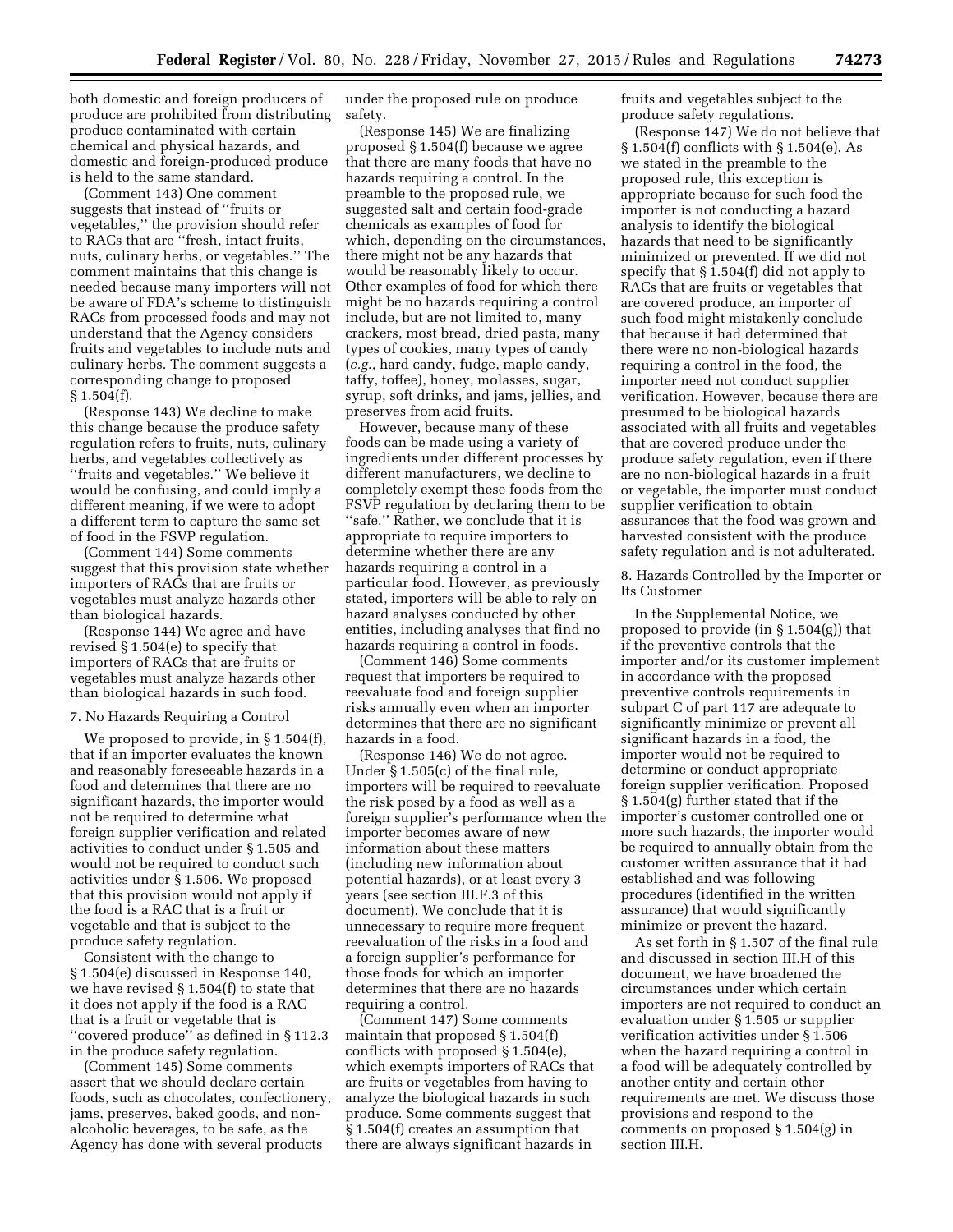both domestic and foreign producers of produce are prohibited from distributing produce contaminated with certain chemical and physical hazards, and domestic and foreign-produced produce is held to the same standard.

(Comment 143) One comment suggests that instead of ''fruits or vegetables,'' the provision should refer to RACs that are ''fresh, intact fruits, nuts, culinary herbs, or vegetables.'' The comment maintains that this change is needed because many importers will not be aware of FDA's scheme to distinguish RACs from processed foods and may not understand that the Agency considers fruits and vegetables to include nuts and culinary herbs. The comment suggests a corresponding change to proposed § 1.504(f).

(Response 143) We decline to make this change because the produce safety regulation refers to fruits, nuts, culinary herbs, and vegetables collectively as ''fruits and vegetables.'' We believe it would be confusing, and could imply a different meaning, if we were to adopt a different term to capture the same set of food in the FSVP regulation.

(Comment 144) Some comments suggest that this provision state whether importers of RACs that are fruits or vegetables must analyze hazards other than biological hazards.

(Response 144) We agree and have revised § 1.504(e) to specify that importers of RACs that are fruits or vegetables must analyze hazards other than biological hazards in such food.

### 7. No Hazards Requiring a Control

We proposed to provide, in § 1.504(f), that if an importer evaluates the known and reasonably foreseeable hazards in a food and determines that there are no significant hazards, the importer would not be required to determine what foreign supplier verification and related activities to conduct under § 1.505 and would not be required to conduct such activities under § 1.506. We proposed that this provision would not apply if the food is a RAC that is a fruit or vegetable and that is subject to the produce safety regulation.

Consistent with the change to § 1.504(e) discussed in Response 140, we have revised § 1.504(f) to state that it does not apply if the food is a RAC that is a fruit or vegetable that is ''covered produce'' as defined in § 112.3 in the produce safety regulation.

(Comment 145) Some comments assert that we should declare certain foods, such as chocolates, confectionery, jams, preserves, baked goods, and non-alcoholic beverages, to be safe, as the Agency has done with several products under the proposed rule on produce safety.

(Response 145) We are finalizing proposed § 1.504(f) because we agree that there are many foods that have no hazards requiring a control. In the preamble to the proposed rule, we suggested salt and certain food-grade chemicals as examples of food for which, depending on the circumstances, there might not be any hazards that would be reasonably likely to occur. Other examples of food for which there might be no hazards requiring a control include, but are not limited to, many crackers, most bread, dried pasta, many types of cookies, many types of candy (*e.g.,* hard candy, fudge, maple candy, taffy, toffee), honey, molasses, sugar, syrup, soft drinks, and jams, jellies, and preserves from acid fruits.

However, because many of these foods can be made using a variety of ingredients under different processes by different manufacturers, we decline to completely exempt these foods from the FSVP regulation by declaring them to be ''safe.'' Rather, we conclude that it is appropriate to require importers to determine whether there are any hazards requiring a control in a particular food. However, as previously stated, importers will be able to rely on hazard analyses conducted by other entities, including analyses that find no hazards requiring a control in foods.

(Comment 146) Some comments request that importers be required to reevaluate food and foreign supplier risks annually even when an importer determines that there are no significant hazards in a food.

(Response 146) We do not agree. Under § 1.505(c) of the final rule, importers will be required to reevaluate the risk posed by a food as well as a foreign supplier's performance when the importer becomes aware of new information about these matters (including new information about potential hazards), or at least every 3 years (see section III.F.3 of this document). We conclude that it is unnecessary to require more frequent reevaluation of the risks in a food and a foreign supplier's performance for those foods for which an importer determines that there are no hazards requiring a control.

(Comment 147) Some comments maintain that proposed § 1.504(f) conflicts with proposed § 1.504(e), which exempts importers of RACs that are fruits or vegetables from having to analyze the biological hazards in such produce. Some comments suggest that § 1.504(f) creates an assumption that there are always significant hazards in fruits and vegetables subject to the produce safety regulations.

(Response 147) We do not believe that § 1.504(f) conflicts with § 1.504(e). As we stated in the preamble to the proposed rule, this exception is appropriate because for such food the importer is not conducting a hazard analysis to identify the biological hazards that need to be significantly minimized or prevented. If we did not specify that § 1.504(f) did not apply to RACs that are fruits or vegetables that are covered produce, an importer of such food might mistakenly conclude that because it had determined that there were no non-biological hazards requiring a control in the food, the importer need not conduct supplier verification. However, because there are presumed to be biological hazards associated with all fruits and vegetables that are covered produce under the produce safety regulation, even if there are no non-biological hazards in a fruit or vegetable, the importer must conduct supplier verification to obtain assurances that the food was grown and harvested consistent with the produce safety regulation and is not adulterated.

### 8. Hazards Controlled by the Importer or Its Customer

In the Supplemental Notice, we proposed to provide (in § 1.504(g)) that if the preventive controls that the importer and/or its customer implement in accordance with the proposed preventive controls requirements in subpart C of part 117 are adequate to significantly minimize or prevent all significant hazards in a food, the importer would not be required to determine or conduct appropriate foreign supplier verification. Proposed § 1.504(g) further stated that if the importer's customer controlled one or more such hazards, the importer would be required to annually obtain from the customer written assurance that it had established and was following procedures (identified in the written assurance) that would significantly minimize or prevent the hazard.

As set forth in § 1.507 of the final rule and discussed in section III.H of this document, we have broadened the circumstances under which certain importers are not required to conduct an evaluation under § 1.505 or supplier verification activities under § 1.506 when the hazard requiring a control in a food will be adequately controlled by another entity and certain other requirements are met. We discuss those provisions and respond to the comments on proposed § 1.504(g) in section III.H.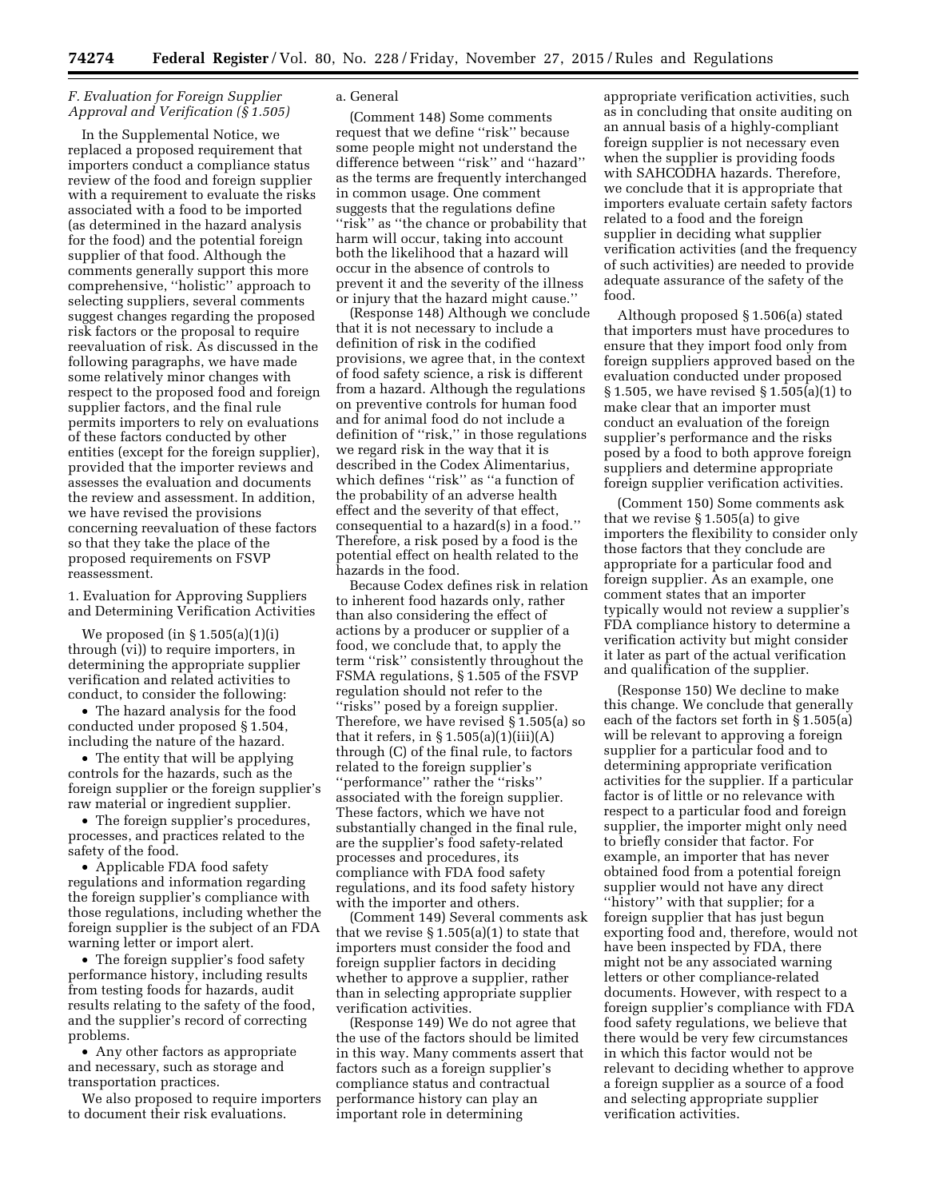### *F. Evaluation for Foreign Supplier Approval and Verification (§ 1.505)*

In the Supplemental Notice, we replaced a proposed requirement that importers conduct a compliance status review of the food and foreign supplier with a requirement to evaluate the risks associated with a food to be imported (as determined in the hazard analysis for the food) and the potential foreign supplier of that food. Although the comments generally support this more comprehensive, "holistic" approach to selecting suppliers, several comments suggest changes regarding the proposed risk factors or the proposal to require reevaluation of risk. As discussed in the following paragraphs, we have made some relatively minor changes with respect to the proposed food and foreign supplier factors, and the final rule permits importers to rely on evaluations of these factors conducted by other entities (except for the foreign supplier), provided that the importer reviews and assesses the evaluation and documents the review and assessment. In addition, we have revised the provisions concerning reevaluation of these factors so that they take the place of the proposed requirements on FSVP reassessment.

1. Evaluation for Approving Suppliers and Determining Verification Activities

We proposed (in § 1.505(a)(1)(i) through (vi)) to require importers, in determining the appropriate supplier verification and related activities to conduct, to consider the following:

- The hazard analysis for the food conducted under proposed § 1.504, including the nature of the hazard.
- The entity that will be applying controls for the hazards, such as the foreign supplier or the foreign supplier's raw material or ingredient supplier.
- The foreign supplier's procedures, processes, and practices related to the safety of the food.
- Applicable FDA food safety regulations and information regarding the foreign supplier's compliance with those regulations, including whether the foreign supplier is the subject of an FDA warning letter or import alert.
- The foreign supplier's food safety performance history, including results from testing foods for hazards, audit results relating to the safety of the food, and the supplier's record of correcting problems.
- Any other factors as appropriate and necessary, such as storage and transportation practices.

We also proposed to require importers to document their risk evaluations.

a. General

(Comment 148) Some comments request that we define "risk" because some people might not understand the difference between "risk" and "hazard" as the terms are frequently interchanged in common usage. One comment suggests that the regulations define "risk" as "the chance or probability that harm will occur, taking into account both the likelihood that a hazard will occur in the absence of controls to prevent it and the severity of the illness or injury that the hazard might cause."

(Response 148) Although we conclude that it is not necessary to include a definition of risk in the codified provisions, we agree that, in the context of food safety science, a risk is different from a hazard. Although the regulations on preventive controls for human food and for animal food do not include a definition of "risk," in those regulations we regard risk in the way that it is described in the Codex Alimentarius, which defines "risk" as "a function of the probability of an adverse health effect and the severity of that effect, consequential to a hazard(s) in a food." Therefore, a risk posed by a food is the potential effect on health related to the hazards in the food.

Because Codex defines risk in relation to inherent food hazards only, rather than also considering the effect of actions by a producer or supplier of a food, we conclude that, to apply the term "risk" consistently throughout the FSMA regulations, § 1.505 of the FSVP regulation should not refer to the "risks" posed by a foreign supplier. Therefore, we have revised § 1.505(a) so that it refers, in § 1.505(a)(1)(iii)(A) through (C) of the final rule, to factors related to the foreign supplier's "performance" rather the "risks" associated with the foreign supplier. These factors, which we have not substantially changed in the final rule, are the supplier's food safety-related processes and procedures, its compliance with FDA food safety regulations, and its food safety history with the importer and others.

(Comment 149) Several comments ask that we revise § 1.505(a)(1) to state that importers must consider the food and foreign supplier factors in deciding whether to approve a supplier, rather than in selecting appropriate supplier verification activities.

(Response 149) We do not agree that the use of the factors should be limited in this way. Many comments assert that factors such as a foreign supplier's compliance status and contractual performance history can play an important role in determining appropriate verification activities, such as in concluding that onsite auditing on an annual basis of a highly-compliant foreign supplier is not necessary even when the supplier is providing foods with SAHCODHA hazards. Therefore, we conclude that it is appropriate that importers evaluate certain safety factors related to a food and the foreign supplier in deciding what supplier verification activities (and the frequency of such activities) are needed to provide adequate assurance of the safety of the food.

Although proposed § 1.506(a) stated that importers must have procedures to ensure that they import food only from foreign suppliers approved based on the evaluation conducted under proposed § 1.505, we have revised § 1.505(a)(1) to make clear that an importer must conduct an evaluation of the foreign supplier's performance and the risks posed by a food to both approve foreign suppliers and determine appropriate foreign supplier verification activities.

(Comment 150) Some comments ask that we revise § 1.505(a) to give importers the flexibility to consider only those factors that they conclude are appropriate for a particular food and foreign supplier. As an example, one comment states that an importer typically would not review a supplier's FDA compliance history to determine a verification activity but might consider it later as part of the actual verification and qualification of the supplier.

(Response 150) We decline to make this change. We conclude that generally each of the factors set forth in § 1.505(a) will be relevant to approving a foreign supplier for a particular food and to determining appropriate verification activities for the supplier. If a particular factor is of little or no relevance with respect to a particular food and foreign supplier, the importer might only need to briefly consider that factor. For example, an importer that has never obtained food from a potential foreign supplier would not have any direct "history" with that supplier; for a foreign supplier that has just begun exporting food and, therefore, would not have been inspected by FDA, there might not be any associated warning letters or other compliance-related documents. However, with respect to a foreign supplier's compliance with FDA food safety regulations, we believe that there would be very few circumstances in which this factor would not be relevant to deciding whether to approve a foreign supplier as a source of a food and selecting appropriate supplier verification activities.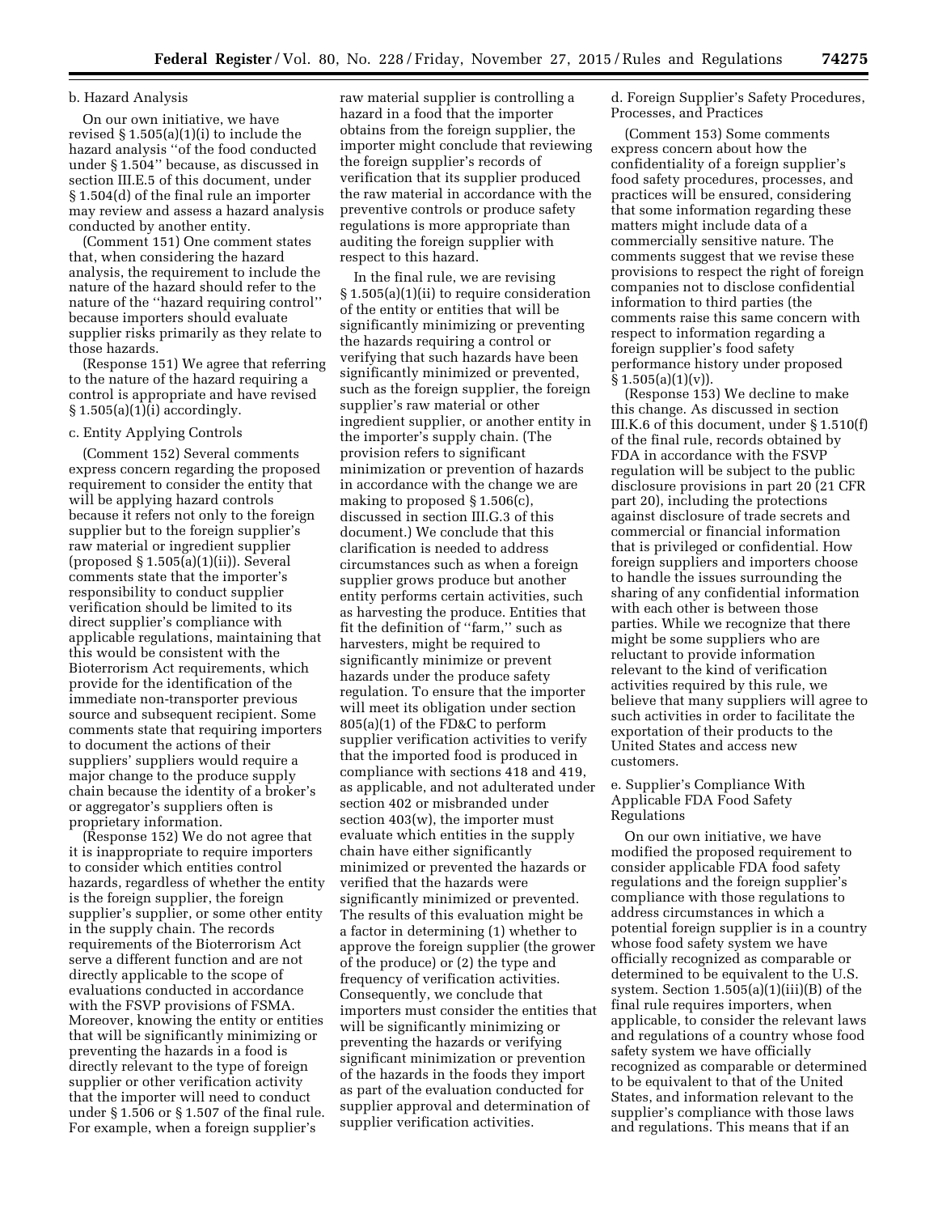### b. Hazard Analysis

On our own initiative, we have revised § 1.505(a)(1)(i) to include the hazard analysis "of the food conducted under § 1.504" because, as discussed in section III.E.5 of this document, under § 1.504(d) of the final rule an importer may review and assess a hazard analysis conducted by another entity.

(Comment 151) One comment states that, when considering the hazard analysis, the requirement to include the nature of the hazard should refer to the nature of the "hazard requiring control" because importers should evaluate supplier risks primarily as they relate to those hazards.

(Response 151) We agree that referring to the nature of the hazard requiring a control is appropriate and have revised § 1.505(a)(1)(i) accordingly.

### c. Entity Applying Controls

(Comment 152) Several comments express concern regarding the proposed requirement to consider the entity that will be applying hazard controls because it refers not only to the foreign supplier but to the foreign supplier's raw material or ingredient supplier (proposed § 1.505(a)(1)(ii)). Several comments state that the importer's responsibility to conduct supplier verification should be limited to its direct supplier's compliance with applicable regulations, maintaining that this would be consistent with the Bioterrorism Act requirements, which provide for the identification of the immediate non-transporter previous source and subsequent recipient. Some comments state that requiring importers to document the actions of their suppliers' suppliers would require a major change to the produce supply chain because the identity of a broker's or aggregator's suppliers often is proprietary information.

(Response 152) We do not agree that it is inappropriate to require importers to consider which entities control hazards, regardless of whether the entity is the foreign supplier, the foreign supplier's supplier, or some other entity in the supply chain. The records requirements of the Bioterrorism Act serve a different function and are not directly applicable to the scope of evaluations conducted in accordance with the FSVP provisions of FSMA. Moreover, knowing the entity or entities that will be significantly minimizing or preventing the hazards in a food is directly relevant to the type of foreign supplier or other verification activity that the importer will need to conduct under § 1.506 or § 1.507 of the final rule. For example, when a foreign supplier's raw material supplier is controlling a hazard in a food that the importer obtains from the foreign supplier, the importer might conclude that reviewing the foreign supplier's records of verification that its supplier produced the raw material in accordance with the preventive controls or produce safety regulations is more appropriate than auditing the foreign supplier with respect to this hazard.

In the final rule, we are revising § 1.505(a)(1)(ii) to require consideration of the entity or entities that will be significantly minimizing or preventing the hazards requiring a control or verifying that such hazards have been significantly minimized or prevented, such as the foreign supplier, the foreign supplier's raw material or other ingredient supplier, or another entity in the importer's supply chain. (The provision refers to significant minimization or prevention of hazards in accordance with the change we are making to proposed § 1.506(c), discussed in section III.G.3 of this document.) We conclude that this clarification is needed to address circumstances such as when a foreign supplier grows produce but another entity performs certain activities, such as harvesting the produce. Entities that fit the definition of "farm," such as harvesters, might be required to significantly minimize or prevent hazards under the produce safety regulation. To ensure that the importer will meet its obligation under section 805(a)(1) of the FD&C to perform supplier verification activities to verify that the imported food is produced in compliance with sections 418 and 419, as applicable, and not adulterated under section 402 or misbranded under section 403(w), the importer must evaluate which entities in the supply chain have either significantly minimized or prevented the hazards or verified that the hazards were significantly minimized or prevented. The results of this evaluation might be a factor in determining (1) whether to approve the foreign supplier (the grower of the produce) or (2) the type and frequency of verification activities. Consequently, we conclude that importers must consider the entities that will be significantly minimizing or preventing the hazards or verifying significant minimization or prevention of the hazards in the foods they import as part of the evaluation conducted for supplier approval and determination of supplier verification activities.

### d. Foreign Supplier's Safety Procedures, Processes, and Practices

(Comment 153) Some comments express concern about how the confidentiality of a foreign supplier's food safety procedures, processes, and practices will be ensured, considering that some information regarding these matters might include data of a commercially sensitive nature. The comments suggest that we revise these provisions to respect the right of foreign companies not to disclose confidential information to third parties (the comments raise this same concern with respect to information regarding a foreign supplier's food safety performance history under proposed § 1.505(a)(1)(v)).

(Response 153) We decline to make this change. As discussed in section III.K.6 of this document, under § 1.510(f) of the final rule, records obtained by FDA in accordance with the FSVP regulation will be subject to the public disclosure provisions in part 20 (21 CFR part 20), including the protections against disclosure of trade secrets and commercial or financial information that is privileged or confidential. How foreign suppliers and importers choose to handle the issues surrounding the sharing of any confidential information with each other is between those parties. While we recognize that there might be some suppliers who are reluctant to provide information relevant to the kind of verification activities required by this rule, we believe that many suppliers will agree to such activities in order to facilitate the exportation of their products to the United States and access new customers.

### e. Supplier's Compliance With Applicable FDA Food Safety Regulations

On our own initiative, we have modified the proposed requirement to consider applicable FDA food safety regulations and the foreign supplier's compliance with those regulations to address circumstances in which a potential foreign supplier is in a country whose food safety system we have officially recognized as comparable or determined to be equivalent to the U.S. system. Section 1.505(a)(1)(iii)(B) of the final rule requires importers, when applicable, to consider the relevant laws and regulations of a country whose food safety system we have officially recognized as comparable or determined to be equivalent to that of the United States, and information relevant to the supplier's compliance with those laws and regulations. This means that if an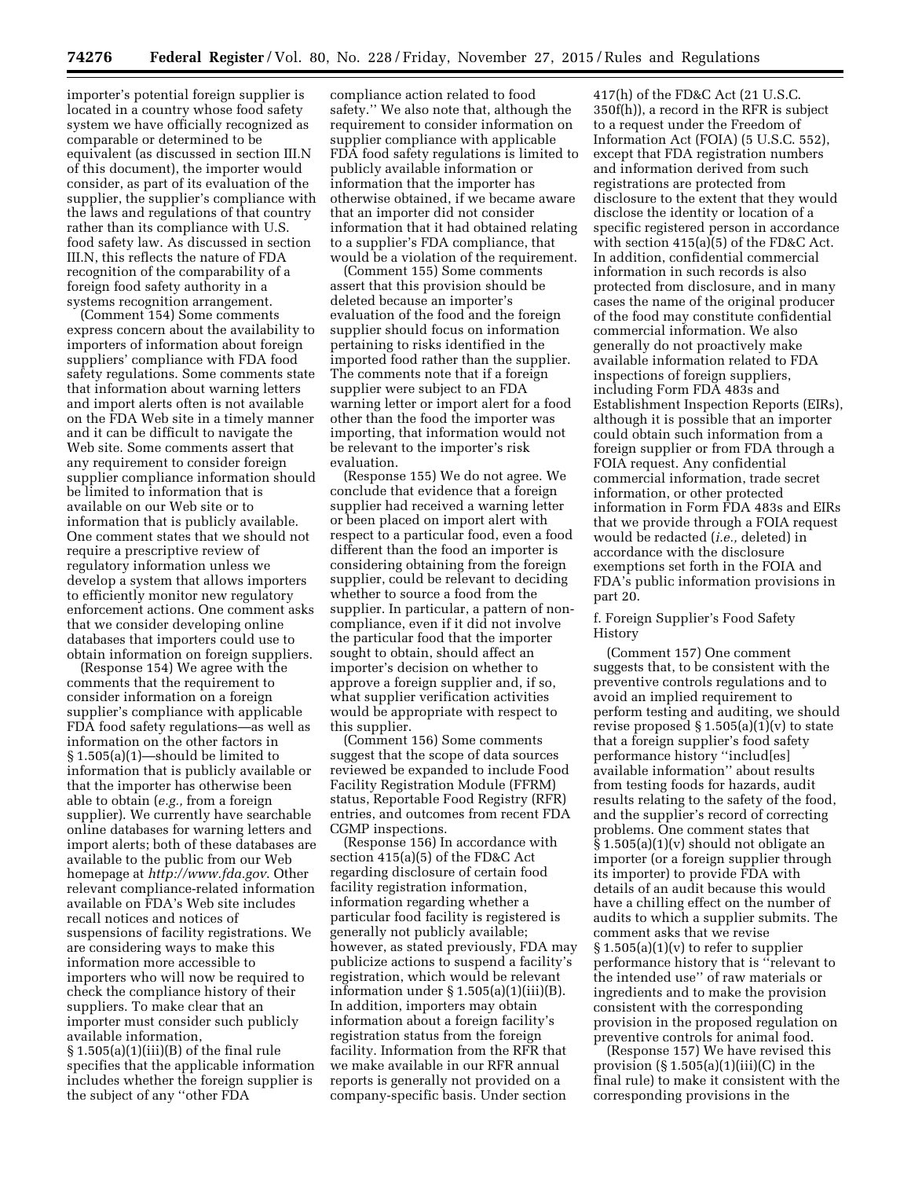importer's potential foreign supplier is located in a country whose food safety system we have officially recognized as comparable or determined to be equivalent (as discussed in section III.N of this document), the importer would consider, as part of its evaluation of the supplier, the supplier's compliance with the laws and regulations of that country rather than its compliance with U.S. food safety law. As discussed in section III.N, this reflects the nature of FDA recognition of the comparability of a foreign food safety authority in a systems recognition arrangement.

(Comment 154) Some comments express concern about the availability to importers of information about foreign suppliers' compliance with FDA food safety regulations. Some comments state that information about warning letters and import alerts often is not available on the FDA Web site in a timely manner and it can be difficult to navigate the Web site. Some comments assert that any requirement to consider foreign supplier compliance information should be limited to information that is available on our Web site or to information that is publicly available. One comment states that we should not require a prescriptive review of regulatory information unless we develop a system that allows importers to efficiently monitor new regulatory enforcement actions. One comment asks that we consider developing online databases that importers could use to obtain information on foreign suppliers.

(Response 154) We agree with the comments that the requirement to consider information on a foreign supplier's compliance with applicable FDA food safety regulations—as well as information on the other factors in § 1.505(a)(1)—should be limited to information that is publicly available or that the importer has otherwise been able to obtain (*e.g.,* from a foreign supplier). We currently have searchable online databases for warning letters and import alerts; both of these databases are available to the public from our Web homepage at *http://www.fda.gov*. Other relevant compliance-related information available on FDA's Web site includes recall notices and notices of suspensions of facility registrations. We are considering ways to make this information more accessible to importers who will now be required to check the compliance history of their suppliers. To make clear that an importer must consider such publicly available information, § 1.505(a)(1)(iii)(B) of the final rule specifies that the applicable information includes whether the foreign supplier is the subject of any ''other FDA compliance action related to food safety.'' We also note that, although the requirement to consider information on supplier compliance with applicable FDA food safety regulations is limited to publicly available information or information that the importer has otherwise obtained, if we became aware that an importer did not consider information that it had obtained relating to a supplier's FDA compliance, that would be a violation of the requirement.

(Comment 155) Some comments assert that this provision should be deleted because an importer's evaluation of the food and the foreign supplier should focus on information pertaining to risks identified in the imported food rather than the supplier. The comments note that if a foreign supplier were subject to an FDA warning letter or import alert for a food other than the food the importer was importing, that information would not be relevant to the importer's risk evaluation.

(Response 155) We do not agree. We conclude that evidence that a foreign supplier had received a warning letter or been placed on import alert with respect to a particular food, even a food different than the food an importer is considering obtaining from the foreign supplier, could be relevant to deciding whether to source a food from the supplier. In particular, a pattern of non-compliance, even if it did not involve the particular food that the importer sought to obtain, should affect an importer's decision on whether to approve a foreign supplier and, if so, what supplier verification activities would be appropriate with respect to this supplier.

(Comment 156) Some comments suggest that the scope of data sources reviewed be expanded to include Food Facility Registration Module (FFRM) status, Reportable Food Registry (RFR) entries, and outcomes from recent FDA CGMP inspections.

(Response 156) In accordance with section 415(a)(5) of the FD&C Act regarding disclosure of certain food facility registration information, information regarding whether a particular food facility is registered is generally not publicly available; however, as stated previously, FDA may publicize actions to suspend a facility's registration, which would be relevant information under § 1.505(a)(1)(iii)(B). In addition, importers may obtain information about a foreign facility's registration status from the foreign facility. Information from the RFR that we make available in our RFR annual reports is generally not provided on a company-specific basis. Under section 417(h) of the FD&C Act (21 U.S.C. 350f(h)), a record in the RFR is subject to a request under the Freedom of Information Act (FOIA) (5 U.S.C. 552), except that FDA registration numbers and information derived from such registrations are protected from disclosure to the extent that they would disclose the identity or location of a specific registered person in accordance with section 415(a)(5) of the FD&C Act. In addition, confidential commercial information in such records is also protected from disclosure, and in many cases the name of the original producer of the food may constitute confidential commercial information. We also generally do not proactively make available information related to FDA inspections of foreign suppliers, including Form FDA 483s and Establishment Inspection Reports (EIRs), although it is possible that an importer could obtain such information from a foreign supplier or from FDA through a FOIA request. Any confidential commercial information, trade secret information, or other protected information in Form FDA 483s and EIRs that we provide through a FOIA request would be redacted (*i.e.,* deleted) in accordance with the disclosure exemptions set forth in the FOIA and FDA's public information provisions in part 20.

f. Foreign Supplier's Food Safety History

(Comment 157) One comment suggests that, to be consistent with the preventive controls regulations and to avoid an implied requirement to perform testing and auditing, we should revise proposed § 1.505(a)(1)(v) to state that a foreign supplier's food safety performance history ''includ[es] available information'' about results from testing foods for hazards, audit results relating to the safety of the food, and the supplier's record of correcting problems. One comment states that § 1.505(a)(1)(v) should not obligate an importer (or a foreign supplier through its importer) to provide FDA with details of an audit because this would have a chilling effect on the number of audits to which a supplier submits. The comment asks that we revise § 1.505(a)(1)(v) to refer to supplier performance history that is ''relevant to the intended use'' of raw materials or ingredients and to make the provision consistent with the corresponding provision in the proposed regulation on preventive controls for animal food.

(Response 157) We have revised this provision (§ 1.505(a)(1)(iii)(C) in the final rule) to make it consistent with the corresponding provisions in the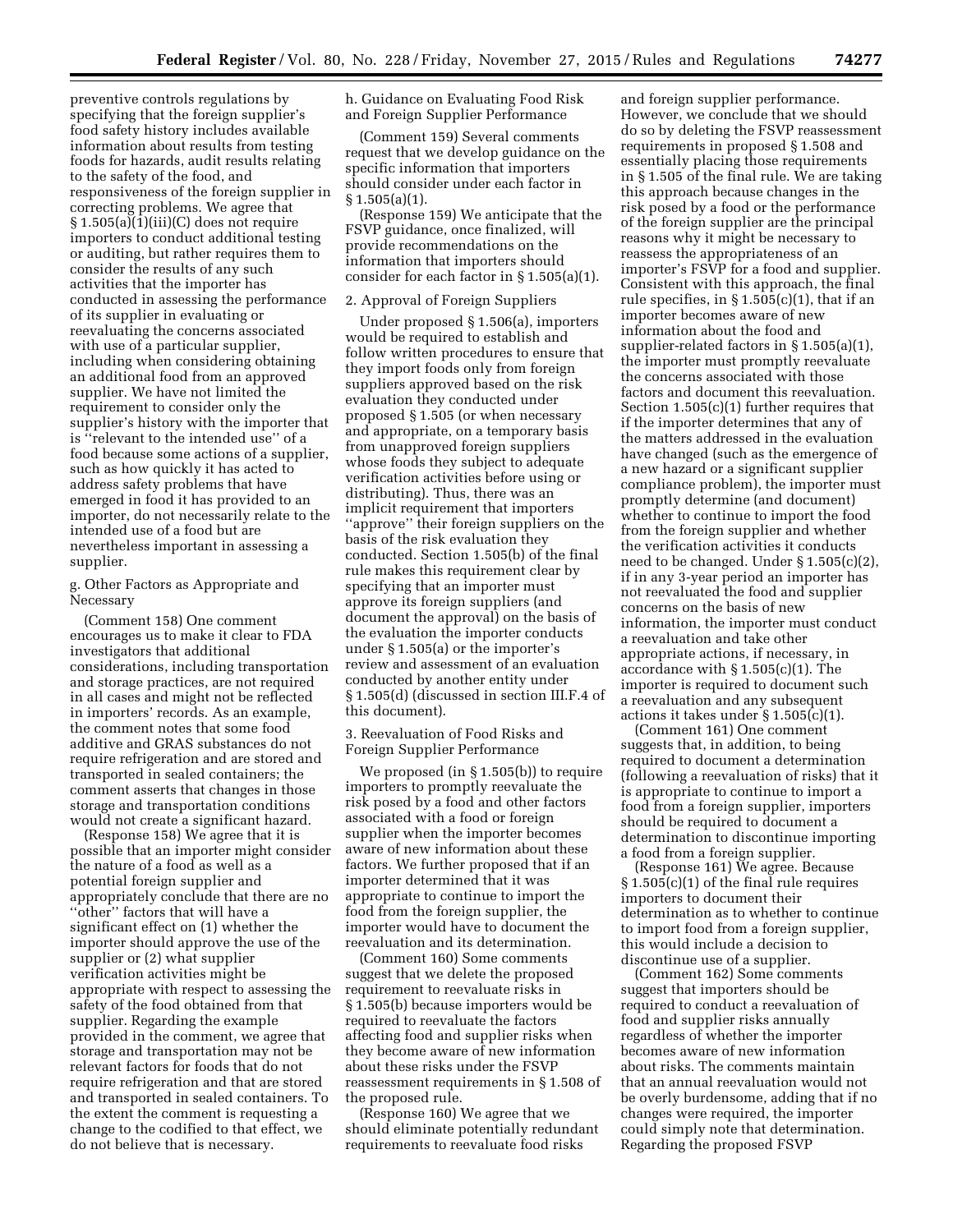preventive controls regulations by specifying that the foreign supplier's food safety history includes available information about results from testing foods for hazards, audit results relating to the safety of the food, and responsiveness of the foreign supplier in correcting problems. We agree that § 1.505(a)(1)(iii)(C) does not require importers to conduct additional testing or auditing, but rather requires them to consider the results of any such activities that the importer has conducted in assessing the performance of its supplier in evaluating or reevaluating the concerns associated with use of a particular supplier, including when considering obtaining an additional food from an approved supplier. We have not limited the requirement to consider only the supplier's history with the importer that is ''relevant to the intended use'' of a food because some actions of a supplier, such as how quickly it has acted to address safety problems that have emerged in food it has provided to an importer, do not necessarily relate to the intended use of a food but are nevertheless important in assessing a supplier.

g. Other Factors as Appropriate and Necessary

(Comment 158) One comment encourages us to make it clear to FDA investigators that additional considerations, including transportation and storage practices, are not required in all cases and might not be reflected in importers' records. As an example, the comment notes that some food additive and GRAS substances do not require refrigeration and are stored and transported in sealed containers; the comment asserts that changes in those storage and transportation conditions would not create a significant hazard.

(Response 158) We agree that it is possible that an importer might consider the nature of a food as well as a potential foreign supplier and appropriately conclude that there are no ''other'' factors that will have a significant effect on (1) whether the importer should approve the use of the supplier or (2) what supplier verification activities might be appropriate with respect to assessing the safety of the food obtained from that supplier. Regarding the example provided in the comment, we agree that storage and transportation may not be relevant factors for foods that do not require refrigeration and that are stored and transported in sealed containers. To the extent the comment is requesting a change to the codified to that effect, we do not believe that is necessary.

h. Guidance on Evaluating Food Risk and Foreign Supplier Performance

(Comment 159) Several comments request that we develop guidance on the specific information that importers should consider under each factor in § 1.505(a)(1).

(Response 159) We anticipate that the FSVP guidance, once finalized, will provide recommendations on the information that importers should consider for each factor in § 1.505(a)(1).

2. Approval of Foreign Suppliers

Under proposed § 1.506(a), importers would be required to establish and follow written procedures to ensure that they import foods only from foreign suppliers approved based on the risk evaluation they conducted under proposed § 1.505 (or when necessary and appropriate, on a temporary basis from unapproved foreign suppliers whose foods they subject to adequate verification activities before using or distributing). Thus, there was an implicit requirement that importers ''approve'' their foreign suppliers on the basis of the risk evaluation they conducted. Section 1.505(b) of the final rule makes this requirement clear by specifying that an importer must approve its foreign suppliers (and document the approval) on the basis of the evaluation the importer conducts under § 1.505(a) or the importer's review and assessment of an evaluation conducted by another entity under § 1.505(d) (discussed in section III.F.4 of this document).

3. Reevaluation of Food Risks and Foreign Supplier Performance

We proposed (in § 1.505(b)) to require importers to promptly reevaluate the risk posed by a food and other factors associated with a food or foreign supplier when the importer becomes aware of new information about these factors. We further proposed that if an importer determined that it was appropriate to continue to import the food from the foreign supplier, the importer would have to document the reevaluation and its determination.

(Comment 160) Some comments suggest that we delete the proposed requirement to reevaluate risks in § 1.505(b) because importers would be required to reevaluate the factors affecting food and supplier risks when they become aware of new information about these risks under the FSVP reassessment requirements in § 1.508 of the proposed rule.

(Response 160) We agree that we should eliminate potentially redundant requirements to reevaluate food risks and foreign supplier performance. However, we conclude that we should do so by deleting the FSVP reassessment requirements in proposed § 1.508 and essentially placing those requirements in § 1.505 of the final rule. We are taking this approach because changes in the risk posed by a food or the performance of the foreign supplier are the principal reasons why it might be necessary to reassess the appropriateness of an importer's FSVP for a food and supplier. Consistent with this approach, the final rule specifies, in § 1.505(c)(1), that if an importer becomes aware of new information about the food and supplier-related factors in § 1.505(a)(1), the importer must promptly reevaluate the concerns associated with those factors and document this reevaluation. Section 1.505(c)(1) further requires that if the importer determines that any of the matters addressed in the evaluation have changed (such as the emergence of a new hazard or a significant supplier compliance problem), the importer must promptly determine (and document) whether to continue to import the food from the foreign supplier and whether the verification activities it conducts need to be changed. Under § 1.505(c)(2), if in any 3-year period an importer has not reevaluated the food and supplier concerns on the basis of new information, the importer must conduct a reevaluation and take other appropriate actions, if necessary, in accordance with § 1.505(c)(1). The importer is required to document such a reevaluation and any subsequent actions it takes under § 1.505(c)(1).

(Comment 161) One comment suggests that, in addition, to being required to document a determination (following a reevaluation of risks) that it is appropriate to continue to import a food from a foreign supplier, importers should be required to document a determination to discontinue importing a food from a foreign supplier.

(Response 161) We agree. Because § 1.505(c)(1) of the final rule requires importers to document their determination as to whether to continue to import food from a foreign supplier, this would include a decision to discontinue use of a supplier.

(Comment 162) Some comments suggest that importers should be required to conduct a reevaluation of food and supplier risks annually regardless of whether the importer becomes aware of new information about risks. The comments maintain that an annual reevaluation would not be overly burdensome, adding that if no changes were required, the importer could simply note that determination. Regarding the proposed FSVP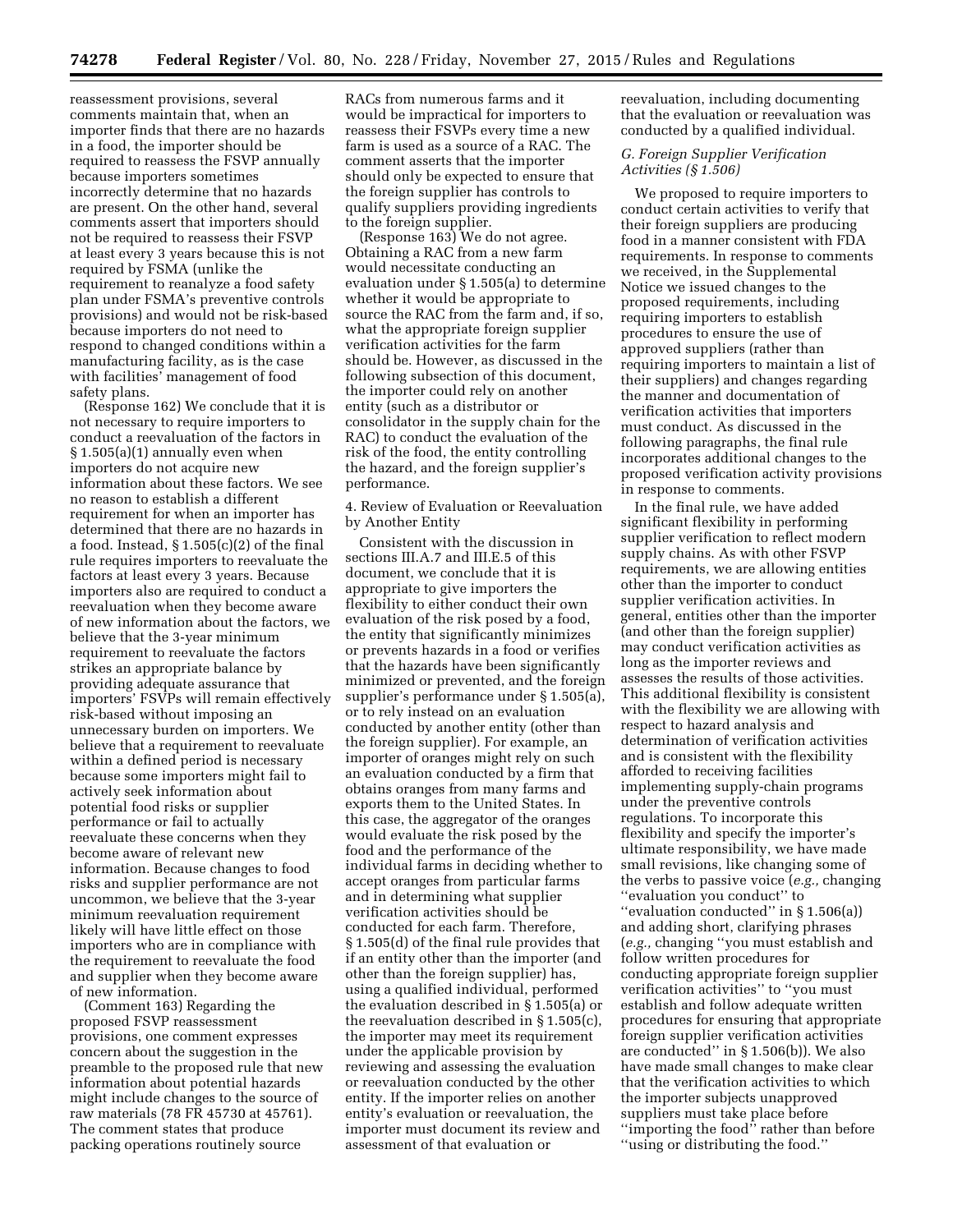reassessment provisions, several comments maintain that, when an importer finds that there are no hazards in a food, the importer should be required to reassess the FSVP annually because importers sometimes incorrectly determine that no hazards are present. On the other hand, several comments assert that importers should not be required to reassess their FSVP at least every 3 years because this is not required by FSMA (unlike the requirement to reanalyze a food safety plan under FSMA's preventive controls provisions) and would not be risk-based because importers do not need to respond to changed conditions within a manufacturing facility, as is the case with facilities' management of food safety plans.

(Response 162) We conclude that it is not necessary to require importers to conduct a reevaluation of the factors in § 1.505(a)(1) annually even when importers do not acquire new information about these factors. We see no reason to establish a different requirement for when an importer has determined that there are no hazards in a food. Instead, § 1.505(c)(2) of the final rule requires importers to reevaluate the factors at least every 3 years. Because importers also are required to conduct a reevaluation when they become aware of new information about the factors, we believe that the 3-year minimum requirement to reevaluate the factors strikes an appropriate balance by providing adequate assurance that importers' FSVPs will remain effectively risk-based without imposing an unnecessary burden on importers. We believe that a requirement to reevaluate within a defined period is necessary because some importers might fail to actively seek information about potential food risks or supplier performance or fail to actually reevaluate these concerns when they become aware of relevant new information. Because changes to food risks and supplier performance are not uncommon, we believe that the 3-year minimum reevaluation requirement likely will have little effect on those importers who are in compliance with the requirement to reevaluate the food and supplier when they become aware of new information.

(Comment 163) Regarding the proposed FSVP reassessment provisions, one comment expresses concern about the suggestion in the preamble to the proposed rule that new information about potential hazards might include changes to the source of raw materials (78 FR 45730 at 45761). The comment states that produce packing operations routinely source RACs from numerous farms and it would be impractical for importers to reassess their FSVPs every time a new farm is used as a source of a RAC. The comment asserts that the importer should only be expected to ensure that the foreign supplier has controls to qualify suppliers providing ingredients to the foreign supplier.

(Response 163) We do not agree. Obtaining a RAC from a new farm would necessitate conducting an evaluation under § 1.505(a) to determine whether it would be appropriate to source the RAC from the farm and, if so, what the appropriate foreign supplier verification activities for the farm should be. However, as discussed in the following subsection of this document, the importer could rely on another entity (such as a distributor or consolidator in the supply chain for the RAC) to conduct the evaluation of the risk of the food, the entity controlling the hazard, and the foreign supplier's performance.

4. Review of Evaluation or Reevaluation by Another Entity

Consistent with the discussion in sections III.A.7 and III.E.5 of this document, we conclude that it is appropriate to give importers the flexibility to either conduct their own evaluation of the risk posed by a food, the entity that significantly minimizes or prevents hazards in a food or verifies that the hazards have been significantly minimized or prevented, and the foreign supplier's performance under § 1.505(a), or to rely instead on an evaluation conducted by another entity (other than the foreign supplier). For example, an importer of oranges might rely on such an evaluation conducted by a firm that obtains oranges from many farms and exports them to the United States. In this case, the aggregator of the oranges would evaluate the risk posed by the food and the performance of the individual farms in deciding whether to accept oranges from particular farms and in determining what supplier verification activities should be conducted for each farm. Therefore, § 1.505(d) of the final rule provides that if an entity other than the importer (and other than the foreign supplier) has, using a qualified individual, performed the evaluation described in § 1.505(a) or the reevaluation described in § 1.505(c), the importer may meet its requirement under the applicable provision by reviewing and assessing the evaluation or reevaluation conducted by the other entity. If the importer relies on another entity's evaluation or reevaluation, the importer must document its review and assessment of that evaluation or reevaluation, including documenting that the evaluation or reevaluation was conducted by a qualified individual.

### G. Foreign Supplier Verification Activities (§ 1.506)

We proposed to require importers to conduct certain activities to verify that their foreign suppliers are producing food in a manner consistent with FDA requirements. In response to comments we received, in the Supplemental Notice we issued changes to the proposed requirements, including requiring importers to establish procedures to ensure the use of approved suppliers (rather than requiring importers to maintain a list of their suppliers) and changes regarding the manner and documentation of verification activities that importers must conduct. As discussed in the following paragraphs, the final rule incorporates additional changes to the proposed verification activity provisions in response to comments.

In the final rule, we have added significant flexibility in performing supplier verification to reflect modern supply chains. As with other FSVP requirements, we are allowing entities other than the importer to conduct supplier verification activities. In general, entities other than the importer (and other than the foreign supplier) may conduct verification activities as long as the importer reviews and assesses the results of those activities. This additional flexibility is consistent with the flexibility we are allowing with respect to hazard analysis and determination of verification activities and is consistent with the flexibility afforded to receiving facilities implementing supply-chain programs under the preventive controls regulations. To incorporate this flexibility and specify the importer's ultimate responsibility, we have made small revisions, like changing some of the verbs to passive voice (*e.g.,* changing ''evaluation you conduct'' to ''evaluation conducted'' in § 1.506(a)) and adding short, clarifying phrases (*e.g.,* changing ''you must establish and follow written procedures for conducting appropriate foreign supplier verification activities'' to ''you must establish and follow adequate written procedures for ensuring that appropriate foreign supplier verification activities are conducted'' in § 1.506(b)). We also have made small changes to make clear that the verification activities to which the importer subjects unapproved suppliers must take place before ''importing the food'' rather than before ''using or distributing the food.''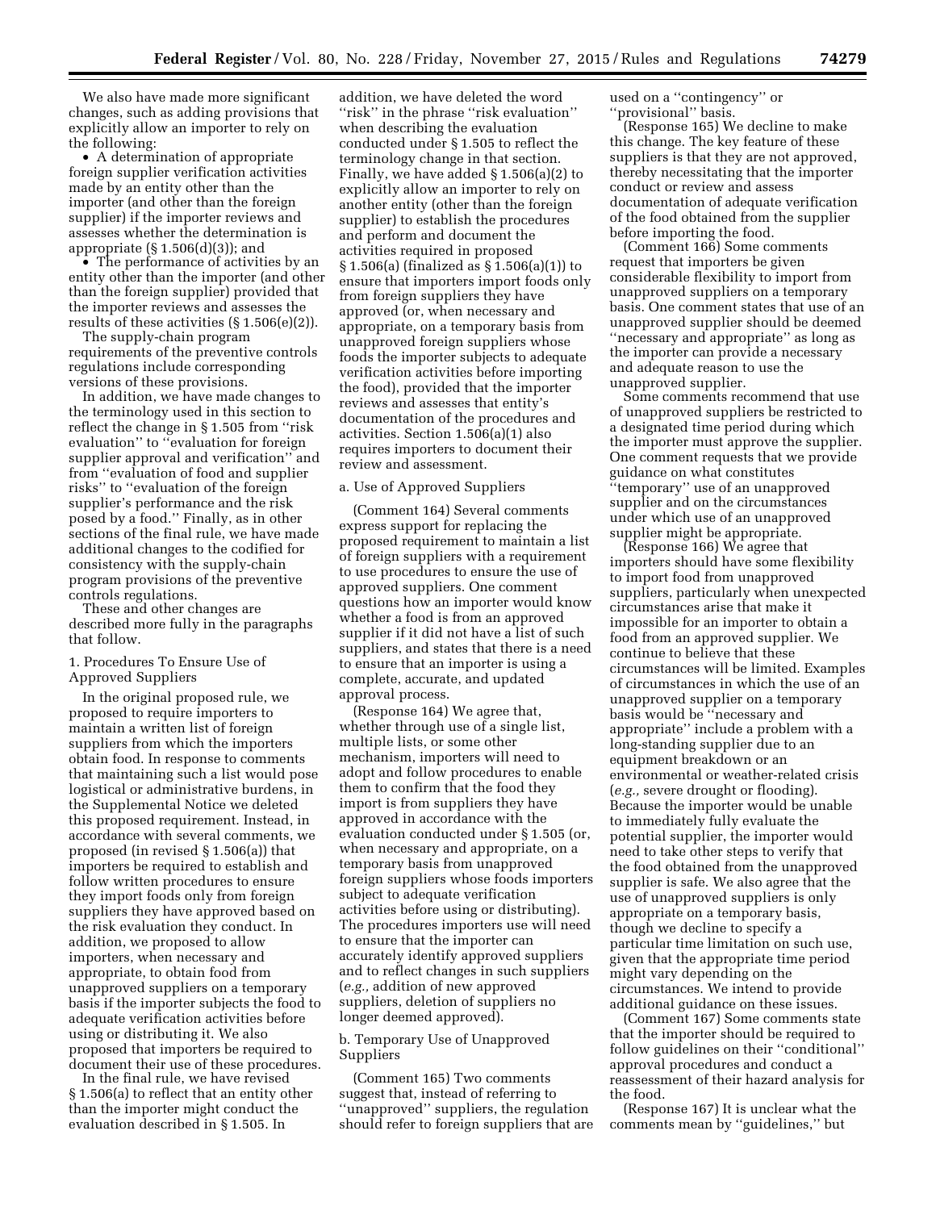We also have made more significant changes, such as adding provisions that explicitly allow an importer to rely on the following:

- A determination of appropriate foreign supplier verification activities made by an entity other than the importer (and other than the foreign supplier) if the importer reviews and assesses whether the determination is appropriate (§ 1.506(d)(3)); and
- The performance of activities by an entity other than the importer (and other than the foreign supplier) provided that the importer reviews and assesses the results of these activities (§ 1.506(e)(2)).

The supply-chain program requirements of the preventive controls regulations include corresponding versions of these provisions.

In addition, we have made changes to the terminology used in this section to reflect the change in § 1.505 from "risk evaluation" to "evaluation for foreign supplier approval and verification" and from "evaluation of food and supplier risks" to "evaluation of the foreign supplier's performance and the risk posed by a food." Finally, as in other sections of the final rule, we have made additional changes to the codified for consistency with the supply-chain program provisions of the preventive controls regulations.

These and other changes are described more fully in the paragraphs that follow.

1. Procedures To Ensure Use of Approved Suppliers

In the original proposed rule, we proposed to require importers to maintain a written list of foreign suppliers from which the importers obtain food. In response to comments that maintaining such a list would pose logistical or administrative burdens, in the Supplemental Notice we deleted this proposed requirement. Instead, in accordance with several comments, we proposed (in revised § 1.506(a)) that importers be required to establish and follow written procedures to ensure they import foods only from foreign suppliers they have approved based on the risk evaluation they conduct. In addition, we proposed to allow importers, when necessary and appropriate, to obtain food from unapproved suppliers on a temporary basis if the importer subjects the food to adequate verification activities before using or distributing it. We also proposed that importers be required to document their use of these procedures.

In the final rule, we have revised § 1.506(a) to reflect that an entity other than the importer might conduct the evaluation described in § 1.505. In addition, we have deleted the word "risk" in the phrase "risk evaluation" when describing the evaluation conducted under § 1.505 to reflect the terminology change in that section. Finally, we have added § 1.506(a)(2) to explicitly allow an importer to rely on another entity (other than the foreign supplier) to establish the procedures and perform and document the activities required in proposed § 1.506(a) (finalized as § 1.506(a)(1)) to ensure that importers import foods only from foreign suppliers they have approved (or, when necessary and appropriate, on a temporary basis from unapproved foreign suppliers whose foods the importer subjects to adequate verification activities before importing the food), provided that the importer reviews and assesses that entity's documentation of the procedures and activities. Section 1.506(a)(1) also requires importers to document their review and assessment.

a. Use of Approved Suppliers

(Comment 164) Several comments express support for replacing the proposed requirement to maintain a list of foreign suppliers with a requirement to use procedures to ensure the use of approved suppliers. One comment questions how an importer would know whether a food is from an approved supplier if it did not have a list of such suppliers, and states that there is a need to ensure that an importer is using a complete, accurate, and updated approval process.

(Response 164) We agree that, whether through use of a single list, multiple lists, or some other mechanism, importers will need to adopt and follow procedures to enable them to confirm that the food they import is from suppliers they have approved in accordance with the evaluation conducted under § 1.505 (or, when necessary and appropriate, on a temporary basis from unapproved foreign suppliers whose foods importers subject to adequate verification activities before using or distributing). The procedures importers use will need to ensure that the importer can accurately identify approved suppliers and to reflect changes in such suppliers (*e.g.,* addition of new approved suppliers, deletion of suppliers no longer deemed approved).

b. Temporary Use of Unapproved Suppliers

(Comment 165) Two comments suggest that, instead of referring to "unapproved" suppliers, the regulation should refer to foreign suppliers that are used on a "contingency" or "provisional" basis.

(Response 165) We decline to make this change. The key feature of these suppliers is that they are not approved, thereby necessitating that the importer conduct or review and assess documentation of adequate verification of the food obtained from the supplier before importing the food.

(Comment 166) Some comments request that importers be given considerable flexibility to import from unapproved suppliers on a temporary basis. One comment states that use of an unapproved supplier should be deemed "necessary and appropriate" as long as the importer can provide a necessary and adequate reason to use the unapproved supplier.

Some comments recommend that use of unapproved suppliers be restricted to a designated time period during which the importer must approve the supplier. One comment requests that we provide guidance on what constitutes "temporary" use of an unapproved supplier and on the circumstances under which use of an unapproved supplier might be appropriate.

(Response 166) We agree that importers should have some flexibility to import food from unapproved suppliers, particularly when unexpected circumstances arise that make it impossible for an importer to obtain a food from an approved supplier. We continue to believe that these circumstances will be limited. Examples of circumstances in which the use of an unapproved supplier on a temporary basis would be "necessary and appropriate" include a problem with a long-standing supplier due to an equipment breakdown or an environmental or weather-related crisis (*e.g.,* severe drought or flooding). Because the importer would be unable to immediately fully evaluate the potential supplier, the importer would need to take other steps to verify that the food obtained from the unapproved supplier is safe. We also agree that the use of unapproved suppliers is only appropriate on a temporary basis, though we decline to specify a particular time limitation on such use, given that the appropriate time period might vary depending on the circumstances. We intend to provide additional guidance on these issues.

(Comment 167) Some comments state that the importer should be required to follow guidelines on their "conditional" approval procedures and conduct a reassessment of their hazard analysis for the food.

(Response 167) It is unclear what the comments mean by "guidelines," but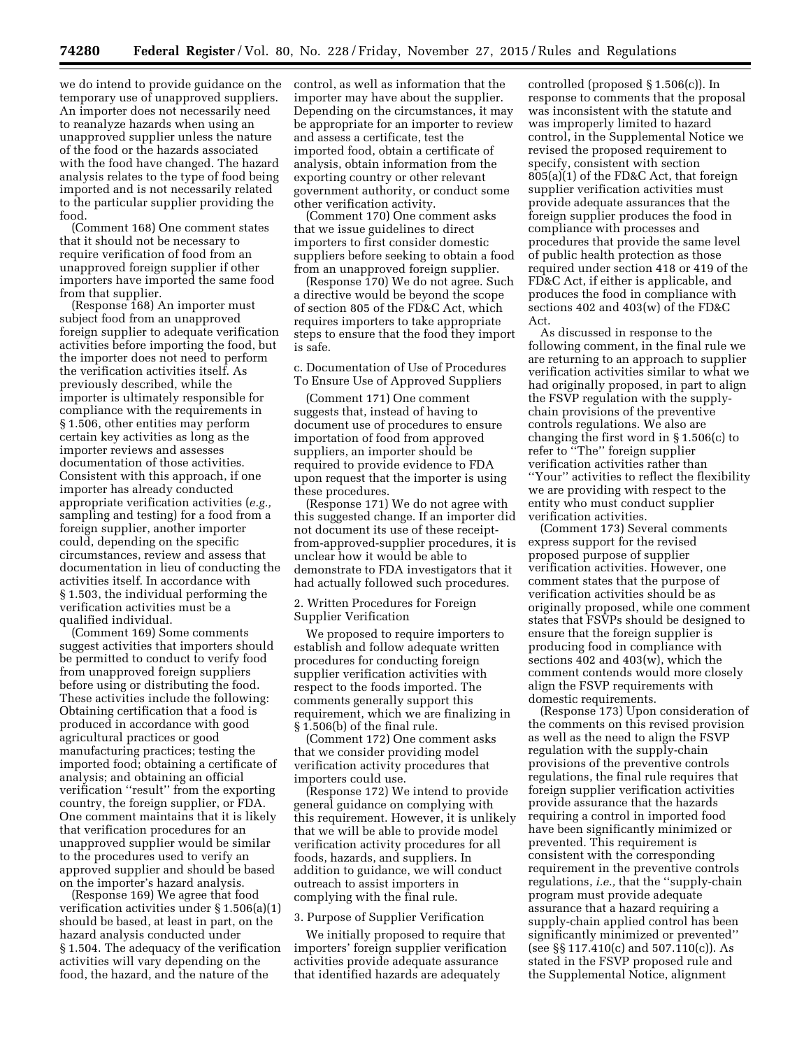we do intend to provide guidance on the temporary use of unapproved suppliers. An importer does not necessarily need to reanalyze hazards when using an unapproved supplier unless the nature of the food or the hazards associated with the food have changed. The hazard analysis relates to the type of food being imported and is not necessarily related to the particular supplier providing the food.

(Comment 168) One comment states that it should not be necessary to require verification of food from an unapproved foreign supplier if other importers have imported the same food from that supplier.

(Response 168) An importer must subject food from an unapproved foreign supplier to adequate verification activities before importing the food, but the importer does not need to perform the verification activities itself. As previously described, while the importer is ultimately responsible for compliance with the requirements in § 1.506, other entities may perform certain key activities as long as the importer reviews and assesses documentation of those activities. Consistent with this approach, if one importer has already conducted appropriate verification activities (*e.g.,* sampling and testing) for a food from a foreign supplier, another importer could, depending on the specific circumstances, review and assess that documentation in lieu of conducting the activities itself. In accordance with § 1.503, the individual performing the verification activities must be a qualified individual.

(Comment 169) Some comments suggest activities that importers should be permitted to conduct to verify food from unapproved foreign suppliers before using or distributing the food. These activities include the following: Obtaining certification that a food is produced in accordance with good agricultural practices or good manufacturing practices; testing the imported food; obtaining a certificate of analysis; and obtaining an official verification ''result'' from the exporting country, the foreign supplier, or FDA. One comment maintains that it is likely that verification procedures for an unapproved supplier would be similar to the procedures used to verify an approved supplier and should be based on the importer's hazard analysis.

(Response 169) We agree that food verification activities under § 1.506(a)(1) should be based, at least in part, on the hazard analysis conducted under § 1.504. The adequacy of the verification activities will vary depending on the food, the hazard, and the nature of the control, as well as information that the importer may have about the supplier. Depending on the circumstances, it may be appropriate for an importer to review and assess a certificate, test the imported food, obtain a certificate of analysis, obtain information from the exporting country or other relevant government authority, or conduct some other verification activity.

(Comment 170) One comment asks that we issue guidelines to direct importers to first consider domestic suppliers before seeking to obtain a food from an unapproved foreign supplier.

(Response 170) We do not agree. Such a directive would be beyond the scope of section 805 of the FD&C Act, which requires importers to take appropriate steps to ensure that the food they import is safe.

c. Documentation of Use of Procedures To Ensure Use of Approved Suppliers

(Comment 171) One comment suggests that, instead of having to document use of procedures to ensure importation of food from approved suppliers, an importer should be required to provide evidence to FDA upon request that the importer is using these procedures.

(Response 171) We do not agree with this suggested change. If an importer did not document its use of these receipt-from-approved-supplier procedures, it is unclear how it would be able to demonstrate to FDA investigators that it had actually followed such procedures.

2. Written Procedures for Foreign Supplier Verification

We proposed to require importers to establish and follow adequate written procedures for conducting foreign supplier verification activities with respect to the foods imported. The comments generally support this requirement, which we are finalizing in § 1.506(b) of the final rule.

(Comment 172) One comment asks that we consider providing model verification activity procedures that importers could use.

(Response 172) We intend to provide general guidance on complying with this requirement. However, it is unlikely that we will be able to provide model verification activity procedures for all foods, hazards, and suppliers. In addition to guidance, we will conduct outreach to assist importers in complying with the final rule.

3. Purpose of Supplier Verification

We initially proposed to require that importers' foreign supplier verification activities provide adequate assurance that identified hazards are adequately controlled (proposed § 1.506(c)). In response to comments that the proposal was inconsistent with the statute and was improperly limited to hazard control, in the Supplemental Notice we revised the proposed requirement to specify, consistent with section 805(a)(1) of the FD&C Act, that foreign supplier verification activities must provide adequate assurances that the foreign supplier produces the food in compliance with processes and procedures that provide the same level of public health protection as those required under section 418 or 419 of the FD&C Act, if either is applicable, and produces the food in compliance with sections 402 and 403(w) of the FD&C Act.

As discussed in response to the following comment, in the final rule we are returning to an approach to supplier verification activities similar to what we had originally proposed, in part to align the FSVP regulation with the supply-chain provisions of the preventive controls regulations. We also are changing the first word in § 1.506(c) to refer to ''The'' foreign supplier verification activities rather than ''Your'' activities to reflect the flexibility we are providing with respect to the entity who must conduct supplier verification activities.

(Comment 173) Several comments express support for the revised proposed purpose of supplier verification activities. However, one comment states that the purpose of verification activities should be as originally proposed, while one comment states that FSVPs should be designed to ensure that the foreign supplier is producing food in compliance with sections 402 and 403(w), which the comment contends would more closely align the FSVP requirements with domestic requirements.

(Response 173) Upon consideration of the comments on this revised provision as well as the need to align the FSVP regulation with the supply-chain provisions of the preventive controls regulations, the final rule requires that foreign supplier verification activities provide assurance that the hazards requiring a control in imported food have been significantly minimized or prevented. This requirement is consistent with the corresponding requirement in the preventive controls regulations, *i.e.,* that the ''supply-chain program must provide adequate assurance that a hazard requiring a supply-chain applied control has been significantly minimized or prevented'' (see §§ 117.410(c) and 507.110(c)). As stated in the FSVP proposed rule and the Supplemental Notice, alignment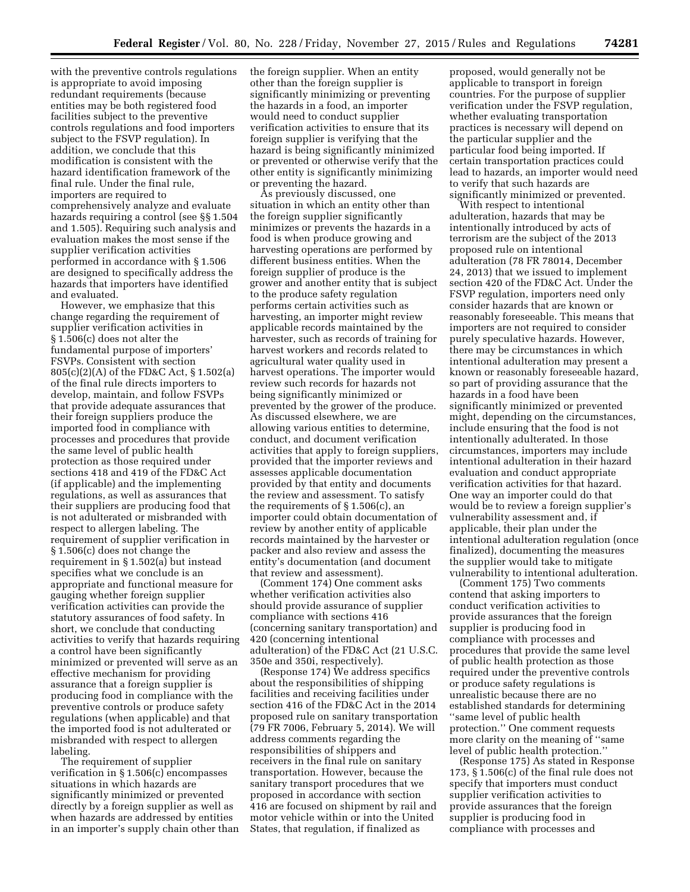with the preventive controls regulations is appropriate to avoid imposing redundant requirements (because entities may be both registered food facilities subject to the preventive controls regulations and food importers subject to the FSVP regulation). In addition, we conclude that this modification is consistent with the hazard identification framework of the final rule. Under the final rule, importers are required to comprehensively analyze and evaluate hazards requiring a control (see §§ 1.504 and 1.505). Requiring such analysis and evaluation makes the most sense if the supplier verification activities performed in accordance with § 1.506 are designed to specifically address the hazards that importers have identified and evaluated.

However, we emphasize that this change regarding the requirement of supplier verification activities in § 1.506(c) does not alter the fundamental purpose of importers' FSVPs. Consistent with section 805(c)(2)(A) of the FD&C Act, § 1.502(a) of the final rule directs importers to develop, maintain, and follow FSVPs that provide adequate assurances that their foreign suppliers produce the imported food in compliance with processes and procedures that provide the same level of public health protection as those required under sections 418 and 419 of the FD&C Act (if applicable) and the implementing regulations, as well as assurances that their suppliers are producing food that is not adulterated or misbranded with respect to allergen labeling. The requirement of supplier verification in § 1.506(c) does not change the requirement in § 1.502(a) but instead specifies what we conclude is an appropriate and functional measure for gauging whether foreign supplier verification activities can provide the statutory assurances of food safety. In short, we conclude that conducting activities to verify that hazards requiring a control have been significantly minimized or prevented will serve as an effective mechanism for providing assurance that a foreign supplier is producing food in compliance with the preventive controls or produce safety regulations (when applicable) and that the imported food is not adulterated or misbranded with respect to allergen labeling.

The requirement of supplier verification in § 1.506(c) encompasses situations in which hazards are significantly minimized or prevented directly by a foreign supplier as well as when hazards are addressed by entities in an importer's supply chain other than the foreign supplier. When an entity other than the foreign supplier is significantly minimizing or preventing the hazards in a food, an importer would need to conduct supplier verification activities to ensure that its foreign supplier is verifying that the hazard is being significantly minimized or prevented or otherwise verify that the other entity is significantly minimizing or preventing the hazard.

As previously discussed, one situation in which an entity other than the foreign supplier significantly minimizes or prevents the hazards in a food is when produce growing and harvesting operations are performed by different business entities. When the foreign supplier of produce is the grower and another entity that is subject to the produce safety regulation performs certain activities such as harvesting, an importer might review applicable records maintained by the harvester, such as records of training for harvest workers and records related to agricultural water quality used in harvest operations. The importer would review such records for hazards not being significantly minimized or prevented by the grower of the produce. As discussed elsewhere, we are allowing various entities to determine, conduct, and document verification activities that apply to foreign suppliers, provided that the importer reviews and assesses applicable documentation provided by that entity and documents the review and assessment. To satisfy the requirements of § 1.506(c), an importer could obtain documentation of review by another entity of applicable records maintained by the harvester or packer and also review and assess the entity's documentation (and document that review and assessment).

(Comment 174) One comment asks whether verification activities also should provide assurance of supplier compliance with sections 416 (concerning sanitary transportation) and 420 (concerning intentional adulteration) of the FD&C Act (21 U.S.C. 350e and 350i, respectively).

(Response 174) We address specifics about the responsibilities of shipping facilities and receiving facilities under section 416 of the FD&C Act in the 2014 proposed rule on sanitary transportation (79 FR 7006, February 5, 2014). We will address comments regarding the responsibilities of shippers and receivers in the final rule on sanitary transportation. However, because the sanitary transport procedures that we proposed in accordance with section 416 are focused on shipment by rail and motor vehicle within or into the United States, that regulation, if finalized as proposed, would generally not be applicable to transport in foreign countries. For the purpose of supplier verification under the FSVP regulation, whether evaluating transportation practices is necessary will depend on the particular supplier and the particular food being imported. If certain transportation practices could lead to hazards, an importer would need to verify that such hazards are significantly minimized or prevented.

With respect to intentional adulteration, hazards that may be intentionally introduced by acts of terrorism are the subject of the 2013 proposed rule on intentional adulteration (78 FR 78014, December 24, 2013) that we issued to implement section 420 of the FD&C Act. Under the FSVP regulation, importers need only consider hazards that are known or reasonably foreseeable. This means that importers are not required to consider purely speculative hazards. However, there may be circumstances in which intentional adulteration may present a known or reasonably foreseeable hazard, so part of providing assurance that the hazards in a food have been significantly minimized or prevented might, depending on the circumstances, include ensuring that the food is not intentionally adulterated. In those circumstances, importers may include intentional adulteration in their hazard evaluation and conduct appropriate verification activities for that hazard. One way an importer could do that would be to review a foreign supplier's vulnerability assessment and, if applicable, their plan under the intentional adulteration regulation (once finalized), documenting the measures the supplier would take to mitigate vulnerability to intentional adulteration.

(Comment 175) Two comments contend that asking importers to conduct verification activities to provide assurances that the foreign supplier is producing food in compliance with processes and procedures that provide the same level of public health protection as those required under the preventive controls or produce safety regulations is unrealistic because there are no established standards for determining "same level of public health protection." One comment requests more clarity on the meaning of "same level of public health protection."

(Response 175) As stated in Response 173, § 1.506(c) of the final rule does not specify that importers must conduct supplier verification activities to provide assurances that the foreign supplier is producing food in compliance with processes and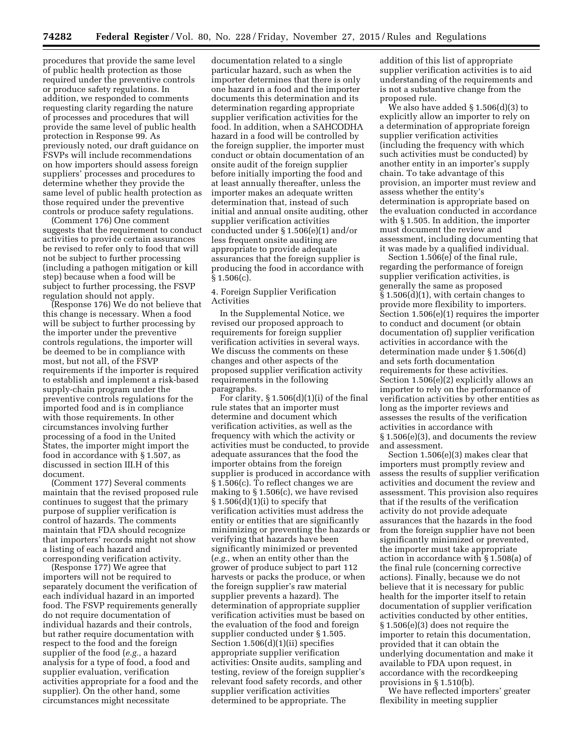procedures that provide the same level of public health protection as those required under the preventive controls or produce safety regulations. In addition, we responded to comments requesting clarity regarding the nature of processes and procedures that will provide the same level of public health protection in Response 99. As previously noted, our draft guidance on FSVPs will include recommendations on how importers should assess foreign suppliers' processes and procedures to determine whether they provide the same level of public health protection as those required under the preventive controls or produce safety regulations.

(Comment 176) One comment suggests that the requirement to conduct activities to provide certain assurances be revised to refer only to food that will not be subject to further processing (including a pathogen mitigation or kill step) because when a food will be subject to further processing, the FSVP regulation should not apply.

(Response 176) We do not believe that this change is necessary. When a food will be subject to further processing by the importer under the preventive controls regulations, the importer will be deemed to be in compliance with most, but not all, of the FSVP requirements if the importer is required to establish and implement a risk-based supply-chain program under the preventive controls regulations for the imported food and is in compliance with those requirements. In other circumstances involving further processing of a food in the United States, the importer might import the food in accordance with § 1.507, as discussed in section III.H of this document.

(Comment 177) Several comments maintain that the revised proposed rule continues to suggest that the primary purpose of supplier verification is control of hazards. The comments maintain that FDA should recognize that importers' records might not show a listing of each hazard and corresponding verification activity.

(Response 177) We agree that importers will not be required to separately document the verification of each individual hazard in an imported food. The FSVP requirements generally do not require documentation of individual hazards and their controls, but rather require documentation with respect to the food and the foreign supplier of the food (*e.g.,* a hazard analysis for a type of food, a food and supplier evaluation, verification activities appropriate for a food and the supplier). On the other hand, some circumstances might necessitate documentation related to a single particular hazard, such as when the importer determines that there is only one hazard in a food and the importer documents this determination and its determination regarding appropriate supplier verification activities for the food. In addition, when a SAHCODHA hazard in a food will be controlled by the foreign supplier, the importer must conduct or obtain documentation of an onsite audit of the foreign supplier before initially importing the food and at least annually thereafter, unless the importer makes an adequate written determination that, instead of such initial and annual onsite auditing, other supplier verification activities conducted under § 1.506(e)(1) and/or less frequent onsite auditing are appropriate to provide adequate assurances that the foreign supplier is producing the food in accordance with § 1.506(c).

4. Foreign Supplier Verification Activities

In the Supplemental Notice, we revised our proposed approach to requirements for foreign supplier verification activities in several ways. We discuss the comments on these changes and other aspects of the proposed supplier verification activity requirements in the following paragraphs.

For clarity, § 1.506(d)(1)(i) of the final rule states that an importer must determine and document which verification activities, as well as the frequency with which the activity or activities must be conducted, to provide adequate assurances that the food the importer obtains from the foreign supplier is produced in accordance with § 1.506(c). To reflect changes we are making to § 1.506(c), we have revised § 1.506(d)(1)(i) to specify that verification activities must address the entity or entities that are significantly minimizing or preventing the hazards or verifying that hazards have been significantly minimized or prevented (*e.g.,* when an entity other than the grower of produce subject to part 112 harvests or packs the produce, or when the foreign supplier's raw material supplier prevents a hazard). The determination of appropriate supplier verification activities must be based on the evaluation of the food and foreign supplier conducted under § 1.505. Section 1.506(d)(1)(ii) specifies appropriate supplier verification activities: Onsite audits, sampling and testing, review of the foreign supplier's relevant food safety records, and other supplier verification activities determined to be appropriate. The addition of this list of appropriate supplier verification activities is to aid understanding of the requirements and is not a substantive change from the proposed rule.

We also have added § 1.506(d)(3) to explicitly allow an importer to rely on a determination of appropriate foreign supplier verification activities (including the frequency with which such activities must be conducted) by another entity in an importer's supply chain. To take advantage of this provision, an importer must review and assess whether the entity's determination is appropriate based on the evaluation conducted in accordance with § 1.505. In addition, the importer must document the review and assessment, including documenting that it was made by a qualified individual.

Section 1.506(e) of the final rule, regarding the performance of foreign supplier verification activities, is generally the same as proposed § 1.506(d)(1), with certain changes to provide more flexibility to importers. Section 1.506(e)(1) requires the importer to conduct and document (or obtain documentation of) supplier verification activities in accordance with the determination made under § 1.506(d) and sets forth documentation requirements for these activities. Section 1.506(e)(2) explicitly allows an importer to rely on the performance of verification activities by other entities as long as the importer reviews and assesses the results of the verification activities in accordance with § 1.506(e)(3), and documents the review and assessment.

Section 1.506(e)(3) makes clear that importers must promptly review and assess the results of supplier verification activities and document the review and assessment. This provision also requires that if the results of the verification activity do not provide adequate assurances that the hazards in the food from the foreign supplier have not been significantly minimized or prevented, the importer must take appropriate action in accordance with § 1.508(a) of the final rule (concerning corrective actions). Finally, because we do not believe that it is necessary for public health for the importer itself to retain documentation of supplier verification activities conducted by other entities, § 1.506(e)(3) does not require the importer to retain this documentation, provided that it can obtain the underlying documentation and make it available to FDA upon request, in accordance with the recordkeeping provisions in § 1.510(b).

We have reflected importers' greater flexibility in meeting supplier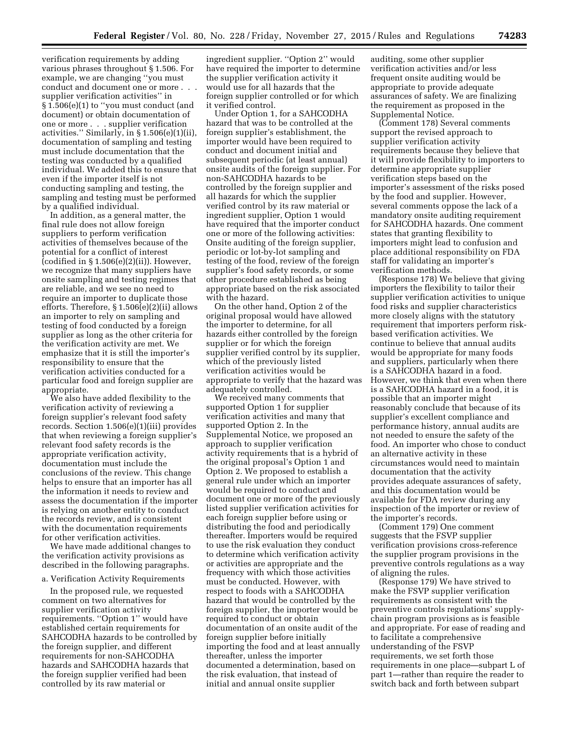verification requirements by adding various phrases throughout § 1.506. For example, we are changing ''you must conduct and document one or more . . . supplier verification activities'' in § 1.506(e)(1) to ''you must conduct (and document) or obtain documentation of one or more . . . supplier verification activities.'' Similarly, in § 1.506(e)(1)(ii), documentation of sampling and testing must include documentation that the testing was conducted by a qualified individual. We added this to ensure that even if the importer itself is not conducting sampling and testing, the sampling and testing must be performed by a qualified individual.

In addition, as a general matter, the final rule does not allow foreign suppliers to perform verification activities of themselves because of the potential for a conflict of interest (codified in § 1.506(e)(2)(ii)). However, we recognize that many suppliers have onsite sampling and testing regimes that are reliable, and we see no need to require an importer to duplicate those efforts. Therefore, § 1.506(e)(2)(ii) allows an importer to rely on sampling and testing of food conducted by a foreign supplier as long as the other criteria for the verification activity are met. We emphasize that it is still the importer's responsibility to ensure that the verification activities conducted for a particular food and foreign supplier are appropriate.

We also have added flexibility to the verification activity of reviewing a foreign supplier's relevant food safety records. Section 1.506(e)(1)(iii) provides that when reviewing a foreign supplier's relevant food safety records is the appropriate verification activity, documentation must include the conclusions of the review. This change helps to ensure that an importer has all the information it needs to review and assess the documentation if the importer is relying on another entity to conduct the records review, and is consistent with the documentation requirements for other verification activities.

We have made additional changes to the verification activity provisions as described in the following paragraphs.

a. Verification Activity Requirements

In the proposed rule, we requested comment on two alternatives for supplier verification activity requirements. ''Option 1'' would have established certain requirements for SAHCODHA hazards to be controlled by the foreign supplier, and different requirements for non-SAHCODHA hazards and SAHCODHA hazards that the foreign supplier verified had been controlled by its raw material or ingredient supplier. ''Option 2'' would have required the importer to determine the supplier verification activity it would use for all hazards that the foreign supplier controlled or for which it verified control.

Under Option 1, for a SAHCODHA hazard that was to be controlled at the foreign supplier's establishment, the importer would have been required to conduct and document initial and subsequent periodic (at least annual) onsite audits of the foreign supplier. For non-SAHCODHA hazards to be controlled by the foreign supplier and all hazards for which the supplier verified control by its raw material or ingredient supplier, Option 1 would have required that the importer conduct one or more of the following activities: Onsite auditing of the foreign supplier, periodic or lot-by-lot sampling and testing of the food, review of the foreign supplier's food safety records, or some other procedure established as being appropriate based on the risk associated with the hazard.

On the other hand, Option 2 of the original proposal would have allowed the importer to determine, for all hazards either controlled by the foreign supplier or for which the foreign supplier verified control by its supplier, which of the previously listed verification activities would be appropriate to verify that the hazard was adequately controlled.

We received many comments that supported Option 1 for supplier verification activities and many that supported Option 2. In the Supplemental Notice, we proposed an approach to supplier verification activity requirements that is a hybrid of the original proposal's Option 1 and Option 2. We proposed to establish a general rule under which an importer would be required to conduct and document one or more of the previously listed supplier verification activities for each foreign supplier before using or distributing the food and periodically thereafter. Importers would be required to use the risk evaluation they conduct to determine which verification activity or activities are appropriate and the frequency with which those activities must be conducted. However, with respect to foods with a SAHCODHA hazard that would be controlled by the foreign supplier, the importer would be required to conduct or obtain documentation of an onsite audit of the foreign supplier before initially importing the food and at least annually thereafter, unless the importer documented a determination, based on the risk evaluation, that instead of initial and annual onsite supplier auditing, some other supplier verification activities and/or less frequent onsite auditing would be appropriate to provide adequate assurances of safety. We are finalizing the requirement as proposed in the Supplemental Notice.

(Comment 178) Several comments support the revised approach to supplier verification activity requirements because they believe that it will provide flexibility to importers to determine appropriate supplier verification steps based on the importer's assessment of the risks posed by the food and supplier. However, several comments oppose the lack of a mandatory onsite auditing requirement for SAHCODHA hazards. One comment states that granting flexibility to importers might lead to confusion and place additional responsibility on FDA staff for validating an importer's verification methods.

(Response 178) We believe that giving importers the flexibility to tailor their supplier verification activities to unique food risks and supplier characteristics more closely aligns with the statutory requirement that importers perform risk-based verification activities. We continue to believe that annual audits would be appropriate for many foods and suppliers, particularly when there is a SAHCODHA hazard in a food. However, we think that even when there is a SAHCODHA hazard in a food, it is possible that an importer might reasonably conclude that because of its supplier's excellent compliance and performance history, annual audits are not needed to ensure the safety of the food. An importer who chose to conduct an alternative activity in these circumstances would need to maintain documentation that the activity provides adequate assurances of safety, and this documentation would be available for FDA review during any inspection of the importer or review of the importer's records.

(Comment 179) One comment suggests that the FSVP supplier verification provisions cross-reference the supplier program provisions in the preventive controls regulations as a way of aligning the rules.

(Response 179) We have strived to make the FSVP supplier verification requirements as consistent with the preventive controls regulations' supply-chain program provisions as is feasible and appropriate. For ease of reading and to facilitate a comprehensive understanding of the FSVP requirements, we set forth those requirements in one place—subpart L of part 1—rather than require the reader to switch back and forth between subpart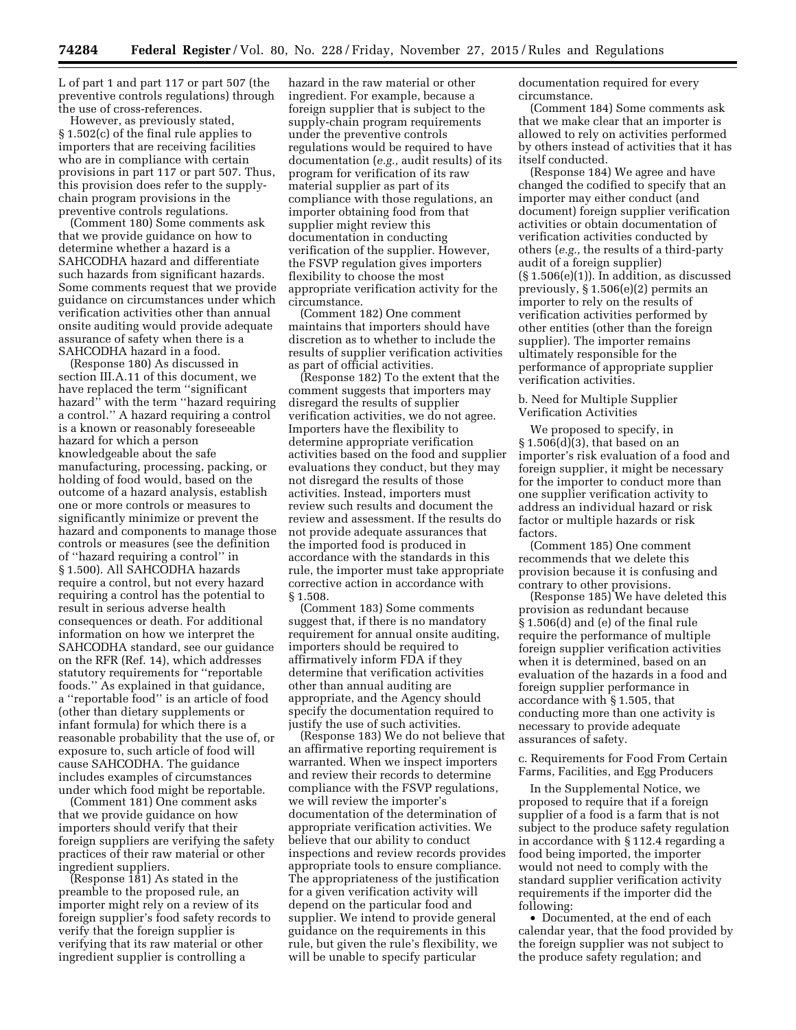L of part 1 and part 117 or part 507 (the preventive controls regulations) through the use of cross-references.

However, as previously stated, § 1.502(c) of the final rule applies to importers that are receiving facilities who are in compliance with certain provisions in part 117 or part 507. Thus, this provision does refer to the supply-chain program provisions in the preventive controls regulations.

(Comment 180) Some comments ask that we provide guidance on how to determine whether a hazard is a SAHCODHA hazard and differentiate such hazards from significant hazards. Some comments request that we provide guidance on circumstances under which verification activities other than annual onsite auditing would provide adequate assurance of safety when there is a SAHCODHA hazard in a food.

(Response 180) As discussed in section III.A.11 of this document, we have replaced the term ''significant hazard'' with the term ''hazard requiring a control.'' A hazard requiring a control is a known or reasonably foreseeable hazard for which a person knowledgeable about the safe manufacturing, processing, packing, or holding of food would, based on the outcome of a hazard analysis, establish one or more controls or measures to significantly minimize or prevent the hazard and components to manage those controls or measures (see the definition of ''hazard requiring a control'' in § 1.500). All SAHCODHA hazards require a control, but not every hazard requiring a control has the potential to result in serious adverse health consequences or death. For additional information on how we interpret the SAHCODHA standard, see our guidance on the RFR (Ref. 14), which addresses statutory requirements for ''reportable foods.'' As explained in that guidance, a ''reportable food'' is an article of food (other than dietary supplements or infant formula) for which there is a reasonable probability that the use of, or exposure to, such article of food will cause SAHCODHA. The guidance includes examples of circumstances under which food might be reportable.

(Comment 181) One comment asks that we provide guidance on how importers should verify that their foreign suppliers are verifying the safety practices of their raw material or other ingredient suppliers.

(Response 181) As stated in the preamble to the proposed rule, an importer might rely on a review of its foreign supplier's food safety records to verify that the foreign supplier is verifying that its raw material or other ingredient supplier is controlling a hazard in the raw material or other ingredient. For example, because a foreign supplier that is subject to the supply-chain program requirements under the preventive controls regulations would be required to have documentation (*e.g.,* audit results) of its program for verification of its raw material supplier as part of its compliance with those regulations, an importer obtaining food from that supplier might review this documentation in conducting verification of the supplier. However, the FSVP regulation gives importers flexibility to choose the most appropriate verification activity for the circumstance.

(Comment 182) One comment maintains that importers should have discretion as to whether to include the results of supplier verification activities as part of official activities.

(Response 182) To the extent that the comment suggests that importers may disregard the results of supplier verification activities, we do not agree. Importers have the flexibility to determine appropriate verification activities based on the food and supplier evaluations they conduct, but they may not disregard the results of those activities. Instead, importers must review such results and document the review and assessment. If the results do not provide adequate assurances that the imported food is produced in accordance with the standards in this rule, the importer must take appropriate corrective action in accordance with § 1.508.

(Comment 183) Some comments suggest that, if there is no mandatory requirement for annual onsite auditing, importers should be required to affirmatively inform FDA if they determine that verification activities other than annual auditing are appropriate, and the Agency should specify the documentation required to justify the use of such activities.

(Response 183) We do not believe that an affirmative reporting requirement is warranted. When we inspect importers and review their records to determine compliance with the FSVP regulations, we will review the importer's documentation of the determination of appropriate verification activities. We believe that our ability to conduct inspections and review records provides appropriate tools to ensure compliance. The appropriateness of the justification for a given verification activity will depend on the particular food and supplier. We intend to provide general guidance on the requirements in this rule, but given the rule's flexibility, we will be unable to specify particular documentation required for every circumstance.

(Comment 184) Some comments ask that we make clear that an importer is allowed to rely on activities performed by others instead of activities that it has itself conducted.

(Response 184) We agree and have changed the codified to specify that an importer may either conduct (and document) foreign supplier verification activities or obtain documentation of verification activities conducted by others (*e.g.,* the results of a third-party audit of a foreign supplier) (§ 1.506(e)(1)). In addition, as discussed previously, § 1.506(e)(2) permits an importer to rely on the results of verification activities performed by other entities (other than the foreign supplier). The importer remains ultimately responsible for the performance of appropriate supplier verification activities.

b. Need for Multiple Supplier Verification Activities

We proposed to specify, in § 1.506(d)(3), that based on an importer's risk evaluation of a food and foreign supplier, it might be necessary for the importer to conduct more than one supplier verification activity to address an individual hazard or risk factor or multiple hazards or risk factors.

(Comment 185) One comment recommends that we delete this provision because it is confusing and contrary to other provisions.

(Response 185) We have deleted this provision as redundant because § 1.506(d) and (e) of the final rule require the performance of multiple foreign supplier verification activities when it is determined, based on an evaluation of the hazards in a food and foreign supplier performance in accordance with § 1.505, that conducting more than one activity is necessary to provide adequate assurances of safety.

c. Requirements for Food From Certain Farms, Facilities, and Egg Producers

In the Supplemental Notice, we proposed to require that if a foreign supplier of a food is a farm that is not subject to the produce safety regulation in accordance with § 112.4 regarding a food being imported, the importer would not need to comply with the standard supplier verification activity requirements if the importer did the following:

- Documented, at the end of each calendar year, that the food provided by the foreign supplier was not subject to the produce safety regulation; and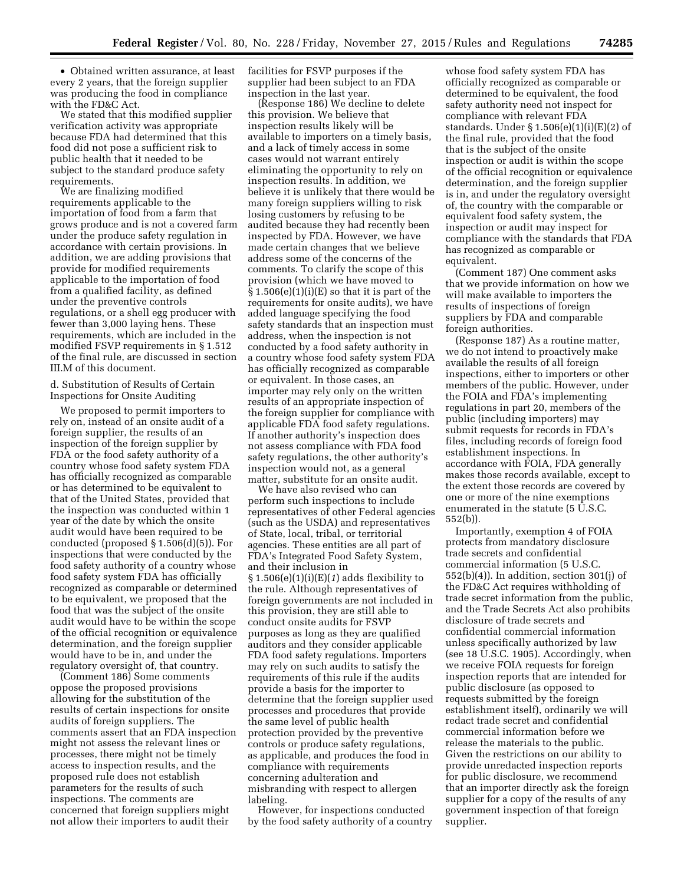- Obtained written assurance, at least every 2 years, that the foreign supplier was producing the food in compliance with the FD&C Act.

We stated that this modified supplier verification activity was appropriate because FDA had determined that this food did not pose a sufficient risk to public health that it needed to be subject to the standard produce safety requirements.

We are finalizing modified requirements applicable to the importation of food from a farm that grows produce and is not a covered farm under the produce safety regulation in accordance with certain provisions. In addition, we are adding provisions that provide for modified requirements applicable to the importation of food from a qualified facility, as defined under the preventive controls regulations, or a shell egg producer with fewer than 3,000 laying hens. These requirements, which are included in the modified FSVP requirements in § 1.512 of the final rule, are discussed in section III.M of this document.

d. Substitution of Results of Certain Inspections for Onsite Auditing

We proposed to permit importers to rely on, instead of an onsite audit of a foreign supplier, the results of an inspection of the foreign supplier by FDA or the food safety authority of a country whose food safety system FDA has officially recognized as comparable or has determined to be equivalent to that of the United States, provided that the inspection was conducted within 1 year of the date by which the onsite audit would have been required to be conducted (proposed § 1.506(d)(5)). For inspections that were conducted by the food safety authority of a country whose food safety system FDA has officially recognized as comparable or determined to be equivalent, we proposed that the food that was the subject of the onsite audit would have to be within the scope of the official recognition or equivalence determination, and the foreign supplier would have to be in, and under the regulatory oversight of, that country.

(Comment 186) Some comments oppose the proposed provisions allowing for the substitution of the results of certain inspections for onsite audits of foreign suppliers. The comments assert that an FDA inspection might not assess the relevant lines or processes, there might not be timely access to inspection results, and the proposed rule does not establish parameters for the results of such inspections. The comments are concerned that foreign suppliers might not allow their importers to audit their facilities for FSVP purposes if the supplier had been subject to an FDA inspection in the last year.

(Response 186) We decline to delete this provision. We believe that inspection results likely will be available to importers on a timely basis, and a lack of timely access in some cases would not warrant entirely eliminating the opportunity to rely on inspection results. In addition, we believe it is unlikely that there would be many foreign suppliers willing to risk losing customers by refusing to be audited because they had recently been inspected by FDA. However, we have made certain changes that we believe address some of the concerns of the comments. To clarify the scope of this provision (which we have moved to § 1.506(e)(1)(i)(E) so that it is part of the requirements for onsite audits), we have added language specifying the food safety standards that an inspection must address, when the inspection is not conducted by a food safety authority in a country whose food safety system FDA has officially recognized as comparable or equivalent. In those cases, an importer may rely only on the written results of an appropriate inspection of the foreign supplier for compliance with applicable FDA food safety regulations. If another authority's inspection does not assess compliance with FDA food safety regulations, the other authority's inspection would not, as a general matter, substitute for an onsite audit.

We have also revised who can perform such inspections to include representatives of other Federal agencies (such as the USDA) and representatives of State, local, tribal, or territorial agencies. These entities are all part of FDA's Integrated Food Safety System, and their inclusion in § 1.506(e)(1)(i)(E)(*1*) adds flexibility to the rule. Although representatives of foreign governments are not included in this provision, they are still able to conduct onsite audits for FSVP purposes as long as they are qualified auditors and they consider applicable FDA food safety regulations. Importers may rely on such audits to satisfy the requirements of this rule if the audits provide a basis for the importer to determine that the foreign supplier used processes and procedures that provide the same level of public health protection provided by the preventive controls or produce safety regulations, as applicable, and produces the food in compliance with requirements concerning adulteration and misbranding with respect to allergen labeling.

However, for inspections conducted by the food safety authority of a country whose food safety system FDA has officially recognized as comparable or determined to be equivalent, the food safety authority need not inspect for compliance with relevant FDA standards. Under § 1.506(e)(1)(i)(E)(*2*) of the final rule, provided that the food that is the subject of the onsite inspection or audit is within the scope of the official recognition or equivalence determination, and the foreign supplier is in, and under the regulatory oversight of, the country with the comparable or equivalent food safety system, the inspection or audit may inspect for compliance with the standards that FDA has recognized as comparable or equivalent.

(Comment 187) One comment asks that we provide information on how we will make available to importers the results of inspections of foreign suppliers by FDA and comparable foreign authorities.

(Response 187) As a routine matter, we do not intend to proactively make available the results of all foreign inspections, either to importers or other members of the public. However, under the FOIA and FDA's implementing regulations in part 20, members of the public (including importers) may submit requests for records in FDA's files, including records of foreign food establishment inspections. In accordance with FOIA, FDA generally makes those records available, except to the extent those records are covered by one or more of the nine exemptions enumerated in the statute (5 U.S.C. 552(b)).

Importantly, exemption 4 of FOIA protects from mandatory disclosure trade secrets and confidential commercial information (5 U.S.C. 552(b)(4)). In addition, section 301(j) of the FD&C Act requires withholding of trade secret information from the public, and the Trade Secrets Act also prohibits disclosure of trade secrets and confidential commercial information unless specifically authorized by law (see 18 U.S.C. 1905). Accordingly, when we receive FOIA requests for foreign inspection reports that are intended for public disclosure (as opposed to requests submitted by the foreign establishment itself), ordinarily we will redact trade secret and confidential commercial information before we release the materials to the public. Given the restrictions on our ability to provide unredacted inspection reports for public disclosure, we recommend that an importer directly ask the foreign supplier for a copy of the results of any government inspection of that foreign supplier.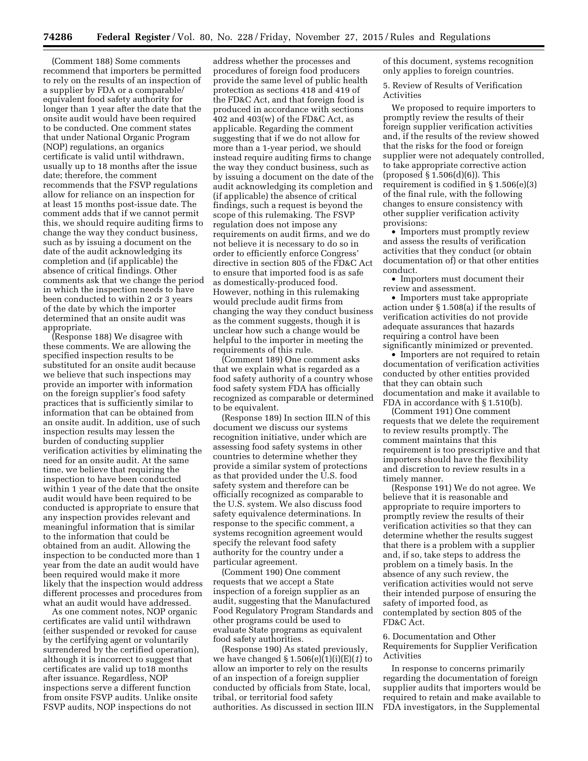(Comment 188) Some comments recommend that importers be permitted to rely on the results of an inspection of a supplier by FDA or a comparable/equivalent food safety authority for longer than 1 year after the date that the onsite audit would have been required to be conducted. One comment states that under National Organic Program (NOP) regulations, an organics certificate is valid until withdrawn, usually up to 18 months after the issue date; therefore, the comment recommends that the FSVP regulations allow for reliance on an inspection for at least 15 months post-issue date. The comment adds that if we cannot permit this, we should require auditing firms to change the way they conduct business, such as by issuing a document on the date of the audit acknowledging its completion and (if applicable) the absence of critical findings. Other comments ask that we change the period in which the inspection needs to have been conducted to within 2 or 3 years of the date by which the importer determined that an onsite audit was appropriate.

(Response 188) We disagree with these comments. We are allowing the specified inspection results to be substituted for an onsite audit because we believe that such inspections may provide an importer with information on the foreign supplier's food safety practices that is sufficiently similar to information that can be obtained from an onsite audit. In addition, use of such inspection results may lessen the burden of conducting supplier verification activities by eliminating the need for an onsite audit. At the same time, we believe that requiring the inspection to have been conducted within 1 year of the date that the onsite audit would have been required to be conducted is appropriate to ensure that any inspection provides relevant and meaningful information that is similar to the information that could be obtained from an audit. Allowing the inspection to be conducted more than 1 year from the date an audit would have been required would make it more likely that the inspection would address different processes and procedures from what an audit would have addressed.

As one comment notes, NOP organic certificates are valid until withdrawn (either suspended or revoked for cause by the certifying agent or voluntarily surrendered by the certified operation), although it is incorrect to suggest that certificates are valid up to18 months after issuance. Regardless, NOP inspections serve a different function from onsite FSVP audits. Unlike onsite FSVP audits, NOP inspections do not address whether the processes and procedures of foreign food producers provide the same level of public health protection as sections 418 and 419 of the FD&C Act, and that foreign food is produced in accordance with sections 402 and 403(w) of the FD&C Act, as applicable. Regarding the comment suggesting that if we do not allow for more than a 1-year period, we should instead require auditing firms to change the way they conduct business, such as by issuing a document on the date of the audit acknowledging its completion and (if applicable) the absence of critical findings, such a request is beyond the scope of this rulemaking. The FSVP regulation does not impose any requirements on audit firms, and we do not believe it is necessary to do so in order to efficiently enforce Congress' directive in section 805 of the FD&C Act to ensure that imported food is as safe as domestically-produced food. However, nothing in this rulemaking would preclude audit firms from changing the way they conduct business as the comment suggests, though it is unclear how such a change would be helpful to the importer in meeting the requirements of this rule.

(Comment 189) One comment asks that we explain what is regarded as a food safety authority of a country whose food safety system FDA has officially recognized as comparable or determined to be equivalent.

(Response 189) In section III.N of this document we discuss our systems recognition initiative, under which are assessing food safety systems in other countries to determine whether they provide a similar system of protections as that provided under the U.S. food safety system and therefore can be officially recognized as comparable to the U.S. system. We also discuss food safety equivalence determinations. In response to the specific comment, a systems recognition agreement would specify the relevant food safety authority for the country under a particular agreement.

(Comment 190) One comment requests that we accept a State inspection of a foreign supplier as an audit, suggesting that the Manufactured Food Regulatory Program Standards and other programs could be used to evaluate State programs as equivalent food safety authorities.

(Response 190) As stated previously, we have changed § 1.506(e)(1)(i)(E)(*1*) to allow an importer to rely on the results of an inspection of a foreign supplier conducted by officials from State, local, tribal, or territorial food safety authorities. As discussed in section III.N of this document, systems recognition only applies to foreign countries.

5. Review of Results of Verification Activities

We proposed to require importers to promptly review the results of their foreign supplier verification activities and, if the results of the review showed that the risks for the food or foreign supplier were not adequately controlled, to take appropriate corrective action (proposed § 1.506(d)(6)). This requirement is codified in § 1.506(e)(3) of the final rule, with the following changes to ensure consistency with other supplier verification activity provisions:

- Importers must promptly review and assess the results of verification activities that they conduct (or obtain documentation of) or that other entities conduct.
- Importers must document their review and assessment.
- Importers must take appropriate action under § 1.508(a) if the results of verification activities do not provide adequate assurances that hazards requiring a control have been significantly minimized or prevented.
- Importers are not required to retain documentation of verification activities conducted by other entities provided that they can obtain such documentation and make it available to FDA in accordance with § 1.510(b).

(Comment 191) One comment requests that we delete the requirement to review results promptly. The comment maintains that this requirement is too prescriptive and that importers should have the flexibility and discretion to review results in a timely manner.

(Response 191) We do not agree. We believe that it is reasonable and appropriate to require importers to promptly review the results of their verification activities so that they can determine whether the results suggest that there is a problem with a supplier and, if so, take steps to address the problem on a timely basis. In the absence of any such review, the verification activities would not serve their intended purpose of ensuring the safety of imported food, as contemplated by section 805 of the FD&C Act.

6. Documentation and Other Requirements for Supplier Verification Activities

In response to concerns primarily regarding the documentation of foreign supplier audits that importers would be required to retain and make available to FDA investigators, in the Supplemental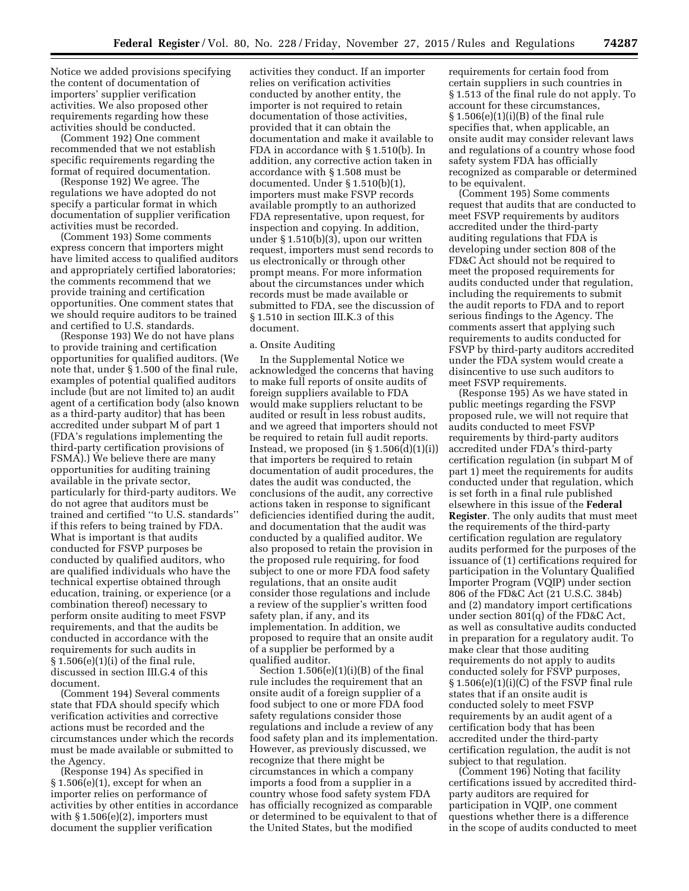Notice we added provisions specifying the content of documentation of importers' supplier verification activities. We also proposed other requirements regarding how these activities should be conducted.

(Comment 192) One comment recommended that we not establish specific requirements regarding the format of required documentation.

(Response 192) We agree. The regulations we have adopted do not specify a particular format in which documentation of supplier verification activities must be recorded.

(Comment 193) Some comments express concern that importers might have limited access to qualified auditors and appropriately certified laboratories; the comments recommend that we provide training and certification opportunities. One comment states that we should require auditors to be trained and certified to U.S. standards.

(Response 193) We do not have plans to provide training and certification opportunities for qualified auditors. (We note that, under § 1.500 of the final rule, examples of potential qualified auditors include (but are not limited to) an audit agent of a certification body (also known as a third-party auditor) that has been accredited under subpart M of part 1 (FDA's regulations implementing the third-party certification provisions of FSMA).) We believe there are many opportunities for auditing training available in the private sector, particularly for third-party auditors. We do not agree that auditors must be trained and certified ''to U.S. standards'' if this refers to being trained by FDA. What is important is that audits conducted for FSVP purposes be conducted by qualified auditors, who are qualified individuals who have the technical expertise obtained through education, training, or experience (or a combination thereof) necessary to perform onsite auditing to meet FSVP requirements, and that the audits be conducted in accordance with the requirements for such audits in § 1.506(e)(1)(i) of the final rule, discussed in section III.G.4 of this document.

(Comment 194) Several comments state that FDA should specify which verification activities and corrective actions must be recorded and the circumstances under which the records must be made available or submitted to the Agency.

(Response 194) As specified in § 1.506(e)(1), except for when an importer relies on performance of activities by other entities in accordance with § 1.506(e)(2), importers must document the supplier verification activities they conduct. If an importer relies on verification activities conducted by another entity, the importer is not required to retain documentation of those activities, provided that it can obtain the documentation and make it available to FDA in accordance with § 1.510(b). In addition, any corrective action taken in accordance with § 1.508 must be documented. Under § 1.510(b)(1), importers must make FSVP records available promptly to an authorized FDA representative, upon request, for inspection and copying. In addition, under § 1.510(b)(3), upon our written request, importers must send records to us electronically or through other prompt means. For more information about the circumstances under which records must be made available or submitted to FDA, see the discussion of § 1.510 in section III.K.3 of this document.

a. Onsite Auditing

In the Supplemental Notice we acknowledged the concerns that having to make full reports of onsite audits of foreign suppliers available to FDA would make suppliers reluctant to be audited or result in less robust audits, and we agreed that importers should not be required to retain full audit reports. Instead, we proposed (in § 1.506(d)(1)(i)) that importers be required to retain documentation of audit procedures, the dates the audit was conducted, the conclusions of the audit, any corrective actions taken in response to significant deficiencies identified during the audit, and documentation that the audit was conducted by a qualified auditor. We also proposed to retain the provision in the proposed rule requiring, for food subject to one or more FDA food safety regulations, that an onsite audit consider those regulations and include a review of the supplier's written food safety plan, if any, and its implementation. In addition, we proposed to require that an onsite audit of a supplier be performed by a qualified auditor.

Section 1.506(e)(1)(i)(B) of the final rule includes the requirement that an onsite audit of a foreign supplier of a food subject to one or more FDA food safety regulations consider those regulations and include a review of any food safety plan and its implementation. However, as previously discussed, we recognize that there might be circumstances in which a company imports a food from a supplier in a country whose food safety system FDA has officially recognized as comparable or determined to be equivalent to that of the United States, but the modified requirements for certain food from certain suppliers in such countries in § 1.513 of the final rule do not apply. To account for these circumstances, § 1.506(e)(1)(i)(B) of the final rule specifies that, when applicable, an onsite audit may consider relevant laws and regulations of a country whose food safety system FDA has officially recognized as comparable or determined to be equivalent.

(Comment 195) Some comments request that audits that are conducted to meet FSVP requirements by auditors accredited under the third-party auditing regulations that FDA is developing under section 808 of the FD&C Act should not be required to meet the proposed requirements for audits conducted under that regulation, including the requirements to submit the audit reports to FDA and to report serious findings to the Agency. The comments assert that applying such requirements to audits conducted for FSVP by third-party auditors accredited under the FDA system would create a disincentive to use such auditors to meet FSVP requirements.

(Response 195) As we have stated in public meetings regarding the FSVP proposed rule, we will not require that audits conducted to meet FSVP requirements by third-party auditors accredited under FDA's third-party certification regulation (in subpart M of part 1) meet the requirements for audits conducted under that regulation, which is set forth in a final rule published elsewhere in this issue of the **Federal Register**. The only audits that must meet the requirements of the third-party certification regulation are regulatory audits performed for the purposes of the issuance of (1) certifications required for participation in the Voluntary Qualified Importer Program (VQIP) under section 806 of the FD&C Act (21 U.S.C. 384b) and (2) mandatory import certifications under section 801(q) of the FD&C Act, as well as consultative audits conducted in preparation for a regulatory audit. To make clear that those auditing requirements do not apply to audits conducted solely for FSVP purposes, § 1.506(e)(1)(i)(C) of the FSVP final rule states that if an onsite audit is conducted solely to meet FSVP requirements by an audit agent of a certification body that has been accredited under the third-party certification regulation, the audit is not subject to that regulation.

(Comment 196) Noting that facility certifications issued by accredited third-party auditors are required for participation in VQIP, one comment questions whether there is a difference in the scope of audits conducted to meet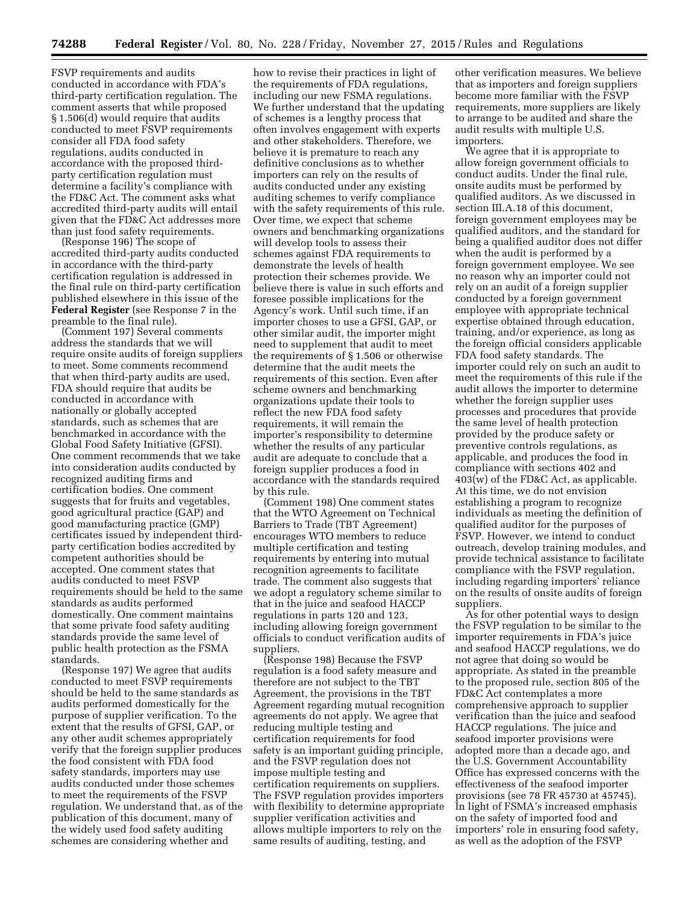FSVP requirements and audits conducted in accordance with FDA's third-party certification regulation. The comment asserts that while proposed § 1.506(d) would require that audits conducted to meet FSVP requirements consider all FDA food safety regulations, audits conducted in accordance with the proposed third-party certification regulation must determine a facility's compliance with the FD&C Act. The comment asks what accredited third-party audits will entail given that the FD&C Act addresses more than just food safety requirements.

(Response 196) The scope of accredited third-party audits conducted in accordance with the third-party certification regulation is addressed in the final rule on third-party certification published elsewhere in this issue of the **Federal Register** (see Response 7 in the preamble to the final rule).

(Comment 197) Several comments address the standards that we will require onsite audits of foreign suppliers to meet. Some comments recommend that when third-party audits are used, FDA should require that audits be conducted in accordance with nationally or globally accepted standards, such as schemes that are benchmarked in accordance with the Global Food Safety Initiative (GFSI). One comment recommends that we take into consideration audits conducted by recognized auditing firms and certification bodies. One comment suggests that for fruits and vegetables, good agricultural practice (GAP) and good manufacturing practice (GMP) certificates issued by independent third-party certification bodies accredited by competent authorities should be accepted. One comment states that audits conducted to meet FSVP requirements should be held to the same standards as audits performed domestically. One comment maintains that some private food safety auditing standards provide the same level of public health protection as the FSMA standards.

(Response 197) We agree that audits conducted to meet FSVP requirements should be held to the same standards as audits performed domestically for the purpose of supplier verification. To the extent that the results of GFSI, GAP, or any other audit schemes appropriately verify that the foreign supplier produces the food consistent with FDA food safety standards, importers may use audits conducted under those schemes to meet the requirements of the FSVP regulation. We understand that, as of the publication of this document, many of the widely used food safety auditing schemes are considering whether and how to revise their practices in light of the requirements of FDA regulations, including our new FSMA regulations. We further understand that the updating of schemes is a lengthy process that often involves engagement with experts and other stakeholders. Therefore, we believe it is premature to reach any definitive conclusions as to whether importers can rely on the results of audits conducted under any existing auditing schemes to verify compliance with the safety requirements of this rule. Over time, we expect that scheme owners and benchmarking organizations will develop tools to assess their schemes against FDA requirements to demonstrate the levels of health protection their schemes provide. We believe there is value in such efforts and foresee possible implications for the Agency's work. Until such time, if an importer choses to use a GFSI, GAP, or other similar audit, the importer might need to supplement that audit to meet the requirements of § 1.506 or otherwise determine that the audit meets the requirements of this section. Even after scheme owners and benchmarking organizations update their tools to reflect the new FDA food safety requirements, it will remain the importer's responsibility to determine whether the results of any particular audit are adequate to conclude that a foreign supplier produces a food in accordance with the standards required by this rule.

(Comment 198) One comment states that the WTO Agreement on Technical Barriers to Trade (TBT Agreement) encourages WTO members to reduce multiple certification and testing requirements by entering into mutual recognition agreements to facilitate trade. The comment also suggests that we adopt a regulatory scheme similar to that in the juice and seafood HACCP regulations in parts 120 and 123, including allowing foreign government officials to conduct verification audits of suppliers.

(Response 198) Because the FSVP regulation is a food safety measure and therefore are not subject to the TBT Agreement, the provisions in the TBT Agreement regarding mutual recognition agreements do not apply. We agree that reducing multiple testing and certification requirements for food safety is an important guiding principle, and the FSVP regulation does not impose multiple testing and certification requirements on suppliers. The FSVP regulation provides importers with flexibility to determine appropriate supplier verification activities and allows multiple importers to rely on the same results of auditing, testing, and other verification measures. We believe that as importers and foreign suppliers become more familiar with the FSVP requirements, more suppliers are likely to arrange to be audited and share the audit results with multiple U.S. importers.

We agree that it is appropriate to allow foreign government officials to conduct audits. Under the final rule, onsite audits must be performed by qualified auditors. As we discussed in section III.A.18 of this document, foreign government employees may be qualified auditors, and the standard for being a qualified auditor does not differ when the audit is performed by a foreign government employee. We see no reason why an importer could not rely on an audit of a foreign supplier conducted by a foreign government employee with appropriate technical expertise obtained through education, training, and/or experience, as long as the foreign official considers applicable FDA food safety standards. The importer could rely on such an audit to meet the requirements of this rule if the audit allows the importer to determine whether the foreign supplier uses processes and procedures that provide the same level of health protection provided by the produce safety or preventive controls regulations, as applicable, and produces the food in compliance with sections 402 and 403(w) of the FD&C Act, as applicable. At this time, we do not envision establishing a program to recognize individuals as meeting the definition of qualified auditor for the purposes of FSVP. However, we intend to conduct outreach, develop training modules, and provide technical assistance to facilitate compliance with the FSVP regulation, including regarding importers' reliance on the results of onsite audits of foreign suppliers.

As for other potential ways to design the FSVP regulation to be similar to the importer requirements in FDA's juice and seafood HACCP regulations, we do not agree that doing so would be appropriate. As stated in the preamble to the proposed rule, section 805 of the FD&C Act contemplates a more comprehensive approach to supplier verification than the juice and seafood HACCP regulations. The juice and seafood importer provisions were adopted more than a decade ago, and the U.S. Government Accountability Office has expressed concerns with the effectiveness of the seafood importer provisions (see 78 FR 45730 at 45745). In light of FSMA's increased emphasis on the safety of imported food and importers' role in ensuring food safety, as well as the adoption of the FSVP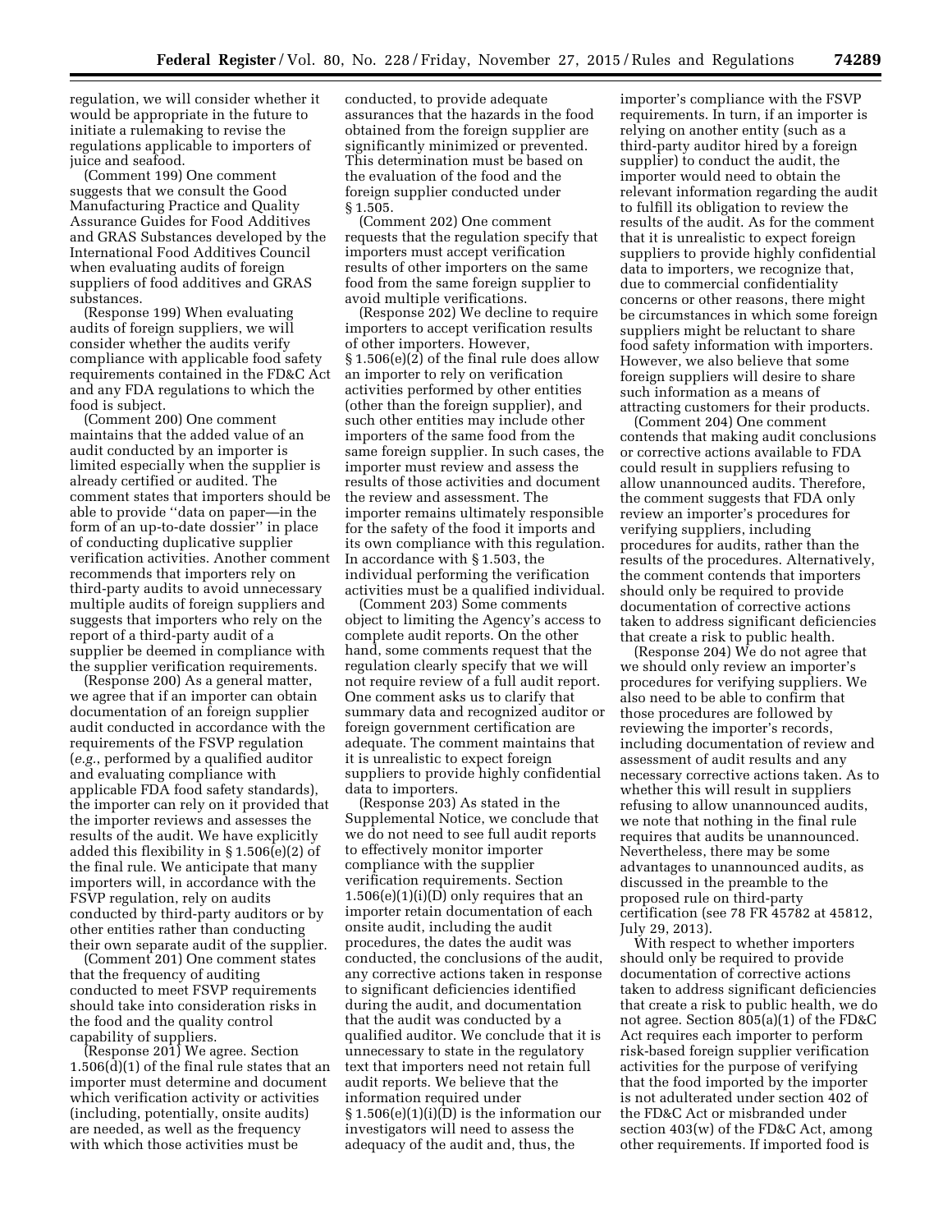regulation, we will consider whether it would be appropriate in the future to initiate a rulemaking to revise the regulations applicable to importers of juice and seafood.

(Comment 199) One comment suggests that we consult the Good Manufacturing Practice and Quality Assurance Guides for Food Additives and GRAS Substances developed by the International Food Additives Council when evaluating audits of foreign suppliers of food additives and GRAS substances.

(Response 199) When evaluating audits of foreign suppliers, we will consider whether the audits verify compliance with applicable food safety requirements contained in the FD&C Act and any FDA regulations to which the food is subject.

(Comment 200) One comment maintains that the added value of an audit conducted by an importer is limited especially when the supplier is already certified or audited. The comment states that importers should be able to provide ''data on paper—in the form of an up-to-date dossier'' in place of conducting duplicative supplier verification activities. Another comment recommends that importers rely on third-party audits to avoid unnecessary multiple audits of foreign suppliers and suggests that importers who rely on the report of a third-party audit of a supplier be deemed in compliance with the supplier verification requirements.

(Response 200) As a general matter, we agree that if an importer can obtain documentation of an foreign supplier audit conducted in accordance with the requirements of the FSVP regulation (*e.g.*, performed by a qualified auditor and evaluating compliance with applicable FDA food safety standards), the importer can rely on it provided that the importer reviews and assesses the results of the audit. We have explicitly added this flexibility in § 1.506(e)(2) of the final rule. We anticipate that many importers will, in accordance with the FSVP regulation, rely on audits conducted by third-party auditors or by other entities rather than conducting their own separate audit of the supplier.

(Comment 201) One comment states that the frequency of auditing conducted to meet FSVP requirements should take into consideration risks in the food and the quality control capability of suppliers.

(Response 201) We agree. Section 1.506(d)(1) of the final rule states that an importer must determine and document which verification activity or activities (including, potentially, onsite audits) are needed, as well as the frequency with which those activities must be conducted, to provide adequate assurances that the hazards in the food obtained from the foreign supplier are significantly minimized or prevented. This determination must be based on the evaluation of the food and the foreign supplier conducted under § 1.505.

(Comment 202) One comment requests that the regulation specify that importers must accept verification results of other importers on the same food from the same foreign supplier to avoid multiple verifications.

(Response 202) We decline to require importers to accept verification results of other importers. However, § 1.506(e)(2) of the final rule does allow an importer to rely on verification activities performed by other entities (other than the foreign supplier), and such other entities may include other importers of the same food from the same foreign supplier. In such cases, the importer must review and assess the results of those activities and document the review and assessment. The importer remains ultimately responsible for the safety of the food it imports and its own compliance with this regulation. In accordance with § 1.503, the individual performing the verification activities must be a qualified individual.

(Comment 203) Some comments object to limiting the Agency's access to complete audit reports. On the other hand, some comments request that the regulation clearly specify that we will not require review of a full audit report. One comment asks us to clarify that summary data and recognized auditor or foreign government certification are adequate. The comment maintains that it is unrealistic to expect foreign suppliers to provide highly confidential data to importers.

(Response 203) As stated in the Supplemental Notice, we conclude that we do not need to see full audit reports to effectively monitor importer compliance with the supplier verification requirements. Section 1.506(e)(1)(i)(D) only requires that an importer retain documentation of each onsite audit, including the audit procedures, the dates the audit was conducted, the conclusions of the audit, any corrective actions taken in response to significant deficiencies identified during the audit, and documentation that the audit was conducted by a qualified auditor. We conclude that it is unnecessary to state in the regulatory text that importers need not retain full audit reports. We believe that the information required under § 1.506(e)(1)(i)(D) is the information our investigators will need to assess the adequacy of the audit and, thus, the importer's compliance with the FSVP requirements. In turn, if an importer is relying on another entity (such as a third-party auditor hired by a foreign supplier) to conduct the audit, the importer would need to obtain the relevant information regarding the audit to fulfill its obligation to review the results of the audit. As for the comment that it is unrealistic to expect foreign suppliers to provide highly confidential data to importers, we recognize that, due to commercial confidentiality concerns or other reasons, there might be circumstances in which some foreign suppliers might be reluctant to share food safety information with importers. However, we also believe that some foreign suppliers will desire to share such information as a means of attracting customers for their products.

(Comment 204) One comment contends that making audit conclusions or corrective actions available to FDA could result in suppliers refusing to allow unannounced audits. Therefore, the comment suggests that FDA only review an importer's procedures for verifying suppliers, including procedures for audits, rather than the results of the procedures. Alternatively, the comment contends that importers should only be required to provide documentation of corrective actions taken to address significant deficiencies that create a risk to public health.

(Response 204) We do not agree that we should only review an importer's procedures for verifying suppliers. We also need to be able to confirm that those procedures are followed by reviewing the importer's records, including documentation of review and assessment of audit results and any necessary corrective actions taken. As to whether this will result in suppliers refusing to allow unannounced audits, we note that nothing in the final rule requires that audits be unannounced. Nevertheless, there may be some advantages to unannounced audits, as discussed in the preamble to the proposed rule on third-party certification (see 78 FR 45782 at 45812, July 29, 2013).

With respect to whether importers should only be required to provide documentation of corrective actions taken to address significant deficiencies that create a risk to public health, we do not agree. Section 805(a)(1) of the FD&C Act requires each importer to perform risk-based foreign supplier verification activities for the purpose of verifying that the food imported by the importer is not adulterated under section 402 of the FD&C Act or misbranded under section 403(w) of the FD&C Act, among other requirements. If imported food is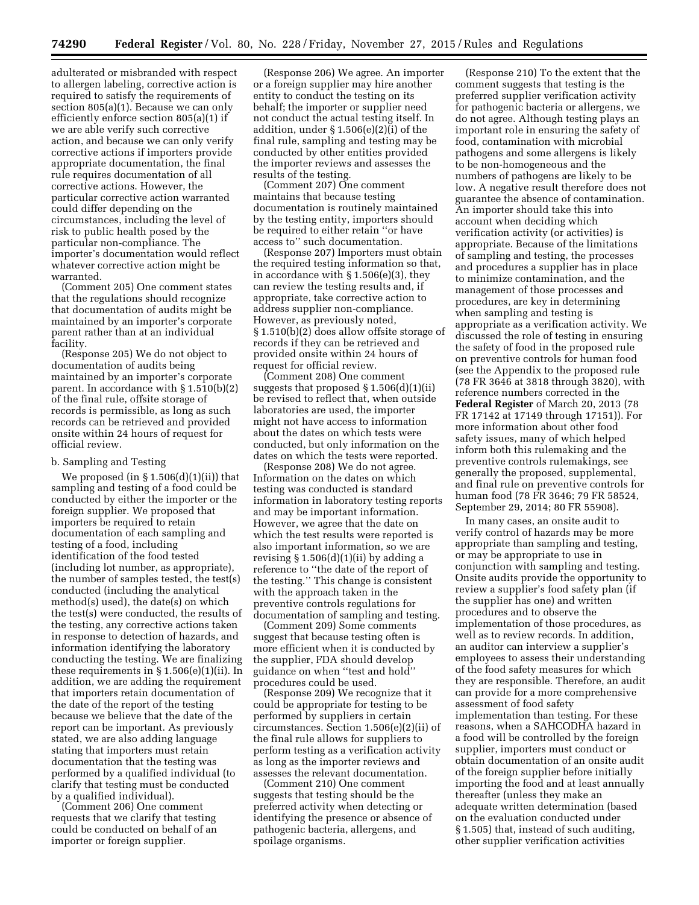adulterated or misbranded with respect to allergen labeling, corrective action is required to satisfy the requirements of section 805(a)(1). Because we can only efficiently enforce section 805(a)(1) if we are able verify such corrective action, and because we can only verify corrective actions if importers provide appropriate documentation, the final rule requires documentation of all corrective actions. However, the particular corrective action warranted could differ depending on the circumstances, including the level of risk to public health posed by the particular non-compliance. The importer's documentation would reflect whatever corrective action might be warranted.

(Comment 205) One comment states that the regulations should recognize that documentation of audits might be maintained by an importer's corporate parent rather than at an individual facility.

(Response 205) We do not object to documentation of audits being maintained by an importer's corporate parent. In accordance with § 1.510(b)(2) of the final rule, offsite storage of records is permissible, as long as such records can be retrieved and provided onsite within 24 hours of request for official review.

### b. Sampling and Testing

We proposed (in § 1.506(d)(1)(ii)) that sampling and testing of a food could be conducted by either the importer or the foreign supplier. We proposed that importers be required to retain documentation of each sampling and testing of a food, including identification of the food tested (including lot number, as appropriate), the number of samples tested, the test(s) conducted (including the analytical method(s) used), the date(s) on which the test(s) were conducted, the results of the testing, any corrective actions taken in response to detection of hazards, and information identifying the laboratory conducting the testing. We are finalizing these requirements in § 1.506(e)(1)(ii). In addition, we are adding the requirement that importers retain documentation of the date of the report of the testing because we believe that the date of the report can be important. As previously stated, we are also adding language stating that importers must retain documentation that the testing was performed by a qualified individual (to clarify that testing must be conducted by a qualified individual).

(Comment 206) One comment requests that we clarify that testing could be conducted on behalf of an importer or foreign supplier.

(Response 206) We agree. An importer or a foreign supplier may hire another entity to conduct the testing on its behalf; the importer or supplier need not conduct the actual testing itself. In addition, under § 1.506(e)(2)(i) of the final rule, sampling and testing may be conducted by other entities provided the importer reviews and assesses the results of the testing.

(Comment 207) One comment maintains that because testing documentation is routinely maintained by the testing entity, importers should be required to either retain "or have access to" such documentation.

(Response 207) Importers must obtain the required testing information so that, in accordance with § 1.506(e)(3), they can review the testing results and, if appropriate, take corrective action to address supplier non-compliance. However, as previously noted, § 1.510(b)(2) does allow offsite storage of records if they can be retrieved and provided onsite within 24 hours of request for official review.

(Comment 208) One comment suggests that proposed § 1.506(d)(1)(ii) be revised to reflect that, when outside laboratories are used, the importer might not have access to information about the dates on which tests were conducted, but only information on the dates on which the tests were reported.

(Response 208) We do not agree. Information on the dates on which testing was conducted is standard information in laboratory testing reports and may be important information. However, we agree that the date on which the test results were reported is also important information, so we are revising § 1.506(d)(1)(ii) by adding a reference to "the date of the report of the testing." This change is consistent with the approach taken in the preventive controls regulations for documentation of sampling and testing.

(Comment 209) Some comments suggest that because testing often is more efficient when it is conducted by the supplier, FDA should develop guidance on when "test and hold" procedures could be used.

(Response 209) We recognize that it could be appropriate for testing to be performed by suppliers in certain circumstances. Section 1.506(e)(2)(ii) of the final rule allows for suppliers to perform testing as a verification activity as long as the importer reviews and assesses the relevant documentation.

(Comment 210) One comment suggests that testing should be the preferred activity when detecting or identifying the presence or absence of pathogenic bacteria, allergens, and spoilage organisms.

(Response 210) To the extent that the comment suggests that testing is the preferred supplier verification activity for pathogenic bacteria or allergens, we do not agree. Although testing plays an important role in ensuring the safety of food, contamination with microbial pathogens and some allergens is likely to be non-homogeneous and the numbers of pathogens are likely to be low. A negative result therefore does not guarantee the absence of contamination. An importer should take this into account when deciding which verification activity (or activities) is appropriate. Because of the limitations of sampling and testing, the processes and procedures a supplier has in place to minimize contamination, and the management of those processes and procedures, are key in determining when sampling and testing is appropriate as a verification activity. We discussed the role of testing in ensuring the safety of food in the proposed rule on preventive controls for human food (see the Appendix to the proposed rule (78 FR 3646 at 3818 through 3820), with reference numbers corrected in the **Federal Register** of March 20, 2013 (78 FR 17142 at 17149 through 17151)). For more information about other food safety issues, many of which helped inform both this rulemaking and the preventive controls rulemakings, see generally the proposed, supplemental, and final rule on preventive controls for human food (78 FR 3646; 79 FR 58524, September 29, 2014; 80 FR 55908).

In many cases, an onsite audit to verify control of hazards may be more appropriate than sampling and testing, or may be appropriate to use in conjunction with sampling and testing. Onsite audits provide the opportunity to review a supplier's food safety plan (if the supplier has one) and written procedures and to observe the implementation of those procedures, as well as to review records. In addition, an auditor can interview a supplier's employees to assess their understanding of the food safety measures for which they are responsible. Therefore, an audit can provide for a more comprehensive assessment of food safety implementation than testing. For these reasons, when a SAHCODHA hazard in a food will be controlled by the foreign supplier, importers must conduct or obtain documentation of an onsite audit of the foreign supplier before initially importing the food and at least annually thereafter (unless they make an adequate written determination (based on the evaluation conducted under § 1.505) that, instead of such auditing, other supplier verification activities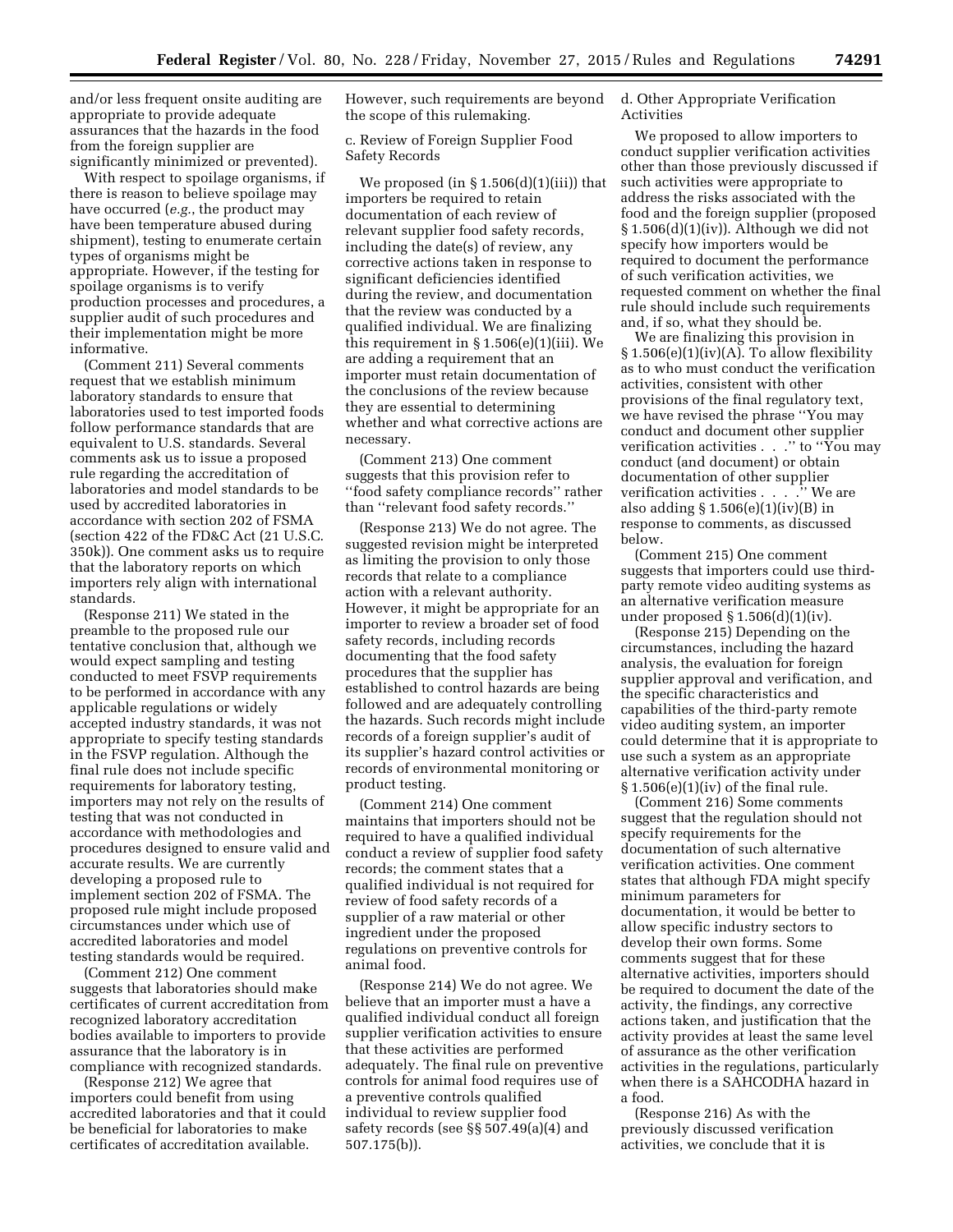and/or less frequent onsite auditing are appropriate to provide adequate assurances that the hazards in the food from the foreign supplier are significantly minimized or prevented).

With respect to spoilage organisms, if there is reason to believe spoilage may have occurred (*e.g.*, the product may have been temperature abused during shipment), testing to enumerate certain types of organisms might be appropriate. However, if the testing for spoilage organisms is to verify production processes and procedures, a supplier audit of such procedures and their implementation might be more informative.

(Comment 211) Several comments request that we establish minimum laboratory standards to ensure that laboratories used to test imported foods follow performance standards that are equivalent to U.S. standards. Several comments ask us to issue a proposed rule regarding the accreditation of laboratories and model standards to be used by accredited laboratories in accordance with section 202 of FSMA (section 422 of the FD&C Act (21 U.S.C. 350k)). One comment asks us to require that the laboratory reports on which importers rely align with international standards.

(Response 211) We stated in the preamble to the proposed rule our tentative conclusion that, although we would expect sampling and testing conducted to meet FSVP requirements to be performed in accordance with any applicable regulations or widely accepted industry standards, it was not appropriate to specify testing standards in the FSVP regulation. Although the final rule does not include specific requirements for laboratory testing, importers may not rely on the results of testing that was not conducted in accordance with methodologies and procedures designed to ensure valid and accurate results. We are currently developing a proposed rule to implement section 202 of FSMA. The proposed rule might include proposed circumstances under which use of accredited laboratories and model testing standards would be required.

(Comment 212) One comment suggests that laboratories should make certificates of current accreditation from recognized laboratory accreditation bodies available to importers to provide assurance that the laboratory is in compliance with recognized standards.

(Response 212) We agree that importers could benefit from using accredited laboratories and that it could be beneficial for laboratories to make certificates of accreditation available. However, such requirements are beyond the scope of this rulemaking.

c. Review of Foreign Supplier Food Safety Records

We proposed (in § 1.506(d)(1)(iii)) that importers be required to retain documentation of each review of relevant supplier food safety records, including the date(s) of review, any corrective actions taken in response to significant deficiencies identified during the review, and documentation that the review was conducted by a qualified individual. We are finalizing this requirement in § 1.506(e)(1)(iii). We are adding a requirement that an importer must retain documentation of the conclusions of the review because they are essential to determining whether and what corrective actions are necessary.

(Comment 213) One comment suggests that this provision refer to ''food safety compliance records'' rather than ''relevant food safety records.''

(Response 213) We do not agree. The suggested revision might be interpreted as limiting the provision to only those records that relate to a compliance action with a relevant authority. However, it might be appropriate for an importer to review a broader set of food safety records, including records documenting that the food safety procedures that the supplier has established to control hazards are being followed and are adequately controlling the hazards. Such records might include records of a foreign supplier's audit of its supplier's hazard control activities or records of environmental monitoring or product testing.

(Comment 214) One comment maintains that importers should not be required to have a qualified individual conduct a review of supplier food safety records; the comment states that a qualified individual is not required for review of food safety records of a supplier of a raw material or other ingredient under the proposed regulations on preventive controls for animal food.

(Response 214) We do not agree. We believe that an importer must a have a qualified individual conduct all foreign supplier verification activities to ensure that these activities are performed adequately. The final rule on preventive controls for animal food requires use of a preventive controls qualified individual to review supplier food safety records (see §§ 507.49(a)(4) and 507.175(b)).

d. Other Appropriate Verification Activities

We proposed to allow importers to conduct supplier verification activities other than those previously discussed if such activities were appropriate to address the risks associated with the food and the foreign supplier (proposed § 1.506(d)(1)(iv)). Although we did not specify how importers would be required to document the performance of such verification activities, we requested comment on whether the final rule should include such requirements and, if so, what they should be.

We are finalizing this provision in § 1.506(e)(1)(iv)(A). To allow flexibility as to who must conduct the verification activities, consistent with other provisions of the final regulatory text, we have revised the phrase ''You may conduct and document other supplier verification activities . . .'' to ''You may conduct (and document) or obtain documentation of other supplier verification activities . . . .'' We are also adding § 1.506(e)(1)(iv)(B) in response to comments, as discussed below.

(Comment 215) One comment suggests that importers could use third-party remote video auditing systems as an alternative verification measure under proposed § 1.506(d)(1)(iv).

(Response 215) Depending on the circumstances, including the hazard analysis, the evaluation for foreign supplier approval and verification, and the specific characteristics and capabilities of the third-party remote video auditing system, an importer could determine that it is appropriate to use such a system as an appropriate alternative verification activity under § 1.506(e)(1)(iv) of the final rule.

(Comment 216) Some comments suggest that the regulation should not specify requirements for the documentation of such alternative verification activities. One comment states that although FDA might specify minimum parameters for documentation, it would be better to allow specific industry sectors to develop their own forms. Some comments suggest that for these alternative activities, importers should be required to document the date of the activity, the findings, any corrective actions taken, and justification that the activity provides at least the same level of assurance as the other verification activities in the regulations, particularly when there is a SAHCODHA hazard in a food.

(Response 216) As with the previously discussed verification activities, we conclude that it is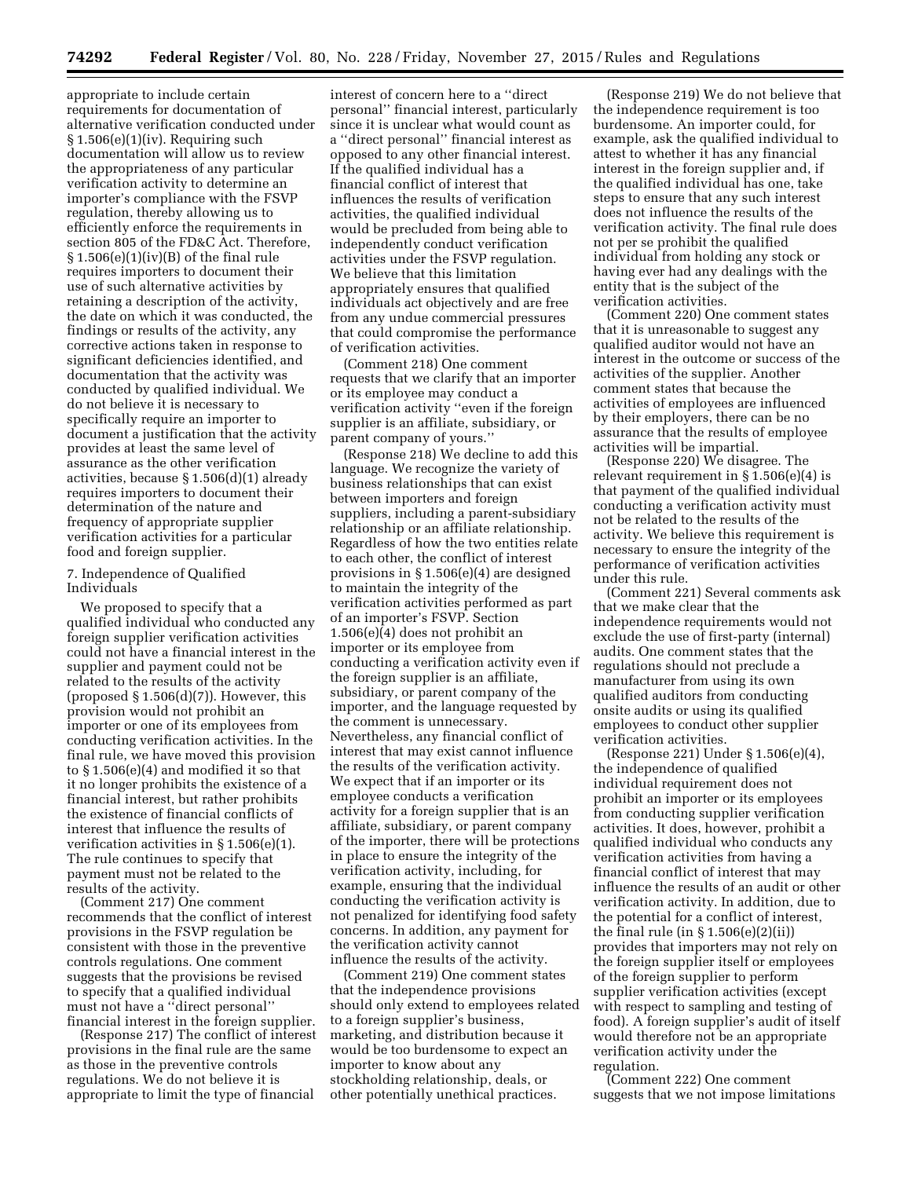appropriate to include certain requirements for documentation of alternative verification conducted under § 1.506(e)(1)(iv). Requiring such documentation will allow us to review the appropriateness of any particular verification activity to determine an importer's compliance with the FSVP regulation, thereby allowing us to efficiently enforce the requirements in section 805 of the FD&C Act. Therefore, § 1.506(e)(1)(iv)(B) of the final rule requires importers to document their use of such alternative activities by retaining a description of the activity, the date on which it was conducted, the findings or results of the activity, any corrective actions taken in response to significant deficiencies identified, and documentation that the activity was conducted by qualified individual. We do not believe it is necessary to specifically require an importer to document a justification that the activity provides at least the same level of assurance as the other verification activities, because § 1.506(d)(1) already requires importers to document their determination of the nature and frequency of appropriate supplier verification activities for a particular food and foreign supplier.

### 7. Independence of Qualified Individuals

We proposed to specify that a qualified individual who conducted any foreign supplier verification activities could not have a financial interest in the supplier and payment could not be related to the results of the activity (proposed § 1.506(d)(7)). However, this provision would not prohibit an importer or one of its employees from conducting verification activities. In the final rule, we have moved this provision to § 1.506(e)(4) and modified it so that it no longer prohibits the existence of a financial interest, but rather prohibits the existence of financial conflicts of interest that influence the results of verification activities in § 1.506(e)(1). The rule continues to specify that payment must not be related to the results of the activity.

(Comment 217) One comment recommends that the conflict of interest provisions in the FSVP regulation be consistent with those in the preventive controls regulations. One comment suggests that the provisions be revised to specify that a qualified individual must not have a ''direct personal'' financial interest in the foreign supplier.

(Response 217) The conflict of interest provisions in the final rule are the same as those in the preventive controls regulations. We do not believe it is appropriate to limit the type of financial interest of concern here to a ''direct personal'' financial interest, particularly since it is unclear what would count as a ''direct personal'' financial interest as opposed to any other financial interest. If the qualified individual has a financial conflict of interest that influences the results of verification activities, the qualified individual would be precluded from being able to independently conduct verification activities under the FSVP regulation. We believe that this limitation appropriately ensures that qualified individuals act objectively and are free from any undue commercial pressures that could compromise the performance of verification activities.

(Comment 218) One comment requests that we clarify that an importer or its employee may conduct a verification activity ''even if the foreign supplier is an affiliate, subsidiary, or parent company of yours.''

(Response 218) We decline to add this language. We recognize the variety of business relationships that can exist between importers and foreign suppliers, including a parent-subsidiary relationship or an affiliate relationship. Regardless of how the two entities relate to each other, the conflict of interest provisions in § 1.506(e)(4) are designed to maintain the integrity of the verification activities performed as part of an importer's FSVP. Section 1.506(e)(4) does not prohibit an importer or its employee from conducting a verification activity even if the foreign supplier is an affiliate, subsidiary, or parent company of the importer, and the language requested by the comment is unnecessary. Nevertheless, any financial conflict of interest that may exist cannot influence the results of the verification activity. We expect that if an importer or its employee conducts a verification activity for a foreign supplier that is an affiliate, subsidiary, or parent company of the importer, there will be protections in place to ensure the integrity of the verification activity, including, for example, ensuring that the individual conducting the verification activity is not penalized for identifying food safety concerns. In addition, any payment for the verification activity cannot influence the results of the activity.

(Comment 219) One comment states that the independence provisions should only extend to employees related to a foreign supplier's business, marketing, and distribution because it would be too burdensome to expect an importer to know about any stockholding relationship, deals, or other potentially unethical practices.

(Response 219) We do not believe that the independence requirement is too burdensome. An importer could, for example, ask the qualified individual to attest to whether it has any financial interest in the foreign supplier and, if the qualified individual has one, take steps to ensure that any such interest does not influence the results of the verification activity. The final rule does not per se prohibit the qualified individual from holding any stock or having ever had any dealings with the entity that is the subject of the verification activities.

(Comment 220) One comment states that it is unreasonable to suggest any qualified auditor would not have an interest in the outcome or success of the activities of the supplier. Another comment states that because the activities of employees are influenced by their employers, there can be no assurance that the results of employee activities will be impartial.

(Response 220) We disagree. The relevant requirement in § 1.506(e)(4) is that payment of the qualified individual conducting a verification activity must not be related to the results of the activity. We believe this requirement is necessary to ensure the integrity of the performance of verification activities under this rule.

(Comment 221) Several comments ask that we make clear that the independence requirements would not exclude the use of first-party (internal) audits. One comment states that the regulations should not preclude a manufacturer from using its own qualified auditors from conducting onsite audits or using its qualified employees to conduct other supplier verification activities.

(Response 221) Under § 1.506(e)(4), the independence of qualified individual requirement does not prohibit an importer or its employees from conducting supplier verification activities. It does, however, prohibit a qualified individual who conducts any verification activities from having a financial conflict of interest that may influence the results of an audit or other verification activity. In addition, due to the potential for a conflict of interest, the final rule (in § 1.506(e)(2)(ii)) provides that importers may not rely on the foreign supplier itself or employees of the foreign supplier to perform supplier verification activities (except with respect to sampling and testing of food). A foreign supplier's audit of itself would therefore not be an appropriate verification activity under the regulation.

(Comment 222) One comment suggests that we not impose limitations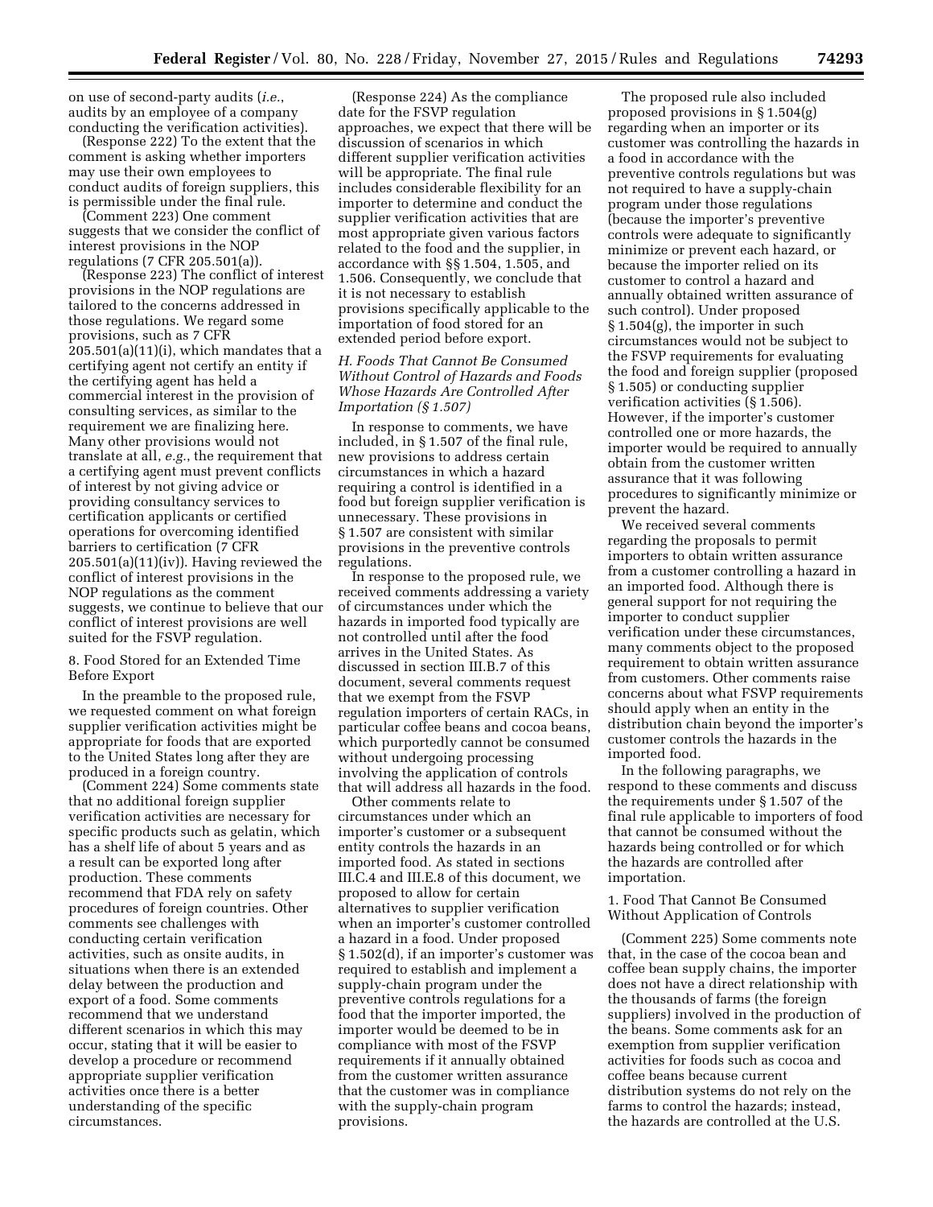on use of second-party audits (*i.e.*, audits by an employee of a company conducting the verification activities).

(Response 222) To the extent that the comment is asking whether importers may use their own employees to conduct audits of foreign suppliers, this is permissible under the final rule.

(Comment 223) One comment suggests that we consider the conflict of interest provisions in the NOP regulations (7 CFR 205.501(a)).

(Response 223) The conflict of interest provisions in the NOP regulations are tailored to the concerns addressed in those regulations. We regard some provisions, such as 7 CFR 205.501(a)(11)(i), which mandates that a certifying agent not certify an entity if the certifying agent has held a commercial interest in the provision of consulting services, as similar to the requirement we are finalizing here. Many other provisions would not translate at all, *e.g.*, the requirement that a certifying agent must prevent conflicts of interest by not giving advice or providing consultancy services to certification applicants or certified operations for overcoming identified barriers to certification (7 CFR 205.501(a)(11)(iv)). Having reviewed the conflict of interest provisions in the NOP regulations as the comment suggests, we continue to believe that our conflict of interest provisions are well suited for the FSVP regulation.

8. Food Stored for an Extended Time Before Export

In the preamble to the proposed rule, we requested comment on what foreign supplier verification activities might be appropriate for foods that are exported to the United States long after they are produced in a foreign country.

(Comment 224) Some comments state that no additional foreign supplier verification activities are necessary for specific products such as gelatin, which has a shelf life of about 5 years and as a result can be exported long after production. These comments recommend that FDA rely on safety procedures of foreign countries. Other comments see challenges with conducting certain verification activities, such as onsite audits, in situations when there is an extended delay between the production and export of a food. Some comments recommend that we understand different scenarios in which this may occur, stating that it will be easier to develop a procedure or recommend appropriate supplier verification activities once there is a better understanding of the specific circumstances.

(Response 224) As the compliance date for the FSVP regulation approaches, we expect that there will be discussion of scenarios in which different supplier verification activities will be appropriate. The final rule includes considerable flexibility for an importer to determine and conduct the supplier verification activities that are most appropriate given various factors related to the food and the supplier, in accordance with §§ 1.504, 1.505, and 1.506. Consequently, we conclude that it is not necessary to establish provisions specifically applicable to the importation of food stored for an extended period before export.

*H. Foods That Cannot Be Consumed Without Control of Hazards and Foods Whose Hazards Are Controlled After Importation (§ 1.507)*

In response to comments, we have included, in § 1.507 of the final rule, new provisions to address certain circumstances in which a hazard requiring a control is identified in a food but foreign supplier verification is unnecessary. These provisions in § 1.507 are consistent with similar provisions in the preventive controls regulations.

In response to the proposed rule, we received comments addressing a variety of circumstances under which the hazards in imported food typically are not controlled until after the food arrives in the United States. As discussed in section III.B.7 of this document, several comments request that we exempt from the FSVP regulation importers of certain RACs, in particular coffee beans and cocoa beans, which purportedly cannot be consumed without undergoing processing involving the application of controls that will address all hazards in the food.

Other comments relate to circumstances under which an importer's customer or a subsequent entity controls the hazards in an imported food. As stated in sections III.C.4 and III.E.8 of this document, we proposed to allow for certain alternatives to supplier verification when an importer's customer controlled a hazard in a food. Under proposed § 1.502(d), if an importer's customer was required to establish and implement a supply-chain program under the preventive controls regulations for a food that the importer imported, the importer would be deemed to be in compliance with most of the FSVP requirements if it annually obtained from the customer written assurance that the customer was in compliance with the supply-chain program provisions.

The proposed rule also included proposed provisions in § 1.504(g) regarding when an importer or its customer was controlling the hazards in a food in accordance with the preventive controls regulations but was not required to have a supply-chain program under those regulations (because the importer's preventive controls were adequate to significantly minimize or prevent each hazard, or because the importer relied on its customer to control a hazard and annually obtained written assurance of such control). Under proposed § 1.504(g), the importer in such circumstances would not be subject to the FSVP requirements for evaluating the food and foreign supplier (proposed § 1.505) or conducting supplier verification activities (§ 1.506). However, if the importer's customer controlled one or more hazards, the importer would be required to annually obtain from the customer written assurance that it was following procedures to significantly minimize or prevent the hazard.

We received several comments regarding the proposals to permit importers to obtain written assurance from a customer controlling a hazard in an imported food. Although there is general support for not requiring the importer to conduct supplier verification under these circumstances, many comments object to the proposed requirement to obtain written assurance from customers. Other comments raise concerns about what FSVP requirements should apply when an entity in the distribution chain beyond the importer's customer controls the hazards in the imported food.

In the following paragraphs, we respond to these comments and discuss the requirements under § 1.507 of the final rule applicable to importers of food that cannot be consumed without the hazards being controlled or for which the hazards are controlled after importation.

1. Food That Cannot Be Consumed Without Application of Controls

(Comment 225) Some comments note that, in the case of the cocoa bean and coffee bean supply chains, the importer does not have a direct relationship with the thousands of farms (the foreign suppliers) involved in the production of the beans. Some comments ask for an exemption from supplier verification activities for foods such as cocoa and coffee beans because current distribution systems do not rely on the farms to control the hazards; instead, the hazards are controlled at the U.S.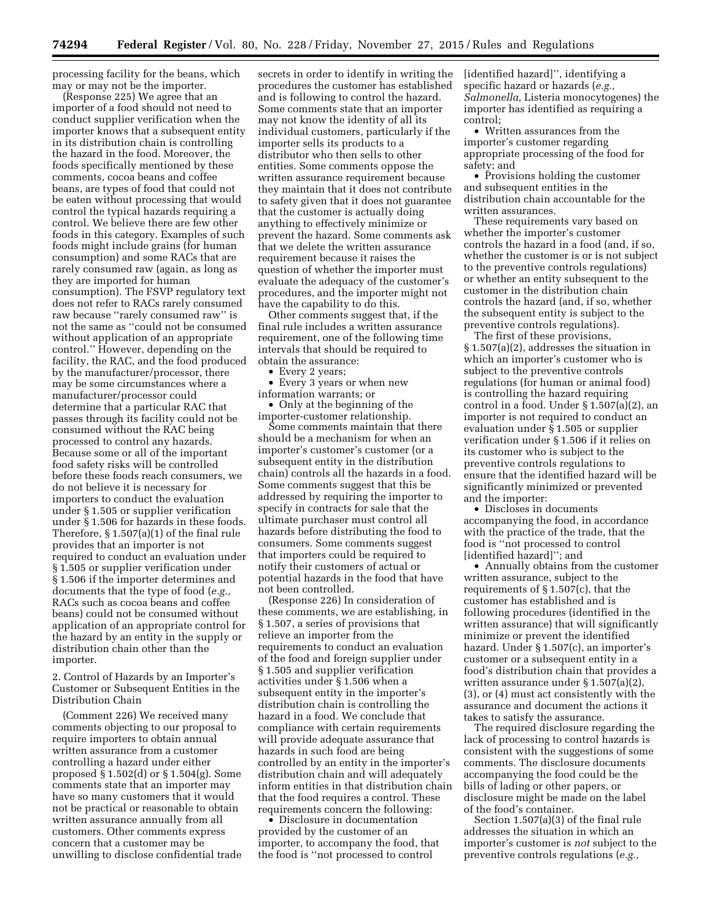processing facility for the beans, which may or may not be the importer.

(Response 225) We agree that an importer of a food should not need to conduct supplier verification when the importer knows that a subsequent entity in its distribution chain is controlling the hazard in the food. Moreover, the foods specifically mentioned by these comments, cocoa beans and coffee beans, are types of food that could not be eaten without processing that would control the typical hazards requiring a control. We believe there are few other foods in this category. Examples of such foods might include grains (for human consumption) and some RACs that are rarely consumed raw (again, as long as they are imported for human consumption). The FSVP regulatory text does not refer to RACs rarely consumed raw because ''rarely consumed raw'' is not the same as ''could not be consumed without application of an appropriate control.'' However, depending on the facility, the RAC, and the food produced by the manufacturer/processor, there may be some circumstances where a manufacturer/processor could determine that a particular RAC that passes through its facility could not be consumed without the RAC being processed to control any hazards. Because some or all of the important food safety risks will be controlled before these foods reach consumers, we do not believe it is necessary for importers to conduct the evaluation under § 1.505 or supplier verification under § 1.506 for hazards in these foods. Therefore, § 1.507(a)(1) of the final rule provides that an importer is not required to conduct an evaluation under § 1.505 or supplier verification under § 1.506 if the importer determines and documents that the type of food (*e.g.,* RACs such as cocoa beans and coffee beans) could not be consumed without application of an appropriate control for the hazard by an entity in the supply or distribution chain other than the importer.

## 2. Control of Hazards by an Importer's Customer or Subsequent Entities in the Distribution Chain

(Comment 226) We received many comments objecting to our proposal to require importers to obtain annual written assurance from a customer controlling a hazard under either proposed § 1.502(d) or § 1.504(g). Some comments state that an importer may have so many customers that it would not be practical or reasonable to obtain written assurance annually from all customers. Other comments express concern that a customer may be unwilling to disclose confidential trade secrets in order to identify in writing the procedures the customer has established and is following to control the hazard. Some comments state that an importer may not know the identity of all its individual customers, particularly if the importer sells its products to a distributor who then sells to other entities. Some comments oppose the written assurance requirement because they maintain that it does not contribute to safety given that it does not guarantee that the customer is actually doing anything to effectively minimize or prevent the hazard. Some comments ask that we delete the written assurance requirement because it raises the question of whether the importer must evaluate the adequacy of the customer's procedures, and the importer might not have the capability to do this.

Other comments suggest that, if the final rule includes a written assurance requirement, one of the following time intervals that should be required to obtain the assurance:

- Every 2 years;
- Every 3 years or when new information warrants; or
- Only at the beginning of the importer-customer relationship.

Some comments maintain that there should be a mechanism for when an importer's customer's customer (or a subsequent entity in the distribution chain) controls all the hazards in a food. Some comments suggest that this be addressed by requiring the importer to specify in contracts for sale that the ultimate purchaser must control all hazards before distributing the food to consumers. Some comments suggest that importers could be required to notify their customers of actual or potential hazards in the food that have not been controlled.

(Response 226) In consideration of these comments, we are establishing, in § 1.507, a series of provisions that relieve an importer from the requirements to conduct an evaluation of the food and foreign supplier under § 1.505 and supplier verification activities under § 1.506 when a subsequent entity in the importer's distribution chain is controlling the hazard in a food. We conclude that compliance with certain requirements will provide adequate assurance that hazards in such food are being controlled by an entity in the importer's distribution chain and will adequately inform entities in that distribution chain that the food requires a control. These requirements concern the following:

- Disclosure in documentation provided by the customer of an importer, to accompany the food, that the food is ''not processed to control [identified hazard]'', identifying a specific hazard or hazards (*e.g., Salmonella,* Listeria monocytogenes) the importer has identified as requiring a control;
- Written assurances from the importer's customer regarding appropriate processing of the food for safety; and
- Provisions holding the customer and subsequent entities in the distribution chain accountable for the written assurances.

These requirements vary based on whether the importer's customer controls the hazard in a food (and, if so, whether the customer is or is not subject to the preventive controls regulations) or whether an entity subsequent to the customer in the distribution chain controls the hazard (and, if so, whether the subsequent entity is subject to the preventive controls regulations).

The first of these provisions, § 1.507(a)(2), addresses the situation in which an importer's customer who is subject to the preventive controls regulations (for human or animal food) is controlling the hazard requiring control in a food. Under § 1.507(a)(2), an importer is not required to conduct an evaluation under § 1.505 or supplier verification under § 1.506 if it relies on its customer who is subject to the preventive controls regulations to ensure that the identified hazard will be significantly minimized or prevented and the importer:

- Discloses in documents accompanying the food, in accordance with the practice of the trade, that the food is ''not processed to control [identified hazard]''; and
- Annually obtains from the customer written assurance, subject to the requirements of § 1.507(c), that the customer has established and is following procedures (identified in the written assurance) that will significantly minimize or prevent the identified hazard. Under § 1.507(c), an importer's customer or a subsequent entity in a food's distribution chain that provides a written assurance under § 1.507(a)(2), (3), or (4) must act consistently with the assurance and document the actions it takes to satisfy the assurance.

The required disclosure regarding the lack of processing to control hazards is consistent with the suggestions of some comments. The disclosure documents accompanying the food could be the bills of lading or other papers, or disclosure might be made on the label of the food's container.

Section 1.507(a)(3) of the final rule addresses the situation in which an importer's customer is *not* subject to the preventive controls regulations (*e.g.,*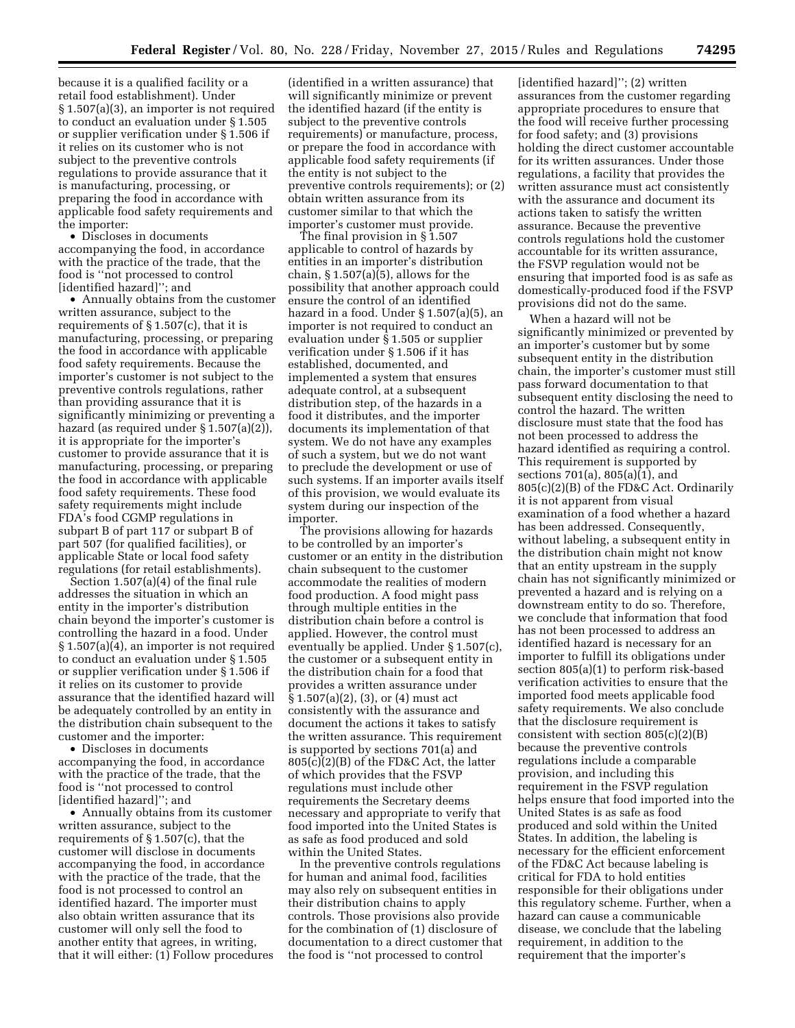because it is a qualified facility or a retail food establishment). Under § 1.507(a)(3), an importer is not required to conduct an evaluation under § 1.505 or supplier verification under § 1.506 if it relies on its customer who is not subject to the preventive controls regulations to provide assurance that it is manufacturing, processing, or preparing the food in accordance with applicable food safety requirements and the importer:

- Discloses in documents accompanying the food, in accordance with the practice of the trade, that the food is ''not processed to control [identified hazard]''; and
- Annually obtains from the customer written assurance, subject to the requirements of § 1.507(c), that it is manufacturing, processing, or preparing the food in accordance with applicable food safety requirements. Because the importer's customer is not subject to the preventive controls regulations, rather than providing assurance that it is significantly minimizing or preventing a hazard (as required under § 1.507(a)(2)), it is appropriate for the importer's customer to provide assurance that it is manufacturing, processing, or preparing the food in accordance with applicable food safety requirements. These food safety requirements might include FDA's food CGMP regulations in subpart B of part 117 or subpart B of part 507 (for qualified facilities), or applicable State or local food safety regulations (for retail establishments).

Section 1.507(a)(4) of the final rule addresses the situation in which an entity in the importer's distribution chain beyond the importer's customer is controlling the hazard in a food. Under § 1.507(a)(4), an importer is not required to conduct an evaluation under § 1.505 or supplier verification under § 1.506 if it relies on its customer to provide assurance that the identified hazard will be adequately controlled by an entity in the distribution chain subsequent to the customer and the importer:

- Discloses in documents accompanying the food, in accordance with the practice of the trade, that the food is ''not processed to control [identified hazard]''; and
- Annually obtains from its customer written assurance, subject to the requirements of § 1.507(c), that the customer will disclose in documents accompanying the food, in accordance with the practice of the trade, that the food is not processed to control an identified hazard. The importer must also obtain written assurance that its customer will only sell the food to another entity that agrees, in writing, that it will either: (1) Follow procedures (identified in a written assurance) that will significantly minimize or prevent the identified hazard (if the entity is subject to the preventive controls requirements) or manufacture, process, or prepare the food in accordance with applicable food safety requirements (if the entity is not subject to the preventive controls requirements); or (2) obtain written assurance from its customer similar to that which the importer's customer must provide.

The final provision in § 1.507 applicable to control of hazards by entities in an importer's distribution chain, § 1.507(a)(5), allows for the possibility that another approach could ensure the control of an identified hazard in a food. Under § 1.507(a)(5), an importer is not required to conduct an evaluation under § 1.505 or supplier verification under § 1.506 if it has established, documented, and implemented a system that ensures adequate control, at a subsequent distribution step, of the hazards in a food it distributes, and the importer documents its implementation of that system. We do not have any examples of such a system, but we do not want to preclude the development or use of such systems. If an importer avails itself of this provision, we would evaluate its system during our inspection of the importer.

The provisions allowing for hazards to be controlled by an importer's customer or an entity in the distribution chain subsequent to the customer accommodate the realities of modern food production. A food might pass through multiple entities in the distribution chain before a control is applied. However, the control must eventually be applied. Under § 1.507(c), the customer or a subsequent entity in the distribution chain for a food that provides a written assurance under § 1.507(a)(2), (3), or (4) must act consistently with the assurance and document the actions it takes to satisfy the written assurance. This requirement is supported by sections 701(a) and 805(c)(2)(B) of the FD&C Act, the latter of which provides that the FSVP regulations must include other requirements the Secretary deems necessary and appropriate to verify that food imported into the United States is as safe as food produced and sold within the United States.

In the preventive controls regulations for human and animal food, facilities may also rely on subsequent entities in their distribution chains to apply controls. Those provisions also provide for the combination of (1) disclosure of documentation to a direct customer that the food is ''not processed to control [identified hazard]''; (2) written assurances from the customer regarding appropriate procedures to ensure that the food will receive further processing for food safety; and (3) provisions holding the direct customer accountable for its written assurances. Under those regulations, a facility that provides the written assurance must act consistently with the assurance and document its actions taken to satisfy the written assurance. Because the preventive controls regulations hold the customer accountable for its written assurance, the FSVP regulation would not be ensuring that imported food is as safe as domestically-produced food if the FSVP provisions did not do the same.

When a hazard will not be significantly minimized or prevented by an importer's customer but by some subsequent entity in the distribution chain, the importer's customer must still pass forward documentation to that subsequent entity disclosing the need to control the hazard. The written disclosure must state that the food has not been processed to address the hazard identified as requiring a control. This requirement is supported by sections 701(a), 805(a)(1), and 805(c)(2)(B) of the FD&C Act. Ordinarily it is not apparent from visual examination of a food whether a hazard has been addressed. Consequently, without labeling, a subsequent entity in the distribution chain might not know that an entity upstream in the supply chain has not significantly minimized or prevented a hazard and is relying on a downstream entity to do so. Therefore, we conclude that information that food has not been processed to address an identified hazard is necessary for an importer to fulfill its obligations under section 805(a)(1) to perform risk-based verification activities to ensure that the imported food meets applicable food safety requirements. We also conclude that the disclosure requirement is consistent with section 805(c)(2)(B) because the preventive controls regulations include a comparable provision, and including this requirement in the FSVP regulation helps ensure that food imported into the United States is as safe as food produced and sold within the United States. In addition, the labeling is necessary for the efficient enforcement of the FD&C Act because labeling is critical for FDA to hold entities responsible for their obligations under this regulatory scheme. Further, when a hazard can cause a communicable disease, we conclude that the labeling requirement, in addition to the requirement that the importer's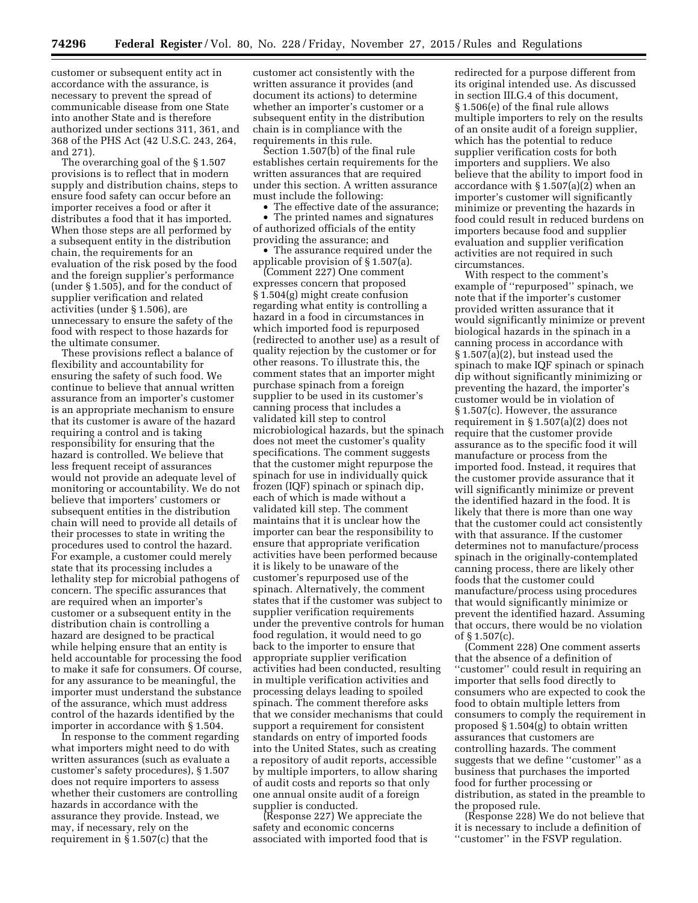customer or subsequent entity act in accordance with the assurance, is necessary to prevent the spread of communicable disease from one State into another State and is therefore authorized under sections 311, 361, and 368 of the PHS Act (42 U.S.C. 243, 264, and 271).

The overarching goal of the § 1.507 provisions is to reflect that in modern supply and distribution chains, steps to ensure food safety can occur before an importer receives a food or after it distributes a food that it has imported. When those steps are all performed by a subsequent entity in the distribution chain, the requirements for an evaluation of the risk posed by the food and the foreign supplier's performance (under § 1.505), and for the conduct of supplier verification and related activities (under § 1.506), are unnecessary to ensure the safety of the food with respect to those hazards for the ultimate consumer.

These provisions reflect a balance of flexibility and accountability for ensuring the safety of such food. We continue to believe that annual written assurance from an importer's customer is an appropriate mechanism to ensure that its customer is aware of the hazard requiring a control and is taking responsibility for ensuring that the hazard is controlled. We believe that less frequent receipt of assurances would not provide an adequate level of monitoring or accountability. We do not believe that importers' customers or subsequent entities in the distribution chain will need to provide all details of their processes to state in writing the procedures used to control the hazard. For example, a customer could merely state that its processing includes a lethality step for microbial pathogens of concern. The specific assurances that are required when an importer's customer or a subsequent entity in the distribution chain is controlling a hazard are designed to be practical while helping ensure that an entity is held accountable for processing the food to make it safe for consumers. Of course, for any assurance to be meaningful, the importer must understand the substance of the assurance, which must address control of the hazards identified by the importer in accordance with § 1.504.

In response to the comment regarding what importers might need to do with written assurances (such as evaluate a customer's safety procedures), § 1.507 does not require importers to assess whether their customers are controlling hazards in accordance with the assurance they provide. Instead, we may, if necessary, rely on the requirement in § 1.507(c) that the customer act consistently with the written assurance it provides (and document its actions) to determine whether an importer's customer or a subsequent entity in the distribution chain is in compliance with the requirements in this rule.

Section 1.507(b) of the final rule establishes certain requirements for the written assurances that are required under this section. A written assurance must include the following:

- The effective date of the assurance;
- The printed names and signatures of authorized officials of the entity providing the assurance; and
- The assurance required under the applicable provision of § 1.507(a).

(Comment 227) One comment expresses concern that proposed § 1.504(g) might create confusion regarding what entity is controlling a hazard in a food in circumstances in which imported food is repurposed (redirected to another use) as a result of quality rejection by the customer or for other reasons. To illustrate this, the comment states that an importer might purchase spinach from a foreign supplier to be used in its customer's canning process that includes a validated kill step to control microbiological hazards, but the spinach does not meet the customer's quality specifications. The comment suggests that the customer might repurpose the spinach for use in individually quick frozen (IQF) spinach or spinach dip, each of which is made without a validated kill step. The comment maintains that it is unclear how the importer can bear the responsibility to ensure that appropriate verification activities have been performed because it is likely to be unaware of the customer's repurposed use of the spinach. Alternatively, the comment states that if the customer was subject to supplier verification requirements under the preventive controls for human food regulation, it would need to go back to the importer to ensure that appropriate supplier verification activities had been conducted, resulting in multiple verification activities and processing delays leading to spoiled spinach. The comment therefore asks that we consider mechanisms that could support a requirement for consistent standards on entry of imported foods into the United States, such as creating a repository of audit reports, accessible by multiple importers, to allow sharing of audit costs and reports so that only one annual onsite audit of a foreign supplier is conducted.

(Response 227) We appreciate the safety and economic concerns associated with imported food that is redirected for a purpose different from its original intended use. As discussed in section III.G.4 of this document, § 1.506(e) of the final rule allows multiple importers to rely on the results of an onsite audit of a foreign supplier, which has the potential to reduce supplier verification costs for both importers and suppliers. We also believe that the ability to import food in accordance with § 1.507(a)(2) when an importer's customer will significantly minimize or preventing the hazards in food could result in reduced burdens on importers because food and supplier evaluation and supplier verification activities are not required in such circumstances.

With respect to the comment's example of "repurposed" spinach, we note that if the importer's customer provided written assurance that it would significantly minimize or prevent biological hazards in the spinach in a canning process in accordance with § 1.507(a)(2), but instead used the spinach to make IQF spinach or spinach dip without significantly minimizing or preventing the hazard, the importer's customer would be in violation of § 1.507(c). However, the assurance requirement in § 1.507(a)(2) does not require that the customer provide assurance as to the specific food it will manufacture or process from the imported food. Instead, it requires that the customer provide assurance that it will significantly minimize or prevent the identified hazard in the food. It is likely that there is more than one way that the customer could act consistently with that assurance. If the customer determines not to manufacture/process spinach in the originally-contemplated canning process, there are likely other foods that the customer could manufacture/process using procedures that would significantly minimize or prevent the identified hazard. Assuming that occurs, there would be no violation of § 1.507(c).

(Comment 228) One comment asserts that the absence of a definition of "customer" could result in requiring an importer that sells food directly to consumers who are expected to cook the food to obtain multiple letters from consumers to comply the requirement in proposed § 1.504(g) to obtain written assurances that customers are controlling hazards. The comment suggests that we define "customer" as a business that purchases the imported food for further processing or distribution, as stated in the preamble to the proposed rule.

(Response 228) We do not believe that it is necessary to include a definition of "customer" in the FSVP regulation.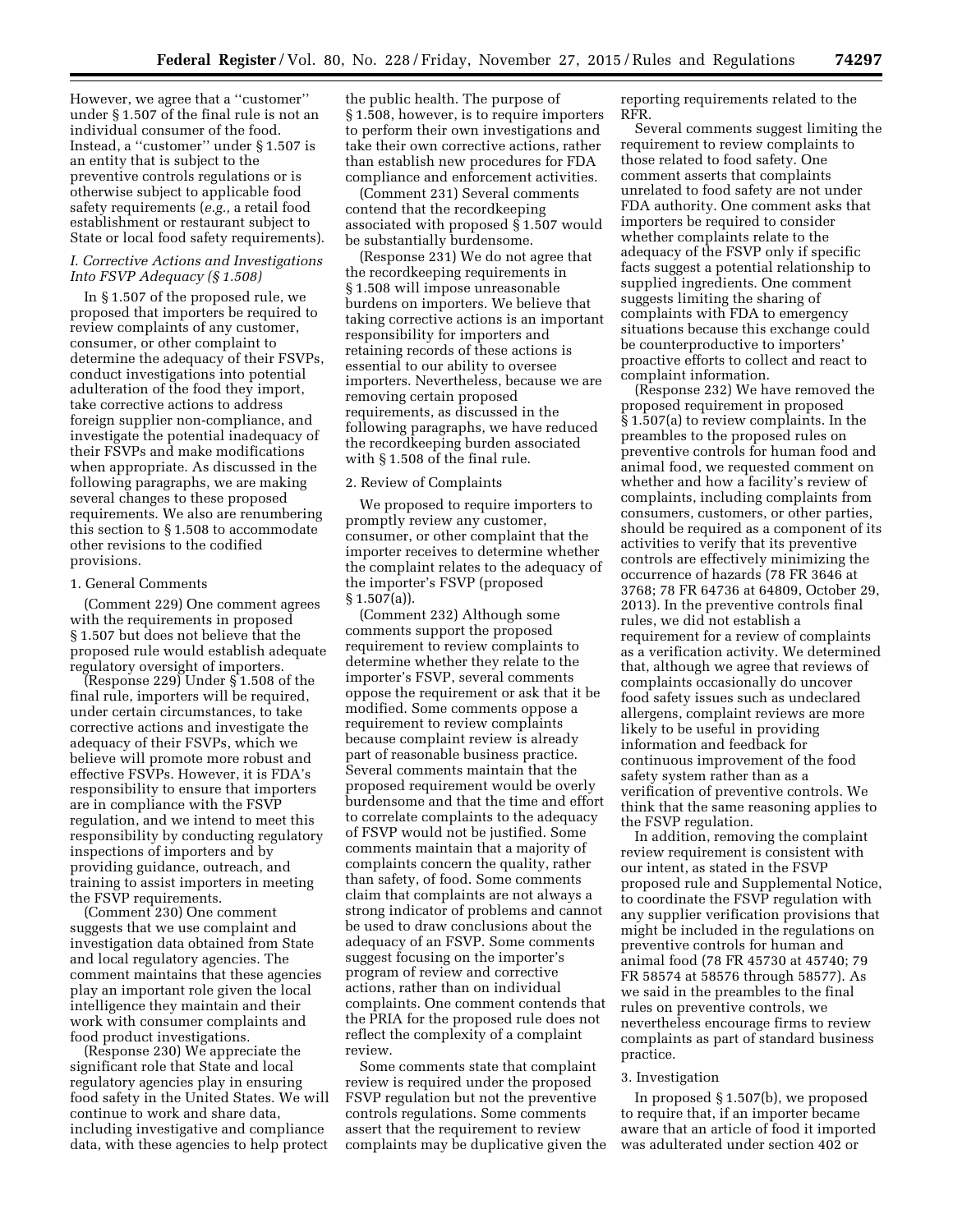However, we agree that a ''customer'' under § 1.507 of the final rule is not an individual consumer of the food. Instead, a ''customer'' under § 1.507 is an entity that is subject to the preventive controls regulations or is otherwise subject to applicable food safety requirements (*e.g.,* a retail food establishment or restaurant subject to State or local food safety requirements).

### *I. Corrective Actions and Investigations Into FSVP Adequacy (§ 1.508)*

In § 1.507 of the proposed rule, we proposed that importers be required to review complaints of any customer, consumer, or other complaint to determine the adequacy of their FSVPs, conduct investigations into potential adulteration of the food they import, take corrective actions to address foreign supplier non-compliance, and investigate the potential inadequacy of their FSVPs and make modifications when appropriate. As discussed in the following paragraphs, we are making several changes to these proposed requirements. We also are renumbering this section to § 1.508 to accommodate other revisions to the codified provisions.

#### 1. General Comments

(Comment 229) One comment agrees with the requirements in proposed § 1.507 but does not believe that the proposed rule would establish adequate regulatory oversight of importers.

(Response 229) Under § 1.508 of the final rule, importers will be required, under certain circumstances, to take corrective actions and investigate the adequacy of their FSVPs, which we believe will promote more robust and effective FSVPs. However, it is FDA's responsibility to ensure that importers are in compliance with the FSVP regulation, and we intend to meet this responsibility by conducting regulatory inspections of importers and by providing guidance, outreach, and training to assist importers in meeting the FSVP requirements.

(Comment 230) One comment suggests that we use complaint and investigation data obtained from State and local regulatory agencies. The comment maintains that these agencies play an important role given the local intelligence they maintain and their work with consumer complaints and food product investigations.

(Response 230) We appreciate the significant role that State and local regulatory agencies play in ensuring food safety in the United States. We will continue to work and share data, including investigative and compliance data, with these agencies to help protect the public health. The purpose of § 1.508, however, is to require importers to perform their own investigations and take their own corrective actions, rather than establish new procedures for FDA compliance and enforcement activities.

(Comment 231) Several comments contend that the recordkeeping associated with proposed § 1.507 would be substantially burdensome.

(Response 231) We do not agree that the recordkeeping requirements in § 1.508 will impose unreasonable burdens on importers. We believe that taking corrective actions is an important responsibility for importers and retaining records of these actions is essential to our ability to oversee importers. Nevertheless, because we are removing certain proposed requirements, as discussed in the following paragraphs, we have reduced the recordkeeping burden associated with § 1.508 of the final rule.

#### 2. Review of Complaints

We proposed to require importers to promptly review any customer, consumer, or other complaint that the importer receives to determine whether the complaint relates to the adequacy of the importer's FSVP (proposed § 1.507(a)).

(Comment 232) Although some comments support the proposed requirement to review complaints to determine whether they relate to the importer's FSVP, several comments oppose the requirement or ask that it be modified. Some comments oppose a requirement to review complaints because complaint review is already part of reasonable business practice. Several comments maintain that the proposed requirement would be overly burdensome and that the time and effort to correlate complaints to the adequacy of FSVP would not be justified. Some comments maintain that a majority of complaints concern the quality, rather than safety, of food. Some comments claim that complaints are not always a strong indicator of problems and cannot be used to draw conclusions about the adequacy of an FSVP. Some comments suggest focusing on the importer's program of review and corrective actions, rather than on individual complaints. One comment contends that the PRIA for the proposed rule does not reflect the complexity of a complaint review.

Some comments state that complaint review is required under the proposed FSVP regulation but not the preventive controls regulations. Some comments assert that the requirement to review complaints may be duplicative given the reporting requirements related to the RFR.

Several comments suggest limiting the requirement to review complaints to those related to food safety. One comment asserts that complaints unrelated to food safety are not under FDA authority. One comment asks that importers be required to consider whether complaints relate to the adequacy of the FSVP only if specific facts suggest a potential relationship to supplied ingredients. One comment suggests limiting the sharing of complaints with FDA to emergency situations because this exchange could be counterproductive to importers' proactive efforts to collect and react to complaint information.

(Response 232) We have removed the proposed requirement in proposed § 1.507(a) to review complaints. In the preambles to the proposed rules on preventive controls for human food and animal food, we requested comment on whether and how a facility's review of complaints, including complaints from consumers, customers, or other parties, should be required as a component of its activities to verify that its preventive controls are effectively minimizing the occurrence of hazards (78 FR 3646 at 3768; 78 FR 64736 at 64809, October 29, 2013). In the preventive controls final rules, we did not establish a requirement for a review of complaints as a verification activity. We determined that, although we agree that reviews of complaints occasionally do uncover food safety issues such as undeclared allergens, complaint reviews are more likely to be useful in providing information and feedback for continuous improvement of the food safety system rather than as a verification of preventive controls. We think that the same reasoning applies to the FSVP regulation.

In addition, removing the complaint review requirement is consistent with our intent, as stated in the FSVP proposed rule and Supplemental Notice, to coordinate the FSVP regulation with any supplier verification provisions that might be included in the regulations on preventive controls for human and animal food (78 FR 45730 at 45740; 79 FR 58574 at 58576 through 58577). As we said in the preambles to the final rules on preventive controls, we nevertheless encourage firms to review complaints as part of standard business practice.

#### 3. Investigation

In proposed § 1.507(b), we proposed to require that, if an importer became aware that an article of food it imported was adulterated under section 402 or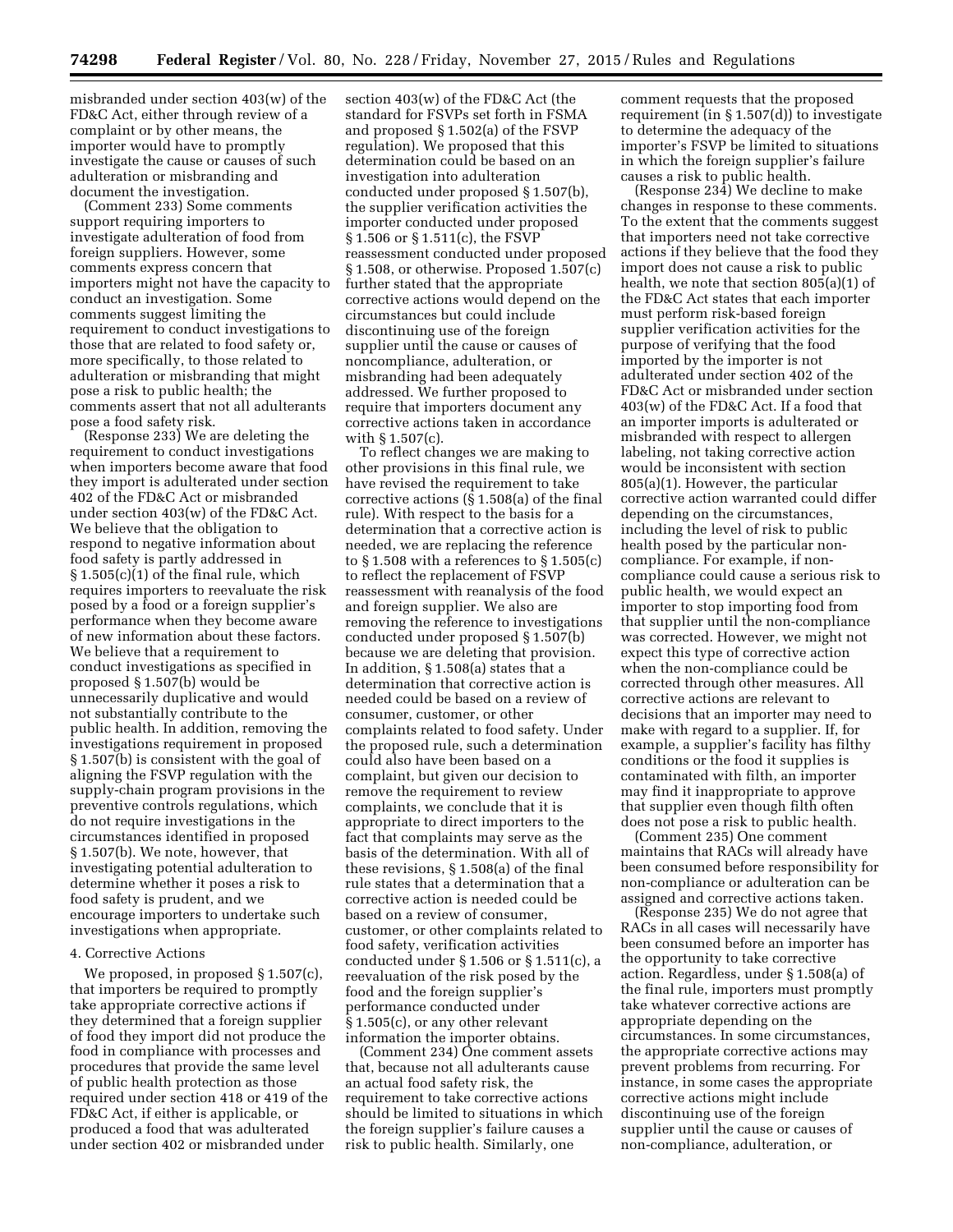misbranded under section 403(w) of the FD&C Act, either through review of a complaint or by other means, the importer would have to promptly investigate the cause or causes of such adulteration or misbranding and document the investigation.

(Comment 233) Some comments support requiring importers to investigate adulteration of food from foreign suppliers. However, some comments express concern that importers might not have the capacity to conduct an investigation. Some comments suggest limiting the requirement to conduct investigations to those that are related to food safety or, more specifically, to those related to adulteration or misbranding that might pose a risk to public health; the comments assert that not all adulterants pose a food safety risk.

(Response 233) We are deleting the requirement to conduct investigations when importers become aware that food they import is adulterated under section 402 of the FD&C Act or misbranded under section 403(w) of the FD&C Act. We believe that the obligation to respond to negative information about food safety is partly addressed in § 1.505(c)(1) of the final rule, which requires importers to reevaluate the risk posed by a food or a foreign supplier's performance when they become aware of new information about these factors. We believe that a requirement to conduct investigations as specified in proposed § 1.507(b) would be unnecessarily duplicative and would not substantially contribute to the public health. In addition, removing the investigations requirement in proposed § 1.507(b) is consistent with the goal of aligning the FSVP regulation with the supply-chain program provisions in the preventive controls regulations, which do not require investigations in the circumstances identified in proposed § 1.507(b). We note, however, that investigating potential adulteration to determine whether it poses a risk to food safety is prudent, and we encourage importers to undertake such investigations when appropriate.

4. Corrective Actions

We proposed, in proposed § 1.507(c), that importers be required to promptly take appropriate corrective actions if they determined that a foreign supplier of food they import did not produce the food in compliance with processes and procedures that provide the same level of public health protection as those required under section 418 or 419 of the FD&C Act, if either is applicable, or produced a food that was adulterated under section 402 or misbranded under section 403(w) of the FD&C Act (the standard for FSVPs set forth in FSMA and proposed § 1.502(a) of the FSVP regulation). We proposed that this determination could be based on an investigation into adulteration conducted under proposed § 1.507(b), the supplier verification activities the importer conducted under proposed § 1.506 or § 1.511(c), the FSVP reassessment conducted under proposed § 1.508, or otherwise. Proposed 1.507(c) further stated that the appropriate corrective actions would depend on the circumstances but could include discontinuing use of the foreign supplier until the cause or causes of noncompliance, adulteration, or misbranding had been adequately addressed. We further proposed to require that importers document any corrective actions taken in accordance with § 1.507(c).

To reflect changes we are making to other provisions in this final rule, we have revised the requirement to take corrective actions (§ 1.508(a) of the final rule). With respect to the basis for a determination that a corrective action is needed, we are replacing the reference to § 1.508 with a references to § 1.505(c) to reflect the replacement of FSVP reassessment with reanalysis of the food and foreign supplier. We also are removing the reference to investigations conducted under proposed § 1.507(b) because we are deleting that provision. In addition, § 1.508(a) states that a determination that corrective action is needed could be based on a review of consumer, customer, or other complaints related to food safety. Under the proposed rule, such a determination could also have been based on a complaint, but given our decision to remove the requirement to review complaints, we conclude that it is appropriate to direct importers to the fact that complaints may serve as the basis of the determination. With all of these revisions, § 1.508(a) of the final rule states that a determination that a corrective action is needed could be based on a review of consumer, customer, or other complaints related to food safety, verification activities conducted under § 1.506 or § 1.511(c), a reevaluation of the risk posed by the food and the foreign supplier's performance conducted under § 1.505(c), or any other relevant information the importer obtains.

(Comment 234) One comment assets that, because not all adulterants cause an actual food safety risk, the requirement to take corrective actions should be limited to situations in which the foreign supplier's failure causes a risk to public health. Similarly, one comment requests that the proposed requirement (in § 1.507(d)) to investigate to determine the adequacy of the importer's FSVP be limited to situations in which the foreign supplier's failure causes a risk to public health.

(Response 234) We decline to make changes in response to these comments. To the extent that the comments suggest that importers need not take corrective actions if they believe that the food they import does not cause a risk to public health, we note that section 805(a)(1) of the FD&C Act states that each importer must perform risk-based foreign supplier verification activities for the purpose of verifying that the food imported by the importer is not adulterated under section 402 of the FD&C Act or misbranded under section 403(w) of the FD&C Act. If a food that an importer imports is adulterated or misbranded with respect to allergen labeling, not taking corrective action would be inconsistent with section 805(a)(1). However, the particular corrective action warranted could differ depending on the circumstances, including the level of risk to public health posed by the particular non-compliance. For example, if non-compliance could cause a serious risk to public health, we would expect an importer to stop importing food from that supplier until the non-compliance was corrected. However, we might not expect this type of corrective action when the non-compliance could be corrected through other measures. All corrective actions are relevant to decisions that an importer may need to make with regard to a supplier. If, for example, a supplier's facility has filthy conditions or the food it supplies is contaminated with filth, an importer may find it inappropriate to approve that supplier even though filth often does not pose a risk to public health.

(Comment 235) One comment maintains that RACs will already have been consumed before responsibility for non-compliance or adulteration can be assigned and corrective actions taken.

(Response 235) We do not agree that RACs in all cases will necessarily have been consumed before an importer has the opportunity to take corrective action. Regardless, under § 1.508(a) of the final rule, importers must promptly take whatever corrective actions are appropriate depending on the circumstances. In some circumstances, the appropriate corrective actions may prevent problems from recurring. For instance, in some cases the appropriate corrective actions might include discontinuing use of the foreign supplier until the cause or causes of non-compliance, adulteration, or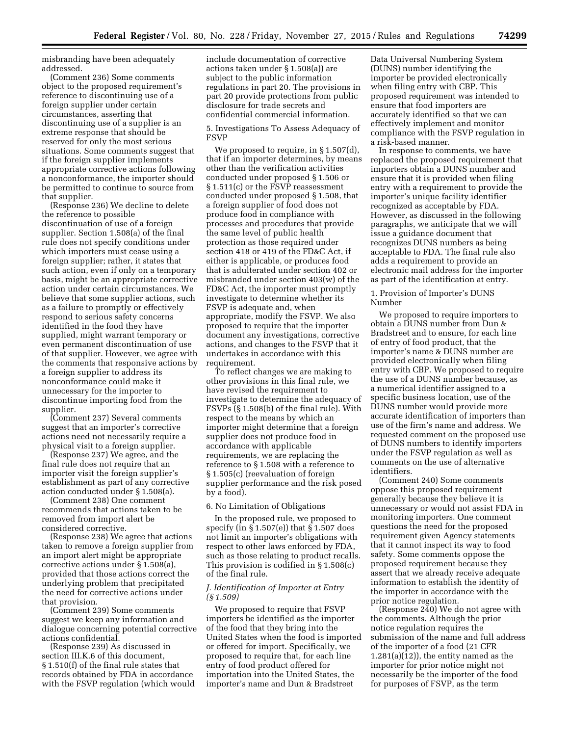misbranding have been adequately addressed.

(Comment 236) Some comments object to the proposed requirement's reference to discontinuing use of a foreign supplier under certain circumstances, asserting that discontinuing use of a supplier is an extreme response that should be reserved for only the most serious situations. Some comments suggest that if the foreign supplier implements appropriate corrective actions following a nonconformance, the importer should be permitted to continue to source from that supplier.

(Response 236) We decline to delete the reference to possible discontinuation of use of a foreign supplier. Section 1.508(a) of the final rule does not specify conditions under which importers must cease using a foreign supplier; rather, it states that such action, even if only on a temporary basis, might be an appropriate corrective action under certain circumstances. We believe that some supplier actions, such as a failure to promptly or effectively respond to serious safety concerns identified in the food they have supplied, might warrant temporary or even permanent discontinuation of use of that supplier. However, we agree with the comments that responsive actions by a foreign supplier to address its nonconformance could make it unnecessary for the importer to discontinue importing food from the supplier.

(Comment 237) Several comments suggest that an importer's corrective actions need not necessarily require a physical visit to a foreign supplier.

(Response 237) We agree, and the final rule does not require that an importer visit the foreign supplier's establishment as part of any corrective action conducted under § 1.508(a).

(Comment 238) One comment recommends that actions taken to be removed from import alert be considered corrective.

(Response 238) We agree that actions taken to remove a foreign supplier from an import alert might be appropriate corrective actions under § 1.508(a), provided that those actions correct the underlying problem that precipitated the need for corrective actions under that provision.

(Comment 239) Some comments suggest we keep any information and dialogue concerning potential corrective actions confidential.

(Response 239) As discussed in section III.K.6 of this document, § 1.510(f) of the final rule states that records obtained by FDA in accordance with the FSVP regulation (which would include documentation of corrective actions taken under § 1.508(a)) are subject to the public information regulations in part 20. The provisions in part 20 provide protections from public disclosure for trade secrets and confidential commercial information.

5. Investigations To Assess Adequacy of FSVP

We proposed to require, in § 1.507(d), that if an importer determines, by means other than the verification activities conducted under proposed § 1.506 or § 1.511(c) or the FSVP reassessment conducted under proposed § 1.508, that a foreign supplier of food does not produce food in compliance with processes and procedures that provide the same level of public health protection as those required under section 418 or 419 of the FD&C Act, if either is applicable, or produces food that is adulterated under section 402 or misbranded under section 403(w) of the FD&C Act, the importer must promptly investigate to determine whether its FSVP is adequate and, when appropriate, modify the FSVP. We also proposed to require that the importer document any investigations, corrective actions, and changes to the FSVP that it undertakes in accordance with this requirement.

To reflect changes we are making to other provisions in this final rule, we have revised the requirement to investigate to determine the adequacy of FSVPs (§ 1.508(b) of the final rule). With respect to the means by which an importer might determine that a foreign supplier does not produce food in accordance with applicable requirements, we are replacing the reference to § 1.508 with a reference to § 1.505(c) (reevaluation of foreign supplier performance and the risk posed by a food).

6. No Limitation of Obligations

In the proposed rule, we proposed to specify (in § 1.507(e)) that § 1.507 does not limit an importer's obligations with respect to other laws enforced by FDA, such as those relating to product recalls. This provision is codified in § 1.508(c) of the final rule.

### *J. Identification of Importer at Entry (§ 1.509)*

We proposed to require that FSVP importers be identified as the importer of the food that they bring into the United States when the food is imported or offered for import. Specifically, we proposed to require that, for each line entry of food product offered for importation into the United States, the importer's name and Dun & Bradstreet Data Universal Numbering System (DUNS) number identifying the importer be provided electronically when filing entry with CBP. This proposed requirement was intended to ensure that food importers are accurately identified so that we can effectively implement and monitor compliance with the FSVP regulation in a risk-based manner.

In response to comments, we have replaced the proposed requirement that importers obtain a DUNS number and ensure that it is provided when filing entry with a requirement to provide the importer's unique facility identifier recognized as acceptable by FDA. However, as discussed in the following paragraphs, we anticipate that we will issue a guidance document that recognizes DUNS numbers as being acceptable to FDA. The final rule also adds a requirement to provide an electronic mail address for the importer as part of the identification at entry.

1. Provision of Importer's DUNS Number

We proposed to require importers to obtain a DUNS number from Dun & Bradstreet and to ensure, for each line of entry of food product, that the importer's name & DUNS number are provided electronically when filing entry with CBP. We proposed to require the use of a DUNS number because, as a numerical identifier assigned to a specific business location, use of the DUNS number would provide more accurate identification of importers than use of the firm's name and address. We requested comment on the proposed use of DUNS numbers to identify importers under the FSVP regulation as well as comments on the use of alternative identifiers.

(Comment 240) Some comments oppose this proposed requirement generally because they believe it is unnecessary or would not assist FDA in monitoring importers. One comment questions the need for the proposed requirement given Agency statements that it cannot inspect its way to food safety. Some comments oppose the proposed requirement because they assert that we already receive adequate information to establish the identity of the importer in accordance with the prior notice regulation.

(Response 240) We do not agree with the comments. Although the prior notice regulation requires the submission of the name and full address of the importer of a food (21 CFR 1.281(a)(12)), the entity named as the importer for prior notice might not necessarily be the importer of the food for purposes of FSVP, as the term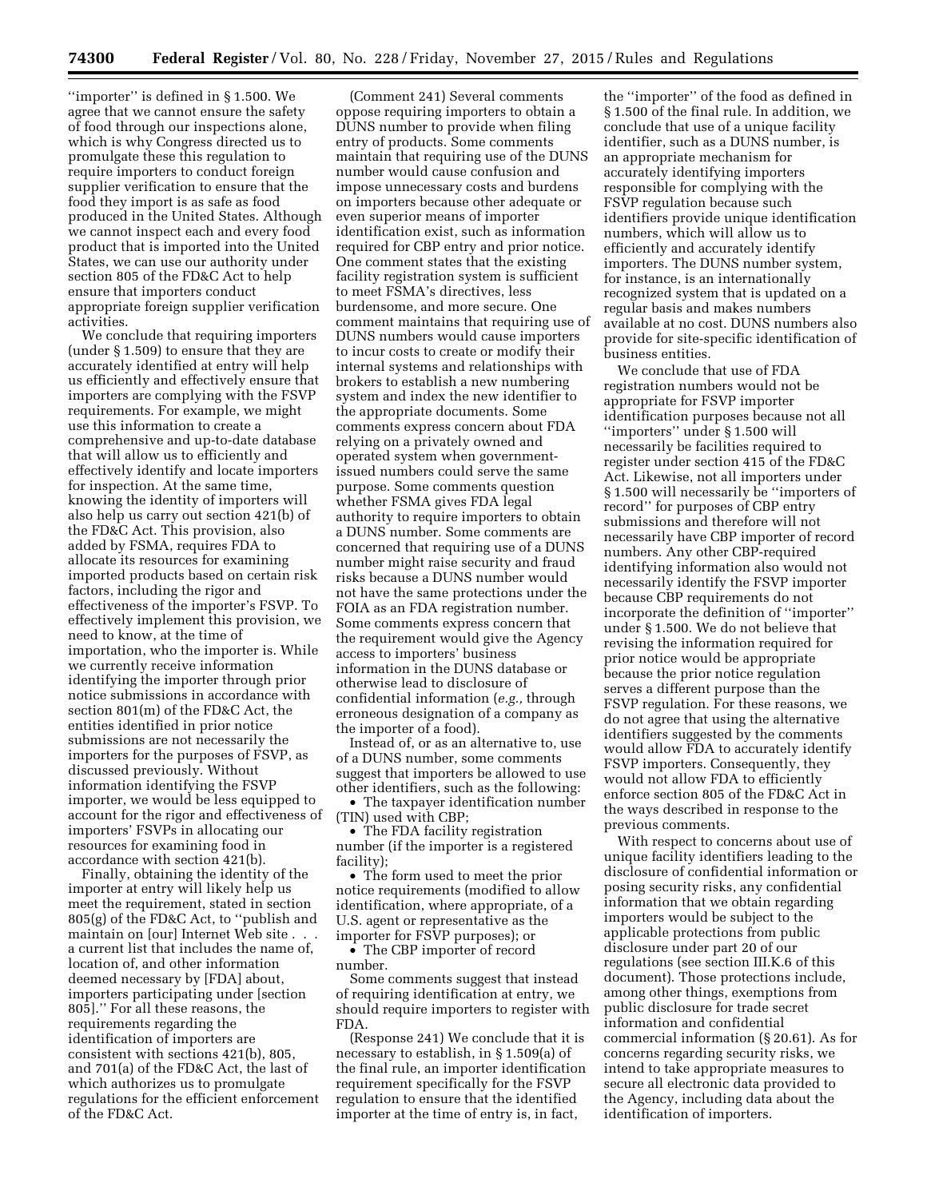''importer'' is defined in § 1.500. We agree that we cannot ensure the safety of food through our inspections alone, which is why Congress directed us to promulgate these this regulation to require importers to conduct foreign supplier verification to ensure that the food they import is as safe as food produced in the United States. Although we cannot inspect each and every food product that is imported into the United States, we can use our authority under section 805 of the FD&C Act to help ensure that importers conduct appropriate foreign supplier verification activities.

We conclude that requiring importers (under § 1.509) to ensure that they are accurately identified at entry will help us efficiently and effectively ensure that importers are complying with the FSVP requirements. For example, we might use this information to create a comprehensive and up-to-date database that will allow us to efficiently and effectively identify and locate importers for inspection. At the same time, knowing the identity of importers will also help us carry out section 421(b) of the FD&C Act. This provision, also added by FSMA, requires FDA to allocate its resources for examining imported products based on certain risk factors, including the rigor and effectiveness of the importer's FSVP. To effectively implement this provision, we need to know, at the time of importation, who the importer is. While we currently receive information identifying the importer through prior notice submissions in accordance with section 801(m) of the FD&C Act, the entities identified in prior notice submissions are not necessarily the importers for the purposes of FSVP, as discussed previously. Without information identifying the FSVP importer, we would be less equipped to account for the rigor and effectiveness of importers' FSVPs in allocating our resources for examining food in accordance with section 421(b).

Finally, obtaining the identity of the importer at entry will likely help us meet the requirement, stated in section 805(g) of the FD&C Act, to ''publish and maintain on [our] Internet Web site . . . a current list that includes the name of, location of, and other information deemed necessary by [FDA] about, importers participating under [section 805].'' For all these reasons, the requirements regarding the identification of importers are consistent with sections 421(b), 805, and 701(a) of the FD&C Act, the last of which authorizes us to promulgate regulations for the efficient enforcement of the FD&C Act.

(Comment 241) Several comments oppose requiring importers to obtain a DUNS number to provide when filing entry of products. Some comments maintain that requiring use of the DUNS number would cause confusion and impose unnecessary costs and burdens on importers because other adequate or even superior means of importer identification exist, such as information required for CBP entry and prior notice. One comment states that the existing facility registration system is sufficient to meet FSMA's directives, less burdensome, and more secure. One comment maintains that requiring use of DUNS numbers would cause importers to incur costs to create or modify their internal systems and relationships with brokers to establish a new numbering system and index the new identifier to the appropriate documents. Some comments express concern about FDA relying on a privately owned and operated system when government-issued numbers could serve the same purpose. Some comments question whether FSMA gives FDA legal authority to require importers to obtain a DUNS number. Some comments are concerned that requiring use of a DUNS number might raise security and fraud risks because a DUNS number would not have the same protections under the FOIA as an FDA registration number. Some comments express concern that the requirement would give the Agency access to importers' business information in the DUNS database or otherwise lead to disclosure of confidential information (*e.g.,* through erroneous designation of a company as the importer of a food).

Instead of, or as an alternative to, use of a DUNS number, some comments suggest that importers be allowed to use other identifiers, such as the following:

- The taxpayer identification number (TIN) used with CBP;
- The FDA facility registration number (if the importer is a registered facility);
- The form used to meet the prior notice requirements (modified to allow identification, where appropriate, of a U.S. agent or representative as the importer for FSVP purposes); or
- The CBP importer of record number.

Some comments suggest that instead of requiring identification at entry, we should require importers to register with FDA.

(Response 241) We conclude that it is necessary to establish, in § 1.509(a) of the final rule, an importer identification requirement specifically for the FSVP regulation to ensure that the identified importer at the time of entry is, in fact, the ''importer'' of the food as defined in § 1.500 of the final rule. In addition, we conclude that use of a unique facility identifier, such as a DUNS number, is an appropriate mechanism for accurately identifying importers responsible for complying with the FSVP regulation because such identifiers provide unique identification numbers, which will allow us to efficiently and accurately identify importers. The DUNS number system, for instance, is an internationally recognized system that is updated on a regular basis and makes numbers available at no cost. DUNS numbers also provide for site-specific identification of business entities.

We conclude that use of FDA registration numbers would not be appropriate for FSVP importer identification purposes because not all ''importers'' under § 1.500 will necessarily be facilities required to register under section 415 of the FD&C Act. Likewise, not all importers under § 1.500 will necessarily be ''importers of record'' for purposes of CBP entry submissions and therefore will not necessarily have CBP importer of record numbers. Any other CBP-required identifying information also would not necessarily identify the FSVP importer because CBP requirements do not incorporate the definition of ''importer'' under § 1.500. We do not believe that revising the information required for prior notice would be appropriate because the prior notice regulation serves a different purpose than the FSVP regulation. For these reasons, we do not agree that using the alternative identifiers suggested by the comments would allow FDA to accurately identify FSVP importers. Consequently, they would not allow FDA to efficiently enforce section 805 of the FD&C Act in the ways described in response to the previous comments.

With respect to concerns about use of unique facility identifiers leading to the disclosure of confidential information or posing security risks, any confidential information that we obtain regarding importers would be subject to the applicable protections from public disclosure under part 20 of our regulations (see section III.K.6 of this document). Those protections include, among other things, exemptions from public disclosure for trade secret information and confidential commercial information (§ 20.61). As for concerns regarding security risks, we intend to take appropriate measures to secure all electronic data provided to the Agency, including data about the identification of importers.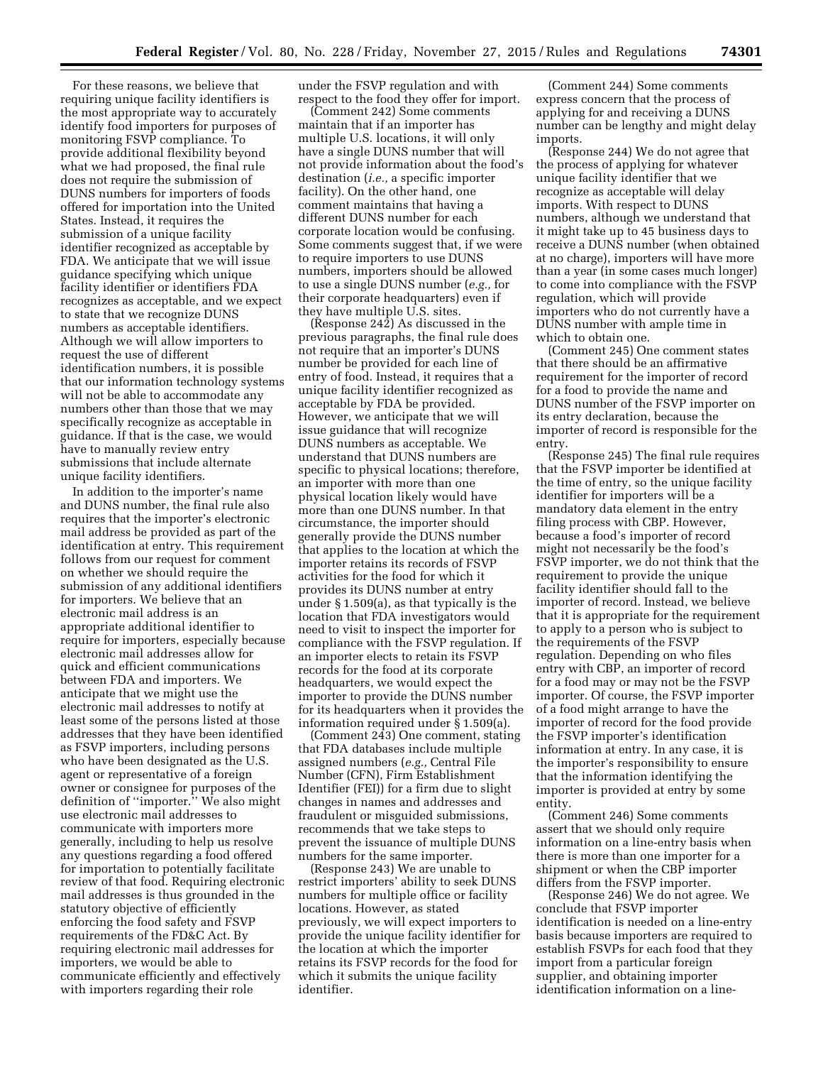For these reasons, we believe that requiring unique facility identifiers is the most appropriate way to accurately identify food importers for purposes of monitoring FSVP compliance. To provide additional flexibility beyond what we had proposed, the final rule does not require the submission of DUNS numbers for importers of foods offered for importation into the United States. Instead, it requires the submission of a unique facility identifier recognized as acceptable by FDA. We anticipate that we will issue guidance specifying which unique facility identifier or identifiers FDA recognizes as acceptable, and we expect to state that we recognize DUNS numbers as acceptable identifiers. Although we will allow importers to request the use of different identification numbers, it is possible that our information technology systems will not be able to accommodate any numbers other than those that we may specifically recognize as acceptable in guidance. If that is the case, we would have to manually review entry submissions that include alternate unique facility identifiers.

In addition to the importer's name and DUNS number, the final rule also requires that the importer's electronic mail address be provided as part of the identification at entry. This requirement follows from our request for comment on whether we should require the submission of any additional identifiers for importers. We believe that an electronic mail address is an appropriate additional identifier to require for importers, especially because electronic mail addresses allow for quick and efficient communications between FDA and importers. We anticipate that we might use the electronic mail addresses to notify at least some of the persons listed at those addresses that they have been identified as FSVP importers, including persons who have been designated as the U.S. agent or representative of a foreign owner or consignee for purposes of the definition of ''importer.'' We also might use electronic mail addresses to communicate with importers more generally, including to help us resolve any questions regarding a food offered for importation to potentially facilitate review of that food. Requiring electronic mail addresses is thus grounded in the statutory objective of efficiently enforcing the food safety and FSVP requirements of the FD&C Act. By requiring electronic mail addresses for importers, we would be able to communicate efficiently and effectively with importers regarding their role under the FSVP regulation and with respect to the food they offer for import.

(Comment 242) Some comments maintain that if an importer has multiple U.S. locations, it will only have a single DUNS number that will not provide information about the food's destination (*i.e.,* a specific importer facility). On the other hand, one comment maintains that having a different DUNS number for each corporate location would be confusing. Some comments suggest that, if we were to require importers to use DUNS numbers, importers should be allowed to use a single DUNS number (*e.g.,* for their corporate headquarters) even if they have multiple U.S. sites.

(Response 242) As discussed in the previous paragraphs, the final rule does not require that an importer's DUNS number be provided for each line of entry of food. Instead, it requires that a unique facility identifier recognized as acceptable by FDA be provided. However, we anticipate that we will issue guidance that will recognize DUNS numbers as acceptable. We understand that DUNS numbers are specific to physical locations; therefore, an importer with more than one physical location likely would have more than one DUNS number. In that circumstance, the importer should generally provide the DUNS number that applies to the location at which the importer retains its records of FSVP activities for the food for which it provides its DUNS number at entry under § 1.509(a), as that typically is the location that FDA investigators would need to visit to inspect the importer for compliance with the FSVP regulation. If an importer elects to retain its FSVP records for the food at its corporate headquarters, we would expect the importer to provide the DUNS number for its headquarters when it provides the information required under § 1.509(a).

(Comment 243) One comment, stating that FDA databases include multiple assigned numbers (*e.g.,* Central File Number (CFN), Firm Establishment Identifier (FEI)) for a firm due to slight changes in names and addresses and fraudulent or misguided submissions, recommends that we take steps to prevent the issuance of multiple DUNS numbers for the same importer.

(Response 243) We are unable to restrict importers' ability to seek DUNS numbers for multiple office or facility locations. However, as stated previously, we will expect importers to provide the unique facility identifier for the location at which the importer retains its FSVP records for the food for which it submits the unique facility identifier.

(Comment 244) Some comments express concern that the process of applying for and receiving a DUNS number can be lengthy and might delay imports.

(Response 244) We do not agree that the process of applying for whatever unique facility identifier that we recognize as acceptable will delay imports. With respect to DUNS numbers, although we understand that it might take up to 45 business days to receive a DUNS number (when obtained at no charge), importers will have more than a year (in some cases much longer) to come into compliance with the FSVP regulation, which will provide importers who do not currently have a DUNS number with ample time in which to obtain one.

(Comment 245) One comment states that there should be an affirmative requirement for the importer of record for a food to provide the name and DUNS number of the FSVP importer on its entry declaration, because the importer of record is responsible for the entry.

(Response 245) The final rule requires that the FSVP importer be identified at the time of entry, so the unique facility identifier for importers will be a mandatory data element in the entry filing process with CBP. However, because a food's importer of record might not necessarily be the food's FSVP importer, we do not think that the requirement to provide the unique facility identifier should fall to the importer of record. Instead, we believe that it is appropriate for the requirement to apply to a person who is subject to the requirements of the FSVP regulation. Depending on who files entry with CBP, an importer of record for a food may or may not be the FSVP importer. Of course, the FSVP importer of a food might arrange to have the importer of record for the food provide the FSVP importer's identification information at entry. In any case, it is the importer's responsibility to ensure that the information identifying the importer is provided at entry by some entity.

(Comment 246) Some comments assert that we should only require information on a line-entry basis when there is more than one importer for a shipment or when the CBP importer differs from the FSVP importer.

(Response 246) We do not agree. We conclude that FSVP importer identification is needed on a line-entry basis because importers are required to establish FSVPs for each food that they import from a particular foreign supplier, and obtaining importer identification information on a line-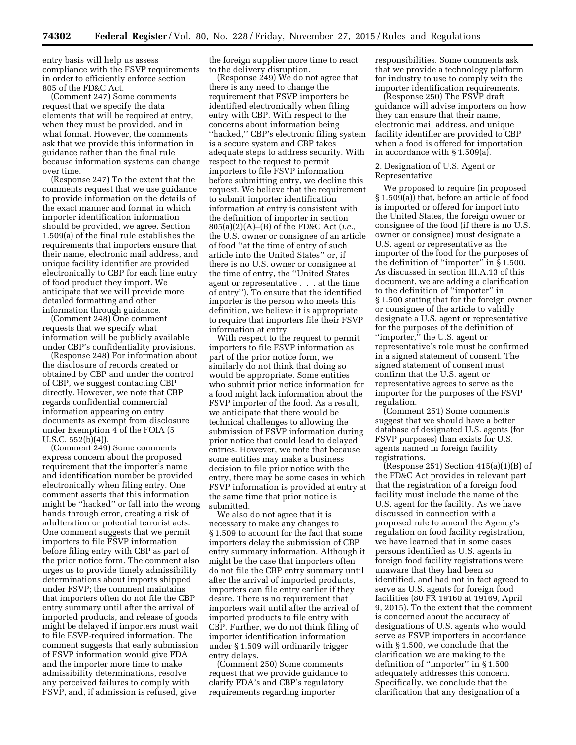entry basis will help us assess compliance with the FSVP requirements in order to efficiently enforce section 805 of the FD&C Act.

(Comment 247) Some comments request that we specify the data elements that will be required at entry, when they must be provided, and in what format. However, the comments ask that we provide this information in guidance rather than the final rule because information systems can change over time.

(Response 247) To the extent that the comments request that we use guidance to provide information on the details of the exact manner and format in which importer identification information should be provided, we agree. Section 1.509(a) of the final rule establishes the requirements that importers ensure that their name, electronic mail address, and unique facility identifier are provided electronically to CBP for each line entry of food product they import. We anticipate that we will provide more detailed formatting and other information through guidance.

(Comment 248) One comment requests that we specify what information will be publicly available under CBP's confidentiality provisions.

(Response 248) For information about the disclosure of records created or obtained by CBP and under the control of CBP, we suggest contacting CBP directly. However, we note that CBP regards confidential commercial information appearing on entry documents as exempt from disclosure under Exemption 4 of the FOIA (5 U.S.C. 552(b)(4)).

(Comment 249) Some comments express concern about the proposed requirement that the importer's name and identification number be provided electronically when filing entry. One comment asserts that this information might be ''hacked'' or fall into the wrong hands through error, creating a risk of adulteration or potential terrorist acts. One comment suggests that we permit importers to file FSVP information before filing entry with CBP as part of the prior notice form. The comment also urges us to provide timely admissibility determinations about imports shipped under FSVP; the comment maintains that importers often do not file the CBP entry summary until after the arrival of imported products, and release of goods might be delayed if importers must wait to file FSVP-required information. The comment suggests that early submission of FSVP information would give FDA and the importer more time to make admissibility determinations, resolve any perceived failures to comply with FSVP, and, if admission is refused, give the foreign supplier more time to react to the delivery disruption.

(Response 249) We do not agree that there is any need to change the requirement that FSVP importers be identified electronically when filing entry with CBP. With respect to the concerns about information being ''hacked,'' CBP's electronic filing system is a secure system and CBP takes adequate steps to address security. With respect to the request to permit importers to file FSVP information before submitting entry, we decline this request. We believe that the requirement to submit importer identification information at entry is consistent with the definition of importer in section 805(a)(2)(A)–(B) of the FD&C Act (*i.e.,* the U.S. owner or consignee of an article of food ''at the time of entry of such article into the United States'' or, if there is no U.S. owner or consignee at the time of entry, the ''United States agent or representative . . . at the time of entry''). To ensure that the identified importer is the person who meets this definition, we believe it is appropriate to require that importers file their FSVP information at entry.

With respect to the request to permit importers to file FSVP information as part of the prior notice form, we similarly do not think that doing so would be appropriate. Some entities who submit prior notice information for a food might lack information about the FSVP importer of the food. As a result, we anticipate that there would be technical challenges to allowing the submission of FSVP information during prior notice that could lead to delayed entries. However, we note that because some entities may make a business decision to file prior notice with the entry, there may be some cases in which FSVP information is provided at entry at the same time that prior notice is submitted.

We also do not agree that it is necessary to make any changes to § 1.509 to account for the fact that some importers delay the submission of CBP entry summary information. Although it might be the case that importers often do not file the CBP entry summary until after the arrival of imported products, importers can file entry earlier if they desire. There is no requirement that importers wait until after the arrival of imported products to file entry with CBP. Further, we do not think filing of importer identification information under § 1.509 will ordinarily trigger entry delays.

(Comment 250) Some comments request that we provide guidance to clarify FDA's and CBP's regulatory requirements regarding importer responsibilities. Some comments ask that we provide a technology platform for industry to use to comply with the importer identification requirements.

(Response 250) The FSVP draft guidance will advise importers on how they can ensure that their name, electronic mail address, and unique facility identifier are provided to CBP when a food is offered for importation in accordance with § 1.509(a).

2. Designation of U.S. Agent or Representative

We proposed to require (in proposed § 1.509(a)) that, before an article of food is imported or offered for import into the United States, the foreign owner or consignee of the food (if there is no U.S. owner or consignee) must designate a U.S. agent or representative as the importer of the food for the purposes of the definition of ''importer'' in § 1.500. As discussed in section III.A.13 of this document, we are adding a clarification to the definition of ''importer'' in § 1.500 stating that for the foreign owner or consignee of the article to validly designate a U.S. agent or representative for the purposes of the definition of ''importer,'' the U.S. agent or representative's role must be confirmed in a signed statement of consent. The signed statement of consent must confirm that the U.S. agent or representative agrees to serve as the importer for the purposes of the FSVP regulation.

(Comment 251) Some comments suggest that we should have a better database of designated U.S. agents (for FSVP purposes) than exists for U.S. agents named in foreign facility registrations.

(Response 251) Section 415(a)(1)(B) of the FD&C Act provides in relevant part that the registration of a foreign food facility must include the name of the U.S. agent for the facility. As we have discussed in connection with a proposed rule to amend the Agency's regulation on food facility registration, we have learned that in some cases persons identified as U.S. agents in foreign food facility registrations were unaware that they had been so identified, and had not in fact agreed to serve as U.S. agents for foreign food facilities (80 FR 19160 at 19169, April 9, 2015). To the extent that the comment is concerned about the accuracy of designations of U.S. agents who would serve as FSVP importers in accordance with § 1.500, we conclude that the clarification we are making to the definition of ''importer'' in § 1.500 adequately addresses this concern. Specifically, we conclude that the clarification that any designation of a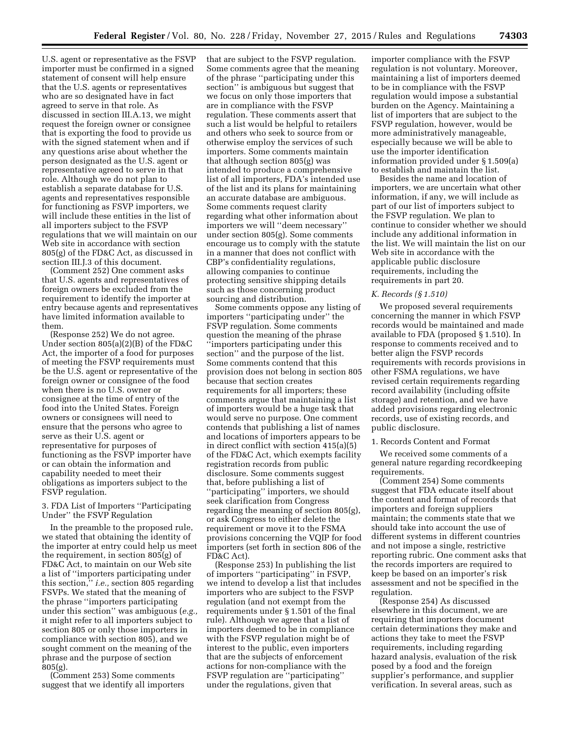U.S. agent or representative as the FSVP importer must be confirmed in a signed statement of consent will help ensure that the U.S. agents or representatives who are so designated have in fact agreed to serve in that role. As discussed in section III.A.13, we might request the foreign owner or consignee that is exporting the food to provide us with the signed statement when and if any questions arise about whether the person designated as the U.S. agent or representative agreed to serve in that role. Although we do not plan to establish a separate database for U.S. agents and representatives responsible for functioning as FSVP importers, we will include these entities in the list of all importers subject to the FSVP regulations that we will maintain on our Web site in accordance with section 805(g) of the FD&C Act, as discussed in section III.J.3 of this document.

(Comment 252) One comment asks that U.S. agents and representatives of foreign owners be excluded from the requirement to identify the importer at entry because agents and representatives have limited information available to them.

(Response 252) We do not agree. Under section 805(a)(2)(B) of the FD&C Act, the importer of a food for purposes of meeting the FSVP requirements must be the U.S. agent or representative of the foreign owner or consignee of the food when there is no U.S. owner or consignee at the time of entry of the food into the United States. Foreign owners or consignees will need to ensure that the persons who agree to serve as their U.S. agent or representative for purposes of functioning as the FSVP importer have or can obtain the information and capability needed to meet their obligations as importers subject to the FSVP regulation.

3. FDA List of Importers ''Participating Under'' the FSVP Regulation

In the preamble to the proposed rule, we stated that obtaining the identity of the importer at entry could help us meet the requirement, in section 805(g) of FD&C Act, to maintain on our Web site a list of ''importers participating under this section,'' *i.e.,* section 805 regarding FSVPs. We stated that the meaning of the phrase ''importers participating under this section'' was ambiguous (*e.g.,* it might refer to all importers subject to section 805 or only those importers in compliance with section 805), and we sought comment on the meaning of the phrase and the purpose of section 805(g).

(Comment 253) Some comments suggest that we identify all importers that are subject to the FSVP regulation. Some comments agree that the meaning of the phrase ''participating under this section'' is ambiguous but suggest that we focus on only those importers that are in compliance with the FSVP regulation. These comments assert that such a list would be helpful to retailers and others who seek to source from or otherwise employ the services of such importers. Some comments maintain that although section 805(g) was intended to produce a comprehensive list of all importers, FDA's intended use of the list and its plans for maintaining an accurate database are ambiguous. Some comments request clarity regarding what other information about importers we will ''deem necessary'' under section 805(g). Some comments encourage us to comply with the statute in a manner that does not conflict with CBP's confidentiality regulations, allowing companies to continue protecting sensitive shipping details such as those concerning product sourcing and distribution.

Some comments oppose any listing of importers ''participating under'' the FSVP regulation. Some comments question the meaning of the phrase ''importers participating under this section'' and the purpose of the list. Some comments contend that this provision does not belong in section 805 because that section creates requirements for all importers; these comments argue that maintaining a list of importers would be a huge task that would serve no purpose. One comment contends that publishing a list of names and locations of importers appears to be in direct conflict with section 415(a)(5) of the FD&C Act, which exempts facility registration records from public disclosure. Some comments suggest that, before publishing a list of ''participating'' importers, we should seek clarification from Congress regarding the meaning of section 805(g), or ask Congress to either delete the requirement or move it to the FSMA provisions concerning the VQIP for food importers (set forth in section 806 of the FD&C Act).

(Response 253) In publishing the list of importers ''participating'' in FSVP, we intend to develop a list that includes importers who are subject to the FSVP regulation (and not exempt from the requirements under § 1.501 of the final rule). Although we agree that a list of importers deemed to be in compliance with the FSVP regulation might be of interest to the public, even importers that are the subjects of enforcement actions for non-compliance with the FSVP regulation are ''participating'' under the regulations, given that importer compliance with the FSVP regulation is not voluntary. Moreover, maintaining a list of importers deemed to be in compliance with the FSVP regulation would impose a substantial burden on the Agency. Maintaining a list of importers that are subject to the FSVP regulation, however, would be more administratively manageable, especially because we will be able to use the importer identification information provided under § 1.509(a) to establish and maintain the list.

Besides the name and location of importers, we are uncertain what other information, if any, we will include as part of our list of importers subject to the FSVP regulation. We plan to continue to consider whether we should include any additional information in the list. We will maintain the list on our Web site in accordance with the applicable public disclosure requirements, including the requirements in part 20.

*K. Records (§ 1.510)*

We proposed several requirements concerning the manner in which FSVP records would be maintained and made available to FDA (proposed § 1.510). In response to comments received and to better align the FSVP records requirements with records provisions in other FSMA regulations, we have revised certain requirements regarding record availability (including offsite storage) and retention, and we have added provisions regarding electronic records, use of existing records, and public disclosure.

1. Records Content and Format

We received some comments of a general nature regarding recordkeeping requirements.

(Comment 254) Some comments suggest that FDA educate itself about the content and format of records that importers and foreign suppliers maintain; the comments state that we should take into account the use of different systems in different countries and not impose a single, restrictive reporting rubric. One comment asks that the records importers are required to keep be based on an importer's risk assessment and not be specified in the regulation.

(Response 254) As discussed elsewhere in this document, we are requiring that importers document certain determinations they make and actions they take to meet the FSVP requirements, including regarding hazard analysis, evaluation of the risk posed by a food and the foreign supplier's performance, and supplier verification. In several areas, such as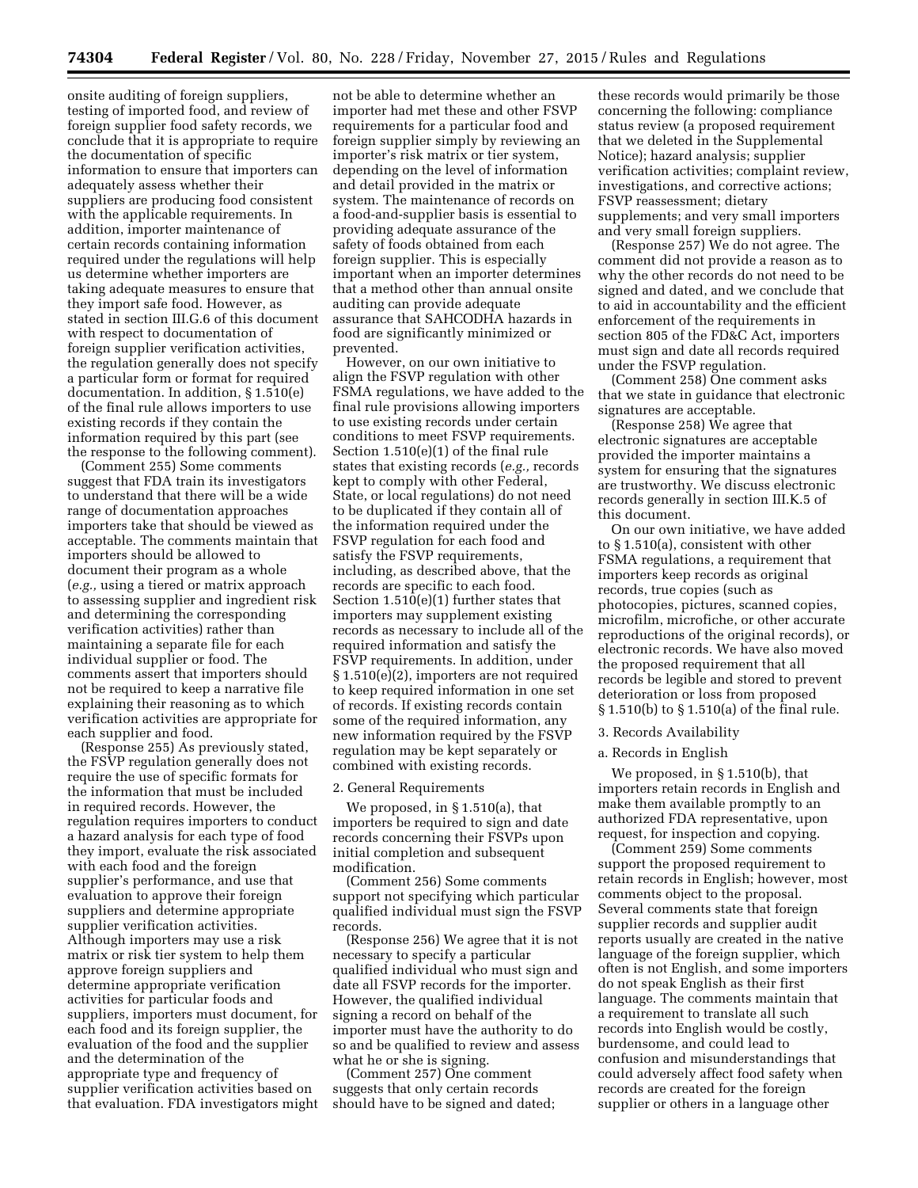onsite auditing of foreign suppliers, testing of imported food, and review of foreign supplier food safety records, we conclude that it is appropriate to require the documentation of specific information to ensure that importers can adequately assess whether their suppliers are producing food consistent with the applicable requirements. In addition, importer maintenance of certain records containing information required under the regulations will help us determine whether importers are taking adequate measures to ensure that they import safe food. However, as stated in section III.G.6 of this document with respect to documentation of foreign supplier verification activities, the regulation generally does not specify a particular form or format for required documentation. In addition, § 1.510(e) of the final rule allows importers to use existing records if they contain the information required by this part (see the response to the following comment).

(Comment 255) Some comments suggest that FDA train its investigators to understand that there will be a wide range of documentation approaches importers take that should be viewed as acceptable. The comments maintain that importers should be allowed to document their program as a whole (*e.g.,* using a tiered or matrix approach to assessing supplier and ingredient risk and determining the corresponding verification activities) rather than maintaining a separate file for each individual supplier or food. The comments assert that importers should not be required to keep a narrative file explaining their reasoning as to which verification activities are appropriate for each supplier and food.

(Response 255) As previously stated, the FSVP regulation generally does not require the use of specific formats for the information that must be included in required records. However, the regulation requires importers to conduct a hazard analysis for each type of food they import, evaluate the risk associated with each food and the foreign supplier's performance, and use that evaluation to approve their foreign suppliers and determine appropriate supplier verification activities. Although importers may use a risk matrix or risk tier system to help them approve foreign suppliers and determine appropriate verification activities for particular foods and suppliers, importers must document, for each food and its foreign supplier, the evaluation of the food and the supplier and the determination of the appropriate type and frequency of supplier verification activities based on that evaluation. FDA investigators might not be able to determine whether an importer had met these and other FSVP requirements for a particular food and foreign supplier simply by reviewing an importer's risk matrix or tier system, depending on the level of information and detail provided in the matrix or system. The maintenance of records on a food-and-supplier basis is essential to providing adequate assurance of the safety of foods obtained from each foreign supplier. This is especially important when an importer determines that a method other than annual onsite auditing can provide adequate assurance that SAHCODHA hazards in food are significantly minimized or prevented.

However, on our own initiative to align the FSVP regulation with other FSMA regulations, we have added to the final rule provisions allowing importers to use existing records under certain conditions to meet FSVP requirements. Section 1.510(e)(1) of the final rule states that existing records (*e.g.,* records kept to comply with other Federal, State, or local regulations) do not need to be duplicated if they contain all of the information required under the FSVP regulation for each food and satisfy the FSVP requirements, including, as described above, that the records are specific to each food. Section 1.510(e)(1) further states that importers may supplement existing records as necessary to include all of the required information and satisfy the FSVP requirements. In addition, under § 1.510(e)(2), importers are not required to keep required information in one set of records. If existing records contain some of the required information, any new information required by the FSVP regulation may be kept separately or combined with existing records.

2. General Requirements

We proposed, in § 1.510(a), that importers be required to sign and date records concerning their FSVPs upon initial completion and subsequent modification.

(Comment 256) Some comments support not specifying which particular qualified individual must sign the FSVP records.

(Response 256) We agree that it is not necessary to specify a particular qualified individual who must sign and date all FSVP records for the importer. However, the qualified individual signing a record on behalf of the importer must have the authority to do so and be qualified to review and assess what he or she is signing.

(Comment 257) One comment suggests that only certain records should have to be signed and dated; these records would primarily be those concerning the following: compliance status review (a proposed requirement that we deleted in the Supplemental Notice); hazard analysis; supplier verification activities; complaint review, investigations, and corrective actions; FSVP reassessment; dietary supplements; and very small importers and very small foreign suppliers.

(Response 257) We do not agree. The comment did not provide a reason as to why the other records do not need to be signed and dated, and we conclude that to aid in accountability and the efficient enforcement of the requirements in section 805 of the FD&C Act, importers must sign and date all records required under the FSVP regulation.

(Comment 258) One comment asks that we state in guidance that electronic signatures are acceptable.

(Response 258) We agree that electronic signatures are acceptable provided the importer maintains a system for ensuring that the signatures are trustworthy. We discuss electronic records generally in section III.K.5 of this document.

On our own initiative, we have added to § 1.510(a), consistent with other FSMA regulations, a requirement that importers keep records as original records, true copies (such as photocopies, pictures, scanned copies, microfilm, microfiche, or other accurate reproductions of the original records), or electronic records. We have also moved the proposed requirement that all records be legible and stored to prevent deterioration or loss from proposed § 1.510(b) to § 1.510(a) of the final rule.

3. Records Availability

a. Records in English

We proposed, in § 1.510(b), that importers retain records in English and make them available promptly to an authorized FDA representative, upon request, for inspection and copying.

(Comment 259) Some comments support the proposed requirement to retain records in English; however, most comments object to the proposal. Several comments state that foreign supplier records and supplier audit reports usually are created in the native language of the foreign supplier, which often is not English, and some importers do not speak English as their first language. The comments maintain that a requirement to translate all such records into English would be costly, burdensome, and could lead to confusion and misunderstandings that could adversely affect food safety when records are created for the foreign supplier or others in a language other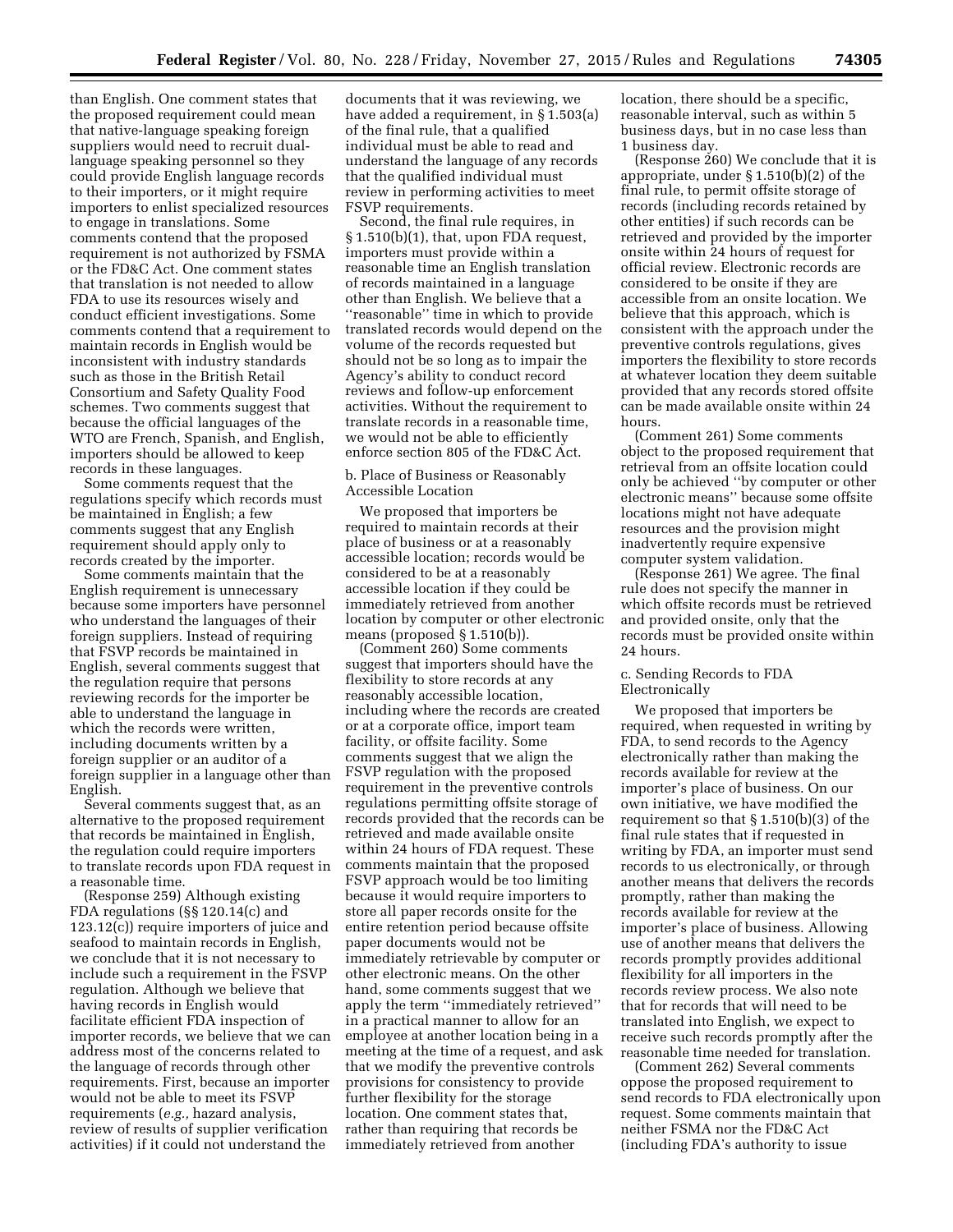than English. One comment states that the proposed requirement could mean that native-language speaking foreign suppliers would need to recruit dual-language speaking personnel so they could provide English language records to their importers, or it might require importers to enlist specialized resources to engage in translations. Some comments contend that the proposed requirement is not authorized by FSMA or the FD&C Act. One comment states that translation is not needed to allow FDA to use its resources wisely and conduct efficient investigations. Some comments contend that a requirement to maintain records in English would be inconsistent with industry standards such as those in the British Retail Consortium and Safety Quality Food schemes. Two comments suggest that because the official languages of the WTO are French, Spanish, and English, importers should be allowed to keep records in these languages.

Some comments request that the regulations specify which records must be maintained in English; a few comments suggest that any English requirement should apply only to records created by the importer.

Some comments maintain that the English requirement is unnecessary because some importers have personnel who understand the languages of their foreign suppliers. Instead of requiring that FSVP records be maintained in English, several comments suggest that the regulation require that persons reviewing records for the importer be able to understand the language in which the records were written, including documents written by a foreign supplier or an auditor of a foreign supplier in a language other than English.

Several comments suggest that, as an alternative to the proposed requirement that records be maintained in English, the regulation could require importers to translate records upon FDA request in a reasonable time.

(Response 259) Although existing FDA regulations (§§ 120.14(c) and 123.12(c)) require importers of juice and seafood to maintain records in English, we conclude that it is not necessary to include such a requirement in the FSVP regulation. Although we believe that having records in English would facilitate efficient FDA inspection of importer records, we believe that we can address most of the concerns related to the language of records through other requirements. First, because an importer would not be able to meet its FSVP requirements (*e.g.,* hazard analysis, review of results of supplier verification activities) if it could not understand the documents that it was reviewing, we have added a requirement, in § 1.503(a) of the final rule, that a qualified individual must be able to read and understand the language of any records that the qualified individual must review in performing activities to meet FSVP requirements.

Second, the final rule requires, in § 1.510(b)(1), that, upon FDA request, importers must provide within a reasonable time an English translation of records maintained in a language other than English. We believe that a "reasonable" time in which to provide translated records would depend on the volume of the records requested but should not be so long as to impair the Agency's ability to conduct record reviews and follow-up enforcement activities. Without the requirement to translate records in a reasonable time, we would not be able to efficiently enforce section 805 of the FD&C Act.

b. Place of Business or Reasonably Accessible Location

We proposed that importers be required to maintain records at their place of business or at a reasonably accessible location; records would be considered to be at a reasonably accessible location if they could be immediately retrieved from another location by computer or other electronic means (proposed § 1.510(b)).

(Comment 260) Some comments suggest that importers should have the flexibility to store records at any reasonably accessible location, including where the records are created or at a corporate office, import team facility, or offsite facility. Some comments suggest that we align the FSVP regulation with the proposed requirement in the preventive controls regulations permitting offsite storage of records provided that the records can be retrieved and made available onsite within 24 hours of FDA request. These comments maintain that the proposed FSVP approach would be too limiting because it would require importers to store all paper records onsite for the entire retention period because offsite paper documents would not be immediately retrievable by computer or other electronic means. On the other hand, some comments suggest that we apply the term "immediately retrieved" in a practical manner to allow for an employee at another location being in a meeting at the time of a request, and ask that we modify the preventive controls provisions for consistency to provide further flexibility for the storage location. One comment states that, rather than requiring that records be immediately retrieved from another location, there should be a specific, reasonable interval, such as within 5 business days, but in no case less than 1 business day.

(Response 260) We conclude that it is appropriate, under § 1.510(b)(2) of the final rule, to permit offsite storage of records (including records retained by other entities) if such records can be retrieved and provided by the importer onsite within 24 hours of request for official review. Electronic records are considered to be onsite if they are accessible from an onsite location. We believe that this approach, which is consistent with the approach under the preventive controls regulations, gives importers the flexibility to store records at whatever location they deem suitable provided that any records stored offsite can be made available onsite within 24 hours.

(Comment 261) Some comments object to the proposed requirement that retrieval from an offsite location could only be achieved "by computer or other electronic means" because some offsite locations might not have adequate resources and the provision might inadvertently require expensive computer system validation.

(Response 261) We agree. The final rule does not specify the manner in which offsite records must be retrieved and provided onsite, only that the records must be provided onsite within 24 hours.

c. Sending Records to FDA Electronically

We proposed that importers be required, when requested in writing by FDA, to send records to the Agency electronically rather than making the records available for review at the importer's place of business. On our own initiative, we have modified the requirement so that § 1.510(b)(3) of the final rule states that if requested in writing by FDA, an importer must send records to us electronically, or through another means that delivers the records promptly, rather than making the records available for review at the importer's place of business. Allowing use of another means that delivers the records promptly provides additional flexibility for all importers in the records review process. We also note that for records that will need to be translated into English, we expect to receive such records promptly after the reasonable time needed for translation.

(Comment 262) Several comments oppose the proposed requirement to send records to FDA electronically upon request. Some comments maintain that neither FSMA nor the FD&C Act (including FDA's authority to issue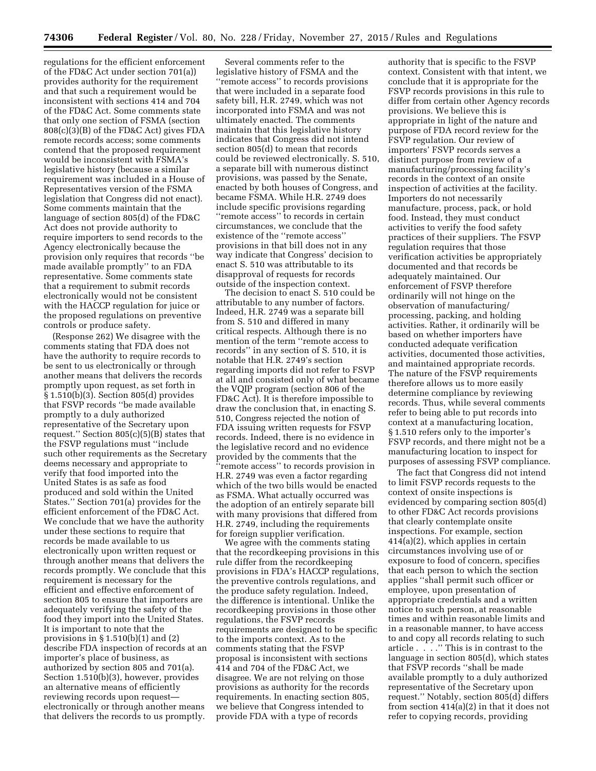regulations for the efficient enforcement of the FD&C Act under section 701(a)) provides authority for the requirement and that such a requirement would be inconsistent with sections 414 and 704 of the FD&C Act. Some comments state that only one section of FSMA (section 808(c)(3)(B) of the FD&C Act) gives FDA remote records access; some comments contend that the proposed requirement would be inconsistent with FSMA's legislative history (because a similar requirement was included in a House of Representatives version of the FSMA legislation that Congress did not enact). Some comments maintain that the language of section 805(d) of the FD&C Act does not provide authority to require importers to send records to the Agency electronically because the provision only requires that records ''be made available promptly'' to an FDA representative. Some comments state that a requirement to submit records electronically would not be consistent with the HACCP regulation for juice or the proposed regulations on preventive controls or produce safety.

(Response 262) We disagree with the comments stating that FDA does not have the authority to require records to be sent to us electronically or through another means that delivers the records promptly upon request, as set forth in § 1.510(b)(3). Section 805(d) provides that FSVP records ''be made available promptly to a duly authorized representative of the Secretary upon request.'' Section 805(c)(5)(B) states that the FSVP regulations must ''include such other requirements as the Secretary deems necessary and appropriate to verify that food imported into the United States is as safe as food produced and sold within the United States.'' Section 701(a) provides for the efficient enforcement of the FD&C Act. We conclude that we have the authority under these sections to require that records be made available to us electronically upon written request or through another means that delivers the records promptly. We conclude that this requirement is necessary for the efficient and effective enforcement of section 805 to ensure that importers are adequately verifying the safety of the food they import into the United States. It is important to note that the provisions in § 1.510(b)(1) and (2) describe FDA inspection of records at an importer's place of business, as authorized by section 805 and 701(a). Section 1.510(b)(3), however, provides an alternative means of efficiently reviewing records upon request—electronically or through another means that delivers the records to us promptly.

Several comments refer to the legislative history of FSMA and the ''remote access'' to records provisions that were included in a separate food safety bill, H.R. 2749, which was not incorporated into FSMA and was not ultimately enacted. The comments maintain that this legislative history indicates that Congress did not intend section 805(d) to mean that records could be reviewed electronically. S. 510, a separate bill with numerous distinct provisions, was passed by the Senate, enacted by both houses of Congress, and became FSMA. While H.R. 2749 does include specific provisions regarding ''remote access'' to records in certain circumstances, we conclude that the existence of the ''remote access'' provisions in that bill does not in any way indicate that Congress' decision to enact S. 510 was attributable to its disapproval of requests for records outside of the inspection context.

The decision to enact S. 510 could be attributable to any number of factors. Indeed, H.R. 2749 was a separate bill from S. 510 and differed in many critical respects. Although there is no mention of the term ''remote access to records'' in any section of S. 510, it is notable that H.R. 2749's section regarding imports did not refer to FSVP at all and consisted only of what became the VQIP program (section 806 of the FD&C Act). It is therefore impossible to draw the conclusion that, in enacting S. 510, Congress rejected the notion of FDA issuing written requests for FSVP records. Indeed, there is no evidence in the legislative record and no evidence provided by the comments that the ''remote access'' to records provision in H.R. 2749 was even a factor regarding which of the two bills would be enacted as FSMA. What actually occurred was the adoption of an entirely separate bill with many provisions that differed from H.R. 2749, including the requirements for foreign supplier verification.

We agree with the comments stating that the recordkeeping provisions in this rule differ from the recordkeeping provisions in FDA's HACCP regulations, the preventive controls regulations, and the produce safety regulation. Indeed, the difference is intentional. Unlike the recordkeeping provisions in those other regulations, the FSVP records requirements are designed to be specific to the imports context. As to the comments stating that the FSVP proposal is inconsistent with sections 414 and 704 of the FD&C Act, we disagree. We are not relying on those provisions as authority for the records requirements. In enacting section 805, we believe that Congress intended to provide FDA with a type of records authority that is specific to the FSVP context. Consistent with that intent, we conclude that it is appropriate for the FSVP records provisions in this rule to differ from certain other Agency records provisions. We believe this is appropriate in light of the nature and purpose of FDA record review for the FSVP regulation. Our review of importers' FSVP records serves a distinct purpose from review of a manufacturing/processing facility's records in the context of an onsite inspection of activities at the facility. Importers do not necessarily manufacture, process, pack, or hold food. Instead, they must conduct activities to verify the food safety practices of their suppliers. The FSVP regulation requires that those verification activities be appropriately documented and that records be adequately maintained. Our enforcement of FSVP therefore ordinarily will not hinge on the observation of manufacturing/processing, packing, and holding activities. Rather, it ordinarily will be based on whether importers have conducted adequate verification activities, documented those activities, and maintained appropriate records. The nature of the FSVP requirements therefore allows us to more easily determine compliance by reviewing records. Thus, while several comments refer to being able to put records into context at a manufacturing location, § 1.510 refers only to the importer's FSVP records, and there might not be a manufacturing location to inspect for purposes of assessing FSVP compliance.

The fact that Congress did not intend to limit FSVP records requests to the context of onsite inspections is evidenced by comparing section 805(d) to other FD&C Act records provisions that clearly contemplate onsite inspections. For example, section 414(a)(2), which applies in certain circumstances involving use of or exposure to food of concern, specifies that each person to which the section applies ''shall permit such officer or employee, upon presentation of appropriate credentials and a written notice to such person, at reasonable times and within reasonable limits and in a reasonable manner, to have access to and copy all records relating to such article . . . .'' This is in contrast to the language in section 805(d), which states that FSVP records ''shall be made available promptly to a duly authorized representative of the Secretary upon request.'' Notably, section 805(d) differs from section 414(a)(2) in that it does not refer to copying records, providing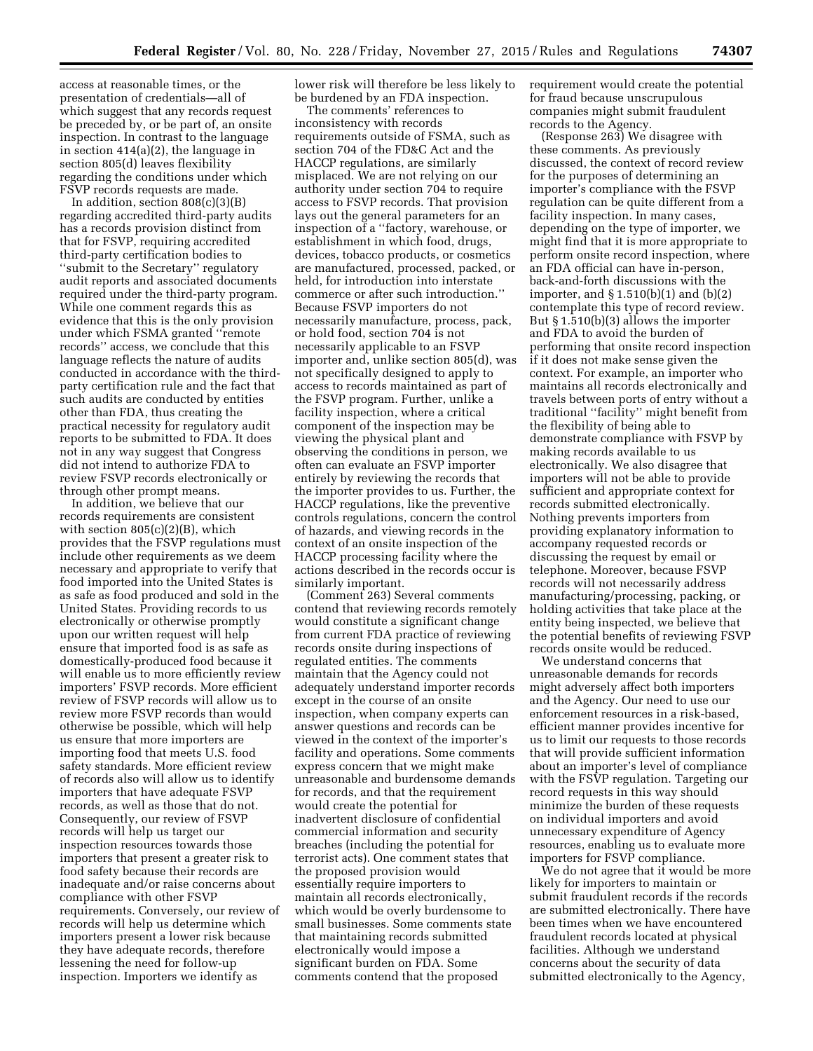access at reasonable times, or the presentation of credentials—all of which suggest that any records request be preceded by, or be part of, an onsite inspection. In contrast to the language in section 414(a)(2), the language in section 805(d) leaves flexibility regarding the conditions under which FSVP records requests are made.

In addition, section 808(c)(3)(B) regarding accredited third-party audits has a records provision distinct from that for FSVP, requiring accredited third-party certification bodies to "submit to the Secretary" regulatory audit reports and associated documents required under the third-party program. While one comment regards this as evidence that this is the only provision under which FSMA granted "remote records" access, we conclude that this language reflects the nature of audits conducted in accordance with the third-party certification rule and the fact that such audits are conducted by entities other than FDA, thus creating the practical necessity for regulatory audit reports to be submitted to FDA. It does not in any way suggest that Congress did not intend to authorize FDA to review FSVP records electronically or through other prompt means.

In addition, we believe that our records requirements are consistent with section 805(c)(2)(B), which provides that the FSVP regulations must include other requirements as we deem necessary and appropriate to verify that food imported into the United States is as safe as food produced and sold in the United States. Providing records to us electronically or otherwise promptly upon our written request will help ensure that imported food is as safe as domestically-produced food because it will enable us to more efficiently review importers' FSVP records. More efficient review of FSVP records will allow us to review more FSVP records than would otherwise be possible, which will help us ensure that more importers are importing food that meets U.S. food safety standards. More efficient review of records also will allow us to identify importers that have adequate FSVP records, as well as those that do not. Consequently, our review of FSVP records will help us target our inspection resources towards those importers that present a greater risk to food safety because their records are inadequate and/or raise concerns about compliance with other FSVP requirements. Conversely, our review of records will help us determine which importers present a lower risk because they have adequate records, therefore lessening the need for follow-up inspection. Importers we identify as lower risk will therefore be less likely to be burdened by an FDA inspection.

The comments' references to inconsistency with records requirements outside of FSMA, such as section 704 of the FD&C Act and the HACCP regulations, are similarly misplaced. We are not relying on our authority under section 704 to require access to FSVP records. That provision lays out the general parameters for an inspection of a "factory, warehouse, or establishment in which food, drugs, devices, tobacco products, or cosmetics are manufactured, processed, packed, or held, for introduction into interstate commerce or after such introduction." Because FSVP importers do not necessarily manufacture, process, pack, or hold food, section 704 is not necessarily applicable to an FSVP importer and, unlike section 805(d), was not specifically designed to apply to access to records maintained as part of the FSVP program. Further, unlike a facility inspection, where a critical component of the inspection may be viewing the physical plant and observing the conditions in person, we often can evaluate an FSVP importer entirely by reviewing the records that the importer provides to us. Further, the HACCP regulations, like the preventive controls regulations, concern the control of hazards, and viewing records in the context of an onsite inspection of the HACCP processing facility where the actions described in the records occur is similarly important.

(Comment 263) Several comments contend that reviewing records remotely would constitute a significant change from current FDA practice of reviewing records onsite during inspections of regulated entities. The comments maintain that the Agency could not adequately understand importer records except in the course of an onsite inspection, when company experts can answer questions and records can be viewed in the context of the importer's facility and operations. Some comments express concern that we might make unreasonable and burdensome demands for records, and that the requirement would create the potential for inadvertent disclosure of confidential commercial information and security breaches (including the potential for terrorist acts). One comment states that the proposed provision would essentially require importers to maintain all records electronically, which would be overly burdensome to small businesses. Some comments state that maintaining records submitted electronically would impose a significant burden on FDA. Some comments contend that the proposed requirement would create the potential for fraud because unscrupulous companies might submit fraudulent records to the Agency.

(Response 263) We disagree with these comments. As previously discussed, the context of record review for the purposes of determining an importer's compliance with the FSVP regulation can be quite different from a facility inspection. In many cases, depending on the type of importer, we might find that it is more appropriate to perform onsite record inspection, where an FDA official can have in-person, back-and-forth discussions with the importer, and § 1.510(b)(1) and (b)(2) contemplate this type of record review. But § 1.510(b)(3) allows the importer and FDA to avoid the burden of performing that onsite record inspection if it does not make sense given the context. For example, an importer who maintains all records electronically and travels between ports of entry without a traditional "facility" might benefit from the flexibility of being able to demonstrate compliance with FSVP by making records available to us electronically. We also disagree that importers will not be able to provide sufficient and appropriate context for records submitted electronically. Nothing prevents importers from providing explanatory information to accompany requested records or discussing the request by email or telephone. Moreover, because FSVP records will not necessarily address manufacturing/processing, packing, or holding activities that take place at the entity being inspected, we believe that the potential benefits of reviewing FSVP records onsite would be reduced.

We understand concerns that unreasonable demands for records might adversely affect both importers and the Agency. Our need to use our enforcement resources in a risk-based, efficient manner provides incentive for us to limit our requests to those records that will provide sufficient information about an importer's level of compliance with the FSVP regulation. Targeting our record requests in this way should minimize the burden of these requests on individual importers and avoid unnecessary expenditure of Agency resources, enabling us to evaluate more importers for FSVP compliance.

We do not agree that it would be more likely for importers to maintain or submit fraudulent records if the records are submitted electronically. There have been times when we have encountered fraudulent records located at physical facilities. Although we understand concerns about the security of data submitted electronically to the Agency,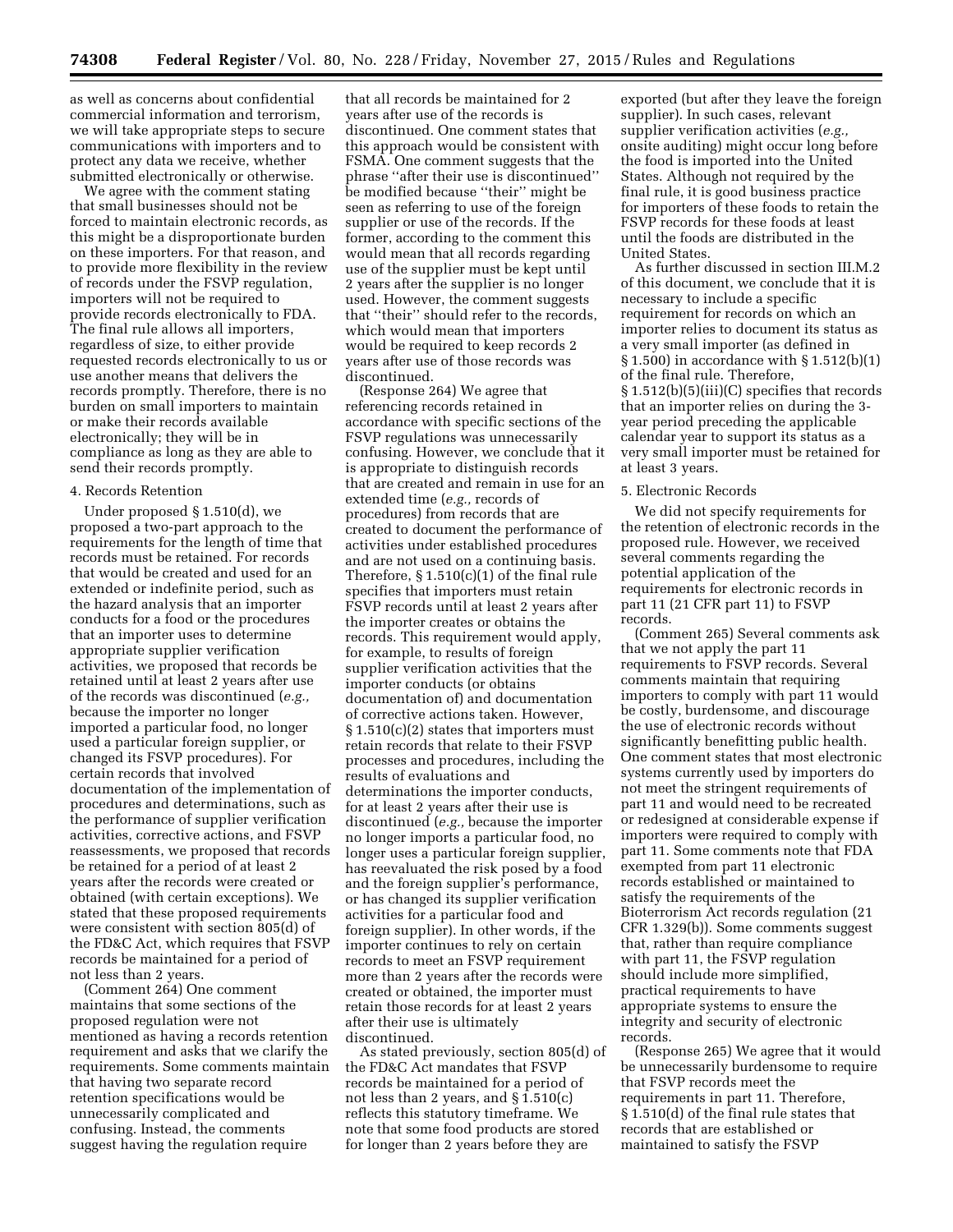as well as concerns about confidential commercial information and terrorism, we will take appropriate steps to secure communications with importers and to protect any data we receive, whether submitted electronically or otherwise.

We agree with the comment stating that small businesses should not be forced to maintain electronic records, as this might be a disproportionate burden on these importers. For that reason, and to provide more flexibility in the review of records under the FSVP regulation, importers will not be required to provide records electronically to FDA. The final rule allows all importers, regardless of size, to either provide requested records electronically to us or use another means that delivers the records promptly. Therefore, there is no burden on small importers to maintain or make their records available electronically; they will be in compliance as long as they are able to send their records promptly.

#### 4. Records Retention

Under proposed § 1.510(d), we proposed a two-part approach to the requirements for the length of time that records must be retained. For records that would be created and used for an extended or indefinite period, such as the hazard analysis that an importer conducts for a food or the procedures that an importer uses to determine appropriate supplier verification activities, we proposed that records be retained until at least 2 years after use of the records was discontinued (*e.g.,* because the importer no longer imported a particular food, no longer used a particular foreign supplier, or changed its FSVP procedures). For certain records that involved documentation of the implementation of procedures and determinations, such as the performance of supplier verification activities, corrective actions, and FSVP reassessments, we proposed that records be retained for a period of at least 2 years after the records were created or obtained (with certain exceptions). We stated that these proposed requirements were consistent with section 805(d) of the FD&C Act, which requires that FSVP records be maintained for a period of not less than 2 years.

(Comment 264) One comment maintains that some sections of the proposed regulation were not mentioned as having a records retention requirement and asks that we clarify the requirements. Some comments maintain that having two separate record retention specifications would be unnecessarily complicated and confusing. Instead, the comments suggest having the regulation require that all records be maintained for 2 years after use of the records is discontinued. One comment states that this approach would be consistent with FSMA. One comment suggests that the phrase ''after their use is discontinued'' be modified because ''their'' might be seen as referring to use of the foreign supplier or use of the records. If the former, according to the comment this would mean that all records regarding use of the supplier must be kept until 2 years after the supplier is no longer used. However, the comment suggests that ''their'' should refer to the records, which would mean that importers would be required to keep records 2 years after use of those records was discontinued.

(Response 264) We agree that referencing records retained in accordance with specific sections of the FSVP regulations was unnecessarily confusing. However, we conclude that it is appropriate to distinguish records that are created and remain in use for an extended time (*e.g.,* records of procedures) from records that are created to document the performance of activities under established procedures and are not used on a continuing basis. Therefore, § 1.510(c)(1) of the final rule specifies that importers must retain FSVP records until at least 2 years after the importer creates or obtains the records. This requirement would apply, for example, to results of foreign supplier verification activities that the importer conducts (or obtains documentation of) and documentation of corrective actions taken. However, § 1.510(c)(2) states that importers must retain records that relate to their FSVP processes and procedures, including the results of evaluations and determinations the importer conducts, for at least 2 years after their use is discontinued (*e.g.,* because the importer no longer imports a particular food, no longer uses a particular foreign supplier, has reevaluated the risk posed by a food and the foreign supplier's performance, or has changed its supplier verification activities for a particular food and foreign supplier). In other words, if the importer continues to rely on certain records to meet an FSVP requirement more than 2 years after the records were created or obtained, the importer must retain those records for at least 2 years after their use is ultimately discontinued.

As stated previously, section 805(d) of the FD&C Act mandates that FSVP records be maintained for a period of not less than 2 years, and § 1.510(c) reflects this statutory timeframe. We note that some food products are stored for longer than 2 years before they are exported (but after they leave the foreign supplier). In such cases, relevant supplier verification activities (*e.g.,* onsite auditing) might occur long before the food is imported into the United States. Although not required by the final rule, it is good business practice for importers of these foods to retain the FSVP records for these foods at least until the foods are distributed in the United States.

As further discussed in section III.M.2 of this document, we conclude that it is necessary to include a specific requirement for records on which an importer relies to document its status as a very small importer (as defined in § 1.500) in accordance with § 1.512(b)(1) of the final rule. Therefore, § 1.512(b)(5)(iii)(C) specifies that records that an importer relies on during the 3-year period preceding the applicable calendar year to support its status as a very small importer must be retained for at least 3 years.

#### 5. Electronic Records

We did not specify requirements for the retention of electronic records in the proposed rule. However, we received several comments regarding the potential application of the requirements for electronic records in part 11 (21 CFR part 11) to FSVP records.

(Comment 265) Several comments ask that we not apply the part 11 requirements to FSVP records. Several comments maintain that requiring importers to comply with part 11 would be costly, burdensome, and discourage the use of electronic records without significantly benefitting public health. One comment states that most electronic systems currently used by importers do not meet the stringent requirements of part 11 and would need to be recreated or redesigned at considerable expense if importers were required to comply with part 11. Some comments note that FDA exempted from part 11 electronic records established or maintained to satisfy the requirements of the Bioterrorism Act records regulation (21 CFR 1.329(b)). Some comments suggest that, rather than require compliance with part 11, the FSVP regulation should include more simplified, practical requirements to have appropriate systems to ensure the integrity and security of electronic records.

(Response 265) We agree that it would be unnecessarily burdensome to require that FSVP records meet the requirements in part 11. Therefore, § 1.510(d) of the final rule states that records that are established or maintained to satisfy the FSVP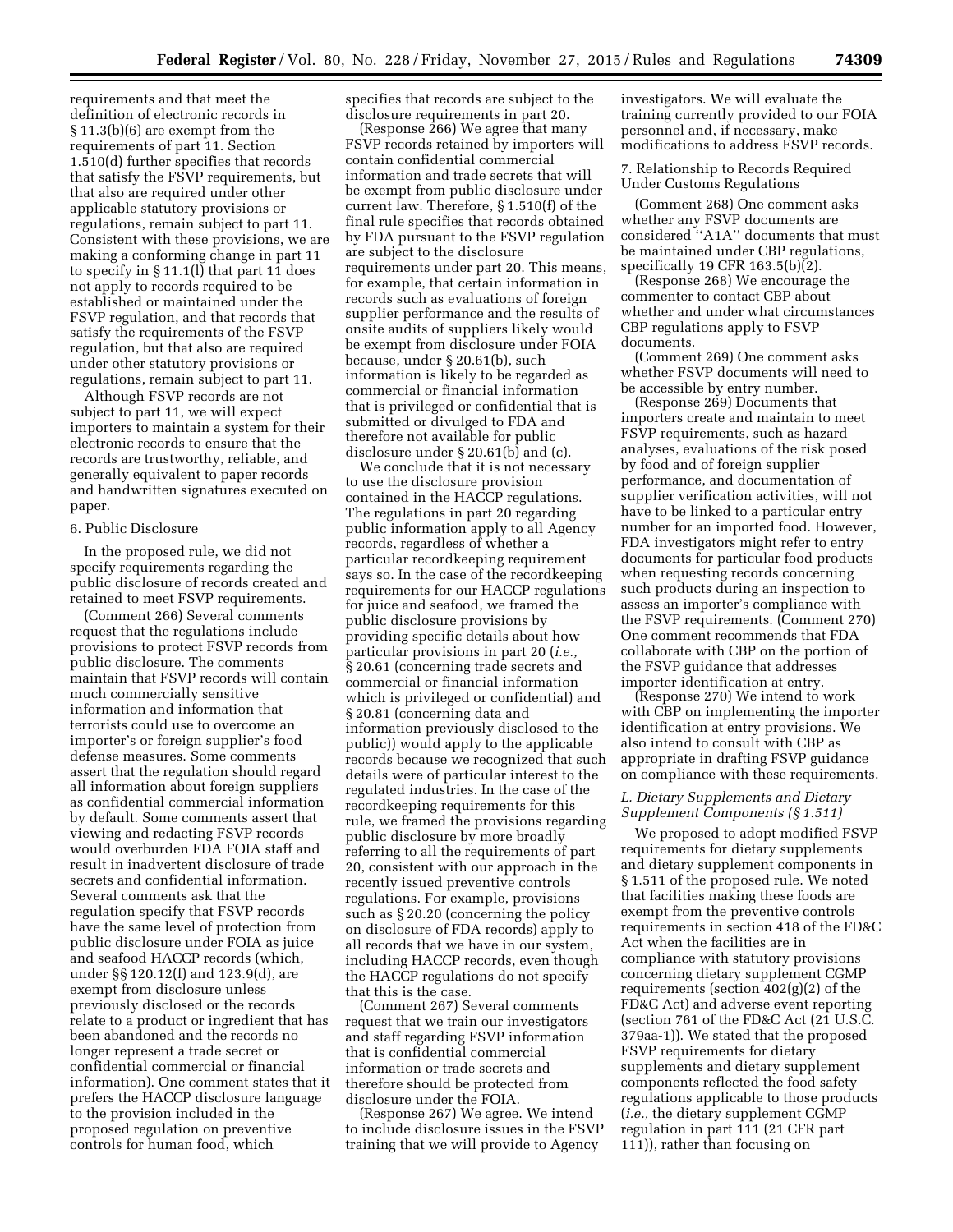requirements and that meet the definition of electronic records in § 11.3(b)(6) are exempt from the requirements of part 11. Section 1.510(d) further specifies that records that satisfy the FSVP requirements, but that also are required under other applicable statutory provisions or regulations, remain subject to part 11. Consistent with these provisions, we are making a conforming change in part 11 to specify in § 11.1(l) that part 11 does not apply to records required to be established or maintained under the FSVP regulation, and that records that satisfy the requirements of the FSVP regulation, but that also are required under other statutory provisions or regulations, remain subject to part 11.

Although FSVP records are not subject to part 11, we will expect importers to maintain a system for their electronic records to ensure that the records are trustworthy, reliable, and generally equivalent to paper records and handwritten signatures executed on paper.

6. Public Disclosure

In the proposed rule, we did not specify requirements regarding the public disclosure of records created and retained to meet FSVP requirements.

(Comment 266) Several comments request that the regulations include provisions to protect FSVP records from public disclosure. The comments maintain that FSVP records will contain much commercially sensitive information and information that terrorists could use to overcome an importer's or foreign supplier's food defense measures. Some comments assert that the regulation should regard all information about foreign suppliers as confidential commercial information by default. Some comments assert that viewing and redacting FSVP records would overburden FDA FOIA staff and result in inadvertent disclosure of trade secrets and confidential information. Several comments ask that the regulation specify that FSVP records have the same level of protection from public disclosure under FOIA as juice and seafood HACCP records (which, under §§ 120.12(f) and 123.9(d), are exempt from disclosure unless previously disclosed or the records relate to a product or ingredient that has been abandoned and the records no longer represent a trade secret or confidential commercial or financial information). One comment states that it prefers the HACCP disclosure language to the provision included in the proposed regulation on preventive controls for human food, which specifies that records are subject to the disclosure requirements in part 20.

(Response 266) We agree that many FSVP records retained by importers will contain confidential commercial information and trade secrets that will be exempt from public disclosure under current law. Therefore, § 1.510(f) of the final rule specifies that records obtained by FDA pursuant to the FSVP regulation are subject to the disclosure requirements under part 20. This means, for example, that certain information in records such as evaluations of foreign supplier performance and the results of onsite audits of suppliers likely would be exempt from disclosure under FOIA because, under § 20.61(b), such information is likely to be regarded as commercial or financial information that is privileged or confidential that is submitted or divulged to FDA and therefore not available for public disclosure under § 20.61(b) and (c).

We conclude that it is not necessary to use the disclosure provision contained in the HACCP regulations. The regulations in part 20 regarding public information apply to all Agency records, regardless of whether a particular recordkeeping requirement says so. In the case of the recordkeeping requirements for our HACCP regulations for juice and seafood, we framed the public disclosure provisions by providing specific details about how particular provisions in part 20 (*i.e.,* § 20.61 (concerning trade secrets and commercial or financial information which is privileged or confidential) and § 20.81 (concerning data and information previously disclosed to the public)) would apply to the applicable records because we recognized that such details were of particular interest to the regulated industries. In the case of the recordkeeping requirements for this rule, we framed the provisions regarding public disclosure by more broadly referring to all the requirements of part 20, consistent with our approach in the recently issued preventive controls regulations. For example, provisions such as § 20.20 (concerning the policy on disclosure of FDA records) apply to all records that we have in our system, including HACCP records, even though the HACCP regulations do not specify that this is the case.

(Comment 267) Several comments request that we train our investigators and staff regarding FSVP information that is confidential commercial information or trade secrets and therefore should be protected from disclosure under the FOIA.

(Response 267) We agree. We intend to include disclosure issues in the FSVP training that we will provide to Agency investigators. We will evaluate the training currently provided to our FOIA personnel and, if necessary, make modifications to address FSVP records.

7. Relationship to Records Required Under Customs Regulations

(Comment 268) One comment asks whether any FSVP documents are considered ''A1A'' documents that must be maintained under CBP regulations, specifically 19 CFR 163.5(b)(2).

(Response 268) We encourage the commenter to contact CBP about whether and under what circumstances CBP regulations apply to FSVP documents.

(Comment 269) One comment asks whether FSVP documents will need to be accessible by entry number.

(Response 269) Documents that importers create and maintain to meet FSVP requirements, such as hazard analyses, evaluations of the risk posed by food and of foreign supplier performance, and documentation of supplier verification activities, will not have to be linked to a particular entry number for an imported food. However, FDA investigators might refer to entry documents for particular food products when requesting records concerning such products during an inspection to assess an importer's compliance with the FSVP requirements.

(Comment 270) One comment recommends that FDA collaborate with CBP on the portion of the FSVP guidance that addresses importer identification at entry.

(Response 270) We intend to work with CBP on implementing the importer identification at entry provisions. We also intend to consult with CBP as appropriate in drafting FSVP guidance on compliance with these requirements.

### *L. Dietary Supplements and Dietary Supplement Components (§ 1.511)*

We proposed to adopt modified FSVP requirements for dietary supplements and dietary supplement components in § 1.511 of the proposed rule. We noted that facilities making these foods are exempt from the preventive controls requirements in section 418 of the FD&C Act when the facilities are in compliance with statutory provisions concerning dietary supplement CGMP requirements (section 402(g)(2) of the FD&C Act) and adverse event reporting (section 761 of the FD&C Act (21 U.S.C. 379aa-1)). We stated that the proposed FSVP requirements for dietary supplements and dietary supplement components reflected the food safety regulations applicable to those products (*i.e.,* the dietary supplement CGMP regulation in part 111 (21 CFR part 111)), rather than focusing on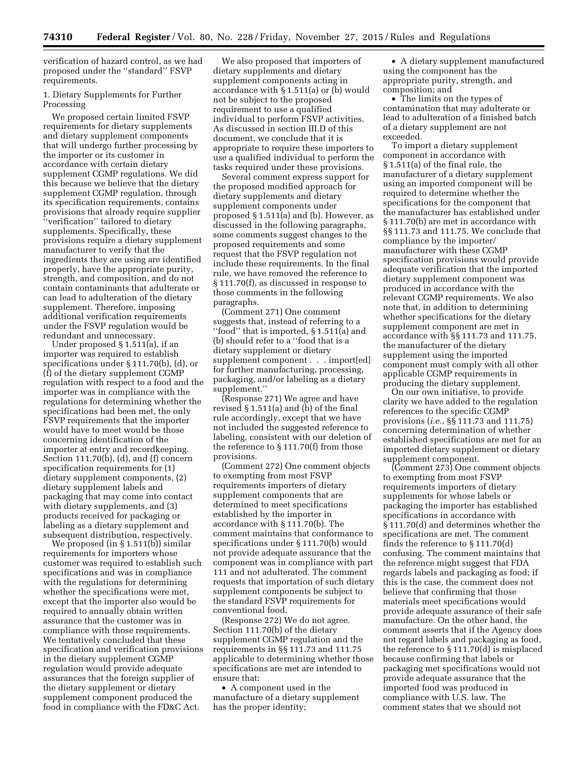verification of hazard control, as we had proposed under the ''standard'' FSVP requirements.

### 1. Dietary Supplements for Further Processing

We proposed certain limited FSVP requirements for dietary supplements and dietary supplement components that will undergo further processing by the importer or its customer in accordance with certain dietary supplement CGMP regulations. We did this because we believe that the dietary supplement CGMP regulation, through its specification requirements, contains provisions that already require supplier ''verification'' tailored to dietary supplements. Specifically, these provisions require a dietary supplement manufacturer to verify that the ingredients they are using are identified properly, have the appropriate purity, strength, and composition, and do not contain contaminants that adulterate or can lead to adulteration of the dietary supplement. Therefore, imposing additional verification requirements under the FSVP regulation would be redundant and unnecessary.

Under proposed § 1.511(a), if an importer was required to establish specifications under § 111.70(b), (d), or (f) of the dietary supplement CGMP regulation with respect to a food and the importer was in compliance with the regulations for determining whether the specifications had been met, the only FSVP requirements that the importer would have to meet would be those concerning identification of the importer at entry and recordkeeping. Section 111.70(b), (d), and (f) concern specification requirements for (1) dietary supplement components, (2) dietary supplement labels and packaging that may come into contact with dietary supplements, and (3) products received for packaging or labeling as a dietary supplement and subsequent distribution, respectively.

We proposed (in § 1.511(b)) similar requirements for importers whose customer was required to establish such specifications and was in compliance with the regulations for determining whether the specifications were met, except that the importer also would be required to annually obtain written assurance that the customer was in compliance with those requirements. We tentatively concluded that these specification and verification provisions in the dietary supplement CGMP regulation would provide adequate assurances that the foreign supplier of the dietary supplement or dietary supplement component produced the food in compliance with the FD&C Act.

We also proposed that importers of dietary supplements and dietary supplement components acting in accordance with § 1.511(a) or (b) would not be subject to the proposed requirement to use a qualified individual to perform FSVP activities. As discussed in section III.D of this document, we conclude that it is appropriate to require these importers to use a qualified individual to perform the tasks required under these provisions.

Several comment express support for the proposed modified approach for dietary supplements and dietary supplement components under proposed § 1.511(a) and (b). However, as discussed in the following paragraphs, some comments suggest changes to the proposed requirements and some request that the FSVP regulation not include these requirements. In the final rule, we have removed the reference to § 111.70(f), as discussed in response to those comments in the following paragraphs.

(Comment 271) One comment suggests that, instead of referring to a ''food'' that is imported, § 1.511(a) and (b) should refer to a ''food that is a dietary supplement or dietary supplement component . . . import[ed] for further manufacturing, processing, packaging, and/or labeling as a dietary supplement.''

(Response 271) We agree and have revised § 1.511(a) and (b) of the final rule accordingly, except that we have not included the suggested reference to labeling, consistent with our deletion of the reference to § 111.70(f) from those provisions.

(Comment 272) One comment objects to exempting from most FSVP requirements importers of dietary supplement components that are determined to meet specifications established by the importer in accordance with § 111.70(b). The comment maintains that conformance to specifications under § 111.70(b) would not provide adequate assurance that the component was in compliance with part 111 and not adulterated. The comment requests that importation of such dietary supplement components be subject to the standard FSVP requirements for conventional food.

(Response 272) We do not agree. Section 111.70(b) of the dietary supplement CGMP regulation and the requirements in §§ 111.73 and 111.75 applicable to determining whether those specifications are met are intended to ensure that:

- A component used in the manufacture of a dietary supplement has the proper identity;
- A dietary supplement manufactured using the component has the appropriate purity, strength, and composition; and
- The limits on the types of contamination that may adulterate or lead to adulteration of a finished batch of a dietary supplement are not exceeded.

To import a dietary supplement component in accordance with § 1.511(a) of the final rule, the manufacturer of a dietary supplement using an imported component will be required to determine whether the specifications for the component that the manufacturer has established under § 111.70(b) are met in accordance with §§ 111.73 and 111.75. We conclude that compliance by the importer/manufacturer with these CGMP specification provisions would provide adequate verification that the imported dietary supplement component was produced in accordance with the relevant CGMP requirements. We also note that, in addition to determining whether specifications for the dietary supplement component are met in accordance with §§ 111.73 and 111.75, the manufacturer of the dietary supplement using the imported component must comply with all other applicable CGMP requirements in producing the dietary supplement.

On our own initiative, to provide clarity we have added to the regulation references to the specific CGMP provisions (*i.e.,* §§ 111.73 and 111.75) concerning determination of whether established specifications are met for an imported dietary supplement or dietary supplement component.

(Comment 273) One comment objects to exempting from most FSVP requirements importers of dietary supplements for whose labels or packaging the importer has established specifications in accordance with § 111.70(d) and determines whether the specifications are met. The comment finds the reference to § 111.70(d) confusing. The comment maintains that the reference might suggest that FDA regards labels and packaging as food; if this is the case, the comment does not believe that confirming that those materials meet specifications would provide adequate assurance of their safe manufacture. On the other hand, the comment asserts that if the Agency does not regard labels and packaging as food, the reference to § 111.70(d) is misplaced because confirming that labels or packaging met specifications would not provide adequate assurance that the imported food was produced in compliance with U.S. law. The comment states that we should not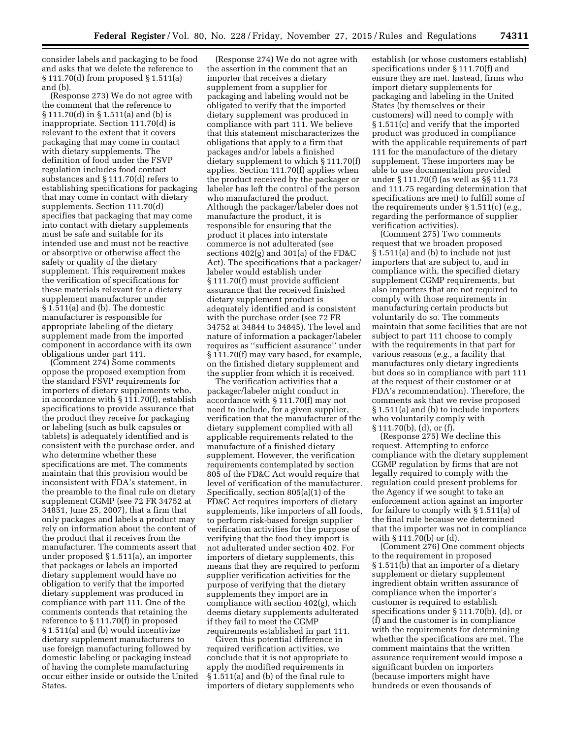consider labels and packaging to be food and asks that we delete the reference to § 111.70(d) from proposed § 1.511(a) and (b).

(Response 273) We do not agree with the comment that the reference to § 111.70(d) in § 1.511(a) and (b) is inappropriate. Section 111.70(d) is relevant to the extent that it covers packaging that may come in contact with dietary supplements. The definition of food under the FSVP regulation includes food contact substances and § 111.70(d) refers to establishing specifications for packaging that may come in contact with dietary supplements. Section 111.70(d) specifies that packaging that may come into contact with dietary supplements must be safe and suitable for its intended use and must not be reactive or absorptive or otherwise affect the safety or quality of the dietary supplement. This requirement makes the verification of specifications for these materials relevant for a dietary supplement manufacturer under § 1.511(a) and (b). The domestic manufacturer is responsible for appropriate labeling of the dietary supplement made from the imported component in accordance with its own obligations under part 111.

(Comment 274) Some comments oppose the proposed exemption from the standard FSVP requirements for importers of dietary supplements who, in accordance with § 111.70(f), establish specifications to provide assurance that the product they receive for packaging or labeling (such as bulk capsules or tablets) is adequately identified and is consistent with the purchase order, and who determine whether these specifications are met. The comments maintain that this provision would be inconsistent with FDA's statement, in the preamble to the final rule on dietary supplement CGMP (see 72 FR 34752 at 34851, June 25, 2007), that a firm that only packages and labels a product may rely on information about the content of the product that it receives from the manufacturer. The comments assert that under proposed § 1.511(a), an importer that packages or labels an imported dietary supplement would have no obligation to verify that the imported dietary supplement was produced in compliance with part 111. One of the comments contends that retaining the reference to § 111.70(f) in proposed § 1.511(a) and (b) would incentivize dietary supplement manufacturers to use foreign manufacturing followed by domestic labeling or packaging instead of having the complete manufacturing occur either inside or outside the United States.

(Response 274) We do not agree with the assertion in the comment that an importer that receives a dietary supplement from a supplier for packaging and labeling would not be obligated to verify that the imported dietary supplement was produced in compliance with part 111. We believe that this statement mischaracterizes the obligations that apply to a firm that packages and/or labels a finished dietary supplement to which § 111.70(f) applies. Section 111.70(f) applies when the product received by the packager or labeler has left the control of the person who manufactured the product. Although the packager/labeler does not manufacture the product, it is responsible for ensuring that the product it places into interstate commerce is not adulterated (see sections 402(g) and 301(a) of the FD&C Act). The specifications that a packager/labeler would establish under § 111.70(f) must provide sufficient assurance that the received finished dietary supplement product is adequately identified and is consistent with the purchase order (see 72 FR 34752 at 34844 to 34845). The level and nature of information a packager/labeler requires as ''sufficient assurance'' under § 111.70(f) may vary based, for example, on the finished dietary supplement and the supplier from which it is received.

The verification activities that a packager/labeler might conduct in accordance with § 111.70(f) may not need to include, for a given supplier, verification that the manufacturer of the dietary supplement complied with all applicable requirements related to the manufacture of a finished dietary supplement. However, the verification requirements contemplated by section 805 of the FD&C Act would require that level of verification of the manufacturer. Specifically, section 805(a)(1) of the FD&C Act requires importers of dietary supplements, like importers of all foods, to perform risk-based foreign supplier verification activities for the purpose of verifying that the food they import is not adulterated under section 402. For importers of dietary supplements, this means that they are required to perform supplier verification activities for the purpose of verifying that the dietary supplements they import are in compliance with section 402(g), which deems dietary supplements adulterated if they fail to meet the CGMP requirements established in part 111.

Given this potential difference in required verification activities, we conclude that it is not appropriate to apply the modified requirements in § 1.511(a) and (b) of the final rule to importers of dietary supplements who establish (or whose customers establish) specifications under § 111.70(f) and ensure they are met. Instead, firms who import dietary supplements for packaging and labeling in the United States (by themselves or their customers) will need to comply with § 1.511(c) and verify that the imported product was produced in compliance with the applicable requirements of part 111 for the manufacture of the dietary supplement. These importers may be able to use documentation provided under § 111.70(f) (as well as §§ 111.73 and 111.75 regarding determination that specifications are met) to fulfill some of the requirements under § 1.511(c) (*e.g.,* regarding the performance of supplier verification activities).

(Comment 275) Two comments request that we broaden proposed § 1.511(a) and (b) to include not just importers that are subject to, and in compliance with, the specified dietary supplement CGMP requirements, but also importers that are not required to comply with those requirements in manufacturing certain products but voluntarily do so. The comments maintain that some facilities that are not subject to part 111 choose to comply with the requirements in that part for various reasons (*e.g.,* a facility that manufactures only dietary ingredients but does so in compliance with part 111 at the request of their customer or at FDA's recommendation). Therefore, the comments ask that we revise proposed § 1.511(a) and (b) to include importers who voluntarily comply with § 111.70(b), (d), or (f).

(Response 275) We decline this request. Attempting to enforce compliance with the dietary supplement CGMP regulation by firms that are not legally required to comply with the regulation could present problems for the Agency if we sought to take an enforcement action against an importer for failure to comply with § 1.511(a) of the final rule because we determined that the importer was not in compliance with § 111.70(b) or (d).

(Comment 276) One comment objects to the requirement in proposed § 1.511(b) that an importer of a dietary supplement or dietary supplement ingredient obtain written assurance of compliance when the importer's customer is required to establish specifications under § 111.70(b), (d), or (f) and the customer is in compliance with the requirements for determining whether the specifications are met. The comment maintains that the written assurance requirement would impose a significant burden on importers (because importers might have hundreds or even thousands of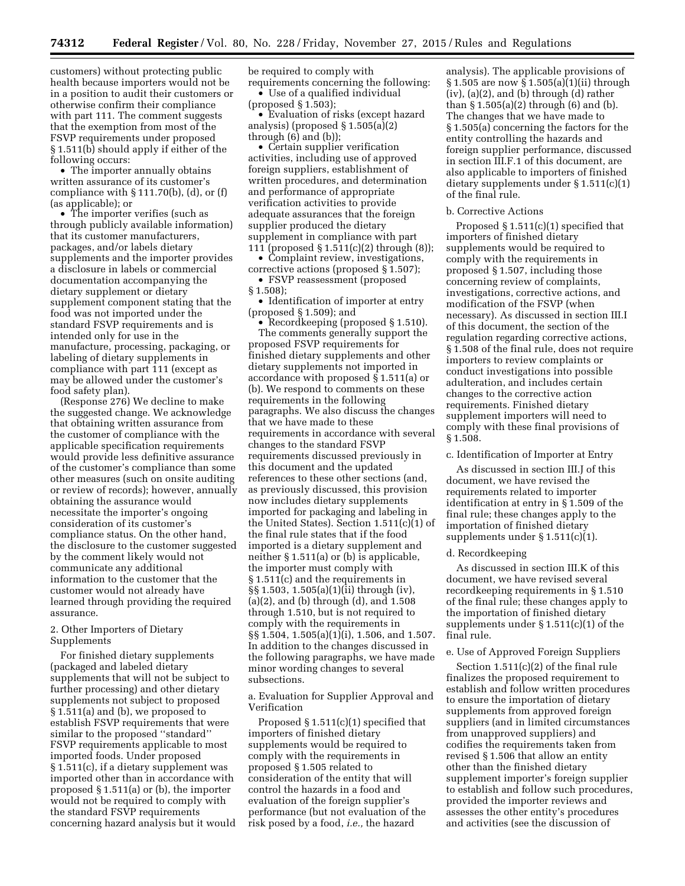customers) without protecting public health because importers would not be in a position to audit their customers or otherwise confirm their compliance with part 111. The comment suggests that the exemption from most of the FSVP requirements under proposed § 1.511(b) should apply if either of the following occurs:

- The importer annually obtains written assurance of its customer's compliance with § 111.70(b), (d), or (f) (as applicable); or
- The importer verifies (such as through publicly available information) that its customer manufactures, packages, and/or labels dietary supplements and the importer provides a disclosure in labels or commercial documentation accompanying the dietary supplement or dietary supplement component stating that the food was not imported under the standard FSVP requirements and is intended only for use in the manufacture, processing, packaging, or labeling of dietary supplements in compliance with part 111 (except as may be allowed under the customer's food safety plan).

(Response 276) We decline to make the suggested change. We acknowledge that obtaining written assurance from the customer of compliance with the applicable specification requirements would provide less definitive assurance of the customer's compliance than some other measures (such on onsite auditing or review of records); however, annually obtaining the assurance would necessitate the importer's ongoing consideration of its customer's compliance status. On the other hand, the disclosure to the customer suggested by the comment likely would not communicate any additional information to the customer that the customer would not already have learned through providing the required assurance.

2. Other Importers of Dietary Supplements

For finished dietary supplements (packaged and labeled dietary supplements that will not be subject to further processing) and other dietary supplements not subject to proposed § 1.511(a) and (b), we proposed to establish FSVP requirements that were similar to the proposed ''standard'' FSVP requirements applicable to most imported foods. Under proposed § 1.511(c), if a dietary supplement was imported other than in accordance with proposed § 1.511(a) or (b), the importer would not be required to comply with the standard FSVP requirements concerning hazard analysis but it would be required to comply with requirements concerning the following:

- Use of a qualified individual (proposed § 1.503);
- Evaluation of risks (except hazard analysis) (proposed § 1.505(a)(2) through (6) and (b));
- Certain supplier verification activities, including use of approved foreign suppliers, establishment of written procedures, and determination and performance of appropriate verification activities to provide adequate assurances that the foreign supplier produced the dietary supplement in compliance with part 111 (proposed § 1.511(c)(2) through (8));
- Complaint review, investigations, corrective actions (proposed § 1.507);
- FSVP reassessment (proposed § 1.508);
- Identification of importer at entry (proposed § 1.509); and
- Recordkeeping (proposed § 1.510).

The comments generally support the proposed FSVP requirements for finished dietary supplements and other dietary supplements not imported in accordance with proposed § 1.511(a) or (b). We respond to comments on these requirements in the following paragraphs. We also discuss the changes that we have made to these requirements in accordance with several changes to the standard FSVP requirements discussed previously in this document and the updated references to these other sections (and, as previously discussed, this provision now includes dietary supplements imported for packaging and labeling in the United States). Section 1.511(c)(1) of the final rule states that if the food imported is a dietary supplement and neither § 1.511(a) or (b) is applicable, the importer must comply with § 1.511(c) and the requirements in §§ 1.503, 1.505(a)(1)(ii) through (iv), (a)(2), and (b) through (d), and 1.508 through 1.510, but is not required to comply with the requirements in §§ 1.504, 1.505(a)(1)(i), 1.506, and 1.507. In addition to the changes discussed in the following paragraphs, we have made minor wording changes to several subsections.

a. Evaluation for Supplier Approval and Verification

Proposed § 1.511(c)(1) specified that importers of finished dietary supplements would be required to comply with the requirements in proposed § 1.505 related to consideration of the entity that will control the hazards in a food and evaluation of the foreign supplier's performance (but not evaluation of the risk posed by a food, *i.e.,* the hazard analysis). The applicable provisions of § 1.505 are now § 1.505(a)(1)(ii) through (iv), (a)(2), and (b) through (d) rather than § 1.505(a)(2) through (6) and (b). The changes that we have made to § 1.505(a) concerning the factors for the entity controlling the hazards and foreign supplier performance, discussed in section III.F.1 of this document, are also applicable to importers of finished dietary supplements under § 1.511(c)(1) of the final rule.

b. Corrective Actions

Proposed § 1.511(c)(1) specified that importers of finished dietary supplements would be required to comply with the requirements in proposed § 1.507, including those concerning review of complaints, investigations, corrective actions, and modification of the FSVP (when necessary). As discussed in section III.I of this document, the section of the regulation regarding corrective actions, § 1.508 of the final rule, does not require importers to review complaints or conduct investigations into possible adulteration, and includes certain changes to the corrective action requirements. Finished dietary supplement importers will need to comply with these final provisions of § 1.508.

c. Identification of Importer at Entry

As discussed in section III.J of this document, we have revised the requirements related to importer identification at entry in § 1.509 of the final rule; these changes apply to the importation of finished dietary supplements under § 1.511(c)(1).

d. Recordkeeping

As discussed in section III.K of this document, we have revised several recordkeeping requirements in § 1.510 of the final rule; these changes apply to the importation of finished dietary supplements under § 1.511(c)(1) of the final rule.

e. Use of Approved Foreign Suppliers

Section 1.511(c)(2) of the final rule finalizes the proposed requirement to establish and follow written procedures to ensure the importation of dietary supplements from approved foreign suppliers (and in limited circumstances from unapproved suppliers) and codifies the requirements taken from revised § 1.506 that allow an entity other than the finished dietary supplement importer's foreign supplier to establish and follow such procedures, provided the importer reviews and assesses the other entity's procedures and activities (see the discussion of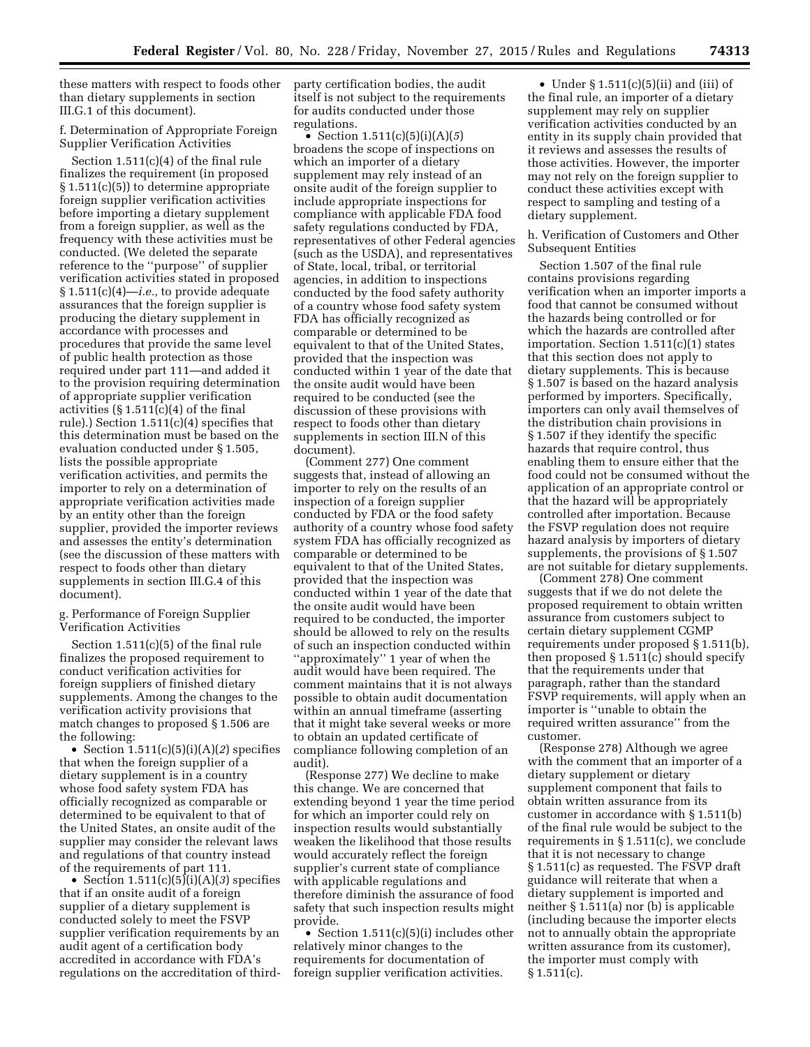these matters with respect to foods other than dietary supplements in section III.G.1 of this document).

f. Determination of Appropriate Foreign Supplier Verification Activities

Section 1.511(c)(4) of the final rule finalizes the requirement (in proposed § 1.511(c)(5)) to determine appropriate foreign supplier verification activities before importing a dietary supplement from a foreign supplier, as well as the frequency with these activities must be conducted. (We deleted the separate reference to the ''purpose'' of supplier verification activities stated in proposed § 1.511(c)(4)—*i.e.,* to provide adequate assurances that the foreign supplier is producing the dietary supplement in accordance with processes and procedures that provide the same level of public health protection as those required under part 111—and added it to the provision requiring determination of appropriate supplier verification activities (§ 1.511(c)(4) of the final rule).) Section 1.511(c)(4) specifies that this determination must be based on the evaluation conducted under § 1.505, lists the possible appropriate verification activities, and permits the importer to rely on a determination of appropriate verification activities made by an entity other than the foreign supplier, provided the importer reviews and assesses the entity's determination (see the discussion of these matters with respect to foods other than dietary supplements in section III.G.4 of this document).

g. Performance of Foreign Supplier Verification Activities

Section 1.511(c)(5) of the final rule finalizes the proposed requirement to conduct verification activities for foreign suppliers of finished dietary supplements. Among the changes to the verification activity provisions that match changes to proposed § 1.506 are the following:

- Section 1.511(c)(5)(i)(A)(*2*) specifies that when the foreign supplier of a dietary supplement is in a country whose food safety system FDA has officially recognized as comparable or determined to be equivalent to that of the United States, an onsite audit of the supplier may consider the relevant laws and regulations of that country instead of the requirements of part 111.
- Section 1.511(c)(5)(i)(A)(*3*) specifies that if an onsite audit of a foreign supplier of a dietary supplement is conducted solely to meet the FSVP supplier verification requirements by an audit agent of a certification body accredited in accordance with FDA's regulations on the accreditation of third-party certification bodies, the audit itself is not subject to the requirements for audits conducted under those regulations.
- Section 1.511(c)(5)(i)(A)(*5*) broadens the scope of inspections on which an importer of a dietary supplement may rely instead of an onsite audit of the foreign supplier to include appropriate inspections for compliance with applicable FDA food safety regulations conducted by FDA, representatives of other Federal agencies (such as the USDA), and representatives of State, local, tribal, or territorial agencies, in addition to inspections conducted by the food safety authority of a country whose food safety system FDA has officially recognized as comparable or determined to be equivalent to that of the United States, provided that the inspection was conducted within 1 year of the date that the onsite audit would have been required to be conducted (see the discussion of these provisions with respect to foods other than dietary supplements in section III.N of this document).

(Comment 277) One comment suggests that, instead of allowing an importer to rely on the results of an inspection of a foreign supplier conducted by FDA or the food safety authority of a country whose food safety system FDA has officially recognized as comparable or determined to be equivalent to that of the United States, provided that the inspection was conducted within 1 year of the date that the onsite audit would have been required to be conducted, the importer should be allowed to rely on the results of such an inspection conducted within ''approximately'' 1 year of when the audit would have been required. The comment maintains that it is not always possible to obtain audit documentation within an annual timeframe (asserting that it might take several weeks or more to obtain an updated certificate of compliance following completion of an audit).

(Response 277) We decline to make this change. We are concerned that extending beyond 1 year the time period for which an importer could rely on inspection results would substantially weaken the likelihood that those results would accurately reflect the foreign supplier's current state of compliance with applicable regulations and therefore diminish the assurance of food safety that such inspection results might provide.

- Section 1.511(c)(5)(i) includes other relatively minor changes to the requirements for documentation of foreign supplier verification activities.
- Under § 1.511(c)(5)(ii) and (iii) of the final rule, an importer of a dietary supplement may rely on supplier verification activities conducted by an entity in its supply chain provided that it reviews and assesses the results of those activities. However, the importer may not rely on the foreign supplier to conduct these activities except with respect to sampling and testing of a dietary supplement.

h. Verification of Customers and Other Subsequent Entities

Section 1.507 of the final rule contains provisions regarding verification when an importer imports a food that cannot be consumed without the hazards being controlled or for which the hazards are controlled after importation. Section 1.511(c)(1) states that this section does not apply to dietary supplements. This is because § 1.507 is based on the hazard analysis performed by importers. Specifically, importers can only avail themselves of the distribution chain provisions in § 1.507 if they identify the specific hazards that require control, thus enabling them to ensure either that the food could not be consumed without the application of an appropriate control or that the hazard will be appropriately controlled after importation. Because the FSVP regulation does not require hazard analysis by importers of dietary supplements, the provisions of § 1.507 are not suitable for dietary supplements.

(Comment 278) One comment suggests that if we do not delete the proposed requirement to obtain written assurance from customers subject to certain dietary supplement CGMP requirements under proposed § 1.511(b), then proposed § 1.511(c) should specify that the requirements under that paragraph, rather than the standard FSVP requirements, will apply when an importer is ''unable to obtain the required written assurance'' from the customer.

(Response 278) Although we agree with the comment that an importer of a dietary supplement or dietary supplement component that fails to obtain written assurance from its customer in accordance with § 1.511(b) of the final rule would be subject to the requirements in § 1.511(c), we conclude that it is not necessary to change § 1.511(c) as requested. The FSVP draft guidance will reiterate that when a dietary supplement is imported and neither § 1.511(a) nor (b) is applicable (including because the importer elects not to annually obtain the appropriate written assurance from its customer), the importer must comply with § 1.511(c).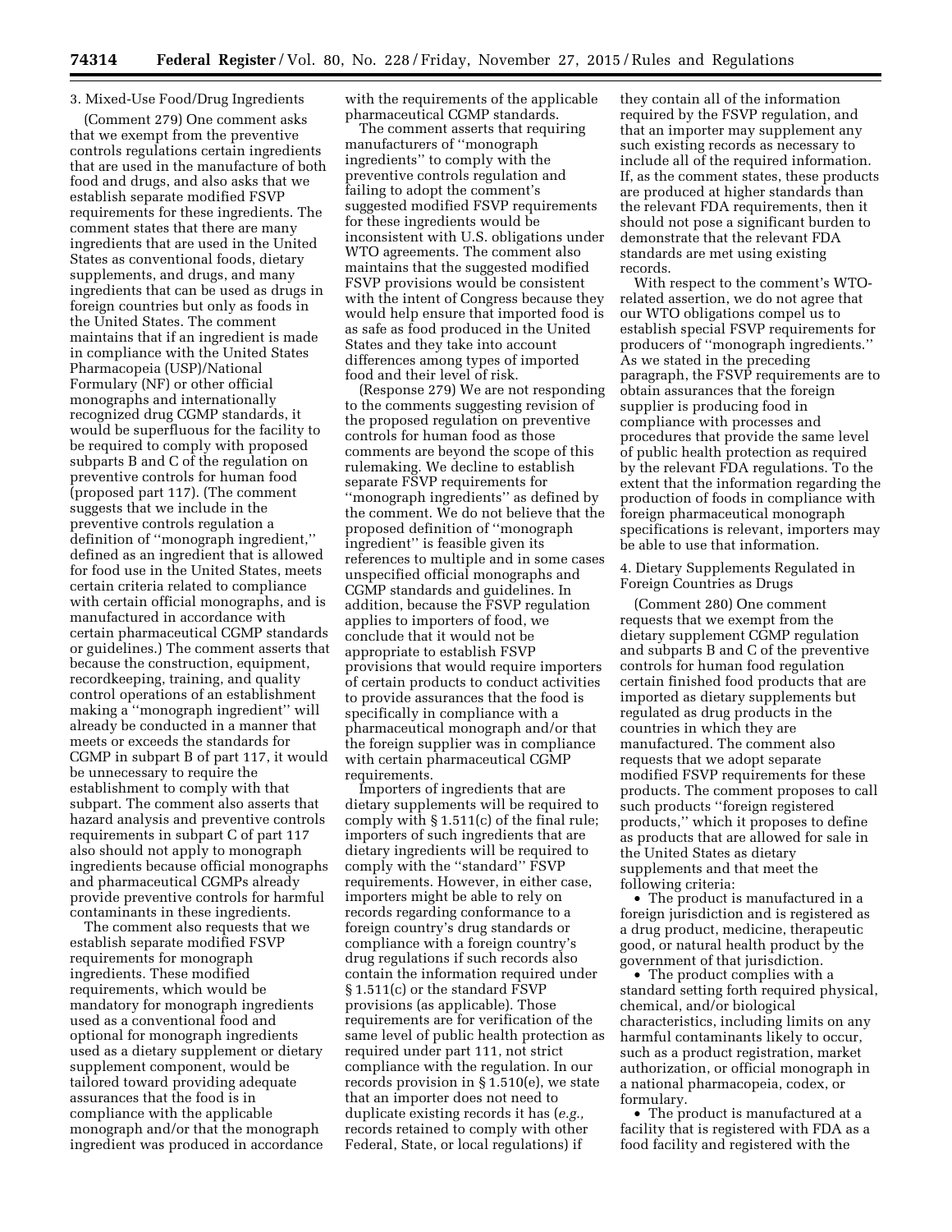### 3. Mixed-Use Food/Drug Ingredients

(Comment 279) One comment asks that we exempt from the preventive controls regulations certain ingredients that are used in the manufacture of both food and drugs, and also asks that we establish separate modified FSVP requirements for these ingredients. The comment states that there are many ingredients that are used in the United States as conventional foods, dietary supplements, and drugs, and many ingredients that can be used as drugs in foreign countries but only as foods in the United States. The comment maintains that if an ingredient is made in compliance with the United States Pharmacopeia (USP)/National Formulary (NF) or other official monographs and internationally recognized drug CGMP standards, it would be superfluous for the facility to be required to comply with proposed subparts B and C of the regulation on preventive controls for human food (proposed part 117). (The comment suggests that we include in the preventive controls regulation a definition of ''monograph ingredient,'' defined as an ingredient that is allowed for food use in the United States, meets certain criteria related to compliance with certain official monographs, and is manufactured in accordance with certain pharmaceutical CGMP standards or guidelines.) The comment asserts that because the construction, equipment, recordkeeping, training, and quality control operations of an establishment making a ''monograph ingredient'' will already be conducted in a manner that meets or exceeds the standards for CGMP in subpart B of part 117, it would be unnecessary to require the establishment to comply with that subpart. The comment also asserts that hazard analysis and preventive controls requirements in subpart C of part 117 also should not apply to monograph ingredients because official monographs and pharmaceutical CGMPs already provide preventive controls for harmful contaminants in these ingredients.

The comment also requests that we establish separate modified FSVP requirements for monograph ingredients. These modified requirements, which would be mandatory for monograph ingredients used as a conventional food and optional for monograph ingredients used as a dietary supplement or dietary supplement component, would be tailored toward providing adequate assurances that the food is in compliance with the applicable monograph and/or that the monograph ingredient was produced in accordance with the requirements of the applicable pharmaceutical CGMP standards.

The comment asserts that requiring manufacturers of ''monograph ingredients'' to comply with the preventive controls regulation and failing to adopt the comment's suggested modified FSVP requirements for these ingredients would be inconsistent with U.S. obligations under WTO agreements. The comment also maintains that the suggested modified FSVP provisions would be consistent with the intent of Congress because they would help ensure that imported food is as safe as food produced in the United States and they take into account differences among types of imported food and their level of risk.

(Response 279) We are not responding to the comments suggesting revision of the proposed regulation on preventive controls for human food as those comments are beyond the scope of this rulemaking. We decline to establish separate FSVP requirements for ''monograph ingredients'' as defined by the comment. We do not believe that the proposed definition of ''monograph ingredient'' is feasible given its references to multiple and in some cases unspecified official monographs and CGMP standards and guidelines. In addition, because the FSVP regulation applies to importers of food, we conclude that it would not be appropriate to establish FSVP provisions that would require importers of certain products to conduct activities to provide assurances that the food is specifically in compliance with a pharmaceutical monograph and/or that the foreign supplier was in compliance with certain pharmaceutical CGMP requirements.

Importers of ingredients that are dietary supplements will be required to comply with § 1.511(c) of the final rule; importers of such ingredients that are dietary ingredients will be required to comply with the ''standard'' FSVP requirements. However, in either case, importers might be able to rely on records regarding conformance to a foreign country's drug standards or compliance with a foreign country's drug regulations if such records also contain the information required under § 1.511(c) or the standard FSVP provisions (as applicable). Those requirements are for verification of the same level of public health protection as required under part 111, not strict compliance with the regulation. In our records provision in § 1.510(e), we state that an importer does not need to duplicate existing records it has (*e.g.,* records retained to comply with other Federal, State, or local regulations) if they contain all of the information required by the FSVP regulation, and that an importer may supplement any such existing records as necessary to include all of the required information. If, as the comment states, these products are produced at higher standards than the relevant FDA requirements, then it should not pose a significant burden to demonstrate that the relevant FDA standards are met using existing records.

With respect to the comment's WTO-related assertion, we do not agree that our WTO obligations compel us to establish special FSVP requirements for producers of ''monograph ingredients.'' As we stated in the preceding paragraph, the FSVP requirements are to obtain assurances that the foreign supplier is producing food in compliance with processes and procedures that provide the same level of public health protection as required by the relevant FDA regulations. To the extent that the information regarding the production of foods in compliance with foreign pharmaceutical monograph specifications is relevant, importers may be able to use that information.

### 4. Dietary Supplements Regulated in Foreign Countries as Drugs

(Comment 280) One comment requests that we exempt from the dietary supplement CGMP regulation and subparts B and C of the preventive controls for human food regulation certain finished food products that are imported as dietary supplements but regulated as drug products in the countries in which they are manufactured. The comment also requests that we adopt separate modified FSVP requirements for these products. The comment proposes to call such products ''foreign registered products,'' which it proposes to define as products that are allowed for sale in the United States as dietary supplements and that meet the following criteria:

- The product is manufactured in a foreign jurisdiction and is registered as a drug product, medicine, therapeutic good, or natural health product by the government of that jurisdiction.
- The product complies with a standard setting forth required physical, chemical, and/or biological characteristics, including limits on any harmful contaminants likely to occur, such as a product registration, market authorization, or official monograph in a national pharmacopeia, codex, or formulary.
- The product is manufactured at a facility that is registered with FDA as a food facility and registered with the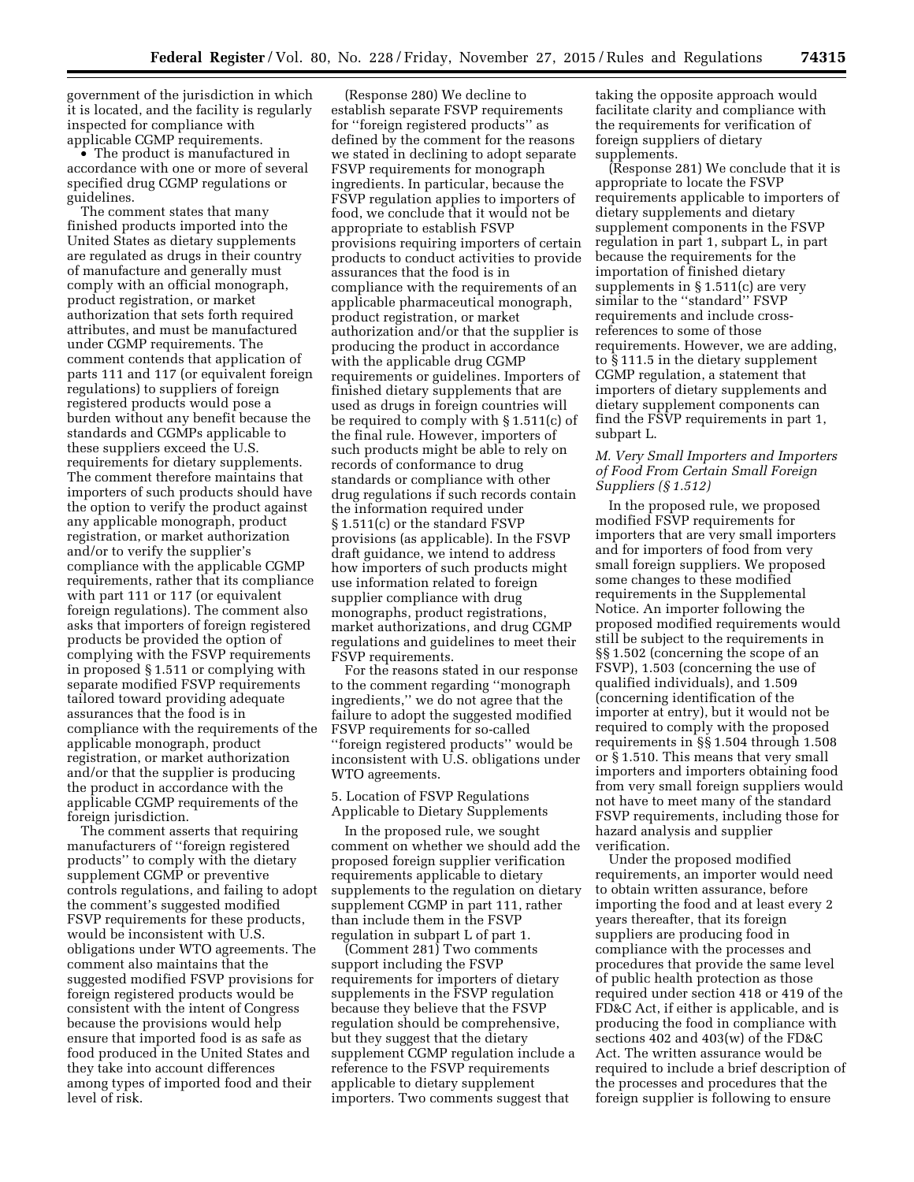government of the jurisdiction in which it is located, and the facility is regularly inspected for compliance with applicable CGMP requirements.

- The product is manufactured in accordance with one or more of several specified drug CGMP regulations or guidelines.

The comment states that many finished products imported into the United States as dietary supplements are regulated as drugs in their country of manufacture and generally must comply with an official monograph, product registration, or market authorization that sets forth required attributes, and must be manufactured under CGMP requirements. The comment contends that application of parts 111 and 117 (or equivalent foreign regulations) to suppliers of foreign registered products would pose a burden without any benefit because the standards and CGMPs applicable to these suppliers exceed the U.S. requirements for dietary supplements. The comment therefore maintains that importers of such products should have the option to verify the product against any applicable monograph, product registration, or market authorization and/or to verify the supplier's compliance with the applicable CGMP requirements, rather that its compliance with part 111 or 117 (or equivalent foreign regulations). The comment also asks that importers of foreign registered products be provided the option of complying with the FSVP requirements in proposed § 1.511 or complying with separate modified FSVP requirements tailored toward providing adequate assurances that the food is in compliance with the requirements of the applicable monograph, product registration, or market authorization and/or that the supplier is producing the product in accordance with the applicable CGMP requirements of the foreign jurisdiction.

The comment asserts that requiring manufacturers of "foreign registered products" to comply with the dietary supplement CGMP or preventive controls regulations, and failing to adopt the comment's suggested modified FSVP requirements for these products, would be inconsistent with U.S. obligations under WTO agreements. The comment also maintains that the suggested modified FSVP provisions for foreign registered products would be consistent with the intent of Congress because the provisions would help ensure that imported food is as safe as food produced in the United States and they take into account differences among types of imported food and their level of risk.

(Response 280) We decline to establish separate FSVP requirements for "foreign registered products" as defined by the comment for the reasons we stated in declining to adopt separate FSVP requirements for monograph ingredients. In particular, because the FSVP regulation applies to importers of food, we conclude that it would not be appropriate to establish FSVP provisions requiring importers of certain products to conduct activities to provide assurances that the food is in compliance with the requirements of an applicable pharmaceutical monograph, product registration, or market authorization and/or that the supplier is producing the product in accordance with the applicable drug CGMP requirements or guidelines. Importers of finished dietary supplements that are used as drugs in foreign countries will be required to comply with § 1.511(c) of the final rule. However, importers of such products might be able to rely on records of conformance to drug standards or compliance with other drug regulations if such records contain the information required under § 1.511(c) or the standard FSVP provisions (as applicable). In the FSVP draft guidance, we intend to address how importers of such products might use information related to foreign supplier compliance with drug monographs, product registrations, market authorizations, and drug CGMP regulations and guidelines to meet their FSVP requirements.

For the reasons stated in our response to the comment regarding "monograph ingredients," we do not agree that the failure to adopt the suggested modified FSVP requirements for so-called "foreign registered products" would be inconsistent with U.S. obligations under WTO agreements.

5. Location of FSVP Regulations Applicable to Dietary Supplements

In the proposed rule, we sought comment on whether we should add the proposed foreign supplier verification requirements applicable to dietary supplements to the regulation on dietary supplement CGMP in part 111, rather than include them in the FSVP regulation in subpart L of part 1.

(Comment 281) Two comments support including the FSVP requirements for importers of dietary supplements in the FSVP regulation because they believe that the FSVP regulation should be comprehensive, but they suggest that the dietary supplement CGMP regulation include a reference to the FSVP requirements applicable to dietary supplement importers. Two comments suggest that taking the opposite approach would facilitate clarity and compliance with the requirements for verification of foreign suppliers of dietary supplements.

(Response 281) We conclude that it is appropriate to locate the FSVP requirements applicable to importers of dietary supplements and dietary supplement components in the FSVP regulation in part 1, subpart L, in part because the requirements for the importation of finished dietary supplements in § 1.511(c) are very similar to the "standard" FSVP requirements and include cross-references to some of those requirements. However, we are adding, to § 111.5 in the dietary supplement CGMP regulation, a statement that importers of dietary supplements and dietary supplement components can find the FSVP requirements in part 1, subpart L.

### *M. Very Small Importers and Importers of Food From Certain Small Foreign Suppliers (§ 1.512)*

In the proposed rule, we proposed modified FSVP requirements for importers that are very small importers and for importers of food from very small foreign suppliers. We proposed some changes to these modified requirements in the Supplemental Notice. An importer following the proposed modified requirements would still be subject to the requirements in §§ 1.502 (concerning the scope of an FSVP), 1.503 (concerning the use of qualified individuals), and 1.509 (concerning identification of the importer at entry), but it would not be required to comply with the proposed requirements in §§ 1.504 through 1.508 or § 1.510. This means that very small importers and importers obtaining food from very small foreign suppliers would not have to meet many of the standard FSVP requirements, including those for hazard analysis and supplier verification.

Under the proposed modified requirements, an importer would need to obtain written assurance, before importing the food and at least every 2 years thereafter, that its foreign suppliers are producing food in compliance with the processes and procedures that provide the same level of public health protection as those required under section 418 or 419 of the FD&C Act, if either is applicable, and is producing the food in compliance with sections 402 and 403(w) of the FD&C Act. The written assurance would be required to include a brief description of the processes and procedures that the foreign supplier is following to ensure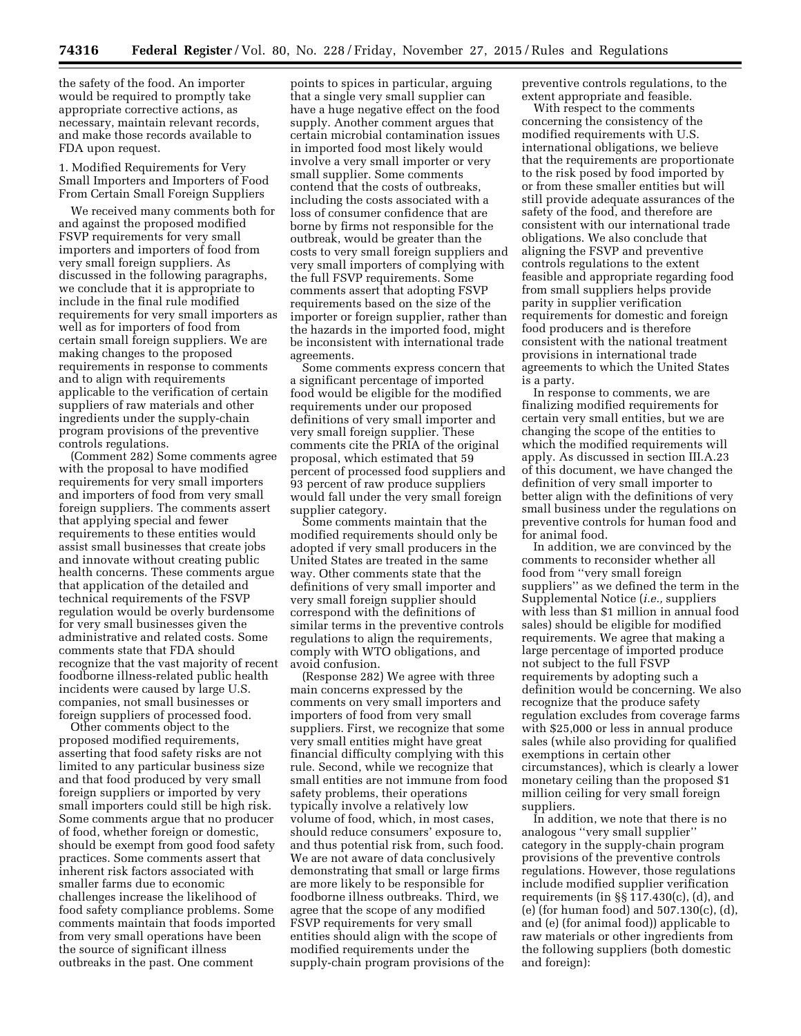the safety of the food. An importer would be required to promptly take appropriate corrective actions, as necessary, maintain relevant records, and make those records available to FDA upon request.

1. Modified Requirements for Very Small Importers and Importers of Food From Certain Small Foreign Suppliers

We received many comments both for and against the proposed modified FSVP requirements for very small importers and importers of food from very small foreign suppliers. As discussed in the following paragraphs, we conclude that it is appropriate to include in the final rule modified requirements for very small importers as well as for importers of food from certain small foreign suppliers. We are making changes to the proposed requirements in response to comments and to align with requirements applicable to the verification of certain suppliers of raw materials and other ingredients under the supply-chain program provisions of the preventive controls regulations.

(Comment 282) Some comments agree with the proposal to have modified requirements for very small importers and importers of food from very small foreign suppliers. The comments assert that applying special and fewer requirements to these entities would assist small businesses that create jobs and innovate without creating public health concerns. These comments argue that application of the detailed and technical requirements of the FSVP regulation would be overly burdensome for very small businesses given the administrative and related costs. Some comments state that FDA should recognize that the vast majority of recent foodborne illness-related public health incidents were caused by large U.S. companies, not small businesses or foreign suppliers of processed food.

Other comments object to the proposed modified requirements, asserting that food safety risks are not limited to any particular business size and that food produced by very small foreign suppliers or imported by very small importers could still be high risk. Some comments argue that no producer of food, whether foreign or domestic, should be exempt from good food safety practices. Some comments assert that inherent risk factors associated with smaller farms due to economic challenges increase the likelihood of food safety compliance problems. Some comments maintain that foods imported from very small operations have been the source of significant illness outbreaks in the past. One comment points to spices in particular, arguing that a single very small supplier can have a huge negative effect on the food supply. Another comment argues that certain microbial contamination issues in imported food most likely would involve a very small importer or very small supplier. Some comments contend that the costs of outbreaks, including the costs associated with a loss of consumer confidence that are borne by firms not responsible for the outbreak, would be greater than the costs to very small foreign suppliers and very small importers of complying with the full FSVP requirements. Some comments assert that adopting FSVP requirements based on the size of the importer or foreign supplier, rather than the hazards in the imported food, might be inconsistent with international trade agreements.

Some comments express concern that a significant percentage of imported food would be eligible for the modified requirements under our proposed definitions of very small importer and very small foreign supplier. These comments cite the PRIA of the original proposal, which estimated that 59 percent of processed food suppliers and 93 percent of raw produce suppliers would fall under the very small foreign supplier category.

Some comments maintain that the modified requirements should only be adopted if very small producers in the United States are treated in the same way. Other comments state that the definitions of very small importer and very small foreign supplier should correspond with the definitions of similar terms in the preventive controls regulations to align the requirements, comply with WTO obligations, and avoid confusion.

(Response 282) We agree with three main concerns expressed by the comments on very small importers and importers of food from very small suppliers. First, we recognize that some very small entities might have great financial difficulty complying with this rule. Second, while we recognize that small entities are not immune from food safety problems, their operations typically involve a relatively low volume of food, which, in most cases, should reduce consumers' exposure to, and thus potential risk from, such food. We are not aware of data conclusively demonstrating that small or large firms are more likely to be responsible for foodborne illness outbreaks. Third, we agree that the scope of any modified FSVP requirements for very small entities should align with the scope of modified requirements under the supply-chain program provisions of the preventive controls regulations, to the extent appropriate and feasible.

With respect to the comments concerning the consistency of the modified requirements with U.S. international obligations, we believe that the requirements are proportionate to the risk posed by food imported by or from these smaller entities but will still provide adequate assurances of the safety of the food, and therefore are consistent with our international trade obligations. We also conclude that aligning the FSVP and preventive controls regulations to the extent feasible and appropriate regarding food from small suppliers helps provide parity in supplier verification requirements for domestic and foreign food producers and is therefore consistent with the national treatment provisions in international trade agreements to which the United States is a party.

In response to comments, we are finalizing modified requirements for certain very small entities, but we are changing the scope of the entities to which the modified requirements will apply. As discussed in section III.A.23 of this document, we have changed the definition of very small importer to better align with the definitions of very small business under the regulations on preventive controls for human food and for animal food.

In addition, we are convinced by the comments to reconsider whether all food from "very small foreign suppliers" as we defined the term in the Supplemental Notice (*i.e.,* suppliers with less than $1 million in annual food sales) should be eligible for modified requirements. We agree that making a large percentage of imported produce not subject to the full FSVP requirements by adopting such a definition would be concerning. We also recognize that the produce safety regulation excludes from coverage farms with $25,000 or less in annual produce sales (while also providing for qualified exemptions in certain other circumstances), which is clearly a lower monetary ceiling than the proposed $1 million ceiling for very small foreign suppliers.

In addition, we note that there is no analogous "very small supplier" category in the supply-chain program provisions of the preventive controls regulations. However, those regulations include modified supplier verification requirements (in §§ 117.430(c), (d), and (e) (for human food) and 507.130(c), (d), and (e) (for animal food)) applicable to raw materials or other ingredients from the following suppliers (both domestic and foreign):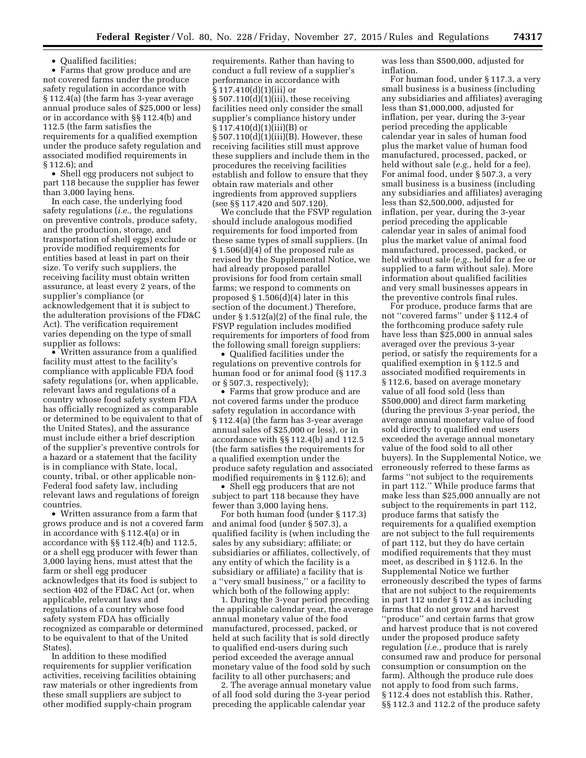- Qualified facilities;
- Farms that grow produce and are not covered farms under the produce safety regulation in accordance with § 112.4(a) (the farm has 3-year average annual produce sales of $25,000 or less) or in accordance with §§ 112.4(b) and 112.5 (the farm satisfies the requirements for a qualified exemption under the produce safety regulation and associated modified requirements in § 112.6); and
- Shell egg producers not subject to part 118 because the supplier has fewer than 3,000 laying hens.

In each case, the underlying food safety regulations (*i.e.,* the regulations on preventive controls, produce safety, and the production, storage, and transportation of shell eggs) exclude or provide modified requirements for entities based at least in part on their size. To verify such suppliers, the receiving facility must obtain written assurance, at least every 2 years, of the supplier's compliance (or acknowledgement that it is subject to the adulteration provisions of the FD&C Act). The verification requirement varies depending on the type of small supplier as follows:

- Written assurance from a qualified facility must attest to the facility's compliance with applicable FDA food safety regulations (or, when applicable, relevant laws and regulations of a country whose food safety system FDA has officially recognized as comparable or determined to be equivalent to that of the United States), and the assurance must include either a brief description of the supplier's preventive controls for a hazard or a statement that the facility is in compliance with State, local, county, tribal, or other applicable non-Federal food safety law, including relevant laws and regulations of foreign countries.
- Written assurance from a farm that grows produce and is not a covered farm in accordance with § 112.4(a) or in accordance with §§ 112.4(b) and 112.5, or a shell egg producer with fewer than 3,000 laying hens, must attest that the farm or shell egg producer acknowledges that its food is subject to section 402 of the FD&C Act (or, when applicable, relevant laws and regulations of a country whose food safety system FDA has officially recognized as comparable or determined to be equivalent to that of the United States).

In addition to these modified requirements for supplier verification activities, receiving facilities obtaining raw materials or other ingredients from these small suppliers are subject to other modified supply-chain program requirements. Rather than having to conduct a full review of a supplier's performance in accordance with § 117.410(d)(1)(iii) or § 507.110(d)(1)(iii), these receiving facilities need only consider the small supplier's compliance history under § 117.410(d)(1)(iii)(B) or § 507.110(d)(1)(iii)(B). However, these receiving facilities still must approve these suppliers and include them in the procedures the receiving facilities establish and follow to ensure that they obtain raw materials and other ingredients from approved suppliers (see §§ 117.420 and 507.120).

We conclude that the FSVP regulation should include analogous modified requirements for food imported from these same types of small suppliers. (In § 1.506(d)(4) of the proposed rule as revised by the Supplemental Notice, we had already proposed parallel provisions for food from certain small farms; we respond to comments on proposed § 1.506(d)(4) later in this section of the document.) Therefore, under § 1.512(a)(2) of the final rule, the FSVP regulation includes modified requirements for importers of food from the following small foreign suppliers:

- Qualified facilities under the regulations on preventive controls for human food or for animal food (§ 117.3 or § 507.3, respectively);
- Farms that grow produce and are not covered farms under the produce safety regulation in accordance with § 112.4(a) (the farm has 3-year average annual sales of $25,000 or less), or in accordance with §§ 112.4(b) and 112.5 (the farm satisfies the requirements for a qualified exemption under the produce safety regulation and associated modified requirements in § 112.6); and
- Shell egg producers that are not subject to part 118 because they have fewer than 3,000 laying hens.

For both human food (under § 117.3) and animal food (under § 507.3), a qualified facility is (when including the sales by any subsidiary; affiliate; or subsidiaries or affiliates, collectively, of any entity of which the facility is a subsidiary or affiliate) a facility that is a "very small business," or a facility to which both of the following apply:

1. During the 3-year period preceding the applicable calendar year, the average annual monetary value of the food manufactured, processed, packed, or held at such facility that is sold directly to qualified end-users during such period exceeded the average annual monetary value of the food sold by such facility to all other purchasers; and

2. The average annual monetary value of all food sold during the 3-year period preceding the applicable calendar year was less than $500,000, adjusted for inflation.

For human food, under § 117.3, a very small business is a business (including any subsidiaries and affiliates) averaging less than $1,000,000, adjusted for inflation, per year, during the 3-year period preceding the applicable calendar year in sales of human food plus the market value of human food manufactured, processed, packed, or held without sale (*e.g.,* held for a fee). For animal food, under § 507.3, a very small business is a business (including any subsidiaries and affiliates) averaging less than $2,500,000, adjusted for inflation, per year, during the 3-year period preceding the applicable calendar year in sales of animal food plus the market value of animal food manufactured, processed, packed, or held without sale (*e.g.,* held for a fee or supplied to a farm without sale). More information about qualified facilities and very small businesses appears in the preventive controls final rules.

For produce, produce farms that are not "covered farms" under § 112.4 of the forthcoming produce safety rule have less than $25,000 in annual sales averaged over the previous 3-year period, or satisfy the requirements for a qualified exemption in § 112.5 and associated modified requirements in § 112.6, based on average monetary value of all food sold (less than $500,000) and direct farm marketing (during the previous 3-year period, the average annual monetary value of food sold directly to qualified end users exceeded the average annual monetary value of the food sold to all other buyers). In the Supplemental Notice, we erroneously referred to these farms as farms "not subject to the requirements in part 112." While produce farms that make less than $25,000 annually are not subject to the requirements in part 112, produce farms that satisfy the requirements for a qualified exemption are not subject to the full requirements of part 112, but they do have certain modified requirements that they must meet, as described in § 112.6. In the Supplemental Notice we further erroneously described the types of farms that are not subject to the requirements in part 112 under § 112.4 as including farms that do not grow and harvest "produce" and certain farms that grow and harvest produce that is not covered under the proposed produce safety regulation (*i.e.,* produce that is rarely consumed raw and produce for personal consumption or consumption on the farm). Although the produce rule does not apply to food from such farms, § 112.4 does not establish this. Rather, §§ 112.3 and 112.2 of the produce safety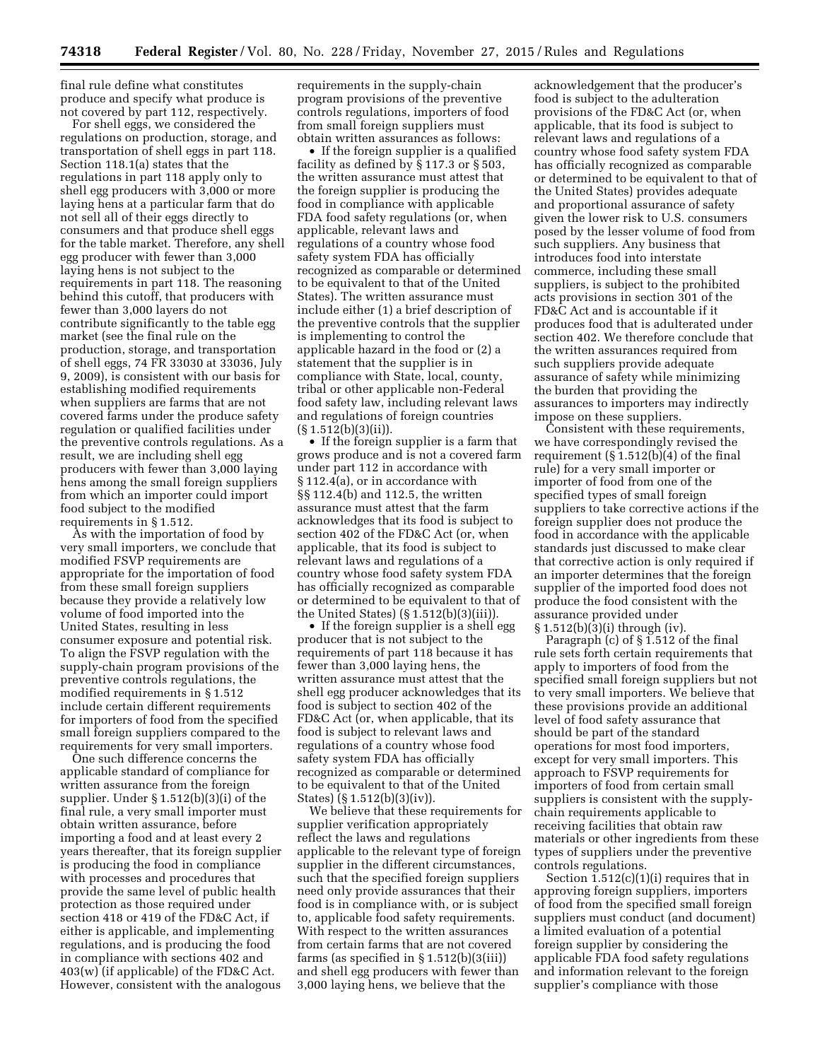final rule define what constitutes produce and specify what produce is not covered by part 112, respectively.

For shell eggs, we considered the regulations on production, storage, and transportation of shell eggs in part 118. Section 118.1(a) states that the regulations in part 118 apply only to shell egg producers with 3,000 or more laying hens at a particular farm that do not sell all of their eggs directly to consumers and that produce shell eggs for the table market. Therefore, any shell egg producer with fewer than 3,000 laying hens is not subject to the requirements in part 118. The reasoning behind this cutoff, that producers with fewer than 3,000 layers do not contribute significantly to the table egg market (see the final rule on the production, storage, and transportation of shell eggs, 74 FR 33030 at 33036, July 9, 2009), is consistent with our basis for establishing modified requirements when suppliers are farms that are not covered farms under the produce safety regulation or qualified facilities under the preventive controls regulations. As a result, we are including shell egg producers with fewer than 3,000 laying hens among the small foreign suppliers from which an importer could import food subject to the modified requirements in § 1.512.

As with the importation of food by very small importers, we conclude that modified FSVP requirements are appropriate for the importation of food from these small foreign suppliers because they provide a relatively low volume of food imported into the United States, resulting in less consumer exposure and potential risk. To align the FSVP regulation with the supply-chain program provisions of the preventive controls regulations, the modified requirements in § 1.512 include certain different requirements for importers of food from the specified small foreign suppliers compared to the requirements for very small importers.

One such difference concerns the applicable standard of compliance for written assurance from the foreign supplier. Under § 1.512(b)(3)(i) of the final rule, a very small importer must obtain written assurance, before importing a food and at least every 2 years thereafter, that its foreign supplier is producing the food in compliance with processes and procedures that provide the same level of public health protection as those required under section 418 or 419 of the FD&C Act, if either is applicable, and implementing regulations, and is producing the food in compliance with sections 402 and 403(w) (if applicable) of the FD&C Act. However, consistent with the analogous requirements in the supply-chain program provisions of the preventive controls regulations, importers of food from small foreign suppliers must obtain written assurances as follows:

- If the foreign supplier is a qualified facility as defined by § 117.3 or § 503, the written assurance must attest that the foreign supplier is producing the food in compliance with applicable FDA food safety regulations (or, when applicable, relevant laws and regulations of a country whose food safety system FDA has officially recognized as comparable or determined to be equivalent to that of the United States). The written assurance must include either (1) a brief description of the preventive controls that the supplier is implementing to control the applicable hazard in the food or (2) a statement that the supplier is in compliance with State, local, county, tribal or other applicable non-Federal food safety law, including relevant laws and regulations of foreign countries (§ 1.512(b)(3)(ii)).
- If the foreign supplier is a farm that grows produce and is not a covered farm under part 112 in accordance with § 112.4(a), or in accordance with §§ 112.4(b) and 112.5, the written assurance must attest that the farm acknowledges that its food is subject to section 402 of the FD&C Act (or, when applicable, that its food is subject to relevant laws and regulations of a country whose food safety system FDA has officially recognized as comparable or determined to be equivalent to that of the United States) (§ 1.512(b)(3)(iii)).
- If the foreign supplier is a shell egg producer that is not subject to the requirements of part 118 because it has fewer than 3,000 laying hens, the written assurance must attest that the shell egg producer acknowledges that its food is subject to section 402 of the FD&C Act (or, when applicable, that its food is subject to relevant laws and regulations of a country whose food safety system FDA has officially recognized as comparable or determined to be equivalent to that of the United States) (§ 1.512(b)(3)(iv)).

We believe that these requirements for supplier verification appropriately reflect the laws and regulations applicable to the relevant type of foreign supplier in the different circumstances, such that the specified foreign suppliers need only provide assurances that their food is in compliance with, or is subject to, applicable food safety requirements. With respect to the written assurances from certain farms that are not covered farms (as specified in § 1.512(b)(3(iii)) and shell egg producers with fewer than 3,000 laying hens, we believe that the acknowledgement that the producer's food is subject to the adulteration provisions of the FD&C Act (or, when applicable, that its food is subject to relevant laws and regulations of a country whose food safety system FDA has officially recognized as comparable or determined to be equivalent to that of the United States) provides adequate and proportional assurance of safety given the lower risk to U.S. consumers posed by the lesser volume of food from such suppliers. Any business that introduces food into interstate commerce, including these small suppliers, is subject to the prohibited acts provisions in section 301 of the FD&C Act and is accountable if it produces food that is adulterated under section 402. We therefore conclude that the written assurances required from such suppliers provide adequate assurance of safety while minimizing the burden that providing the assurances to importers may indirectly impose on these suppliers.

Consistent with these requirements, we have correspondingly revised the requirement (§ 1.512(b)(4) of the final rule) for a very small importer or importer of food from one of the specified types of small foreign suppliers to take corrective actions if the foreign supplier does not produce the food in accordance with the applicable standards just discussed to make clear that corrective action is only required if an importer determines that the foreign supplier of the imported food does not produce the food consistent with the assurance provided under § 1.512(b)(3)(i) through (iv).

Paragraph (c) of § 1.512 of the final rule sets forth certain requirements that apply to importers of food from the specified small foreign suppliers but not to very small importers. We believe that these provisions provide an additional level of food safety assurance that should be part of the standard operations for most food importers, except for very small importers. This approach to FSVP requirements for importers of food from certain small suppliers is consistent with the supply-chain requirements applicable to receiving facilities that obtain raw materials or other ingredients from these types of suppliers under the preventive controls regulations.

Section 1.512(c)(1)(i) requires that in approving foreign suppliers, importers of food from the specified small foreign suppliers must conduct (and document) a limited evaluation of a potential foreign supplier by considering the applicable FDA food safety regulations and information relevant to the foreign supplier's compliance with those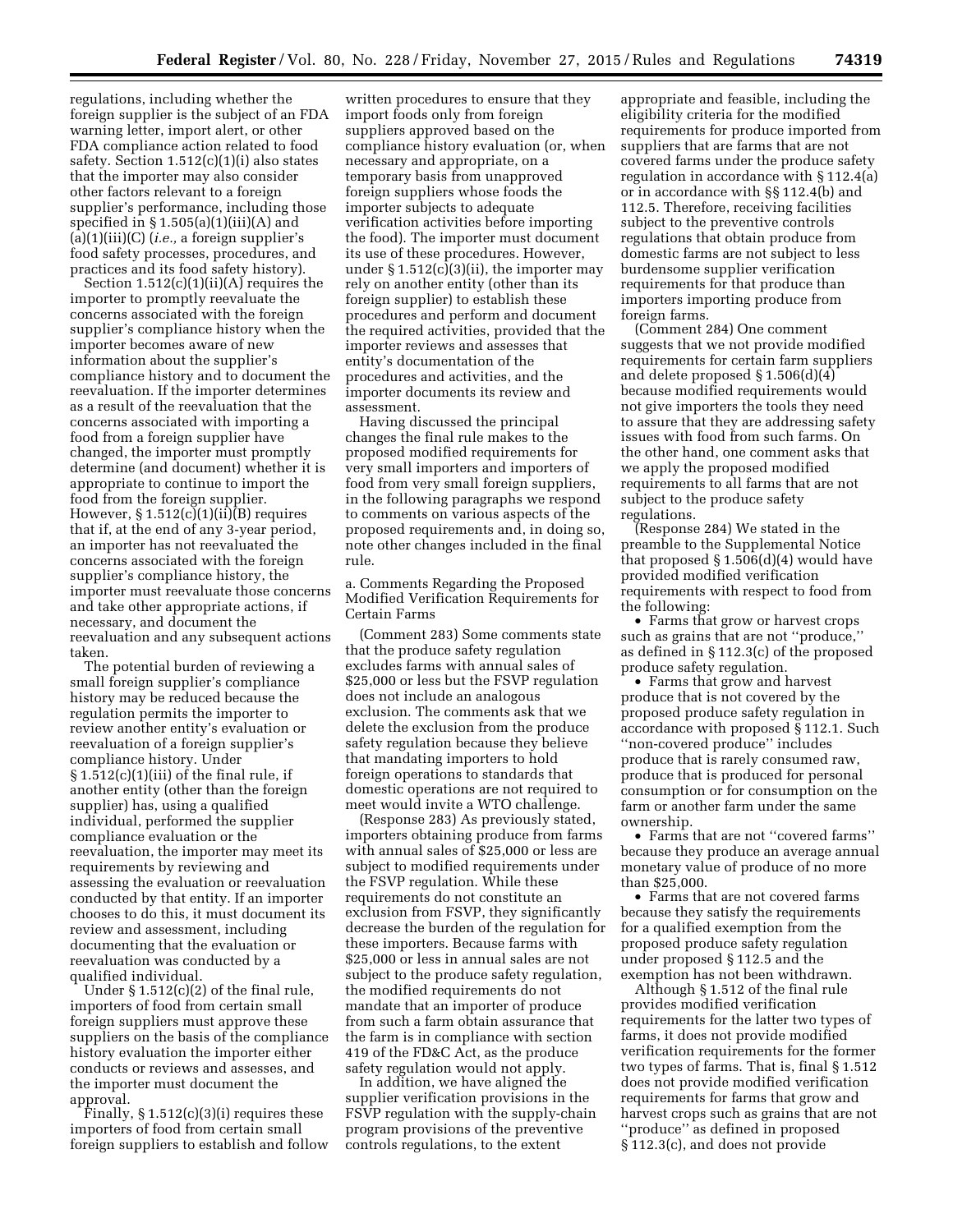regulations, including whether the foreign supplier is the subject of an FDA warning letter, import alert, or other FDA compliance action related to food safety. Section 1.512(c)(1)(i) also states that the importer may also consider other factors relevant to a foreign supplier's performance, including those specified in § 1.505(a)(1)(iii)(A) and (a)(1)(iii)(C) (*i.e.,* a foreign supplier's food safety processes, procedures, and practices and its food safety history).

Section 1.512(c)(1)(ii)(A) requires the importer to promptly reevaluate the concerns associated with the foreign supplier's compliance history when the importer becomes aware of new information about the supplier's compliance history and to document the reevaluation. If the importer determines as a result of the reevaluation that the concerns associated with importing a food from a foreign supplier have changed, the importer must promptly determine (and document) whether it is appropriate to continue to import the food from the foreign supplier. However, § 1.512(c)(1)(ii)(B) requires that if, at the end of any 3-year period, an importer has not reevaluated the concerns associated with the foreign supplier's compliance history, the importer must reevaluate those concerns and take other appropriate actions, if necessary, and document the reevaluation and any subsequent actions taken.

The potential burden of reviewing a small foreign supplier's compliance history may be reduced because the regulation permits the importer to review another entity's evaluation or reevaluation of a foreign supplier's compliance history. Under § 1.512(c)(1)(iii) of the final rule, if another entity (other than the foreign supplier) has, using a qualified individual, performed the supplier compliance evaluation or the reevaluation, the importer may meet its requirements by reviewing and assessing the evaluation or reevaluation conducted by that entity. If an importer chooses to do this, it must document its review and assessment, including documenting that the evaluation or reevaluation was conducted by a qualified individual.

Under § 1.512(c)(2) of the final rule, importers of food from certain small foreign suppliers must approve these suppliers on the basis of the compliance history evaluation the importer either conducts or reviews and assesses, and the importer must document the approval.

Finally, § 1.512(c)(3)(i) requires these importers of food from certain small foreign suppliers to establish and follow written procedures to ensure that they import foods only from foreign suppliers approved based on the compliance history evaluation (or, when necessary and appropriate, on a temporary basis from unapproved foreign suppliers whose foods the importer subjects to adequate verification activities before importing the food). The importer must document its use of these procedures. However, under § 1.512(c)(3)(ii), the importer may rely on another entity (other than its foreign supplier) to establish these procedures and perform and document the required activities, provided that the importer reviews and assesses that entity's documentation of the procedures and activities, and the importer documents its review and assessment.

Having discussed the principal changes the final rule makes to the proposed modified requirements for very small importers and importers of food from very small foreign suppliers, in the following paragraphs we respond to comments on various aspects of the proposed requirements and, in doing so, note other changes included in the final rule.

a. Comments Regarding the Proposed Modified Verification Requirements for Certain Farms

(Comment 283) Some comments state that the produce safety regulation excludes farms with annual sales of $25,000 or less but the FSVP regulation does not include an analogous exclusion. The comments ask that we delete the exclusion from the produce safety regulation because they believe that mandating importers to hold foreign operations to standards that domestic operations are not required to meet would invite a WTO challenge.

(Response 283) As previously stated, importers obtaining produce from farms with annual sales of $25,000 or less are subject to modified requirements under the FSVP regulation. While these requirements do not constitute an exclusion from FSVP, they significantly decrease the burden of the regulation for these importers. Because farms with $25,000 or less in annual sales are not subject to the produce safety regulation, the modified requirements do not mandate that an importer of produce from such a farm obtain assurance that the farm is in compliance with section 419 of the FD&C Act, as the produce safety regulation would not apply.

In addition, we have aligned the supplier verification provisions in the FSVP regulation with the supply-chain program provisions of the preventive controls regulations, to the extent appropriate and feasible, including the eligibility criteria for the modified requirements for produce imported from suppliers that are farms that are not covered farms under the produce safety regulation in accordance with § 112.4(a) or in accordance with §§ 112.4(b) and 112.5. Therefore, receiving facilities subject to the preventive controls regulations that obtain produce from domestic farms are not subject to less burdensome supplier verification requirements for that produce than importers importing produce from foreign farms.

(Comment 284) One comment suggests that we not provide modified requirements for certain farm suppliers and delete proposed § 1.506(d)(4) because modified requirements would not give importers the tools they need to assure that they are addressing safety issues with food from such farms. On the other hand, one comment asks that we apply the proposed modified requirements to all farms that are not subject to the produce safety regulations.

(Response 284) We stated in the preamble to the Supplemental Notice that proposed § 1.506(d)(4) would have provided modified verification requirements with respect to food from the following:

- Farms that grow or harvest crops such as grains that are not "produce," as defined in § 112.3(c) of the proposed produce safety regulation.
- Farms that grow and harvest produce that is not covered by the proposed produce safety regulation in accordance with proposed § 112.1. Such "non-covered produce" includes produce that is rarely consumed raw, produce that is produced for personal consumption or for consumption on the farm or another farm under the same ownership.
- Farms that are not "covered farms" because they produce an average annual monetary value of produce of no more than $25,000.
- Farms that are not covered farms because they satisfy the requirements for a qualified exemption from the proposed produce safety regulation under proposed § 112.5 and the exemption has not been withdrawn.

Although § 1.512 of the final rule provides modified verification requirements for the latter two types of farms, it does not provide modified verification requirements for the former two types of farms. That is, final § 1.512 does not provide modified verification requirements for farms that grow and harvest crops such as grains that are not "produce" as defined in proposed § 112.3(c), and does not provide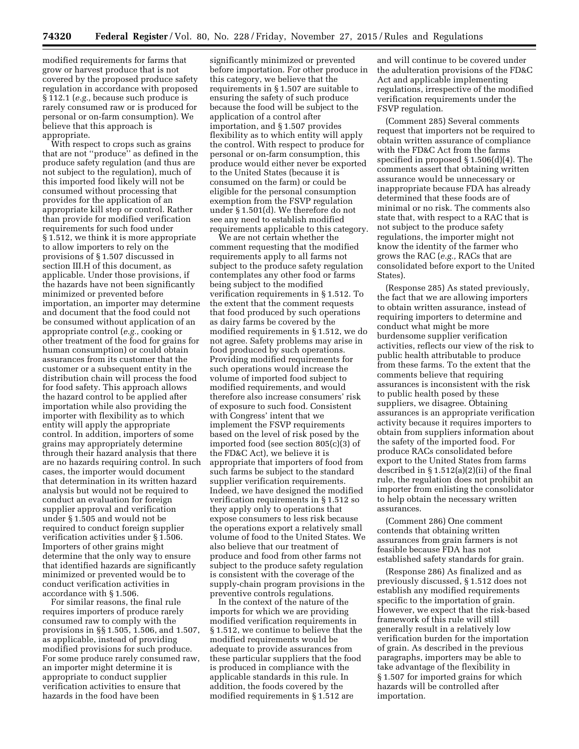modified requirements for farms that grow or harvest produce that is not covered by the proposed produce safety regulation in accordance with proposed § 112.1 (*e.g.,* because such produce is rarely consumed raw or is produced for personal or on-farm consumption). We believe that this approach is appropriate.

With respect to crops such as grains that are not "produce" as defined in the produce safety regulation (and thus are not subject to the regulation), much of this imported food likely will not be consumed without processing that provides for the application of an appropriate kill step or control. Rather than provide for modified verification requirements for such food under § 1.512, we think it is more appropriate to allow importers to rely on the provisions of § 1.507 discussed in section III.H of this document, as applicable. Under those provisions, if the hazards have not been significantly minimized or prevented before importation, an importer may determine and document that the food could not be consumed without application of an appropriate control (*e.g.,* cooking or other treatment of the food for grains for human consumption) or could obtain assurances from its customer that the customer or a subsequent entity in the distribution chain will process the food for food safety. This approach allows the hazard control to be applied after importation while also providing the importer with flexibility as to which entity will apply the appropriate control. In addition, importers of some grains may appropriately determine through their hazard analysis that there are no hazards requiring control. In such cases, the importer would document that determination in its written hazard analysis but would not be required to conduct an evaluation for foreign supplier approval and verification under § 1.505 and would not be required to conduct foreign supplier verification activities under § 1.506. Importers of other grains might determine that the only way to ensure that identified hazards are significantly minimized or prevented would be to conduct verification activities in accordance with § 1.506.

For similar reasons, the final rule requires importers of produce rarely consumed raw to comply with the provisions in §§ 1.505, 1.506, and 1.507, as applicable, instead of providing modified provisions for such produce. For some produce rarely consumed raw, an importer might determine it is appropriate to conduct supplier verification activities to ensure that hazards in the food have been significantly minimized or prevented before importation. For other produce in this category, we believe that the requirements in § 1.507 are suitable to ensuring the safety of such produce because the food will be subject to the application of a control after importation, and § 1.507 provides flexibility as to which entity will apply the control. With respect to produce for personal or on-farm consumption, this produce would either never be exported to the United States (because it is consumed on the farm) or could be eligible for the personal consumption exemption from the FSVP regulation under § 1.501(d). We therefore do not see any need to establish modified requirements applicable to this category.

We are not certain whether the comment requesting that the modified requirements apply to all farms not subject to the produce safety regulation contemplates any other food or farms being subject to the modified verification requirements in § 1.512. To the extent that the comment requests that food produced by such operations as dairy farms be covered by the modified requirements in § 1.512, we do not agree. Safety problems may arise in food produced by such operations. Providing modified requirements for such operations would increase the volume of imported food subject to modified requirements, and would therefore also increase consumers' risk of exposure to such food. Consistent with Congress' intent that we implement the FSVP requirements based on the level of risk posed by the imported food (see section 805(c)(3) of the FD&C Act), we believe it is appropriate that importers of food from such farms be subject to the standard supplier verification requirements. Indeed, we have designed the modified verification requirements in § 1.512 so they apply only to operations that expose consumers to less risk because the operations export a relatively small volume of food to the United States. We also believe that our treatment of produce and food from other farms not subject to the produce safety regulation is consistent with the coverage of the supply-chain program provisions in the preventive controls regulations.

In the context of the nature of the imports for which we are providing modified verification requirements in § 1.512, we continue to believe that the modified requirements would be adequate to provide assurances from these particular suppliers that the food is produced in compliance with the applicable standards in this rule. In addition, the foods covered by the modified requirements in § 1.512 are and will continue to be covered under the adulteration provisions of the FD&C Act and applicable implementing regulations, irrespective of the modified verification requirements under the FSVP regulation.

(Comment 285) Several comments request that importers not be required to obtain written assurance of compliance with the FD&C Act from the farms specified in proposed § 1.506(d)(4). The comments assert that obtaining written assurance would be unnecessary or inappropriate because FDA has already determined that these foods are of minimal or no risk. The comments also state that, with respect to a RAC that is not subject to the produce safety regulations, the importer might not know the identity of the farmer who grows the RAC (*e.g.,* RACs that are consolidated before export to the United States).

(Response 285) As stated previously, the fact that we are allowing importers to obtain written assurance, instead of requiring importers to determine and conduct what might be more burdensome supplier verification activities, reflects our view of the risk to public health attributable to produce from these farms. To the extent that the comments believe that requiring assurances is inconsistent with the risk to public health posed by these suppliers, we disagree. Obtaining assurances is an appropriate verification activity because it requires importers to obtain from suppliers information about the safety of the imported food. For produce RACs consolidated before export to the United States from farms described in § 1.512(a)(2)(ii) of the final rule, the regulation does not prohibit an importer from enlisting the consolidator to help obtain the necessary written assurances.

(Comment 286) One comment contends that obtaining written assurances from grain farmers is not feasible because FDA has not established safety standards for grain.

(Response 286) As finalized and as previously discussed, § 1.512 does not establish any modified requirements specific to the importation of grain. However, we expect that the risk-based framework of this rule will still generally result in a relatively low verification burden for the importation of grain. As described in the previous paragraphs, importers may be able to take advantage of the flexibility in § 1.507 for imported grains for which hazards will be controlled after importation.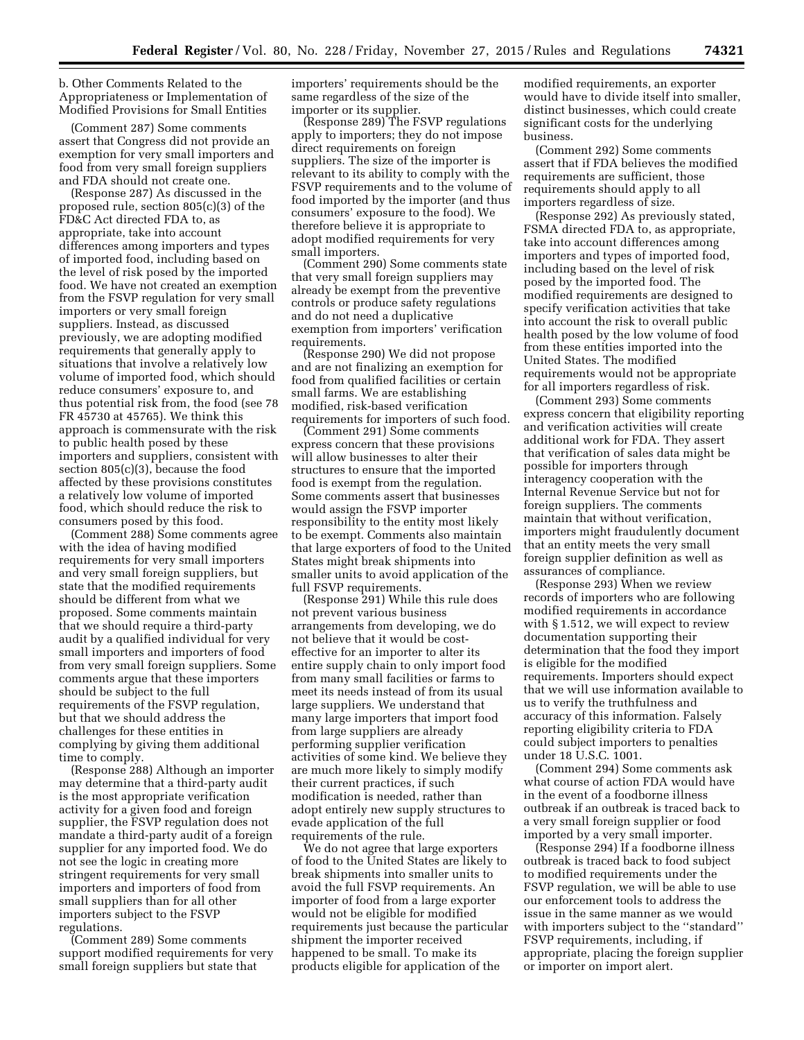b. Other Comments Related to the Appropriateness or Implementation of Modified Provisions for Small Entities

(Comment 287) Some comments assert that Congress did not provide an exemption for very small importers and food from very small foreign suppliers and FDA should not create one.

(Response 287) As discussed in the proposed rule, section 805(c)(3) of the FD&C Act directed FDA to, as appropriate, take into account differences among importers and types of imported food, including based on the level of risk posed by the imported food. We have not created an exemption from the FSVP regulation for very small importers or very small foreign suppliers. Instead, as discussed previously, we are adopting modified requirements that generally apply to situations that involve a relatively low volume of imported food, which should reduce consumers' exposure to, and thus potential risk from, the food (see 78 FR 45730 at 45765). We think this approach is commensurate with the risk to public health posed by these importers and suppliers, consistent with section 805(c)(3), because the food affected by these provisions constitutes a relatively low volume of imported food, which should reduce the risk to consumers posed by this food.

(Comment 288) Some comments agree with the idea of having modified requirements for very small importers and very small foreign suppliers, but state that the modified requirements should be different from what we proposed. Some comments maintain that we should require a third-party audit by a qualified individual for very small importers and importers of food from very small foreign suppliers. Some comments argue that these importers should be subject to the full requirements of the FSVP regulation, but that we should address the challenges for these entities in complying by giving them additional time to comply.

(Response 288) Although an importer may determine that a third-party audit is the most appropriate verification activity for a given food and foreign supplier, the FSVP regulation does not mandate a third-party audit of a foreign supplier for any imported food. We do not see the logic in creating more stringent requirements for very small importers and importers of food from small suppliers than for all other importers subject to the FSVP regulations.

(Comment 289) Some comments support modified requirements for very small foreign suppliers but state that importers' requirements should be the same regardless of the size of the importer or its supplier.

(Response 289) The FSVP regulations apply to importers; they do not impose direct requirements on foreign suppliers. The size of the importer is relevant to its ability to comply with the FSVP requirements and to the volume of food imported by the importer (and thus consumers' exposure to the food). We therefore believe it is appropriate to adopt modified requirements for very small importers.

(Comment 290) Some comments state that very small foreign suppliers may already be exempt from the preventive controls or produce safety regulations and do not need a duplicative exemption from importers' verification requirements.

(Response 290) We did not propose and are not finalizing an exemption for food from qualified facilities or certain small farms. We are establishing modified, risk-based verification requirements for importers of such food.

(Comment 291) Some comments express concern that these provisions will allow businesses to alter their structures to ensure that the imported food is exempt from the regulation. Some comments assert that businesses would assign the FSVP importer responsibility to the entity most likely to be exempt. Comments also maintain that large exporters of food to the United States might break shipments into smaller units to avoid application of the full FSVP requirements.

(Response 291) While this rule does not prevent various business arrangements from developing, we do not believe that it would be cost-effective for an importer to alter its entire supply chain to only import food from many small facilities or farms to meet its needs instead of from its usual large suppliers. We understand that many large importers that import food from large suppliers are already performing supplier verification activities of some kind. We believe they are much more likely to simply modify their current practices, if such modification is needed, rather than adopt entirely new supply structures to evade application of the full requirements of the rule.

We do not agree that large exporters of food to the United States are likely to break shipments into smaller units to avoid the full FSVP requirements. An importer of food from a large exporter would not be eligible for modified requirements just because the particular shipment the importer received happened to be small. To make its products eligible for application of the modified requirements, an exporter would have to divide itself into smaller, distinct businesses, which could create significant costs for the underlying business.

(Comment 292) Some comments assert that if FDA believes the modified requirements are sufficient, those requirements should apply to all importers regardless of size.

(Response 292) As previously stated, FSMA directed FDA to, as appropriate, take into account differences among importers and types of imported food, including based on the level of risk posed by the imported food. The modified requirements are designed to specify verification activities that take into account the risk to overall public health posed by the low volume of food from these entities imported into the United States. The modified requirements would not be appropriate for all importers regardless of risk.

(Comment 293) Some comments express concern that eligibility reporting and verification activities will create additional work for FDA. They assert that verification of sales data might be possible for importers through interagency cooperation with the Internal Revenue Service but not for foreign suppliers. The comments maintain that without verification, importers might fraudulently document that an entity meets the very small foreign supplier definition as well as assurances of compliance.

(Response 293) When we review records of importers who are following modified requirements in accordance with § 1.512, we will expect to review documentation supporting their determination that the food they import is eligible for the modified requirements. Importers should expect that we will use information available to us to verify the truthfulness and accuracy of this information. Falsely reporting eligibility criteria to FDA could subject importers to penalties under 18 U.S.C. 1001.

(Comment 294) Some comments ask what course of action FDA would have in the event of a foodborne illness outbreak if an outbreak is traced back to a very small foreign supplier or food imported by a very small importer.

(Response 294) If a foodborne illness outbreak is traced back to food subject to modified requirements under the FSVP regulation, we will be able to use our enforcement tools to address the issue in the same manner as we would with importers subject to the ''standard'' FSVP requirements, including, if appropriate, placing the foreign supplier or importer on import alert.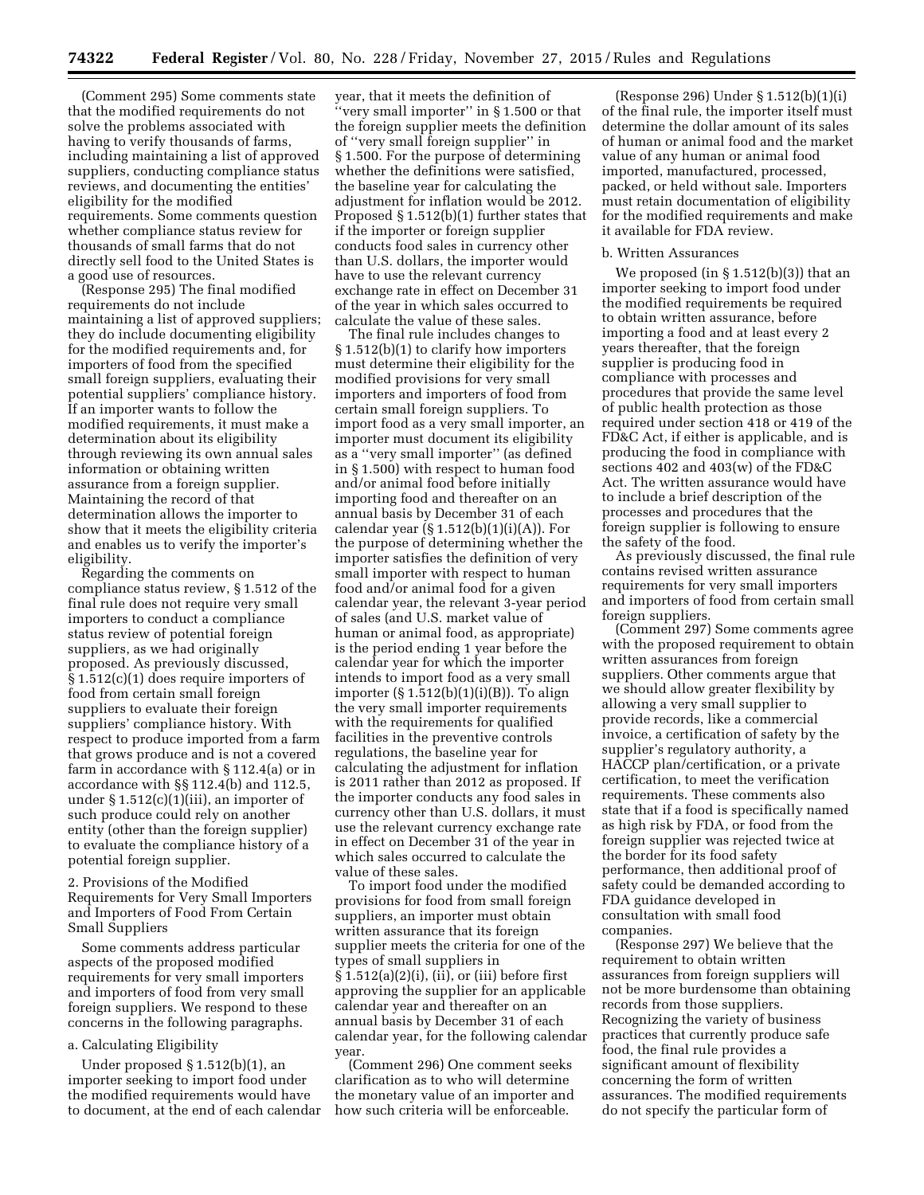(Comment 295) Some comments state that the modified requirements do not solve the problems associated with having to verify thousands of farms, including maintaining a list of approved suppliers, conducting compliance status reviews, and documenting the entities' eligibility for the modified requirements. Some comments question whether compliance status review for thousands of small farms that do not directly sell food to the United States is a good use of resources.

(Response 295) The final modified requirements do not include maintaining a list of approved suppliers; they do include documenting eligibility for the modified requirements and, for importers of food from the specified small foreign suppliers, evaluating their potential suppliers' compliance history. If an importer wants to follow the modified requirements, it must make a determination about its eligibility through reviewing its own annual sales information or obtaining written assurance from a foreign supplier. Maintaining the record of that determination allows the importer to show that it meets the eligibility criteria and enables us to verify the importer's eligibility.

Regarding the comments on compliance status review, § 1.512 of the final rule does not require very small importers to conduct a compliance status review of potential foreign suppliers, as we had originally proposed. As previously discussed, § 1.512(c)(1) does require importers of food from certain small foreign suppliers to evaluate their foreign suppliers' compliance history. With respect to produce imported from a farm that grows produce and is not a covered farm in accordance with § 112.4(a) or in accordance with §§ 112.4(b) and 112.5, under § 1.512(c)(1)(iii), an importer of such produce could rely on another entity (other than the foreign supplier) to evaluate the compliance history of a potential foreign supplier.

2. Provisions of the Modified Requirements for Very Small Importers and Importers of Food From Certain Small Suppliers

Some comments address particular aspects of the proposed modified requirements for very small importers and importers of food from very small foreign suppliers. We respond to these concerns in the following paragraphs.

a. Calculating Eligibility

Under proposed § 1.512(b)(1), an importer seeking to import food under the modified requirements would have to document, at the end of each calendar year, that it meets the definition of ''very small importer'' in § 1.500 or that the foreign supplier meets the definition of ''very small foreign supplier'' in § 1.500. For the purpose of determining whether the definitions were satisfied, the baseline year for calculating the adjustment for inflation would be 2012. Proposed § 1.512(b)(1) further states that if the importer or foreign supplier conducts food sales in currency other than U.S. dollars, the importer would have to use the relevant currency exchange rate in effect on December 31 of the year in which sales occurred to calculate the value of these sales.

The final rule includes changes to § 1.512(b)(1) to clarify how importers must determine their eligibility for the modified provisions for very small importers and importers of food from certain small foreign suppliers. To import food as a very small importer, an importer must document its eligibility as a ''very small importer'' (as defined in § 1.500) with respect to human food and/or animal food before initially importing food and thereafter on an annual basis by December 31 of each calendar year (§ 1.512(b)(1)(i)(A)). For the purpose of determining whether the importer satisfies the definition of very small importer with respect to human food and/or animal food for a given calendar year, the relevant 3-year period of sales (and U.S. market value of human or animal food, as appropriate) is the period ending 1 year before the calendar year for which the importer intends to import food as a very small importer (§ 1.512(b)(1)(i)(B)). To align the very small importer requirements with the requirements for qualified facilities in the preventive controls regulations, the baseline year for calculating the adjustment for inflation is 2011 rather than 2012 as proposed. If the importer conducts any food sales in currency other than U.S. dollars, it must use the relevant currency exchange rate in effect on December 31 of the year in which sales occurred to calculate the value of these sales.

To import food under the modified provisions for food from small foreign suppliers, an importer must obtain written assurance that its foreign supplier meets the criteria for one of the types of small suppliers in § 1.512(a)(2)(i), (ii), or (iii) before first approving the supplier for an applicable calendar year and thereafter on an annual basis by December 31 of each calendar year, for the following calendar year.

(Comment 296) One comment seeks clarification as to who will determine the monetary value of an importer and how such criteria will be enforceable.

(Response 296) Under § 1.512(b)(1)(i) of the final rule, the importer itself must determine the dollar amount of its sales of human or animal food and the market value of any human or animal food imported, manufactured, processed, packed, or held without sale. Importers must retain documentation of eligibility for the modified requirements and make it available for FDA review.

b. Written Assurances

We proposed (in § 1.512(b)(3)) that an importer seeking to import food under the modified requirements be required to obtain written assurance, before importing a food and at least every 2 years thereafter, that the foreign supplier is producing food in compliance with processes and procedures that provide the same level of public health protection as those required under section 418 or 419 of the FD&C Act, if either is applicable, and is producing the food in compliance with sections 402 and 403(w) of the FD&C Act. The written assurance would have to include a brief description of the processes and procedures that the foreign supplier is following to ensure the safety of the food.

As previously discussed, the final rule contains revised written assurance requirements for very small importers and importers of food from certain small foreign suppliers.

(Comment 297) Some comments agree with the proposed requirement to obtain written assurances from foreign suppliers. Other comments argue that we should allow greater flexibility by allowing a very small supplier to provide records, like a commercial invoice, a certification of safety by the supplier's regulatory authority, a HACCP plan/certification, or a private certification, to meet the verification requirements. These comments also state that if a food is specifically named as high risk by FDA, or food from the foreign supplier was rejected twice at the border for its food safety performance, then additional proof of safety could be demanded according to FDA guidance developed in consultation with small food companies.

(Response 297) We believe that the requirement to obtain written assurances from foreign suppliers will not be more burdensome than obtaining records from those suppliers. Recognizing the variety of business practices that currently produce safe food, the final rule provides a significant amount of flexibility concerning the form of written assurances. The modified requirements do not specify the particular form of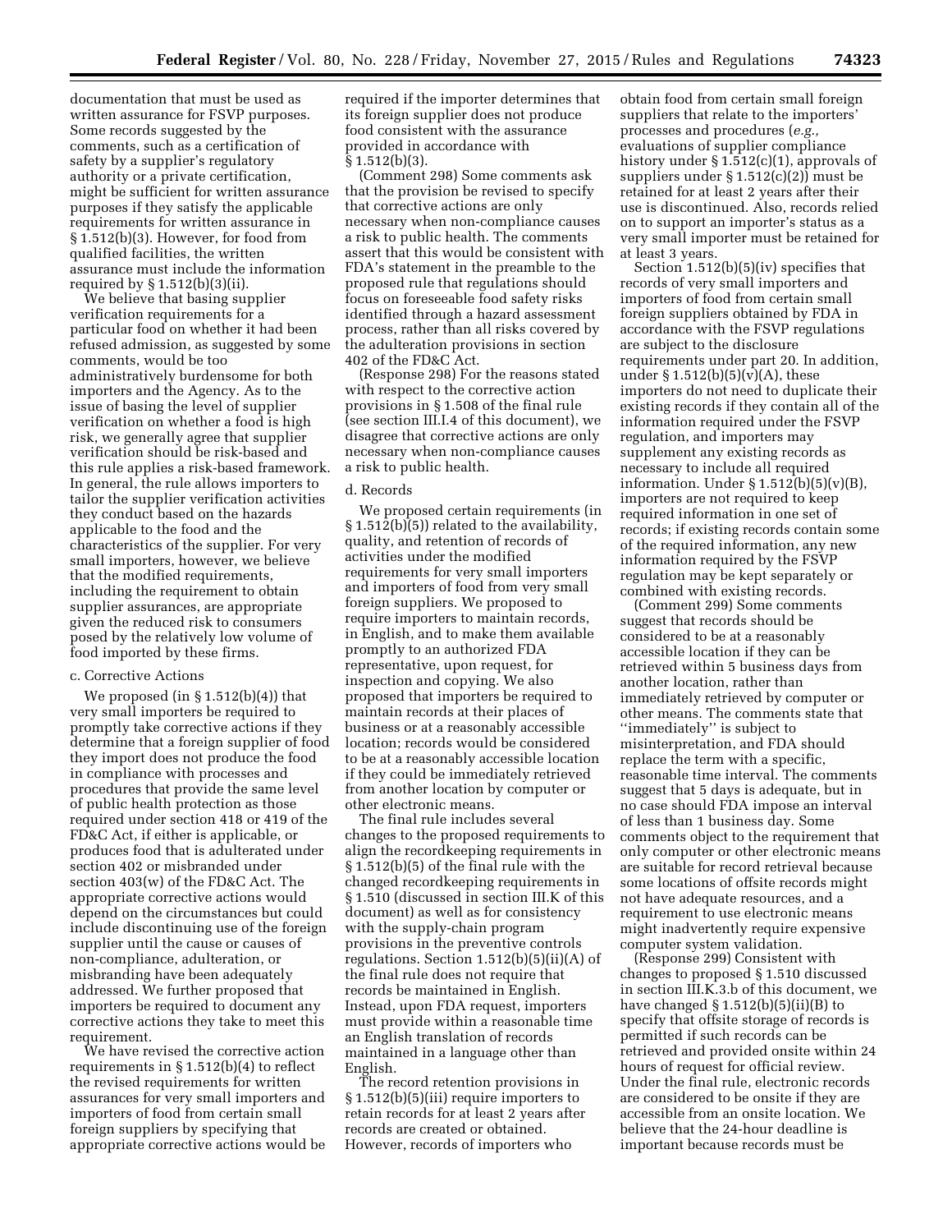documentation that must be used as written assurance for FSVP purposes. Some records suggested by the comments, such as a certification of safety by a supplier's regulatory authority or a private certification, might be sufficient for written assurance purposes if they satisfy the applicable requirements for written assurance in § 1.512(b)(3). However, for food from qualified facilities, the written assurance must include the information required by § 1.512(b)(3)(ii).

We believe that basing supplier verification requirements for a particular food on whether it had been refused admission, as suggested by some comments, would be too administratively burdensome for both importers and the Agency. As to the issue of basing the level of supplier verification on whether a food is high risk, we generally agree that supplier verification should be risk-based and this rule applies a risk-based framework. In general, the rule allows importers to tailor the supplier verification activities they conduct based on the hazards applicable to the food and the characteristics of the supplier. For very small importers, however, we believe that the modified requirements, including the requirement to obtain supplier assurances, are appropriate given the reduced risk to consumers posed by the relatively low volume of food imported by these firms.

c. Corrective Actions

We proposed (in § 1.512(b)(4)) that very small importers be required to promptly take corrective actions if they determine that a foreign supplier of food they import does not produce the food in compliance with processes and procedures that provide the same level of public health protection as those required under section 418 or 419 of the FD&C Act, if either is applicable, or produces food that is adulterated under section 402 or misbranded under section 403(w) of the FD&C Act. The appropriate corrective actions would depend on the circumstances but could include discontinuing use of the foreign supplier until the cause or causes of non-compliance, adulteration, or misbranding have been adequately addressed. We further proposed that importers be required to document any corrective actions they take to meet this requirement.

We have revised the corrective action requirements in § 1.512(b)(4) to reflect the revised requirements for written assurances for very small importers and importers of food from certain small foreign suppliers by specifying that appropriate corrective actions would be required if the importer determines that its foreign supplier does not produce food consistent with the assurance provided in accordance with § 1.512(b)(3).

(Comment 298) Some comments ask that the provision be revised to specify that corrective actions are only necessary when non-compliance causes a risk to public health. The comments assert that this would be consistent with FDA's statement in the preamble to the proposed rule that regulations should focus on foreseeable food safety risks identified through a hazard assessment process, rather than all risks covered by the adulteration provisions in section 402 of the FD&C Act.

(Response 298) For the reasons stated with respect to the corrective action provisions in § 1.508 of the final rule (see section III.I.4 of this document), we disagree that corrective actions are only necessary when non-compliance causes a risk to public health.

d. Records

We proposed certain requirements (in § 1.512(b)(5)) related to the availability, quality, and retention of records of activities under the modified requirements for very small importers and importers of food from very small foreign suppliers. We proposed to require importers to maintain records, in English, and to make them available promptly to an authorized FDA representative, upon request, for inspection and copying. We also proposed that importers be required to maintain records at their places of business or at a reasonably accessible location; records would be considered to be at a reasonably accessible location if they could be immediately retrieved from another location by computer or other electronic means.

The final rule includes several changes to the proposed requirements to align the recordkeeping requirements in § 1.512(b)(5) of the final rule with the changed recordkeeping requirements in § 1.510 (discussed in section III.K of this document) as well as for consistency with the supply-chain program provisions in the preventive controls regulations. Section 1.512(b)(5)(ii)(A) of the final rule does not require that records be maintained in English. Instead, upon FDA request, importers must provide within a reasonable time an English translation of records maintained in a language other than English.

The record retention provisions in § 1.512(b)(5)(iii) require importers to retain records for at least 2 years after records are created or obtained. However, records of importers who obtain food from certain small foreign suppliers that relate to the importers' processes and procedures (*e.g.,* evaluations of supplier compliance history under § 1.512(c)(1), approvals of suppliers under § 1.512(c)(2)) must be retained for at least 2 years after their use is discontinued. Also, records relied on to support an importer's status as a very small importer must be retained for at least 3 years.

Section 1.512(b)(5)(iv) specifies that records of very small importers and importers of food from certain small foreign suppliers obtained by FDA in accordance with the FSVP regulations are subject to the disclosure requirements under part 20. In addition, under § 1.512(b)(5)(v)(A), these importers do not need to duplicate their existing records if they contain all of the information required under the FSVP regulation, and importers may supplement any existing records as necessary to include all required information. Under § 1.512(b)(5)(v)(B), importers are not required to keep required information in one set of records; if existing records contain some of the required information, any new information required by the FSVP regulation may be kept separately or combined with existing records.

(Comment 299) Some comments suggest that records should be considered to be at a reasonably accessible location if they can be retrieved within 5 business days from another location, rather than immediately retrieved by computer or other means. The comments state that "immediately" is subject to misinterpretation, and FDA should replace the term with a specific, reasonable time interval. The comments suggest that 5 days is adequate, but in no case should FDA impose an interval of less than 1 business day. Some comments object to the requirement that only computer or other electronic means are suitable for record retrieval because some locations of offsite records might not have adequate resources, and a requirement to use electronic means might inadvertently require expensive computer system validation.

(Response 299) Consistent with changes to proposed § 1.510 discussed in section III.K.3.b of this document, we have changed § 1.512(b)(5)(ii)(B) to specify that offsite storage of records is permitted if such records can be retrieved and provided onsite within 24 hours of request for official review. Under the final rule, electronic records are considered to be onsite if they are accessible from an onsite location. We believe that the 24-hour deadline is important because records must be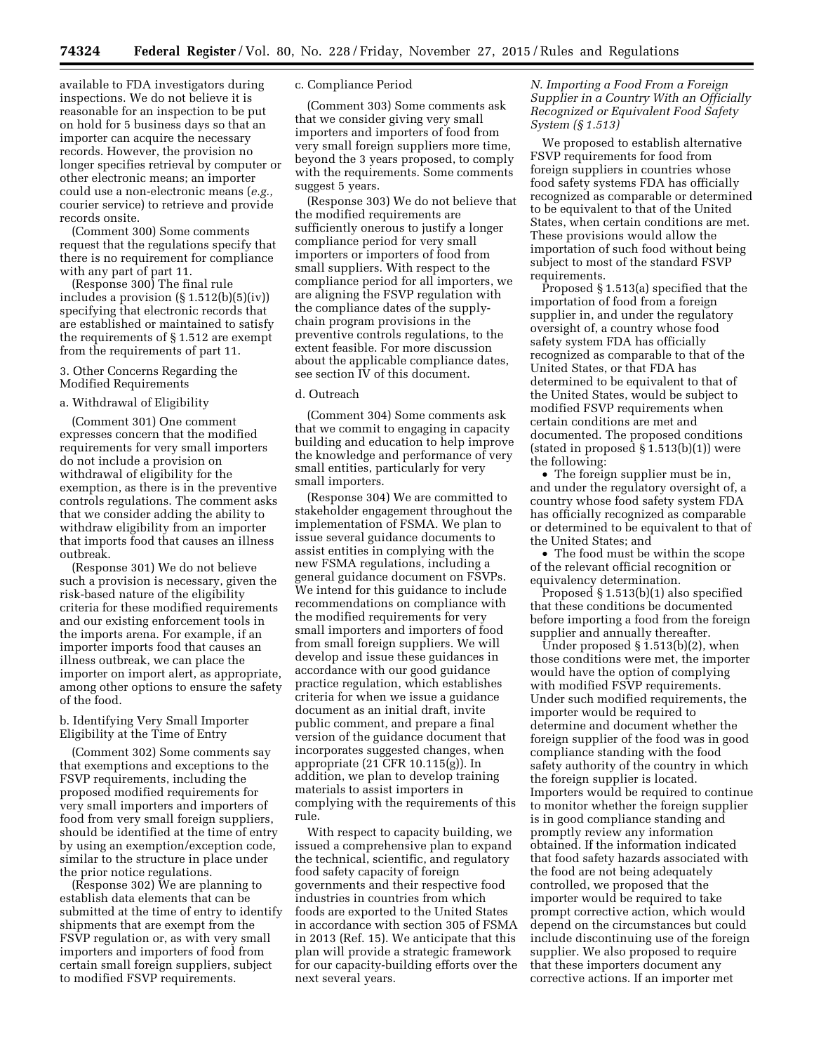available to FDA investigators during inspections. We do not believe it is reasonable for an inspection to be put on hold for 5 business days so that an importer can acquire the necessary records. However, the provision no longer specifies retrieval by computer or other electronic means; an importer could use a non-electronic means (*e.g.,* courier service) to retrieve and provide records onsite.

(Comment 300) Some comments request that the regulations specify that there is no requirement for compliance with any part of part 11.

(Response 300) The final rule includes a provision (§ 1.512(b)(5)(iv)) specifying that electronic records that are established or maintained to satisfy the requirements of § 1.512 are exempt from the requirements of part 11.

3. Other Concerns Regarding the Modified Requirements

a. Withdrawal of Eligibility

(Comment 301) One comment expresses concern that the modified requirements for very small importers do not include a provision on withdrawal of eligibility for the exemption, as there is in the preventive controls regulations. The comment asks that we consider adding the ability to withdraw eligibility from an importer that imports food that causes an illness outbreak.

(Response 301) We do not believe such a provision is necessary, given the risk-based nature of the eligibility criteria for these modified requirements and our existing enforcement tools in the imports arena. For example, if an importer imports food that causes an illness outbreak, we can place the importer on import alert, as appropriate, among other options to ensure the safety of the food.

b. Identifying Very Small Importer Eligibility at the Time of Entry

(Comment 302) Some comments say that exemptions and exceptions to the FSVP requirements, including the proposed modified requirements for very small importers and importers of food from very small foreign suppliers, should be identified at the time of entry by using an exemption/exception code, similar to the structure in place under the prior notice regulations.

(Response 302) We are planning to establish data elements that can be submitted at the time of entry to identify shipments that are exempt from the FSVP regulation or, as with very small importers and importers of food from certain small foreign suppliers, subject to modified FSVP requirements.

c. Compliance Period

(Comment 303) Some comments ask that we consider giving very small importers and importers of food from very small foreign suppliers more time, beyond the 3 years proposed, to comply with the requirements. Some comments suggest 5 years.

(Response 303) We do not believe that the modified requirements are sufficiently onerous to justify a longer compliance period for very small importers or importers of food from small suppliers. With respect to the compliance period for all importers, we are aligning the FSVP regulation with the compliance dates of the supply-chain program provisions in the preventive controls regulations, to the extent feasible. For more discussion about the applicable compliance dates, see section IV of this document.

d. Outreach

(Comment 304) Some comments ask that we commit to engaging in capacity building and education to help improve the knowledge and performance of very small entities, particularly for very small importers.

(Response 304) We are committed to stakeholder engagement throughout the implementation of FSMA. We plan to issue several guidance documents to assist entities in complying with the new FSMA regulations, including a general guidance document on FSVPs. We intend for this guidance to include recommendations on compliance with the modified requirements for very small importers and importers of food from small foreign suppliers. We will develop and issue these guidances in accordance with our good guidance practice regulation, which establishes criteria for when we issue a guidance document as an initial draft, invite public comment, and prepare a final version of the guidance document that incorporates suggested changes, when appropriate (21 CFR 10.115(g)). In addition, we plan to develop training materials to assist importers in complying with the requirements of this rule.

With respect to capacity building, we issued a comprehensive plan to expand the technical, scientific, and regulatory food safety capacity of foreign governments and their respective food industries in countries from which foods are exported to the United States in accordance with section 305 of FSMA in 2013 (Ref. 15). We anticipate that this plan will provide a strategic framework for our capacity-building efforts over the next several years.

### *N. Importing a Food From a Foreign Supplier in a Country With an Officially Recognized or Equivalent Food Safety System (§ 1.513)*

We proposed to establish alternative FSVP requirements for food from foreign suppliers in countries whose food safety systems FDA has officially recognized as comparable or determined to be equivalent to that of the United States, when certain conditions are met. These provisions would allow the importation of such food without being subject to most of the standard FSVP requirements.

Proposed § 1.513(a) specified that the importation of food from a foreign supplier in, and under the regulatory oversight of, a country whose food safety system FDA has officially recognized as comparable to that of the United States, or that FDA has determined to be equivalent to that of the United States, would be subject to modified FSVP requirements when certain conditions are met and documented. The proposed conditions (stated in proposed § 1.513(b)(1)) were the following:

- The foreign supplier must be in, and under the regulatory oversight of, a country whose food safety system FDA has officially recognized as comparable or determined to be equivalent to that of the United States; and
- The food must be within the scope of the relevant official recognition or equivalency determination.

Proposed § 1.513(b)(1) also specified that these conditions be documented before importing a food from the foreign supplier and annually thereafter.

Under proposed § 1.513(b)(2), when those conditions were met, the importer would have the option of complying with modified FSVP requirements. Under such modified requirements, the importer would be required to determine and document whether the foreign supplier of the food was in good compliance standing with the food safety authority of the country in which the foreign supplier is located. Importers would be required to continue to monitor whether the foreign supplier is in good compliance standing and promptly review any information obtained. If the information indicated that food safety hazards associated with the food are not being adequately controlled, we proposed that the importer would be required to take prompt corrective action, which would depend on the circumstances but could include discontinuing use of the foreign supplier. We also proposed to require that these importers document any corrective actions. If an importer met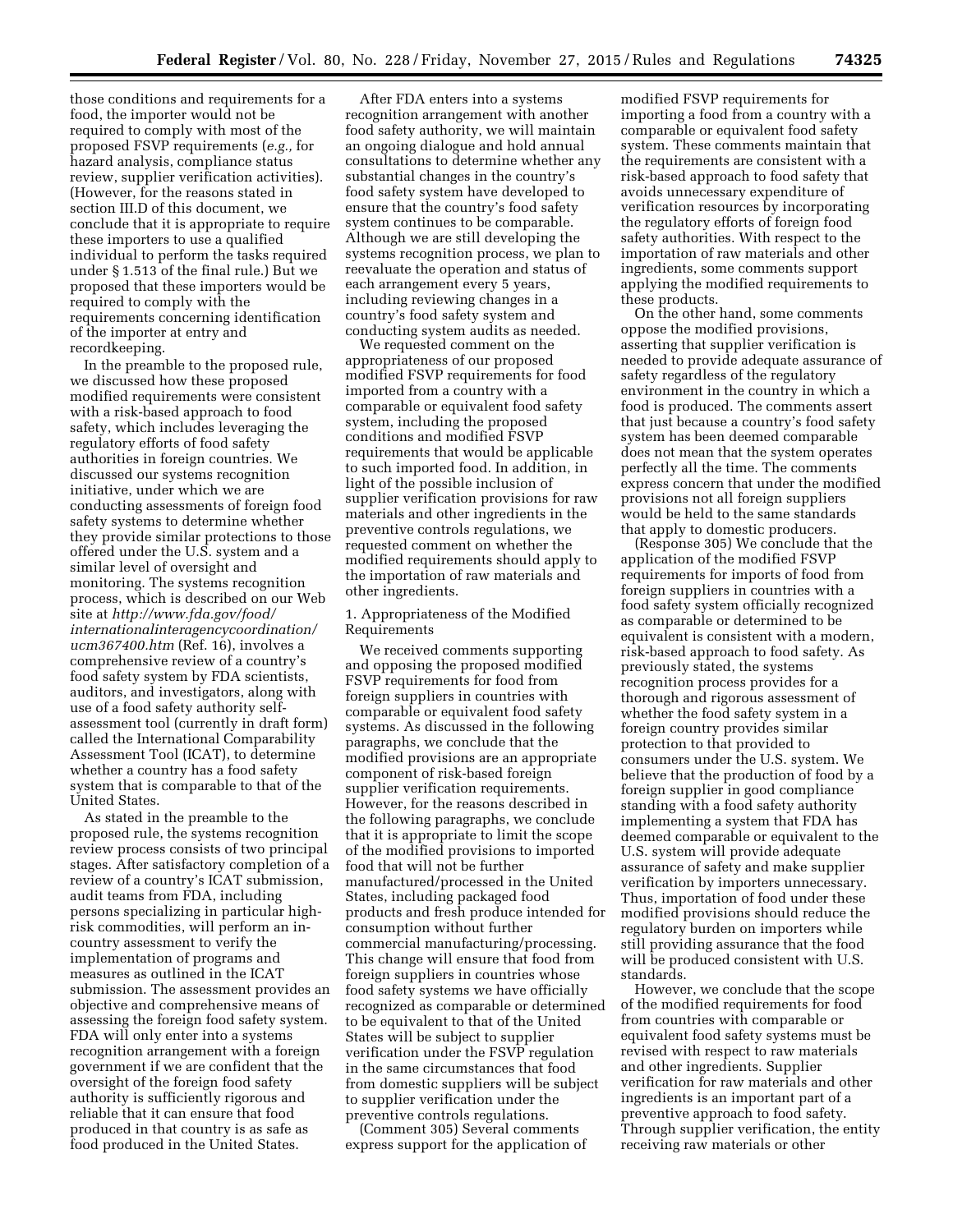those conditions and requirements for a food, the importer would not be required to comply with most of the proposed FSVP requirements (*e.g.,* for hazard analysis, compliance status review, supplier verification activities). (However, for the reasons stated in section III.D of this document, we conclude that it is appropriate to require these importers to use a qualified individual to perform the tasks required under § 1.513 of the final rule.) But we proposed that these importers would be required to comply with the requirements concerning identification of the importer at entry and recordkeeping.

In the preamble to the proposed rule, we discussed how these proposed modified requirements were consistent with a risk-based approach to food safety, which includes leveraging the regulatory efforts of food safety authorities in foreign countries. We discussed our systems recognition initiative, under which we are conducting assessments of foreign food safety systems to determine whether they provide similar protections to those offered under the U.S. system and a similar level of oversight and monitoring. The systems recognition process, which is described on our Web site at *http://www.fda.gov/food/internationalinteragencycoordination/ucm367400.htm* (Ref. 16), involves a comprehensive review of a country's food safety system by FDA scientists, auditors, and investigators, along with use of a food safety authority self-assessment tool (currently in draft form) called the International Comparability Assessment Tool (ICAT), to determine whether a country has a food safety system that is comparable to that of the United States.

As stated in the preamble to the proposed rule, the systems recognition review process consists of two principal stages. After satisfactory completion of a review of a country's ICAT submission, audit teams from FDA, including persons specializing in particular high-risk commodities, will perform an in-country assessment to verify the implementation of programs and measures as outlined in the ICAT submission. The assessment provides an objective and comprehensive means of assessing the foreign food safety system. FDA will only enter into a systems recognition arrangement with a foreign government if we are confident that the oversight of the foreign food safety authority is sufficiently rigorous and reliable that it can ensure that food produced in that country is as safe as food produced in the United States.

After FDA enters into a systems recognition arrangement with another food safety authority, we will maintain an ongoing dialogue and hold annual consultations to determine whether any substantial changes in the country's food safety system have developed to ensure that the country's food safety system continues to be comparable. Although we are still developing the systems recognition process, we plan to reevaluate the operation and status of each arrangement every 5 years, including reviewing changes in a country's food safety system and conducting system audits as needed.

We requested comment on the appropriateness of our proposed modified FSVP requirements for food imported from a country with a comparable or equivalent food safety system, including the proposed conditions and modified FSVP requirements that would be applicable to such imported food. In addition, in light of the possible inclusion of supplier verification provisions for raw materials and other ingredients in the preventive controls regulations, we requested comment on whether the modified requirements should apply to the importation of raw materials and other ingredients.

1. Appropriateness of the Modified Requirements

We received comments supporting and opposing the proposed modified FSVP requirements for food from foreign suppliers in countries with comparable or equivalent food safety systems. As discussed in the following paragraphs, we conclude that the modified provisions are an appropriate component of risk-based foreign supplier verification requirements. However, for the reasons described in the following paragraphs, we conclude that it is appropriate to limit the scope of the modified provisions to imported food that will not be further manufactured/processed in the United States, including packaged food products and fresh produce intended for consumption without further commercial manufacturing/processing. This change will ensure that food from foreign suppliers in countries whose food safety systems we have officially recognized as comparable or determined to be equivalent to that of the United States will be subject to supplier verification under the FSVP regulation in the same circumstances that food from domestic suppliers will be subject to supplier verification under the preventive controls regulations.

(Comment 305) Several comments express support for the application of modified FSVP requirements for importing a food from a country with a comparable or equivalent food safety system. These comments maintain that the requirements are consistent with a risk-based approach to food safety that avoids unnecessary expenditure of verification resources by incorporating the regulatory efforts of foreign food safety authorities. With respect to the importation of raw materials and other ingredients, some comments support applying the modified requirements to these products.

On the other hand, some comments oppose the modified provisions, asserting that supplier verification is needed to provide adequate assurance of safety regardless of the regulatory environment in the country in which a food is produced. The comments assert that just because a country's food safety system has been deemed comparable does not mean that the system operates perfectly all the time. The comments express concern that under the modified provisions not all foreign suppliers would be held to the same standards that apply to domestic producers.

(Response 305) We conclude that the application of the modified FSVP requirements for imports of food from foreign suppliers in countries with a food safety system officially recognized as comparable or determined to be equivalent is consistent with a modern, risk-based approach to food safety. As previously stated, the systems recognition process provides for a thorough and rigorous assessment of whether the food safety system in a foreign country provides similar protection to consumers under the U.S. system. We believe that the production of food by a foreign supplier in good compliance standing with a food safety authority implementing a system that FDA has deemed comparable or equivalent to the U.S. system will provide adequate assurance of safety and make supplier verification by importers unnecessary. Thus, importation of food under these modified provisions should reduce the regulatory burden on importers while still providing assurance that the food will be produced consistent with U.S. standards.

However, we conclude that the scope of the modified requirements for food from countries with comparable or equivalent food safety systems must be revised with respect to raw materials and other ingredients. Supplier verification for raw materials and other ingredients is an important part of a preventive approach to food safety. Through supplier verification, the entity receiving raw materials or other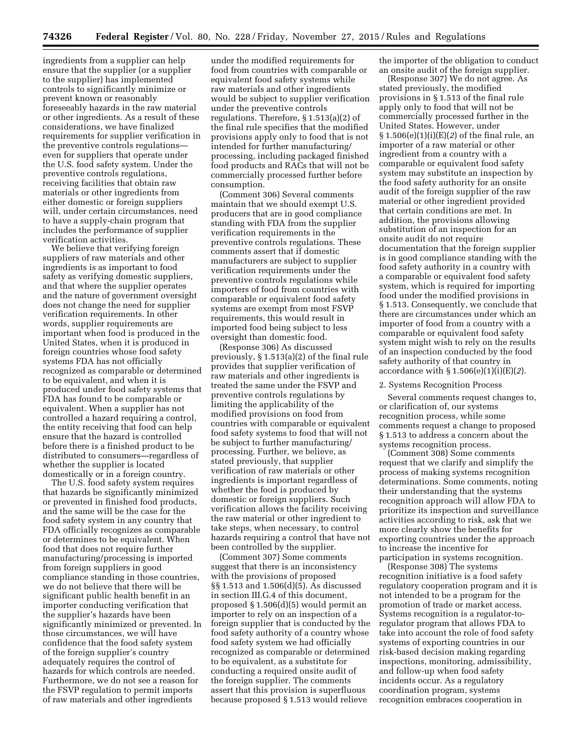ingredients from a supplier can help ensure that the supplier (or a supplier to the supplier) has implemented controls to significantly minimize or prevent known or reasonably foreseeably hazards in the raw material or other ingredients. As a result of these considerations, we have finalized requirements for supplier verification in the preventive controls regulations—even for suppliers that operate under the U.S. food safety system. Under the preventive controls regulations, receiving facilities that obtain raw materials or other ingredients from either domestic or foreign suppliers will, under certain circumstances, need to have a supply-chain program that includes the performance of supplier verification activities.

We believe that verifying foreign suppliers of raw materials and other ingredients is as important to food safety as verifying domestic suppliers, and that where the supplier operates and the nature of government oversight does not change the need for supplier verification requirements. In other words, supplier requirements are important when food is produced in the United States, when it is produced in foreign countries whose food safety systems FDA has not officially recognized as comparable or determined to be equivalent, and when it is produced under food safety systems that FDA has found to be comparable or equivalent. When a supplier has not controlled a hazard requiring a control, the entity receiving that food can help ensure that the hazard is controlled before there is a finished product to be distributed to consumers—regardless of whether the supplier is located domestically or in a foreign country.

The U.S. food safety system requires that hazards be significantly minimized or prevented in finished food products, and the same will be the case for the food safety system in any country that FDA officially recognizes as comparable or determines to be equivalent. When food that does not require further manufacturing/processing is imported from foreign suppliers in good compliance standing in those countries, we do not believe that there will be significant public health benefit in an importer conducting verification that the supplier's hazards have been significantly minimized or prevented. In those circumstances, we will have confidence that the food safety system of the foreign supplier's country adequately requires the control of hazards for which controls are needed. Furthermore, we do not see a reason for the FSVP regulation to permit imports of raw materials and other ingredients under the modified requirements for food from countries with comparable or equivalent food safety systems while raw materials and other ingredients would be subject to supplier verification under the preventive controls regulations. Therefore, § 1.513(a)(2) of the final rule specifies that the modified provisions apply only to food that is not intended for further manufacturing/processing, including packaged finished food products and RACs that will not be commercially processed further before consumption.

(Comment 306) Several comments maintain that we should exempt U.S. producers that are in good compliance standing with FDA from the supplier verification requirements in the preventive controls regulations. These comments assert that if domestic manufacturers are subject to supplier verification requirements under the preventive controls regulations while importers of food from countries with comparable or equivalent food safety systems are exempt from most FSVP requirements, this would result in imported food being subject to less oversight than domestic food.

(Response 306) As discussed previously, § 1.513(a)(2) of the final rule provides that supplier verification of raw materials and other ingredients is treated the same under the FSVP and preventive controls regulations by limiting the applicability of the modified provisions on food from countries with comparable or equivalent food safety systems to food that will not be subject to further manufacturing/processing. Further, we believe, as stated previously, that supplier verification of raw materials or other ingredients is important regardless of whether the food is produced by domestic or foreign suppliers. Such verification allows the facility receiving the raw material or other ingredient to take steps, when necessary, to control hazards requiring a control that have not been controlled by the supplier.

(Comment 307) Some comments suggest that there is an inconsistency with the provisions of proposed §§ 1.513 and 1.506(d)(5). As discussed in section III.G.4 of this document, proposed § 1.506(d)(5) would permit an importer to rely on an inspection of a foreign supplier that is conducted by the food safety authority of a country whose food safety system we had officially recognized as comparable or determined to be equivalent, as a substitute for conducting a required onsite audit of the foreign supplier. The comments assert that this provision is superfluous because proposed § 1.513 would relieve the importer of the obligation to conduct an onsite audit of the foreign supplier.

(Response 307) We do not agree. As stated previously, the modified provisions in § 1.513 of the final rule apply only to food that will not be commercially processed further in the United States. However, under § 1.506(e)(1)(i)(E)(*2*) of the final rule, an importer of a raw material or other ingredient from a country with a comparable or equivalent food safety system may substitute an inspection by the food safety authority for an onsite audit of the foreign supplier of the raw material or other ingredient provided that certain conditions are met. In addition, the provisions allowing substitution of an inspection for an onsite audit do not require documentation that the foreign supplier is in good compliance standing with the food safety authority in a country with a comparable or equivalent food safety system, which is required for importing food under the modified provisions in § 1.513. Consequently, we conclude that there are circumstances under which an importer of food from a country with a comparable or equivalent food safety system might wish to rely on the results of an inspection conducted by the food safety authority of that country in accordance with § 1.506(e)(1)(i)(E)(*2*).

2. Systems Recognition Process

Several comments request changes to, or clarification of, our systems recognition process, while some comments request a change to proposed § 1.513 to address a concern about the systems recognition process.

(Comment 308) Some comments request that we clarify and simplify the process of making systems recognition determinations. Some comments, noting their understanding that the systems recognition approach will allow FDA to prioritize its inspection and surveillance activities according to risk, ask that we more clearly show the benefits for exporting countries under the approach to increase the incentive for participation in systems recognition.

(Response 308) The systems recognition initiative is a food safety regulatory cooperation program and it is not intended to be a program for the promotion of trade or market access. Systems recognition is a regulator-to-regulator program that allows FDA to take into account the role of food safety systems of exporting countries in our risk-based decision making regarding inspections, monitoring, admissibility, and follow-up when food safety incidents occur. As a regulatory coordination program, systems recognition embraces cooperation in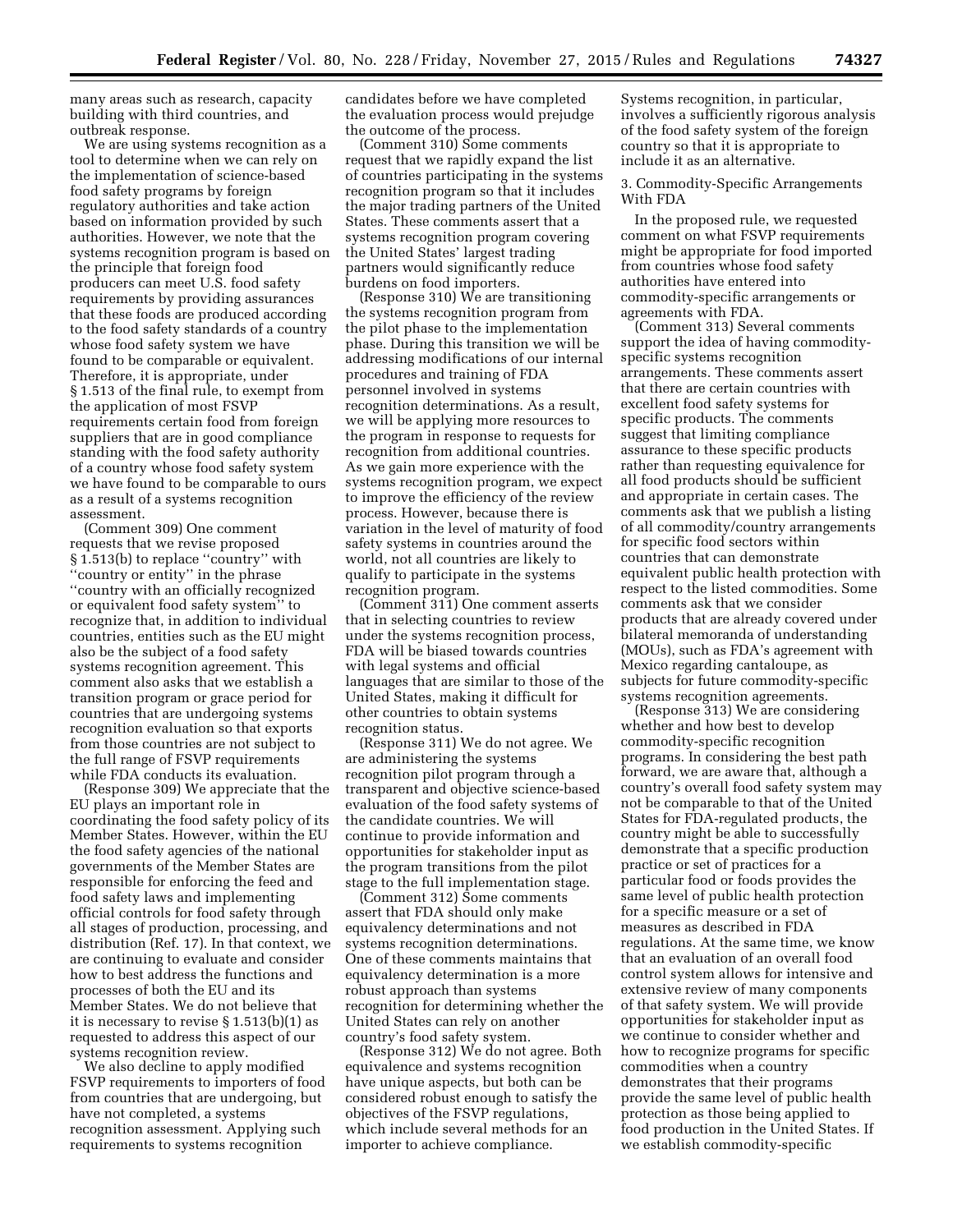many areas such as research, capacity building with third countries, and outbreak response.

We are using systems recognition as a tool to determine when we can rely on the implementation of science-based food safety programs by foreign regulatory authorities and take action based on information provided by such authorities. However, we note that the systems recognition program is based on the principle that foreign food producers can meet U.S. food safety requirements by providing assurances that these foods are produced according to the food safety standards of a country whose food safety system we have found to be comparable or equivalent. Therefore, it is appropriate, under § 1.513 of the final rule, to exempt from the application of most FSVP requirements certain food from foreign suppliers that are in good compliance standing with the food safety authority of a country whose food safety system we have found to be comparable to ours as a result of a systems recognition assessment.

(Comment 309) One comment requests that we revise proposed § 1.513(b) to replace "country" with "country or entity" in the phrase "country with an officially recognized or equivalent food safety system" to recognize that, in addition to individual countries, entities such as the EU might also be the subject of a food safety systems recognition agreement. This comment also asks that we establish a transition program or grace period for countries that are undergoing systems recognition evaluation so that exports from those countries are not subject to the full range of FSVP requirements while FDA conducts its evaluation.

(Response 309) We appreciate that the EU plays an important role in coordinating the food safety policy of its Member States. However, within the EU the food safety agencies of the national governments of the Member States are responsible for enforcing the feed and food safety laws and implementing official controls for food safety through all stages of production, processing, and distribution (Ref. 17). In that context, we are continuing to evaluate and consider how to best address the functions and processes of both the EU and its Member States. We do not believe that it is necessary to revise § 1.513(b)(1) as requested to address this aspect of our systems recognition review.

We also decline to apply modified FSVP requirements to importers of food from countries that are undergoing, but have not completed, a systems recognition assessment. Applying such requirements to systems recognition candidates before we have completed the evaluation process would prejudge the outcome of the process.

(Comment 310) Some comments request that we rapidly expand the list of countries participating in the systems recognition program so that it includes the major trading partners of the United States. These comments assert that a systems recognition program covering the United States' largest trading partners would significantly reduce burdens on food importers.

(Response 310) We are transitioning the systems recognition program from the pilot phase to the implementation phase. During this transition we will be addressing modifications of our internal procedures and training of FDA personnel involved in systems recognition determinations. As a result, we will be applying more resources to the program in response to requests for recognition from additional countries. As we gain more experience with the systems recognition program, we expect to improve the efficiency of the review process. However, because there is variation in the level of maturity of food safety systems in countries around the world, not all countries are likely to qualify to participate in the systems recognition program.

(Comment 311) One comment asserts that in selecting countries to review under the systems recognition process, FDA will be biased towards countries with legal systems and official languages that are similar to those of the United States, making it difficult for other countries to obtain systems recognition status.

(Response 311) We do not agree. We are administering the systems recognition pilot program through a transparent and objective science-based evaluation of the food safety systems of the candidate countries. We will continue to provide information and opportunities for stakeholder input as the program transitions from the pilot stage to the full implementation stage.

(Comment 312) Some comments assert that FDA should only make equivalency determinations and not systems recognition determinations. One of these comments maintains that equivalency determination is a more robust approach than systems recognition for determining whether the United States can rely on another country's food safety system.

(Response 312) We do not agree. Both equivalence and systems recognition have unique aspects, but both can be considered robust enough to satisfy the objectives of the FSVP regulations, which include several methods for an importer to achieve compliance. Systems recognition, in particular, involves a sufficiently rigorous analysis of the food safety system of the foreign country so that it is appropriate to include it as an alternative.

3. Commodity-Specific Arrangements With FDA

In the proposed rule, we requested comment on what FSVP requirements might be appropriate for food imported from countries whose food safety authorities have entered into commodity-specific arrangements or agreements with FDA.

(Comment 313) Several comments support the idea of having commodity-specific systems recognition arrangements. These comments assert that there are certain countries with excellent food safety systems for specific products. The comments suggest that limiting compliance assurance to these specific products rather than requesting equivalence for all food products should be sufficient and appropriate in certain cases. The comments ask that we publish a listing of all commodity/country arrangements for specific food sectors within countries that can demonstrate equivalent public health protection with respect to the listed commodities. Some comments ask that we consider products that are already covered under bilateral memoranda of understanding (MOUs), such as FDA's agreement with Mexico regarding cantaloupe, as subjects for future commodity-specific systems recognition agreements.

(Response 313) We are considering whether and how best to develop commodity-specific recognition programs. In considering the best path forward, we are aware that, although a country's overall food safety system may not be comparable to that of the United States for FDA-regulated products, the country might be able to successfully demonstrate that a specific production practice or set of practices for a particular food or foods provides the same level of public health protection for a specific measure or a set of measures as described in FDA regulations. At the same time, we know that an evaluation of an overall food control system allows for intensive and extensive review of many components of that safety system. We will provide opportunities for stakeholder input as we continue to consider whether and how to recognize programs for specific commodities when a country demonstrates that their programs provide the same level of public health protection as those being applied to food production in the United States. If we establish commodity-specific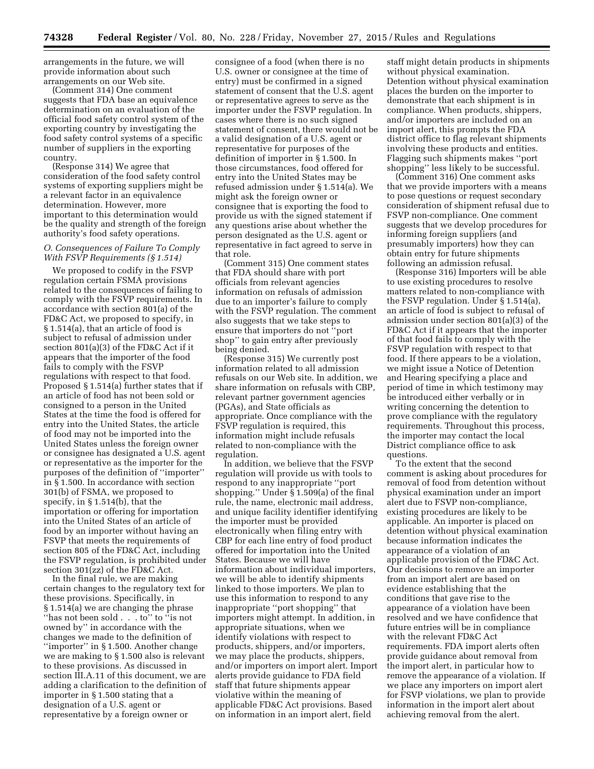arrangements in the future, we will provide information about such arrangements on our Web site.

(Comment 314) One comment suggests that FDA base an equivalence determination on an evaluation of the official food safety control system of the exporting country by investigating the food safety control systems of a specific number of suppliers in the exporting country.

(Response 314) We agree that consideration of the food safety control systems of exporting suppliers might be a relevant factor in an equivalence determination. However, more important to this determination would be the quality and strength of the foreign authority's food safety operations.

### *O. Consequences of Failure To Comply With FSVP Requirements (§ 1.514)*

We proposed to codify in the FSVP regulation certain FSMA provisions related to the consequences of failing to comply with the FSVP requirements. In accordance with section 801(a) of the FD&C Act, we proposed to specify, in § 1.514(a), that an article of food is subject to refusal of admission under section 801(a)(3) of the FD&C Act if it appears that the importer of the food fails to comply with the FSVP regulations with respect to that food. Proposed § 1.514(a) further states that if an article of food has not been sold or consigned to a person in the United States at the time the food is offered for entry into the United States, the article of food may not be imported into the United States unless the foreign owner or consignee has designated a U.S. agent or representative as the importer for the purposes of the definition of ''importer'' in § 1.500. In accordance with section 301(b) of FSMA, we proposed to specify, in § 1.514(b), that the importation or offering for importation into the United States of an article of food by an importer without having an FSVP that meets the requirements of section 805 of the FD&C Act, including the FSVP regulation, is prohibited under section 301(zz) of the FD&C Act.

In the final rule, we are making certain changes to the regulatory text for these provisions. Specifically, in § 1.514(a) we are changing the phrase ''has not been sold . . . to'' to ''is not owned by'' in accordance with the changes we made to the definition of ''importer'' in § 1.500. Another change we are making to § 1.500 also is relevant to these provisions. As discussed in section III.A.11 of this document, we are adding a clarification to the definition of importer in § 1.500 stating that a designation of a U.S. agent or representative by a foreign owner or consignee of a food (when there is no U.S. owner or consignee at the time of entry) must be confirmed in a signed statement of consent that the U.S. agent or representative agrees to serve as the importer under the FSVP regulation. In cases where there is no such signed statement of consent, there would not be a valid designation of a U.S. agent or representative for purposes of the definition of importer in § 1.500. In those circumstances, food offered for entry into the United States may be refused admission under § 1.514(a). We might ask the foreign owner or consignee that is exporting the food to provide us with the signed statement if any questions arise about whether the person designated as the U.S. agent or representative in fact agreed to serve in that role.

(Comment 315) One comment states that FDA should share with port officials from relevant agencies information on refusals of admission due to an importer's failure to comply with the FSVP regulation. The comment also suggests that we take steps to ensure that importers do not ''port shop'' to gain entry after previously being denied.

(Response 315) We currently post information related to all admission refusals on our Web site. In addition, we share information on refusals with CBP, relevant partner government agencies (PGAs), and State officials as appropriate. Once compliance with the FSVP regulation is required, this information might include refusals related to non-compliance with the regulation.

In addition, we believe that the FSVP regulation will provide us with tools to respond to any inappropriate ''port shopping.'' Under § 1.509(a) of the final rule, the name, electronic mail address, and unique facility identifier identifying the importer must be provided electronically when filing entry with CBP for each line entry of food product offered for importation into the United States. Because we will have information about individual importers, we will be able to identify shipments linked to those importers. We plan to use this information to respond to any inappropriate ''port shopping'' that importers might attempt. In addition, in appropriate situations, when we identify violations with respect to products, shippers, and/or importers, we may place the products, shippers, and/or importers on import alert. Import alerts provide guidance to FDA field staff that future shipments appear violative within the meaning of applicable FD&C Act provisions. Based on information in an import alert, field staff might detain products in shipments without physical examination. Detention without physical examination places the burden on the importer to demonstrate that each shipment is in compliance. When products, shippers, and/or importers are included on an import alert, this prompts the FDA district office to flag relevant shipments involving these products and entities. Flagging such shipments makes ''port shopping'' less likely to be successful.

(Comment 316) One comment asks that we provide importers with a means to pose questions or request secondary consideration of shipment refusal due to FSVP non-compliance. One comment suggests that we develop procedures for informing foreign suppliers (and presumably importers) how they can obtain entry for future shipments following an admission refusal.

(Response 316) Importers will be able to use existing procedures to resolve matters related to non-compliance with the FSVP regulation. Under § 1.514(a), an article of food is subject to refusal of admission under section 801(a)(3) of the FD&C Act if it appears that the importer of that food fails to comply with the FSVP regulation with respect to that food. If there appears to be a violation, we might issue a Notice of Detention and Hearing specifying a place and period of time in which testimony may be introduced either verbally or in writing concerning the detention to prove compliance with the regulatory requirements. Throughout this process, the importer may contact the local District compliance office to ask questions.

To the extent that the second comment is asking about procedures for removal of food from detention without physical examination under an import alert due to FSVP non-compliance, existing procedures are likely to be applicable. An importer is placed on detention without physical examination because information indicates the appearance of a violation of an applicable provision of the FD&C Act. Our decisions to remove an importer from an import alert are based on evidence establishing that the conditions that gave rise to the appearance of a violation have been resolved and we have confidence that future entries will be in compliance with the relevant FD&C Act requirements. FDA import alerts often provide guidance about removal from the import alert, in particular how to remove the appearance of a violation. If we place any importers on import alert for FSVP violations, we plan to provide information in the import alert about achieving removal from the alert.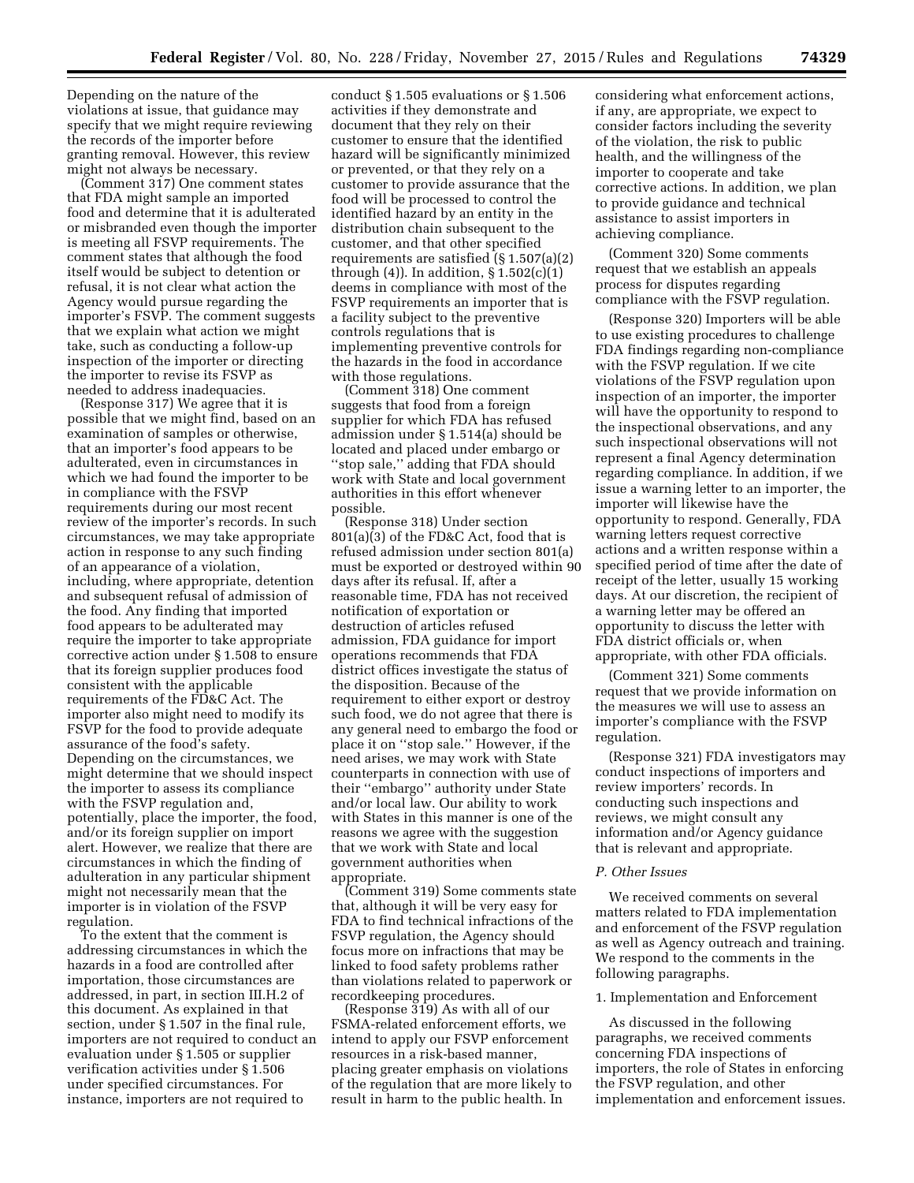Depending on the nature of the violations at issue, that guidance may specify that we might require reviewing the records of the importer before granting removal. However, this review might not always be necessary.

(Comment 317) One comment states that FDA might sample an imported food and determine that it is adulterated or misbranded even though the importer is meeting all FSVP requirements. The comment states that although the food itself would be subject to detention or refusal, it is not clear what action the Agency would pursue regarding the importer's FSVP. The comment suggests that we explain what action we might take, such as conducting a follow-up inspection of the importer or directing the importer to revise its FSVP as needed to address inadequacies.

(Response 317) We agree that it is possible that we might find, based on an examination of samples or otherwise, that an importer's food appears to be adulterated, even in circumstances in which we had found the importer to be in compliance with the FSVP requirements during our most recent review of the importer's records. In such circumstances, we may take appropriate action in response to any such finding of an appearance of a violation, including, where appropriate, detention and subsequent refusal of admission of the food. Any finding that imported food appears to be adulterated may require the importer to take appropriate corrective action under § 1.508 to ensure that its foreign supplier produces food consistent with the applicable requirements of the FD&C Act. The importer also might need to modify its FSVP for the food to provide adequate assurance of the food's safety. Depending on the circumstances, we might determine that we should inspect the importer to assess its compliance with the FSVP regulation and, potentially, place the importer, the food, and/or its foreign supplier on import alert. However, we realize that there are circumstances in which the finding of adulteration in any particular shipment might not necessarily mean that the importer is in violation of the FSVP regulation.

To the extent that the comment is addressing circumstances in which the hazards in a food are controlled after importation, those circumstances are addressed, in part, in section III.H.2 of this document. As explained in that section, under § 1.507 in the final rule, importers are not required to conduct an evaluation under § 1.505 or supplier verification activities under § 1.506 under specified circumstances. For instance, importers are not required to conduct § 1.505 evaluations or § 1.506 activities if they demonstrate and document that they rely on their customer to ensure that the identified hazard will be significantly minimized or prevented, or that they rely on a customer to provide assurance that the food will be processed to control the identified hazard by an entity in the distribution chain subsequent to the customer, and that other specified requirements are satisfied (§ 1.507(a)(2) through (4)). In addition, § 1.502(c)(1) deems in compliance with most of the FSVP requirements an importer that is a facility subject to the preventive controls regulations that is implementing preventive controls for the hazards in the food in accordance with those regulations.

(Comment 318) One comment suggests that food from a foreign supplier for which FDA has refused admission under § 1.514(a) should be located and placed under embargo or "stop sale," adding that FDA should work with State and local government authorities in this effort whenever possible.

(Response 318) Under section 801(a)(3) of the FD&C Act, food that is refused admission under section 801(a) must be exported or destroyed within 90 days after its refusal. If, after a reasonable time, FDA has not received notification of exportation or destruction of articles refused admission, FDA guidance for import operations recommends that FDA district offices investigate the status of the disposition. Because of the requirement to either export or destroy such food, we do not agree that there is any general need to embargo the food or place it on "stop sale." However, if the need arises, we may work with State counterparts in connection with use of their "embargo" authority under State and/or local law. Our ability to work with States in this manner is one of the reasons we agree with the suggestion that we work with State and local government authorities when appropriate.

(Comment 319) Some comments state that, although it will be very easy for FDA to find technical infractions of the FSVP regulation, the Agency should focus more on infractions that may be linked to food safety problems rather than violations related to paperwork or recordkeeping procedures.

(Response 319) As with all of our FSMA-related enforcement efforts, we intend to apply our FSVP enforcement resources in a risk-based manner, placing greater emphasis on violations of the regulation that are more likely to result in harm to the public health. In considering what enforcement actions, if any, are appropriate, we expect to consider factors including the severity of the violation, the risk to public health, and the willingness of the importer to cooperate and take corrective actions. In addition, we plan to provide guidance and technical assistance to assist importers in achieving compliance.

(Comment 320) Some comments request that we establish an appeals process for disputes regarding compliance with the FSVP regulation.

(Response 320) Importers will be able to use existing procedures to challenge FDA findings regarding non-compliance with the FSVP regulation. If we cite violations of the FSVP regulation upon inspection of an importer, the importer will have the opportunity to respond to the inspectional observations, and any such inspectional observations will not represent a final Agency determination regarding compliance. In addition, if we issue a warning letter to an importer, the importer will likewise have the opportunity to respond. Generally, FDA warning letters request corrective actions and a written response within a specified period of time after the date of receipt of the letter, usually 15 working days. At our discretion, the recipient of a warning letter may be offered an opportunity to discuss the letter with FDA district officials or, when appropriate, with other FDA officials.

(Comment 321) Some comments request that we provide information on the measures we will use to assess an importer's compliance with the FSVP regulation.

(Response 321) FDA investigators may conduct inspections of importers and review importers' records. In conducting such inspections and reviews, we might consult any information and/or Agency guidance that is relevant and appropriate.

### *P. Other Issues*

We received comments on several matters related to FDA implementation and enforcement of the FSVP regulation as well as Agency outreach and training. We respond to the comments in the following paragraphs.

#### 1. Implementation and Enforcement

As discussed in the following paragraphs, we received comments concerning FDA inspections of importers, the role of States in enforcing the FSVP regulation, and other implementation and enforcement issues.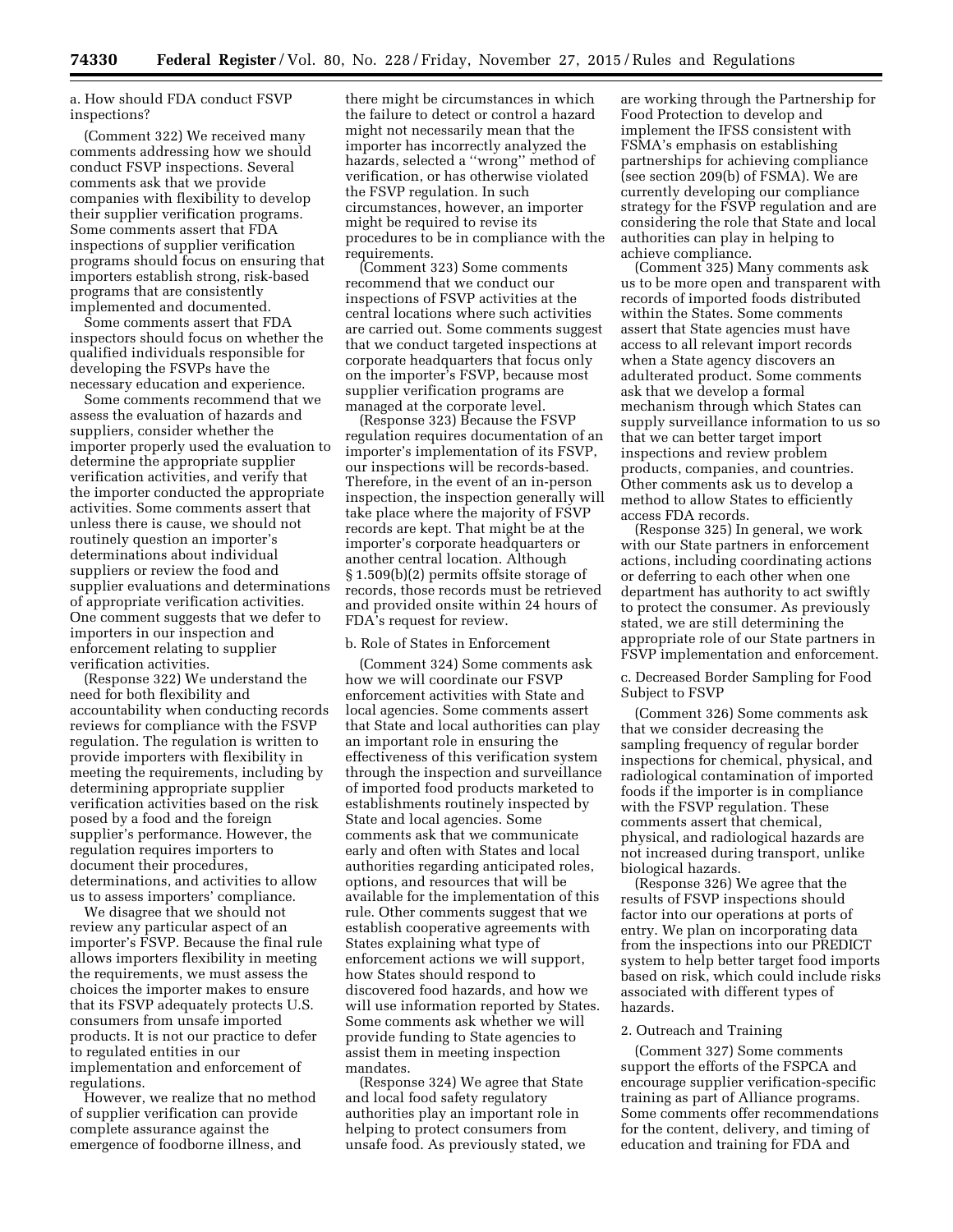a. How should FDA conduct FSVP inspections?

(Comment 322) We received many comments addressing how we should conduct FSVP inspections. Several comments ask that we provide companies with flexibility to develop their supplier verification programs. Some comments assert that FDA inspections of supplier verification programs should focus on ensuring that importers establish strong, risk-based programs that are consistently implemented and documented.

Some comments assert that FDA inspectors should focus on whether the qualified individuals responsible for developing the FSVPs have the necessary education and experience.

Some comments recommend that we assess the evaluation of hazards and suppliers, consider whether the importer properly used the evaluation to determine the appropriate supplier verification activities, and verify that the importer conducted the appropriate activities. Some comments assert that unless there is cause, we should not routinely question an importer's determinations about individual suppliers or review the food and supplier evaluations and determinations of appropriate verification activities. One comment suggests that we defer to importers in our inspection and enforcement relating to supplier verification activities.

(Response 322) We understand the need for both flexibility and accountability when conducting records reviews for compliance with the FSVP regulation. The regulation is written to provide importers with flexibility in meeting the requirements, including by determining appropriate supplier verification activities based on the risk posed by a food and the foreign supplier's performance. However, the regulation requires importers to document their procedures, determinations, and activities to allow us to assess importers' compliance.

We disagree that we should not review any particular aspect of an importer's FSVP. Because the final rule allows importers flexibility in meeting the requirements, we must assess the choices the importer makes to ensure that its FSVP adequately protects U.S. consumers from unsafe imported products. It is not our practice to defer to regulated entities in our implementation and enforcement of regulations.

However, we realize that no method of supplier verification can provide complete assurance against the emergence of foodborne illness, and there might be circumstances in which the failure to detect or control a hazard might not necessarily mean that the importer has incorrectly analyzed the hazards, selected a "wrong" method of verification, or has otherwise violated the FSVP regulation. In such circumstances, however, an importer might be required to revise its procedures to be in compliance with the requirements.

(Comment 323) Some comments recommend that we conduct our inspections of FSVP activities at the central locations where such activities are carried out. Some comments suggest that we conduct targeted inspections at corporate headquarters that focus only on the importer's FSVP, because most supplier verification programs are managed at the corporate level.

(Response 323) Because the FSVP regulation requires documentation of an importer's implementation of its FSVP, our inspections will be records-based. Therefore, in the event of an in-person inspection, the inspection generally will take place where the majority of FSVP records are kept. That might be at the importer's corporate headquarters or another central location. Although § 1.509(b)(2) permits offsite storage of records, those records must be retrieved and provided onsite within 24 hours of FDA's request for review.

b. Role of States in Enforcement

(Comment 324) Some comments ask how we will coordinate our FSVP enforcement activities with State and local agencies. Some comments assert that State and local authorities can play an important role in ensuring the effectiveness of this verification system through the inspection and surveillance of imported food products marketed to establishments routinely inspected by State and local agencies. Some comments ask that we communicate early and often with States and local authorities regarding anticipated roles, options, and resources that will be available for the implementation of this rule. Other comments suggest that we establish cooperative agreements with States explaining what type of enforcement actions we will support, how States should respond to discovered food hazards, and how we will use information reported by States. Some comments ask whether we will provide funding to State agencies to assist them in meeting inspection mandates.

(Response 324) We agree that State and local food safety regulatory authorities play an important role in helping to protect consumers from unsafe food. As previously stated, we are working through the Partnership for Food Protection to develop and implement the IFSS consistent with FSMA's emphasis on establishing partnerships for achieving compliance (see section 209(b) of FSMA). We are currently developing our compliance strategy for the FSVP regulation and are considering the role that State and local authorities can play in helping to achieve compliance.

(Comment 325) Many comments ask us to be more open and transparent with records of imported foods distributed within the States. Some comments assert that State agencies must have access to all relevant import records when a State agency discovers an adulterated product. Some comments ask that we develop a formal mechanism through which States can supply surveillance information to us so that we can better target import inspections and review problem products, companies, and countries. Other comments ask us to develop a method to allow States to efficiently access FDA records.

(Response 325) In general, we work with our State partners in enforcement actions, including coordinating actions or deferring to each other when one department has authority to act swiftly to protect the consumer. As previously stated, we are still determining the appropriate role of our State partners in FSVP implementation and enforcement.

c. Decreased Border Sampling for Food Subject to FSVP

(Comment 326) Some comments ask that we consider decreasing the sampling frequency of regular border inspections for chemical, physical, and radiological contamination of imported foods if the importer is in compliance with the FSVP regulation. These comments assert that chemical, physical, and radiological hazards are not increased during transport, unlike biological hazards.

(Response 326) We agree that the results of FSVP inspections should factor into our operations at ports of entry. We plan on incorporating data from the inspections into our PREDICT system to help better target food imports based on risk, which could include risks associated with different types of hazards.

2. Outreach and Training

(Comment 327) Some comments support the efforts of the FSPCA and encourage supplier verification-specific training as part of Alliance programs. Some comments offer recommendations for the content, delivery, and timing of education and training for FDA and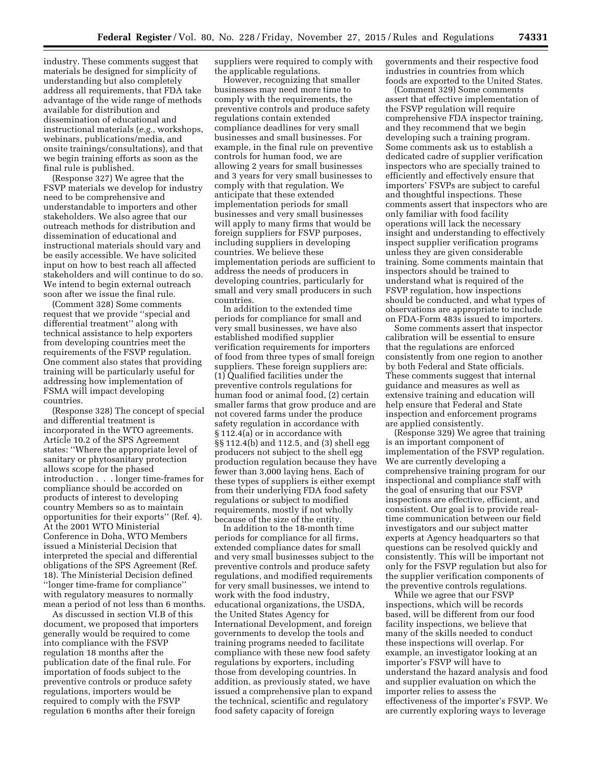industry. These comments suggest that materials be designed for simplicity of understanding but also completely address all requirements, that FDA take advantage of the wide range of methods available for distribution and dissemination of educational and instructional materials (*e.g.*, workshops, webinars, publications/media, and onsite trainings/consultations), and that we begin training efforts as soon as the final rule is published.

(Response 327) We agree that the FSVP materials we develop for industry need to be comprehensive and understandable to importers and other stakeholders. We also agree that our outreach methods for distribution and dissemination of educational and instructional materials should vary and be easily accessible. We have solicited input on how to best reach all affected stakeholders and will continue to do so. We intend to begin external outreach soon after we issue the final rule.

(Comment 328) Some comments request that we provide ''special and differential treatment'' along with technical assistance to help exporters from developing countries meet the requirements of the FSVP regulation. One comment also states that providing training will be particularly useful for addressing how implementation of FSMA will impact developing countries.

(Response 328) The concept of special and differential treatment is incorporated in the WTO agreements. Article 10.2 of the SPS Agreement states: ''Where the appropriate level of sanitary or phytosanitary protection allows scope for the phased introduction . . . longer time-frames for compliance should be accorded on products of interest to developing country Members so as to maintain opportunities for their exports'' (Ref. 4). At the 2001 WTO Ministerial Conference in Doha, WTO Members issued a Ministerial Decision that interpreted the special and differential obligations of the SPS Agreement (Ref. 18). The Ministerial Decision defined ''longer time-frame for compliance'' with regulatory measures to normally mean a period of not less than 6 months.

As discussed in section VI.B of this document, we proposed that importers generally would be required to come into compliance with the FSVP regulation 18 months after the publication date of the final rule. For importation of foods subject to the preventive controls or produce safety regulations, importers would be required to comply with the FSVP regulation 6 months after their foreign suppliers were required to comply with the applicable regulations.

However, recognizing that smaller businesses may need more time to comply with the requirements, the preventive controls and produce safety regulations contain extended compliance deadlines for very small businesses and small businesses. For example, in the final rule on preventive controls for human food, we are allowing 2 years for small businesses and 3 years for very small businesses to comply with that regulation. We anticipate that these extended implementation periods for small businesses and very small businesses will apply to many firms that would be foreign suppliers for FSVP purposes, including suppliers in developing countries. We believe these implementation periods are sufficient to address the needs of producers in developing countries, particularly for small and very small producers in such countries.

In addition to the extended time periods for compliance for small and very small businesses, we have also established modified supplier verification requirements for importers of food from three types of small foreign suppliers. These foreign suppliers are: (1) Qualified facilities under the preventive controls regulations for human food or animal food, (2) certain smaller farms that grow produce and are not covered farms under the produce safety regulation in accordance with § 112.4(a) or in accordance with §§ 112.4(b) and 112.5, and (3) shell egg producers not subject to the shell egg production regulation because they have fewer than 3,000 laying hens. Each of these types of suppliers is either exempt from their underlying FDA food safety regulations or subject to modified requirements, mostly if not wholly because of the size of the entity.

In addition to the 18-month time periods for compliance for all firms, extended compliance dates for small and very small businesses subject to the preventive controls and produce safety regulations, and modified requirements for very small businesses, we intend to work with the food industry, educational organizations, the USDA, the United States Agency for International Development, and foreign governments to develop the tools and training programs needed to facilitate compliance with these new food safety regulations by exporters, including those from developing countries. In addition, as previously stated, we have issued a comprehensive plan to expand the technical, scientific and regulatory food safety capacity of foreign governments and their respective food industries in countries from which foods are exported to the United States.

(Comment 329) Some comments assert that effective implementation of the FSVP regulation will require comprehensive FDA inspector training, and they recommend that we begin developing such a training program. Some comments ask us to establish a dedicated cadre of supplier verification inspectors who are specially trained to efficiently and effectively ensure that importers' FSVPs are subject to careful and thoughtful inspections. These comments assert that inspectors who are only familiar with food facility operations will lack the necessary insight and understanding to effectively inspect supplier verification programs unless they are given considerable training. Some comments maintain that inspectors should be trained to understand what is required of the FSVP regulation, how inspections should be conducted, and what types of observations are appropriate to include on FDA-Form 483s issued to importers.

Some comments assert that inspector calibration will be essential to ensure that the regulations are enforced consistently from one region to another by both Federal and State officials. These comments suggest that internal guidance and measures as well as extensive training and education will help ensure that Federal and State inspection and enforcement programs are applied consistently.

(Response 329) We agree that training is an important component of implementation of the FSVP regulation. We are currently developing a comprehensive training program for our inspectional and compliance staff with the goal of ensuring that our FSVP inspections are effective, efficient, and consistent. Our goal is to provide real-time communication between our field investigators and our subject matter experts at Agency headquarters so that questions can be resolved quickly and consistently. This will be important not only for the FSVP regulation but also for the supplier verification components of the preventive controls regulations.

While we agree that our FSVP inspections, which will be records based, will be different from our food facility inspections, we believe that many of the skills needed to conduct these inspections will overlap. For example, an investigator looking at an importer's FSVP will have to understand the hazard analysis and food and supplier evaluation on which the importer relies to assess the effectiveness of the importer's FSVP. We are currently exploring ways to leverage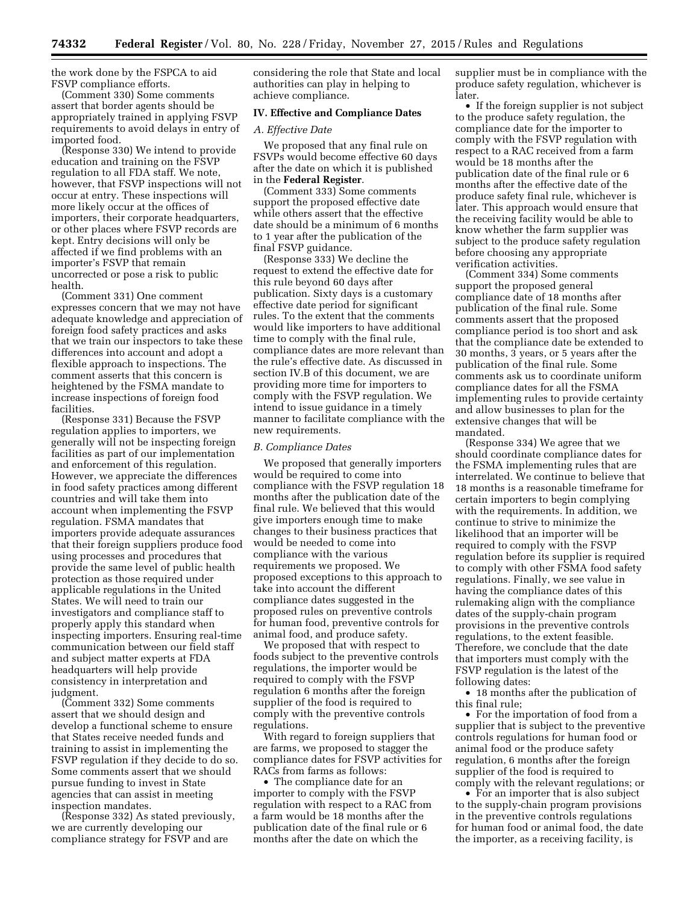the work done by the FSPCA to aid FSVP compliance efforts.

(Comment 330) Some comments assert that border agents should be appropriately trained in applying FSVP requirements to avoid delays in entry of imported food.

(Response 330) We intend to provide education and training on the FSVP regulation to all FDA staff. We note, however, that FSVP inspections will not occur at entry. These inspections will more likely occur at the offices of importers, their corporate headquarters, or other places where FSVP records are kept. Entry decisions will only be affected if we find problems with an importer's FSVP that remain uncorrected or pose a risk to public health.

(Comment 331) One comment expresses concern that we may not have adequate knowledge and appreciation of foreign food safety practices and asks that we train our inspectors to take these differences into account and adopt a flexible approach to inspections. The comment asserts that this concern is heightened by the FSMA mandate to increase inspections of foreign food facilities.

(Response 331) Because the FSVP regulation applies to importers, we generally will not be inspecting foreign facilities as part of our implementation and enforcement of this regulation. However, we appreciate the differences in food safety practices among different countries and will take them into account when implementing the FSVP regulation. FSMA mandates that importers provide adequate assurances that their foreign suppliers produce food using processes and procedures that provide the same level of public health protection as those required under applicable regulations in the United States. We will need to train our investigators and compliance staff to properly apply this standard when inspecting importers. Ensuring real-time communication between our field staff and subject matter experts at FDA headquarters will help provide consistency in interpretation and judgment.

(Comment 332) Some comments assert that we should design and develop a functional scheme to ensure that States receive needed funds and training to assist in implementing the FSVP regulation if they decide to do so. Some comments assert that we should pursue funding to invest in State agencies that can assist in meeting inspection mandates.

(Response 332) As stated previously, we are currently developing our compliance strategy for FSVP and are considering the role that State and local authorities can play in helping to achieve compliance.

## IV. Effective and Compliance Dates

### *A. Effective Date*

We proposed that any final rule on FSVPs would become effective 60 days after the date on which it is published in the **Federal Register**.

(Comment 333) Some comments support the proposed effective date while others assert that the effective date should be a minimum of 6 months to 1 year after the publication of the final FSVP guidance.

(Response 333) We decline the request to extend the effective date for this rule beyond 60 days after publication. Sixty days is a customary effective date period for significant rules. To the extent that the comments would like importers to have additional time to comply with the final rule, compliance dates are more relevant than the rule's effective date. As discussed in section IV.B of this document, we are providing more time for importers to comply with the FSVP regulation. We intend to issue guidance in a timely manner to facilitate compliance with the new requirements.

### *B. Compliance Dates*

We proposed that generally importers would be required to come into compliance with the FSVP regulation 18 months after the publication date of the final rule. We believed that this would give importers enough time to make changes to their business practices that would be needed to come into compliance with the various requirements we proposed. We proposed exceptions to this approach to take into account the different compliance dates suggested in the proposed rules on preventive controls for human food, preventive controls for animal food, and produce safety.

We proposed that with respect to foods subject to the preventive controls regulations, the importer would be required to comply with the FSVP regulation 6 months after the foreign supplier of the food is required to comply with the preventive controls regulations.

With regard to foreign suppliers that are farms, we proposed to stagger the compliance dates for FSVP activities for RACs from farms as follows:

- The compliance date for an importer to comply with the FSVP regulation with respect to a RAC from a farm would be 18 months after the publication date of the final rule or 6 months after the date on which the supplier must be in compliance with the produce safety regulation, whichever is later.
- If the foreign supplier is not subject to the produce safety regulation, the compliance date for the importer to comply with the FSVP regulation with respect to a RAC received from a farm would be 18 months after the publication date of the final rule or 6 months after the effective date of the produce safety final rule, whichever is later. This approach would ensure that the receiving facility would be able to know whether the farm supplier was subject to the produce safety regulation before choosing any appropriate verification activities.

(Comment 334) Some comments support the proposed general compliance date of 18 months after publication of the final rule. Some comments assert that the proposed compliance period is too short and ask that the compliance date be extended to 30 months, 3 years, or 5 years after the publication of the final rule. Some comments ask us to coordinate uniform compliance dates for all the FSMA implementing rules to provide certainty and allow businesses to plan for the extensive changes that will be mandated.

(Response 334) We agree that we should coordinate compliance dates for the FSMA implementing rules that are interrelated. We continue to believe that 18 months is a reasonable timeframe for certain importers to begin complying with the requirements. In addition, we continue to strive to minimize the likelihood that an importer will be required to comply with the FSVP regulation before its supplier is required to comply with other FSMA food safety regulations. Finally, we see value in having the compliance dates of this rulemaking align with the compliance dates of the supply-chain program provisions in the preventive controls regulations, to the extent feasible. Therefore, we conclude that the date that importers must comply with the FSVP regulation is the latest of the following dates:

- 18 months after the publication of this final rule;
- For the importation of food from a supplier that is subject to the preventive controls regulations for human food or animal food or the produce safety regulation, 6 months after the foreign supplier of the food is required to comply with the relevant regulations; or
- For an importer that is also subject to the supply-chain program provisions in the preventive controls regulations for human food or animal food, the date the importer, as a receiving facility, is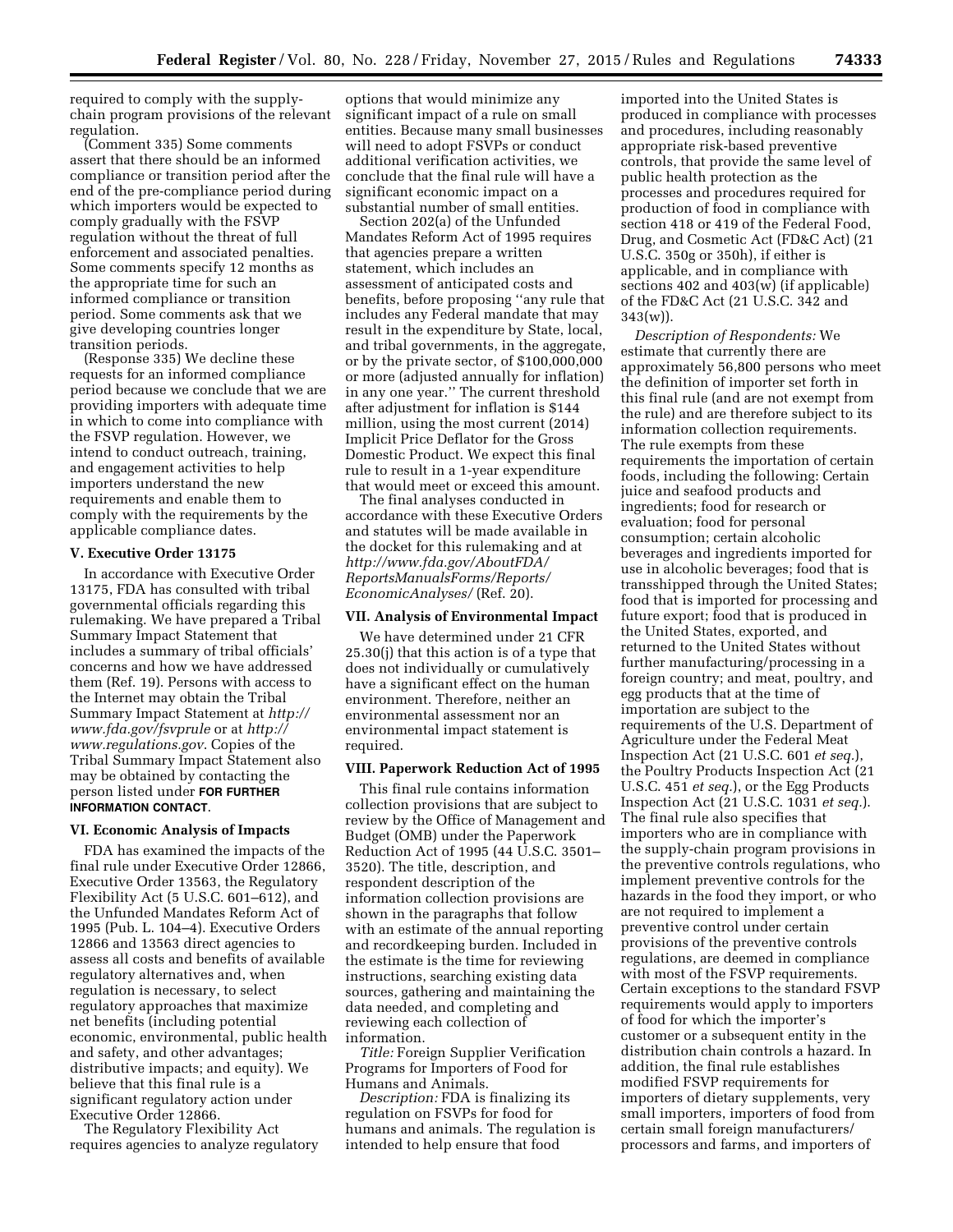required to comply with the supply-chain program provisions of the relevant regulation.

(Comment 335) Some comments assert that there should be an informed compliance or transition period after the end of the pre-compliance period during which importers would be expected to comply gradually with the FSVP regulation without the threat of full enforcement and associated penalties. Some comments specify 12 months as the appropriate time for such an informed compliance or transition period. Some comments ask that we give developing countries longer transition periods.

(Response 335) We decline these requests for an informed compliance period because we conclude that we are providing importers with adequate time in which to come into compliance with the FSVP regulation. However, we intend to conduct outreach, training, and engagement activities to help importers understand the new requirements and enable them to comply with the requirements by the applicable compliance dates.

## V. Executive Order 13175

In accordance with Executive Order 13175, FDA has consulted with tribal governmental officials regarding this rulemaking. We have prepared a Tribal Summary Impact Statement that includes a summary of tribal officials' concerns and how we have addressed them (Ref. 19). Persons with access to the Internet may obtain the Tribal Summary Impact Statement at *http://www.fda.gov/fsvprule* or at *http://www.regulations.gov*. Copies of the Tribal Summary Impact Statement also may be obtained by contacting the person listed under **FOR FURTHER INFORMATION CONTACT**.

## VI. Economic Analysis of Impacts

FDA has examined the impacts of the final rule under Executive Order 12866, Executive Order 13563, the Regulatory Flexibility Act (5 U.S.C. 601–612), and the Unfunded Mandates Reform Act of 1995 (Pub. L. 104–4). Executive Orders 12866 and 13563 direct agencies to assess all costs and benefits of available regulatory alternatives and, when regulation is necessary, to select regulatory approaches that maximize net benefits (including potential economic, environmental, public health and safety, and other advantages; distributive impacts; and equity). We believe that this final rule is a significant regulatory action under Executive Order 12866.

The Regulatory Flexibility Act requires agencies to analyze regulatory options that would minimize any significant impact of a rule on small entities. Because many small businesses will need to adopt FSVPs or conduct additional verification activities, we conclude that the final rule will have a significant economic impact on a substantial number of small entities.

Section 202(a) of the Unfunded Mandates Reform Act of 1995 requires that agencies prepare a written statement, which includes an assessment of anticipated costs and benefits, before proposing "any rule that includes any Federal mandate that may result in the expenditure by State, local, and tribal governments, in the aggregate, or by the private sector, of $100,000,000 or more (adjusted annually for inflation) in any one year." The current threshold after adjustment for inflation is $144 million, using the most current (2014) Implicit Price Deflator for the Gross Domestic Product. We expect this final rule to result in a 1-year expenditure that would meet or exceed this amount.

The final analyses conducted in accordance with these Executive Orders and statutes will be made available in the docket for this rulemaking and at *http://www.fda.gov/AboutFDA/ReportsManualsForms/Reports/EconomicAnalyses/* (Ref. 20).

## VII. Analysis of Environmental Impact

We have determined under 21 CFR 25.30(j) that this action is of a type that does not individually or cumulatively have a significant effect on the human environment. Therefore, neither an environmental assessment nor an environmental impact statement is required.

## VIII. Paperwork Reduction Act of 1995

This final rule contains information collection provisions that are subject to review by the Office of Management and Budget (OMB) under the Paperwork Reduction Act of 1995 (44 U.S.C. 3501–3520). The title, description, and respondent description of the information collection provisions are shown in the paragraphs that follow with an estimate of the annual reporting and recordkeeping burden. Included in the estimate is the time for reviewing instructions, searching existing data sources, gathering and maintaining the data needed, and completing and reviewing each collection of information.

*Title:* Foreign Supplier Verification Programs for Importers of Food for Humans and Animals.

*Description:* FDA is finalizing its regulation on FSVPs for food for humans and animals. The regulation is intended to help ensure that food imported into the United States is produced in compliance with processes and procedures, including reasonably appropriate risk-based preventive controls, that provide the same level of public health protection as the processes and procedures required for production of food in compliance with section 418 or 419 of the Federal Food, Drug, and Cosmetic Act (FD&C Act) (21 U.S.C. 350g or 350h), if either is applicable, and in compliance with sections 402 and 403(w) (if applicable) of the FD&C Act (21 U.S.C. 342 and 343(w)).

*Description of Respondents:* We estimate that currently there are approximately 56,800 persons who meet the definition of importer set forth in this final rule (and are not exempt from the rule) and are therefore subject to its information collection requirements. The rule exempts from these requirements the importation of certain foods, including the following: Certain juice and seafood products and ingredients; food for research or evaluation; food for personal consumption; certain alcoholic beverages and ingredients imported for use in alcoholic beverages; food that is transshipped through the United States; food that is imported for processing and future export; food that is produced in the United States, exported, and returned to the United States without further manufacturing/processing in a foreign country; and meat, poultry, and egg products that at the time of importation are subject to the requirements of the U.S. Department of Agriculture under the Federal Meat Inspection Act (21 U.S.C. 601 *et seq.*), the Poultry Products Inspection Act (21 U.S.C. 451 *et seq.*), or the Egg Products Inspection Act (21 U.S.C. 1031 *et seq.*). The final rule also specifies that importers who are in compliance with the supply-chain program provisions in the preventive controls regulations, who implement preventive controls for the hazards in the food they import, or who are not required to implement a preventive control under certain provisions of the preventive controls regulations, are deemed in compliance with most of the FSVP requirements. Certain exceptions to the standard FSVP requirements would apply to importers of food for which the importer's customer or a subsequent entity in the distribution chain controls a hazard. In addition, the final rule establishes modified FSVP requirements for importers of dietary supplements, very small importers, importers of food from certain small foreign manufacturers/processors and farms, and importers of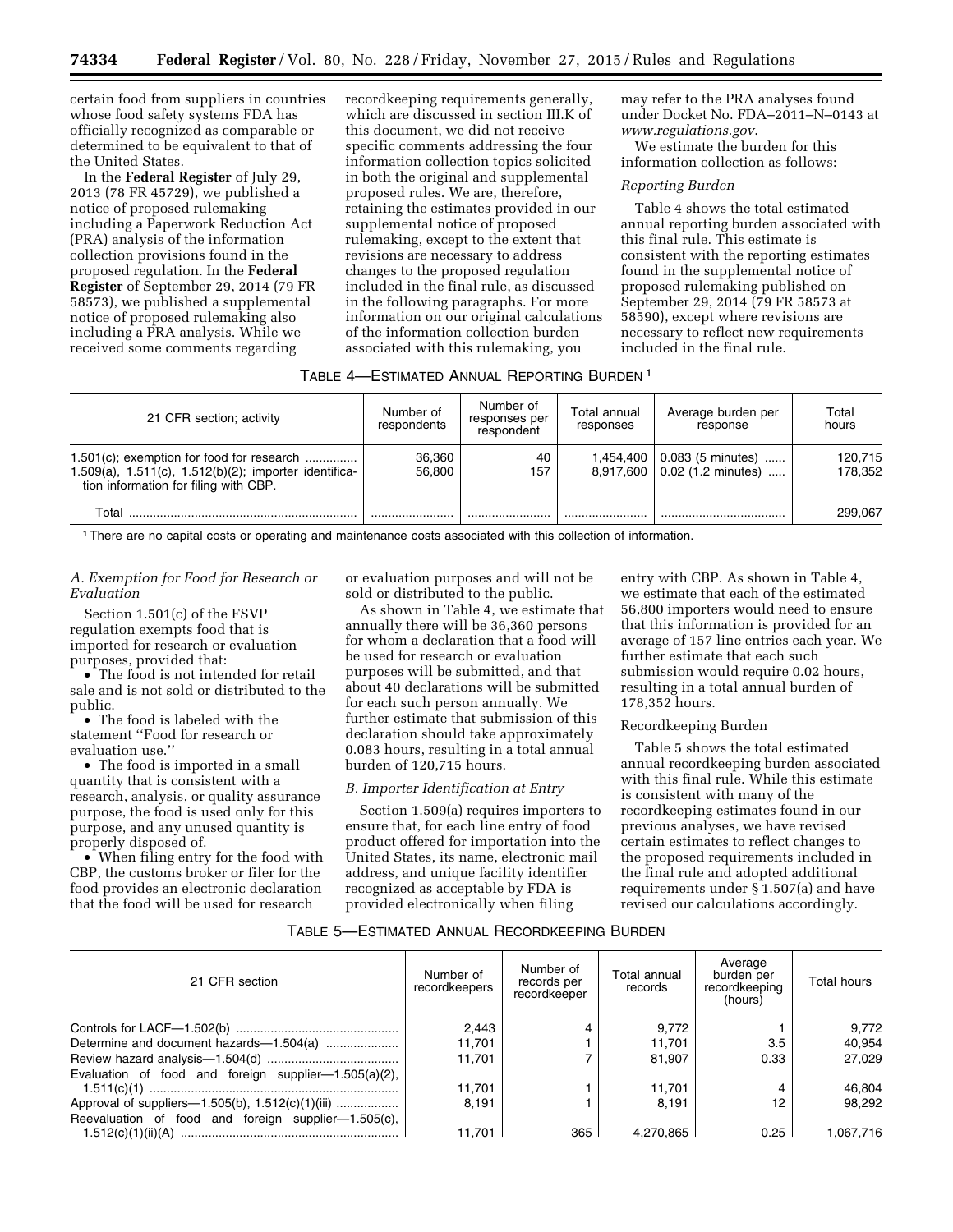certain food from suppliers in countries whose food safety systems FDA has officially recognized as comparable or determined to be equivalent to that of the United States.

In the **Federal Register** of July 29, 2013 (78 FR 45729), we published a notice of proposed rulemaking including a Paperwork Reduction Act (PRA) analysis of the information collection provisions found in the proposed regulation. In the **Federal Register** of September 29, 2014 (79 FR 58573), we published a supplemental notice of proposed rulemaking also including a PRA analysis. While we received some comments regarding recordkeeping requirements generally, which are discussed in section III.K of this document, we did not receive specific comments addressing the four information collection topics solicited in both the original and supplemental proposed rules. We are, therefore, retaining the estimates provided in our supplemental notice of proposed rulemaking, except to the extent that revisions are necessary to address changes to the proposed regulation included in the final rule, as discussed in the following paragraphs. For more information on our original calculations of the information collection burden associated with this rulemaking, you may refer to the PRA analyses found under Docket No. FDA–2011–N–0143 at *www.regulations.gov*.

We estimate the burden for this information collection as follows:

*Reporting Burden*

Table 4 shows the total estimated annual reporting burden associated with this final rule. This estimate is consistent with the reporting estimates found in the supplemental notice of proposed rulemaking published on September 29, 2014 (79 FR 58573 at 58590), except where revisions are necessary to reflect new requirements included in the final rule.

TABLE 4—ESTIMATED ANNUAL REPORTING BURDEN [1]

| 21 CFR section; activity | Number of respondents | Number of responses per respondent | Total annual responses | Average burden per response | Total hours |
|---|---|---|---|---|---|
| 1.501(c); exemption for food for research | 36,360 | 40 | 1,454,400 | 0.083 (5 minutes) | 120,715 |
| 1.509(a), 1.511(c), 1.512(b)(2); importer identification information for filing with CBP. | 56,800 | 157 | 8,917,600 | 0.02 (1.2 minutes) | 178,352 |
| Total | | | | | 299,067 |

[1] There are no capital costs or operating and maintenance costs associated with this collection of information.

*A. Exemption for Food for Research or Evaluation*

Section 1.501(c) of the FSVP regulation exempts food that is imported for research or evaluation purposes, provided that:

- The food is not intended for retail sale and is not sold or distributed to the public.
- The food is labeled with the statement ''Food for research or evaluation use.''
- The food is imported in a small quantity that is consistent with a research, analysis, or quality assurance purpose, the food is used only for this purpose, and any unused quantity is properly disposed of.
- When filing entry for the food with CBP, the customs broker or filer for the food provides an electronic declaration that the food will be used for research or evaluation purposes and will not be sold or distributed to the public.

As shown in Table 4, we estimate that annually there will be 36,360 persons for whom a declaration that a food will be used for research or evaluation purposes will be submitted, and that about 40 declarations will be submitted for each such person annually. We further estimate that submission of this declaration should take approximately 0.083 hours, resulting in a total annual burden of 120,715 hours.

*B. Importer Identification at Entry*

Section 1.509(a) requires importers to ensure that, for each line entry of food product offered for importation into the United States, its name, electronic mail address, and unique facility identifier recognized as acceptable by FDA is provided electronically when filing entry with CBP. As shown in Table 4, we estimate that each of the estimated 56,800 importers would need to ensure that this information is provided for an average of 157 line entries each year. We further estimate that each such submission would require 0.02 hours, resulting in a total annual burden of 178,352 hours.

Recordkeeping Burden

Table 5 shows the total estimated annual recordkeeping burden associated with this final rule. While this estimate is consistent with many of the recordkeeping estimates found in our previous analyses, we have revised certain estimates to reflect changes to the proposed requirements included in the final rule and adopted additional requirements under § 1.507(a) and have revised our calculations accordingly.

TABLE 5—ESTIMATED ANNUAL RECORDKEEPING BURDEN

| 21 CFR section | Number of recordkeepers | Number of records per recordkeeper | Total annual records | Average burden per recordkeeping (hours) | Total hours |
|---|---|---|---|---|---|
| Controls for LACF—1.502(b) | 2,443 | 4 | 9,772 | 1 | 9,772 |
| Determine and document hazards—1.504(a) | 11,701 | 1 | 11,701 | 3.5 | 40,954 |
| Review hazard analysis—1.504(d) | 11,701 | 7 | 81,907 | 0.33 | 27,029 |
| Evaluation of food and foreign supplier—1.505(a)(2), 1.511(c)(1) | 11,701 | 1 | 11,701 | 4 | 46,804 |
| Approval of suppliers—1.505(b), 1.512(c)(1)(iii) | 8,191 | 1 | 8,191 | 12 | 98,292 |
| Reevaluation of food and foreign supplier—1.505(c), 1.512(c)(1)(ii)(A) | 11,701 | 365 | 4,270,865 | 0.25 | 1,067,716 |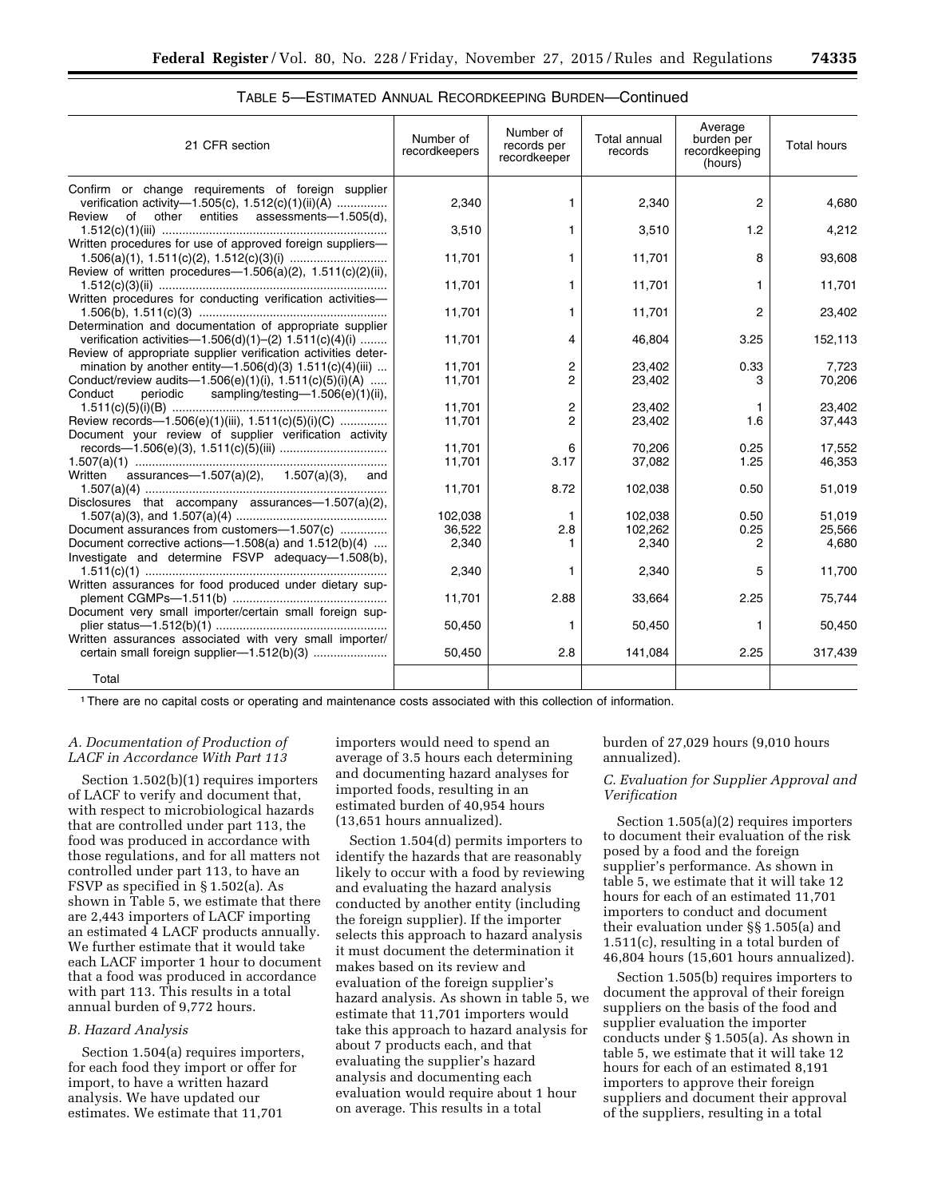TABLE 5—ESTIMATED ANNUAL RECORDKEEPING BURDEN—Continued

| 21 CFR section | Number of recordkeepers | Number of records per recordkeeper | Total annual records | Average burden per recordkeeping (hours) | Total hours |
|---|---|---|---|---|---|
| Confirm or change requirements of foreign supplier verification activity—1.505(c), 1.512(c)(1)(ii)(A) | 2,340 | 1 | 2,340 | 2 | 4,680 |
| Review of other entities assessments—1.505(d), 1.512(c)(1)(iii) | 3,510 | 1 | 3,510 | 1.2 | 4,212 |
| Written procedures for use of approved foreign suppliers—1.506(a)(1), 1.511(c)(2), 1.512(c)(3)(i) | 11,701 | 1 | 11,701 | 8 | 93,608 |
| Review of written procedures—1.506(a)(2), 1.511(c)(2)(ii), 1.512(c)(3)(ii) | 11,701 | 1 | 11,701 | 1 | 11,701 |
| Written procedures for conducting verification activities—1.506(b), 1.511(c)(3) | 11,701 | 1 | 11,701 | 2 | 23,402 |
| Determination and documentation of appropriate supplier verification activities—1.506(d)(1)–(2) 1.511(c)(4)(i) | 11,701 | 4 | 46,804 | 3.25 | 152,113 |
| Review of appropriate supplier verification activities determination by another entity—1.506(d)(3) 1.511(c)(4)(iii) | 11,701 | 2 | 23,402 | 0.33 | 7,723 |
| Conduct/review audits—1.506(e)(1)(i), 1.511(c)(5)(i)(A) | 11,701 | 2 | 23,402 | 3 | 70,206 |
| Conduct periodic sampling/testing—1.506(e)(1)(ii), 1.511(c)(5)(i)(B) | 11,701 | 2 | 23,402 | 1 | 23,402 |
| Review records—1.506(e)(1)(iii), 1.511(c)(5)(i)(C) | 11,701 | 2 | 23,402 | 1.6 | 37,443 |
| Document your review of supplier verification activity records—1.506(e)(3), 1.511(c)(5)(iii) | 11,701 | 6 | 70,206 | 0.25 | 17,552 |
| 1.507(a)(1) | 11,701 | 3.17 | 37,082 | 1.25 | 46,353 |
| Written assurances—1.507(a)(2), 1.507(a)(3), and 1.507(a)(4) | 11,701 | 8.72 | 102,038 | 0.50 | 51,019 |
| Disclosures that accompany assurances—1.507(a)(2), 1.507(a)(3), and 1.507(a)(4) | 102,038 | 1 | 102,038 | 0.50 | 51,019 |
| Document assurances from customers—1.507(c) | 36,522 | 2.8 | 102,262 | 0.25 | 25,566 |
| Document corrective actions—1.508(a) and 1.512(b)(4) | 2,340 | 1 | 2,340 | 2 | 4,680 |
| Investigate and determine FSVP adequacy—1.508(b), 1.511(c)(1) | 2,340 | 1 | 2,340 | 5 | 11,700 |
| Written assurances for food produced under dietary supplement CGMPs—1.511(b) | 11,701 | 2.88 | 33,664 | 2.25 | 75,744 |
| Document very small importer/certain small foreign supplier status—1.512(b)(1) | 50,450 | 1 | 50,450 | 1 | 50,450 |
| Written assurances associated with very small importer/certain small foreign supplier—1.512(b)(3) | 50,450 | 2.8 | 141,084 | 2.25 | 317,439 |
| Total | | | | | |

[1] There are no capital costs or operating and maintenance costs associated with this collection of information.

*A. Documentation of Production of LACF in Accordance With Part 113*

Section 1.502(b)(1) requires importers of LACF to verify and document that, with respect to microbiological hazards that are controlled under part 113, the food was produced in accordance with those regulations, and for all matters not controlled under part 113, to have an FSVP as specified in § 1.502(a). As shown in Table 5, we estimate that there are 2,443 importers of LACF importing an estimated 4 LACF products annually. We further estimate that it would take each LACF importer 1 hour to document that a food was produced in accordance with part 113. This results in a total annual burden of 9,772 hours.

*B. Hazard Analysis*

Section 1.504(a) requires importers, for each food they import or offer for import, to have a written hazard analysis. We have updated our estimates. We estimate that 11,701 importers would need to spend an average of 3.5 hours each determining and documenting hazard analyses for imported foods, resulting in an estimated burden of 40,954 hours (13,651 hours annualized).

Section 1.504(d) permits importers to identify the hazards that are reasonably likely to occur with a food by reviewing and evaluating the hazard analysis conducted by another entity (including the foreign supplier). If the importer selects this approach to hazard analysis it must document the determination it makes based on its review and evaluation of the foreign supplier's hazard analysis. As shown in table 5, we estimate that 11,701 importers would take this approach to hazard analysis for about 7 products each, and that evaluating the supplier's hazard analysis and documenting each evaluation would require about 1 hour on average. This results in a total burden of 27,029 hours (9,010 hours annualized).

*C. Evaluation for Supplier Approval and Verification*

Section 1.505(a)(2) requires importers to document their evaluation of the risk posed by a food and the foreign supplier's performance. As shown in table 5, we estimate that it will take 12 hours for each of an estimated 11,701 importers to conduct and document their evaluation under §§ 1.505(a) and 1.511(c), resulting in a total burden of 46,804 hours (15,601 hours annualized).

Section 1.505(b) requires importers to document the approval of their foreign suppliers on the basis of the food and supplier evaluation the importer conducts under § 1.505(a). As shown in table 5, we estimate that it will take 12 hours for each of an estimated 8,191 importers to approve their foreign suppliers and document their approval of the suppliers, resulting in a total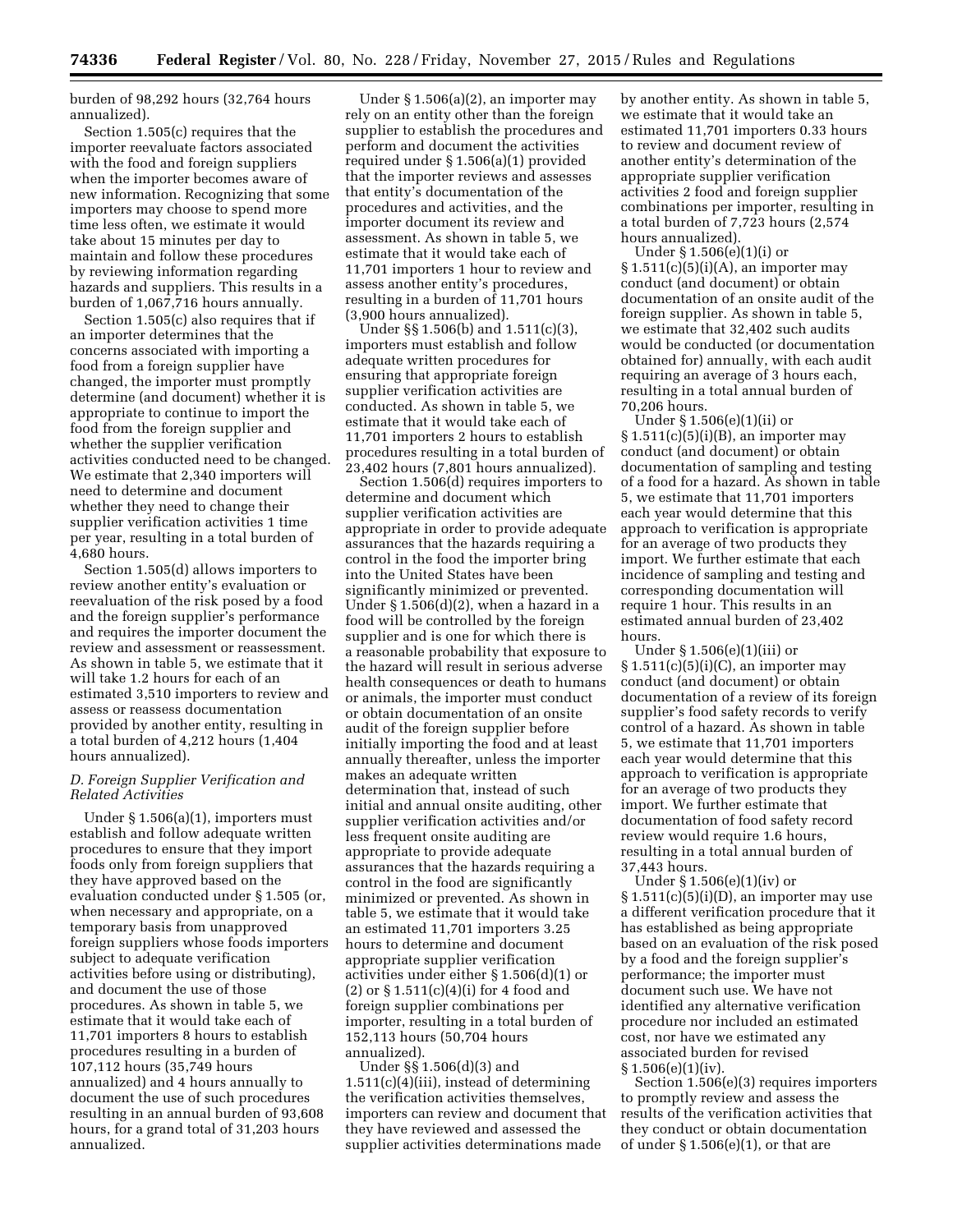burden of 98,292 hours (32,764 hours annualized).

Section 1.505(c) requires that the importer reevaluate factors associated with the food and foreign suppliers when the importer becomes aware of new information. Recognizing that some importers may choose to spend more time less often, we estimate it would take about 15 minutes per day to maintain and follow these procedures by reviewing information regarding hazards and suppliers. This results in a burden of 1,067,716 hours annually.

Section 1.505(c) also requires that if an importer determines that the concerns associated with importing a food from a foreign supplier have changed, the importer must promptly determine (and document) whether it is appropriate to continue to import the food from the foreign supplier and whether the supplier verification activities conducted need to be changed. We estimate that 2,340 importers will need to determine and document whether they need to change their supplier verification activities 1 time per year, resulting in a total burden of 4,680 hours.

Section 1.505(d) allows importers to review another entity's evaluation or reevaluation of the risk posed by a food and the foreign supplier's performance and requires the importer document the review and assessment or reassessment. As shown in table 5, we estimate that it will take 1.2 hours for each of an estimated 3,510 importers to review and assess or reassess documentation provided by another entity, resulting in a total burden of 4,212 hours (1,404 hours annualized).

### D. Foreign Supplier Verification and Related Activities

Under § 1.506(a)(1), importers must establish and follow adequate written procedures to ensure that they import foods only from foreign suppliers that they have approved based on the evaluation conducted under § 1.505 (or, when necessary and appropriate, on a temporary basis from unapproved foreign suppliers whose foods importers subject to adequate verification activities before using or distributing), and document the use of those procedures. As shown in table 5, we estimate that it would take each of 11,701 importers 8 hours to establish procedures resulting in a burden of 107,112 hours (35,749 hours annualized) and 4 hours annually to document the use of such procedures resulting in an annual burden of 93,608 hours, for a grand total of 31,203 hours annualized.

Under § 1.506(a)(2), an importer may rely on an entity other than the foreign supplier to establish the procedures and perform and document the activities required under § 1.506(a)(1) provided that the importer reviews and assesses that entity's documentation of the procedures and activities, and the importer document its review and assessment. As shown in table 5, we estimate that it would take each of 11,701 importers 1 hour to review and assess another entity's procedures, resulting in a burden of 11,701 hours (3,900 hours annualized).

Under §§ 1.506(b) and 1.511(c)(3), importers must establish and follow adequate written procedures for ensuring that appropriate foreign supplier verification activities are conducted. As shown in table 5, we estimate that it would take each of 11,701 importers 2 hours to establish procedures resulting in a total burden of 23,402 hours (7,801 hours annualized).

Section 1.506(d) requires importers to determine and document which supplier verification activities are appropriate in order to provide adequate assurances that the hazards requiring a control in the food the importer bring into the United States have been significantly minimized or prevented. Under § 1.506(d)(2), when a hazard in a food will be controlled by the foreign supplier and is one for which there is a reasonable probability that exposure to the hazard will result in serious adverse health consequences or death to humans or animals, the importer must conduct or obtain documentation of an onsite audit of the foreign supplier before initially importing the food and at least annually thereafter, unless the importer makes an adequate written determination that, instead of such initial and annual onsite auditing, other supplier verification activities and/or less frequent onsite auditing are appropriate to provide adequate assurances that the hazards requiring a control in the food are significantly minimized or prevented. As shown in table 5, we estimate that it would take an estimated 11,701 importers 3.25 hours to determine and document appropriate supplier verification activities under either § 1.506(d)(1) or (2) or § 1.511(c)(4)(i) for 4 food and foreign supplier combinations per importer, resulting in a total burden of 152,113 hours (50,704 hours annualized).

Under §§ 1.506(d)(3) and 1.511(c)(4)(iii), instead of determining the verification activities themselves, importers can review and document that they have reviewed and assessed the supplier activities determinations made by another entity. As shown in table 5, we estimate that it would take an estimated 11,701 importers 0.33 hours to review and document review of another entity's determination of the appropriate supplier verification activities 2 food and foreign supplier combinations per importer, resulting in a total burden of 7,723 hours (2,574 hours annualized).

Under § 1.506(e)(1)(i) or § 1.511(c)(5)(i)(A), an importer may conduct (and document) or obtain documentation of an onsite audit of the foreign supplier. As shown in table 5, we estimate that 32,402 such audits would be conducted (or documentation obtained for) annually, with each audit requiring an average of 3 hours each, resulting in a total annual burden of 70,206 hours.

Under § 1.506(e)(1)(ii) or § 1.511(c)(5)(i)(B), an importer may conduct (and document) or obtain documentation of sampling and testing of a food for a hazard. As shown in table 5, we estimate that 11,701 importers each year would determine that this approach to verification is appropriate for an average of two products they import. We further estimate that each incidence of sampling and testing and corresponding documentation will require 1 hour. This results in an estimated annual burden of 23,402 hours.

Under § 1.506(e)(1)(iii) or § 1.511(c)(5)(i)(C), an importer may conduct (and document) or obtain documentation of a review of its foreign supplier's food safety records to verify control of a hazard. As shown in table 5, we estimate that 11,701 importers each year would determine that this approach to verification is appropriate for an average of two products they import. We further estimate that documentation of food safety record review would require 1.6 hours, resulting in a total annual burden of 37,443 hours.

Under § 1.506(e)(1)(iv) or § 1.511(c)(5)(i)(D), an importer may use a different verification procedure that it has established as being appropriate based on an evaluation of the risk posed by a food and the foreign supplier's performance; the importer must document such use. We have not identified any alternative verification procedure nor included an estimated cost, nor have we estimated any associated burden for revised § 1.506(e)(1)(iv).

Section 1.506(e)(3) requires importers to promptly review and assess the results of the verification activities that they conduct or obtain documentation of under § 1.506(e)(1), or that are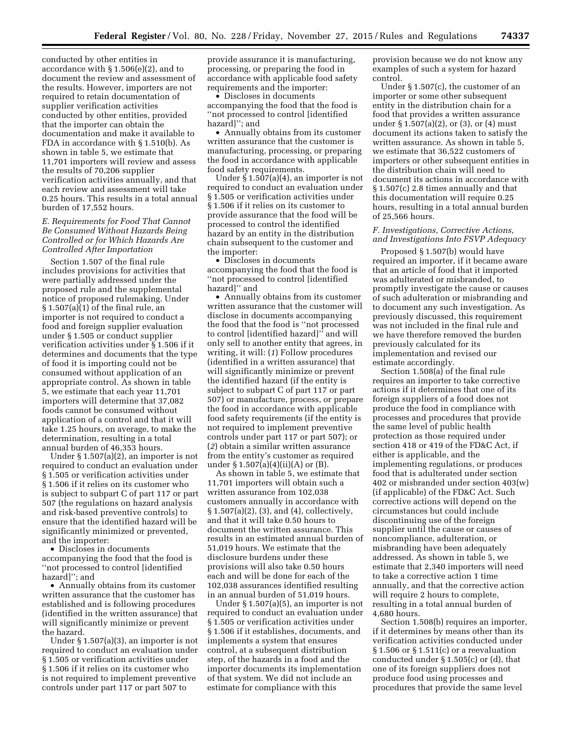conducted by other entities in accordance with § 1.506(e)(2), and to document the review and assessment of the results. However, importers are not required to retain documentation of supplier verification activities conducted by other entities, provided that the importer can obtain the documentation and make it available to FDA in accordance with § 1.510(b). As shown in table 5, we estimate that 11,701 importers will review and assess the results of 70,206 supplier verification activities annually, and that each review and assessment will take 0.25 hours. This results in a total annual burden of 17,552 hours.

### *E. Requirements for Food That Cannot Be Consumed Without Hazards Being Controlled or for Which Hazards Are Controlled After Importation*

Section 1.507 of the final rule includes provisions for activities that were partially addressed under the proposed rule and the supplemental notice of proposed rulemaking. Under § 1.507(a)(1) of the final rule, an importer is not required to conduct a food and foreign supplier evaluation under § 1.505 or conduct supplier verification activities under § 1.506 if it determines and documents that the type of food it is importing could not be consumed without application of an appropriate control. As shown in table 5, we estimate that each year 11,701 importers will determine that 37,082 foods cannot be consumed without application of a control and that it will take 1.25 hours, on average, to make the determination, resulting in a total annual burden of 46,353 hours.

Under § 1.507(a)(2), an importer is not required to conduct an evaluation under § 1.505 or verification activities under § 1.506 if it relies on its customer who is subject to subpart C of part 117 or part 507 (the regulations on hazard analysis and risk-based preventive controls) to ensure that the identified hazard will be significantly minimized or prevented, and the importer:

- Discloses in documents accompanying the food that the food is ''not processed to control [identified hazard]''; and
- Annually obtains from its customer written assurance that the customer has established and is following procedures (identified in the written assurance) that will significantly minimize or prevent the hazard.

Under § 1.507(a)(3), an importer is not required to conduct an evaluation under § 1.505 or verification activities under § 1.506 if it relies on its customer who is not required to implement preventive controls under part 117 or part 507 to provide assurance it is manufacturing, processing, or preparing the food in accordance with applicable food safety requirements and the importer:

- Discloses in documents accompanying the food that the food is ''not processed to control [identified hazard]''; and
- Annually obtains from its customer written assurance that the customer is manufacturing, processing, or preparing the food in accordance with applicable food safety requirements.

Under § 1.507(a)(4), an importer is not required to conduct an evaluation under § 1.505 or verification activities under § 1.506 if it relies on its customer to provide assurance that the food will be processed to control the identified hazard by an entity in the distribution chain subsequent to the customer and the importer:

- Discloses in documents accompanying the food that the food is ''not processed to control [identified hazard]'' and
- Annually obtains from its customer written assurance that the customer will disclose in documents accompanying the food that the food is ''not processed to control [identified hazard]'' and will only sell to another entity that agrees, in writing, it will: (*1*) Follow procedures (identified in a written assurance) that will significantly minimize or prevent the identified hazard (if the entity is subject to subpart C of part 117 or part 507) or manufacture, process, or prepare the food in accordance with applicable food safety requirements (if the entity is not required to implement preventive controls under part 117 or part 507); or (*2*) obtain a similar written assurance from the entity's customer as required under § 1.507(a)(4)(ii)(A) or (B).

As shown in table 5, we estimate that 11,701 importers will obtain such a written assurance from 102,038 customers annually in accordance with § 1.507(a)(2), (3), and (4), collectively, and that it will take 0.50 hours to document the written assurance. This results in an estimated annual burden of 51,019 hours. We estimate that the disclosure burdens under these provisions will also take 0.50 hours each and will be done for each of the 102,038 assurances identified resulting in an annual burden of 51,019 hours.

Under § 1.507(a)(5), an importer is not required to conduct an evaluation under § 1.505 or verification activities under § 1.506 if it establishes, documents, and implements a system that ensures control, at a subsequent distribution step, of the hazards in a food and the importer documents its implementation of that system. We did not include an estimate for compliance with this provision because we do not know any examples of such a system for hazard control.

Under § 1.507(c), the customer of an importer or some other subsequent entity in the distribution chain for a food that provides a written assurance under § 1.507(a)(2), or (3), or (4) must document its actions taken to satisfy the written assurance. As shown in table 5, we estimate that 36,522 customers of importers or other subsequent entities in the distribution chain will need to document its actions in accordance with § 1.507(c) 2.8 times annually and that this documentation will require 0.25 hours, resulting in a total annual burden of 25,566 hours.

### *F. Investigations, Corrective Actions, and Investigations Into FSVP Adequacy*

Proposed § 1.507(b) would have required an importer, if it became aware that an article of food that it imported was adulterated or misbranded, to promptly investigate the cause or causes of such adulteration or misbranding and to document any such investigation. As previously discussed, this requirement was not included in the final rule and we have therefore removed the burden previously calculated for its implementation and revised our estimate accordingly.

Section 1.508(a) of the final rule requires an importer to take corrective actions if it determines that one of its foreign suppliers of a food does not produce the food in compliance with processes and procedures that provide the same level of public health protection as those required under section 418 or 419 of the FD&C Act, if either is applicable, and the implementing regulations, or produces food that is adulterated under section 402 or misbranded under section 403(w) (if applicable) of the FD&C Act. Such corrective actions will depend on the circumstances but could include discontinuing use of the foreign supplier until the cause or causes of noncompliance, adulteration, or misbranding have been adequately addressed. As shown in table 5, we estimate that 2,340 importers will need to take a corrective action 1 time annually, and that the corrective action will require 2 hours to complete, resulting in a total annual burden of 4,680 hours.

Section 1.508(b) requires an importer, if it determines by means other than its verification activities conducted under § 1.506 or § 1.511(c) or a reevaluation conducted under § 1.505(c) or (d), that one of its foreign suppliers does not produce food using processes and procedures that provide the same level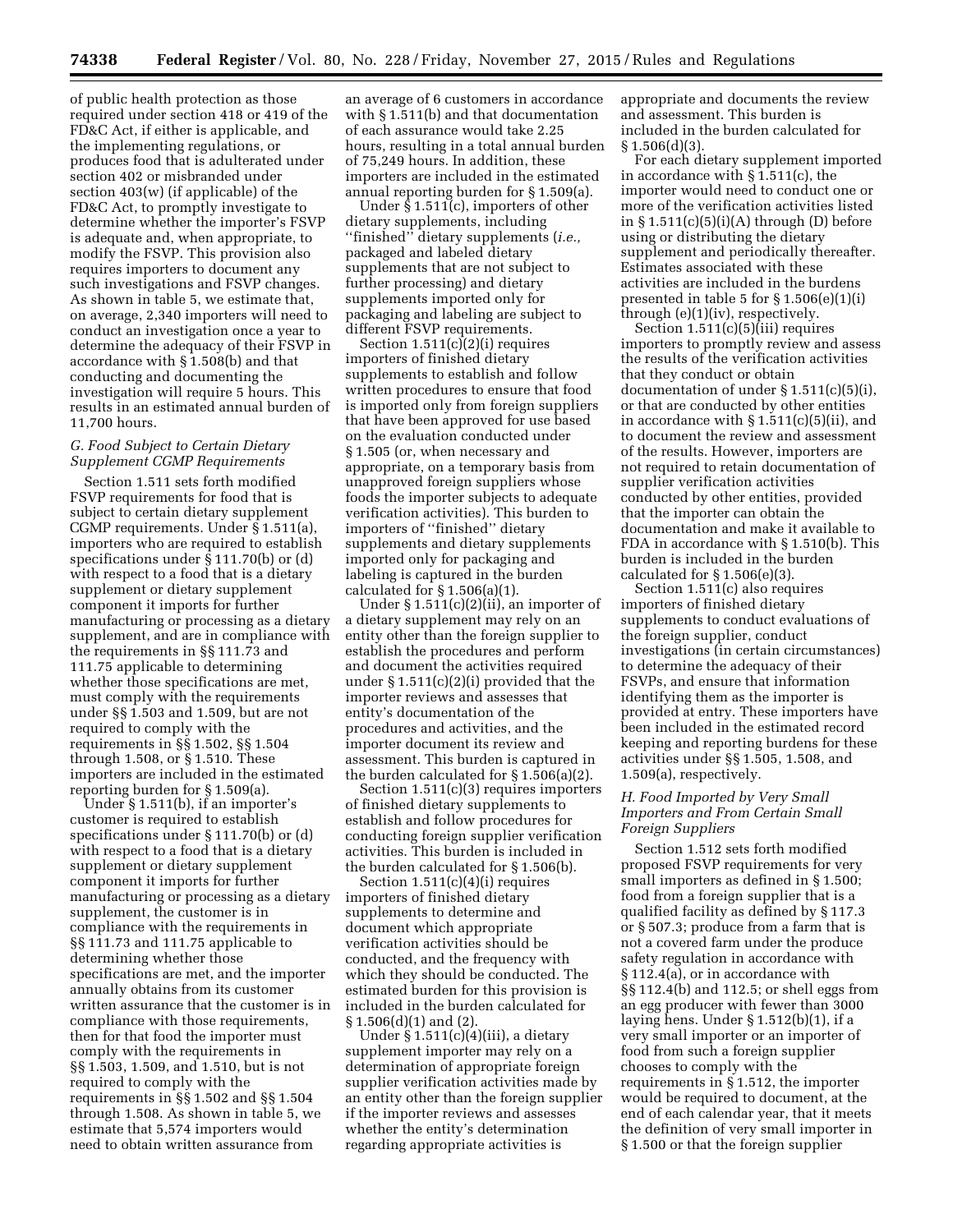of public health protection as those required under section 418 or 419 of the FD&C Act, if either is applicable, and the implementing regulations, or produces food that is adulterated under section 402 or misbranded under section 403(w) (if applicable) of the FD&C Act, to promptly investigate to determine whether the importer's FSVP is adequate and, when appropriate, to modify the FSVP. This provision also requires importers to document any such investigations and FSVP changes. As shown in table 5, we estimate that, on average, 2,340 importers will need to conduct an investigation once a year to determine the adequacy of their FSVP in accordance with § 1.508(b) and that conducting and documenting the investigation will require 5 hours. This results in an estimated annual burden of 11,700 hours.

### *G. Food Subject to Certain Dietary Supplement CGMP Requirements*

Section 1.511 sets forth modified FSVP requirements for food that is subject to certain dietary supplement CGMP requirements. Under § 1.511(a), importers who are required to establish specifications under § 111.70(b) or (d) with respect to a food that is a dietary supplement or dietary supplement component it imports for further manufacturing or processing as a dietary supplement, and are in compliance with the requirements in §§ 111.73 and 111.75 applicable to determining whether those specifications are met, must comply with the requirements under §§ 1.503 and 1.509, but are not required to comply with the requirements in §§ 1.502, §§ 1.504 through 1.508, or § 1.510. These importers are included in the estimated reporting burden for § 1.509(a).

Under § 1.511(b), if an importer's customer is required to establish specifications under § 111.70(b) or (d) with respect to a food that is a dietary supplement or dietary supplement component it imports for further manufacturing or processing as a dietary supplement, the customer is in compliance with the requirements in §§ 111.73 and 111.75 applicable to determining whether those specifications are met, and the importer annually obtains from its customer written assurance that the customer is in compliance with those requirements, then for that food the importer must comply with the requirements in §§ 1.503, 1.509, and 1.510, but is not required to comply with the requirements in §§ 1.502 and §§ 1.504 through 1.508. As shown in table 5, we estimate that 5,574 importers would need to obtain written assurance from an average of 6 customers in accordance with § 1.511(b) and that documentation of each assurance would take 2.25 hours, resulting in a total annual burden of 75,249 hours. In addition, these importers are included in the estimated annual reporting burden for § 1.509(a).

Under § 1.511(c), importers of other dietary supplements, including ''finished'' dietary supplements (*i.e.,* packaged and labeled dietary supplements that are not subject to further processing) and dietary supplements imported only for packaging and labeling are subject to different FSVP requirements.

Section 1.511(c)(2)(i) requires importers of finished dietary supplements to establish and follow written procedures to ensure that food is imported only from foreign suppliers that have been approved for use based on the evaluation conducted under § 1.505 (or, when necessary and appropriate, on a temporary basis from unapproved foreign suppliers whose foods the importer subjects to adequate verification activities). This burden to importers of ''finished'' dietary supplements and dietary supplements imported only for packaging and labeling is captured in the burden calculated for § 1.506(a)(1).

Under § 1.511(c)(2)(ii), an importer of a dietary supplement may rely on an entity other than the foreign supplier to establish the procedures and perform and document the activities required under § 1.511(c)(2)(i) provided that the importer reviews and assesses that entity's documentation of the procedures and activities, and the importer document its review and assessment. This burden is captured in the burden calculated for § 1.506(a)(2).

Section 1.511(c)(3) requires importers of finished dietary supplements to establish and follow procedures for conducting foreign supplier verification activities. This burden is included in the burden calculated for § 1.506(b).

Section 1.511(c)(4)(i) requires importers of finished dietary supplements to determine and document which appropriate verification activities should be conducted, and the frequency with which they should be conducted. The estimated burden for this provision is included in the burden calculated for § 1.506(d)(1) and (2).

Under § 1.511(c)(4)(iii), a dietary supplement importer may rely on a determination of appropriate foreign supplier verification activities made by an entity other than the foreign supplier if the importer reviews and assesses whether the entity's determination regarding appropriate activities is appropriate and documents the review and assessment. This burden is included in the burden calculated for § 1.506(d)(3).

For each dietary supplement imported in accordance with § 1.511(c), the importer would need to conduct one or more of the verification activities listed in § 1.511(c)(5)(i)(A) through (D) before using or distributing the dietary supplement and periodically thereafter. Estimates associated with these activities are included in the burdens presented in table 5 for § 1.506(e)(1)(i) through (e)(1)(iv), respectively.

Section 1.511(c)(5)(iii) requires importers to promptly review and assess the results of the verification activities that they conduct or obtain documentation of under § 1.511(c)(5)(i), or that are conducted by other entities in accordance with § 1.511(c)(5)(ii), and to document the review and assessment of the results. However, importers are not required to retain documentation of supplier verification activities conducted by other entities, provided that the importer can obtain the documentation and make it available to FDA in accordance with § 1.510(b). This burden is included in the burden calculated for § 1.506(e)(3).

Section 1.511(c) also requires importers of finished dietary supplements to conduct evaluations of the foreign supplier, conduct investigations (in certain circumstances) to determine the adequacy of their FSVPs, and ensure that information identifying them as the importer is provided at entry. These importers have been included in the estimated record keeping and reporting burdens for these activities under §§ 1.505, 1.508, and 1.509(a), respectively.

### *H. Food Imported by Very Small Importers and From Certain Small Foreign Suppliers*

Section 1.512 sets forth modified proposed FSVP requirements for very small importers as defined in § 1.500; food from a foreign supplier that is a qualified facility as defined by § 117.3 or § 507.3; produce from a farm that is not a covered farm under the produce safety regulation in accordance with § 112.4(a), or in accordance with §§ 112.4(b) and 112.5; or shell eggs from an egg producer with fewer than 3000 laying hens. Under § 1.512(b)(1), if a very small importer or an importer of food from such a foreign supplier chooses to comply with the requirements in § 1.512, the importer would be required to document, at the end of each calendar year, that it meets the definition of very small importer in § 1.500 or that the foreign supplier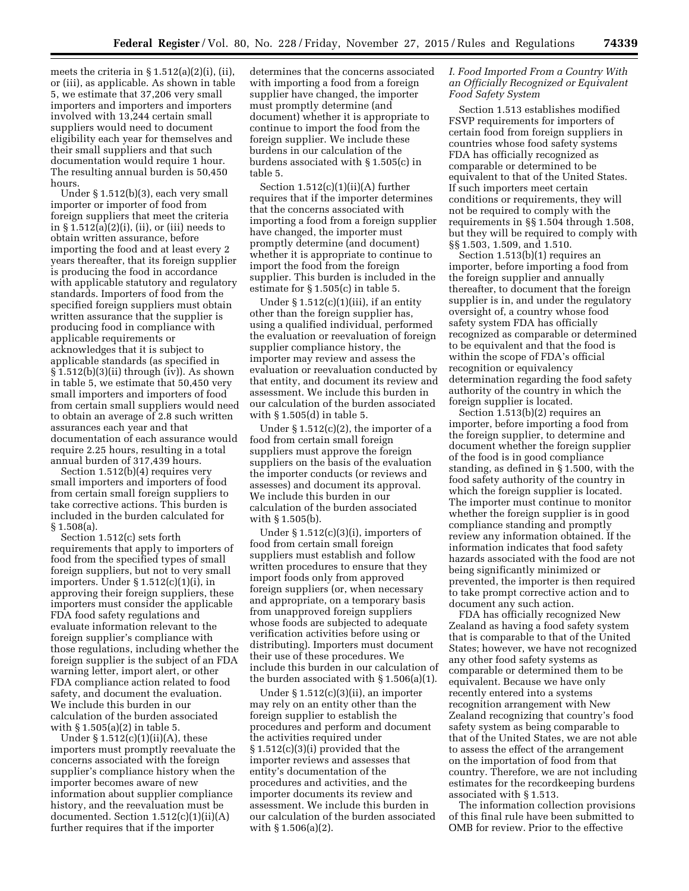meets the criteria in § 1.512(a)(2)(i), (ii), or (iii), as applicable. As shown in table 5, we estimate that 37,206 very small importers and importers and importers involved with 13,244 certain small suppliers would need to document eligibility each year for themselves and their small suppliers and that such documentation would require 1 hour. The resulting annual burden is 50,450 hours.

Under § 1.512(b)(3), each very small importer or importer of food from foreign suppliers that meet the criteria in § 1.512(a)(2)(i), (ii), or (iii) needs to obtain written assurance, before importing the food and at least every 2 years thereafter, that its foreign supplier is producing the food in accordance with applicable statutory and regulatory standards. Importers of food from the specified foreign suppliers must obtain written assurance that the supplier is producing food in compliance with applicable requirements or acknowledges that it is subject to applicable standards (as specified in § 1.512(b)(3)(ii) through (iv)). As shown in table 5, we estimate that 50,450 very small importers and importers of food from certain small suppliers would need to obtain an average of 2.8 such written assurances each year and that documentation of each assurance would require 2.25 hours, resulting in a total annual burden of 317,439 hours.

Section 1.512(b)(4) requires very small importers and importers of food from certain small foreign suppliers to take corrective actions. This burden is included in the burden calculated for § 1.508(a).

Section 1.512(c) sets forth requirements that apply to importers of food from the specified types of small foreign suppliers, but not to very small importers. Under § 1.512(c)(1)(i), in approving their foreign suppliers, these importers must consider the applicable FDA food safety regulations and evaluate information relevant to the foreign supplier's compliance with those regulations, including whether the foreign supplier is the subject of an FDA warning letter, import alert, or other FDA compliance action related to food safety, and document the evaluation. We include this burden in our calculation of the burden associated with § 1.505(a)(2) in table 5.

Under § 1.512(c)(1)(ii)(A), these importers must promptly reevaluate the concerns associated with the foreign supplier's compliance history when the importer becomes aware of new information about supplier compliance history, and the reevaluation must be documented. Section 1.512(c)(1)(ii)(A) further requires that if the importer determines that the concerns associated with importing a food from a foreign supplier have changed, the importer must promptly determine (and document) whether it is appropriate to continue to import the food from the foreign supplier. We include these burdens in our calculation of the burdens associated with § 1.505(c) in table 5.

Section 1.512(c)(1)(ii)(A) further requires that if the importer determines that the concerns associated with importing a food from a foreign supplier have changed, the importer must promptly determine (and document) whether it is appropriate to continue to import the food from the foreign supplier. This burden is included in the estimate for § 1.505(c) in table 5.

Under § 1.512(c)(1)(iii), if an entity other than the foreign supplier has, using a qualified individual, performed the evaluation or reevaluation of foreign supplier compliance history, the importer may review and assess the evaluation or reevaluation conducted by that entity, and document its review and assessment. We include this burden in our calculation of the burden associated with § 1.505(d) in table 5.

Under § 1.512(c)(2), the importer of a food from certain small foreign suppliers must approve the foreign suppliers on the basis of the evaluation the importer conducts (or reviews and assesses) and document its approval. We include this burden in our calculation of the burden associated with § 1.505(b).

Under § 1.512(c)(3)(i), importers of food from certain small foreign suppliers must establish and follow written procedures to ensure that they import foods only from approved foreign suppliers (or, when necessary and appropriate, on a temporary basis from unapproved foreign suppliers whose foods are subjected to adequate verification activities before using or distributing). Importers must document their use of these procedures. We include this burden in our calculation of the burden associated with § 1.506(a)(1).

Under § 1.512(c)(3)(ii), an importer may rely on an entity other than the foreign supplier to establish the procedures and perform and document the activities required under § 1.512(c)(3)(i) provided that the importer reviews and assesses that entity's documentation of the procedures and activities, and the importer documents its review and assessment. We include this burden in our calculation of the burden associated with § 1.506(a)(2).

*I. Food Imported From a Country With an Officially Recognized or Equivalent Food Safety System*

Section 1.513 establishes modified FSVP requirements for importers of certain food from foreign suppliers in countries whose food safety systems FDA has officially recognized as comparable or determined to be equivalent to that of the United States. If such importers meet certain conditions or requirements, they will not be required to comply with the requirements in §§ 1.504 through 1.508, but they will be required to comply with §§ 1.503, 1.509, and 1.510.

Section 1.513(b)(1) requires an importer, before importing a food from the foreign supplier and annually thereafter, to document that the foreign supplier is in, and under the regulatory oversight of, a country whose food safety system FDA has officially recognized as comparable or determined to be equivalent and that the food is within the scope of FDA's official recognition or equivalency determination regarding the food safety authority of the country in which the foreign supplier is located.

Section 1.513(b)(2) requires an importer, before importing a food from the foreign supplier, to determine and document whether the foreign supplier of the food is in good compliance standing, as defined in § 1.500, with the food safety authority of the country in which the foreign supplier is located. The importer must continue to monitor whether the foreign supplier is in good compliance standing and promptly review any information obtained. If the information indicates that food safety hazards associated with the food are not being significantly minimized or prevented, the importer is then required to take prompt corrective action and to document any such action.

FDA has officially recognized New Zealand as having a food safety system that is comparable to that of the United States; however, we have not recognized any other food safety systems as comparable or determined them to be equivalent. Because we have only recently entered into a systems recognition arrangement with New Zealand recognizing that country's food safety system as being comparable to that of the United States, we are not able to assess the effect of the arrangement on the importation of food from that country. Therefore, we are not including estimates for the recordkeeping burdens associated with § 1.513.

The information collection provisions of this final rule have been submitted to OMB for review. Prior to the effective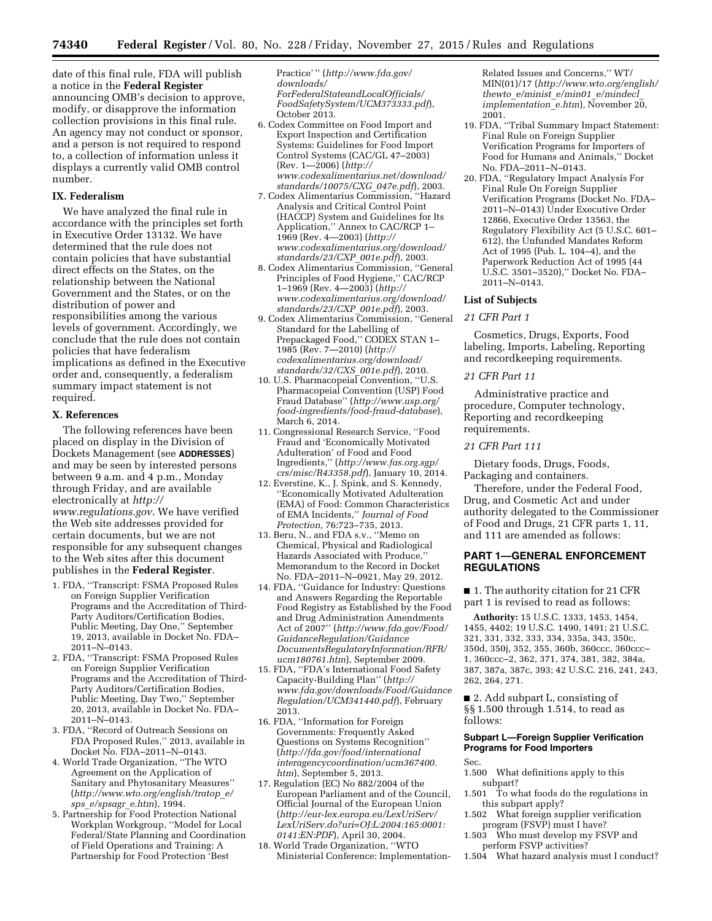date of this final rule, FDA will publish a notice in the **Federal Register** announcing OMB's decision to approve, modify, or disapprove the information collection provisions in this final rule. An agency may not conduct or sponsor, and a person is not required to respond to, a collection of information unless it displays a currently valid OMB control number.

### IX. Federalism

We have analyzed the final rule in accordance with the principles set forth in Executive Order 13132. We have determined that the rule does not contain policies that have substantial direct effects on the States, on the relationship between the National Government and the States, or on the distribution of power and responsibilities among the various levels of government. Accordingly, we conclude that the rule does not contain policies that have federalism implications as defined in the Executive order and, consequently, a federalism summary impact statement is not required.

### X. References

The following references have been placed on display in the Division of Dockets Management (see **ADDRESSES**) and may be seen by interested persons between 9 a.m. and 4 p.m., Monday through Friday, and are available electronically at *http://www.regulations.gov*. We have verified the Web site addresses provided for certain documents, but we are not responsible for any subsequent changes to the Web sites after this document publishes in the **Federal Register**.

1. FDA, ''Transcript: FSMA Proposed Rules on Foreign Supplier Verification Programs and the Accreditation of Third-Party Auditors/Certification Bodies, Public Meeting, Day One,'' September 19, 2013, available in Docket No. FDA–2011–N–0143.
2. FDA, ''Transcript: FSMA Proposed Rules on Foreign Supplier Verification Programs and the Accreditation of Third-Party Auditors/Certification Bodies, Public Meeting, Day Two,'' September 20, 2013, available in Docket No. FDA–2011–N–0143.
3. FDA, ''Record of Outreach Sessions on FDA Proposed Rules,'' 2013, available in Docket No. FDA–2011–N–0143.
4. World Trade Organization, ''The WTO Agreement on the Application of Sanitary and Phytosanitary Measures'' (*http://www.wto.org/english/tratop_e/sps_e/spsagr_e.htm*), 1994.
5. Partnership for Food Protection National Workplan Workgroup, ''Model for Local Federal/State Planning and Coordination of Field Operations and Training: A Partnership for Food Protection 'Best Practice' '' (*http://www.fda.gov/downloads/ForFederalStateandLocalOfficials/FoodSafetySystem/UCM373333.pdf*), October 2013.
6. Codex Committee on Food Import and Export Inspection and Certification Systems: Guidelines for Food Import Control Systems (CAC/GL 47–2003) (Rev. 1—2006) (*http://www.codexalimentarius.net/download/standards/10075/CXG_047e.pdf*), 2003.
7. Codex Alimentarius Commission, ''Hazard Analysis and Critical Control Point (HACCP) System and Guidelines for Its Application,'' Annex to CAC/RCP 1–1969 (Rev. 4—2003) (*http://www.codexalimentarius.org/download/standards/23/CXP_001e.pdf*), 2003.
8. Codex Alimentarius Commission, ''General Principles of Food Hygiene,'' CAC/RCP 1–1969 (Rev. 4—2003) (*http://www.codexalimentarius.org/download/standards/23/CXP_001e.pdf*), 2003.
9. Codex Alimentarius Commission, ''General Standard for the Labelling of Prepackaged Food,'' CODEX STAN 1–1985 (Rev. 7—2010) (*http://codexalimentarius.org/download/standards/32/CXS_001e.pdf*), 2010.
10. U.S. Pharmacopeial Convention, ''U.S. Pharmacopeial Convention (USP) Food Fraud Database'' (*http://www.usp.org/food-ingredients/food-fraud-database*), March 6, 2014.
11. Congressional Research Service, ''Food Fraud and 'Economically Motivated Adulteration' of Food and Food Ingredients,'' (*http://www.fas.org.sgp/crs/misc/R43358.pdf*), January 10, 2014.
12. Everstine, K., J. Spink, and S. Kennedy, ''Economically Motivated Adulteration (EMA) of Food: Common Characteristics of EMA Incidents,'' *Journal of Food Protection,* 76:723–735, 2013.
13. Beru, N., and FDA s.v., ''Memo on Chemical, Physical and Radiological Hazards Associated with Produce,'' Memorandum to the Record in Docket No. FDA–2011–N–0921, May 29, 2012.
14. FDA, ''Guidance for Industry: Questions and Answers Regarding the Reportable Food Registry as Established by the Food and Drug Administration Amendments Act of 2007'' (*http://www.fda.gov/Food/GuidanceRegulation/GuidanceDocumentsRegulatoryInformation/RFR/ucm180761.htm*), September 2009.
15. FDA, ''FDA's International Food Safety Capacity-Building Plan'' (*http://www.fda.gov/downloads/Food/GuidanceRegulation/UCM341440.pdf*), February 2013.
16. FDA, ''Information for Foreign Governments: Frequently Asked Questions on Systems Recognition'' (*http://fda.gov/food/internationalinteragencycoordination/ucm367400.htm*), September 5, 2013.
17. Regulation (EC) No 882/2004 of the European Parliament and of the Council, Official Journal of the European Union (*http://eur-lex.europa.eu/LexUriServ/LexUriServ.do?uri=OJ:L:2004:165:0001:0141:EN:PDF*), April 30, 2004.
18. World Trade Organization, ''WTO Ministerial Conference: Implementation-Related Issues and Concerns,'' WT/MIN(01)/17 (*http://www.wto.org/english/thewto_e/minist_e/min01_e/mindecl_implementation_e.htm*), November 20, 2001.
19. FDA, ''Tribal Summary Impact Statement: Final Rule on Foreign Supplier Verification Programs for Importers of Food for Humans and Animals,'' Docket No. FDA–2011–N–0143.
20. FDA, ''Regulatory Impact Analysis For Final Rule On Foreign Supplier Verification Programs (Docket No. FDA–2011–N–0143) Under Executive Order 12866, Executive Order 13563, the Regulatory Flexibility Act (5 U.S.C. 601–612), the Unfunded Mandates Reform Act of 1995 (Pub. L. 104–4), and the Paperwork Reduction Act of 1995 (44 U.S.C. 3501–3520),'' Docket No. FDA–2011–N–0143.

### List of Subjects

*21 CFR Part 1*

Cosmetics, Drugs, Exports, Food labeling, Imports, Labeling, Reporting and recordkeeping requirements.

*21 CFR Part 11*

Administrative practice and procedure, Computer technology, Reporting and recordkeeping requirements.

*21 CFR Part 111*

Dietary foods, Drugs, Foods, Packaging and containers.

Therefore, under the Federal Food, Drug, and Cosmetic Act and under authority delegated to the Commissioner of Food and Drugs, 21 CFR parts 1, 11, and 111 are amended as follows:

## PART 1—GENERAL ENFORCEMENT REGULATIONS

■ 1. The authority citation for 21 CFR part 1 is revised to read as follows:

**Authority:** 15 U.S.C. 1333, 1453, 1454, 1455, 4402; 19 U.S.C. 1490, 1491; 21 U.S.C. 321, 331, 332, 333, 334, 335a, 343, 350c, 350d, 350j, 352, 355, 360b, 360ccc, 360ccc–1, 360ccc–2, 362, 371, 374, 381, 382, 384a, 387, 387a, 387c, 393; 42 U.S.C. 216, 241, 243, 262, 264, 271.

■ 2. Add subpart L, consisting of §§ 1.500 through 1.514, to read as follows:

#### Subpart L—Foreign Supplier Verification Programs for Food Importers

Sec.  
1.500 What definitions apply to this subpart?  
1.501 To what foods do the regulations in this subpart apply?  
1.502 What foreign supplier verification program (FSVP) must I have?  
1.503 Who must develop my FSVP and perform FSVP activities?  
1.504 What hazard analysis must I conduct?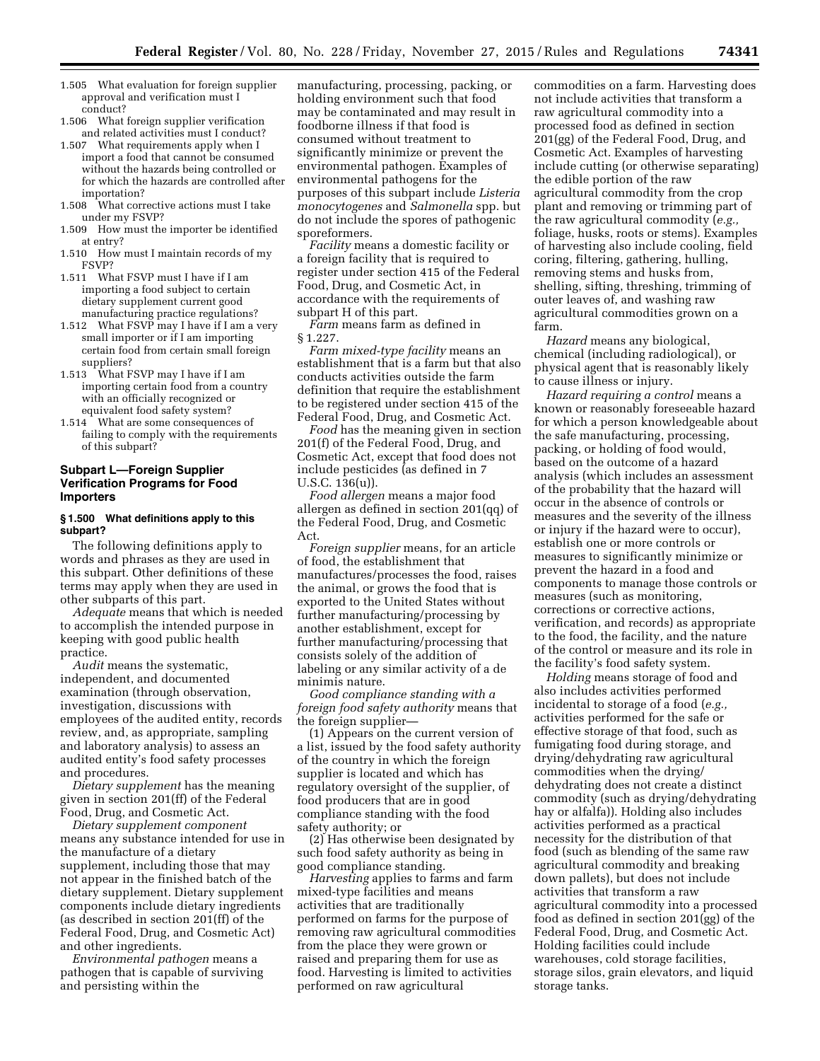1.505 What evaluation for foreign supplier approval and verification must I conduct?
1.506 What foreign supplier verification and related activities must I conduct?
1.507 What requirements apply when I import a food that cannot be consumed without the hazards being controlled or for which the hazards are controlled after importation?
1.508 What corrective actions must I take under my FSVP?
1.509 How must the importer be identified at entry?
1.510 How must I maintain records of my FSVP?
1.511 What FSVP must I have if I am importing a food subject to certain dietary supplement current good manufacturing practice regulations?
1.512 What FSVP may I have if I am a very small importer or if I am importing certain food from certain small foreign suppliers?
1.513 What FSVP may I have if I am importing certain food from a country with an officially recognized or equivalent food safety system?
1.514 What are some consequences of failing to comply with the requirements of this subpart?

## Subpart L—Foreign Supplier Verification Programs for Food Importers

### § 1.500 What definitions apply to this subpart?

The following definitions apply to words and phrases as they are used in this subpart. Other definitions of these terms may apply when they are used in other subparts of this part.

*Adequate* means that which is needed to accomplish the intended purpose in keeping with good public health practice.

*Audit* means the systematic, independent, and documented examination (through observation, investigation, discussions with employees of the audited entity, records review, and, as appropriate, sampling and laboratory analysis) to assess an audited entity's food safety processes and procedures.

*Dietary supplement* has the meaning given in section 201(ff) of the Federal Food, Drug, and Cosmetic Act.

*Dietary supplement component* means any substance intended for use in the manufacture of a dietary supplement, including those that may not appear in the finished batch of the dietary supplement. Dietary supplement components include dietary ingredients (as described in section 201(ff) of the Federal Food, Drug, and Cosmetic Act) and other ingredients.

*Environmental pathogen* means a pathogen that is capable of surviving and persisting within the manufacturing, processing, packing, or holding environment such that food may be contaminated and may result in foodborne illness if that food is consumed without treatment to significantly minimize or prevent the environmental pathogen. Examples of environmental pathogens for the purposes of this subpart include *Listeria monocytogenes* and *Salmonella* spp. but do not include the spores of pathogenic sporeformers.

*Facility* means a domestic facility or a foreign facility that is required to register under section 415 of the Federal Food, Drug, and Cosmetic Act, in accordance with the requirements of subpart H of this part.

*Farm* means farm as defined in § 1.227.

*Farm mixed-type facility* means an establishment that is a farm but that also conducts activities outside the farm definition that require the establishment to be registered under section 415 of the Federal Food, Drug, and Cosmetic Act.

*Food* has the meaning given in section 201(f) of the Federal Food, Drug, and Cosmetic Act, except that food does not include pesticides (as defined in 7 U.S.C. 136(u)).

*Food allergen* means a major food allergen as defined in section 201(qq) of the Federal Food, Drug, and Cosmetic Act.

*Foreign supplier* means, for an article of food, the establishment that manufactures/processes the food, raises the animal, or grows the food that is exported to the United States without further manufacturing/processing by another establishment, except for further manufacturing/processing that consists solely of the addition of labeling or any similar activity of a de minimis nature.

*Good compliance standing with a foreign food safety authority* means that the foreign supplier—

(1) Appears on the current version of a list, issued by the food safety authority of the country in which the foreign supplier is located and which has regulatory oversight of the supplier, of food producers that are in good compliance standing with the food safety authority; or

(2) Has otherwise been designated by such food safety authority as being in good compliance standing.

*Harvesting* applies to farms and farm mixed-type facilities and means activities that are traditionally performed on farms for the purpose of removing raw agricultural commodities from the place they were grown or raised and preparing them for use as food. Harvesting is limited to activities performed on raw agricultural commodities on a farm. Harvesting does not include activities that transform a raw agricultural commodity into a processed food as defined in section 201(gg) of the Federal Food, Drug, and Cosmetic Act. Examples of harvesting include cutting (or otherwise separating) the edible portion of the raw agricultural commodity from the crop plant and removing or trimming part of the raw agricultural commodity (*e.g.,* foliage, husks, roots or stems). Examples of harvesting also include cooling, field coring, filtering, gathering, hulling, removing stems and husks from, shelling, sifting, threshing, trimming of outer leaves of, and washing raw agricultural commodities grown on a farm.

*Hazard* means any biological, chemical (including radiological), or physical agent that is reasonably likely to cause illness or injury.

*Hazard requiring a control* means a known or reasonably foreseeable hazard for which a person knowledgeable about the safe manufacturing, processing, packing, or holding of food would, based on the outcome of a hazard analysis (which includes an assessment of the probability that the hazard will occur in the absence of controls or measures and the severity of the illness or injury if the hazard were to occur), establish one or more controls or measures to significantly minimize or prevent the hazard in a food and components to manage those controls or measures (such as monitoring, corrections or corrective actions, verification, and records) as appropriate to the food, the facility, and the nature of the control or measure and its role in the facility's food safety system.

*Holding* means storage of food and also includes activities performed incidental to storage of a food (*e.g.,* activities performed for the safe or effective storage of that food, such as fumigating food during storage, and drying/dehydrating raw agricultural commodities when the drying/dehydrating does not create a distinct commodity (such as drying/dehydrating hay or alfalfa)). Holding also includes activities performed as a practical necessity for the distribution of that food (such as blending of the same raw agricultural commodity and breaking down pallets), but does not include activities that transform a raw agricultural commodity into a processed food as defined in section 201(gg) of the Federal Food, Drug, and Cosmetic Act. Holding facilities could include warehouses, cold storage facilities, storage silos, grain elevators, and liquid storage tanks.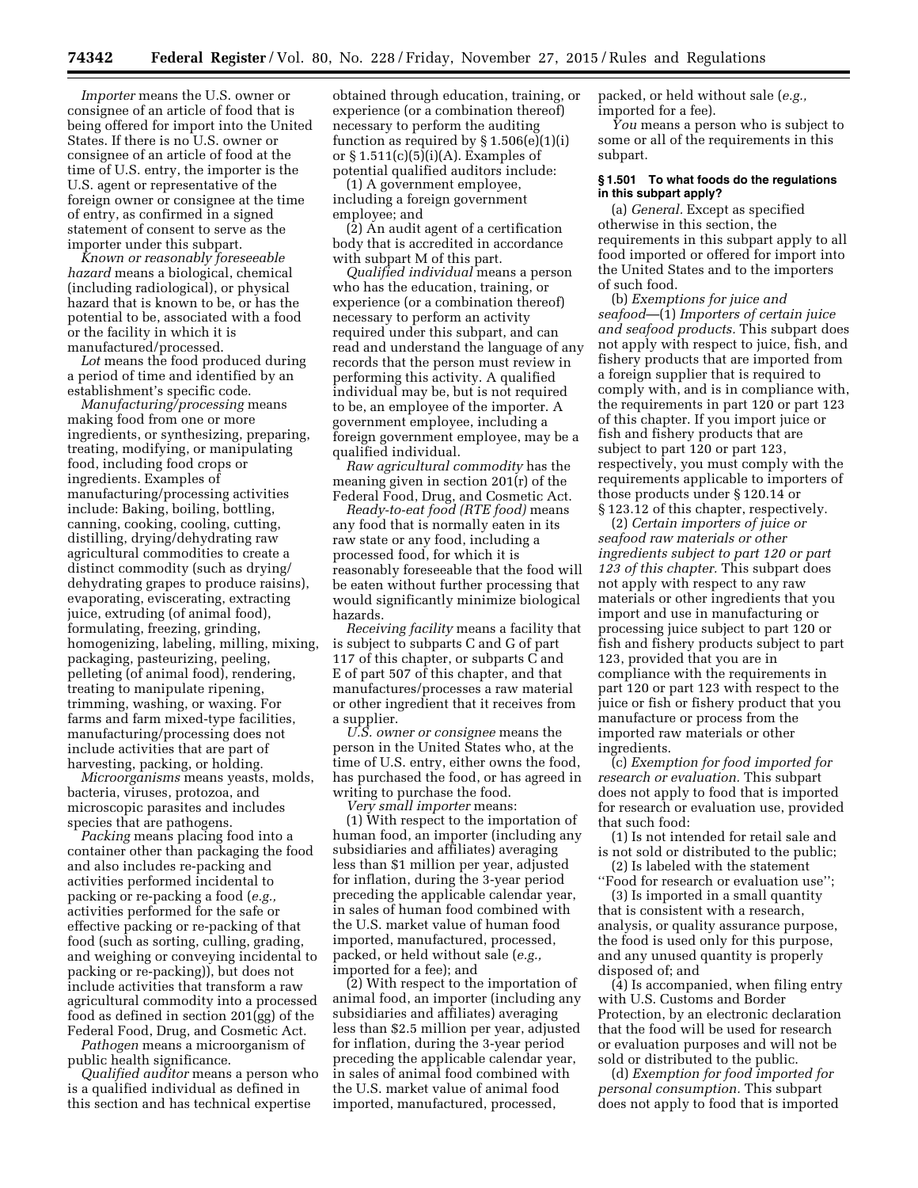*Importer* means the U.S. owner or consignee of an article of food that is being offered for import into the United States. If there is no U.S. owner or consignee of an article of food at the time of U.S. entry, the importer is the U.S. agent or representative of the foreign owner or consignee at the time of entry, as confirmed in a signed statement of consent to serve as the importer under this subpart.

*Known or reasonably foreseeable hazard* means a biological, chemical (including radiological), or physical hazard that is known to be, or has the potential to be, associated with a food or the facility in which it is manufactured/processed.

*Lot* means the food produced during a period of time and identified by an establishment's specific code.

*Manufacturing/processing* means making food from one or more ingredients, or synthesizing, preparing, treating, modifying, or manipulating food, including food crops or ingredients. Examples of manufacturing/processing activities include: Baking, boiling, bottling, canning, cooking, cooling, cutting, distilling, drying/dehydrating raw agricultural commodities to create a distinct commodity (such as drying/dehydrating grapes to produce raisins), evaporating, eviscerating, extracting juice, extruding (of animal food), formulating, freezing, grinding, homogenizing, labeling, milling, mixing, packaging, pasteurizing, peeling, pelleting (of animal food), rendering, treating to manipulate ripening, trimming, washing, or waxing. For farms and farm mixed-type facilities, manufacturing/processing does not include activities that are part of harvesting, packing, or holding.

*Microorganisms* means yeasts, molds, bacteria, viruses, protozoa, and microscopic parasites and includes species that are pathogens.

*Packing* means placing food into a container other than packaging the food and also includes re-packing and activities performed incidental to packing or re-packing a food (*e.g.,* activities performed for the safe or effective packing or re-packing of that food (such as sorting, culling, grading, and weighing or conveying incidental to packing or re-packing)), but does not include activities that transform a raw agricultural commodity into a processed food as defined in section 201(gg) of the Federal Food, Drug, and Cosmetic Act.

*Pathogen* means a microorganism of public health significance.

*Qualified auditor* means a person who is a qualified individual as defined in this section and has technical expertise obtained through education, training, or experience (or a combination thereof) necessary to perform the auditing function as required by § 1.506(e)(1)(i) or § 1.511(c)(5)(i)(A). Examples of potential qualified auditors include:

(1) A government employee, including a foreign government employee; and

(2) An audit agent of a certification body that is accredited in accordance with subpart M of this part.

*Qualified individual* means a person who has the education, training, or experience (or a combination thereof) necessary to perform an activity required under this subpart, and can read and understand the language of any records that the person must review in performing this activity. A qualified individual may be, but is not required to be, an employee of the importer. A government employee, including a foreign government employee, may be a qualified individual.

*Raw agricultural commodity* has the meaning given in section 201(r) of the Federal Food, Drug, and Cosmetic Act.

*Ready-to-eat food (RTE food)* means any food that is normally eaten in its raw state or any food, including a processed food, for which it is reasonably foreseeable that the food will be eaten without further processing that would significantly minimize biological hazards.

*Receiving facility* means a facility that is subject to subparts C and G of part 117 of this chapter, or subparts C and E of part 507 of this chapter, and that manufactures/processes a raw material or other ingredient that it receives from a supplier.

*U.S. owner or consignee* means the person in the United States who, at the time of U.S. entry, either owns the food, has purchased the food, or has agreed in writing to purchase the food.

*Very small importer* means:

(1) With respect to the importation of human food, an importer (including any subsidiaries and affiliates) averaging less than $1 million per year, adjusted for inflation, during the 3-year period preceding the applicable calendar year, in sales of human food combined with the U.S. market value of human food imported, manufactured, processed, packed, or held without sale (*e.g.,* imported for a fee); and

(2) With respect to the importation of animal food, an importer (including any subsidiaries and affiliates) averaging less than $2.5 million per year, adjusted for inflation, during the 3-year period preceding the applicable calendar year, in sales of animal food combined with the U.S. market value of animal food imported, manufactured, processed, packed, or held without sale (*e.g.,* imported for a fee).

*You* means a person who is subject to some or all of the requirements in this subpart.

#### § 1.501 To what foods do the regulations in this subpart apply?

(a) *General.* Except as specified otherwise in this section, the requirements in this subpart apply to all food imported or offered for import into the United States and to the importers of such food.

(b) *Exemptions for juice and seafood*—(1) *Importers of certain juice and seafood products.* This subpart does not apply with respect to juice, fish, and fishery products that are imported from a foreign supplier that is required to comply with, and is in compliance with, the requirements in part 120 or part 123 of this chapter. If you import juice or fish and fishery products that are subject to part 120 or part 123, respectively, you must comply with the requirements applicable to importers of those products under § 120.14 or § 123.12 of this chapter, respectively.

(2) *Certain importers of juice or seafood raw materials or other ingredients subject to part 120 or part 123 of this chapter.* This subpart does not apply with respect to any raw materials or other ingredients that you import and use in manufacturing or processing juice subject to part 120 or fish and fishery products subject to part 123, provided that you are in compliance with the requirements in part 120 or part 123 with respect to the juice or fish or fishery product that you manufacture or process from the imported raw materials or other ingredients.

(c) *Exemption for food imported for research or evaluation.* This subpart does not apply to food that is imported for research or evaluation use, provided that such food:

(1) Is not intended for retail sale and is not sold or distributed to the public;

(2) Is labeled with the statement ''Food for research or evaluation use'';

(3) Is imported in a small quantity that is consistent with a research, analysis, or quality assurance purpose, the food is used only for this purpose, and any unused quantity is properly disposed of; and

(4) Is accompanied, when filing entry with U.S. Customs and Border Protection, by an electronic declaration that the food will be used for research or evaluation purposes and will not be sold or distributed to the public.

(d) *Exemption for food imported for personal consumption.* This subpart does not apply to food that is imported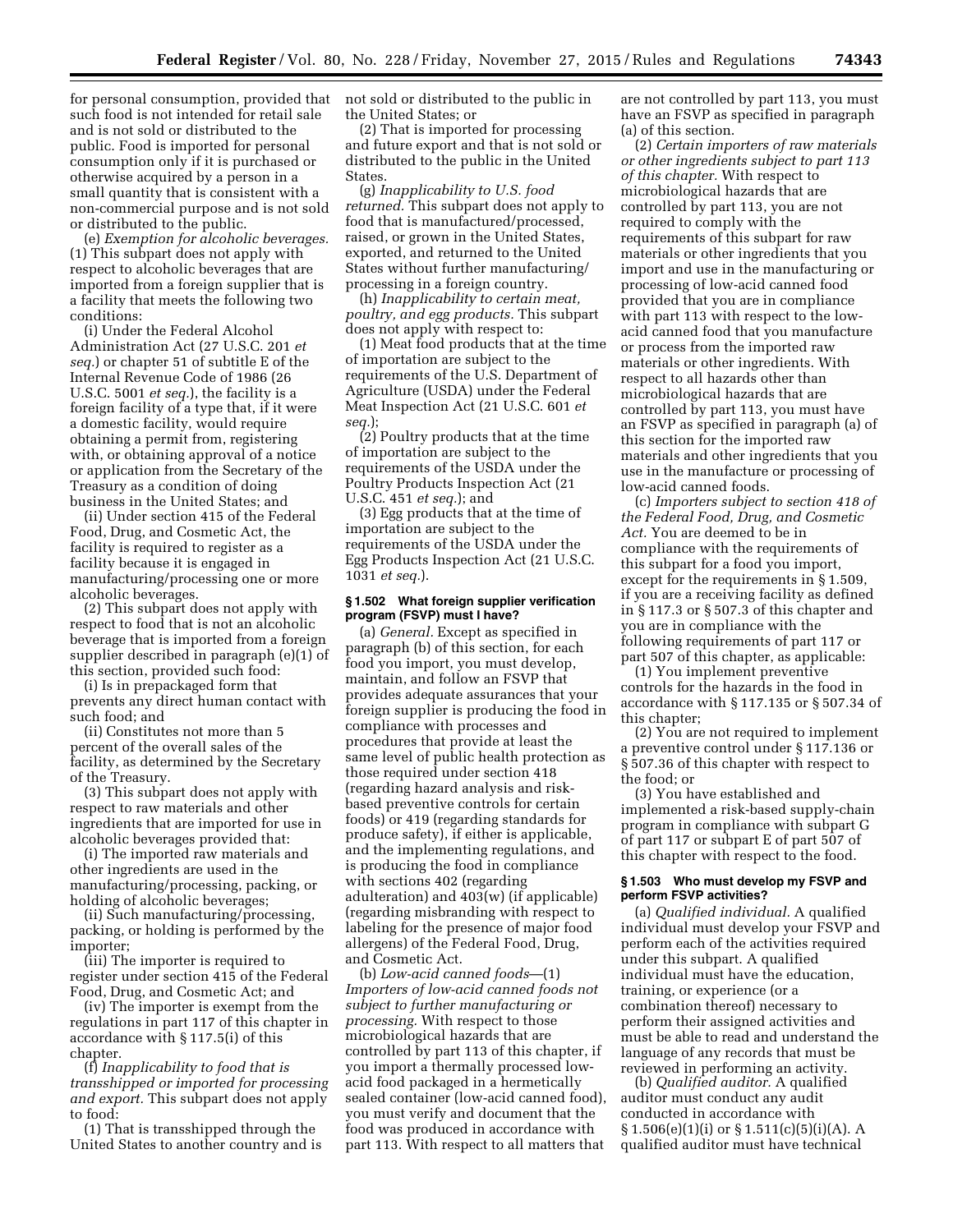for personal consumption, provided that such food is not intended for retail sale and is not sold or distributed to the public. Food is imported for personal consumption only if it is purchased or otherwise acquired by a person in a small quantity that is consistent with a non-commercial purpose and is not sold or distributed to the public.

(e) *Exemption for alcoholic beverages.* (1) This subpart does not apply with respect to alcoholic beverages that are imported from a foreign supplier that is a facility that meets the following two conditions:

(i) Under the Federal Alcohol Administration Act (27 U.S.C. 201 *et seq.*) or chapter 51 of subtitle E of the Internal Revenue Code of 1986 (26 U.S.C. 5001 *et seq.*), the facility is a foreign facility of a type that, if it were a domestic facility, would require obtaining a permit from, registering with, or obtaining approval of a notice or application from the Secretary of the Treasury as a condition of doing business in the United States; and

(ii) Under section 415 of the Federal Food, Drug, and Cosmetic Act, the facility is required to register as a facility because it is engaged in manufacturing/processing one or more alcoholic beverages.

(2) This subpart does not apply with respect to food that is not an alcoholic beverage that is imported from a foreign supplier described in paragraph (e)(1) of this section, provided such food:

(i) Is in prepackaged form that prevents any direct human contact with such food; and

(ii) Constitutes not more than 5 percent of the overall sales of the facility, as determined by the Secretary of the Treasury.

(3) This subpart does not apply with respect to raw materials and other ingredients that are imported for use in alcoholic beverages provided that:

(i) The imported raw materials and other ingredients are used in the manufacturing/processing, packing, or holding of alcoholic beverages;

(ii) Such manufacturing/processing, packing, or holding is performed by the importer;

(iii) The importer is required to register under section 415 of the Federal Food, Drug, and Cosmetic Act; and

(iv) The importer is exempt from the regulations in part 117 of this chapter in accordance with § 117.5(i) of this chapter.

(f) *Inapplicability to food that is transshipped or imported for processing and export.* This subpart does not apply to food:

(1) That is transshipped through the United States to another country and is not sold or distributed to the public in the United States; or

(2) That is imported for processing and future export and that is not sold or distributed to the public in the United States.

(g) *Inapplicability to U.S. food returned.* This subpart does not apply to food that is manufactured/processed, raised, or grown in the United States, exported, and returned to the United States without further manufacturing/processing in a foreign country.

(h) *Inapplicability to certain meat, poultry, and egg products.* This subpart does not apply with respect to:

(1) Meat food products that at the time of importation are subject to the requirements of the U.S. Department of Agriculture (USDA) under the Federal Meat Inspection Act (21 U.S.C. 601 *et seq.*);

(2) Poultry products that at the time of importation are subject to the requirements of the USDA under the Poultry Products Inspection Act (21 U.S.C. 451 *et seq.*); and

(3) Egg products that at the time of importation are subject to the requirements of the USDA under the Egg Products Inspection Act (21 U.S.C. 1031 *et seq.*).

### § 1.502 What foreign supplier verification program (FSVP) must I have?

(a) *General.* Except as specified in paragraph (b) of this section, for each food you import, you must develop, maintain, and follow an FSVP that provides adequate assurances that your foreign supplier is producing the food in compliance with processes and procedures that provide at least the same level of public health protection as those required under section 418 (regarding hazard analysis and risk-based preventive controls for certain foods) or 419 (regarding standards for produce safety), if either is applicable, and the implementing regulations, and is producing the food in compliance with sections 402 (regarding adulteration) and 403(w) (if applicable) (regarding misbranding with respect to labeling for the presence of major food allergens) of the Federal Food, Drug, and Cosmetic Act.

(b) *Low-acid canned foods*—(1) *Importers of low-acid canned foods not subject to further manufacturing or processing.* With respect to those microbiological hazards that are controlled by part 113 of this chapter, if you import a thermally processed low-acid food packaged in a hermetically sealed container (low-acid canned food), you must verify and document that the food was produced in accordance with part 113. With respect to all matters that are not controlled by part 113, you must have an FSVP as specified in paragraph (a) of this section.

(2) *Certain importers of raw materials or other ingredients subject to part 113 of this chapter.* With respect to microbiological hazards that are controlled by part 113, you are not required to comply with the requirements of this subpart for raw materials or other ingredients that you import and use in the manufacturing or processing of low-acid canned food provided that you are in compliance with part 113 with respect to the low-acid canned food that you manufacture or process from the imported raw materials or other ingredients. With respect to all hazards other than microbiological hazards that are controlled by part 113, you must have an FSVP as specified in paragraph (a) of this section for the imported raw materials and other ingredients that you use in the manufacture or processing of low-acid canned foods.

(c) *Importers subject to section 418 of the Federal Food, Drug, and Cosmetic Act.* You are deemed to be in compliance with the requirements of this subpart for a food you import, except for the requirements in § 1.509, if you are a receiving facility as defined in § 117.3 or § 507.3 of this chapter and you are in compliance with the following requirements of part 117 or part 507 of this chapter, as applicable:

(1) You implement preventive controls for the hazards in the food in accordance with § 117.135 or § 507.34 of this chapter;

(2) You are not required to implement a preventive control under § 117.136 or § 507.36 of this chapter with respect to the food; or

(3) You have established and implemented a risk-based supply-chain program in compliance with subpart G of part 117 or subpart E of part 507 of this chapter with respect to the food.

### § 1.503 Who must develop my FSVP and perform FSVP activities?

(a) *Qualified individual.* A qualified individual must develop your FSVP and perform each of the activities required under this subpart. A qualified individual must have the education, training, or experience (or a combination thereof) necessary to perform their assigned activities and must be able to read and understand the language of any records that must be reviewed in performing an activity.

(b) *Qualified auditor.* A qualified auditor must conduct any audit conducted in accordance with § 1.506(e)(1)(i) or § 1.511(c)(5)(i)(A). A qualified auditor must have technical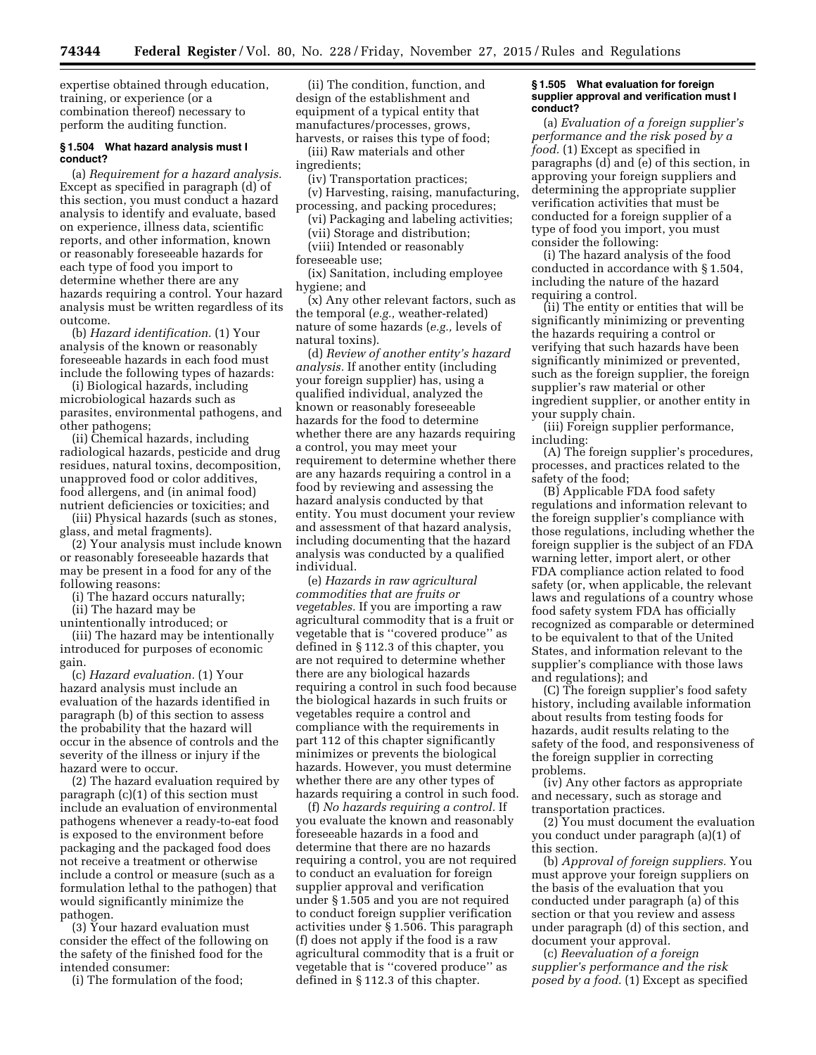expertise obtained through education, training, or experience (or a combination thereof) necessary to perform the auditing function.

#### § 1.504 What hazard analysis must I conduct?

(a) *Requirement for a hazard analysis.* Except as specified in paragraph (d) of this section, you must conduct a hazard analysis to identify and evaluate, based on experience, illness data, scientific reports, and other information, known or reasonably foreseeable hazards for each type of food you import to determine whether there are any hazards requiring a control. Your hazard analysis must be written regardless of its outcome.

(b) *Hazard identification.* (1) Your analysis of the known or reasonably foreseeable hazards in each food must include the following types of hazards:

(i) Biological hazards, including microbiological hazards such as parasites, environmental pathogens, and other pathogens;

(ii) Chemical hazards, including radiological hazards, pesticide and drug residues, natural toxins, decomposition, unapproved food or color additives, food allergens, and (in animal food) nutrient deficiencies or toxicities; and

(iii) Physical hazards (such as stones, glass, and metal fragments).

(2) Your analysis must include known or reasonably foreseeable hazards that may be present in a food for any of the following reasons:

(i) The hazard occurs naturally;

(ii) The hazard may be unintentionally introduced; or

(iii) The hazard may be intentionally introduced for purposes of economic gain.

(c) *Hazard evaluation.* (1) Your hazard analysis must include an evaluation of the hazards identified in paragraph (b) of this section to assess the probability that the hazard will occur in the absence of controls and the severity of the illness or injury if the hazard were to occur.

(2) The hazard evaluation required by paragraph (c)(1) of this section must include an evaluation of environmental pathogens whenever a ready-to-eat food is exposed to the environment before packaging and the packaged food does not receive a treatment or otherwise include a control or measure (such as a formulation lethal to the pathogen) that would significantly minimize the pathogen.

(3) Your hazard evaluation must consider the effect of the following on the safety of the finished food for the intended consumer:

(i) The formulation of the food;

(ii) The condition, function, and design of the establishment and equipment of a typical entity that manufactures/processes, grows, harvests, or raises this type of food;

(iii) Raw materials and other ingredients;

(iv) Transportation practices;

(v) Harvesting, raising, manufacturing, processing, and packing procedures;

(vi) Packaging and labeling activities;

(vii) Storage and distribution;

(viii) Intended or reasonably foreseeable use;

(ix) Sanitation, including employee hygiene; and

(x) Any other relevant factors, such as the temporal (*e.g.,* weather-related) nature of some hazards (*e.g.,* levels of natural toxins).

(d) *Review of another entity's hazard analysis.* If another entity (including your foreign supplier) has, using a qualified individual, analyzed the known or reasonably foreseeable hazards for the food to determine whether there are any hazards requiring a control, you may meet your requirement to determine whether there are any hazards requiring a control in a food by reviewing and assessing the hazard analysis conducted by that entity. You must document your review and assessment of that hazard analysis, including documenting that the hazard analysis was conducted by a qualified individual.

(e) *Hazards in raw agricultural commodities that are fruits or vegetables.* If you are importing a raw agricultural commodity that is a fruit or vegetable that is "covered produce" as defined in § 112.3 of this chapter, you are not required to determine whether there are any biological hazards requiring a control in such food because the biological hazards in such fruits or vegetables require a control and compliance with the requirements in part 112 of this chapter significantly minimizes or prevents the biological hazards. However, you must determine whether there are any other types of hazards requiring a control in such food.

(f) *No hazards requiring a control.* If you evaluate the known and reasonably foreseeable hazards in a food and determine that there are no hazards requiring a control, you are not required to conduct an evaluation for foreign supplier approval and verification under § 1.505 and you are not required to conduct foreign supplier verification activities under § 1.506. This paragraph (f) does not apply if the food is a raw agricultural commodity that is a fruit or vegetable that is "covered produce" as defined in § 112.3 of this chapter.

#### § 1.505 What evaluation for foreign supplier approval and verification must I conduct?

(a) *Evaluation of a foreign supplier's performance and the risk posed by a food.* (1) Except as specified in paragraphs (d) and (e) of this section, in approving your foreign suppliers and determining the appropriate supplier verification activities that must be conducted for a foreign supplier of a type of food you import, you must consider the following:

(i) The hazard analysis of the food conducted in accordance with § 1.504, including the nature of the hazard requiring a control.

(ii) The entity or entities that will be significantly minimizing or preventing the hazards requiring a control or verifying that such hazards have been significantly minimized or prevented, such as the foreign supplier, the foreign supplier's raw material or other ingredient supplier, or another entity in your supply chain.

(iii) Foreign supplier performance, including:

(A) The foreign supplier's procedures, processes, and practices related to the safety of the food;

(B) Applicable FDA food safety regulations and information relevant to the foreign supplier's compliance with those regulations, including whether the foreign supplier is the subject of an FDA warning letter, import alert, or other FDA compliance action related to food safety (or, when applicable, the relevant laws and regulations of a country whose food safety system FDA has officially recognized as comparable or determined to be equivalent to that of the United States, and information relevant to the supplier's compliance with those laws and regulations); and

(C) The foreign supplier's food safety history, including available information about results from testing foods for hazards, audit results relating to the safety of the food, and responsiveness of the foreign supplier in correcting problems.

(iv) Any other factors as appropriate and necessary, such as storage and transportation practices.

(2) You must document the evaluation you conduct under paragraph (a)(1) of this section.

(b) *Approval of foreign suppliers.* You must approve your foreign suppliers on the basis of the evaluation that you conducted under paragraph (a) of this section or that you review and assess under paragraph (d) of this section, and document your approval.

(c) *Reevaluation of a foreign supplier's performance and the risk posed by a food.* (1) Except as specified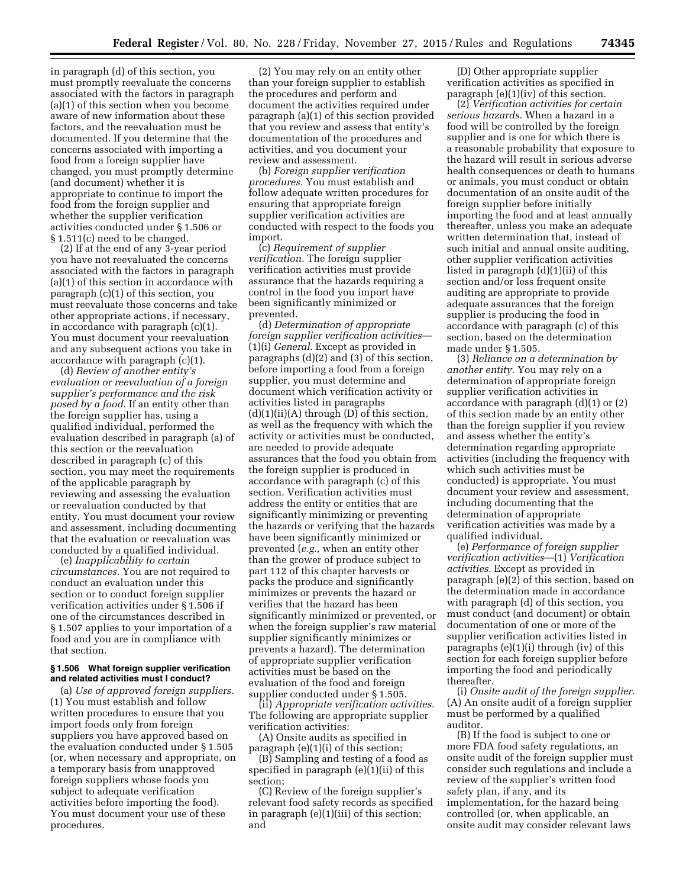in paragraph (d) of this section, you must promptly reevaluate the concerns associated with the factors in paragraph (a)(1) of this section when you become aware of new information about these factors, and the reevaluation must be documented. If you determine that the concerns associated with importing a food from a foreign supplier have changed, you must promptly determine (and document) whether it is appropriate to continue to import the food from the foreign supplier and whether the supplier verification activities conducted under § 1.506 or § 1.511(c) need to be changed.

(2) If at the end of any 3-year period you have not reevaluated the concerns associated with the factors in paragraph (a)(1) of this section in accordance with paragraph (c)(1) of this section, you must reevaluate those concerns and take other appropriate actions, if necessary, in accordance with paragraph (c)(1). You must document your reevaluation and any subsequent actions you take in accordance with paragraph (c)(1).

(d) *Review of another entity's evaluation or reevaluation of a foreign supplier's performance and the risk posed by a food.* If an entity other than the foreign supplier has, using a qualified individual, performed the evaluation described in paragraph (a) of this section or the reevaluation described in paragraph (c) of this section, you may meet the requirements of the applicable paragraph by reviewing and assessing the evaluation or reevaluation conducted by that entity. You must document your review and assessment, including documenting that the evaluation or reevaluation was conducted by a qualified individual.

(e) *Inapplicability to certain circumstances.* You are not required to conduct an evaluation under this section or to conduct foreign supplier verification activities under § 1.506 if one of the circumstances described in § 1.507 applies to your importation of a food and you are in compliance with that section.

#### § 1.506 What foreign supplier verification and related activities must I conduct?

(a) *Use of approved foreign suppliers.* (1) You must establish and follow written procedures to ensure that you import foods only from foreign suppliers you have approved based on the evaluation conducted under § 1.505 (or, when necessary and appropriate, on a temporary basis from unapproved foreign suppliers whose foods you subject to adequate verification activities before importing the food). You must document your use of these procedures.

(2) You may rely on an entity other than your foreign supplier to establish the procedures and perform and document the activities required under paragraph (a)(1) of this section provided that you review and assess that entity's documentation of the procedures and activities, and you document your review and assessment.

(b) *Foreign supplier verification procedures.* You must establish and follow adequate written procedures for ensuring that appropriate foreign supplier verification activities are conducted with respect to the foods you import.

(c) *Requirement of supplier verification.* The foreign supplier verification activities must provide assurance that the hazards requiring a control in the food you import have been significantly minimized or prevented.

(d) *Determination of appropriate foreign supplier verification activities*—(1)(i) *General.* Except as provided in paragraphs (d)(2) and (3) of this section, before importing a food from a foreign supplier, you must determine and document which verification activity or activities listed in paragraphs (d)(1)(ii)(A) through (D) of this section, as well as the frequency with which the activity or activities must be conducted, are needed to provide adequate assurances that the food you obtain from the foreign supplier is produced in accordance with paragraph (c) of this section. Verification activities must address the entity or entities that are significantly minimizing or preventing the hazards or verifying that the hazards have been significantly minimized or prevented (*e.g.,* when an entity other than the grower of produce subject to part 112 of this chapter harvests or packs the produce and significantly minimizes or prevents the hazard or verifies that the hazard has been significantly minimized or prevented, or when the foreign supplier's raw material supplier significantly minimizes or prevents a hazard). The determination of appropriate supplier verification activities must be based on the evaluation of the food and foreign supplier conducted under § 1.505.

(ii) *Appropriate verification activities.* The following are appropriate supplier verification activities:

(A) Onsite audits as specified in paragraph (e)(1)(i) of this section;

(B) Sampling and testing of a food as specified in paragraph (e)(1)(ii) of this section;

(C) Review of the foreign supplier's relevant food safety records as specified in paragraph (e)(1)(iii) of this section; and

(D) Other appropriate supplier verification activities as specified in paragraph (e)(1)(iv) of this section.

(2) *Verification activities for certain serious hazards.* When a hazard in a food will be controlled by the foreign supplier and is one for which there is a reasonable probability that exposure to the hazard will result in serious adverse health consequences or death to humans or animals, you must conduct or obtain documentation of an onsite audit of the foreign supplier before initially importing the food and at least annually thereafter, unless you make an adequate written determination that, instead of such initial and annual onsite auditing, other supplier verification activities listed in paragraph (d)(1)(ii) of this section and/or less frequent onsite auditing are appropriate to provide adequate assurances that the foreign supplier is producing the food in accordance with paragraph (c) of this section, based on the determination made under § 1.505.

(3) *Reliance on a determination by another entity.* You may rely on a determination of appropriate foreign supplier verification activities in accordance with paragraph (d)(1) or (2) of this section made by an entity other than the foreign supplier if you review and assess whether the entity's determination regarding appropriate activities (including the frequency with which such activities must be conducted) is appropriate. You must document your review and assessment, including documenting that the determination of appropriate verification activities was made by a qualified individual.

(e) *Performance of foreign supplier verification activities*—(1) *Verification activities.* Except as provided in paragraph (e)(2) of this section, based on the determination made in accordance with paragraph (d) of this section, you must conduct (and document) or obtain documentation of one or more of the supplier verification activities listed in paragraphs (e)(1)(i) through (iv) of this section for each foreign supplier before importing the food and periodically thereafter.

(i) *Onsite audit of the foreign supplier.* (A) An onsite audit of a foreign supplier must be performed by a qualified auditor.

(B) If the food is subject to one or more FDA food safety regulations, an onsite audit of the foreign supplier must consider such regulations and include a review of the supplier's written food safety plan, if any, and its implementation, for the hazard being controlled (or, when applicable, an onsite audit may consider relevant laws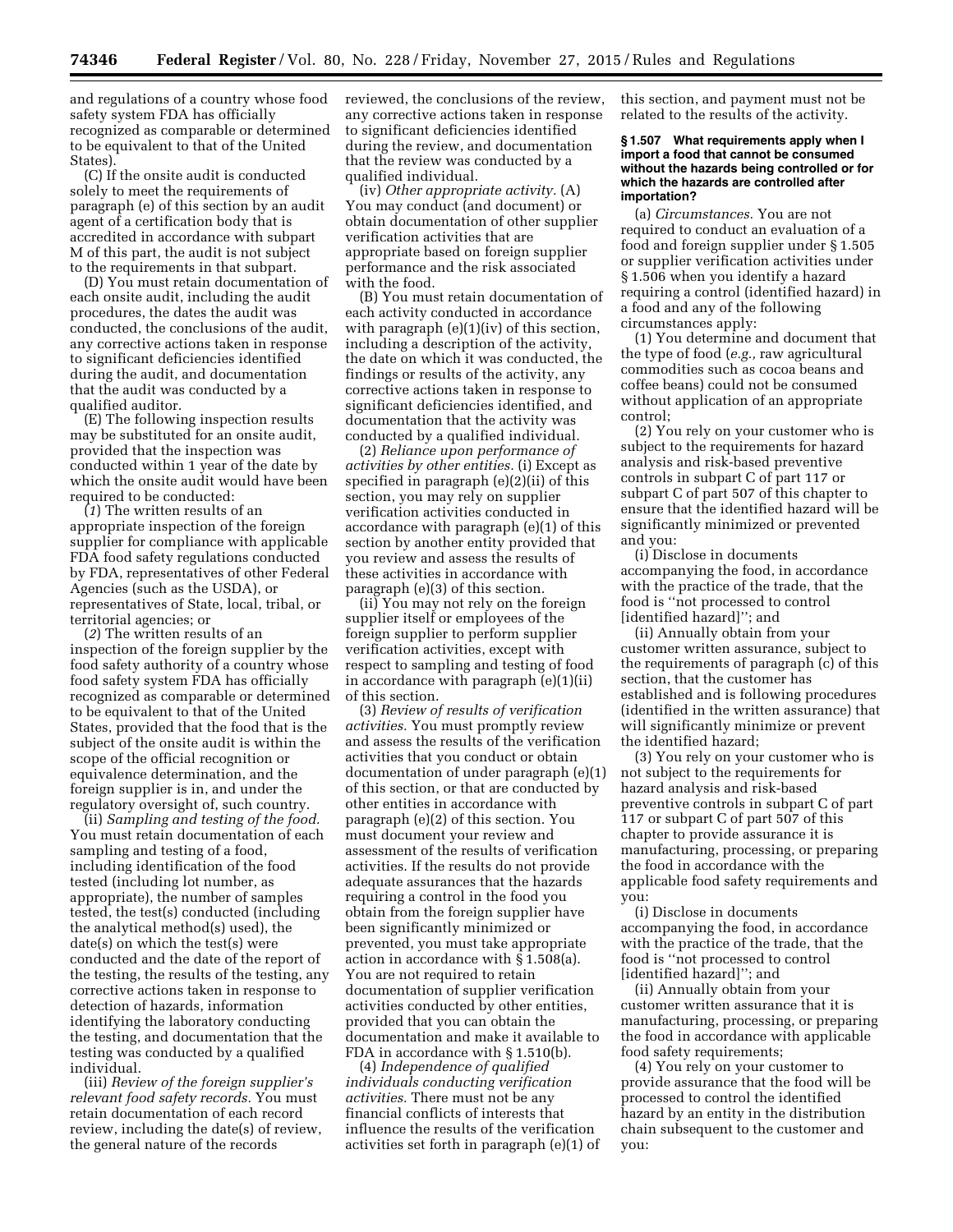and regulations of a country whose food safety system FDA has officially recognized as comparable or determined to be equivalent to that of the United States).

(C) If the onsite audit is conducted solely to meet the requirements of paragraph (e) of this section by an audit agent of a certification body that is accredited in accordance with subpart M of this part, the audit is not subject to the requirements in that subpart.

(D) You must retain documentation of each onsite audit, including the audit procedures, the dates the audit was conducted, the conclusions of the audit, any corrective actions taken in response to significant deficiencies identified during the audit, and documentation that the audit was conducted by a qualified auditor.

(E) The following inspection results may be substituted for an onsite audit, provided that the inspection was conducted within 1 year of the date by which the onsite audit would have been required to be conducted:

(*1*) The written results of an appropriate inspection of the foreign supplier for compliance with applicable FDA food safety regulations conducted by FDA, representatives of other Federal Agencies (such as the USDA), or representatives of State, local, tribal, or territorial agencies; or

(*2*) The written results of an inspection of the foreign supplier by the food safety authority of a country whose food safety system FDA has officially recognized as comparable or determined to be equivalent to that of the United States, provided that the food that is the subject of the onsite audit is within the scope of the official recognition or equivalence determination, and the foreign supplier is in, and under the regulatory oversight of, such country.

(ii) *Sampling and testing of the food.* You must retain documentation of each sampling and testing of a food, including identification of the food tested (including lot number, as appropriate), the number of samples tested, the test(s) conducted (including the analytical method(s) used), the date(s) on which the test(s) were conducted and the date of the report of the testing, the results of the testing, any corrective actions taken in response to detection of hazards, information identifying the laboratory conducting the testing, and documentation that the testing was conducted by a qualified individual.

(iii) *Review of the foreign supplier's relevant food safety records.* You must retain documentation of each record review, including the date(s) of review, the general nature of the records reviewed, the conclusions of the review, any corrective actions taken in response to significant deficiencies identified during the review, and documentation that the review was conducted by a qualified individual.

(iv) *Other appropriate activity.* (A) You may conduct (and document) or obtain documentation of other supplier verification activities that are appropriate based on foreign supplier performance and the risk associated with the food.

(B) You must retain documentation of each activity conducted in accordance with paragraph (e)(1)(iv) of this section, including a description of the activity, the date on which it was conducted, the findings or results of the activity, any corrective actions taken in response to significant deficiencies identified, and documentation that the activity was conducted by a qualified individual.

(2) *Reliance upon performance of activities by other entities.* (i) Except as specified in paragraph (e)(2)(ii) of this section, you may rely on supplier verification activities conducted in accordance with paragraph (e)(1) of this section by another entity provided that you review and assess the results of these activities in accordance with paragraph (e)(3) of this section.

(ii) You may not rely on the foreign supplier itself or employees of the foreign supplier to perform supplier verification activities, except with respect to sampling and testing of food in accordance with paragraph (e)(1)(ii) of this section.

(3) *Review of results of verification activities.* You must promptly review and assess the results of the verification activities that you conduct or obtain documentation of under paragraph (e)(1) of this section, or that are conducted by other entities in accordance with paragraph (e)(2) of this section. You must document your review and assessment of the results of verification activities. If the results do not provide adequate assurances that the hazards requiring a control in the food you obtain from the foreign supplier have been significantly minimized or prevented, you must take appropriate action in accordance with § 1.508(a). You are not required to retain documentation of supplier verification activities conducted by other entities, provided that you can obtain the documentation and make it available to FDA in accordance with § 1.510(b).

(4) *Independence of qualified individuals conducting verification activities.* There must not be any financial conflicts of interests that influence the results of the verification activities set forth in paragraph (e)(1) of this section, and payment must not be related to the results of the activity.

**§ 1.507 What requirements apply when I import a food that cannot be consumed without the hazards being controlled or for which the hazards are controlled after importation?**

(a) *Circumstances.* You are not required to conduct an evaluation of a food and foreign supplier under § 1.505 or supplier verification activities under § 1.506 when you identify a hazard requiring a control (identified hazard) in a food and any of the following circumstances apply:

(1) You determine and document that the type of food (*e.g.,* raw agricultural commodities such as cocoa beans and coffee beans) could not be consumed without application of an appropriate control;

(2) You rely on your customer who is subject to the requirements for hazard analysis and risk-based preventive controls in subpart C of part 117 or subpart C of part 507 of this chapter to ensure that the identified hazard will be significantly minimized or prevented and you:

(i) Disclose in documents accompanying the food, in accordance with the practice of the trade, that the food is "not processed to control [identified hazard]"; and

(ii) Annually obtain from your customer written assurance, subject to the requirements of paragraph (c) of this section, that the customer has established and is following procedures (identified in the written assurance) that will significantly minimize or prevent the identified hazard;

(3) You rely on your customer who is not subject to the requirements for hazard analysis and risk-based preventive controls in subpart C of part 117 or subpart C of part 507 of this chapter to provide assurance it is manufacturing, processing, or preparing the food in accordance with the applicable food safety requirements and you:

(i) Disclose in documents accompanying the food, in accordance with the practice of the trade, that the food is "not processed to control [identified hazard]"; and

(ii) Annually obtain from your customer written assurance that it is manufacturing, processing, or preparing the food in accordance with applicable food safety requirements;

(4) You rely on your customer to provide assurance that the food will be processed to control the identified hazard by an entity in the distribution chain subsequent to the customer and you: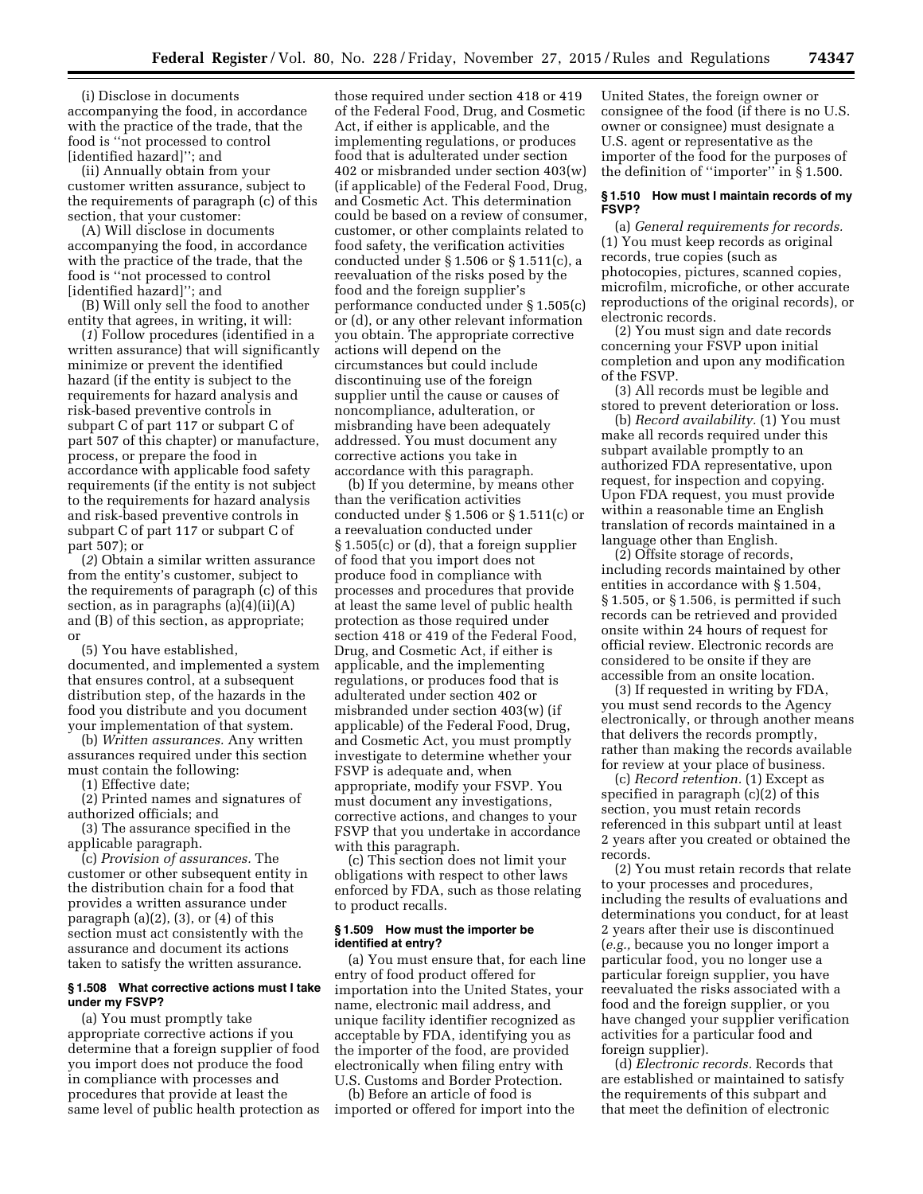(i) Disclose in documents accompanying the food, in accordance with the practice of the trade, that the food is "not processed to control [identified hazard]"; and

(ii) Annually obtain from your customer written assurance, subject to the requirements of paragraph (c) of this section, that your customer:

(A) Will disclose in documents accompanying the food, in accordance with the practice of the trade, that the food is "not processed to control [identified hazard]"; and

(B) Will only sell the food to another entity that agrees, in writing, it will:

(*1*) Follow procedures (identified in a written assurance) that will significantly minimize or prevent the identified hazard (if the entity is subject to the requirements for hazard analysis and risk-based preventive controls in subpart C of part 117 or subpart C of part 507 of this chapter) or manufacture, process, or prepare the food in accordance with applicable food safety requirements (if the entity is not subject to the requirements for hazard analysis and risk-based preventive controls in subpart C of part 117 or subpart C of part 507); or

(*2*) Obtain a similar written assurance from the entity's customer, subject to the requirements of paragraph (c) of this section, as in paragraphs (a)(4)(ii)(A) and (B) of this section, as appropriate; or

(5) You have established, documented, and implemented a system that ensures control, at a subsequent distribution step, of the hazards in the food you distribute and you document your implementation of that system.

(b) *Written assurances.* Any written assurances required under this section must contain the following:

(1) Effective date;

(2) Printed names and signatures of authorized officials; and

(3) The assurance specified in the applicable paragraph.

(c) *Provision of assurances.* The customer or other subsequent entity in the distribution chain for a food that provides a written assurance under paragraph (a)(2), (3), or (4) of this section must act consistently with the assurance and document its actions taken to satisfy the written assurance.

### § 1.508 What corrective actions must I take under my FSVP?

(a) You must promptly take appropriate corrective actions if you determine that a foreign supplier of food you import does not produce the food in compliance with processes and procedures that provide at least the same level of public health protection as those required under section 418 or 419 of the Federal Food, Drug, and Cosmetic Act, if either is applicable, and the implementing regulations, or produces food that is adulterated under section 402 or misbranded under section 403(w) (if applicable) of the Federal Food, Drug, and Cosmetic Act. This determination could be based on a review of consumer, customer, or other complaints related to food safety, the verification activities conducted under § 1.506 or § 1.511(c), a reevaluation of the risks posed by the food and the foreign supplier's performance conducted under § 1.505(c) or (d), or any other relevant information you obtain. The appropriate corrective actions will depend on the circumstances but could include discontinuing use of the foreign supplier until the cause or causes of noncompliance, adulteration, or misbranding have been adequately addressed. You must document any corrective actions you take in accordance with this paragraph.

(b) If you determine, by means other than the verification activities conducted under § 1.506 or § 1.511(c) or a reevaluation conducted under § 1.505(c) or (d), that a foreign supplier of food that you import does not produce food in compliance with processes and procedures that provide at least the same level of public health protection as those required under section 418 or 419 of the Federal Food, Drug, and Cosmetic Act, if either is applicable, and the implementing regulations, or produces food that is adulterated under section 402 or misbranded under section 403(w) (if applicable) of the Federal Food, Drug, and Cosmetic Act, you must promptly investigate to determine whether your FSVP is adequate and, when appropriate, modify your FSVP. You must document any investigations, corrective actions, and changes to your FSVP that you undertake in accordance with this paragraph.

(c) This section does not limit your obligations with respect to other laws enforced by FDA, such as those relating to product recalls.

### § 1.509 How must the importer be identified at entry?

(a) You must ensure that, for each line entry of food product offered for importation into the United States, your name, electronic mail address, and unique facility identifier recognized as acceptable by FDA, identifying you as the importer of the food, are provided electronically when filing entry with U.S. Customs and Border Protection.

(b) Before an article of food is imported or offered for import into the United States, the foreign owner or consignee of the food (if there is no U.S. owner or consignee) must designate a U.S. agent or representative as the importer of the food for the purposes of the definition of "importer" in § 1.500.

### § 1.510 How must I maintain records of my FSVP?

(a) *General requirements for records.* (1) You must keep records as original records, true copies (such as photocopies, pictures, scanned copies, microfilm, microfiche, or other accurate reproductions of the original records), or electronic records.

(2) You must sign and date records concerning your FSVP upon initial completion and upon any modification of the FSVP.

(3) All records must be legible and stored to prevent deterioration or loss.

(b) *Record availability.* (1) You must make all records required under this subpart available promptly to an authorized FDA representative, upon request, for inspection and copying. Upon FDA request, you must provide within a reasonable time an English translation of records maintained in a language other than English.

(2) Offsite storage of records, including records maintained by other entities in accordance with § 1.504, § 1.505, or § 1.506, is permitted if such records can be retrieved and provided onsite within 24 hours of request for official review. Electronic records are considered to be onsite if they are accessible from an onsite location.

(3) If requested in writing by FDA, you must send records to the Agency electronically, or through another means that delivers the records promptly, rather than making the records available for review at your place of business.

(c) *Record retention.* (1) Except as specified in paragraph (c)(2) of this section, you must retain records referenced in this subpart until at least 2 years after you created or obtained the records.

(2) You must retain records that relate to your processes and procedures, including the results of evaluations and determinations you conduct, for at least 2 years after their use is discontinued (*e.g.,* because you no longer import a particular food, you no longer use a particular foreign supplier, you have reevaluated the risks associated with a food and the foreign supplier, or you have changed your supplier verification activities for a particular food and foreign supplier).

(d) *Electronic records.* Records that are established or maintained to satisfy the requirements of this subpart and that meet the definition of electronic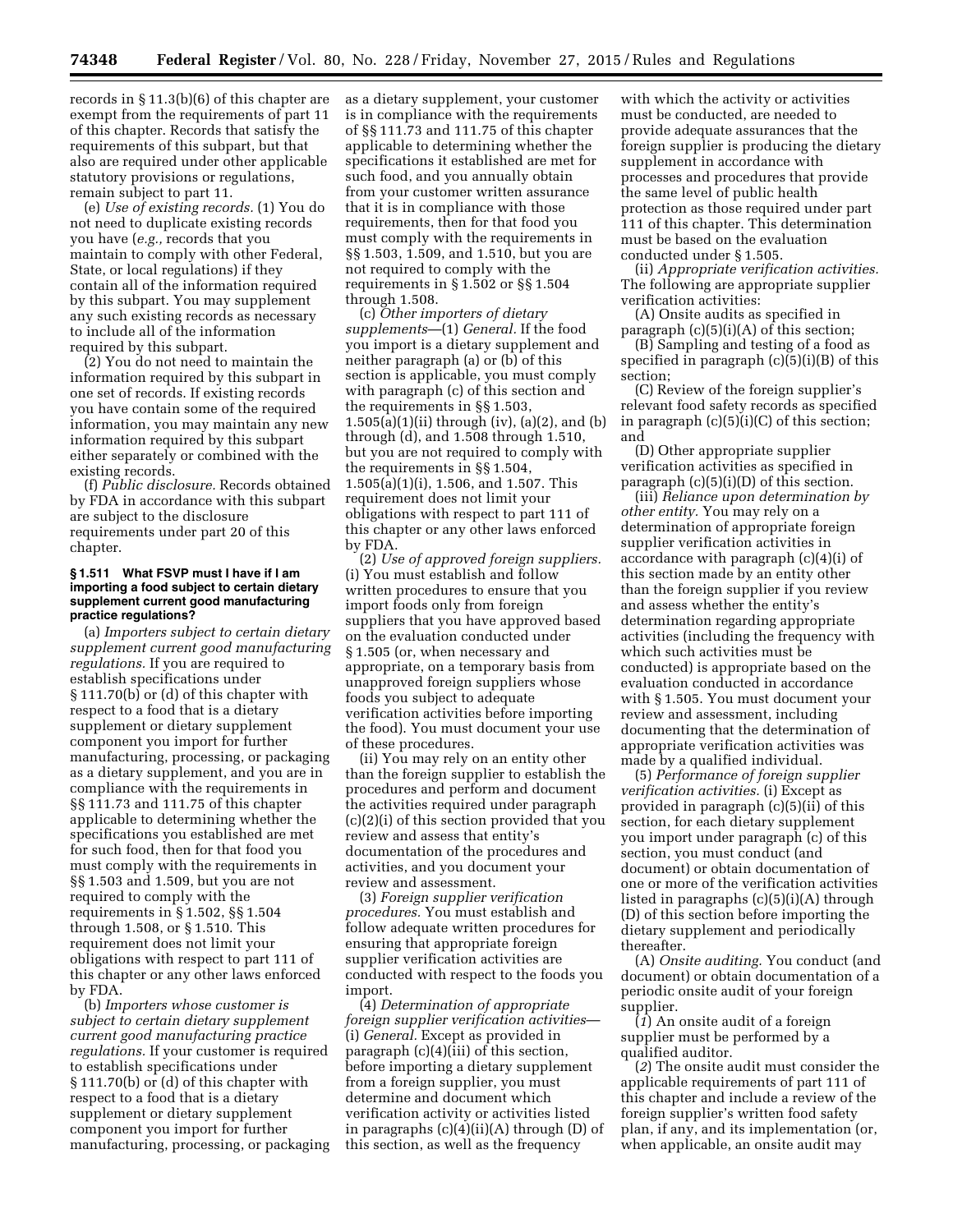records in § 11.3(b)(6) of this chapter are exempt from the requirements of part 11 of this chapter. Records that satisfy the requirements of this subpart, but that also are required under other applicable statutory provisions or regulations, remain subject to part 11.

(e) *Use of existing records.* (1) You do not need to duplicate existing records you have (*e.g.,* records that you maintain to comply with other Federal, State, or local regulations) if they contain all of the information required by this subpart. You may supplement any such existing records as necessary to include all of the information required by this subpart.

(2) You do not need to maintain the information required by this subpart in one set of records. If existing records you have contain some of the required information, you may maintain any new information required by this subpart either separately or combined with the existing records.

(f) *Public disclosure.* Records obtained by FDA in accordance with this subpart are subject to the disclosure requirements under part 20 of this chapter.

#### § 1.511 What FSVP must I have if I am importing a food subject to certain dietary supplement current good manufacturing practice regulations?

(a) *Importers subject to certain dietary supplement current good manufacturing regulations.* If you are required to establish specifications under § 111.70(b) or (d) of this chapter with respect to a food that is a dietary supplement or dietary supplement component you import for further manufacturing, processing, or packaging as a dietary supplement, and you are in compliance with the requirements in §§ 111.73 and 111.75 of this chapter applicable to determining whether the specifications you established are met for such food, then for that food you must comply with the requirements in §§ 1.503 and 1.509, but you are not required to comply with the requirements in § 1.502, §§ 1.504 through 1.508, or § 1.510. This requirement does not limit your obligations with respect to part 111 of this chapter or any other laws enforced by FDA.

(b) *Importers whose customer is subject to certain dietary supplement current good manufacturing practice regulations.* If your customer is required to establish specifications under § 111.70(b) or (d) of this chapter with respect to a food that is a dietary supplement or dietary supplement component you import for further manufacturing, processing, or packaging as a dietary supplement, your customer is in compliance with the requirements of §§ 111.73 and 111.75 of this chapter applicable to determining whether the specifications it established are met for such food, and you annually obtain from your customer written assurance that it is in compliance with those requirements, then for that food you must comply with the requirements in §§ 1.503, 1.509, and 1.510, but you are not required to comply with the requirements in § 1.502 or §§ 1.504 through 1.508.

(c) *Other importers of dietary supplements*—(1) *General.* If the food you import is a dietary supplement and neither paragraph (a) or (b) of this section is applicable, you must comply with paragraph (c) of this section and the requirements in §§ 1.503, 1.505(a)(1)(ii) through (iv), (a)(2), and (b) through (d), and 1.508 through 1.510, but you are not required to comply with the requirements in §§ 1.504, 1.505(a)(1)(i), 1.506, and 1.507. This requirement does not limit your obligations with respect to part 111 of this chapter or any other laws enforced by FDA.

(2) *Use of approved foreign suppliers.* (i) You must establish and follow written procedures to ensure that you import foods only from foreign suppliers that you have approved based on the evaluation conducted under § 1.505 (or, when necessary and appropriate, on a temporary basis from unapproved foreign suppliers whose foods you subject to adequate verification activities before importing the food). You must document your use of these procedures.

(ii) You may rely on an entity other than the foreign supplier to establish the procedures and perform and document the activities required under paragraph (c)(2)(i) of this section provided that you review and assess that entity's documentation of the procedures and activities, and you document your review and assessment.

(3) *Foreign supplier verification procedures.* You must establish and follow adequate written procedures for ensuring that appropriate foreign supplier verification activities are conducted with respect to the foods you import.

(4) *Determination of appropriate foreign supplier verification activities*—(i) *General.* Except as provided in paragraph (c)(4)(iii) of this section, before importing a dietary supplement from a foreign supplier, you must determine and document which verification activity or activities listed in paragraphs (c)(4)(ii)(A) through (D) of this section, as well as the frequency with which the activity or activities must be conducted, are needed to provide adequate assurances that the foreign supplier is producing the dietary supplement in accordance with processes and procedures that provide the same level of public health protection as those required under part 111 of this chapter. This determination must be based on the evaluation conducted under § 1.505.

(ii) *Appropriate verification activities.* The following are appropriate supplier verification activities:

(A) Onsite audits as specified in paragraph (c)(5)(i)(A) of this section;

(B) Sampling and testing of a food as specified in paragraph (c)(5)(i)(B) of this section;

(C) Review of the foreign supplier's relevant food safety records as specified in paragraph (c)(5)(i)(C) of this section; and

(D) Other appropriate supplier verification activities as specified in paragraph (c)(5)(i)(D) of this section.

(iii) *Reliance upon determination by other entity.* You may rely on a determination of appropriate foreign supplier verification activities in accordance with paragraph (c)(4)(i) of this section made by an entity other than the foreign supplier if you review and assess whether the entity's determination regarding appropriate activities (including the frequency with which such activities must be conducted) is appropriate based on the evaluation conducted in accordance with § 1.505. You must document your review and assessment, including documenting that the determination of appropriate verification activities was made by a qualified individual.

(5) *Performance of foreign supplier verification activities.* (i) Except as provided in paragraph (c)(5)(ii) of this section, for each dietary supplement you import under paragraph (c) of this section, you must conduct (and document) or obtain documentation of one or more of the verification activities listed in paragraphs (c)(5)(i)(A) through (D) of this section before importing the dietary supplement and periodically thereafter.

(A) *Onsite auditing.* You conduct (and document) or obtain documentation of a periodic onsite audit of your foreign supplier.

(*1*) An onsite audit of a foreign supplier must be performed by a qualified auditor.

(*2*) The onsite audit must consider the applicable requirements of part 111 of this chapter and include a review of the foreign supplier's written food safety plan, if any, and its implementation (or, when applicable, an onsite audit may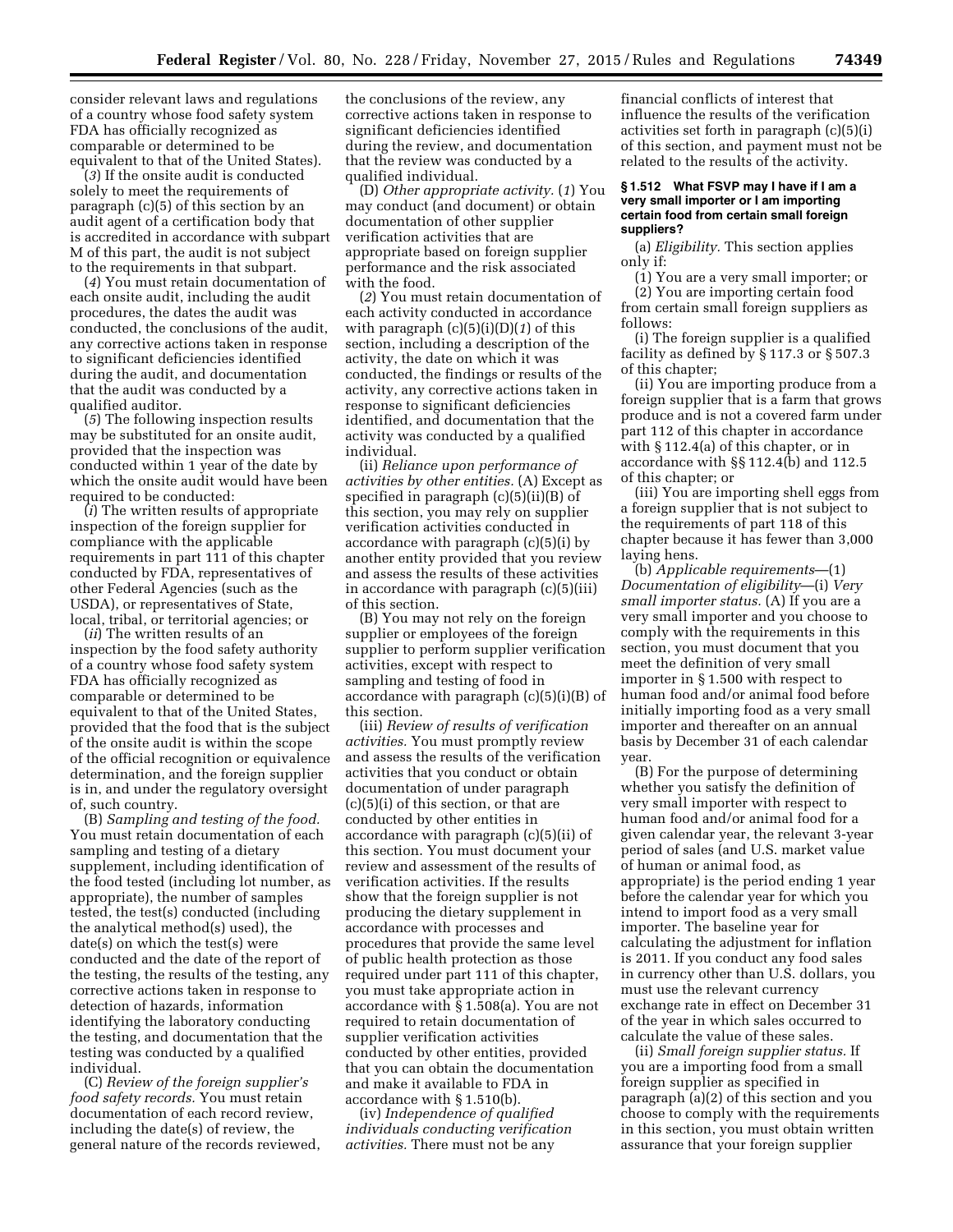consider relevant laws and regulations of a country whose food safety system FDA has officially recognized as comparable or determined to be equivalent to that of the United States).

(*3*) If the onsite audit is conducted solely to meet the requirements of paragraph (c)(5) of this section by an audit agent of a certification body that is accredited in accordance with subpart M of this part, the audit is not subject to the requirements in that subpart.

(*4*) You must retain documentation of each onsite audit, including the audit procedures, the dates the audit was conducted, the conclusions of the audit, any corrective actions taken in response to significant deficiencies identified during the audit, and documentation that the audit was conducted by a qualified auditor.

(*5*) The following inspection results may be substituted for an onsite audit, provided that the inspection was conducted within 1 year of the date by which the onsite audit would have been required to be conducted:

(*i*) The written results of appropriate inspection of the foreign supplier for compliance with the applicable requirements in part 111 of this chapter conducted by FDA, representatives of other Federal Agencies (such as the USDA), or representatives of State, local, tribal, or territorial agencies; or

(*ii*) The written results of an inspection by the food safety authority of a country whose food safety system FDA has officially recognized as comparable or determined to be equivalent to that of the United States, provided that the food that is the subject of the onsite audit is within the scope of the official recognition or equivalence determination, and the foreign supplier is in, and under the regulatory oversight of, such country.

(B) *Sampling and testing of the food.* You must retain documentation of each sampling and testing of a dietary supplement, including identification of the food tested (including lot number, as appropriate), the number of samples tested, the test(s) conducted (including the analytical method(s) used), the date(s) on which the test(s) were conducted and the date of the report of the testing, the results of the testing, any corrective actions taken in response to detection of hazards, information identifying the laboratory conducting the testing, and documentation that the testing was conducted by a qualified individual.

(C) *Review of the foreign supplier's food safety records.* You must retain documentation of each record review, including the date(s) of review, the general nature of the records reviewed, the conclusions of the review, any corrective actions taken in response to significant deficiencies identified during the review, and documentation that the review was conducted by a qualified individual.

(D) *Other appropriate activity.* (*1*) You may conduct (and document) or obtain documentation of other supplier verification activities that are appropriate based on foreign supplier performance and the risk associated with the food.

(*2*) You must retain documentation of each activity conducted in accordance with paragraph (c)(5)(i)(D)(*1*) of this section, including a description of the activity, the date on which it was conducted, the findings or results of the activity, any corrective actions taken in response to significant deficiencies identified, and documentation that the activity was conducted by a qualified individual.

(ii) *Reliance upon performance of activities by other entities.* (A) Except as specified in paragraph (c)(5)(ii)(B) of this section, you may rely on supplier verification activities conducted in accordance with paragraph (c)(5)(i) by another entity provided that you review and assess the results of these activities in accordance with paragraph (c)(5)(iii) of this section.

(B) You may not rely on the foreign supplier or employees of the foreign supplier to perform supplier verification activities, except with respect to sampling and testing of food in accordance with paragraph (c)(5)(i)(B) of this section.

(iii) *Review of results of verification activities.* You must promptly review and assess the results of the verification activities that you conduct or obtain documentation of under paragraph (c)(5)(i) of this section, or that are conducted by other entities in accordance with paragraph (c)(5)(ii) of this section. You must document your review and assessment of the results of verification activities. If the results show that the foreign supplier is not producing the dietary supplement in accordance with processes and procedures that provide the same level of public health protection as those required under part 111 of this chapter, you must take appropriate action in accordance with § 1.508(a). You are not required to retain documentation of supplier verification activities conducted by other entities, provided that you can obtain the documentation and make it available to FDA in accordance with § 1.510(b).

(iv) *Independence of qualified individuals conducting verification activities.* There must not be any financial conflicts of interest that influence the results of the verification activities set forth in paragraph (c)(5)(i) of this section, and payment must not be related to the results of the activity.

#### § 1.512 What FSVP may I have if I am a very small importer or I am importing certain food from certain small foreign suppliers?

(a) *Eligibility.* This section applies only if:

(1) You are a very small importer; or

(2) You are importing certain food from certain small foreign suppliers as follows:

(i) The foreign supplier is a qualified facility as defined by § 117.3 or § 507.3 of this chapter;

(ii) You are importing produce from a foreign supplier that is a farm that grows produce and is not a covered farm under part 112 of this chapter in accordance with § 112.4(a) of this chapter, or in accordance with §§ 112.4(b) and 112.5 of this chapter; or

(iii) You are importing shell eggs from a foreign supplier that is not subject to the requirements of part 118 of this chapter because it has fewer than 3,000 laying hens.

(b) *Applicable requirements*—(1) *Documentation of eligibility*—(i) *Very small importer status.* (A) If you are a very small importer and you choose to comply with the requirements in this section, you must document that you meet the definition of very small importer in § 1.500 with respect to human food and/or animal food before initially importing food as a very small importer and thereafter on an annual basis by December 31 of each calendar year.

(B) For the purpose of determining whether you satisfy the definition of very small importer with respect to human food and/or animal food for a given calendar year, the relevant 3-year period of sales (and U.S. market value of human or animal food, as appropriate) is the period ending 1 year before the calendar year for which you intend to import food as a very small importer. The baseline year for calculating the adjustment for inflation is 2011. If you conduct any food sales in currency other than U.S. dollars, you must use the relevant currency exchange rate in effect on December 31 of the year in which sales occurred to calculate the value of these sales.

(ii) *Small foreign supplier status.* If you are a importing food from a small foreign supplier as specified in paragraph (a)(2) of this section and you choose to comply with the requirements in this section, you must obtain written assurance that your foreign supplier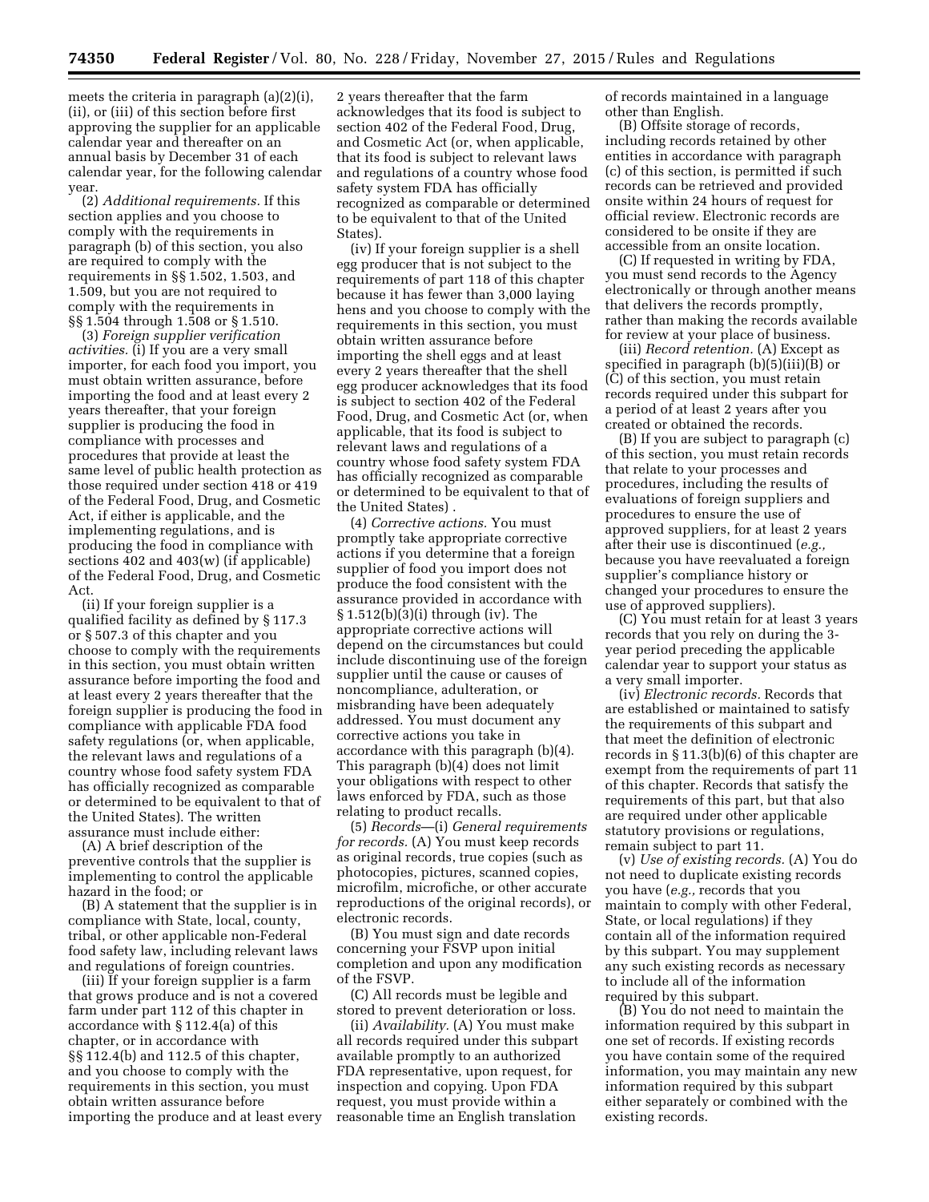meets the criteria in paragraph (a)(2)(i), (ii), or (iii) of this section before first approving the supplier for an applicable calendar year and thereafter on an annual basis by December 31 of each calendar year, for the following calendar year.

(2) *Additional requirements.* If this section applies and you choose to comply with the requirements in paragraph (b) of this section, you also are required to comply with the requirements in §§ 1.502, 1.503, and 1.509, but you are not required to comply with the requirements in §§ 1.504 through 1.508 or § 1.510.

(3) *Foreign supplier verification activities.* (i) If you are a very small importer, for each food you import, you must obtain written assurance, before importing the food and at least every 2 years thereafter, that your foreign supplier is producing the food in compliance with processes and procedures that provide at least the same level of public health protection as those required under section 418 or 419 of the Federal Food, Drug, and Cosmetic Act, if either is applicable, and the implementing regulations, and is producing the food in compliance with sections 402 and 403(w) (if applicable) of the Federal Food, Drug, and Cosmetic Act.

(ii) If your foreign supplier is a qualified facility as defined by § 117.3 or § 507.3 of this chapter and you choose to comply with the requirements in this section, you must obtain written assurance before importing the food and at least every 2 years thereafter that the foreign supplier is producing the food in compliance with applicable FDA food safety regulations (or, when applicable, the relevant laws and regulations of a country whose food safety system FDA has officially recognized as comparable or determined to be equivalent to that of the United States). The written assurance must include either:

(A) A brief description of the preventive controls that the supplier is implementing to control the applicable hazard in the food; or

(B) A statement that the supplier is in compliance with State, local, county, tribal, or other applicable non-Federal food safety law, including relevant laws and regulations of foreign countries.

(iii) If your foreign supplier is a farm that grows produce and is not a covered farm under part 112 of this chapter in accordance with § 112.4(a) of this chapter, or in accordance with §§ 112.4(b) and 112.5 of this chapter, and you choose to comply with the requirements in this section, you must obtain written assurance before importing the produce and at least every 2 years thereafter that the farm acknowledges that its food is subject to section 402 of the Federal Food, Drug, and Cosmetic Act (or, when applicable, that its food is subject to relevant laws and regulations of a country whose food safety system FDA has officially recognized as comparable or determined to be equivalent to that of the United States).

(iv) If your foreign supplier is a shell egg producer that is not subject to the requirements of part 118 of this chapter because it has fewer than 3,000 laying hens and you choose to comply with the requirements in this section, you must obtain written assurance before importing the shell eggs and at least every 2 years thereafter that the shell egg producer acknowledges that its food is subject to section 402 of the Federal Food, Drug, and Cosmetic Act (or, when applicable, that its food is subject to relevant laws and regulations of a country whose food safety system FDA has officially recognized as comparable or determined to be equivalent to that of the United States) .

(4) *Corrective actions.* You must promptly take appropriate corrective actions if you determine that a foreign supplier of food you import does not produce the food consistent with the assurance provided in accordance with § 1.512(b)(3)(i) through (iv). The appropriate corrective actions will depend on the circumstances but could include discontinuing use of the foreign supplier until the cause or causes of noncompliance, adulteration, or misbranding have been adequately addressed. You must document any corrective actions you take in accordance with this paragraph (b)(4). This paragraph (b)(4) does not limit your obligations with respect to other laws enforced by FDA, such as those relating to product recalls.

(5) *Records*—(i) *General requirements for records.* (A) You must keep records as original records, true copies (such as photocopies, pictures, scanned copies, microfilm, microfiche, or other accurate reproductions of the original records), or electronic records.

(B) You must sign and date records concerning your FSVP upon initial completion and upon any modification of the FSVP.

(C) All records must be legible and stored to prevent deterioration or loss.

(ii) *Availability.* (A) You must make all records required under this subpart available promptly to an authorized FDA representative, upon request, for inspection and copying. Upon FDA request, you must provide within a reasonable time an English translation of records maintained in a language other than English.

(B) Offsite storage of records, including records retained by other entities in accordance with paragraph (c) of this section, is permitted if such records can be retrieved and provided onsite within 24 hours of request for official review. Electronic records are considered to be onsite if they are accessible from an onsite location.

(C) If requested in writing by FDA, you must send records to the Agency electronically or through another means that delivers the records promptly, rather than making the records available for review at your place of business.

(iii) *Record retention.* (A) Except as specified in paragraph (b)(5)(iii)(B) or (C) of this section, you must retain records required under this subpart for a period of at least 2 years after you created or obtained the records.

(B) If you are subject to paragraph (c) of this section, you must retain records that relate to your processes and procedures, including the results of evaluations of foreign suppliers and procedures to ensure the use of approved suppliers, for at least 2 years after their use is discontinued (*e.g.,* because you have reevaluated a foreign supplier's compliance history or changed your procedures to ensure the use of approved suppliers).

(C) You must retain for at least 3 years records that you rely on during the 3-year period preceding the applicable calendar year to support your status as a very small importer.

(iv) *Electronic records.* Records that are established or maintained to satisfy the requirements of this subpart and that meet the definition of electronic records in § 11.3(b)(6) of this chapter are exempt from the requirements of part 11 of this chapter. Records that satisfy the requirements of this part, but that also are required under other applicable statutory provisions or regulations, remain subject to part 11.

(v) *Use of existing records.* (A) You do not need to duplicate existing records you have (*e.g.,* records that you maintain to comply with other Federal, State, or local regulations) if they contain all of the information required by this subpart. You may supplement any such existing records as necessary to include all of the information required by this subpart.

(B) You do not need to maintain the information required by this subpart in one set of records. If existing records you have contain some of the required information, you may maintain any new information required by this subpart either separately or combined with the existing records.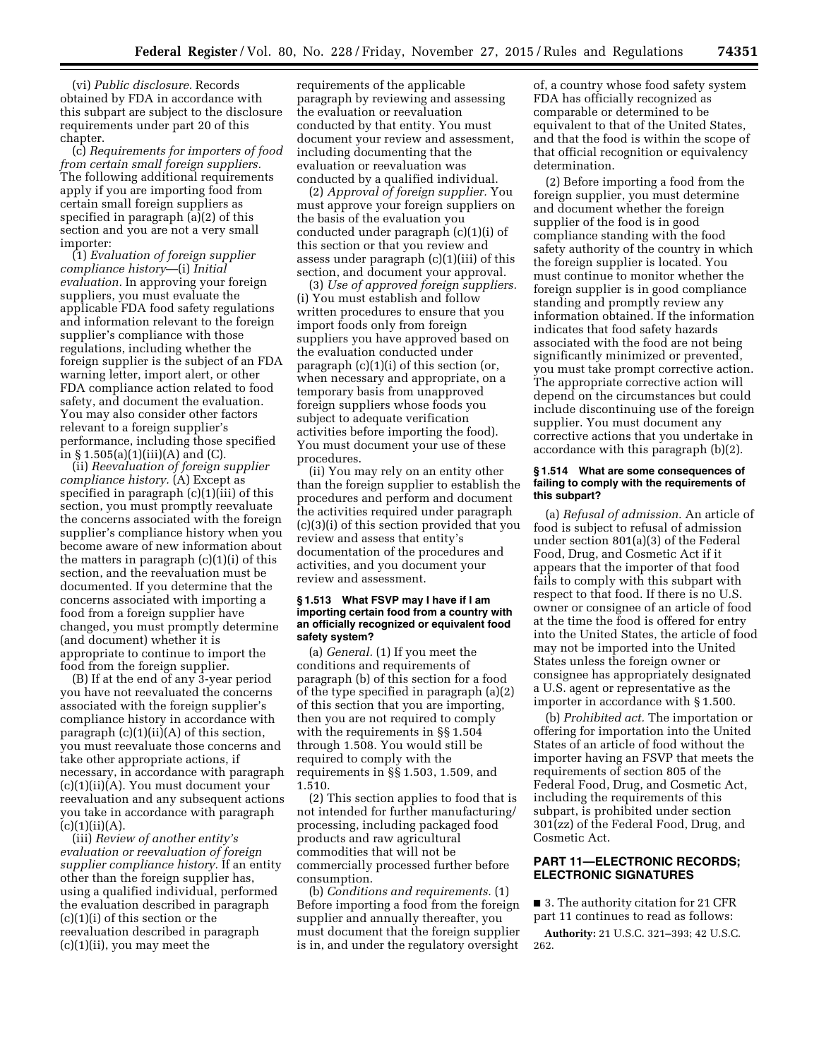(vi) *Public disclosure.* Records obtained by FDA in accordance with this subpart are subject to the disclosure requirements under part 20 of this chapter.

(c) *Requirements for importers of food from certain small foreign suppliers.* The following additional requirements apply if you are importing food from certain small foreign suppliers as specified in paragraph (a)(2) of this section and you are not a very small importer:

(1) *Evaluation of foreign supplier compliance history*—(i) *Initial evaluation.* In approving your foreign suppliers, you must evaluate the applicable FDA food safety regulations and information relevant to the foreign supplier's compliance with those regulations, including whether the foreign supplier is the subject of an FDA warning letter, import alert, or other FDA compliance action related to food safety, and document the evaluation. You may also consider other factors relevant to a foreign supplier's performance, including those specified in § 1.505(a)(1)(iii)(A) and (C).

(ii) *Reevaluation of foreign supplier compliance history.* (A) Except as specified in paragraph (c)(1)(iii) of this section, you must promptly reevaluate the concerns associated with the foreign supplier's compliance history when you become aware of new information about the matters in paragraph (c)(1)(i) of this section, and the reevaluation must be documented. If you determine that the concerns associated with importing a food from a foreign supplier have changed, you must promptly determine (and document) whether it is appropriate to continue to import the food from the foreign supplier.

(B) If at the end of any 3-year period you have not reevaluated the concerns associated with the foreign supplier's compliance history in accordance with paragraph (c)(1)(ii)(A) of this section, you must reevaluate those concerns and take other appropriate actions, if necessary, in accordance with paragraph (c)(1)(ii)(A). You must document your reevaluation and any subsequent actions you take in accordance with paragraph (c)(1)(ii)(A).

(iii) *Review of another entity's evaluation or reevaluation of foreign supplier compliance history.* If an entity other than the foreign supplier has, using a qualified individual, performed the evaluation described in paragraph (c)(1)(i) of this section or the reevaluation described in paragraph (c)(1)(ii), you may meet the requirements of the applicable paragraph by reviewing and assessing the evaluation or reevaluation conducted by that entity. You must document your review and assessment, including documenting that the evaluation or reevaluation was conducted by a qualified individual.

(2) *Approval of foreign supplier.* You must approve your foreign suppliers on the basis of the evaluation you conducted under paragraph (c)(1)(i) of this section or that you review and assess under paragraph (c)(1)(iii) of this section, and document your approval.

(3) *Use of approved foreign suppliers.* (i) You must establish and follow written procedures to ensure that you import foods only from foreign suppliers you have approved based on the evaluation conducted under paragraph (c)(1)(i) of this section (or, when necessary and appropriate, on a temporary basis from unapproved foreign suppliers whose foods you subject to adequate verification activities before importing the food). You must document your use of these procedures.

(ii) You may rely on an entity other than the foreign supplier to establish the procedures and perform and document the activities required under paragraph (c)(3)(i) of this section provided that you review and assess that entity's documentation of the procedures and activities, and you document your review and assessment.

#### § 1.513 What FSVP may I have if I am importing certain food from a country with an officially recognized or equivalent food safety system?

(a) *General.* (1) If you meet the conditions and requirements of paragraph (b) of this section for a food of the type specified in paragraph (a)(2) of this section that you are importing, then you are not required to comply with the requirements in §§ 1.504 through 1.508. You would still be required to comply with the requirements in §§ 1.503, 1.509, and 1.510.

(2) This section applies to food that is not intended for further manufacturing/processing, including packaged food products and raw agricultural commodities that will not be commercially processed further before consumption.

(b) *Conditions and requirements.* (1) Before importing a food from the foreign supplier and annually thereafter, you must document that the foreign supplier is in, and under the regulatory oversight of, a country whose food safety system FDA has officially recognized as comparable or determined to be equivalent to that of the United States, and that the food is within the scope of that official recognition or equivalency determination.

(2) Before importing a food from the foreign supplier, you must determine and document whether the foreign supplier of the food is in good compliance standing with the food safety authority of the country in which the foreign supplier is located. You must continue to monitor whether the foreign supplier is in good compliance standing and promptly review any information obtained. If the information indicates that food safety hazards associated with the food are not being significantly minimized or prevented, you must take prompt corrective action. The appropriate corrective action will depend on the circumstances but could include discontinuing use of the foreign supplier. You must document any corrective actions that you undertake in accordance with this paragraph (b)(2).

#### § 1.514 What are some consequences of failing to comply with the requirements of this subpart?

(a) *Refusal of admission.* An article of food is subject to refusal of admission under section 801(a)(3) of the Federal Food, Drug, and Cosmetic Act if it appears that the importer of that food fails to comply with this subpart with respect to that food. If there is no U.S. owner or consignee of an article of food at the time the food is offered for entry into the United States, the article of food may not be imported into the United States unless the foreign owner or consignee has appropriately designated a U.S. agent or representative as the importer in accordance with § 1.500.

(b) *Prohibited act.* The importation or offering for importation into the United States of an article of food without the importer having an FSVP that meets the requirements of section 805 of the Federal Food, Drug, and Cosmetic Act, including the requirements of this subpart, is prohibited under section 301(zz) of the Federal Food, Drug, and Cosmetic Act.

## PART 11—ELECTRONIC RECORDS; ELECTRONIC SIGNATURES

■ 3. The authority citation for 21 CFR part 11 continues to read as follows:

**Authority:** 21 U.S.C. 321–393; 42 U.S.C. 262.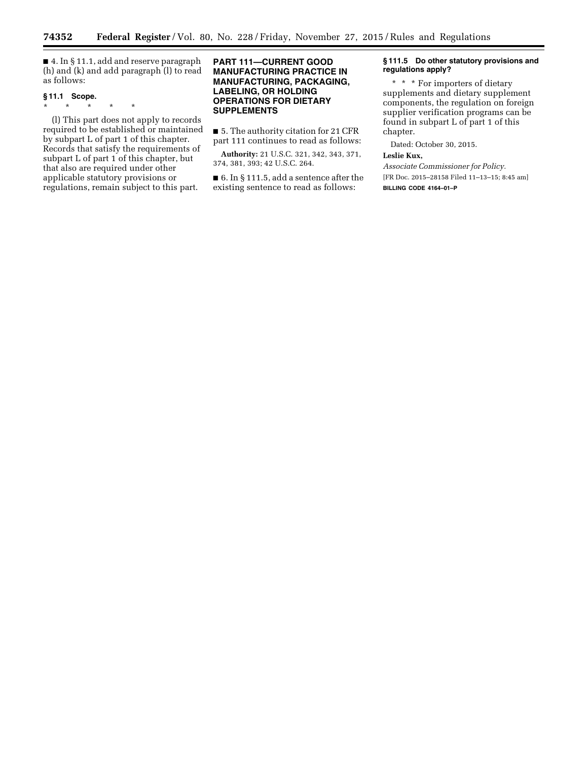■ 4. In § 11.1, add and reserve paragraph (h) and (k) and add paragraph (l) to read as follows:

### § 11.1 Scope.

\* \* \* \* \*

(l) This part does not apply to records required to be established or maintained by subpart L of part 1 of this chapter. Records that satisfy the requirements of subpart L of part 1 of this chapter, but that also are required under other applicable statutory provisions or regulations, remain subject to this part.

## PART 111—CURRENT GOOD MANUFACTURING PRACTICE IN MANUFACTURING, PACKAGING, LABELING, OR HOLDING OPERATIONS FOR DIETARY SUPPLEMENTS

■ 5. The authority citation for 21 CFR part 111 continues to read as follows:

**Authority:** 21 U.S.C. 321, 342, 343, 371, 374, 381, 393; 42 U.S.C. 264.

■ 6. In § 111.5, add a sentence after the existing sentence to read as follows:

### § 111.5 Do other statutory provisions and regulations apply?

\* \* \* For importers of dietary supplements and dietary supplement components, the regulation on foreign supplier verification programs can be found in subpart L of part 1 of this chapter.

Dated: October 30, 2015.

**Leslie Kux,**

*Associate Commissioner for Policy.*

[FR Doc. 2015–28158 Filed 11–13–15; 8:45 am]

**BILLING CODE 4164–01–P**